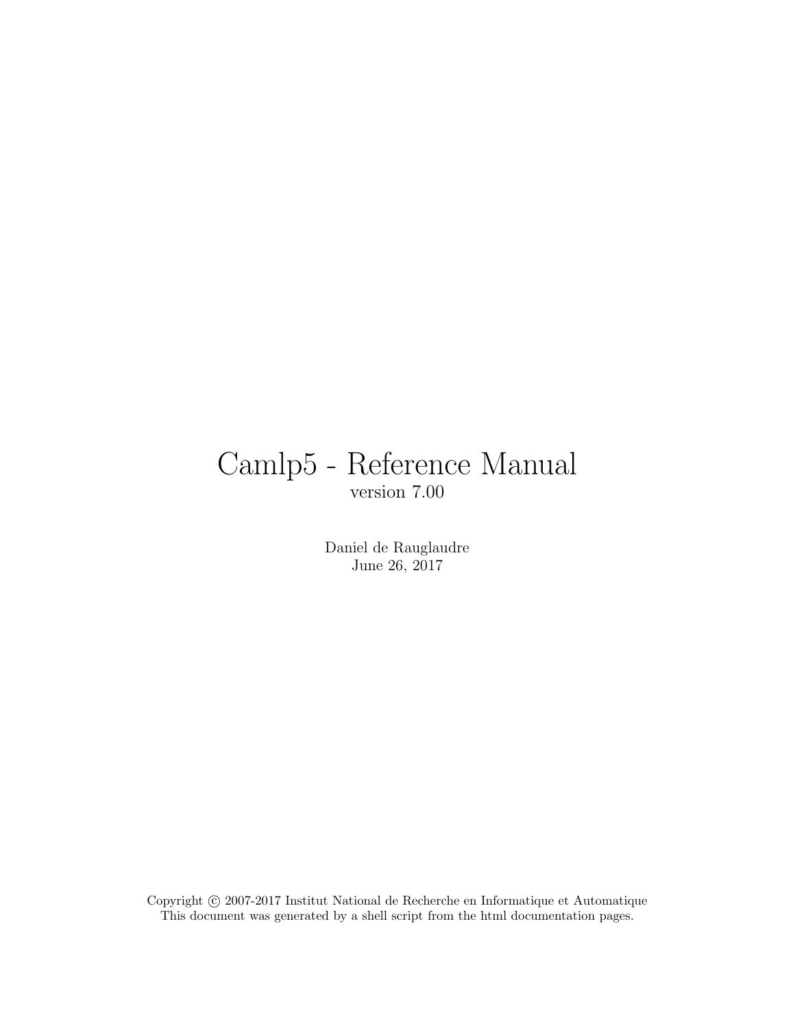# Camlp5 - Reference Manual

version 7.00

Daniel de Rauglaudre
June 26, 2017

Copyright © 2007-2017 Institut National de Recherche en Informatique et Automatique
This document was generated by a shell script from the html documentation pages.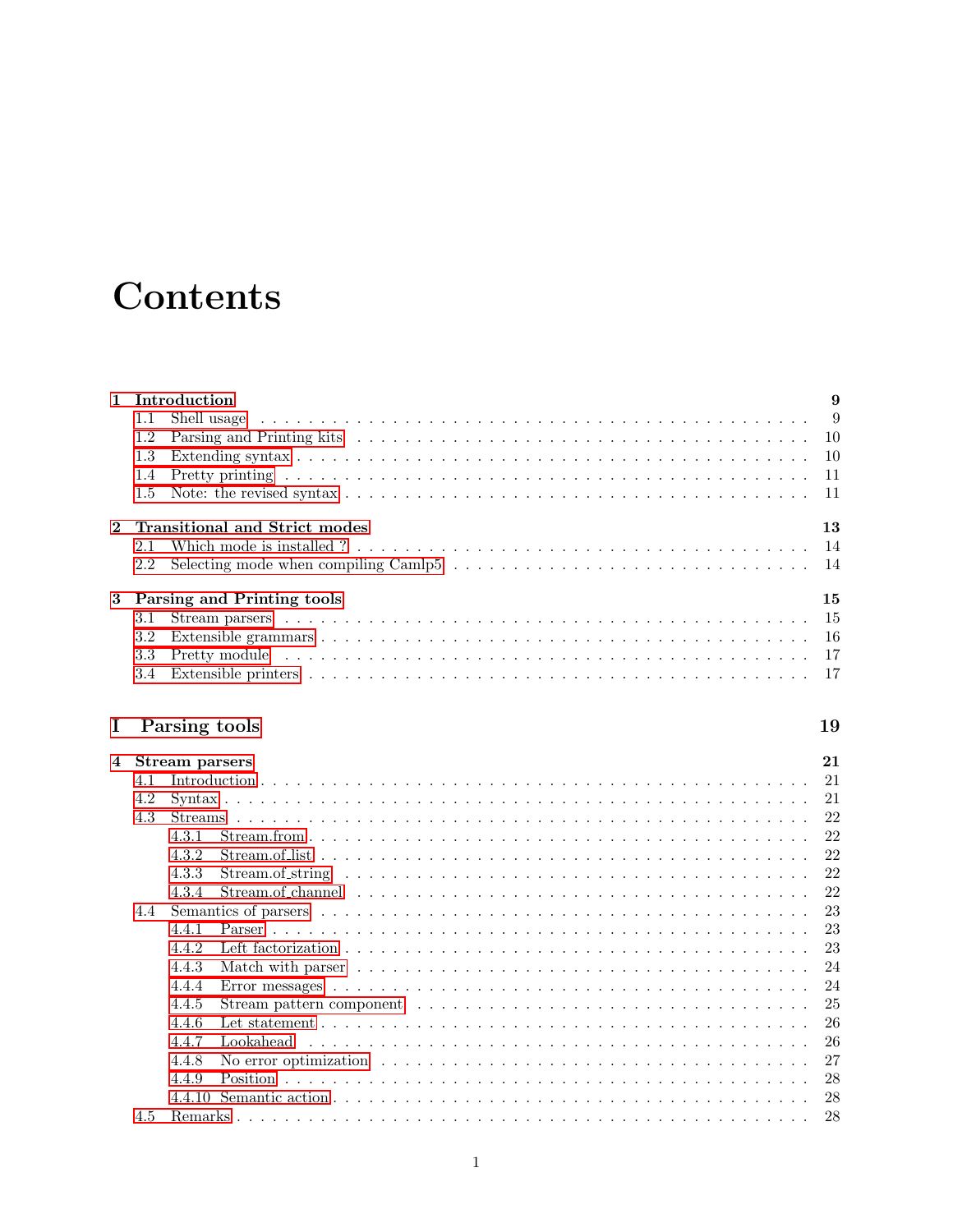# Contents

**1 Introduction** **9**
- 1.1 Shell usage . . . 9
- 1.2 Parsing and Printing kits . . . 10
- 1.3 Extending syntax . . . 10
- 1.4 Pretty printing . . . 11
- 1.5 Note: the revised syntax . . . 11

**2 Transitional and Strict modes** **13**
- 2.1 Which mode is installed ? . . . 14
- 2.2 Selecting mode when compiling Camlp5 . . . 14

**3 Parsing and Printing tools** **15**
- 3.1 Stream parsers . . . 15
- 3.2 Extensible grammars . . . 16
- 3.3 Pretty module . . . 17
- 3.4 Extensible printers . . . 17

## I Parsing tools **19**

**4 Stream parsers** **21**
- 4.1 Introduction . . . 21
- 4.2 Syntax . . . 21
- 4.3 Streams . . . 22
  - 4.3.1 Stream.from . . . 22
  - 4.3.2 Stream.of_list . . . 22
  - 4.3.3 Stream.of_string . . . 22
  - 4.3.4 Stream.of_channel . . . 22
- 4.4 Semantics of parsers . . . 23
  - 4.4.1 Parser . . . 23
  - 4.4.2 Left factorization . . . 23
  - 4.4.3 Match with parser . . . 24
  - 4.4.4 Error messages . . . 24
  - 4.4.5 Stream pattern component . . . 25
  - 4.4.6 Let statement . . . 26
  - 4.4.7 Lookahead . . . 26
  - 4.4.8 No error optimization . . . 27
  - 4.4.9 Position . . . 28
  - 4.4.10 Semantic action . . . 28
- 4.5 Remarks . . . 28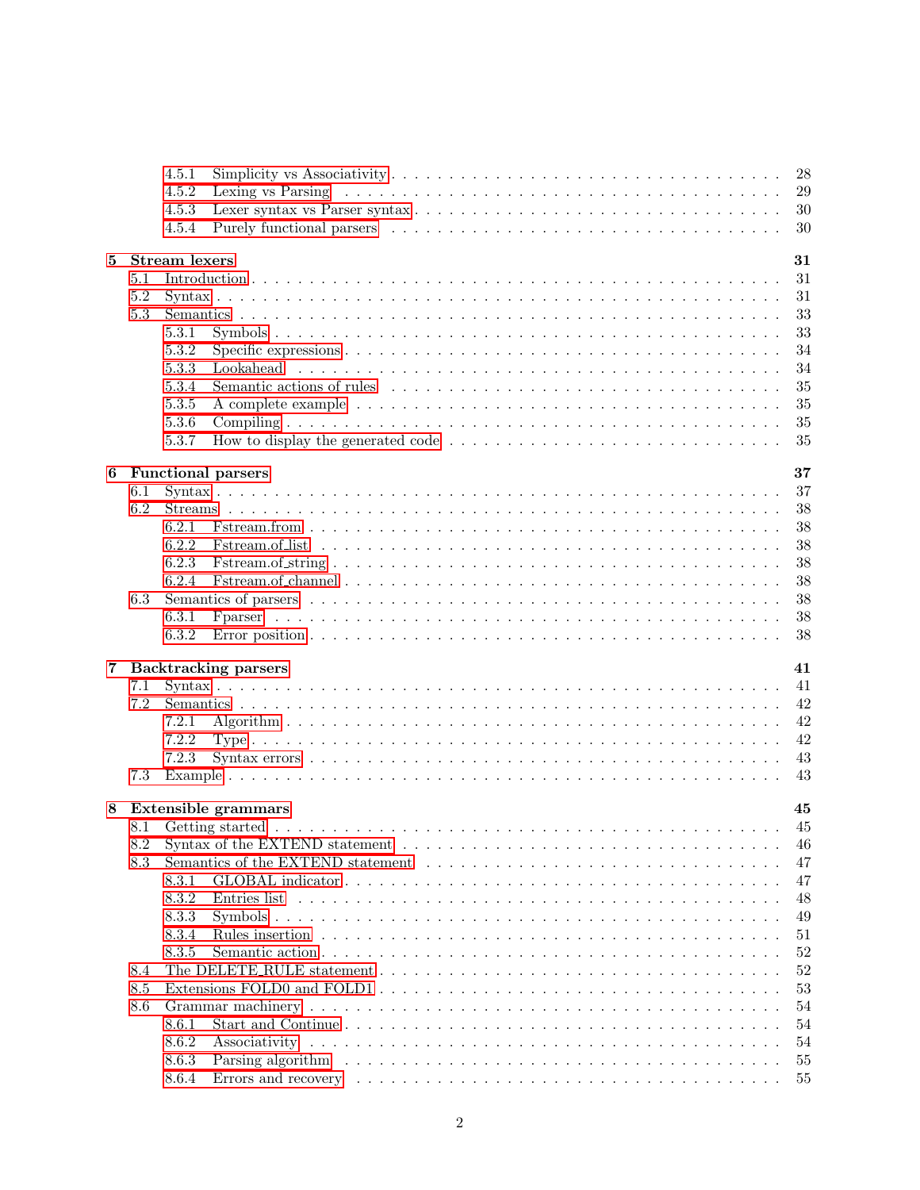- 4.5.1 Simplicity vs Associativity . . . 28
- 4.5.2 Lexing vs Parsing . . . 29
- 4.5.3 Lexer syntax vs Parser syntax . . . 30
- 4.5.4 Purely functional parsers . . . 30

**5 Stream lexers** **31**

- 5.1 Introduction . . . 31
- 5.2 Syntax . . . 31
- 5.3 Semantics . . . 33
  - 5.3.1 Symbols . . . 33
  - 5.3.2 Specific expressions . . . 34
  - 5.3.3 Lookahead . . . 34
  - 5.3.4 Semantic actions of rules . . . 35
  - 5.3.5 A complete example . . . 35
  - 5.3.6 Compiling . . . 35
  - 5.3.7 How to display the generated code . . . 35

**6 Functional parsers** **37**

- 6.1 Syntax . . . 37
- 6.2 Streams . . . 38
  - 6.2.1 Fstream.from . . . 38
  - 6.2.2 Fstream.of_list . . . 38
  - 6.2.3 Fstream.of_string . . . 38
  - 6.2.4 Fstream.of_channel . . . 38
- 6.3 Semantics of parsers . . . 38
  - 6.3.1 Fparser . . . 38
  - 6.3.2 Error position . . . 38

**7 Backtracking parsers** **41**

- 7.1 Syntax . . . 41
- 7.2 Semantics . . . 42
  - 7.2.1 Algorithm . . . 42
  - 7.2.2 Type . . . 42
  - 7.2.3 Syntax errors . . . 43
- 7.3 Example . . . 43

**8 Extensible grammars** **45**

- 8.1 Getting started . . . 45
- 8.2 Syntax of the EXTEND statement . . . 46
- 8.3 Semantics of the EXTEND statement . . . 47
  - 8.3.1 GLOBAL indicator . . . 47
  - 8.3.2 Entries list . . . 48
  - 8.3.3 Symbols . . . 49
  - 8.3.4 Rules insertion . . . 51
  - 8.3.5 Semantic action . . . 52
- 8.4 The DELETE_RULE statement . . . 52
- 8.5 Extensions FOLD0 and FOLD1 . . . 53
- 8.6 Grammar machinery . . . 54
  - 8.6.1 Start and Continue . . . 54
  - 8.6.2 Associativity . . . 54
  - 8.6.3 Parsing algorithm . . . 55
  - 8.6.4 Errors and recovery . . . 55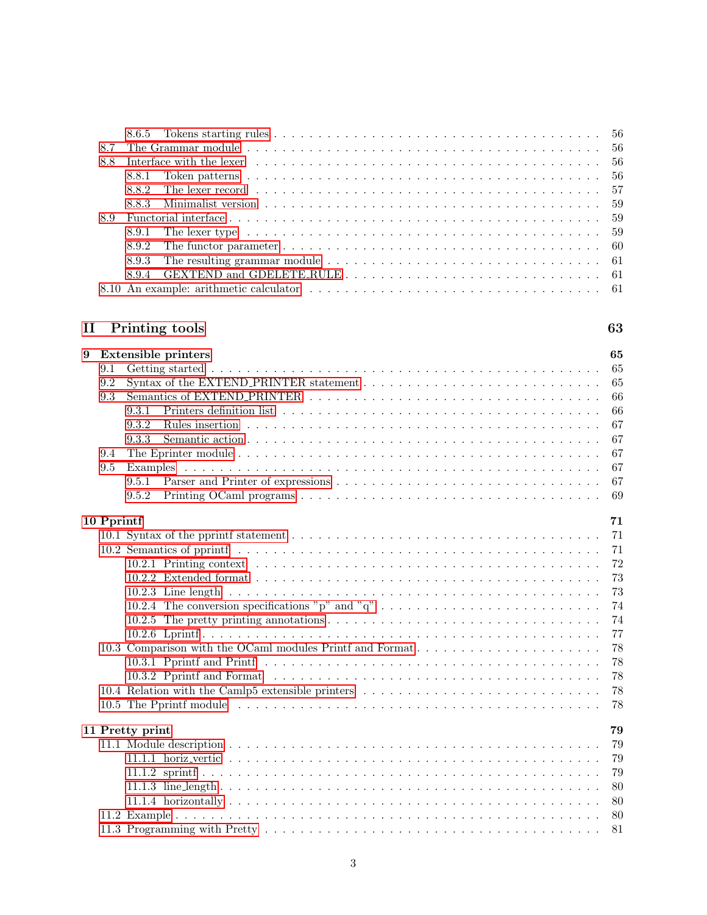- 8.6.5 Tokens starting rules . . . 56
- 8.7 The Grammar module . . . 56
- 8.8 Interface with the lexer . . . 56
  - 8.8.1 Token patterns . . . 56
  - 8.8.2 The lexer record . . . 57
  - 8.8.3 Minimalist version . . . 59
- 8.9 Functorial interface . . . 59
  - 8.9.1 The lexer type . . . 59
  - 8.9.2 The functor parameter . . . 60
  - 8.9.3 The resulting grammar module . . . 61
  - 8.9.4 GEXTEND and GDELETE_RULE . . . 61
- 8.10 An example: arithmetic calculator . . . 61

**II Printing tools** **63**

**9 Extensible printers** **65**

- 9.1 Getting started . . . 65
- 9.2 Syntax of the EXTEND_PRINTER statement . . . 65
- 9.3 Semantics of EXTEND_PRINTER . . . 66
  - 9.3.1 Printers definition list . . . 66
  - 9.3.2 Rules insertion . . . 67
  - 9.3.3 Semantic action . . . 67
- 9.4 The Eprinter module . . . 67
- 9.5 Examples . . . 67
  - 9.5.1 Parser and Printer of expressions . . . 67
  - 9.5.2 Printing OCaml programs . . . 69

**10 Pprintf** **71**

- 10.1 Syntax of the pprintf statement . . . 71
- 10.2 Semantics of pprintf . . . 71
  - 10.2.1 Printing context . . . 72
  - 10.2.2 Extended format . . . 73
  - 10.2.3 Line length . . . 73
  - 10.2.4 The conversion specifications "p" and "q" . . . 74
  - 10.2.5 The pretty printing annotations . . . 74
  - 10.2.6 Lprintf . . . 77
- 10.3 Comparison with the OCaml modules Printf and Format . . . 78
  - 10.3.1 Pprintf and Printf . . . 78
  - 10.3.2 Pprintf and Format . . . 78
- 10.4 Relation with the Camlp5 extensible printers . . . 78
- 10.5 The Pprintf module . . . 78

**11 Pretty print** **79**

- 11.1 Module description . . . 79
  - 11.1.1 horiz_vertic . . . 79
  - 11.1.2 sprintf . . . 79
  - 11.1.3 line_length . . . 80
  - 11.1.4 horizontally . . . 80
- 11.2 Example . . . 80
- 11.3 Programming with Pretty . . . 81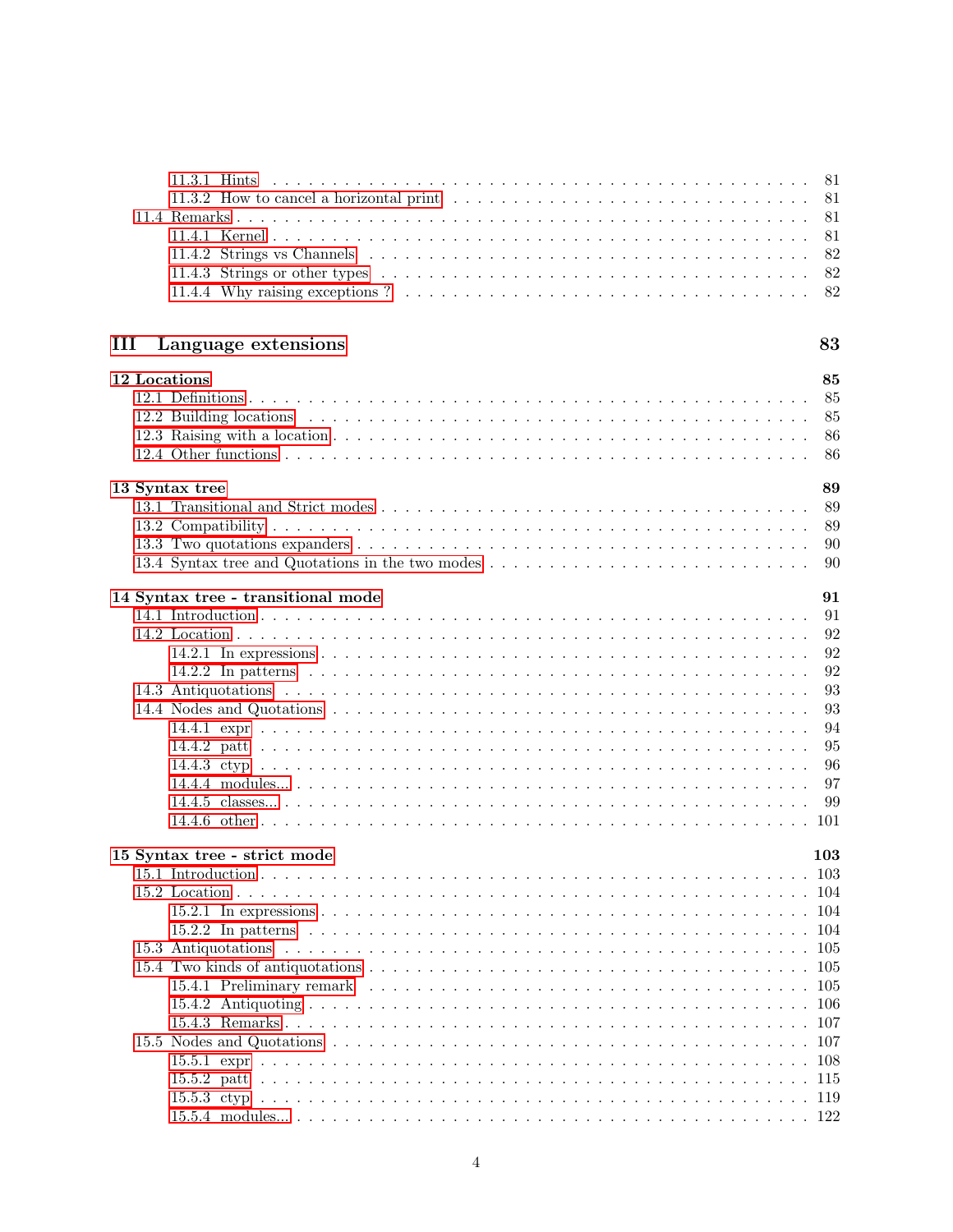11.3.1 Hints . . . . . . . . . . . . . . . . . . . . . . . . . . . . . . . . . . . . 81
11.3.2 How to cancel a horizontal print . . . . . . . . . . . . . . . . . . . . . 81
11.4 Remarks . . . . . . . . . . . . . . . . . . . . . . . . . . . . . . . . . . . . . . 81
11.4.1 Kernel . . . . . . . . . . . . . . . . . . . . . . . . . . . . . . . . . . . 81
11.4.2 Strings vs Channels . . . . . . . . . . . . . . . . . . . . . . . . . . . . 82
11.4.3 Strings or other types . . . . . . . . . . . . . . . . . . . . . . . . . . . 82
11.4.4 Why raising exceptions ? . . . . . . . . . . . . . . . . . . . . . . . . . 82

**III Language extensions** **83**

**12 Locations** **85**
12.1 Definitions . . . . . . . . . . . . . . . . . . . . . . . . . . . . . . . . . . . . . 85
12.2 Building locations . . . . . . . . . . . . . . . . . . . . . . . . . . . . . . . . . 85
12.3 Raising with a location . . . . . . . . . . . . . . . . . . . . . . . . . . . . . . 86
12.4 Other functions . . . . . . . . . . . . . . . . . . . . . . . . . . . . . . . . . . 86

**13 Syntax tree** **89**
13.1 Transitional and Strict modes . . . . . . . . . . . . . . . . . . . . . . . . . . . 89
13.2 Compatibility . . . . . . . . . . . . . . . . . . . . . . . . . . . . . . . . . . . 89
13.3 Two quotations expanders . . . . . . . . . . . . . . . . . . . . . . . . . . . . 90
13.4 Syntax tree and Quotations in the two modes . . . . . . . . . . . . . . . . . . 90

**14 Syntax tree - transitional mode** **91**
14.1 Introduction . . . . . . . . . . . . . . . . . . . . . . . . . . . . . . . . . . . . 91
14.2 Location . . . . . . . . . . . . . . . . . . . . . . . . . . . . . . . . . . . . . . 92
14.2.1 In expressions . . . . . . . . . . . . . . . . . . . . . . . . . . . . . . . . 92
14.2.2 In patterns . . . . . . . . . . . . . . . . . . . . . . . . . . . . . . . . . 92
14.3 Antiquotations . . . . . . . . . . . . . . . . . . . . . . . . . . . . . . . . . . . 93
14.4 Nodes and Quotations . . . . . . . . . . . . . . . . . . . . . . . . . . . . . . . 93
14.4.1 expr . . . . . . . . . . . . . . . . . . . . . . . . . . . . . . . . . . . . 94
14.4.2 patt . . . . . . . . . . . . . . . . . . . . . . . . . . . . . . . . . . . . 95
14.4.3 ctyp . . . . . . . . . . . . . . . . . . . . . . . . . . . . . . . . . . . . 96
14.4.4 modules... . . . . . . . . . . . . . . . . . . . . . . . . . . . . . . . . . 97
14.4.5 classes... . . . . . . . . . . . . . . . . . . . . . . . . . . . . . . . . . . 99
14.4.6 other . . . . . . . . . . . . . . . . . . . . . . . . . . . . . . . . . . . . 101

**15 Syntax tree - strict mode** **103**
15.1 Introduction . . . . . . . . . . . . . . . . . . . . . . . . . . . . . . . . . . . . 103
15.2 Location . . . . . . . . . . . . . . . . . . . . . . . . . . . . . . . . . . . . . . 104
15.2.1 In expressions . . . . . . . . . . . . . . . . . . . . . . . . . . . . . . . . 104
15.2.2 In patterns . . . . . . . . . . . . . . . . . . . . . . . . . . . . . . . . . 104
15.3 Antiquotations . . . . . . . . . . . . . . . . . . . . . . . . . . . . . . . . . . . 105
15.4 Two kinds of antiquotations . . . . . . . . . . . . . . . . . . . . . . . . . . . . 105
15.4.1 Preliminary remark . . . . . . . . . . . . . . . . . . . . . . . . . . . . . 105
15.4.2 Antiquoting . . . . . . . . . . . . . . . . . . . . . . . . . . . . . . . . . 106
15.4.3 Remarks . . . . . . . . . . . . . . . . . . . . . . . . . . . . . . . . . . . 107
15.5 Nodes and Quotations . . . . . . . . . . . . . . . . . . . . . . . . . . . . . . . 107
15.5.1 expr . . . . . . . . . . . . . . . . . . . . . . . . . . . . . . . . . . . . 108
15.5.2 patt . . . . . . . . . . . . . . . . . . . . . . . . . . . . . . . . . . . . 115
15.5.3 ctyp . . . . . . . . . . . . . . . . . . . . . . . . . . . . . . . . . . . . 119
15.5.4 modules... . . . . . . . . . . . . . . . . . . . . . . . . . . . . . . . . . 122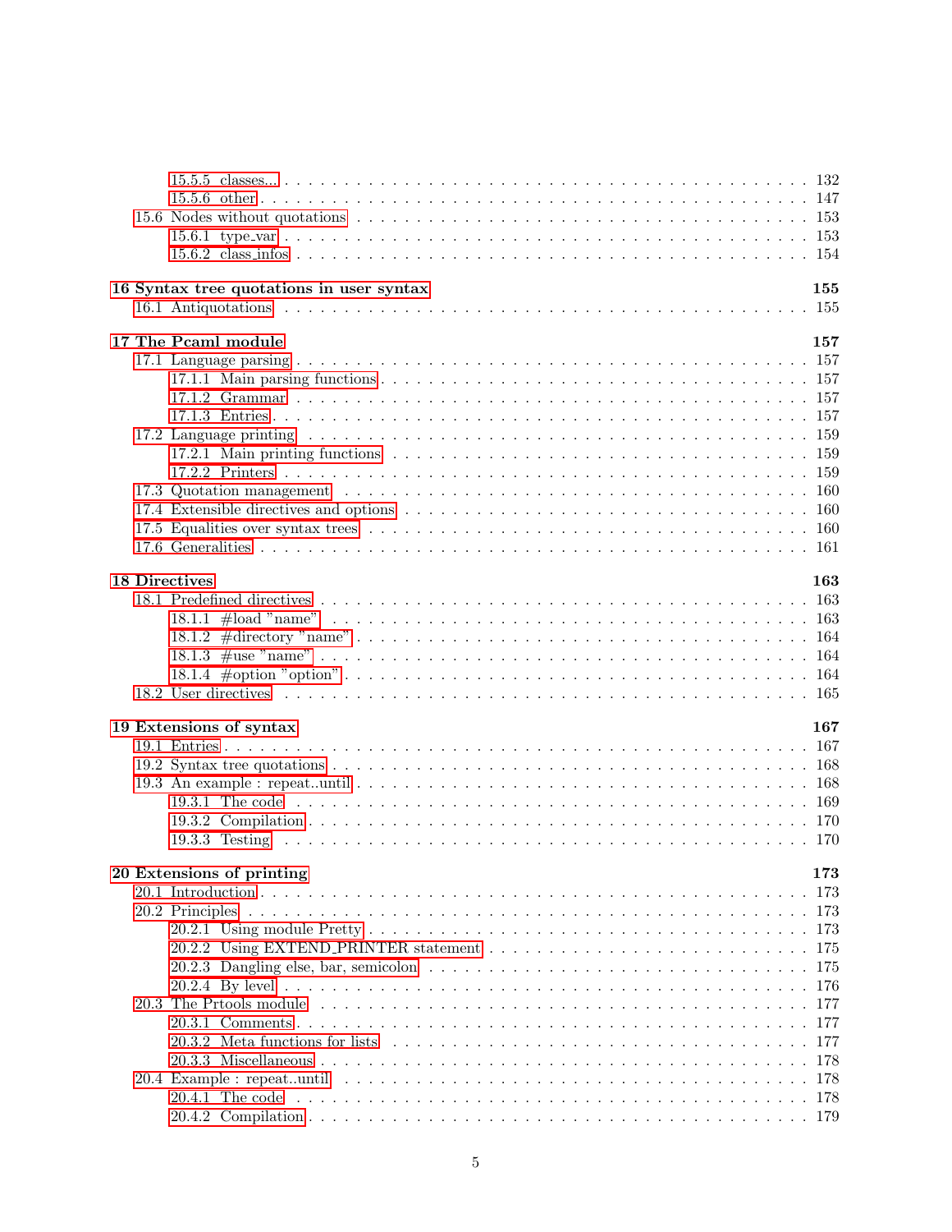15.5.5 classes... . . . . . . . . . . . . . . . . . . . . . . . . . . . . . . . . . . . . . . 132
15.5.6 other . . . . . . . . . . . . . . . . . . . . . . . . . . . . . . . . . . . . . . . . 147
15.6 Nodes without quotations . . . . . . . . . . . . . . . . . . . . . . . . . . . . . . . 153
15.6.1 type_var . . . . . . . . . . . . . . . . . . . . . . . . . . . . . . . . . . . . . . 153
15.6.2 class_infos . . . . . . . . . . . . . . . . . . . . . . . . . . . . . . . . . . . . 154

**16 Syntax tree quotations in user syntax** **155**
16.1 Antiquotations . . . . . . . . . . . . . . . . . . . . . . . . . . . . . . . . . . . . . 155

**17 The Pcaml module** **157**
17.1 Language parsing . . . . . . . . . . . . . . . . . . . . . . . . . . . . . . . . . . . . 157
17.1.1 Main parsing functions . . . . . . . . . . . . . . . . . . . . . . . . . . . . . . 157
17.1.2 Grammar . . . . . . . . . . . . . . . . . . . . . . . . . . . . . . . . . . . . . 157
17.1.3 Entries . . . . . . . . . . . . . . . . . . . . . . . . . . . . . . . . . . . . . . 157
17.2 Language printing . . . . . . . . . . . . . . . . . . . . . . . . . . . . . . . . . . . 159
17.2.1 Main printing functions . . . . . . . . . . . . . . . . . . . . . . . . . . . . . 159
17.2.2 Printers . . . . . . . . . . . . . . . . . . . . . . . . . . . . . . . . . . . . . . 159
17.3 Quotation management . . . . . . . . . . . . . . . . . . . . . . . . . . . . . . . . . 160
17.4 Extensible directives and options . . . . . . . . . . . . . . . . . . . . . . . . . . . 160
17.5 Equalities over syntax trees . . . . . . . . . . . . . . . . . . . . . . . . . . . . . . 160
17.6 Generalities . . . . . . . . . . . . . . . . . . . . . . . . . . . . . . . . . . . . . . . 161

**18 Directives** **163**
18.1 Predefined directives . . . . . . . . . . . . . . . . . . . . . . . . . . . . . . . . . . 163
18.1.1 #load "name" . . . . . . . . . . . . . . . . . . . . . . . . . . . . . . . . . . . 163
18.1.2 #directory "name" . . . . . . . . . . . . . . . . . . . . . . . . . . . . . . . . 164
18.1.3 #use "name" . . . . . . . . . . . . . . . . . . . . . . . . . . . . . . . . . . . 164
18.1.4 #option "option" . . . . . . . . . . . . . . . . . . . . . . . . . . . . . . . . . 164
18.2 User directives . . . . . . . . . . . . . . . . . . . . . . . . . . . . . . . . . . . . . 165

**19 Extensions of syntax** **167**
19.1 Entries . . . . . . . . . . . . . . . . . . . . . . . . . . . . . . . . . . . . . . . . . 167
19.2 Syntax tree quotations . . . . . . . . . . . . . . . . . . . . . . . . . . . . . . . . . 168
19.3 An example : repeat..until . . . . . . . . . . . . . . . . . . . . . . . . . . . . . . . 168
19.3.1 The code . . . . . . . . . . . . . . . . . . . . . . . . . . . . . . . . . . . . . 169
19.3.2 Compilation . . . . . . . . . . . . . . . . . . . . . . . . . . . . . . . . . . . . 170
19.3.3 Testing . . . . . . . . . . . . . . . . . . . . . . . . . . . . . . . . . . . . . . 170

**20 Extensions of printing** **173**
20.1 Introduction . . . . . . . . . . . . . . . . . . . . . . . . . . . . . . . . . . . . . . . 173
20.2 Principles . . . . . . . . . . . . . . . . . . . . . . . . . . . . . . . . . . . . . . . . 173
20.2.1 Using module Pretty . . . . . . . . . . . . . . . . . . . . . . . . . . . . . . . 173
20.2.2 Using EXTEND_PRINTER statement . . . . . . . . . . . . . . . . . . . . . . 175
20.2.3 Dangling else, bar, semicolon . . . . . . . . . . . . . . . . . . . . . . . . . . . 175
20.2.4 By level . . . . . . . . . . . . . . . . . . . . . . . . . . . . . . . . . . . . . . 176
20.3 The Prtools module . . . . . . . . . . . . . . . . . . . . . . . . . . . . . . . . . . . 177
20.3.1 Comments . . . . . . . . . . . . . . . . . . . . . . . . . . . . . . . . . . . . . 177
20.3.2 Meta functions for lists . . . . . . . . . . . . . . . . . . . . . . . . . . . . . . 177
20.3.3 Miscellaneous . . . . . . . . . . . . . . . . . . . . . . . . . . . . . . . . . . . 178
20.4 Example : repeat..until . . . . . . . . . . . . . . . . . . . . . . . . . . . . . . . . . 178
20.4.1 The code . . . . . . . . . . . . . . . . . . . . . . . . . . . . . . . . . . . . . 178
20.4.2 Compilation . . . . . . . . . . . . . . . . . . . . . . . . . . . . . . . . . . . . 179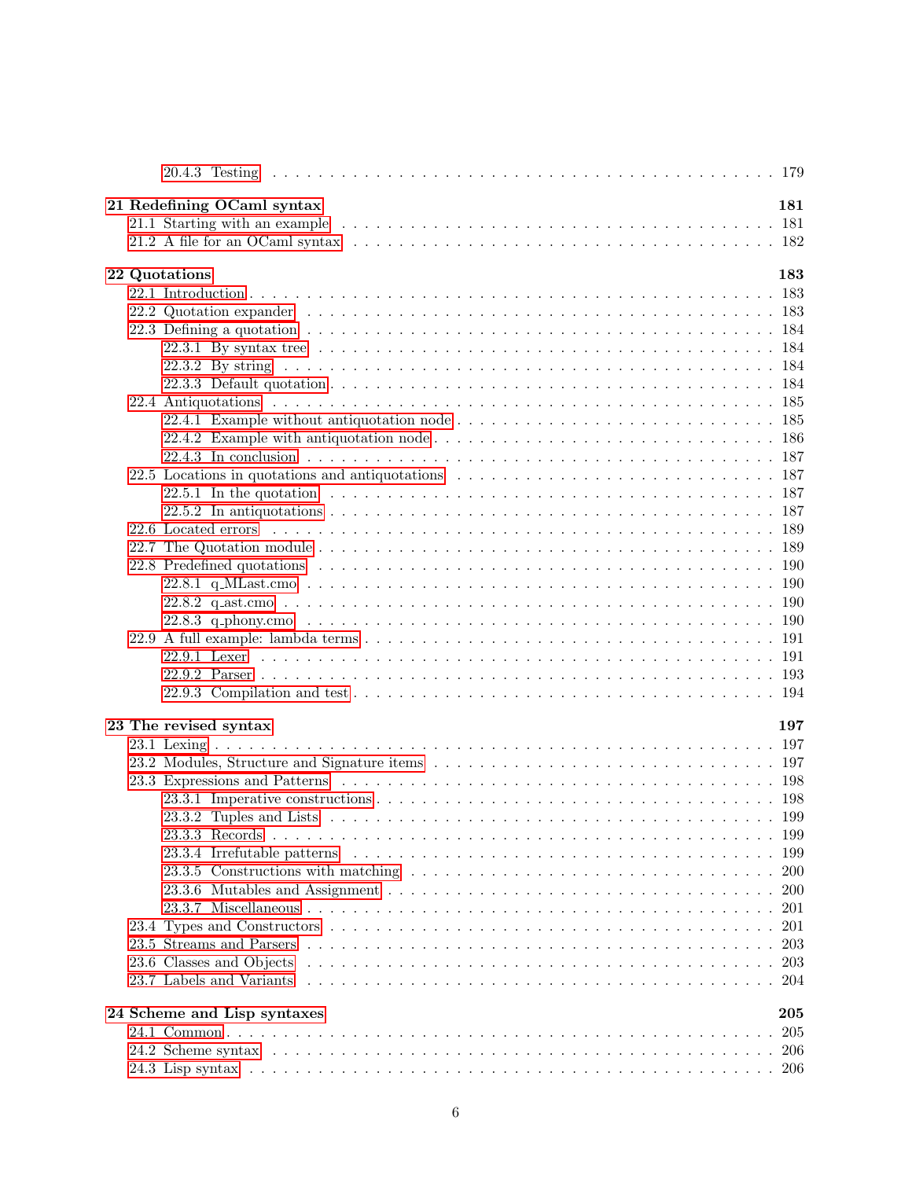20.4.3 Testing . . . . . . . . . . . . . . . . . . . . . . . . . . . . . . . . . . . . . . 179

**21 Redefining OCaml syntax** **181**
- 21.1 Starting with an example . . . . . . . . . . . . . . . . . . . . . . . . . . . . . . 181
- 21.2 A file for an OCaml syntax . . . . . . . . . . . . . . . . . . . . . . . . . . . . . 182

**22 Quotations** **183**
- 22.1 Introduction . . . . . . . . . . . . . . . . . . . . . . . . . . . . . . . . . . . . . 183
- 22.2 Quotation expander . . . . . . . . . . . . . . . . . . . . . . . . . . . . . . . . 183
- 22.3 Defining a quotation . . . . . . . . . . . . . . . . . . . . . . . . . . . . . . . . 184
  - 22.3.1 By syntax tree . . . . . . . . . . . . . . . . . . . . . . . . . . . . . . . 184
  - 22.3.2 By string . . . . . . . . . . . . . . . . . . . . . . . . . . . . . . . . . . 184
  - 22.3.3 Default quotation . . . . . . . . . . . . . . . . . . . . . . . . . . . . . 184
- 22.4 Antiquotations . . . . . . . . . . . . . . . . . . . . . . . . . . . . . . . . . . . 185
  - 22.4.1 Example without antiquotation node . . . . . . . . . . . . . . . . . . . 185
  - 22.4.2 Example with antiquotation node . . . . . . . . . . . . . . . . . . . . . 186
  - 22.4.3 In conclusion . . . . . . . . . . . . . . . . . . . . . . . . . . . . . . . . 187
- 22.5 Locations in quotations and antiquotations . . . . . . . . . . . . . . . . . . . 187
  - 22.5.1 In the quotation . . . . . . . . . . . . . . . . . . . . . . . . . . . . . . 187
  - 22.5.2 In antiquotations . . . . . . . . . . . . . . . . . . . . . . . . . . . . . . 187
- 22.6 Located errors . . . . . . . . . . . . . . . . . . . . . . . . . . . . . . . . . . . 189
- 22.7 The Quotation module . . . . . . . . . . . . . . . . . . . . . . . . . . . . . . . 189
- 22.8 Predefined quotations . . . . . . . . . . . . . . . . . . . . . . . . . . . . . . . 190
  - 22.8.1 q_MLast.cmo . . . . . . . . . . . . . . . . . . . . . . . . . . . . . . . . 190
  - 22.8.2 q_ast.cmo . . . . . . . . . . . . . . . . . . . . . . . . . . . . . . . . . . 190
  - 22.8.3 q_phony.cmo . . . . . . . . . . . . . . . . . . . . . . . . . . . . . . . . 190
- 22.9 A full example: lambda terms . . . . . . . . . . . . . . . . . . . . . . . . . . 191
  - 22.9.1 Lexer . . . . . . . . . . . . . . . . . . . . . . . . . . . . . . . . . . . . 191
  - 22.9.2 Parser . . . . . . . . . . . . . . . . . . . . . . . . . . . . . . . . . . . . 193
  - 22.9.3 Compilation and test . . . . . . . . . . . . . . . . . . . . . . . . . . . . 194

**23 The revised syntax** **197**
- 23.1 Lexing . . . . . . . . . . . . . . . . . . . . . . . . . . . . . . . . . . . . . . . 197
- 23.2 Modules, Structure and Signature items . . . . . . . . . . . . . . . . . . . . . 197
- 23.3 Expressions and Patterns . . . . . . . . . . . . . . . . . . . . . . . . . . . . . 198
  - 23.3.1 Imperative constructions . . . . . . . . . . . . . . . . . . . . . . . . . . 198
  - 23.3.2 Tuples and Lists . . . . . . . . . . . . . . . . . . . . . . . . . . . . . . . 199
  - 23.3.3 Records . . . . . . . . . . . . . . . . . . . . . . . . . . . . . . . . . . . 199
  - 23.3.4 Irrefutable patterns . . . . . . . . . . . . . . . . . . . . . . . . . . . . . 199
  - 23.3.5 Constructions with matching . . . . . . . . . . . . . . . . . . . . . . . . 200
  - 23.3.6 Mutables and Assignment . . . . . . . . . . . . . . . . . . . . . . . . . . 200
  - 23.3.7 Miscellaneous . . . . . . . . . . . . . . . . . . . . . . . . . . . . . . . . 201
- 23.4 Types and Constructors . . . . . . . . . . . . . . . . . . . . . . . . . . . . . . 201
- 23.5 Streams and Parsers . . . . . . . . . . . . . . . . . . . . . . . . . . . . . . . . 203
- 23.6 Classes and Objects . . . . . . . . . . . . . . . . . . . . . . . . . . . . . . . . 203
- 23.7 Labels and Variants . . . . . . . . . . . . . . . . . . . . . . . . . . . . . . . . 204

**24 Scheme and Lisp syntaxes** **205**
- 24.1 Common . . . . . . . . . . . . . . . . . . . . . . . . . . . . . . . . . . . . . . 205
- 24.2 Scheme syntax . . . . . . . . . . . . . . . . . . . . . . . . . . . . . . . . . . . 206
- 24.3 Lisp syntax . . . . . . . . . . . . . . . . . . . . . . . . . . . . . . . . . . . . . 206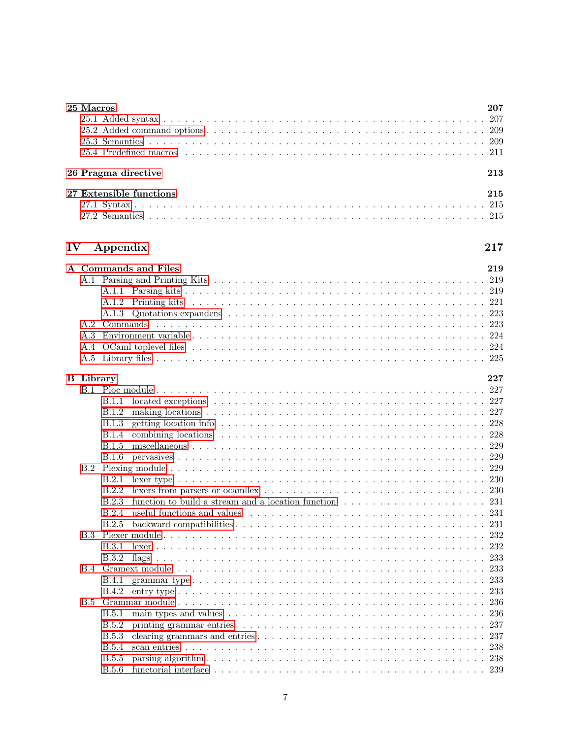**25 Macros** **207**
- 25.1 Added syntax . . . 207
- 25.2 Added command options . . . 209
- 25.3 Semantics . . . 209
- 25.4 Predefined macros . . . 211

**26 Pragma directive** **213**

**27 Extensible functions** **215**
- 27.1 Syntax . . . 215
- 27.2 Semantics . . . 215

# IV Appendix 217

**A Commands and Files** **219**
- A.1 Parsing and Printing Kits . . . 219
  - A.1.1 Parsing kits . . . 219
  - A.1.2 Printing kits . . . 221
  - A.1.3 Quotations expanders . . . 223
- A.2 Commands . . . 223
- A.3 Environment variable . . . 224
- A.4 OCaml toplevel files . . . 224
- A.5 Library files . . . 225

**B Library** **227**
- B.1 Ploc module . . . 227
  - B.1.1 located exceptions . . . 227
  - B.1.2 making locations . . . 227
  - B.1.3 getting location info . . . 228
  - B.1.4 combining locations . . . 228
  - B.1.5 miscellaneous . . . 229
  - B.1.6 pervasives . . . 229
- B.2 Plexing module . . . 229
  - B.2.1 lexer type . . . 230
  - B.2.2 lexers from parsers or ocamllex . . . 230
  - B.2.3 function to build a stream and a location function . . . 231
  - B.2.4 useful functions and values . . . 231
  - B.2.5 backward compatibilities . . . 231
- B.3 Plexer module . . . 232
  - B.3.1 lexer . . . 232
  - B.3.2 flags . . . 233
- B.4 Gramext module . . . 233
  - B.4.1 grammar type . . . 233
  - B.4.2 entry type . . . 233
- B.5 Grammar module . . . 236
  - B.5.1 main types and values . . . 236
  - B.5.2 printing grammar entries . . . 237
  - B.5.3 clearing grammars and entries . . . 237
  - B.5.4 scan entries . . . 238
  - B.5.5 parsing algorithm . . . 238
  - B.5.6 functorial interface . . . 239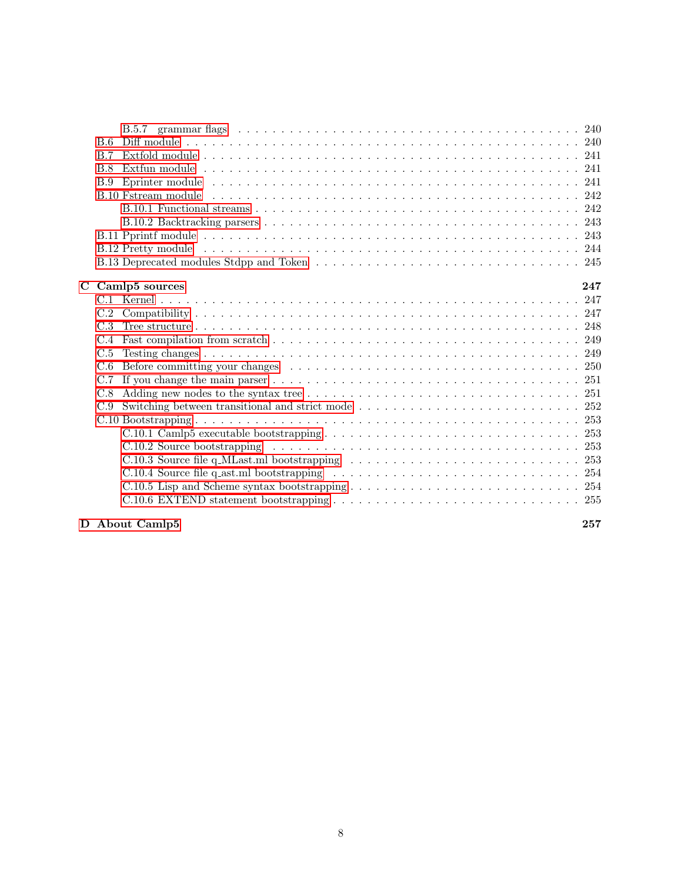- B.5.7 grammar flags . . . 240
- B.6 Diff module . . . 240
- B.7 Extfold module . . . 241
- B.8 Extfun module . . . 241
- B.9 Eprinter module . . . 241
- B.10 Fstream module . . . 242
  - B.10.1 Functional streams . . . 242
  - B.10.2 Backtracking parsers . . . 243
- B.11 Pprintf module . . . 243
- B.12 Pretty module . . . 244
- B.13 Deprecated modules Stdpp and Token . . . 245

**C Camlp5 sources** **247**

- C.1 Kernel . . . 247
- C.2 Compatibility . . . 247
- C.3 Tree structure . . . 248
- C.4 Fast compilation from scratch . . . 249
- C.5 Testing changes . . . 249
- C.6 Before committing your changes . . . 250
- C.7 If you change the main parser . . . 251
- C.8 Adding new nodes to the syntax tree . . . 251
- C.9 Switching between transitional and strict mode . . . 252
- C.10 Bootstrapping . . . 253
  - C.10.1 Camlp5 executable bootstrapping . . . 253
  - C.10.2 Source bootstrapping . . . 253
  - C.10.3 Source file q_MLast.ml bootstrapping . . . 253
  - C.10.4 Source file q_ast.ml bootstrapping . . . 254
  - C.10.5 Lisp and Scheme syntax bootstrapping . . . 254
  - C.10.6 EXTEND statement bootstrapping . . . 255

**D About Camlp5** **257**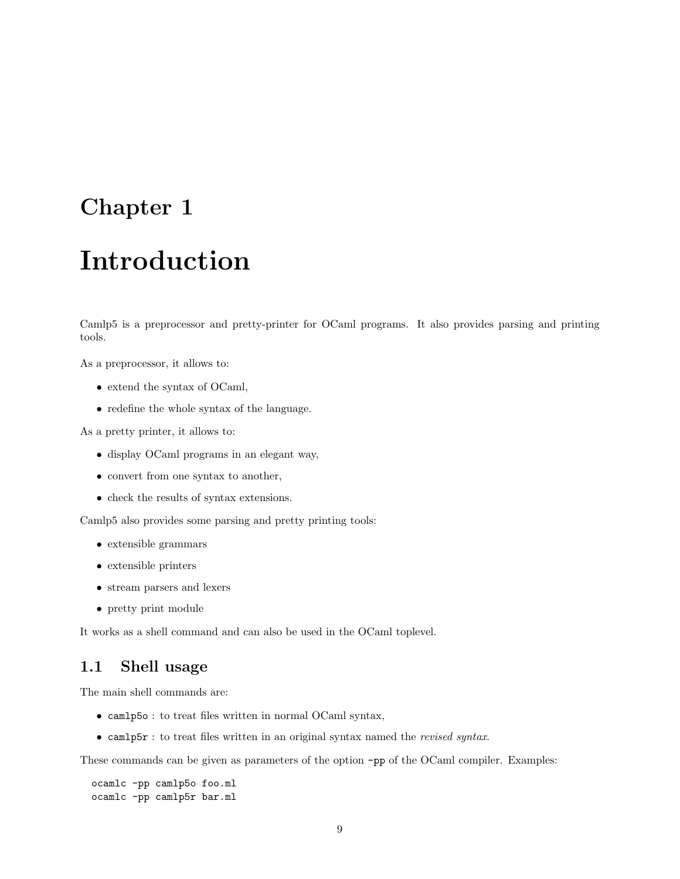# Chapter 1

# Introduction

Camlp5 is a preprocessor and pretty-printer for OCaml programs. It also provides parsing and printing tools.

As a preprocessor, it allows to:

- extend the syntax of OCaml,
- redefine the whole syntax of the language.

As a pretty printer, it allows to:

- display OCaml programs in an elegant way,
- convert from one syntax to another,
- check the results of syntax extensions.

Camlp5 also provides some parsing and pretty printing tools:

- extensible grammars
- extensible printers
- stream parsers and lexers
- pretty print module

It works as a shell command and can also be used in the OCaml toplevel.

## 1.1 Shell usage

The main shell commands are:

- `camlp5o` : to treat files written in normal OCaml syntax,
- `camlp5r` : to treat files written in an original syntax named the *revised syntax*.

These commands can be given as parameters of the option `-pp` of the OCaml compiler. Examples:

```
ocamlc -pp camlp5o foo.ml
ocamlc -pp camlp5r bar.ml
```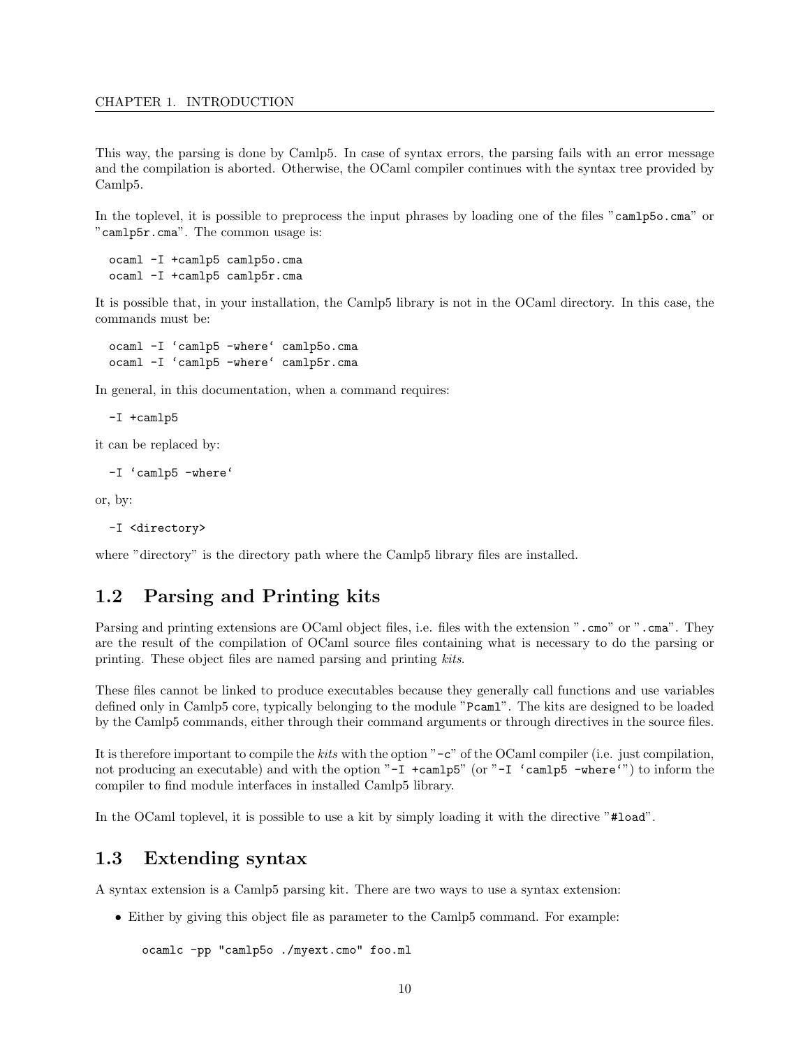This way, the parsing is done by Camlp5. In case of syntax errors, the parsing fails with an error message and the compilation is aborted. Otherwise, the OCaml compiler continues with the syntax tree provided by Camlp5.

In the toplevel, it is possible to preprocess the input phrases by loading one of the files "`camlp5o.cma`" or "`camlp5r.cma`". The common usage is:

```
ocaml -I +camlp5 camlp5o.cma
ocaml -I +camlp5 camlp5r.cma
```

It is possible that, in your installation, the Camlp5 library is not in the OCaml directory. In this case, the commands must be:

```
ocaml -I `camlp5 -where` camlp5o.cma
ocaml -I `camlp5 -where` camlp5r.cma
```

In general, in this documentation, when a command requires:

```
-I +camlp5
```

it can be replaced by:

```
-I `camlp5 -where`
```

or, by:

```
-I <directory>
```

where "directory" is the directory path where the Camlp5 library files are installed.

## 1.2 Parsing and Printing kits

Parsing and printing extensions are OCaml object files, i.e. files with the extension "`.cmo`" or "`.cma`". They are the result of the compilation of OCaml source files containing what is necessary to do the parsing or printing. These object files are named parsing and printing *kits*.

These files cannot be linked to produce executables because they generally call functions and use variables defined only in Camlp5 core, typically belonging to the module "`Pcaml`". The kits are designed to be loaded by the Camlp5 commands, either through their command arguments or through directives in the source files.

It is therefore important to compile the *kits* with the option "`-c`" of the OCaml compiler (i.e. just compilation, not producing an executable) and with the option "`-I +camlp5`" (or "``-I `camlp5 -where` ``") to inform the compiler to find module interfaces in installed Camlp5 library.

In the OCaml toplevel, it is possible to use a kit by simply loading it with the directive "`#load`".

## 1.3 Extending syntax

A syntax extension is a Camlp5 parsing kit. There are two ways to use a syntax extension:

- Either by giving this object file as parameter to the Camlp5 command. For example:

  ```
  ocamlc -pp "camlp5o ./myext.cmo" foo.ml
  ```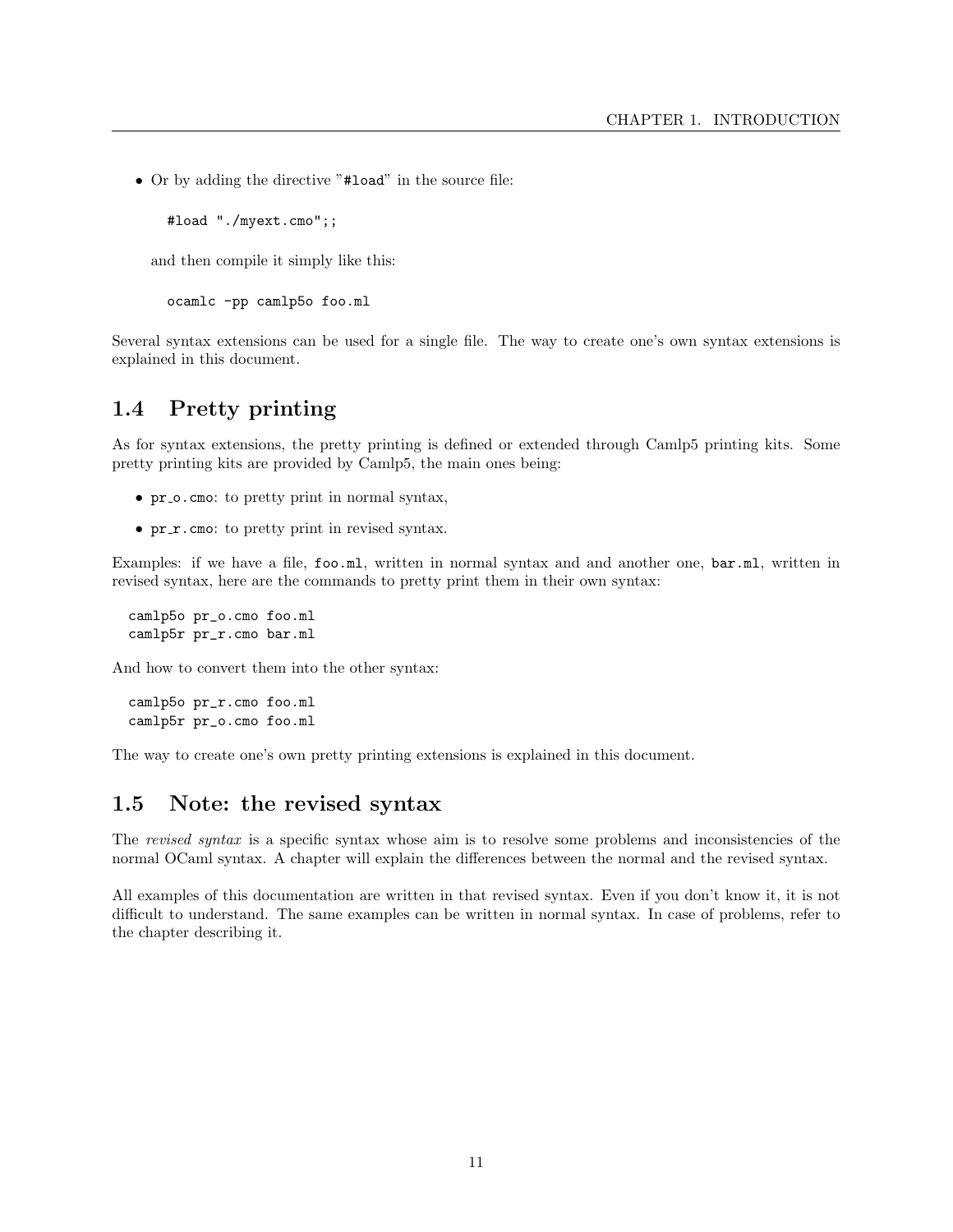- Or by adding the directive "#load" in the source file:

```
#load "./myext.cmo";;
```

  and then compile it simply like this:

```
ocamlc -pp camlp5o foo.ml
```

Several syntax extensions can be used for a single file. The way to create one's own syntax extensions is explained in this document.

## 1.4 Pretty printing

As for syntax extensions, the pretty printing is defined or extended through Camlp5 printing kits. Some pretty printing kits are provided by Camlp5, the main ones being:

- `pr_o.cmo`: to pretty print in normal syntax,
- `pr_r.cmo`: to pretty print in revised syntax.

Examples: if we have a file, `foo.ml`, written in normal syntax and and another one, `bar.ml`, written in revised syntax, here are the commands to pretty print them in their own syntax:

```
camlp5o pr_o.cmo foo.ml
camlp5r pr_r.cmo bar.ml
```

And how to convert them into the other syntax:

```
camlp5o pr_r.cmo foo.ml
camlp5r pr_o.cmo foo.ml
```

The way to create one's own pretty printing extensions is explained in this document.

## 1.5 Note: the revised syntax

The *revised syntax* is a specific syntax whose aim is to resolve some problems and inconsistencies of the normal OCaml syntax. A chapter will explain the differences between the normal and the revised syntax.

All examples of this documentation are written in that revised syntax. Even if you don't know it, it is not difficult to understand. The same examples can be written in normal syntax. In case of problems, refer to the chapter describing it.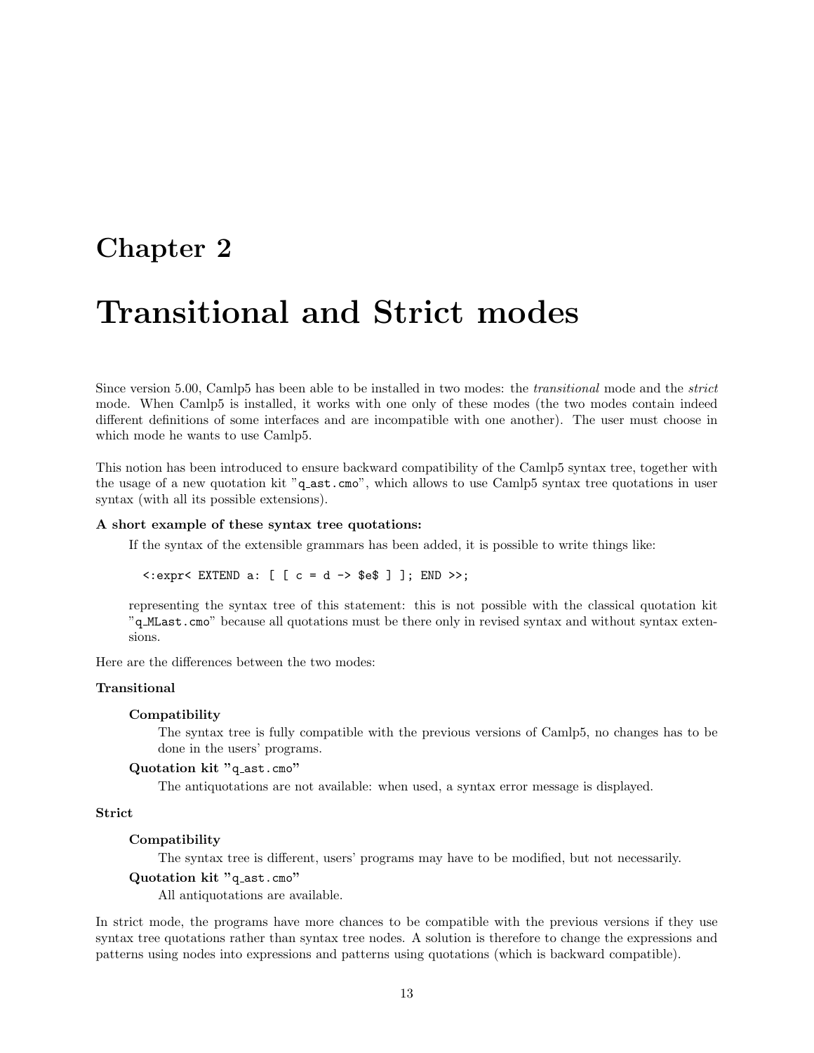# Chapter 2

# Transitional and Strict modes

Since version 5.00, Camlp5 has been able to be installed in two modes: the *transitional* mode and the *strict* mode. When Camlp5 is installed, it works with one only of these modes (the two modes contain indeed different definitions of some interfaces and are incompatible with one another). The user must choose in which mode he wants to use Camlp5.

This notion has been introduced to ensure backward compatibility of the Camlp5 syntax tree, together with the usage of a new quotation kit "`q_ast.cmo`", which allows to use Camlp5 syntax tree quotations in user syntax (with all its possible extensions).

**A short example of these syntax tree quotations:**

If the syntax of the extensible grammars has been added, it is possible to write things like:

```
<:expr< EXTEND a: [ [ c = d -> $e$ ] ]; END >>;
```

representing the syntax tree of this statement: this is not possible with the classical quotation kit "`q_MLast.cmo`" because all quotations must be there only in revised syntax and without syntax extensions.

Here are the differences between the two modes:

**Transitional**

**Compatibility**

The syntax tree is fully compatible with the previous versions of Camlp5, no changes has to be done in the users' programs.

**Quotation kit "`q_ast.cmo`"**

The antiquotations are not available: when used, a syntax error message is displayed.

**Strict**

**Compatibility**

The syntax tree is different, users' programs may have to be modified, but not necessarily.

**Quotation kit "`q_ast.cmo`"**

All antiquotations are available.

In strict mode, the programs have more chances to be compatible with the previous versions if they use syntax tree quotations rather than syntax tree nodes. A solution is therefore to change the expressions and patterns using nodes into expressions and patterns using quotations (which is backward compatible).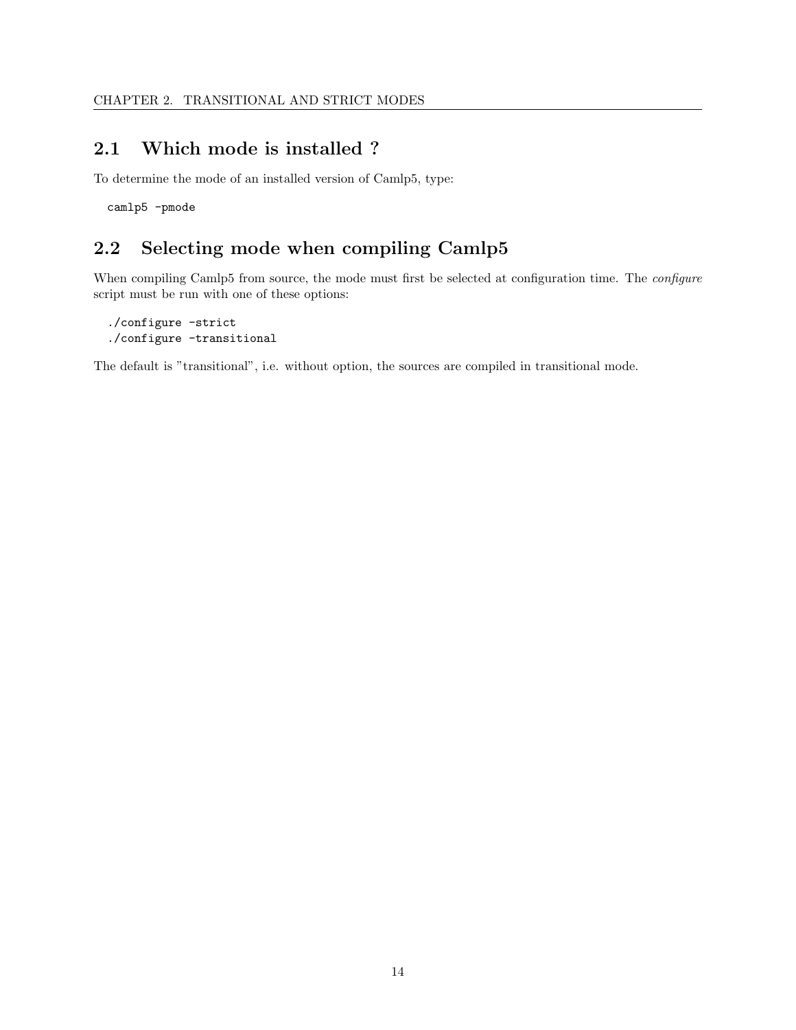## 2.1 Which mode is installed ?

To determine the mode of an installed version of Camlp5, type:

```
camlp5 -pmode
```

## 2.2 Selecting mode when compiling Camlp5

When compiling Camlp5 from source, the mode must first be selected at configuration time. The *configure* script must be run with one of these options:

```
./configure -strict
./configure -transitional
```

The default is "transitional", i.e. without option, the sources are compiled in transitional mode.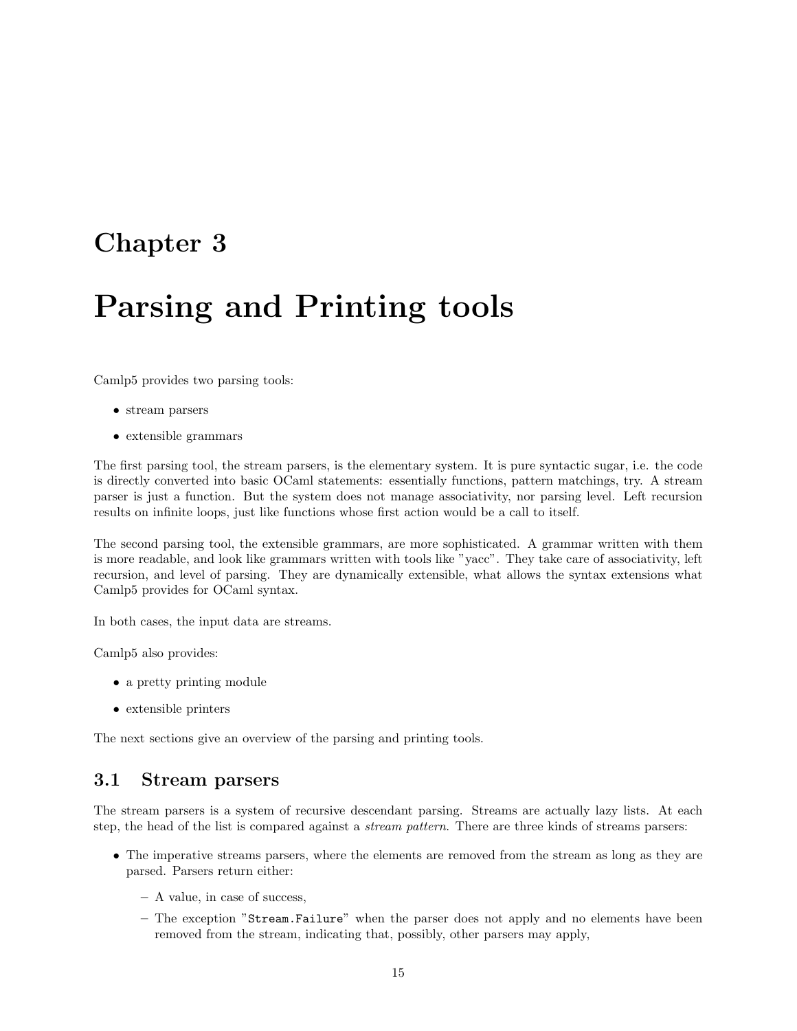# Chapter 3

# Parsing and Printing tools

Camlp5 provides two parsing tools:

- stream parsers
- extensible grammars

The first parsing tool, the stream parsers, is the elementary system. It is pure syntactic sugar, i.e. the code is directly converted into basic OCaml statements: essentially functions, pattern matchings, try. A stream parser is just a function. But the system does not manage associativity, nor parsing level. Left recursion results on infinite loops, just like functions whose first action would be a call to itself.

The second parsing tool, the extensible grammars, are more sophisticated. A grammar written with them is more readable, and look like grammars written with tools like "yacc". They take care of associativity, left recursion, and level of parsing. They are dynamically extensible, what allows the syntax extensions what Camlp5 provides for OCaml syntax.

In both cases, the input data are streams.

Camlp5 also provides:

- a pretty printing module
- extensible printers

The next sections give an overview of the parsing and printing tools.

## 3.1 Stream parsers

The stream parsers is a system of recursive descendant parsing. Streams are actually lazy lists. At each step, the head of the list is compared against a *stream pattern*. There are three kinds of streams parsers:

- The imperative streams parsers, where the elements are removed from the stream as long as they are parsed. Parsers return either:
  - A value, in case of success,
  - The exception "`Stream.Failure`" when the parser does not apply and no elements have been removed from the stream, indicating that, possibly, other parsers may apply,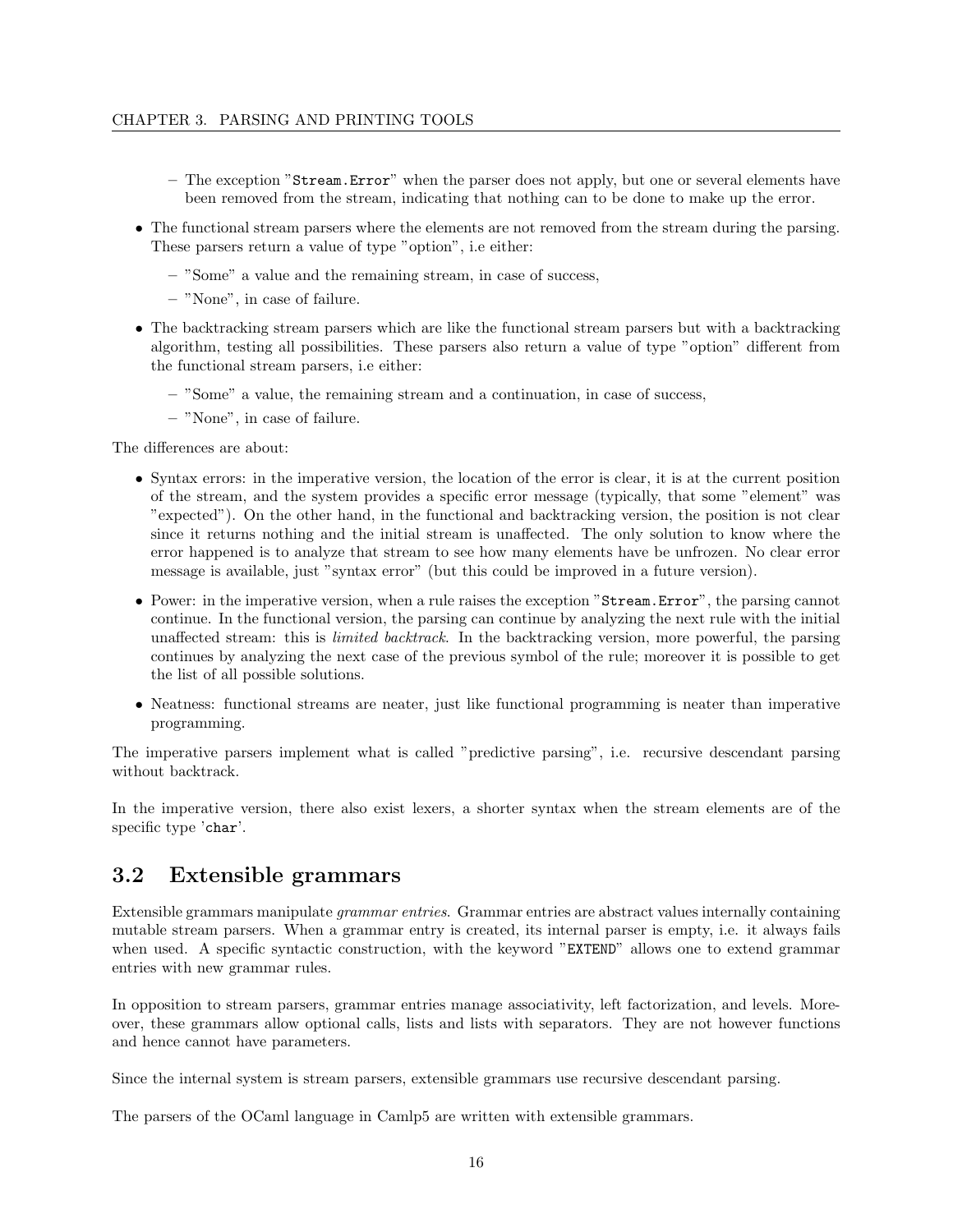- The exception "`Stream.Error`" when the parser does not apply, but one or several elements have been removed from the stream, indicating that nothing can to be done to make up the error.

- The functional stream parsers where the elements are not removed from the stream during the parsing. These parsers return a value of type "option", i.e either:
  - "Some" a value and the remaining stream, in case of success,
  - "None", in case of failure.
- The backtracking stream parsers which are like the functional stream parsers but with a backtracking algorithm, testing all possibilities. These parsers also return a value of type "option" different from the functional stream parsers, i.e either:
  - "Some" a value, the remaining stream and a continuation, in case of success,
  - "None", in case of failure.

The differences are about:

- Syntax errors: in the imperative version, the location of the error is clear, it is at the current position of the stream, and the system provides a specific error message (typically, that some "element" was "expected"). On the other hand, in the functional and backtracking version, the position is not clear since it returns nothing and the initial stream is unaffected. The only solution to know where the error happened is to analyze that stream to see how many elements have be unfrozen. No clear error message is available, just "syntax error" (but this could be improved in a future version).
- Power: in the imperative version, when a rule raises the exception "`Stream.Error`", the parsing cannot continue. In the functional version, the parsing can continue by analyzing the next rule with the initial unaffected stream: this is *limited backtrack*. In the backtracking version, more powerful, the parsing continues by analyzing the next case of the previous symbol of the rule; moreover it is possible to get the list of all possible solutions.
- Neatness: functional streams are neater, just like functional programming is neater than imperative programming.

The imperative parsers implement what is called "predictive parsing", i.e. recursive descendant parsing without backtrack.

In the imperative version, there also exist lexers, a shorter syntax when the stream elements are of the specific type '`char`'.

## 3.2 Extensible grammars

Extensible grammars manipulate *grammar entries*. Grammar entries are abstract values internally containing mutable stream parsers. When a grammar entry is created, its internal parser is empty, i.e. it always fails when used. A specific syntactic construction, with the keyword "`EXTEND`" allows one to extend grammar entries with new grammar rules.

In opposition to stream parsers, grammar entries manage associativity, left factorization, and levels. Moreover, these grammars allow optional calls, lists and lists with separators. They are not however functions and hence cannot have parameters.

Since the internal system is stream parsers, extensible grammars use recursive descendant parsing.

The parsers of the OCaml language in Camlp5 are written with extensible grammars.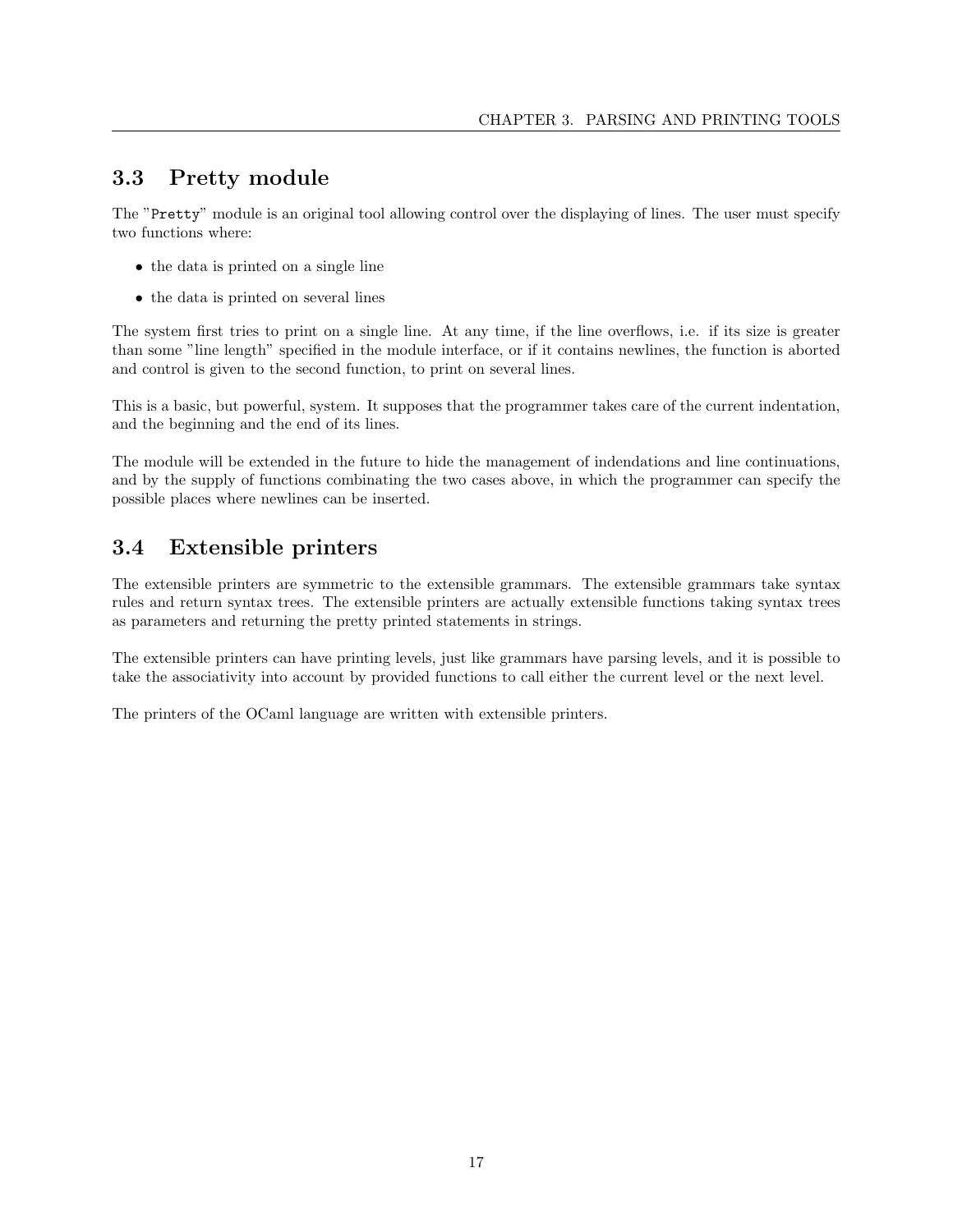## 3.3 Pretty module

The "`Pretty`" module is an original tool allowing control over the displaying of lines. The user must specify two functions where:

- the data is printed on a single line
- the data is printed on several lines

The system first tries to print on a single line. At any time, if the line overflows, i.e. if its size is greater than some "line length" specified in the module interface, or if it contains newlines, the function is aborted and control is given to the second function, to print on several lines.

This is a basic, but powerful, system. It supposes that the programmer takes care of the current indentation, and the beginning and the end of its lines.

The module will be extended in the future to hide the management of indendations and line continuations, and by the supply of functions combinating the two cases above, in which the programmer can specify the possible places where newlines can be inserted.

## 3.4 Extensible printers

The extensible printers are symmetric to the extensible grammars. The extensible grammars take syntax rules and return syntax trees. The extensible printers are actually extensible functions taking syntax trees as parameters and returning the pretty printed statements in strings.

The extensible printers can have printing levels, just like grammars have parsing levels, and it is possible to take the associativity into account by provided functions to call either the current level or the next level.

The printers of the OCaml language are written with extensible printers.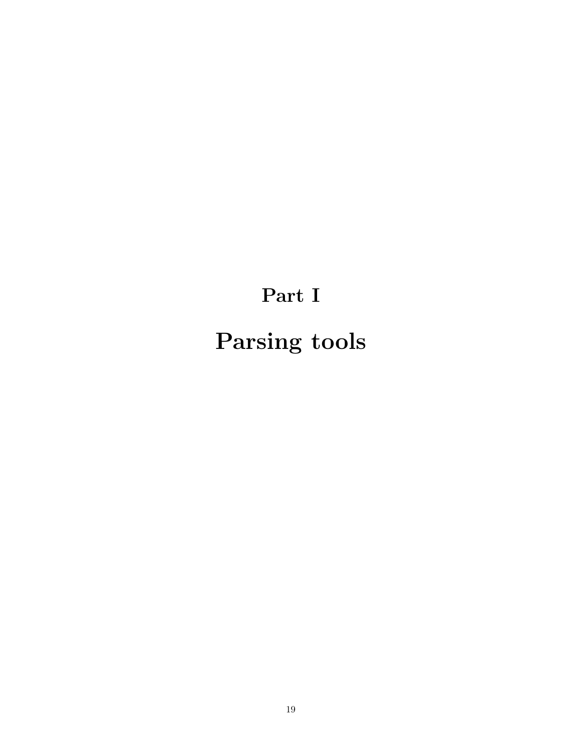# Part I

# Parsing tools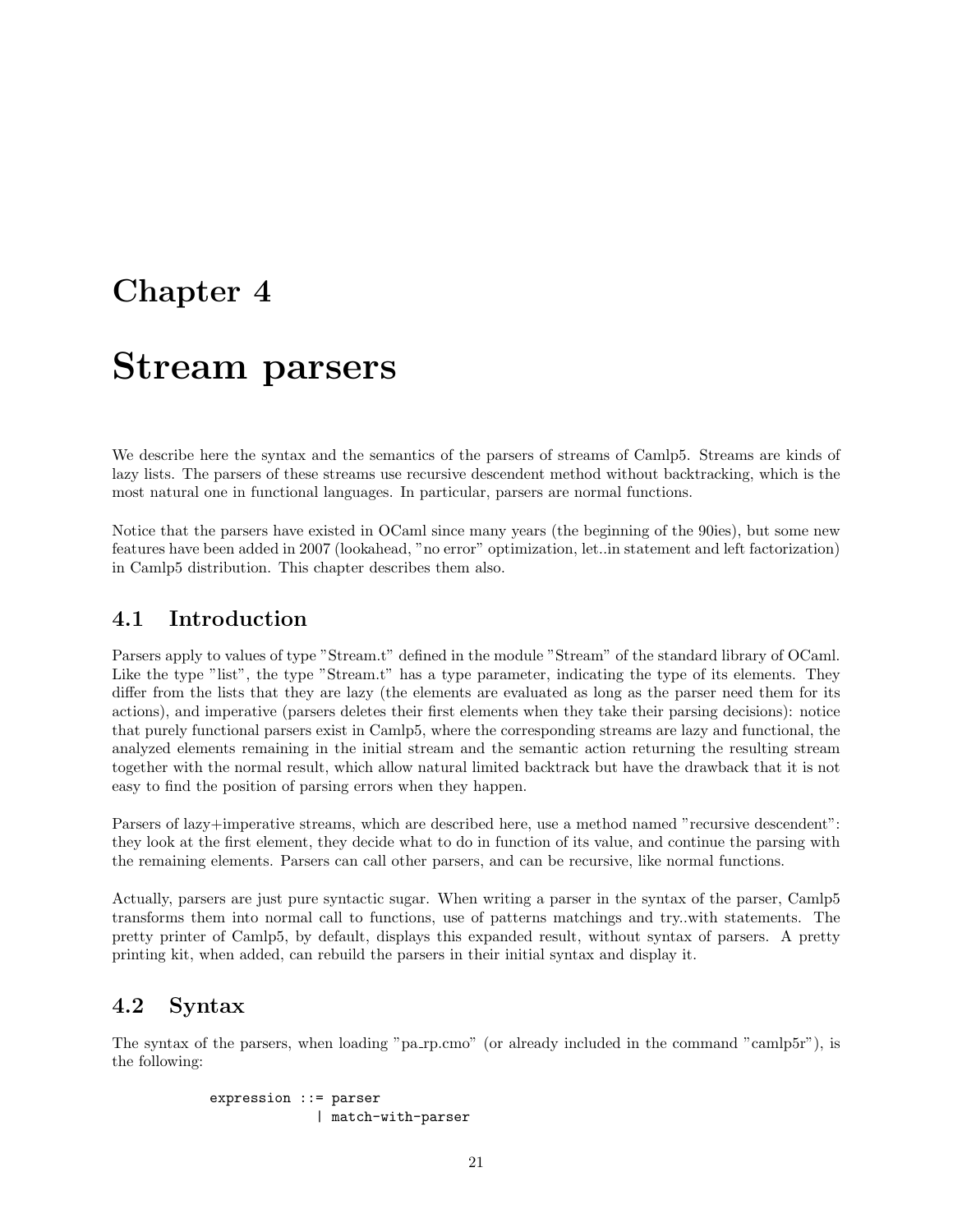# Chapter 4

# Stream parsers

We describe here the syntax and the semantics of the parsers of streams of Camlp5. Streams are kinds of lazy lists. The parsers of these streams use recursive descendent method without backtracking, which is the most natural one in functional languages. In particular, parsers are normal functions.

Notice that the parsers have existed in OCaml since many years (the beginning of the 90ies), but some new features have been added in 2007 (lookahead, "no error" optimization, let..in statement and left factorization) in Camlp5 distribution. This chapter describes them also.

## 4.1 Introduction

Parsers apply to values of type "Stream.t" defined in the module "Stream" of the standard library of OCaml. Like the type "list", the type "Stream.t" has a type parameter, indicating the type of its elements. They differ from the lists that they are lazy (the elements are evaluated as long as the parser need them for its actions), and imperative (parsers deletes their first elements when they take their parsing decisions): notice that purely functional parsers exist in Camlp5, where the corresponding streams are lazy and functional, the analyzed elements remaining in the initial stream and the semantic action returning the resulting stream together with the normal result, which allow natural limited backtrack but have the drawback that it is not easy to find the position of parsing errors when they happen.

Parsers of lazy+imperative streams, which are described here, use a method named "recursive descendent": they look at the first element, they decide what to do in function of its value, and continue the parsing with the remaining elements. Parsers can call other parsers, and can be recursive, like normal functions.

Actually, parsers are just pure syntactic sugar. When writing a parser in the syntax of the parser, Camlp5 transforms them into normal call to functions, use of patterns matchings and try..with statements. The pretty printer of Camlp5, by default, displays this expanded result, without syntax of parsers. A pretty printing kit, when added, can rebuild the parsers in their initial syntax and display it.

## 4.2 Syntax

The syntax of the parsers, when loading "pa_rp.cmo" (or already included in the command "camlp5r"), is the following:

```
expression ::= parser
             | match-with-parser
```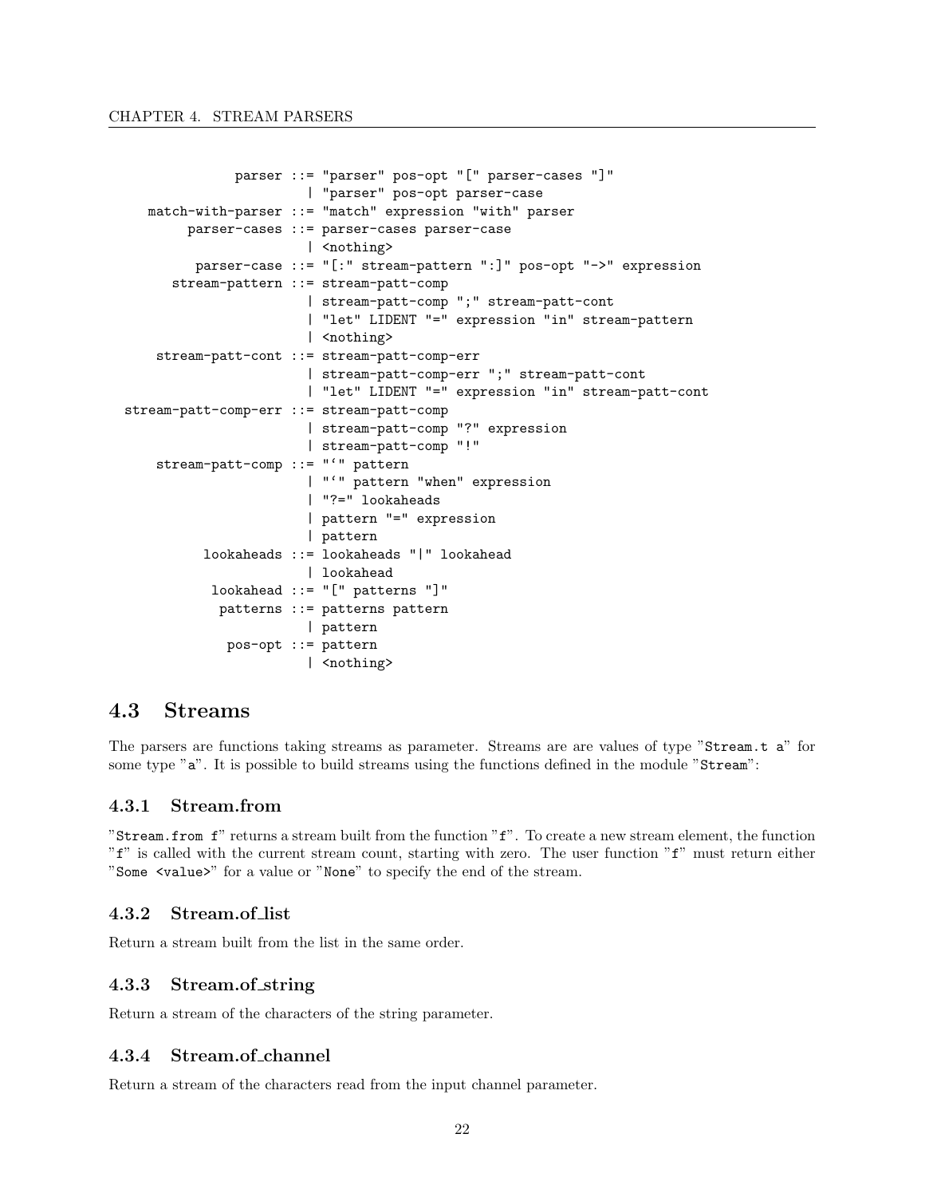```
              parser ::= "parser" pos-opt "[" parser-cases "]"
                       | "parser" pos-opt parser-case
   match-with-parser ::= "match" expression "with" parser
        parser-cases ::= parser-cases parser-case
                       | <nothing>
         parser-case ::= "[:" stream-pattern ":]" pos-opt "->" expression
      stream-pattern ::= stream-patt-comp
                       | stream-patt-comp ";" stream-patt-cont
                       | "let" LIDENT "=" expression "in" stream-pattern
                       | <nothing>
    stream-patt-cont ::= stream-patt-comp-err
                       | stream-patt-comp-err ";" stream-patt-cont
                       | "let" LIDENT "=" expression "in" stream-patt-cont
stream-patt-comp-err ::= stream-patt-comp
                       | stream-patt-comp "?" expression
                       | stream-patt-comp "!"
    stream-patt-comp ::= "`" pattern
                       | "`" pattern "when" expression
                       | "?=" lookaheads
                       | pattern "=" expression
                       | pattern
          lookaheads ::= lookaheads "|" lookahead
                       | lookahead
           lookahead ::= "[" patterns "]"
            patterns ::= patterns pattern
                       | pattern
             pos-opt ::= pattern
                       | <nothing>
```

## 4.3 Streams

The parsers are functions taking streams as parameter. Streams are are values of type "`Stream.t a`" for some type "`a`". It is possible to build streams using the functions defined in the module "`Stream`":

### 4.3.1 Stream.from

"`Stream.from f`" returns a stream built from the function "`f`". To create a new stream element, the function "`f`" is called with the current stream count, starting with zero. The user function "`f`" must return either "`Some <value>`" for a value or "`None`" to specify the end of the stream.

### 4.3.2 Stream.of_list

Return a stream built from the list in the same order.

### 4.3.3 Stream.of_string

Return a stream of the characters of the string parameter.

### 4.3.4 Stream.of_channel

Return a stream of the characters read from the input channel parameter.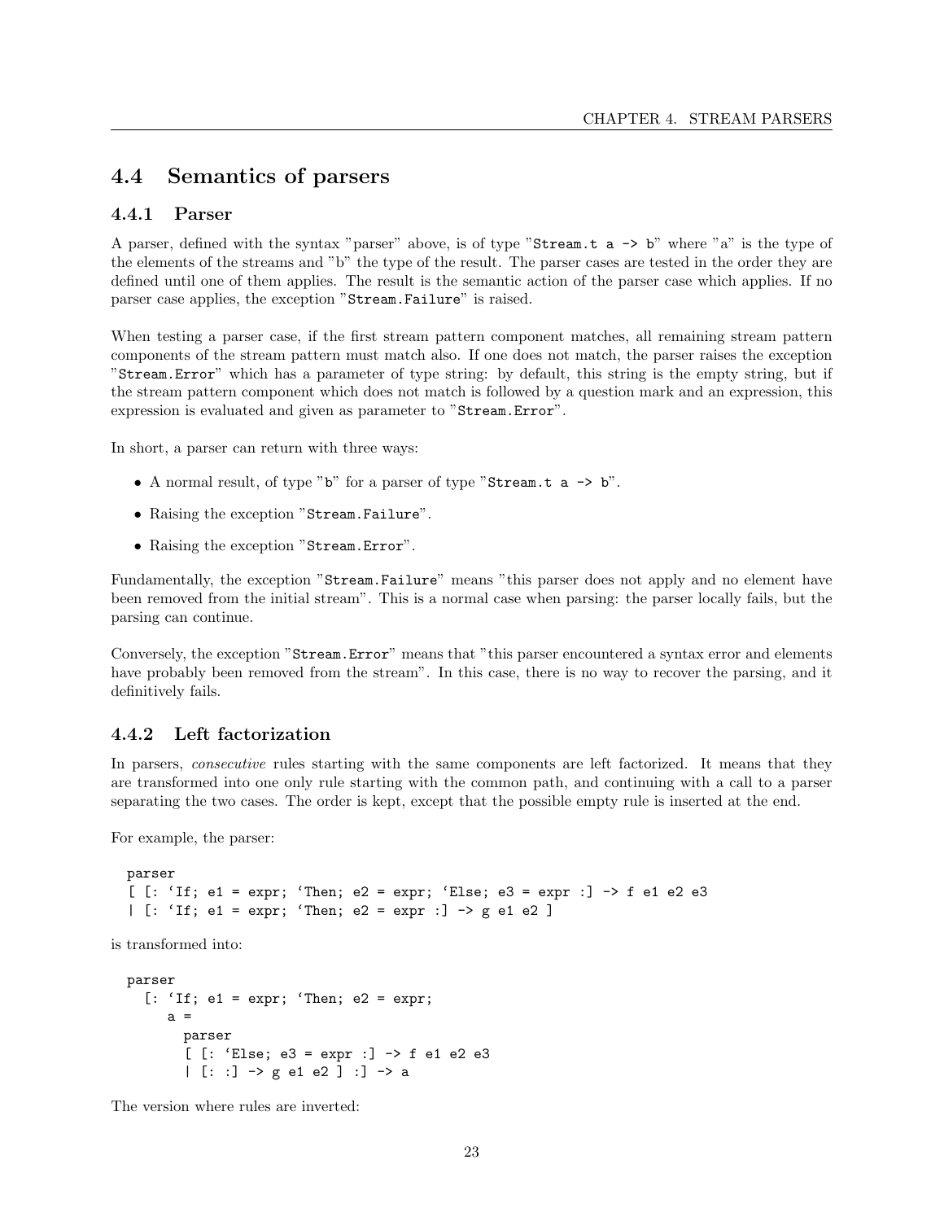## 4.4 Semantics of parsers

### 4.4.1 Parser

A parser, defined with the syntax "parser" above, is of type "`Stream.t a -> b`" where "a" is the type of the elements of the streams and "b" the type of the result. The parser cases are tested in the order they are defined until one of them applies. The result is the semantic action of the parser case which applies. If no parser case applies, the exception "`Stream.Failure`" is raised.

When testing a parser case, if the first stream pattern component matches, all remaining stream pattern components of the stream pattern must match also. If one does not match, the parser raises the exception "`Stream.Error`" which has a parameter of type string: by default, this string is the empty string, but if the stream pattern component which does not match is followed by a question mark and an expression, this expression is evaluated and given as parameter to "`Stream.Error`".

In short, a parser can return with three ways:

- A normal result, of type "`b`" for a parser of type "`Stream.t a -> b`".
- Raising the exception "`Stream.Failure`".
- Raising the exception "`Stream.Error`".

Fundamentally, the exception "`Stream.Failure`" means "this parser does not apply and no element have been removed from the initial stream". This is a normal case when parsing: the parser locally fails, but the parsing can continue.

Conversely, the exception "`Stream.Error`" means that "this parser encountered a syntax error and elements have probably been removed from the stream". In this case, there is no way to recover the parsing, and it definitively fails.

### 4.4.2 Left factorization

In parsers, *consecutive* rules starting with the same components are left factorized. It means that they are transformed into one only rule starting with the common path, and continuing with a call to a parser separating the two cases. The order is kept, except that the possible empty rule is inserted at the end.

For example, the parser:

```
parser
[ [: `If; e1 = expr; `Then; e2 = expr; `Else; e3 = expr :] -> f e1 e2 e3
| [: `If; e1 = expr; `Then; e2 = expr :] -> g e1 e2 ]
```

is transformed into:

```
parser
  [: `If; e1 = expr; `Then; e2 = expr;
     a =
       parser
       [ [: `Else; e3 = expr :] -> f e1 e2 e3
       | [: :] -> g e1 e2 ] :] -> a
```

The version where rules are inverted: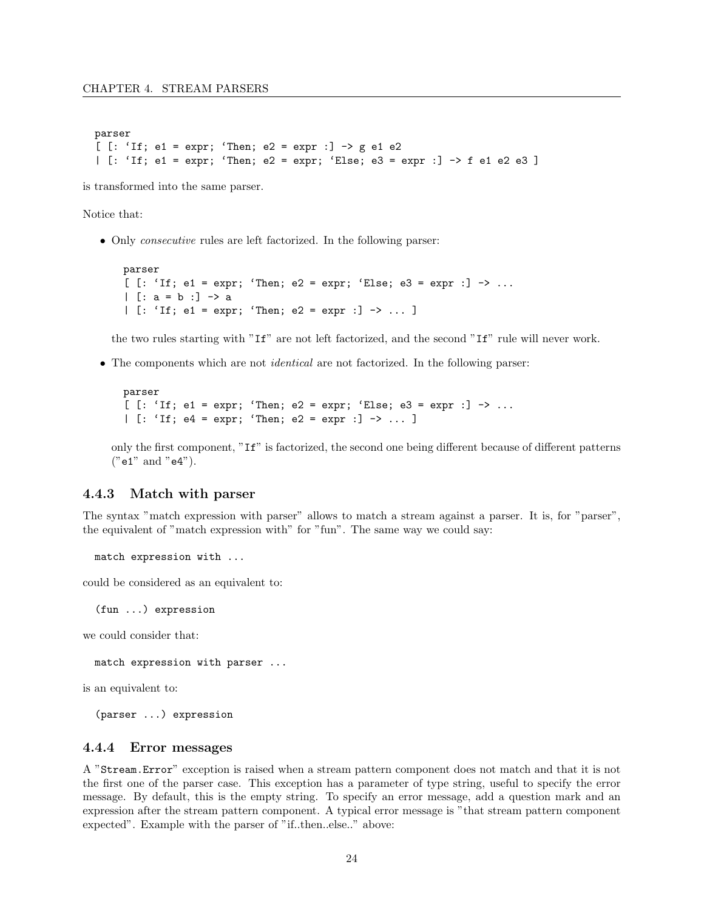```
parser
[ [: `If; e1 = expr; `Then; e2 = expr :] -> g e1 e2
| [: `If; e1 = expr; `Then; e2 = expr; `Else; e3 = expr :] -> f e1 e2 e3 ]
```

is transformed into the same parser.

Notice that:

- Only *consecutive* rules are left factorized. In the following parser:

  ```
  parser
  [ [: `If; e1 = expr; `Then; e2 = expr; `Else; e3 = expr :] -> ...
  | [: a = b :] -> a
  | [: `If; e1 = expr; `Then; e2 = expr :] -> ... ]
  ```

  the two rules starting with "`If`" are not left factorized, and the second "`If`" rule will never work.

- The components which are not *identical* are not factorized. In the following parser:

  ```
  parser
  [ [: `If; e1 = expr; `Then; e2 = expr; `Else; e3 = expr :] -> ...
  | [: `If; e4 = expr; `Then; e2 = expr :] -> ... ]
  ```

  only the first component, "`If`" is factorized, the second one being different because of different patterns ("`e1`" and "`e4`").

### 4.4.3 Match with parser

The syntax "match expression with parser" allows to match a stream against a parser. It is, for "parser", the equivalent of "match expression with" for "fun". The same way we could say:

```
match expression with ...
```

could be considered as an equivalent to:

```
(fun ...) expression
```

we could consider that:

```
match expression with parser ...
```

is an equivalent to:

```
(parser ...) expression
```

### 4.4.4 Error messages

A "`Stream.Error`" exception is raised when a stream pattern component does not match and that it is not the first one of the parser case. This exception has a parameter of type string, useful to specify the error message. By default, this is the empty string. To specify an error message, add a question mark and an expression after the stream pattern component. A typical error message is "that stream pattern component expected". Example with the parser of "if..then..else.." above: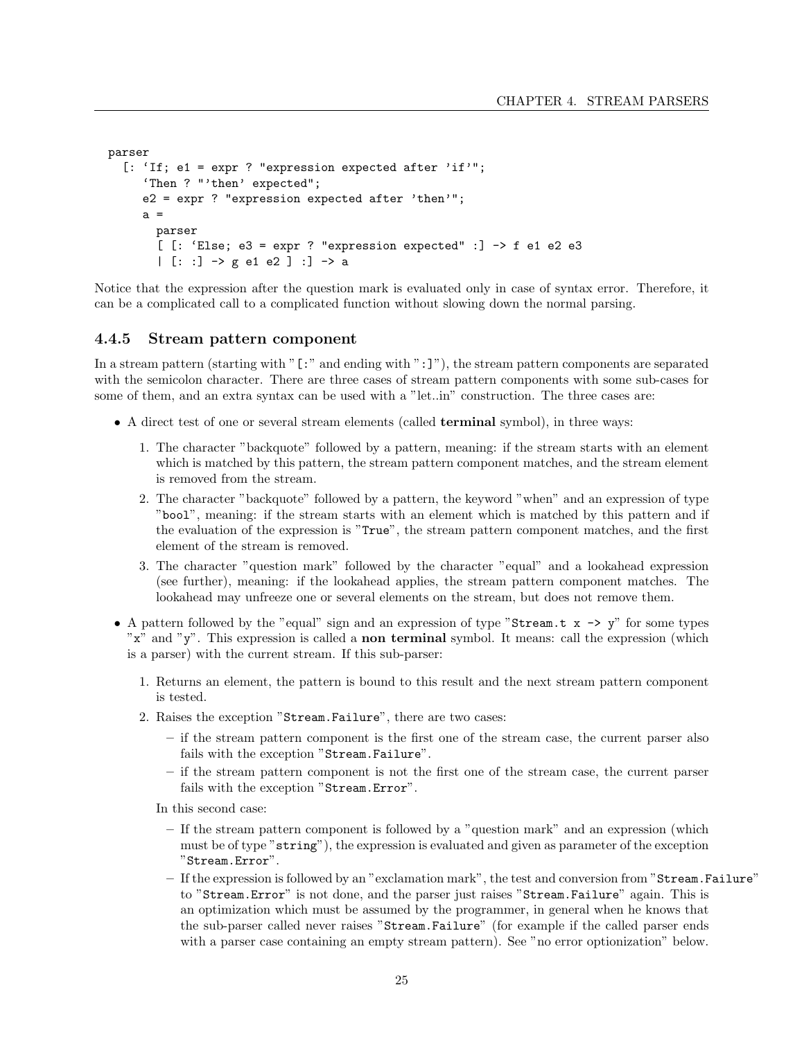```
parser
  [: `If; e1 = expr ? "expression expected after 'if'";
     `Then ? "'then' expected";
     e2 = expr ? "expression expected after 'then'";
     a =
       parser
       [ [: `Else; e3 = expr ? "expression expected" :] -> f e1 e2 e3
       | [: :] -> g e1 e2 ] :] -> a
```

Notice that the expression after the question mark is evaluated only in case of syntax error. Therefore, it can be a complicated call to a complicated function without slowing down the normal parsing.

### 4.4.5 Stream pattern component

In a stream pattern (starting with "`[:`" and ending with "`:]`"), the stream pattern components are separated with the semicolon character. There are three cases of stream pattern components with some sub-cases for some of them, and an extra syntax can be used with a "let..in" construction. The three cases are:

- A direct test of one or several stream elements (called **terminal** symbol), in three ways:
  1. The character "backquote" followed by a pattern, meaning: if the stream starts with an element which is matched by this pattern, the stream pattern component matches, and the stream element is removed from the stream.
  2. The character "backquote" followed by a pattern, the keyword "when" and an expression of type "`bool`", meaning: if the stream starts with an element which is matched by this pattern and if the evaluation of the expression is "`True`", the stream pattern component matches, and the first element of the stream is removed.
  3. The character "question mark" followed by the character "equal" and a lookahead expression (see further), meaning: if the lookahead applies, the stream pattern component matches. The lookahead may unfreeze one or several elements on the stream, but does not remove them.
- A pattern followed by the "equal" sign and an expression of type "`Stream.t x -> y`" for some types "`x`" and "`y`". This expression is called a **non terminal** symbol. It means: call the expression (which is a parser) with the current stream. If this sub-parser:
  1. Returns an element, the pattern is bound to this result and the next stream pattern component is tested.
  2. Raises the exception "`Stream.Failure`", there are two cases:
     - if the stream pattern component is the first one of the stream case, the current parser also fails with the exception "`Stream.Failure`".
     - if the stream pattern component is not the first one of the stream case, the current parser fails with the exception "`Stream.Error`".

     In this second case:
     - If the stream pattern component is followed by a "question mark" and an expression (which must be of type "`string`"), the expression is evaluated and given as parameter of the exception "`Stream.Error`".
     - If the expression is followed by an "exclamation mark", the test and conversion from "`Stream.Failure`" to "`Stream.Error`" is not done, and the parser just raises "`Stream.Failure`" again. This is an optimization which must be assumed by the programmer, in general when he knows that the sub-parser called never raises "`Stream.Failure`" (for example if the called parser ends with a parser case containing an empty stream pattern). See "no error optionization" below.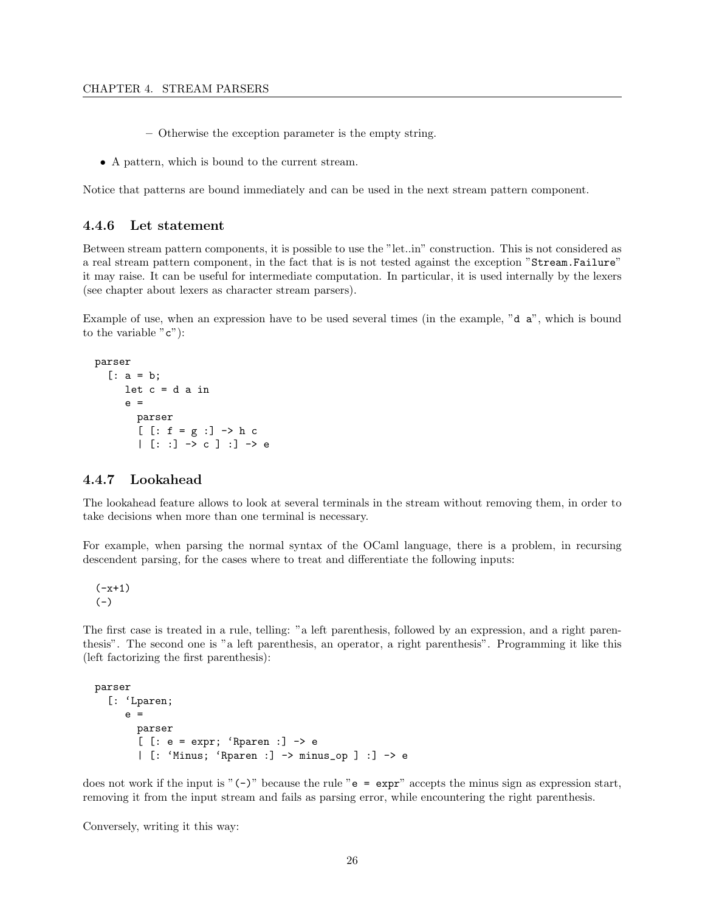- Otherwise the exception parameter is the empty string.

- A pattern, which is bound to the current stream.

Notice that patterns are bound immediately and can be used in the next stream pattern component.

### 4.4.6 Let statement

Between stream pattern components, it is possible to use the "let..in" construction. This is not considered as a real stream pattern component, in the fact that is is not tested against the exception "`Stream.Failure`" it may raise. It can be useful for intermediate computation. In particular, it is used internally by the lexers (see chapter about lexers as character stream parsers).

Example of use, when an expression have to be used several times (in the example, "`d a`", which is bound to the variable "`c`"):

```
parser
  [: a = b;
     let c = d a in
     e =
       parser
       [ [: f = g :] -> h c
       | [: :] -> c ] :] -> e
```

### 4.4.7 Lookahead

The lookahead feature allows to look at several terminals in the stream without removing them, in order to take decisions when more than one terminal is necessary.

For example, when parsing the normal syntax of the OCaml language, there is a problem, in recursing descendent parsing, for the cases where to treat and differentiate the following inputs:

```
(-x+1)
(-)
```

The first case is treated in a rule, telling: "a left parenthesis, followed by an expression, and a right parenthesis". The second one is "a left parenthesis, an operator, a right parenthesis". Programming it like this (left factorizing the first parenthesis):

```
parser
  [: `Lparen;
     e =
       parser
       [ [: e = expr; `Rparen :] -> e
       | [: `Minus; `Rparen :] -> minus_op ] :] -> e
```

does not work if the input is "`(-)`" because the rule "`e = expr`" accepts the minus sign as expression start, removing it from the input stream and fails as parsing error, while encountering the right parenthesis.

Conversely, writing it this way: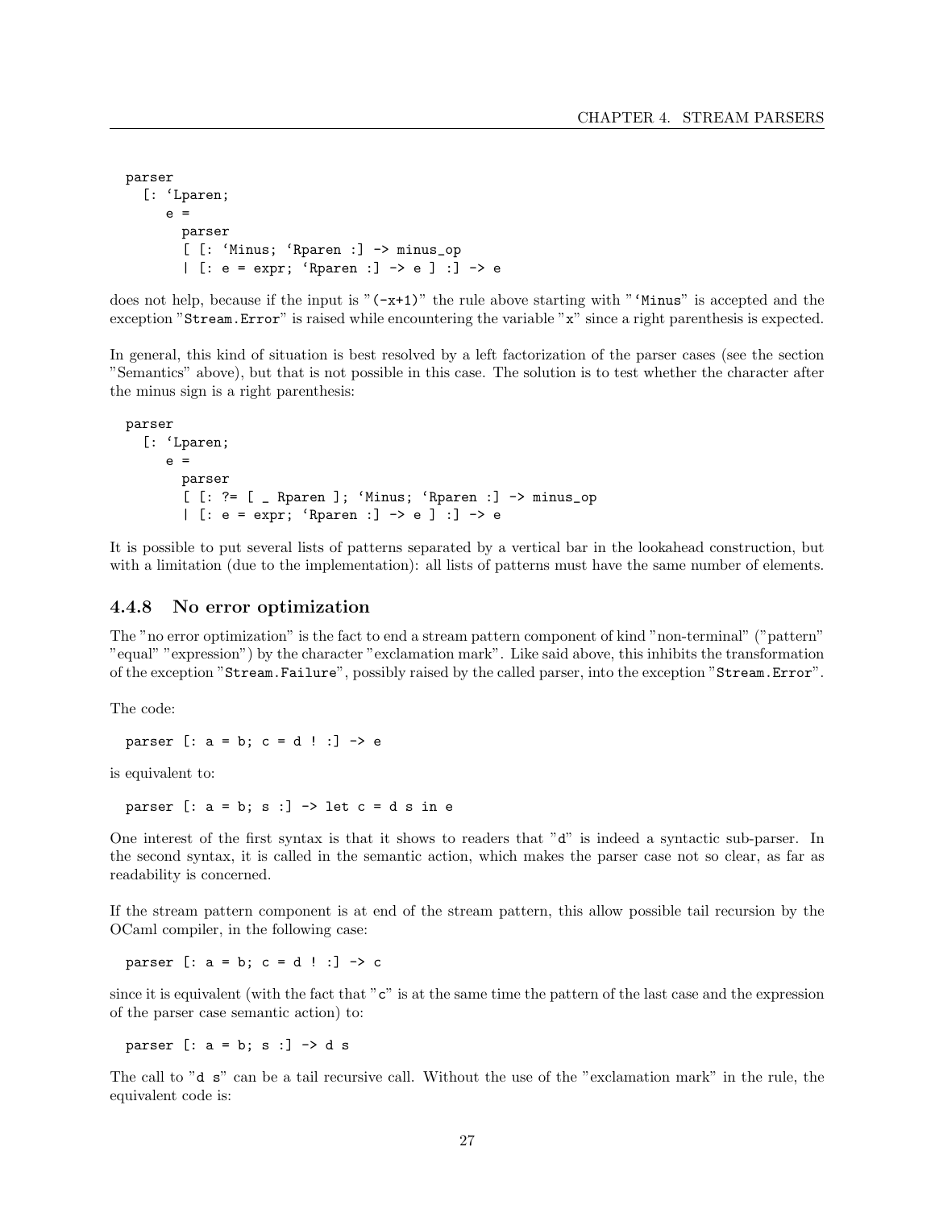```
parser
  [: `Lparen;
     e =
       parser
       [ [: `Minus; `Rparen :] -> minus_op
       | [: e = expr; `Rparen :] -> e ] :] -> e
```

does not help, because if the input is "(-x+1)" the rule above starting with "`Minus" is accepted and the exception "Stream.Error" is raised while encountering the variable "x" since a right parenthesis is expected.

In general, this kind of situation is best resolved by a left factorization of the parser cases (see the section "Semantics" above), but that is not possible in this case. The solution is to test whether the character after the minus sign is a right parenthesis:

```
parser
  [: `Lparen;
     e =
       parser
       [ [: ?= [ _ Rparen ]; `Minus; `Rparen :] -> minus_op
       | [: e = expr; `Rparen :] -> e ] :] -> e
```

It is possible to put several lists of patterns separated by a vertical bar in the lookahead construction, but with a limitation (due to the implementation): all lists of patterns must have the same number of elements.

### 4.4.8 No error optimization

The "no error optimization" is the fact to end a stream pattern component of kind "non-terminal" ("pattern" "equal" "expression") by the character "exclamation mark". Like said above, this inhibits the transformation of the exception "Stream.Failure", possibly raised by the called parser, into the exception "Stream.Error".

The code:

```
parser [: a = b; c = d ! :] -> e
```

is equivalent to:

```
parser [: a = b; s :] -> let c = d s in e
```

One interest of the first syntax is that it shows to readers that "d" is indeed a syntactic sub-parser. In the second syntax, it is called in the semantic action, which makes the parser case not so clear, as far as readability is concerned.

If the stream pattern component is at end of the stream pattern, this allow possible tail recursion by the OCaml compiler, in the following case:

```
parser [: a = b; c = d ! :] -> c
```

since it is equivalent (with the fact that "c" is at the same time the pattern of the last case and the expression of the parser case semantic action) to:

```
parser [: a = b; s :] -> d s
```

The call to "d s" can be a tail recursive call. Without the use of the "exclamation mark" in the rule, the equivalent code is: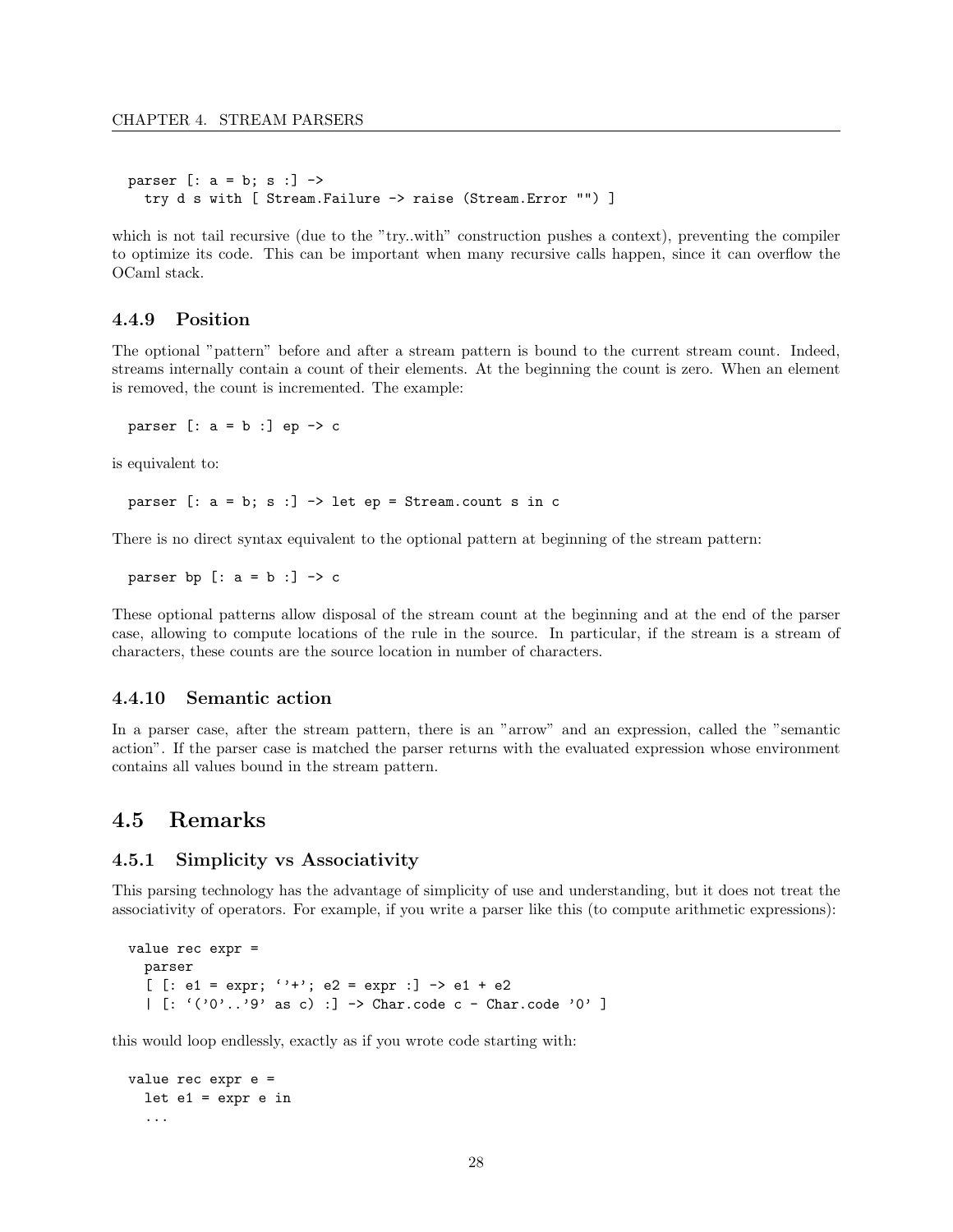```
parser [: a = b; s :] ->
  try d s with [ Stream.Failure -> raise (Stream.Error "") ]
```

which is not tail recursive (due to the "try..with" construction pushes a context), preventing the compiler to optimize its code. This can be important when many recursive calls happen, since it can overflow the OCaml stack.

### 4.4.9 Position

The optional "pattern" before and after a stream pattern is bound to the current stream count. Indeed, streams internally contain a count of their elements. At the beginning the count is zero. When an element is removed, the count is incremented. The example:

```
parser [: a = b :] ep -> c
```

is equivalent to:

```
parser [: a = b; s :] -> let ep = Stream.count s in c
```

There is no direct syntax equivalent to the optional pattern at beginning of the stream pattern:

```
parser bp [: a = b :] -> c
```

These optional patterns allow disposal of the stream count at the beginning and at the end of the parser case, allowing to compute locations of the rule in the source. In particular, if the stream is a stream of characters, these counts are the source location in number of characters.

### 4.4.10 Semantic action

In a parser case, after the stream pattern, there is an "arrow" and an expression, called the "semantic action". If the parser case is matched the parser returns with the evaluated expression whose environment contains all values bound in the stream pattern.

## 4.5 Remarks

### 4.5.1 Simplicity vs Associativity

This parsing technology has the advantage of simplicity of use and understanding, but it does not treat the associativity of operators. For example, if you write a parser like this (to compute arithmetic expressions):

```
value rec expr =
  parser
  [ [: e1 = expr; ''+'; e2 = expr :] -> e1 + e2
  | [: '('0'..'9' as c) :] -> Char.code c - Char.code '0' ]
```

this would loop endlessly, exactly as if you wrote code starting with:

```
value rec expr e =
  let e1 = expr e in
  ...
```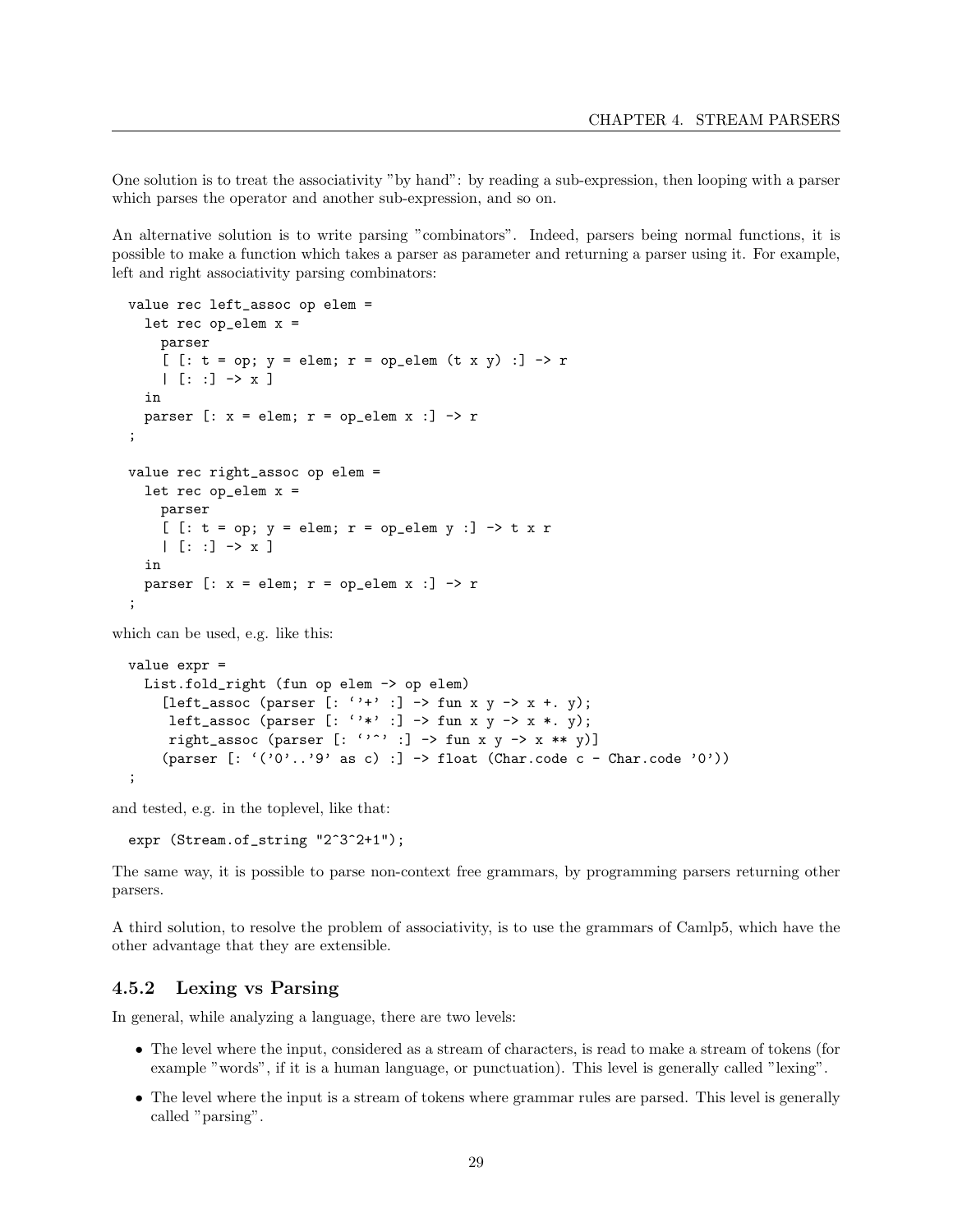One solution is to treat the associativity "by hand": by reading a sub-expression, then looping with a parser which parses the operator and another sub-expression, and so on.

An alternative solution is to write parsing "combinators". Indeed, parsers being normal functions, it is possible to make a function which takes a parser as parameter and returning a parser using it. For example, left and right associativity parsing combinators:

```
value rec left_assoc op elem =
  let rec op_elem x =
    parser
    [ [: t = op; y = elem; r = op_elem (t x y) :] -> r
    | [: :] -> x ]
  in
  parser [: x = elem; r = op_elem x :] -> r
;

value rec right_assoc op elem =
  let rec op_elem x =
    parser
    [ [: t = op; y = elem; r = op_elem y :] -> t x r
    | [: :] -> x ]
  in
  parser [: x = elem; r = op_elem x :] -> r
;
```

which can be used, e.g. like this:

```
value expr =
  List.fold_right (fun op elem -> op elem)
    [left_assoc (parser [: ''+' :] -> fun x y -> x +. y);
     left_assoc (parser [: ''*' :] -> fun x y -> x *. y);
     right_assoc (parser [: ''^' :] -> fun x y -> x ** y)]
    (parser [: '('0'..'9' as c) :] -> float (Char.code c - Char.code '0'))
;
```

and tested, e.g. in the toplevel, like that:

```
expr (Stream.of_string "2^3^2+1");
```

The same way, it is possible to parse non-context free grammars, by programming parsers returning other parsers.

A third solution, to resolve the problem of associativity, is to use the grammars of Camlp5, which have the other advantage that they are extensible.

### 4.5.2 Lexing vs Parsing

In general, while analyzing a language, there are two levels:

- The level where the input, considered as a stream of characters, is read to make a stream of tokens (for example "words", if it is a human language, or punctuation). This level is generally called "lexing".
- The level where the input is a stream of tokens where grammar rules are parsed. This level is generally called "parsing".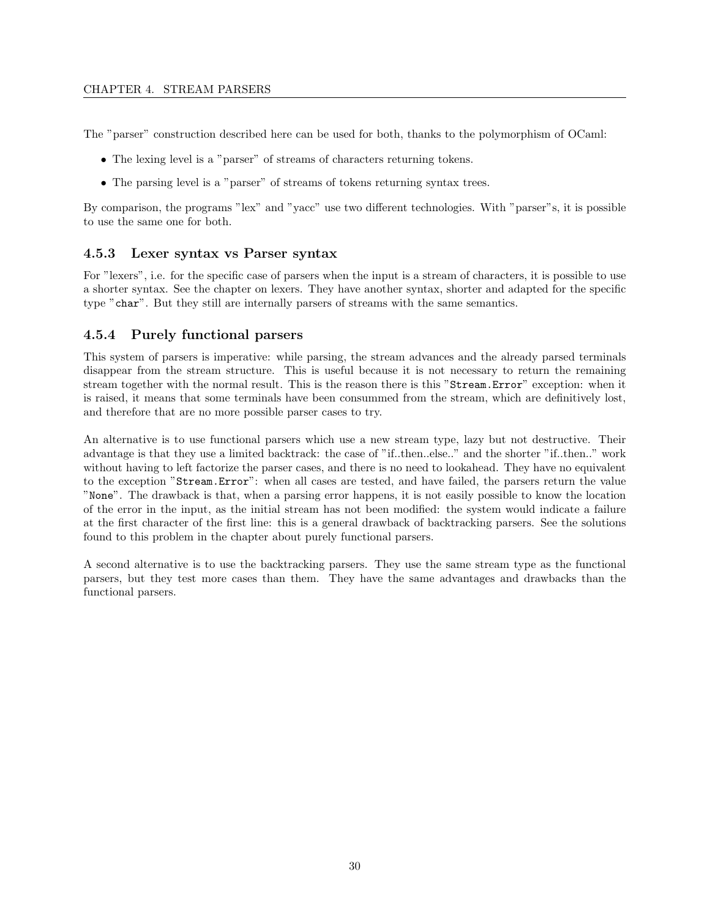The "parser" construction described here can be used for both, thanks to the polymorphism of OCaml:

- The lexing level is a "parser" of streams of characters returning tokens.
- The parsing level is a "parser" of streams of tokens returning syntax trees.

By comparison, the programs "lex" and "yacc" use two different technologies. With "parser"s, it is possible to use the same one for both.

### 4.5.3 Lexer syntax vs Parser syntax

For "lexers", i.e. for the specific case of parsers when the input is a stream of characters, it is possible to use a shorter syntax. See the chapter on lexers. They have another syntax, shorter and adapted for the specific type "`char`". But they still are internally parsers of streams with the same semantics.

### 4.5.4 Purely functional parsers

This system of parsers is imperative: while parsing, the stream advances and the already parsed terminals disappear from the stream structure. This is useful because it is not necessary to return the remaining stream together with the normal result. This is the reason there is this "`Stream.Error`" exception: when it is raised, it means that some terminals have been consummed from the stream, which are definitively lost, and therefore that are no more possible parser cases to try.

An alternative is to use functional parsers which use a new stream type, lazy but not destructive. Their advantage is that they use a limited backtrack: the case of "if..then..else.." and the shorter "if..then.." work without having to left factorize the parser cases, and there is no need to lookahead. They have no equivalent to the exception "`Stream.Error`": when all cases are tested, and have failed, the parsers return the value "`None`". The drawback is that, when a parsing error happens, it is not easily possible to know the location of the error in the input, as the initial stream has not been modified: the system would indicate a failure at the first character of the first line: this is a general drawback of backtracking parsers. See the solutions found to this problem in the chapter about purely functional parsers.

A second alternative is to use the backtracking parsers. They use the same stream type as the functional parsers, but they test more cases than them. They have the same advantages and drawbacks than the functional parsers.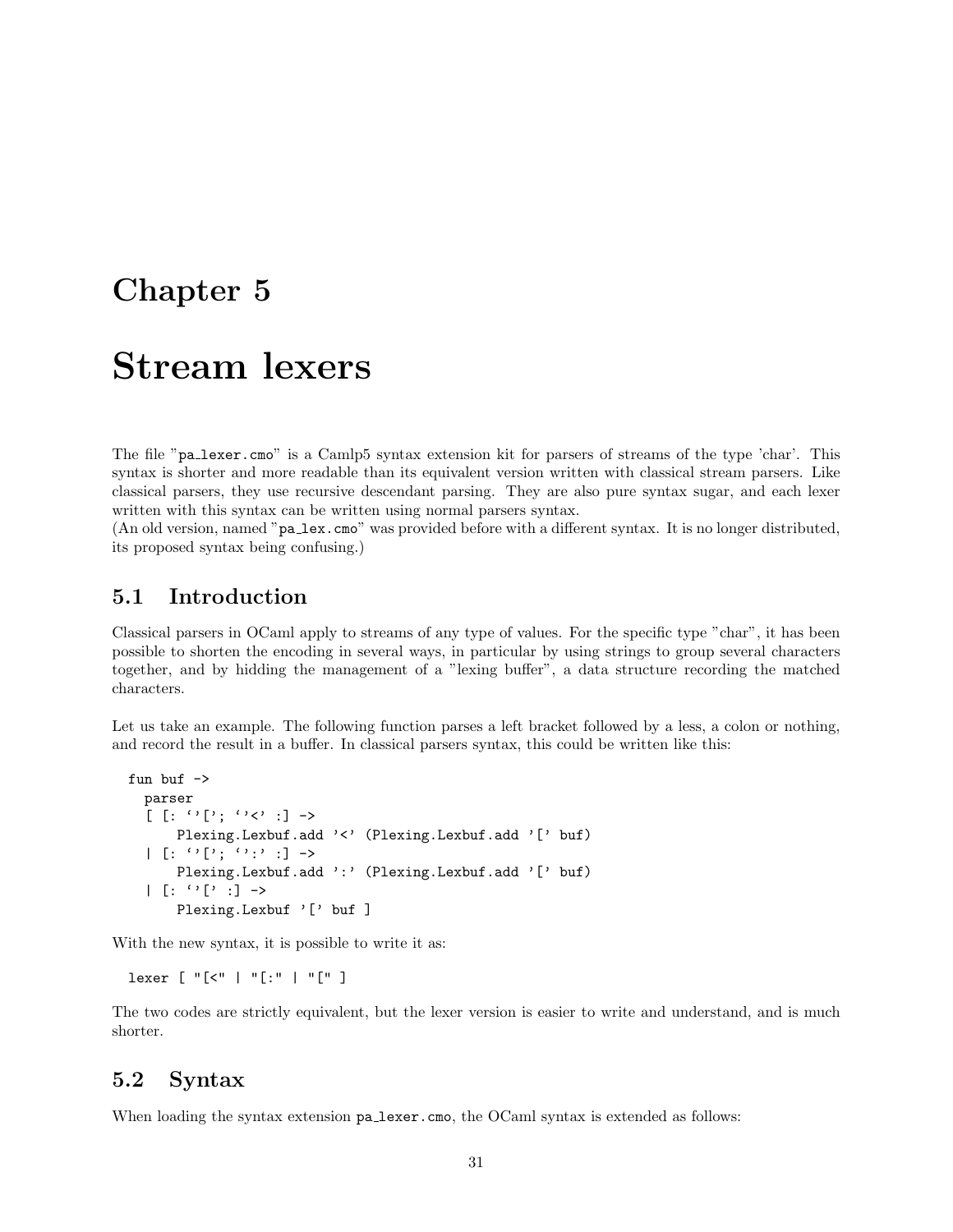# Chapter 5

# Stream lexers

The file "pa_lexer.cmo" is a Camlp5 syntax extension kit for parsers of streams of the type 'char'. This syntax is shorter and more readable than its equivalent version written with classical stream parsers. Like classical parsers, they use recursive descendant parsing. They are also pure syntax sugar, and each lexer written with this syntax can be written using normal parsers syntax.
(An old version, named "pa_lex.cmo" was provided before with a different syntax. It is no longer distributed, its proposed syntax being confusing.)

## 5.1 Introduction

Classical parsers in OCaml apply to streams of any type of values. For the specific type "char", it has been possible to shorten the encoding in several ways, in particular by using strings to group several characters together, and by hidding the management of a "lexing buffer", a data structure recording the matched characters.

Let us take an example. The following function parses a left bracket followed by a less, a colon or nothing, and record the result in a buffer. In classical parsers syntax, this could be written like this:

```
fun buf ->
  parser
  [ [: ''['; ''<' :] ->
      Plexing.Lexbuf.add '<' (Plexing.Lexbuf.add '[' buf)
  | [: ''['; '':' :] ->
      Plexing.Lexbuf.add ':' (Plexing.Lexbuf.add '[' buf)
  | [: ''[' :] ->
      Plexing.Lexbuf '[' buf ]
```

With the new syntax, it is possible to write it as:

```
lexer [ "[<" | "[:" | "[" ]
```

The two codes are strictly equivalent, but the lexer version is easier to write and understand, and is much shorter.

## 5.2 Syntax

When loading the syntax extension pa_lexer.cmo, the OCaml syntax is extended as follows: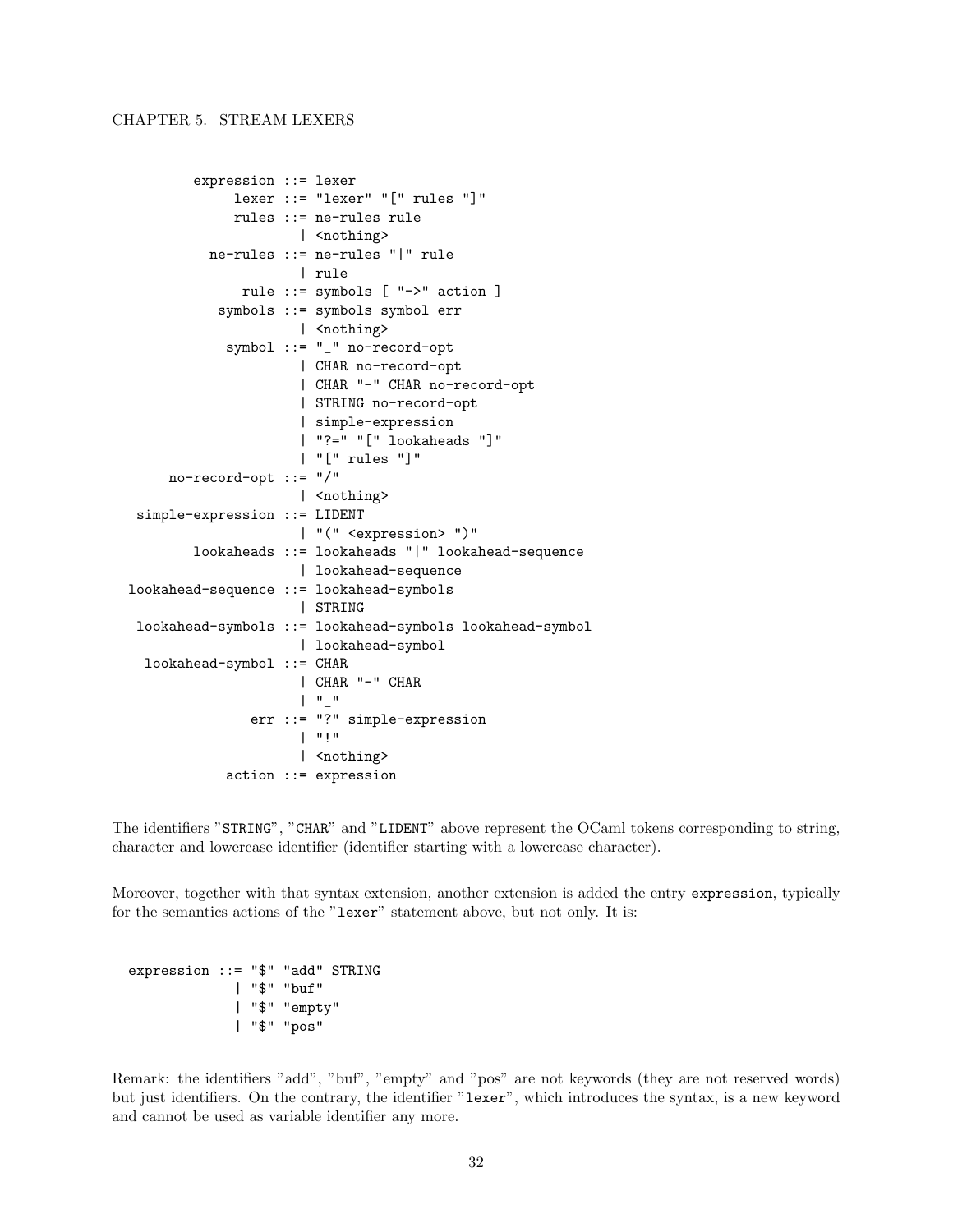```
         expression ::= lexer
              lexer ::= "lexer" "[" rules "]"
              rules ::= ne-rules rule
                      | <nothing>
           ne-rules ::= ne-rules "|" rule
                      | rule
               rule ::= symbols [ "->" action ]
            symbols ::= symbols symbol err
                      | <nothing>
             symbol ::= "_" no-record-opt
                      | CHAR no-record-opt
                      | CHAR "-" CHAR no-record-opt
                      | STRING no-record-opt
                      | simple-expression
                      | "?=" "[" lookaheads "]"
                      | "[" rules "]"
      no-record-opt ::= "/"
                      | <nothing>
  simple-expression ::= LIDENT
                      | "(" <expression> ")"
         lookaheads ::= lookaheads "|" lookahead-sequence
                      | lookahead-sequence
 lookahead-sequence ::= lookahead-symbols
                      | STRING
  lookahead-symbols ::= lookahead-symbols lookahead-symbol
                      | lookahead-symbol
   lookahead-symbol ::= CHAR
                      | CHAR "-" CHAR
                      | "_"
                err ::= "?" simple-expression
                      | "!"
                      | <nothing>
             action ::= expression
```

The identifiers "STRING", "CHAR" and "LIDENT" above represent the OCaml tokens corresponding to string, character and lowercase identifier (identifier starting with a lowercase character).

Moreover, together with that syntax extension, another extension is added the entry `expression`, typically for the semantics actions of the "`lexer`" statement above, but not only. It is:

```
expression ::= "$" "add" STRING
             | "$" "buf"
             | "$" "empty"
             | "$" "pos"
```

Remark: the identifiers "add", "buf", "empty" and "pos" are not keywords (they are not reserved words) but just identifiers. On the contrary, the identifier "`lexer`", which introduces the syntax, is a new keyword and cannot be used as variable identifier any more.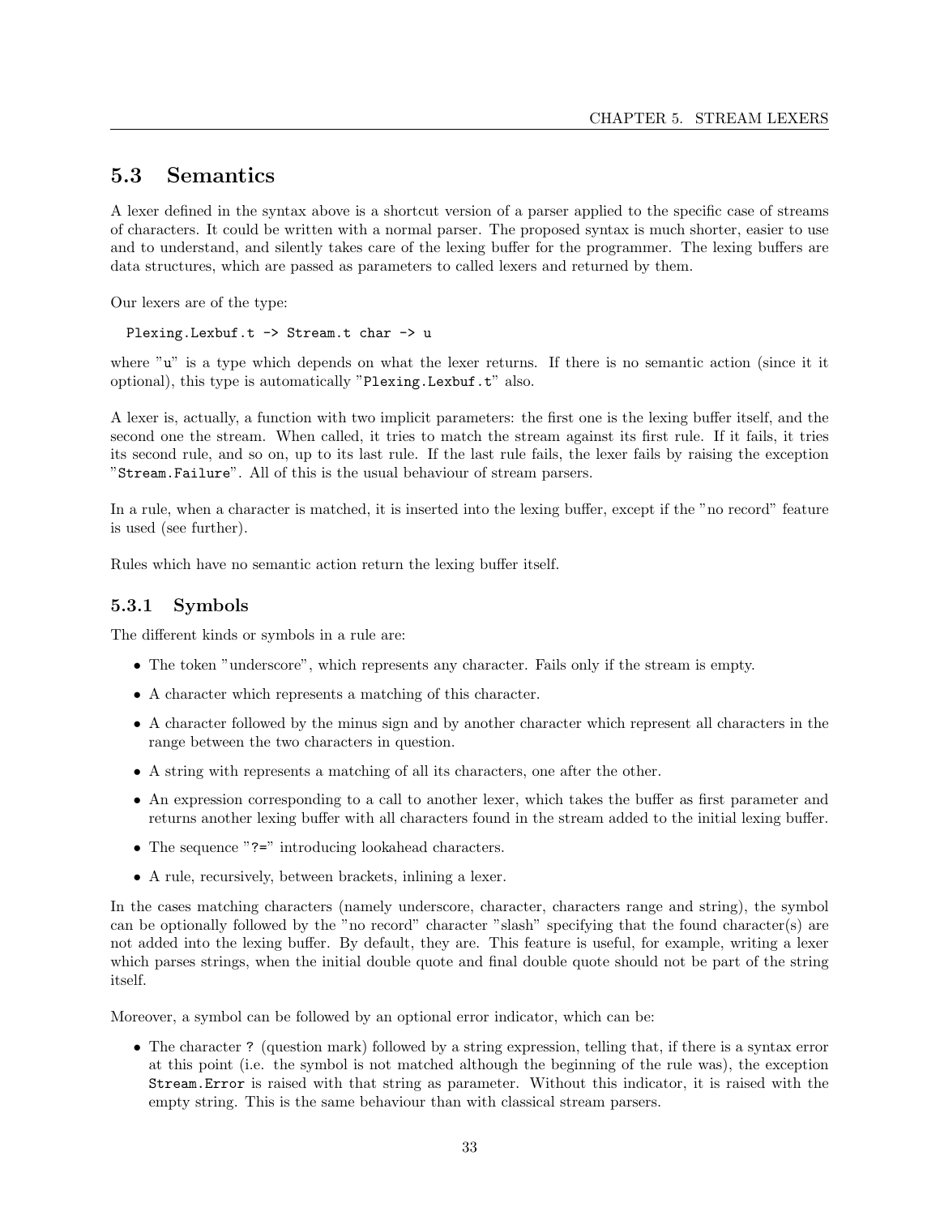## 5.3 Semantics

A lexer defined in the syntax above is a shortcut version of a parser applied to the specific case of streams of characters. It could be written with a normal parser. The proposed syntax is much shorter, easier to use and to understand, and silently takes care of the lexing buffer for the programmer. The lexing buffers are data structures, which are passed as parameters to called lexers and returned by them.

Our lexers are of the type:

```
Plexing.Lexbuf.t -> Stream.t char -> u
```

where "u" is a type which depends on what the lexer returns. If there is no semantic action (since it it optional), this type is automatically "`Plexing.Lexbuf.t`" also.

A lexer is, actually, a function with two implicit parameters: the first one is the lexing buffer itself, and the second one the stream. When called, it tries to match the stream against its first rule. If it fails, it tries its second rule, and so on, up to its last rule. If the last rule fails, the lexer fails by raising the exception "`Stream.Failure`". All of this is the usual behaviour of stream parsers.

In a rule, when a character is matched, it is inserted into the lexing buffer, except if the "no record" feature is used (see further).

Rules which have no semantic action return the lexing buffer itself.

### 5.3.1 Symbols

The different kinds or symbols in a rule are:

- The token "underscore", which represents any character. Fails only if the stream is empty.
- A character which represents a matching of this character.
- A character followed by the minus sign and by another character which represent all characters in the range between the two characters in question.
- A string with represents a matching of all its characters, one after the other.
- An expression corresponding to a call to another lexer, which takes the buffer as first parameter and returns another lexing buffer with all characters found in the stream added to the initial lexing buffer.
- The sequence "`?=`" introducing lookahead characters.
- A rule, recursively, between brackets, inlining a lexer.

In the cases matching characters (namely underscore, character, characters range and string), the symbol can be optionally followed by the "no record" character "slash" specifying that the found character(s) are not added into the lexing buffer. By default, they are. This feature is useful, for example, writing a lexer which parses strings, when the initial double quote and final double quote should not be part of the string itself.

Moreover, a symbol can be followed by an optional error indicator, which can be:

- The character `?` (question mark) followed by a string expression, telling that, if there is a syntax error at this point (i.e. the symbol is not matched although the beginning of the rule was), the exception `Stream.Error` is raised with that string as parameter. Without this indicator, it is raised with the empty string. This is the same behaviour than with classical stream parsers.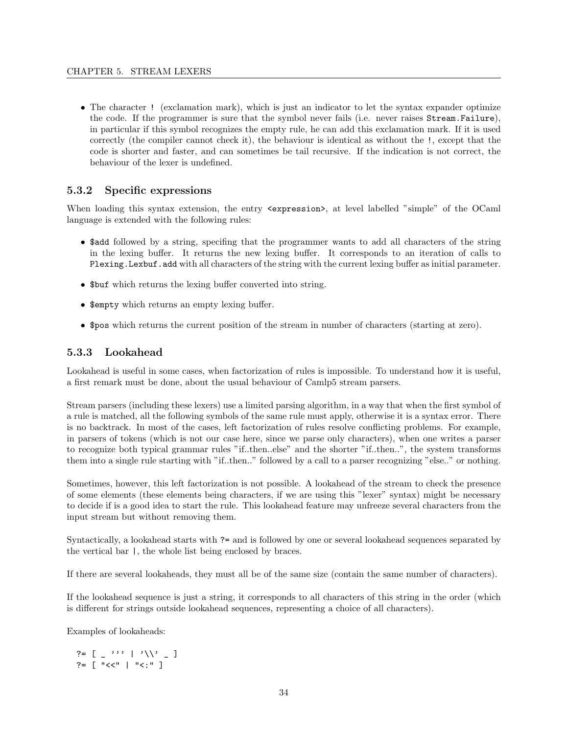- The character `!` (exclamation mark), which is just an indicator to let the syntax expander optimize the code. If the programmer is sure that the symbol never fails (i.e. never raises `Stream.Failure`), in particular if this symbol recognizes the empty rule, he can add this exclamation mark. If it is used correctly (the compiler cannot check it), the behaviour is identical as without the `!`, except that the code is shorter and faster, and can sometimes be tail recursive. If the indication is not correct, the behaviour of the lexer is undefined.

### 5.3.2 Specific expressions

When loading this syntax extension, the entry `<expression>`, at level labelled "simple" of the OCaml language is extended with the following rules:

- `$add` followed by a string, specifing that the programmer wants to add all characters of the string in the lexing buffer. It returns the new lexing buffer. It corresponds to an iteration of calls to `Plexing.Lexbuf.add` with all characters of the string with the current lexing buffer as initial parameter.
- `$buf` which returns the lexing buffer converted into string.
- `$empty` which returns an empty lexing buffer.
- `$pos` which returns the current position of the stream in number of characters (starting at zero).

### 5.3.3 Lookahead

Lookahead is useful in some cases, when factorization of rules is impossible. To understand how it is useful, a first remark must be done, about the usual behaviour of Camlp5 stream parsers.

Stream parsers (including these lexers) use a limited parsing algorithm, in a way that when the first symbol of a rule is matched, all the following symbols of the same rule must apply, otherwise it is a syntax error. There is no backtrack. In most of the cases, left factorization of rules resolve conflicting problems. For example, in parsers of tokens (which is not our case here, since we parse only characters), when one writes a parser to recognize both typical grammar rules "if..then..else" and the shorter "if..then..", the system transforms them into a single rule starting with "if..then.." followed by a call to a parser recognizing "else.." or nothing.

Sometimes, however, this left factorization is not possible. A lookahead of the stream to check the presence of some elements (these elements being characters, if we are using this "lexer" syntax) might be necessary to decide if is a good idea to start the rule. This lookahead feature may unfreeze several characters from the input stream but without removing them.

Syntactically, a lookahead starts with `?=` and is followed by one or several lookahead sequences separated by the vertical bar `|`, the whole list being enclosed by braces.

If there are several lookaheads, they must all be of the same size (contain the same number of characters).

If the lookahead sequence is just a string, it corresponds to all characters of this string in the order (which is different for strings outside lookahead sequences, representing a choice of all characters).

Examples of lookaheads:

```
?= [ _ ''' | '\\' _ ]
?= [ "<<" | "<:" ]
```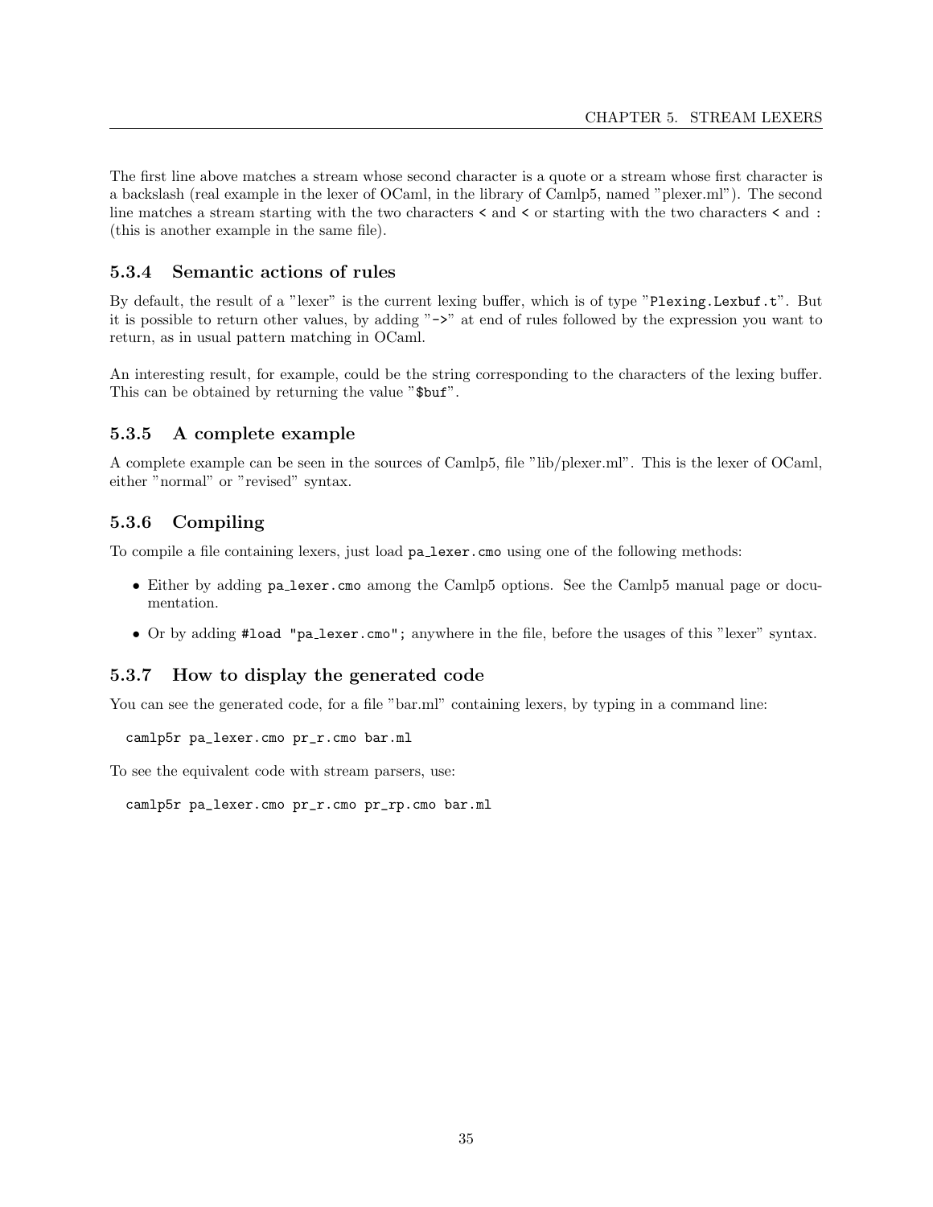The first line above matches a stream whose second character is a quote or a stream whose first character is a backslash (real example in the lexer of OCaml, in the library of Camlp5, named "plexer.ml"). The second line matches a stream starting with the two characters `<` and `<` or starting with the two characters `<` and `:` (this is another example in the same file).

### 5.3.4 Semantic actions of rules

By default, the result of a "lexer" is the current lexing buffer, which is of type "`Plexing.Lexbuf.t`". But it is possible to return other values, by adding "`->`" at end of rules followed by the expression you want to return, as in usual pattern matching in OCaml.

An interesting result, for example, could be the string corresponding to the characters of the lexing buffer. This can be obtained by returning the value "`$buf`".

### 5.3.5 A complete example

A complete example can be seen in the sources of Camlp5, file "lib/plexer.ml". This is the lexer of OCaml, either "normal" or "revised" syntax.

### 5.3.6 Compiling

To compile a file containing lexers, just load `pa_lexer.cmo` using one of the following methods:

- Either by adding `pa_lexer.cmo` among the Camlp5 options. See the Camlp5 manual page or documentation.
- Or by adding `#load "pa_lexer.cmo";` anywhere in the file, before the usages of this "lexer" syntax.

### 5.3.7 How to display the generated code

You can see the generated code, for a file "bar.ml" containing lexers, by typing in a command line:

```
camlp5r pa_lexer.cmo pr_r.cmo bar.ml
```

To see the equivalent code with stream parsers, use:

```
camlp5r pa_lexer.cmo pr_r.cmo pr_rp.cmo bar.ml
```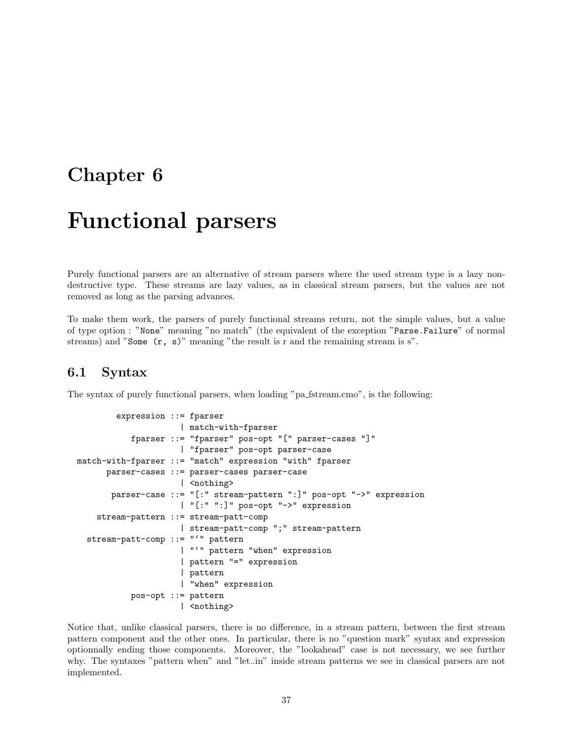# Chapter 6

# Functional parsers

Purely functional parsers are an alternative of stream parsers where the used stream type is a lazy non-destructive type. These streams are lazy values, as in classical stream parsers, but the values are not removed as long as the parsing advances.

To make them work, the parsers of purely functional streams return, not the simple values, but a value of type option : "`None`" meaning "no match" (the equivalent of the exception "`Parse.Failure`" of normal streams) and "`Some (r, s)`" meaning "the result is r and the remaining stream is s".

## 6.1 Syntax

The syntax of purely functional parsers, when loading "pa_fstream.cmo", is the following:

```
         expression ::= fparser
                      | match-with-fparser
            fparser ::= "fparser" pos-opt "[" parser-cases "]"
                      | "fparser" pos-opt parser-case
 match-with-fparser ::= "match" expression "with" fparser
       parser-cases ::= parser-cases parser-case
                      | <nothing>
        parser-case ::= "[:" stream-pattern ":]" pos-opt "->" expression
                      | "[:" ":]" pos-opt "->" expression
     stream-pattern ::= stream-patt-comp
                      | stream-patt-comp ";" stream-pattern
   stream-patt-comp ::= "`" pattern
                      | "`" pattern "when" expression
                      | pattern "=" expression
                      | pattern
                      | "when" expression
            pos-opt ::= pattern
                      | <nothing>
```

Notice that, unlike classical parsers, there is no difference, in a stream pattern, between the first stream pattern component and the other ones. In particular, there is no "question mark" syntax and expression optionnally ending those components. Moreover, the "lookahead" case is not necessary, we see further why. The syntaxes "pattern when" and "let..in" inside stream patterns we see in classical parsers are not implemented.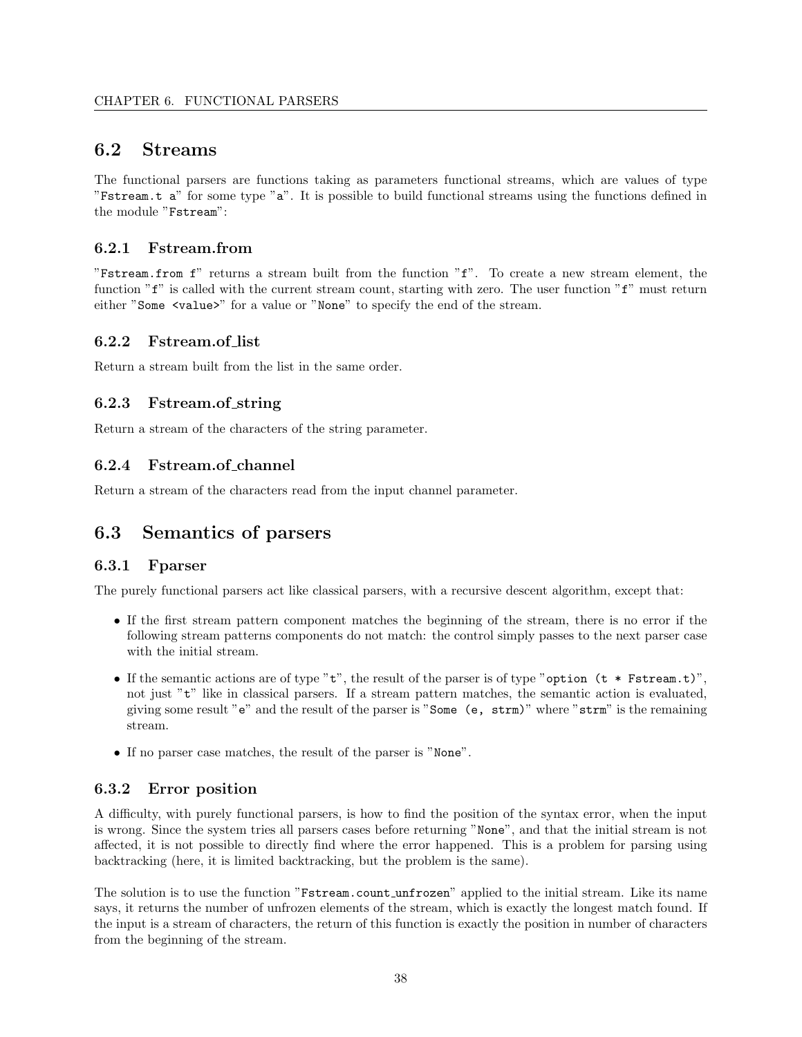## 6.2 Streams

The functional parsers are functions taking as parameters functional streams, which are values of type "`Fstream.t a`" for some type "`a`". It is possible to build functional streams using the functions defined in the module "`Fstream`":

### 6.2.1 Fstream.from

"`Fstream.from f`" returns a stream built from the function "`f`". To create a new stream element, the function "`f`" is called with the current stream count, starting with zero. The user function "`f`" must return either "`Some <value>`" for a value or "`None`" to specify the end of the stream.

### 6.2.2 Fstream.of_list

Return a stream built from the list in the same order.

### 6.2.3 Fstream.of_string

Return a stream of the characters of the string parameter.

### 6.2.4 Fstream.of_channel

Return a stream of the characters read from the input channel parameter.

## 6.3 Semantics of parsers

### 6.3.1 Fparser

The purely functional parsers act like classical parsers, with a recursive descent algorithm, except that:

- If the first stream pattern component matches the beginning of the stream, there is no error if the following stream patterns components do not match: the control simply passes to the next parser case with the initial stream.
- If the semantic actions are of type "`t`", the result of the parser is of type "`option (t * Fstream.t)`", not just "`t`" like in classical parsers. If a stream pattern matches, the semantic action is evaluated, giving some result "`e`" and the result of the parser is "`Some (e, strm)`" where "`strm`" is the remaining stream.
- If no parser case matches, the result of the parser is "`None`".

### 6.3.2 Error position

A difficulty, with purely functional parsers, is how to find the position of the syntax error, when the input is wrong. Since the system tries all parsers cases before returning "`None`", and that the initial stream is not affected, it is not possible to directly find where the error happened. This is a problem for parsing using backtracking (here, it is limited backtracking, but the problem is the same).

The solution is to use the function "`Fstream.count_unfrozen`" applied to the initial stream. Like its name says, it returns the number of unfrozen elements of the stream, which is exactly the longest match found. If the input is a stream of characters, the return of this function is exactly the position in number of characters from the beginning of the stream.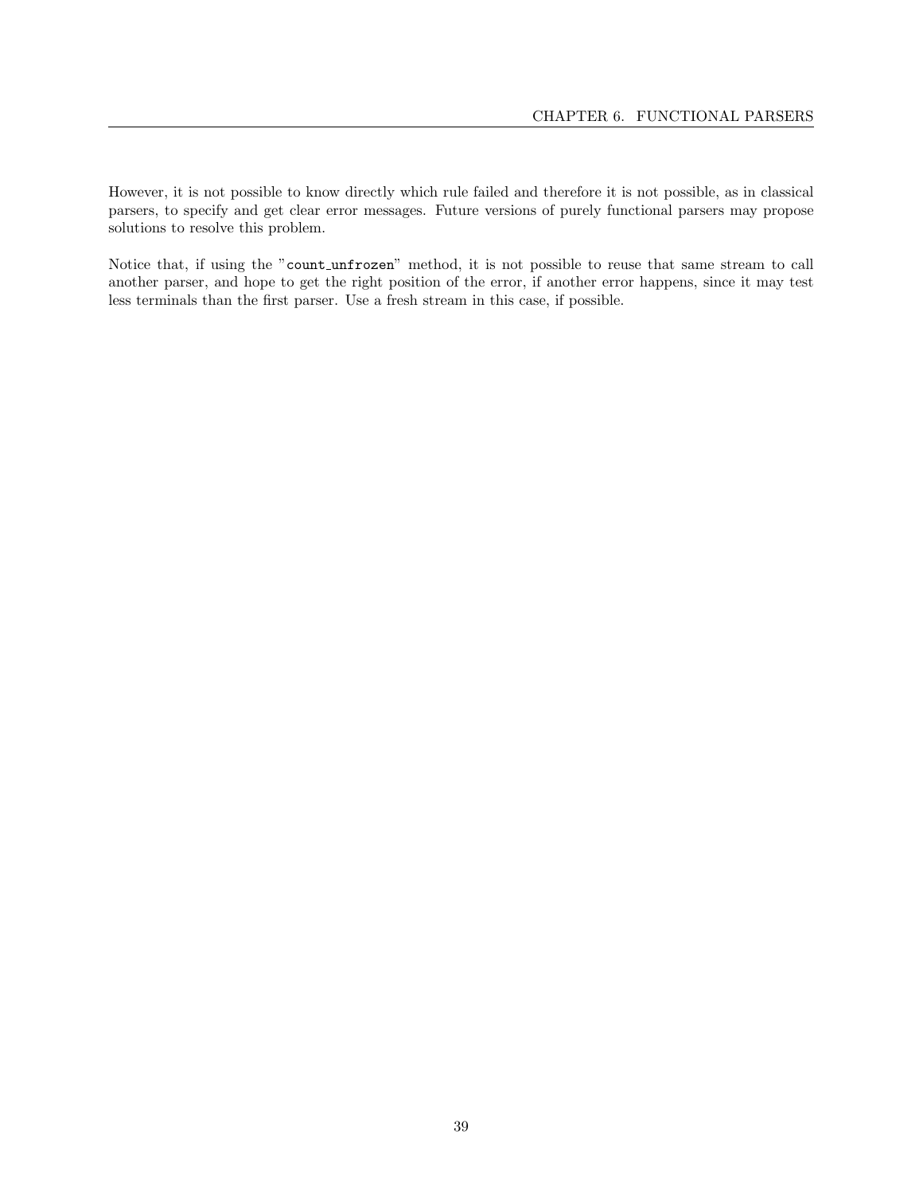However, it is not possible to know directly which rule failed and therefore it is not possible, as in classical parsers, to specify and get clear error messages. Future versions of purely functional parsers may propose solutions to resolve this problem.

Notice that, if using the "`count_unfrozen`" method, it is not possible to reuse that same stream to call another parser, and hope to get the right position of the error, if another error happens, since it may test less terminals than the first parser. Use a fresh stream in this case, if possible.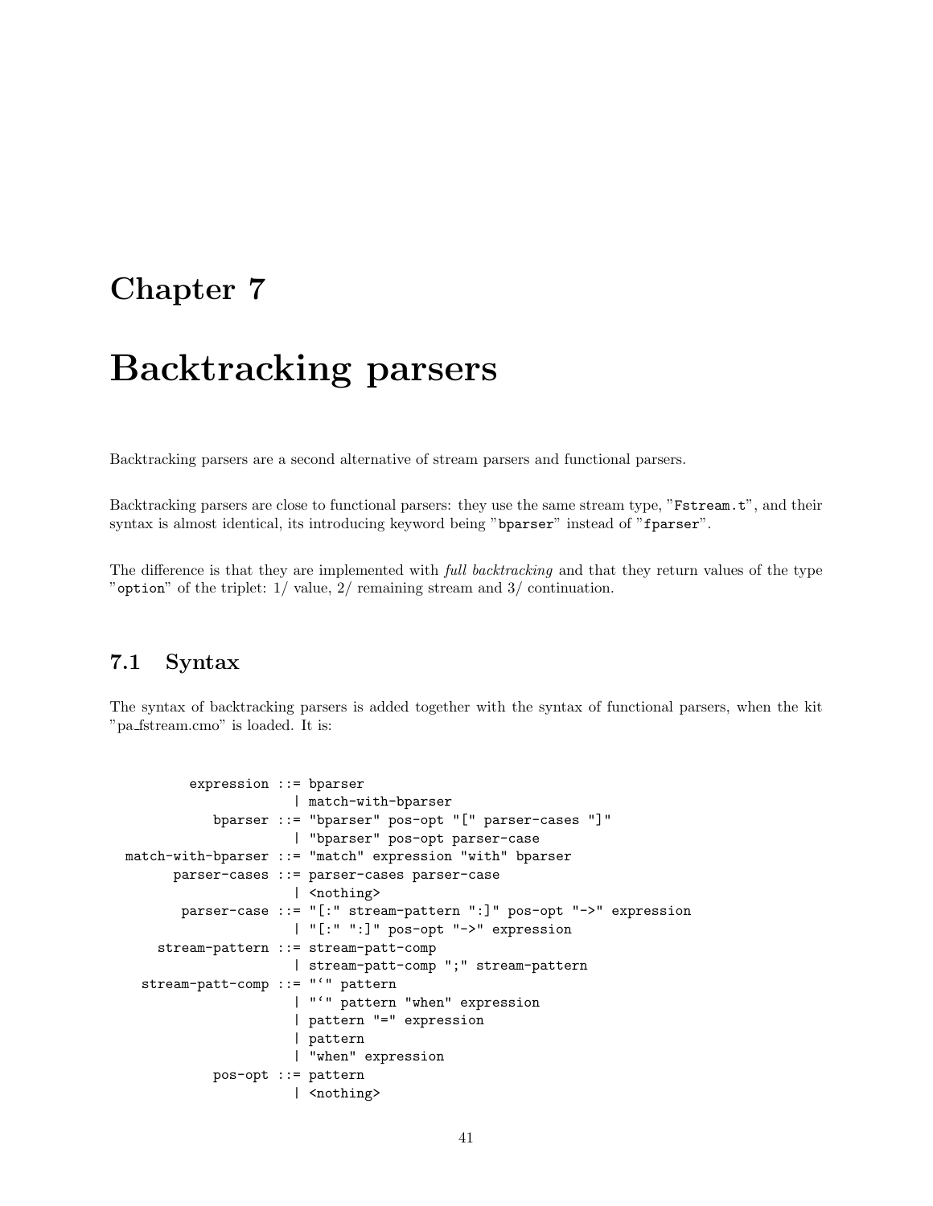# Chapter 7

# Backtracking parsers

Backtracking parsers are a second alternative of stream parsers and functional parsers.

Backtracking parsers are close to functional parsers: they use the same stream type, "`Fstream.t`", and their syntax is almost identical, its introducing keyword being "`bparser`" instead of "`fparser`".

The difference is that they are implemented with *full backtracking* and that they return values of the type "`option`" of the triplet: 1/ value, 2/ remaining stream and 3/ continuation.

## 7.1 Syntax

The syntax of backtracking parsers is added together with the syntax of functional parsers, when the kit "pa_fstream.cmo" is loaded. It is:

```
         expression ::= bparser
                      | match-with-bparser
            bparser ::= "bparser" pos-opt "[" parser-cases "]"
                      | "bparser" pos-opt parser-case
 match-with-bparser ::= "match" expression "with" bparser
       parser-cases ::= parser-cases parser-case
                      | <nothing>
        parser-case ::= "[:" stream-pattern ":]" pos-opt "->" expression
                      | "[:" ":]" pos-opt "->" expression
     stream-pattern ::= stream-patt-comp
                      | stream-patt-comp ";" stream-pattern
   stream-patt-comp ::= "`" pattern
                      | "`" pattern "when" expression
                      | pattern "=" expression
                      | pattern
                      | "when" expression
            pos-opt ::= pattern
                      | <nothing>
```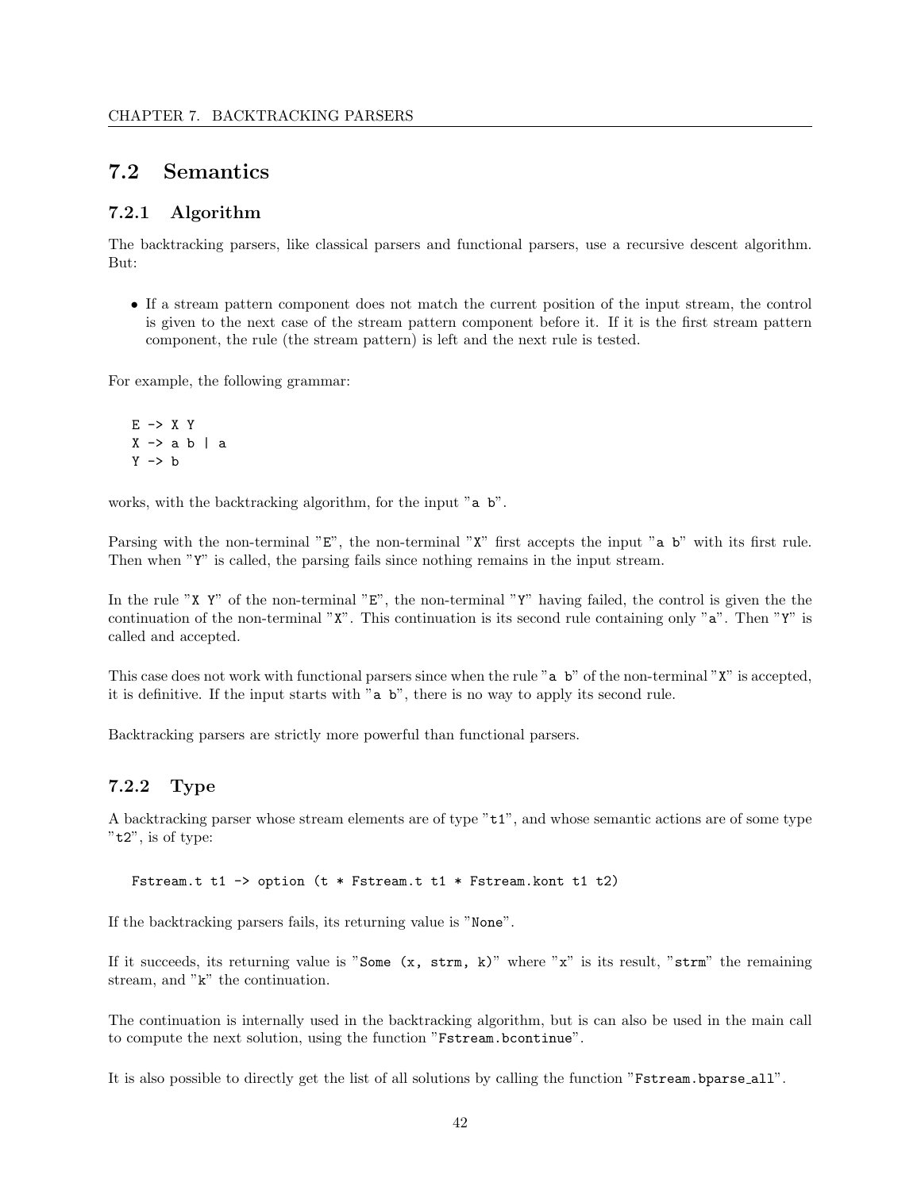## 7.2 Semantics

### 7.2.1 Algorithm

The backtracking parsers, like classical parsers and functional parsers, use a recursive descent algorithm. But:

- If a stream pattern component does not match the current position of the input stream, the control is given to the next case of the stream pattern component before it. If it is the first stream pattern component, the rule (the stream pattern) is left and the next rule is tested.

For example, the following grammar:

```
E -> X Y
X -> a b | a
Y -> b
```

works, with the backtracking algorithm, for the input "`a b`".

Parsing with the non-terminal "`E`", the non-terminal "`X`" first accepts the input "`a b`" with its first rule. Then when "`Y`" is called, the parsing fails since nothing remains in the input stream.

In the rule "`X Y`" of the non-terminal "`E`", the non-terminal "`Y`" having failed, the control is given the the continuation of the non-terminal "`X`". This continuation is its second rule containing only "`a`". Then "`Y`" is called and accepted.

This case does not work with functional parsers since when the rule "`a b`" of the non-terminal "`X`" is accepted, it is definitive. If the input starts with "`a b`", there is no way to apply its second rule.

Backtracking parsers are strictly more powerful than functional parsers.

### 7.2.2 Type

A backtracking parser whose stream elements are of type "`t1`", and whose semantic actions are of some type "`t2`", is of type:

```
Fstream.t t1 -> option (t * Fstream.t t1 * Fstream.kont t1 t2)
```

If the backtracking parsers fails, its returning value is "`None`".

If it succeeds, its returning value is "`Some (x, strm, k)`" where "`x`" is its result, "`strm`" the remaining stream, and "`k`" the continuation.

The continuation is internally used in the backtracking algorithm, but is can also be used in the main call to compute the next solution, using the function "`Fstream.bcontinue`".

It is also possible to directly get the list of all solutions by calling the function "`Fstream.bparse_all`".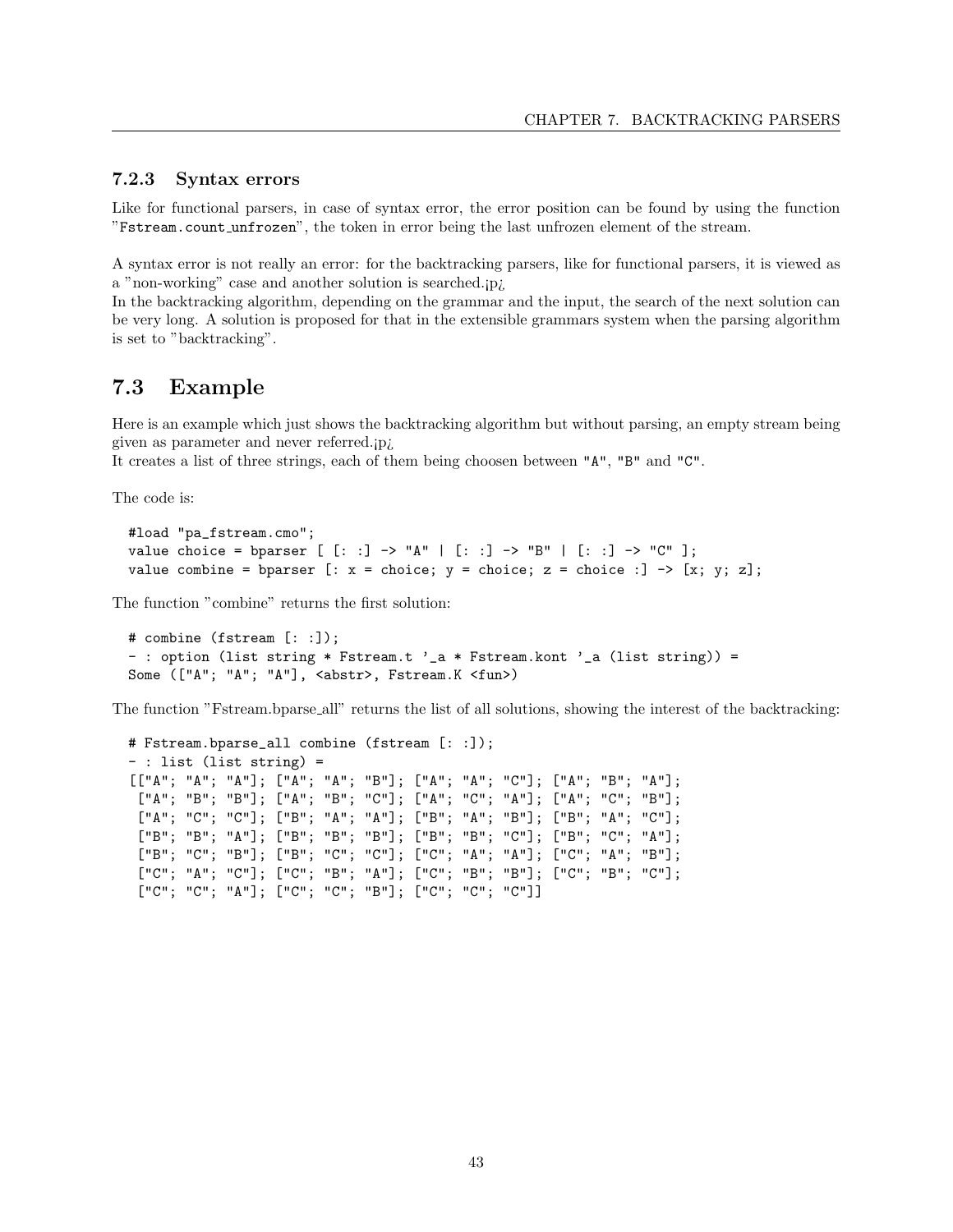### 7.2.3 Syntax errors

Like for functional parsers, in case of syntax error, the error position can be found by using the function "`Fstream.count_unfrozen`", the token in error being the last unfrozen element of the stream.

A syntax error is not really an error: for the backtracking parsers, like for functional parsers, it is viewed as a "non-working" case and another solution is searched.¡p¿
In the backtracking algorithm, depending on the grammar and the input, the search of the next solution can be very long. A solution is proposed for that in the extensible grammars system when the parsing algorithm is set to "backtracking".

## 7.3 Example

Here is an example which just shows the backtracking algorithm but without parsing, an empty stream being given as parameter and never referred.¡p¿
It creates a list of three strings, each of them being choosen between `"A"`, `"B"` and `"C"`.

The code is:

```
#load "pa_fstream.cmo";
value choice = bparser [ [: :] -> "A" | [: :] -> "B" | [: :] -> "C" ];
value combine = bparser [: x = choice; y = choice; z = choice :] -> [x; y; z];
```

The function "combine" returns the first solution:

```
# combine (fstream [: :]);
- : option (list string * Fstream.t '_a * Fstream.kont '_a (list string)) =
Some (["A"; "A"; "A"], <abstr>, Fstream.K <fun>)
```

The function "Fstream.bparse_all" returns the list of all solutions, showing the interest of the backtracking:

```
# Fstream.bparse_all combine (fstream [: :]);
- : list (list string) =
[["A"; "A"; "A"]; ["A"; "A"; "B"]; ["A"; "A"; "C"]; ["A"; "B"; "A"];
 ["A"; "B"; "B"]; ["A"; "B"; "C"]; ["A"; "C"; "A"]; ["A"; "C"; "B"];
 ["A"; "C"; "C"]; ["B"; "A"; "A"]; ["B"; "A"; "B"]; ["B"; "A"; "C"];
 ["B"; "B"; "A"]; ["B"; "B"; "B"]; ["B"; "B"; "C"]; ["B"; "C"; "A"];
 ["B"; "C"; "B"]; ["B"; "C"; "C"]; ["C"; "A"; "A"]; ["C"; "A"; "B"];
 ["C"; "A"; "C"]; ["C"; "B"; "A"]; ["C"; "B"; "B"]; ["C"; "B"; "C"];
 ["C"; "C"; "A"]; ["C"; "C"; "B"]; ["C"; "C"; "C"]]
```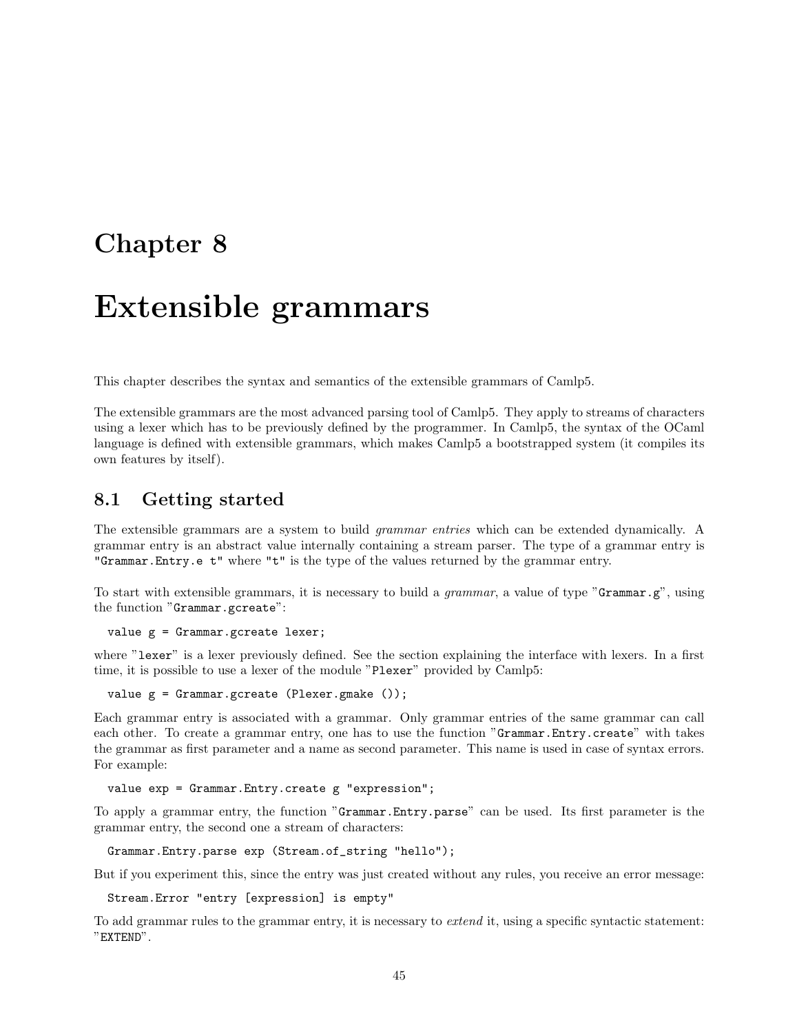# Chapter 8

# Extensible grammars

This chapter describes the syntax and semantics of the extensible grammars of Camlp5.

The extensible grammars are the most advanced parsing tool of Camlp5. They apply to streams of characters using a lexer which has to be previously defined by the programmer. In Camlp5, the syntax of the OCaml language is defined with extensible grammars, which makes Camlp5 a bootstrapped system (it compiles its own features by itself).

## 8.1 Getting started

The extensible grammars are a system to build *grammar entries* which can be extended dynamically. A grammar entry is an abstract value internally containing a stream parser. The type of a grammar entry is "`Grammar.Entry.e t`" where "`t`" is the type of the values returned by the grammar entry.

To start with extensible grammars, it is necessary to build a *grammar*, a value of type "`Grammar.g`", using the function "`Grammar.gcreate`":

```
value g = Grammar.gcreate lexer;
```

where "`lexer`" is a lexer previously defined. See the section explaining the interface with lexers. In a first time, it is possible to use a lexer of the module "`Plexer`" provided by Camlp5:

```
value g = Grammar.gcreate (Plexer.gmake ());
```

Each grammar entry is associated with a grammar. Only grammar entries of the same grammar can call each other. To create a grammar entry, one has to use the function "`Grammar.Entry.create`" with takes the grammar as first parameter and a name as second parameter. This name is used in case of syntax errors. For example:

```
value exp = Grammar.Entry.create g "expression";
```

To apply a grammar entry, the function "`Grammar.Entry.parse`" can be used. Its first parameter is the grammar entry, the second one a stream of characters:

```
Grammar.Entry.parse exp (Stream.of_string "hello");
```

But if you experiment this, since the entry was just created without any rules, you receive an error message:

```
Stream.Error "entry [expression] is empty"
```

To add grammar rules to the grammar entry, it is necessary to *extend* it, using a specific syntactic statement: "`EXTEND`".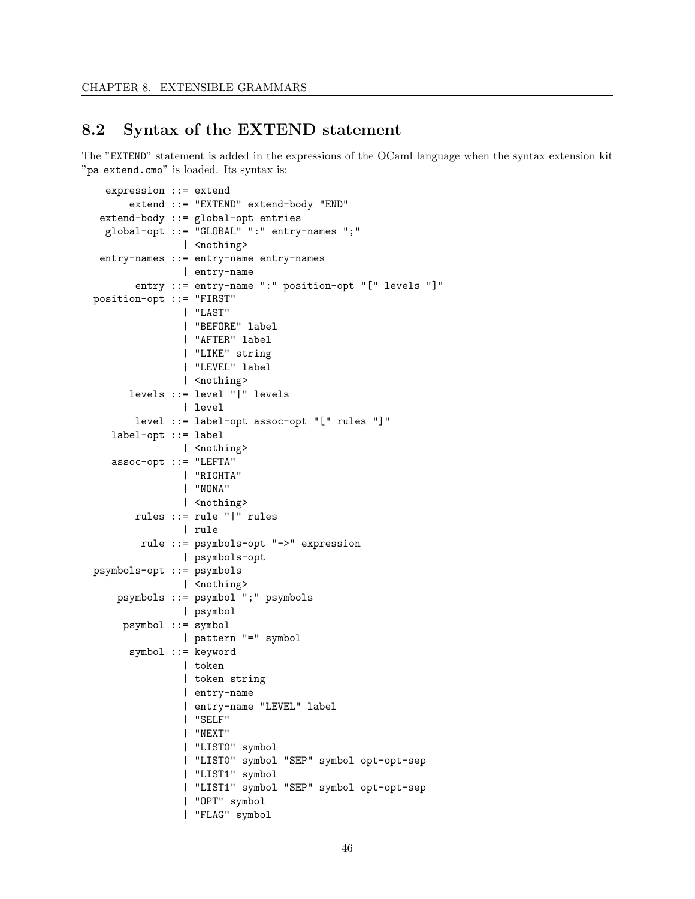## 8.2 Syntax of the EXTEND statement

The "`EXTEND`" statement is added in the expressions of the OCaml language when the syntax extension kit "`pa_extend.cmo`" is loaded. Its syntax is:

```
   expression ::= extend
       extend ::= "EXTEND" extend-body "END"
  extend-body ::= global-opt entries
   global-opt ::= "GLOBAL" ":" entry-names ";"
                | <nothing>
  entry-names ::= entry-name entry-names
                | entry-name
        entry ::= entry-name ":" position-opt "[" levels "]"
 position-opt ::= "FIRST"
                | "LAST"
                | "BEFORE" label
                | "AFTER" label
                | "LIKE" string
                | "LEVEL" label
                | <nothing>
       levels ::= level "|" levels
                | level
        level ::= label-opt assoc-opt "[" rules "]"
    label-opt ::= label
                | <nothing>
    assoc-opt ::= "LEFTA"
                | "RIGHTA"
                | "NONA"
                | <nothing>
        rules ::= rule "|" rules
                | rule
         rule ::= psymbols-opt "->" expression
                | psymbols-opt
 psymbols-opt ::= psymbols
                | <nothing>
     psymbols ::= psymbol ";" psymbols
                | psymbol
      psymbol ::= symbol
                | pattern "=" symbol
       symbol ::= keyword
                | token
                | token string
                | entry-name
                | entry-name "LEVEL" label
                | "SELF"
                | "NEXT"
                | "LIST0" symbol
                | "LIST0" symbol "SEP" symbol opt-opt-sep
                | "LIST1" symbol
                | "LIST1" symbol "SEP" symbol opt-opt-sep
                | "OPT" symbol
                | "FLAG" symbol
```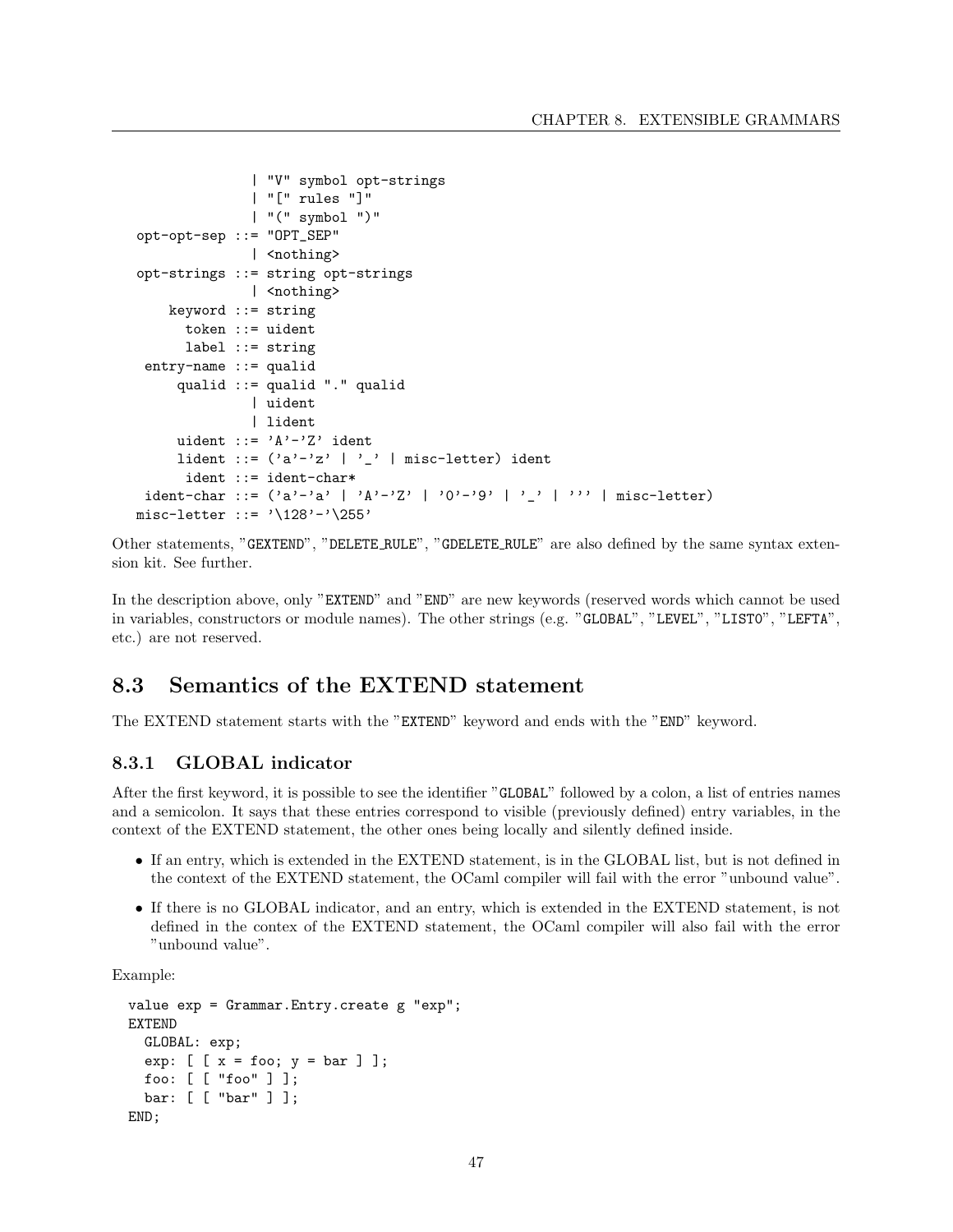```
              | "V" symbol opt-strings
              | "[" rules "]"
              | "(" symbol ")"
 opt-opt-sep ::= "OPT_SEP"
              | <nothing>
 opt-strings ::= string opt-strings
              | <nothing>
     keyword ::= string
       token ::= uident
       label ::= string
  entry-name ::= qualid
      qualid ::= qualid "." qualid
              | uident
              | lident
      uident ::= 'A'-'Z' ident
      lident ::= ('a'-'z' | '_' | misc-letter) ident
       ident ::= ident-char*
  ident-char ::= ('a'-'a' | 'A'-'Z' | '0'-'9' | '_' | ''' | misc-letter)
 misc-letter ::= '\128'-'\255'
```

Other statements, "`GEXTEND`", "`DELETE_RULE`", "`GDELETE_RULE`" are also defined by the same syntax extension kit. See further.

In the description above, only "`EXTEND`" and "`END`" are new keywords (reserved words which cannot be used in variables, constructors or module names). The other strings (e.g. "`GLOBAL`", "`LEVEL`", "`LIST0`", "`LEFTA`", etc.) are not reserved.

## 8.3 Semantics of the EXTEND statement

The EXTEND statement starts with the "`EXTEND`" keyword and ends with the "`END`" keyword.

### 8.3.1 GLOBAL indicator

After the first keyword, it is possible to see the identifier "`GLOBAL`" followed by a colon, a list of entries names and a semicolon. It says that these entries correspond to visible (previously defined) entry variables, in the context of the EXTEND statement, the other ones being locally and silently defined inside.

- If an entry, which is extended in the EXTEND statement, is in the GLOBAL list, but is not defined in the context of the EXTEND statement, the OCaml compiler will fail with the error "unbound value".
- If there is no GLOBAL indicator, and an entry, which is extended in the EXTEND statement, is not defined in the contex of the EXTEND statement, the OCaml compiler will also fail with the error "unbound value".

Example:

```
value exp = Grammar.Entry.create g "exp";
EXTEND
  GLOBAL: exp;
  exp: [ [ x = foo; y = bar ] ];
  foo: [ [ "foo" ] ];
  bar: [ [ "bar" ] ];
END;
```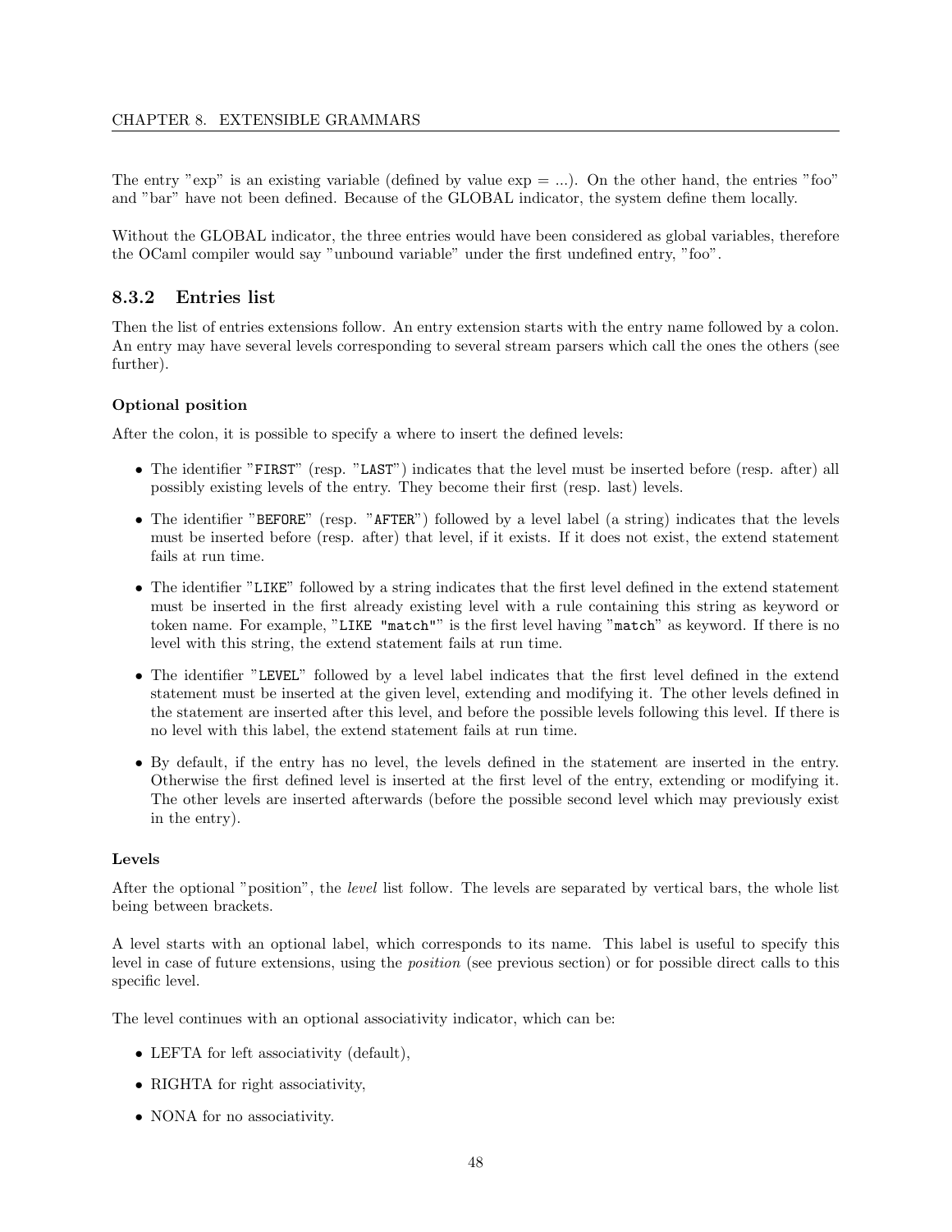The entry "exp" is an existing variable (defined by value exp = ...). On the other hand, the entries "foo" and "bar" have not been defined. Because of the GLOBAL indicator, the system define them locally.

Without the GLOBAL indicator, the three entries would have been considered as global variables, therefore the OCaml compiler would say "unbound variable" under the first undefined entry, "foo".

### 8.3.2 Entries list

Then the list of entries extensions follow. An entry extension starts with the entry name followed by a colon. An entry may have several levels corresponding to several stream parsers which call the ones the others (see further).

#### Optional position

After the colon, it is possible to specify a where to insert the defined levels:

- The identifier "`FIRST`" (resp. "`LAST`") indicates that the level must be inserted before (resp. after) all possibly existing levels of the entry. They become their first (resp. last) levels.
- The identifier "`BEFORE`" (resp. "`AFTER`") followed by a level label (a string) indicates that the levels must be inserted before (resp. after) that level, if it exists. If it does not exist, the extend statement fails at run time.
- The identifier "`LIKE`" followed by a string indicates that the first level defined in the extend statement must be inserted in the first already existing level with a rule containing this string as keyword or token name. For example, "`LIKE "match"`" is the first level having "`match`" as keyword. If there is no level with this string, the extend statement fails at run time.
- The identifier "`LEVEL`" followed by a level label indicates that the first level defined in the extend statement must be inserted at the given level, extending and modifying it. The other levels defined in the statement are inserted after this level, and before the possible levels following this level. If there is no level with this label, the extend statement fails at run time.
- By default, if the entry has no level, the levels defined in the statement are inserted in the entry. Otherwise the first defined level is inserted at the first level of the entry, extending or modifying it. The other levels are inserted afterwards (before the possible second level which may previously exist in the entry).

#### Levels

After the optional "position", the *level* list follow. The levels are separated by vertical bars, the whole list being between brackets.

A level starts with an optional label, which corresponds to its name. This label is useful to specify this level in case of future extensions, using the *position* (see previous section) or for possible direct calls to this specific level.

The level continues with an optional associativity indicator, which can be:

- LEFTA for left associativity (default),
- RIGHTA for right associativity,
- NONA for no associativity.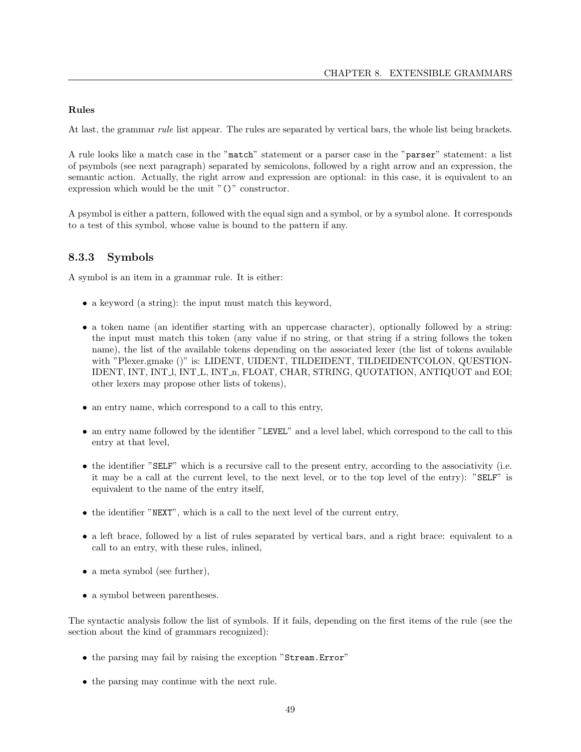#### Rules

At last, the grammar *rule* list appear. The rules are separated by vertical bars, the whole list being brackets.

A rule looks like a match case in the "`match`" statement or a parser case in the "`parser`" statement: a list of psymbols (see next paragraph) separated by semicolons, followed by a right arrow and an expression, the semantic action. Actually, the right arrow and expression are optional: in this case, it is equivalent to an expression which would be the unit "`()`" constructor.

A psymbol is either a pattern, followed with the equal sign and a symbol, or by a symbol alone. It corresponds to a test of this symbol, whose value is bound to the pattern if any.

### 8.3.3 Symbols

A symbol is an item in a grammar rule. It is either:

- a keyword (a string): the input must match this keyword,
- a token name (an identifier starting with an uppercase character), optionally followed by a string: the input must match this token (any value if no string, or that string if a string follows the token name), the list of the available tokens depending on the associated lexer (the list of tokens available with "Plexer.gmake ()" is: LIDENT, UIDENT, TILDEIDENT, TILDEIDENTCOLON, QUESTIONIDENT, INT, INT_l, INT_L, INT_n, FLOAT, CHAR, STRING, QUOTATION, ANTIQUOT and EOI; other lexers may propose other lists of tokens),
- an entry name, which correspond to a call to this entry,
- an entry name followed by the identifier "`LEVEL`" and a level label, which correspond to the call to this entry at that level,
- the identifier "`SELF`" which is a recursive call to the present entry, according to the associativity (i.e. it may be a call at the current level, to the next level, or to the top level of the entry): "`SELF`" is equivalent to the name of the entry itself,
- the identifier "`NEXT`", which is a call to the next level of the current entry,
- a left brace, followed by a list of rules separated by vertical bars, and a right brace: equivalent to a call to an entry, with these rules, inlined,
- a meta symbol (see further),
- a symbol between parentheses.

The syntactic analysis follow the list of symbols. If it fails, depending on the first items of the rule (see the section about the kind of grammars recognized):

- the parsing may fail by raising the exception "`Stream.Error`"
- the parsing may continue with the next rule.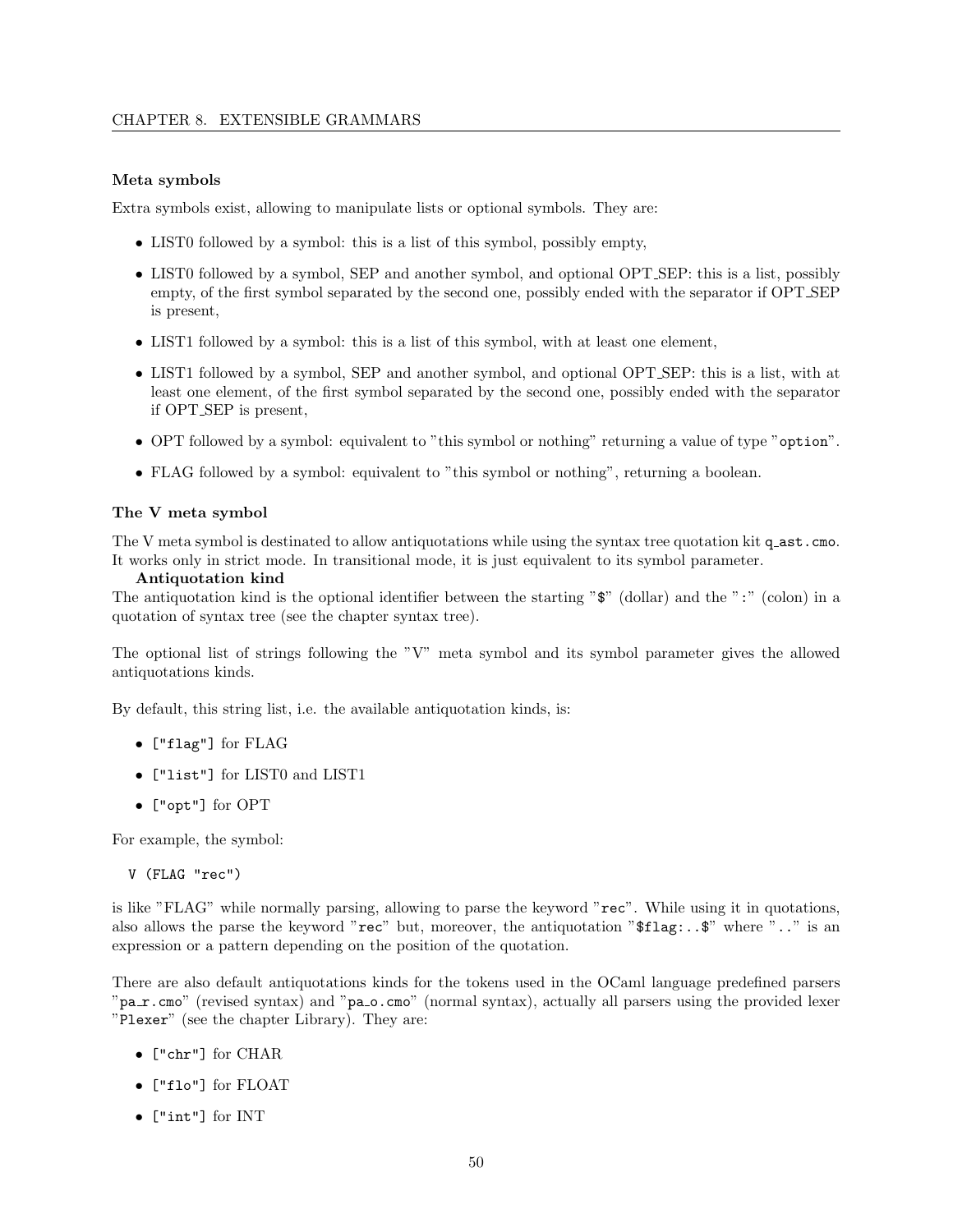### Meta symbols

Extra symbols exist, allowing to manipulate lists or optional symbols. They are:

- LIST0 followed by a symbol: this is a list of this symbol, possibly empty,
- LIST0 followed by a symbol, SEP and another symbol, and optional OPT_SEP: this is a list, possibly empty, of the first symbol separated by the second one, possibly ended with the separator if OPT_SEP is present,
- LIST1 followed by a symbol: this is a list of this symbol, with at least one element,
- LIST1 followed by a symbol, SEP and another symbol, and optional OPT_SEP: this is a list, with at least one element, of the first symbol separated by the second one, possibly ended with the separator if OPT_SEP is present,
- OPT followed by a symbol: equivalent to "this symbol or nothing" returning a value of type "`option`".
- FLAG followed by a symbol: equivalent to "this symbol or nothing", returning a boolean.

### The V meta symbol

The V meta symbol is destinated to allow antiquotations while using the syntax tree quotation kit `q_ast.cmo`. It works only in strict mode. In transitional mode, it is just equivalent to its symbol parameter.

**Antiquotation kind**

The antiquotation kind is the optional identifier between the starting "`$`" (dollar) and the "`:`" (colon) in a quotation of syntax tree (see the chapter syntax tree).

The optional list of strings following the "V" meta symbol and its symbol parameter gives the allowed antiquotations kinds.

By default, this string list, i.e. the available antiquotation kinds, is:

- `["flag"]` for FLAG
- `["list"]` for LIST0 and LIST1
- `["opt"]` for OPT

For example, the symbol:

```
V (FLAG "rec")
```

is like "FLAG" while normally parsing, allowing to parse the keyword "`rec`". While using it in quotations, also allows the parse the keyword "`rec`" but, moreover, the antiquotation "`$flag:..$`" where "`..`" is an expression or a pattern depending on the position of the quotation.

There are also default antiquotations kinds for the tokens used in the OCaml language predefined parsers "`pa_r.cmo`" (revised syntax) and "`pa_o.cmo`" (normal syntax), actually all parsers using the provided lexer "`Plexer`" (see the chapter Library). They are:

- `["chr"]` for CHAR
- `["flo"]` for FLOAT
- `["int"]` for INT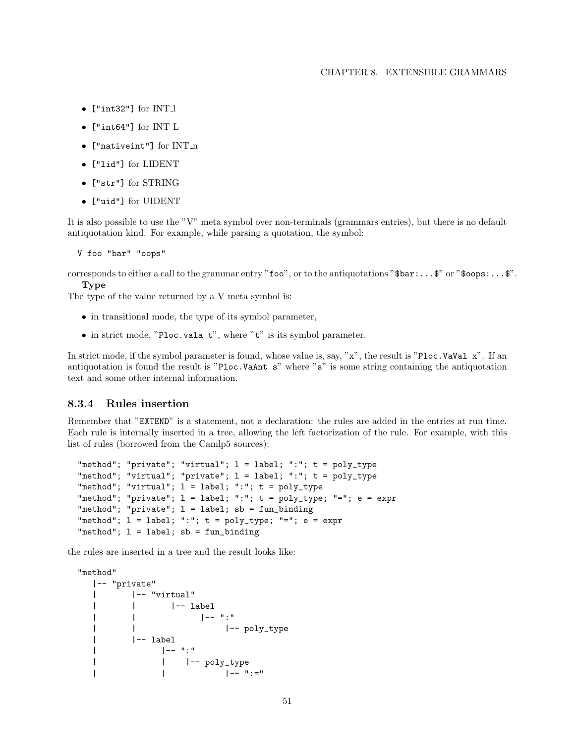- `["int32"]` for INT_l
- `["int64"]` for INT_L
- `["nativeint"]` for INT_n
- `["lid"]` for LIDENT
- `["str"]` for STRING
- `["uid"]` for UIDENT

It is also possible to use the "V" meta symbol over non-terminals (grammars entries), but there is no default antiquotation kind. For example, while parsing a quotation, the symbol:

```
V foo "bar" "oops"
```

corresponds to either a call to the grammar entry "`foo`", or to the antiquotations "`$bar:...$`" or "`$oops:...$`".

**Type**

The type of the value returned by a V meta symbol is:

- in transitional mode, the type of its symbol parameter,
- in strict mode, "`Ploc.vala t`", where "`t`" is its symbol parameter.

In strict mode, if the symbol parameter is found, whose value is, say, "`x`", the result is "`Ploc.VaVal x`". If an antiquotation is found the result is "`Ploc.VaAnt s`" where "`s`" is some string containing the antiquotation text and some other internal information.

### 8.3.4 Rules insertion

Remember that "`EXTEND`" is a statement, not a declaration: the rules are added in the entries at run time. Each rule is internally inserted in a tree, allowing the left factorization of the rule. For example, with this list of rules (borrowed from the Camlp5 sources):

```
"method"; "private"; "virtual"; l = label; ":"; t = poly_type
"method"; "virtual"; "private"; l = label; ":"; t = poly_type
"method"; "virtual"; l = label; ":"; t = poly_type
"method"; "private"; l = label; ":"; t = poly_type; "="; e = expr
"method"; "private"; l = label; sb = fun_binding
"method"; l = label; ":"; t = poly_type; "="; e = expr
"method"; l = label; sb = fun_binding
```

the rules are inserted in a tree and the result looks like:

```
"method"
   |-- "private"
   |       |-- "virtual"
   |       |       |-- label
   |       |             |-- ":"
   |       |                   |-- poly_type
   |       |-- label
   |             |-- ":"
   |             |    |-- poly_type
   |             |            |-- ":="
```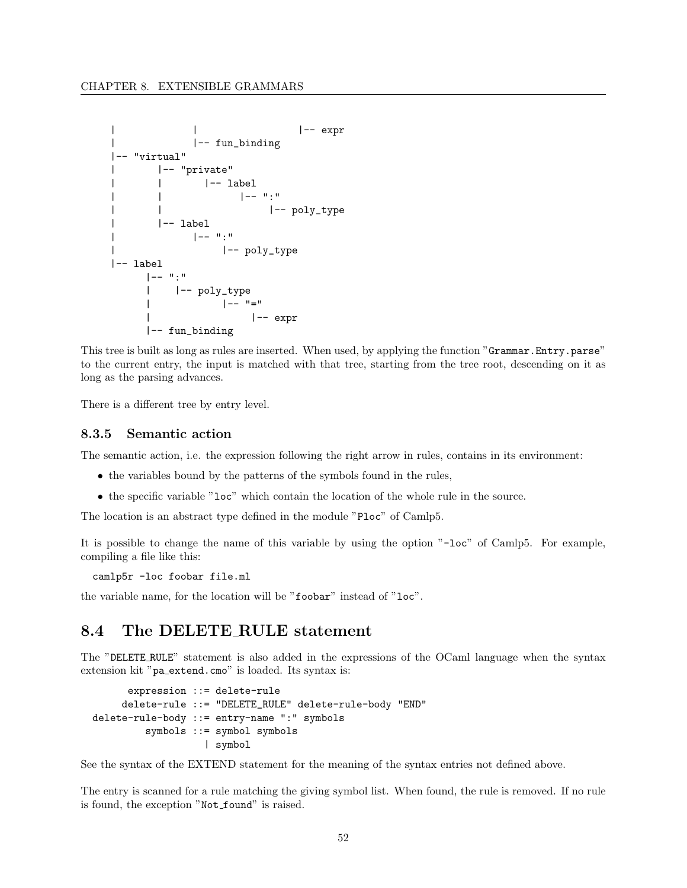```
|             |                 |-- expr
|             |-- fun_binding
|-- "virtual"
|       |-- "private"
|       |       |-- label
|       |              |-- ":"
|       |                    |-- poly_type
|       |-- label
|             |-- ":"
|                   |-- poly_type
|-- label
       |-- ":"
       |    |-- poly_type
       |             |-- "="
       |                   |-- expr
       |-- fun_binding
```

This tree is built as long as rules are inserted. When used, by applying the function "`Grammar.Entry.parse`" to the current entry, the input is matched with that tree, starting from the tree root, descending on it as long as the parsing advances.

There is a different tree by entry level.

### 8.3.5 Semantic action

The semantic action, i.e. the expression following the right arrow in rules, contains in its environment:

- the variables bound by the patterns of the symbols found in the rules,
- the specific variable "`loc`" which contain the location of the whole rule in the source.

The location is an abstract type defined in the module "`Ploc`" of Camlp5.

It is possible to change the name of this variable by using the option "`-loc`" of Camlp5. For example, compiling a file like this:

```
camlp5r -loc foobar file.ml
```

the variable name, for the location will be "`foobar`" instead of "`loc`".

## 8.4 The DELETE_RULE statement

The "`DELETE_RULE`" statement is also added in the expressions of the OCaml language when the syntax extension kit "`pa_extend.cmo`" is loaded. Its syntax is:

```
       expression ::= delete-rule
      delete-rule ::= "DELETE_RULE" delete-rule-body "END"
 delete-rule-body ::= entry-name ":" symbols
          symbols ::= symbol symbols
                    | symbol
```

See the syntax of the EXTEND statement for the meaning of the syntax entries not defined above.

The entry is scanned for a rule matching the giving symbol list. When found, the rule is removed. If no rule is found, the exception "`Not_found`" is raised.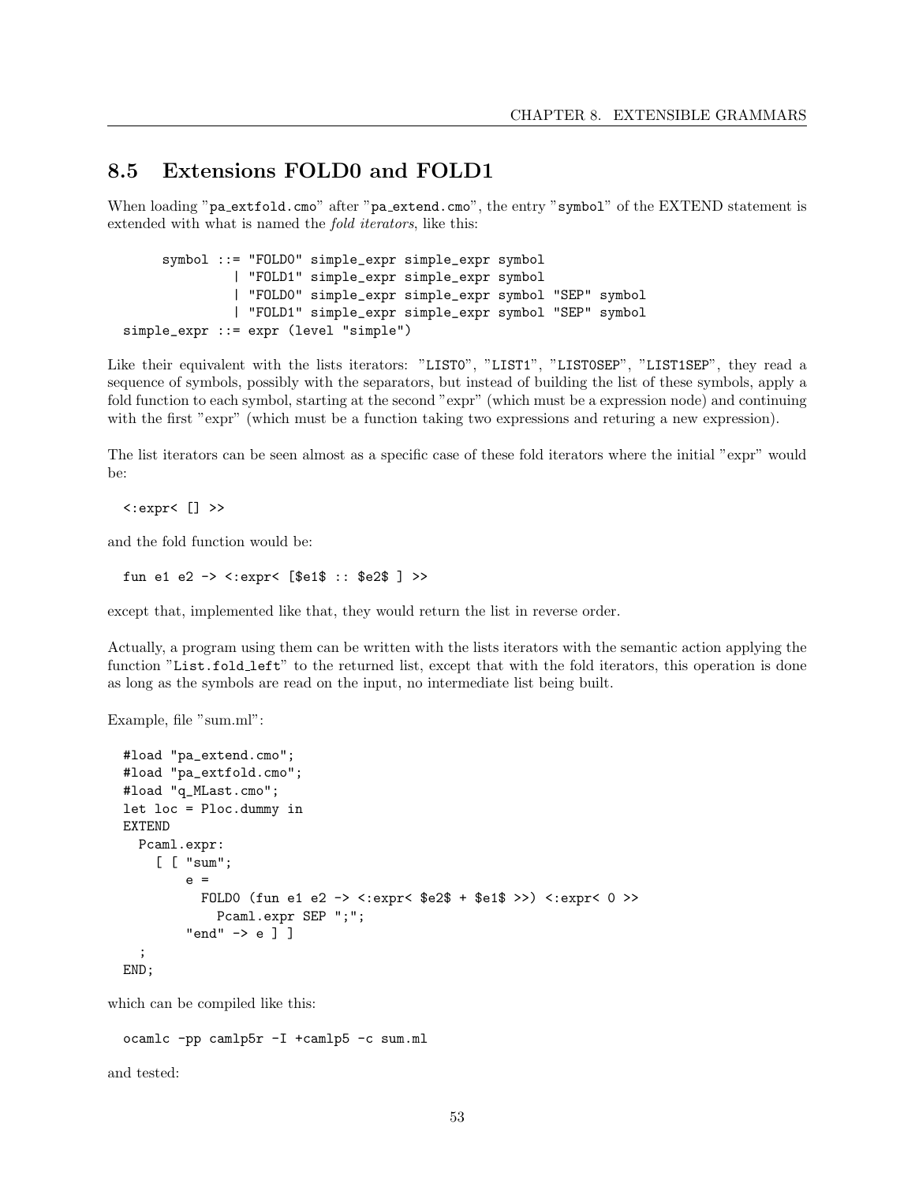## 8.5 Extensions FOLD0 and FOLD1

When loading "`pa_extfold.cmo`" after "`pa_extend.cmo`", the entry "`symbol`" of the EXTEND statement is extended with what is named the *fold iterators*, like this:

```
      symbol ::= "FOLD0" simple_expr simple_expr symbol
               | "FOLD1" simple_expr simple_expr symbol
               | "FOLD0" simple_expr simple_expr symbol "SEP" symbol
               | "FOLD1" simple_expr simple_expr symbol "SEP" symbol
  simple_expr ::= expr (level "simple")
```

Like their equivalent with the lists iterators: "`LIST0`", "`LIST1`", "`LIST0SEP`", "`LIST1SEP`", they read a sequence of symbols, possibly with the separators, but instead of building the list of these symbols, apply a fold function to each symbol, starting at the second "expr" (which must be a expression node) and continuing with the first "expr" (which must be a function taking two expressions and returing a new expression).

The list iterators can be seen almost as a specific case of these fold iterators where the initial "expr" would be:

```
  <:expr< [] >>
```

and the fold function would be:

```
  fun e1 e2 -> <:expr< [$e1$ :: $e2$ ] >>
```

except that, implemented like that, they would return the list in reverse order.

Actually, a program using them can be written with the lists iterators with the semantic action applying the function "`List.fold_left`" to the returned list, except that with the fold iterators, this operation is done as long as the symbols are read on the input, no intermediate list being built.

Example, file "sum.ml":

```
  #load "pa_extend.cmo";
  #load "pa_extfold.cmo";
  #load "q_MLast.cmo";
  let loc = Ploc.dummy in
  EXTEND
    Pcaml.expr:
      [ [ "sum";
          e =
            FOLD0 (fun e1 e2 -> <:expr< $e2$ + $e1$ >>) <:expr< 0 >>
              Pcaml.expr SEP ";";
          "end" -> e ] ]
    ;
  END;
```

which can be compiled like this:

```
  ocamlc -pp camlp5r -I +camlp5 -c sum.ml
```

and tested: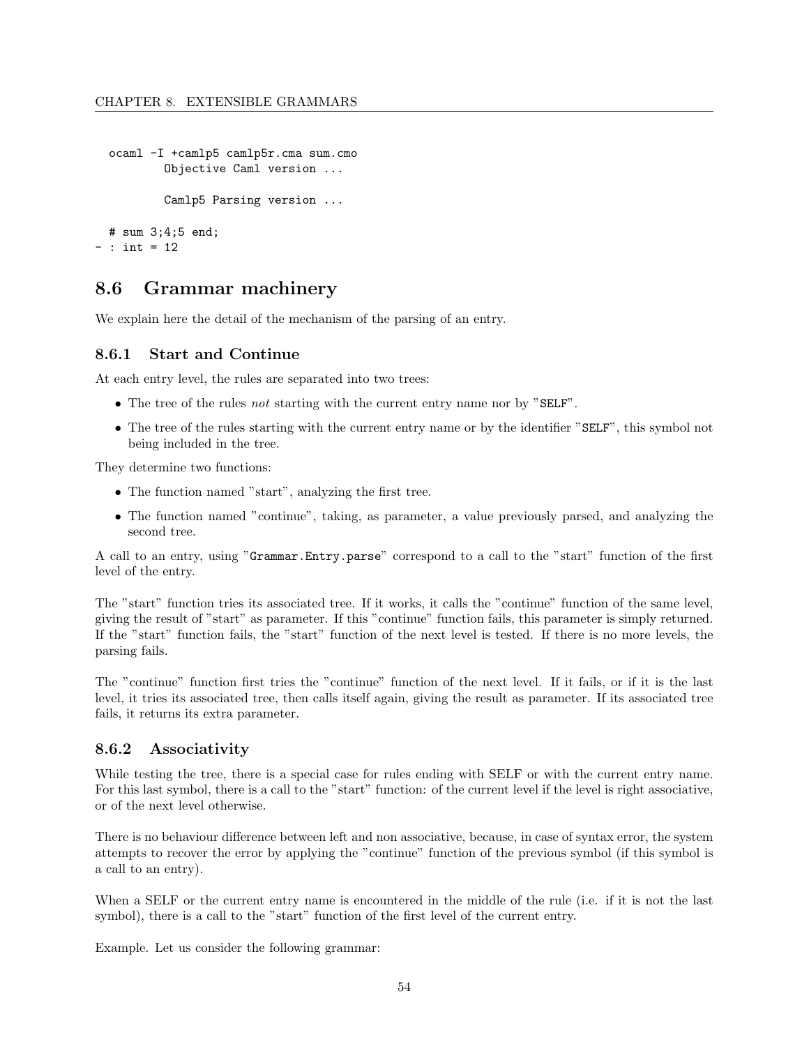```
  ocaml -I +camlp5 camlp5r.cma sum.cmo
          Objective Caml version ...

          Camlp5 Parsing version ...

  # sum 3;4;5 end;
- : int = 12
```

## 8.6 Grammar machinery

We explain here the detail of the mechanism of the parsing of an entry.

### 8.6.1 Start and Continue

At each entry level, the rules are separated into two trees:

- The tree of the rules *not* starting with the current entry name nor by "`SELF`".
- The tree of the rules starting with the current entry name or by the identifier "`SELF`", this symbol not being included in the tree.

They determine two functions:

- The function named "start", analyzing the first tree.
- The function named "continue", taking, as parameter, a value previously parsed, and analyzing the second tree.

A call to an entry, using "`Grammar.Entry.parse`" correspond to a call to the "start" function of the first level of the entry.

The "start" function tries its associated tree. If it works, it calls the "continue" function of the same level, giving the result of "start" as parameter. If this "continue" function fails, this parameter is simply returned. If the "start" function fails, the "start" function of the next level is tested. If there is no more levels, the parsing fails.

The "continue" function first tries the "continue" function of the next level. If it fails, or if it is the last level, it tries its associated tree, then calls itself again, giving the result as parameter. If its associated tree fails, it returns its extra parameter.

### 8.6.2 Associativity

While testing the tree, there is a special case for rules ending with SELF or with the current entry name. For this last symbol, there is a call to the "start" function: of the current level if the level is right associative, or of the next level otherwise.

There is no behaviour difference between left and non associative, because, in case of syntax error, the system attempts to recover the error by applying the "continue" function of the previous symbol (if this symbol is a call to an entry).

When a SELF or the current entry name is encountered in the middle of the rule (i.e. if it is not the last symbol), there is a call to the "start" function of the first level of the current entry.

Example. Let us consider the following grammar: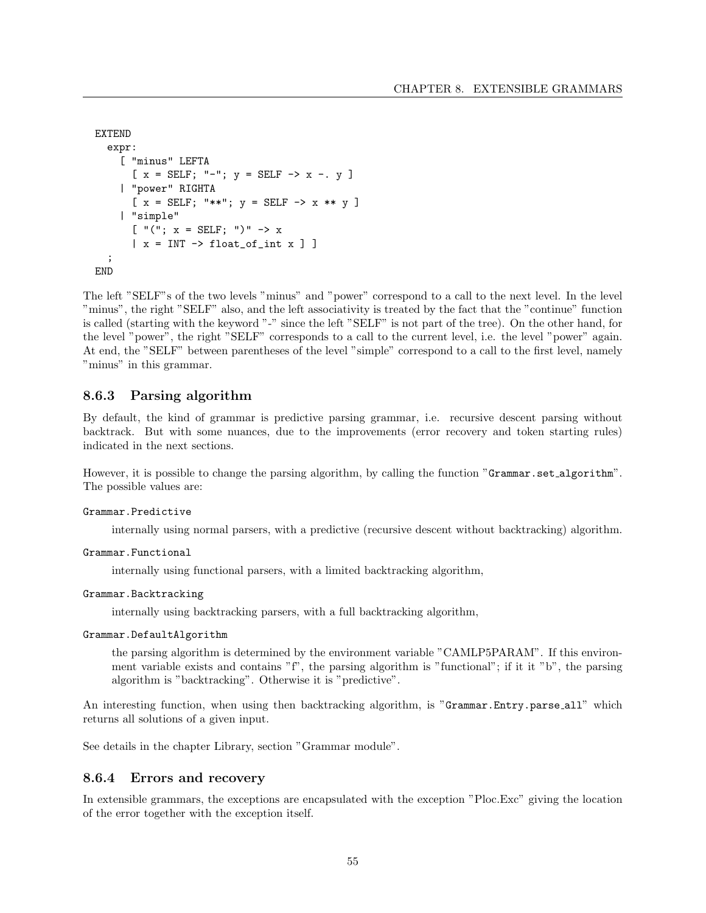```
EXTEND
  expr:
    [ "minus" LEFTA
      [ x = SELF; "-"; y = SELF -> x -. y ]
    | "power" RIGHTA
      [ x = SELF; "**"; y = SELF -> x ** y ]
    | "simple"
      [ "("; x = SELF; ")" -> x
      | x = INT -> float_of_int x ] ]
  ;
END
```

The left "SELF"s of the two levels "minus" and "power" correspond to a call to the next level. In the level "minus", the right "SELF" also, and the left associativity is treated by the fact that the "continue" function is called (starting with the keyword "-" since the left "SELF" is not part of the tree). On the other hand, for the level "power", the right "SELF" corresponds to a call to the current level, i.e. the level "power" again. At end, the "SELF" between parentheses of the level "simple" correspond to a call to the first level, namely "minus" in this grammar.

### 8.6.3 Parsing algorithm

By default, the kind of grammar is predictive parsing grammar, i.e. recursive descent parsing without backtrack. But with some nuances, due to the improvements (error recovery and token starting rules) indicated in the next sections.

However, it is possible to change the parsing algorithm, by calling the function "`Grammar.set_algorithm`". The possible values are:

`Grammar.Predictive`

: internally using normal parsers, with a predictive (recursive descent without backtracking) algorithm.

`Grammar.Functional`

: internally using functional parsers, with a limited backtracking algorithm,

`Grammar.Backtracking`

: internally using backtracking parsers, with a full backtracking algorithm,

`Grammar.DefaultAlgorithm`

: the parsing algorithm is determined by the environment variable "CAMLP5PARAM". If this environment variable exists and contains "f", the parsing algorithm is "functional"; if it it "b", the parsing algorithm is "backtracking". Otherwise it is "predictive".

An interesting function, when using then backtracking algorithm, is "`Grammar.Entry.parse_all`" which returns all solutions of a given input.

See details in the chapter Library, section "Grammar module".

### 8.6.4 Errors and recovery

In extensible grammars, the exceptions are encapsulated with the exception "Ploc.Exc" giving the location of the error together with the exception itself.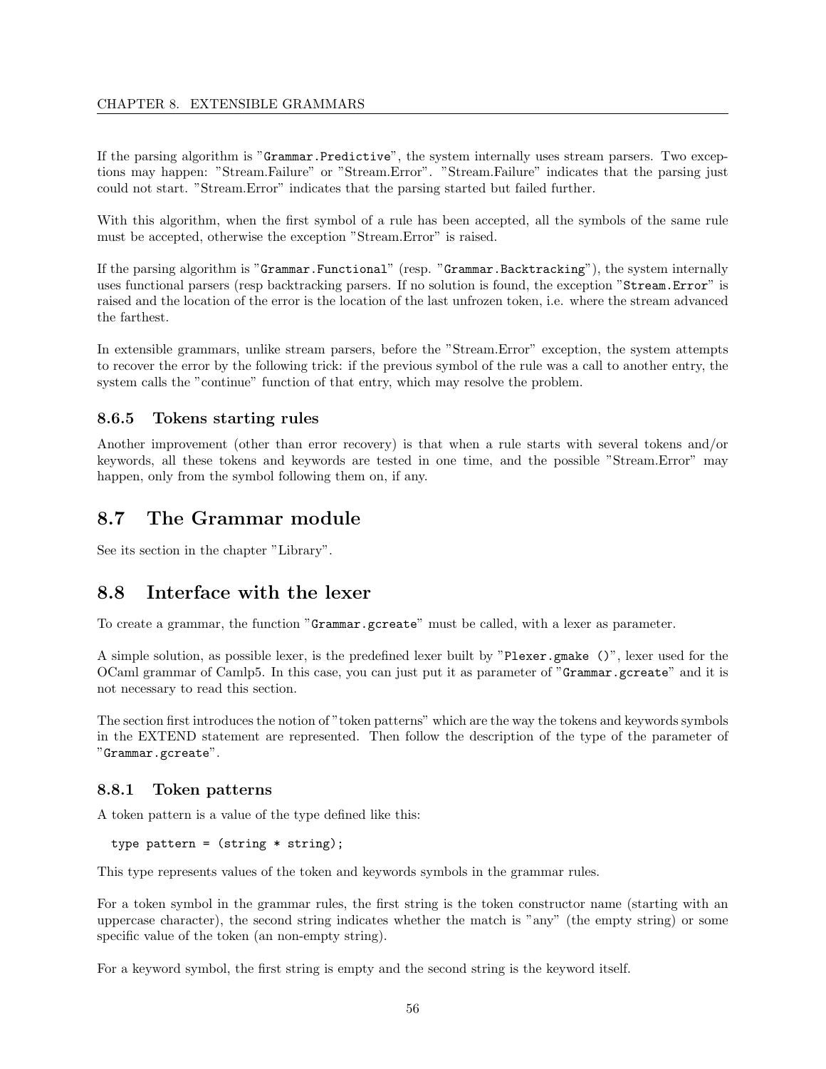If the parsing algorithm is "`Grammar.Predictive`", the system internally uses stream parsers. Two exceptions may happen: "Stream.Failure" or "Stream.Error". "Stream.Failure" indicates that the parsing just could not start. "Stream.Error" indicates that the parsing started but failed further.

With this algorithm, when the first symbol of a rule has been accepted, all the symbols of the same rule must be accepted, otherwise the exception "Stream.Error" is raised.

If the parsing algorithm is "`Grammar.Functional`" (resp. "`Grammar.Backtracking`"), the system internally uses functional parsers (resp backtracking parsers. If no solution is found, the exception "`Stream.Error`" is raised and the location of the error is the location of the last unfrozen token, i.e. where the stream advanced the farthest.

In extensible grammars, unlike stream parsers, before the "Stream.Error" exception, the system attempts to recover the error by the following trick: if the previous symbol of the rule was a call to another entry, the system calls the "continue" function of that entry, which may resolve the problem.

### 8.6.5 Tokens starting rules

Another improvement (other than error recovery) is that when a rule starts with several tokens and/or keywords, all these tokens and keywords are tested in one time, and the possible "Stream.Error" may happen, only from the symbol following them on, if any.

## 8.7 The Grammar module

See its section in the chapter "Library".

## 8.8 Interface with the lexer

To create a grammar, the function "`Grammar.gcreate`" must be called, with a lexer as parameter.

A simple solution, as possible lexer, is the predefined lexer built by "`Plexer.gmake ()`", lexer used for the OCaml grammar of Camlp5. In this case, you can just put it as parameter of "`Grammar.gcreate`" and it is not necessary to read this section.

The section first introduces the notion of "token patterns" which are the way the tokens and keywords symbols in the EXTEND statement are represented. Then follow the description of the type of the parameter of "`Grammar.gcreate`".

### 8.8.1 Token patterns

A token pattern is a value of the type defined like this:

```
type pattern = (string * string);
```

This type represents values of the token and keywords symbols in the grammar rules.

For a token symbol in the grammar rules, the first string is the token constructor name (starting with an uppercase character), the second string indicates whether the match is "any" (the empty string) or some specific value of the token (an non-empty string).

For a keyword symbol, the first string is empty and the second string is the keyword itself.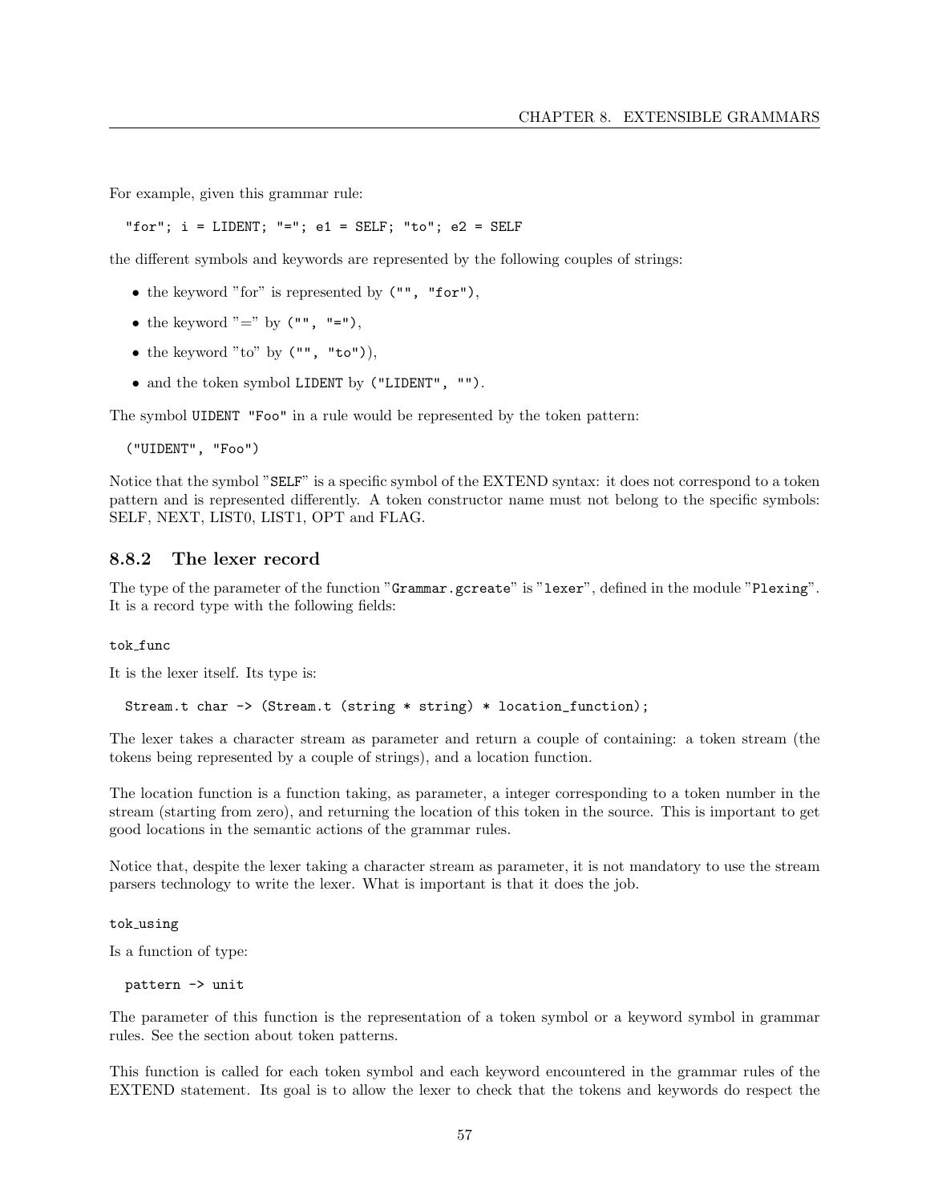For example, given this grammar rule:

```
"for"; i = LIDENT; "="; e1 = SELF; "to"; e2 = SELF
```

the different symbols and keywords are represented by the following couples of strings:

- the keyword "for" is represented by `("", "for")`,
- the keyword "=" by `("", "=")`,
- the keyword "to" by `("", "to")`),
- and the token symbol `LIDENT` by `("LIDENT", "")`.

The symbol `UIDENT "Foo"` in a rule would be represented by the token pattern:

```
("UIDENT", "Foo")
```

Notice that the symbol "`SELF`" is a specific symbol of the EXTEND syntax: it does not correspond to a token pattern and is represented differently. A token constructor name must not belong to the specific symbols: SELF, NEXT, LIST0, LIST1, OPT and FLAG.

### 8.8.2 The lexer record

The type of the parameter of the function "`Grammar.gcreate`" is "`lexer`", defined in the module "`Plexing`". It is a record type with the following fields:

`tok_func`

It is the lexer itself. Its type is:

```
Stream.t char -> (Stream.t (string * string) * location_function);
```

The lexer takes a character stream as parameter and return a couple of containing: a token stream (the tokens being represented by a couple of strings), and a location function.

The location function is a function taking, as parameter, a integer corresponding to a token number in the stream (starting from zero), and returning the location of this token in the source. This is important to get good locations in the semantic actions of the grammar rules.

Notice that, despite the lexer taking a character stream as parameter, it is not mandatory to use the stream parsers technology to write the lexer. What is important is that it does the job.

`tok_using`

Is a function of type:

```
pattern -> unit
```

The parameter of this function is the representation of a token symbol or a keyword symbol in grammar rules. See the section about token patterns.

This function is called for each token symbol and each keyword encountered in the grammar rules of the EXTEND statement. Its goal is to allow the lexer to check that the tokens and keywords do respect the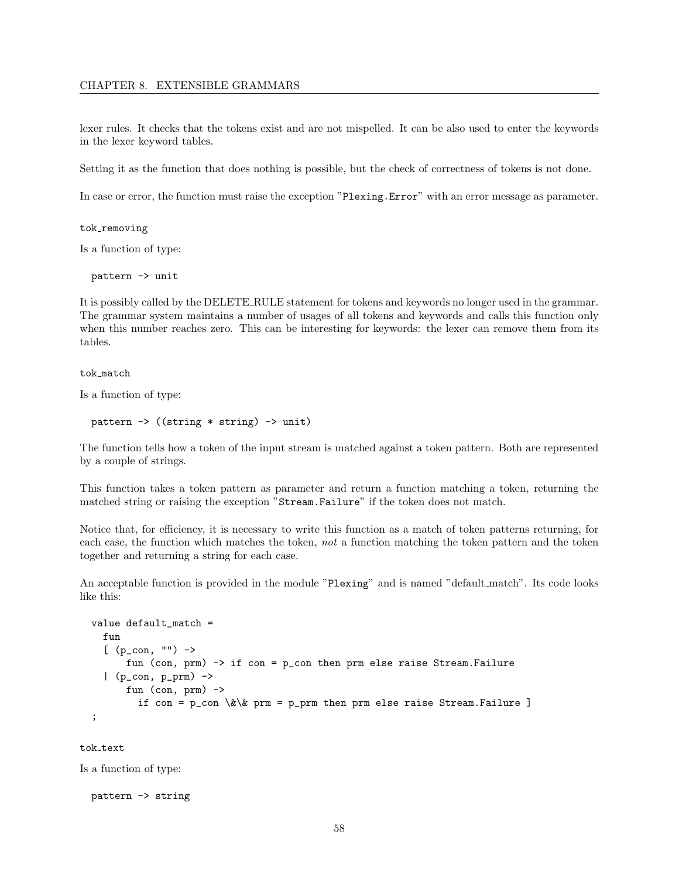lexer rules. It checks that the tokens exist and are not mispelled. It can be also used to enter the keywords in the lexer keyword tables.

Setting it as the function that does nothing is possible, but the check of correctness of tokens is not done.

In case or error, the function must raise the exception "`Plexing.Error`" with an error message as parameter.

`tok_removing`

Is a function of type:

```
pattern -> unit
```

It is possibly called by the DELETE_RULE statement for tokens and keywords no longer used in the grammar. The grammar system maintains a number of usages of all tokens and keywords and calls this function only when this number reaches zero. This can be interesting for keywords: the lexer can remove them from its tables.

`tok_match`

Is a function of type:

```
pattern -> ((string * string) -> unit)
```

The function tells how a token of the input stream is matched against a token pattern. Both are represented by a couple of strings.

This function takes a token pattern as parameter and return a function matching a token, returning the matched string or raising the exception "`Stream.Failure`" if the token does not match.

Notice that, for efficiency, it is necessary to write this function as a match of token patterns returning, for each case, the function which matches the token, *not* a function matching the token pattern and the token together and returning a string for each case.

An acceptable function is provided in the module "`Plexing`" and is named "default_match". Its code looks like this:

```
value default_match =
  fun
  [ (p_con, "") ->
      fun (con, prm) -> if con = p_con then prm else raise Stream.Failure
  | (p_con, p_prm) ->
      fun (con, prm) ->
        if con = p_con \&\& prm = p_prm then prm else raise Stream.Failure ]
;
```

`tok_text`

Is a function of type:

```
pattern -> string
```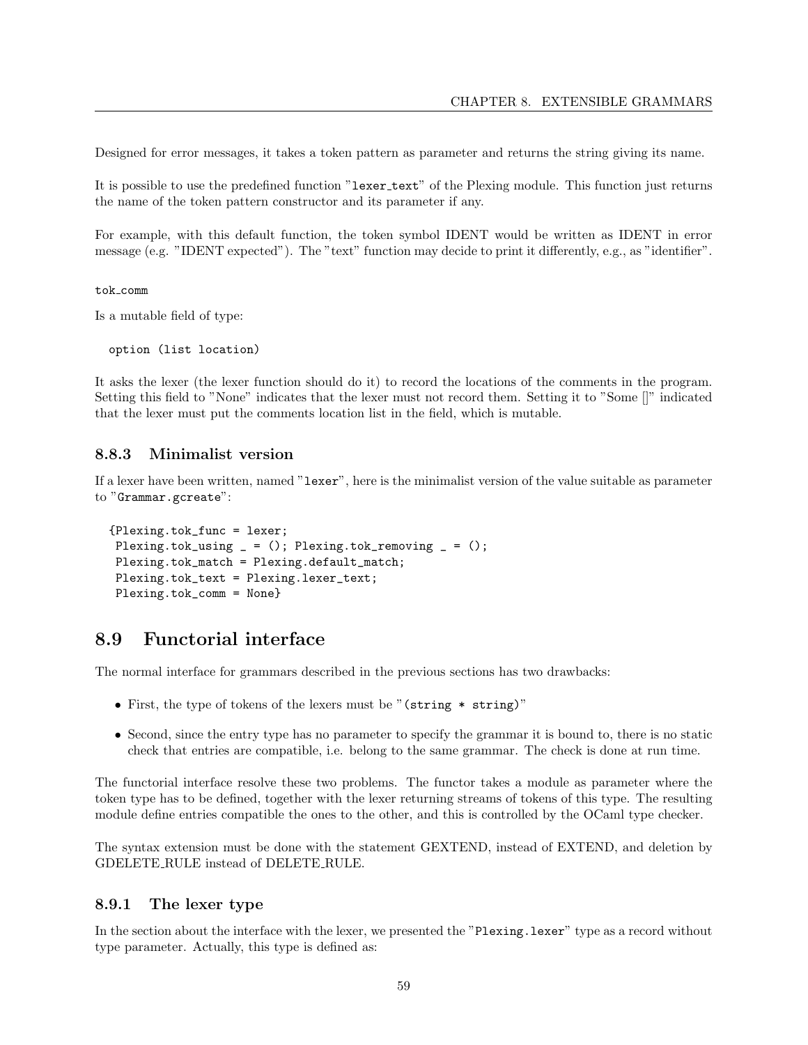Designed for error messages, it takes a token pattern as parameter and returns the string giving its name.

It is possible to use the predefined function "`lexer_text`" of the Plexing module. This function just returns the name of the token pattern constructor and its parameter if any.

For example, with this default function, the token symbol IDENT would be written as IDENT in error message (e.g. "IDENT expected"). The "text" function may decide to print it differently, e.g., as "identifier".

`tok_comm`

Is a mutable field of type:

```
option (list location)
```

It asks the lexer (the lexer function should do it) to record the locations of the comments in the program. Setting this field to "None" indicates that the lexer must not record them. Setting it to "Some []" indicated that the lexer must put the comments location list in the field, which is mutable.

### 8.8.3 Minimalist version

If a lexer have been written, named "`lexer`", here is the minimalist version of the value suitable as parameter to "`Grammar.gcreate`":

```
{Plexing.tok_func = lexer;
 Plexing.tok_using _ = (); Plexing.tok_removing _ = ();
 Plexing.tok_match = Plexing.default_match;
 Plexing.tok_text = Plexing.lexer_text;
 Plexing.tok_comm = None}
```

## 8.9 Functorial interface

The normal interface for grammars described in the previous sections has two drawbacks:

- First, the type of tokens of the lexers must be "`(string * string)`"
- Second, since the entry type has no parameter to specify the grammar it is bound to, there is no static check that entries are compatible, i.e. belong to the same grammar. The check is done at run time.

The functorial interface resolve these two problems. The functor takes a module as parameter where the token type has to be defined, together with the lexer returning streams of tokens of this type. The resulting module define entries compatible the ones to the other, and this is controlled by the OCaml type checker.

The syntax extension must be done with the statement GEXTEND, instead of EXTEND, and deletion by GDELETE_RULE instead of DELETE_RULE.

### 8.9.1 The lexer type

In the section about the interface with the lexer, we presented the "`Plexing.lexer`" type as a record without type parameter. Actually, this type is defined as: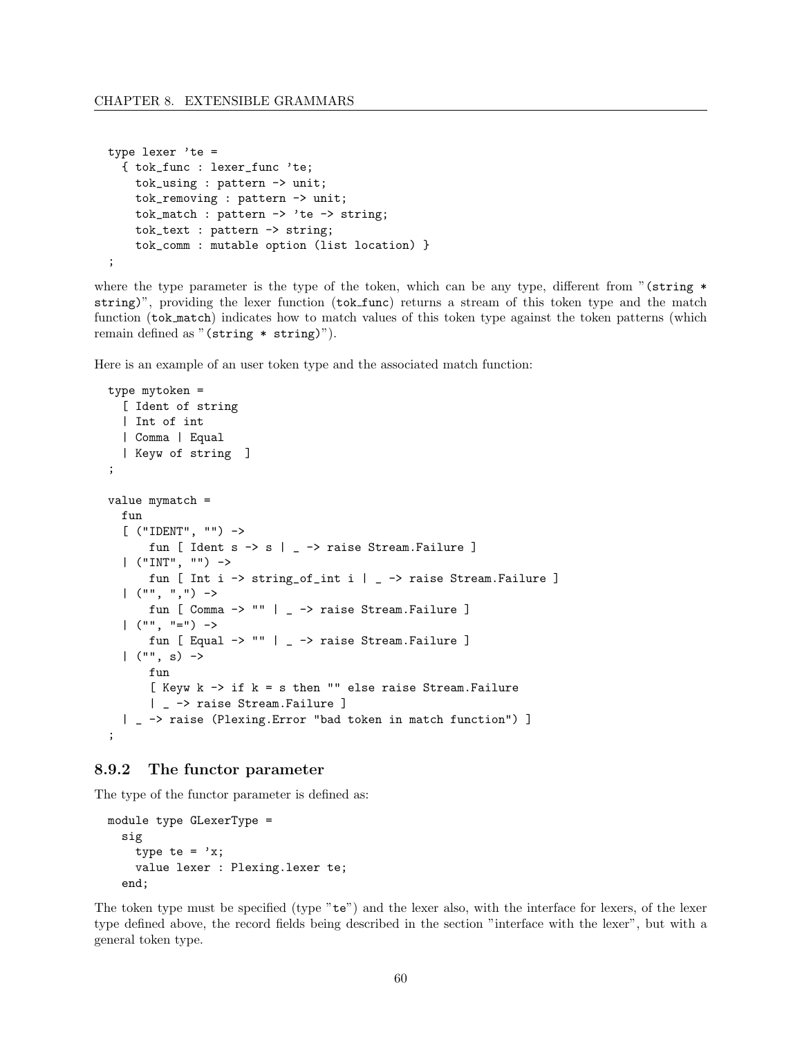```
type lexer 'te =
  { tok_func : lexer_func 'te;
    tok_using : pattern -> unit;
    tok_removing : pattern -> unit;
    tok_match : pattern -> 'te -> string;
    tok_text : pattern -> string;
    tok_comm : mutable option (list location) }
;
```

where the type parameter is the type of the token, which can be any type, different from "`(string * string)`", providing the lexer function (`tok_func`) returns a stream of this token type and the match function (`tok_match`) indicates how to match values of this token type against the token patterns (which remain defined as "`(string * string)`").

Here is an example of an user token type and the associated match function:

```
type mytoken =
  [ Ident of string
  | Int of int
  | Comma | Equal
  | Keyw of string  ]
;

value mymatch =
  fun
  [ ("IDENT", "") ->
      fun [ Ident s -> s | _ -> raise Stream.Failure ]
  | ("INT", "") ->
      fun [ Int i -> string_of_int i | _ -> raise Stream.Failure ]
  | ("", ",") ->
      fun [ Comma -> "" | _ -> raise Stream.Failure ]
  | ("", "=") ->
      fun [ Equal -> "" | _ -> raise Stream.Failure ]
  | ("", s) ->
      fun
      [ Keyw k -> if k = s then "" else raise Stream.Failure
      | _ -> raise Stream.Failure ]
  | _ -> raise (Plexing.Error "bad token in match function") ]
;
```

### 8.9.2 The functor parameter

The type of the functor parameter is defined as:

```
module type GLexerType =
  sig
    type te = 'x;
    value lexer : Plexing.lexer te;
  end;
```

The token type must be specified (type "`te`") and the lexer also, with the interface for lexers, of the lexer type defined above, the record fields being described in the section "interface with the lexer", but with a general token type.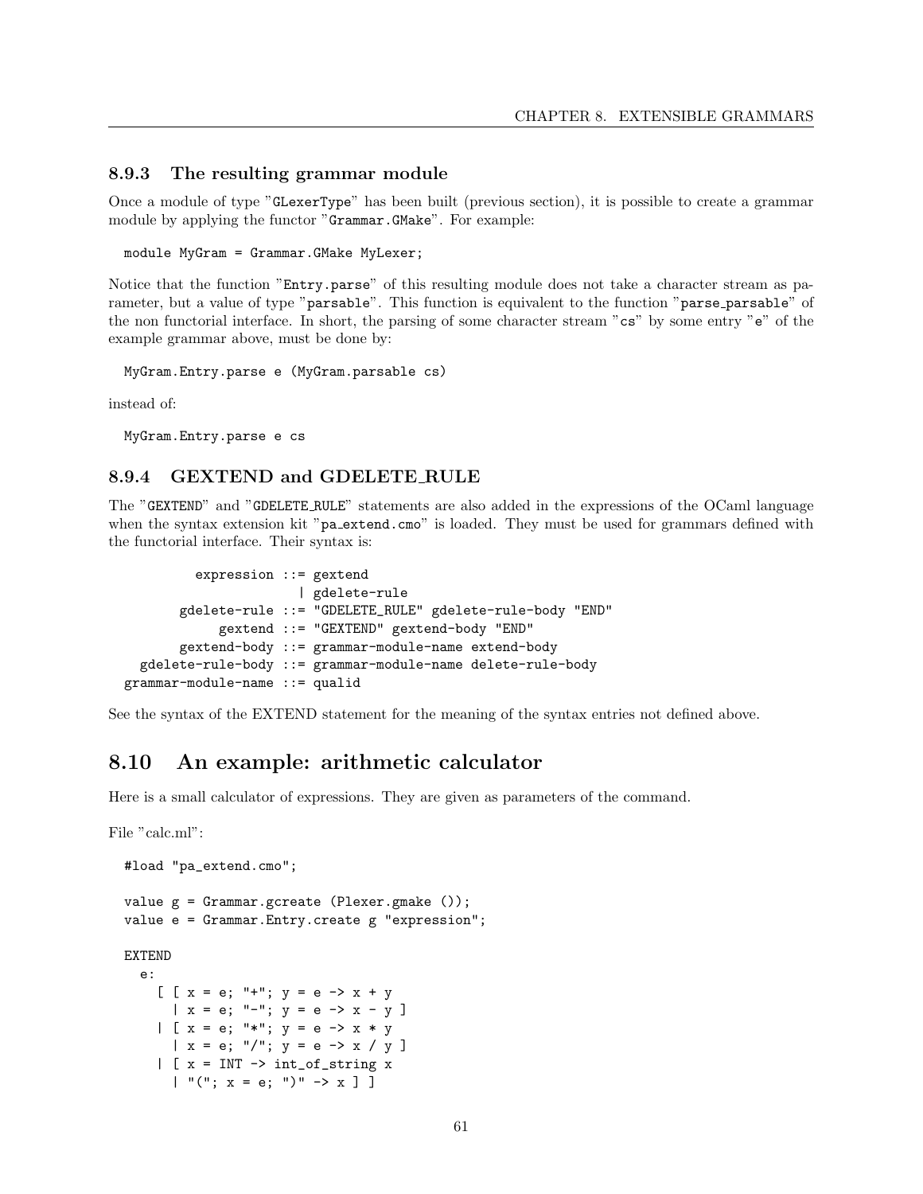### 8.9.3 The resulting grammar module

Once a module of type "`GLexerType`" has been built (previous section), it is possible to create a grammar module by applying the functor "`Grammar.GMake`". For example:

```
module MyGram = Grammar.GMake MyLexer;
```

Notice that the function "`Entry.parse`" of this resulting module does not take a character stream as parameter, but a value of type "`parsable`". This function is equivalent to the function "`parse_parsable`" of the non functorial interface. In short, the parsing of some character stream "`cs`" by some entry "`e`" of the example grammar above, must be done by:

```
MyGram.Entry.parse e (MyGram.parsable cs)
```

instead of:

```
MyGram.Entry.parse e cs
```

### 8.9.4 GEXTEND and GDELETE_RULE

The "`GEXTEND`" and "`GDELETE_RULE`" statements are also added in the expressions of the OCaml language when the syntax extension kit "`pa_extend.cmo`" is loaded. They must be used for grammars defined with the functorial interface. Their syntax is:

```
          expression ::= gextend
                       | gdelete-rule
        gdelete-rule ::= "GDELETE_RULE" gdelete-rule-body "END"
             gextend ::= "GEXTEND" gextend-body "END"
        gextend-body ::= grammar-module-name extend-body
   gdelete-rule-body ::= grammar-module-name delete-rule-body
grammar-module-name ::= qualid
```

See the syntax of the EXTEND statement for the meaning of the syntax entries not defined above.

## 8.10 An example: arithmetic calculator

Here is a small calculator of expressions. They are given as parameters of the command.

File "calc.ml":

```
#load "pa_extend.cmo";

value g = Grammar.gcreate (Plexer.gmake ());
value e = Grammar.Entry.create g "expression";

EXTEND
  e:
    [ [ x = e; "+"; y = e -> x + y
      | x = e; "-"; y = e -> x - y ]
    | [ x = e; "*"; y = e -> x * y
      | x = e; "/"; y = e -> x / y ]
    | [ x = INT -> int_of_string x
      | "("; x = e; ")" -> x ] ]
```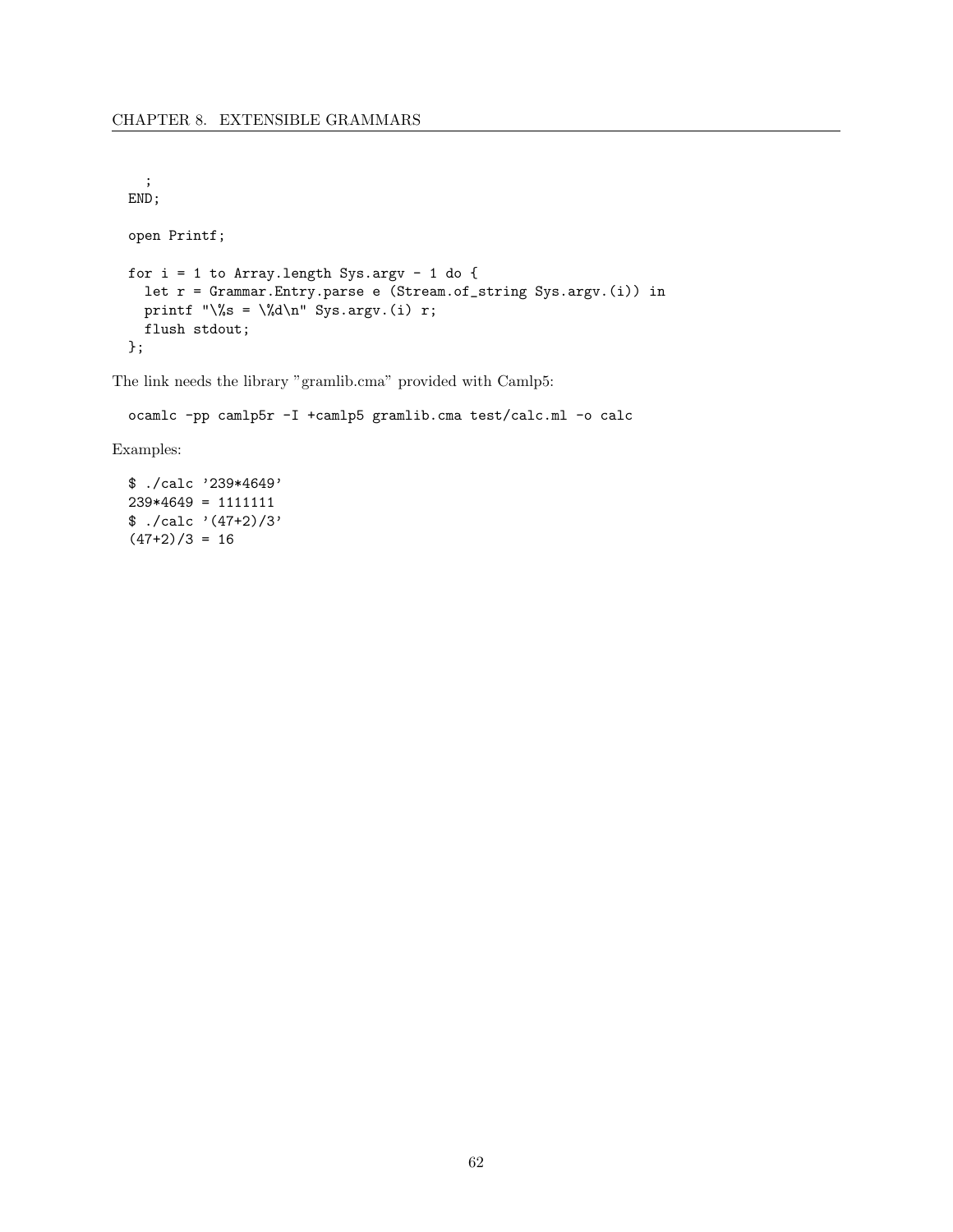```
    ;
  END;

  open Printf;

  for i = 1 to Array.length Sys.argv - 1 do {
    let r = Grammar.Entry.parse e (Stream.of_string Sys.argv.(i)) in
    printf "\%s = \%d\n" Sys.argv.(i) r;
    flush stdout;
  };
```

The link needs the library "gramlib.cma" provided with Camlp5:

```
ocamlc -pp camlp5r -I +camlp5 gramlib.cma test/calc.ml -o calc
```

Examples:

```
$ ./calc '239*4649'
239*4649 = 1111111
$ ./calc '(47+2)/3'
(47+2)/3 = 16
```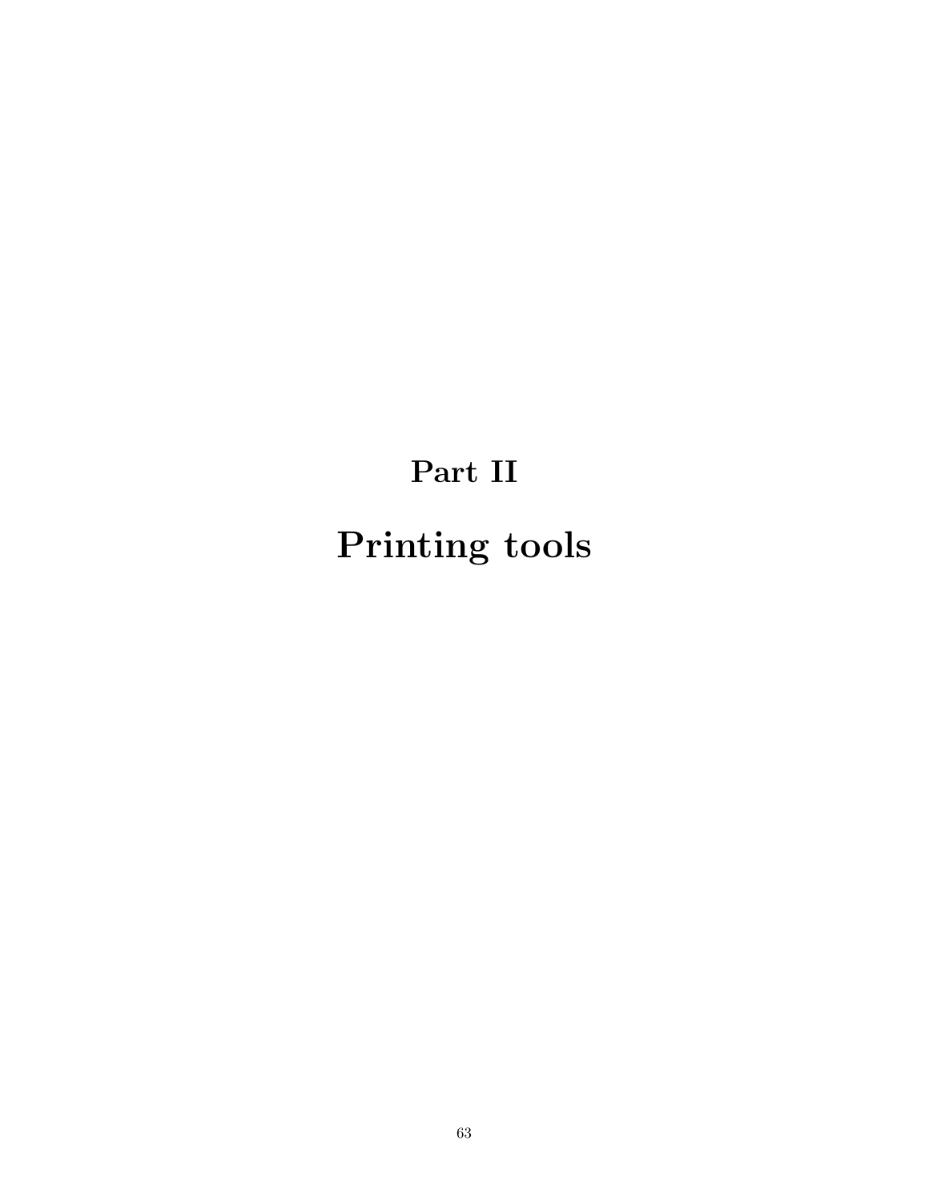# Part II

# Printing tools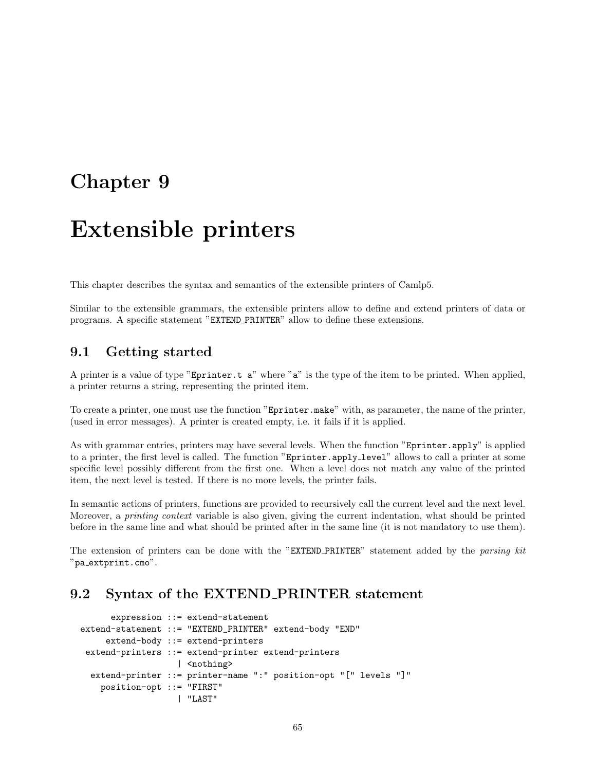# Chapter 9

# Extensible printers

This chapter describes the syntax and semantics of the extensible printers of Camlp5.

Similar to the extensible grammars, the extensible printers allow to define and extend printers of data or programs. A specific statement "`EXTEND_PRINTER`" allow to define these extensions.

## 9.1 Getting started

A printer is a value of type "`Eprinter.t a`" where "`a`" is the type of the item to be printed. When applied, a printer returns a string, representing the printed item.

To create a printer, one must use the function "`Eprinter.make`" with, as parameter, the name of the printer, (used in error messages). A printer is created empty, i.e. it fails if it is applied.

As with grammar entries, printers may have several levels. When the function "`Eprinter.apply`" is applied to a printer, the first level is called. The function "`Eprinter.apply_level`" allows to call a printer at some specific level possibly different from the first one. When a level does not match any value of the printed item, the next level is tested. If there is no more levels, the printer fails.

In semantic actions of printers, functions are provided to recursively call the current level and the next level. Moreover, a *printing context* variable is also given, giving the current indentation, what should be printed before in the same line and what should be printed after in the same line (it is not mandatory to use them).

The extension of printers can be done with the "`EXTEND_PRINTER`" statement added by the *parsing kit* "`pa_extprint.cmo`".

## 9.2 Syntax of the EXTEND_PRINTER statement

```
       expression ::= extend-statement
  extend-statement ::= "EXTEND_PRINTER" extend-body "END"
      extend-body ::= extend-printers
   extend-printers ::= extend-printer extend-printers
                    | <nothing>
    extend-printer ::= printer-name ":" position-opt "[" levels "]"
      position-opt ::= "FIRST"
                    | "LAST"
```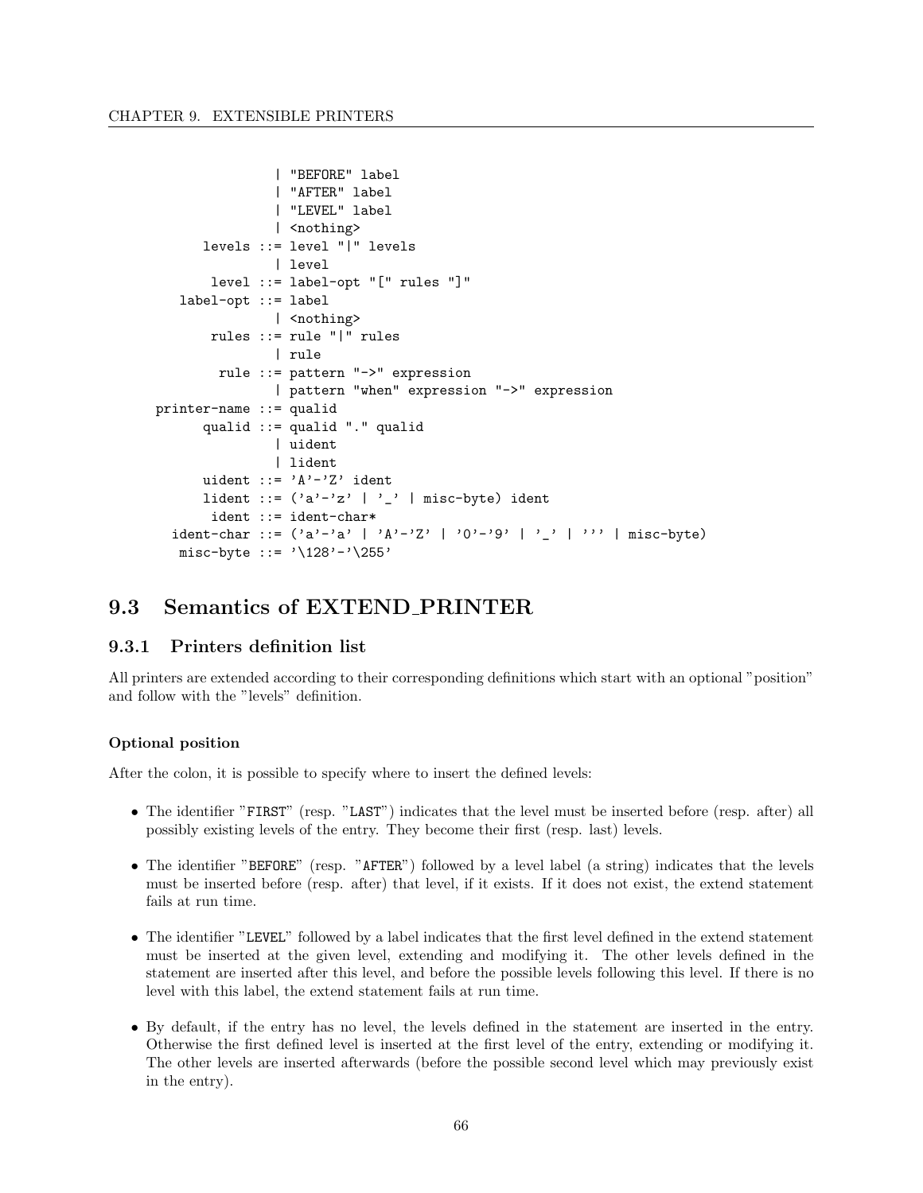```
                | "BEFORE" label
                | "AFTER" label
                | "LEVEL" label
                | <nothing>
       levels ::= level "|" levels
                | level
        level ::= label-opt "[" rules "]"
    label-opt ::= label
                | <nothing>
        rules ::= rule "|" rules
                | rule
         rule ::= pattern "->" expression
                | pattern "when" expression "->" expression
 printer-name ::= qualid
       qualid ::= qualid "." qualid
                | uident
                | lident
       uident ::= 'A'-'Z' ident
       lident ::= ('a'-'z' | '_' | misc-byte) ident
        ident ::= ident-char*
   ident-char ::= ('a'-'a' | 'A'-'Z' | '0'-'9' | '_' | ''' | misc-byte)
    misc-byte ::= '\128'-'\255'
```

## 9.3 Semantics of EXTEND_PRINTER

### 9.3.1 Printers definition list

All printers are extended according to their corresponding definitions which start with an optional "position" and follow with the "levels" definition.

#### Optional position

After the colon, it is possible to specify where to insert the defined levels:

- The identifier "`FIRST`" (resp. "`LAST`") indicates that the level must be inserted before (resp. after) all possibly existing levels of the entry. They become their first (resp. last) levels.
- The identifier "`BEFORE`" (resp. "`AFTER`") followed by a level label (a string) indicates that the levels must be inserted before (resp. after) that level, if it exists. If it does not exist, the extend statement fails at run time.
- The identifier "`LEVEL`" followed by a label indicates that the first level defined in the extend statement must be inserted at the given level, extending and modifying it. The other levels defined in the statement are inserted after this level, and before the possible levels following this level. If there is no level with this label, the extend statement fails at run time.
- By default, if the entry has no level, the levels defined in the statement are inserted in the entry. Otherwise the first defined level is inserted at the first level of the entry, extending or modifying it. The other levels are inserted afterwards (before the possible second level which may previously exist in the entry).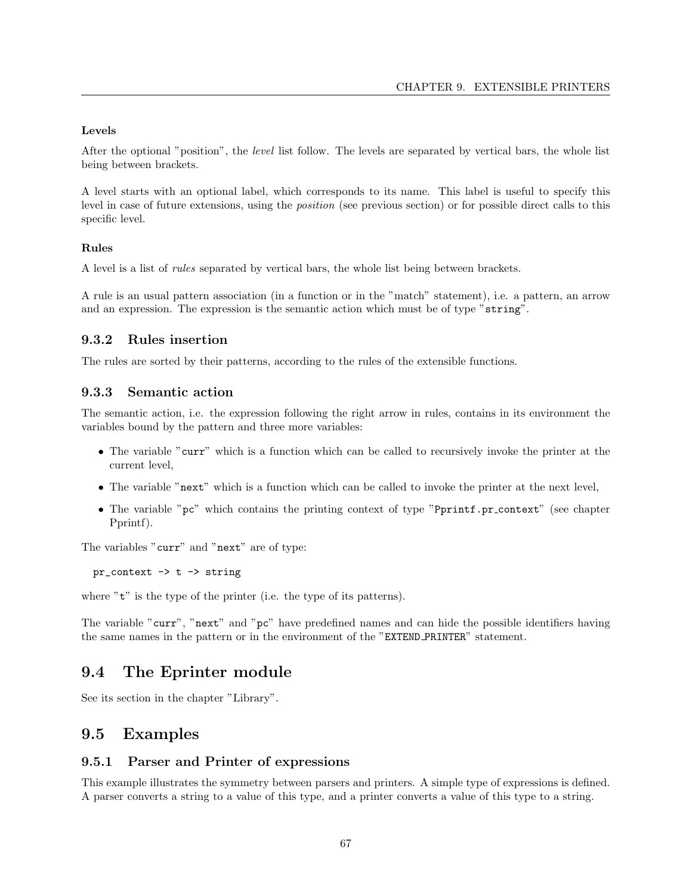#### Levels

After the optional "position", the *level* list follow. The levels are separated by vertical bars, the whole list being between brackets.

A level starts with an optional label, which corresponds to its name. This label is useful to specify this level in case of future extensions, using the *position* (see previous section) or for possible direct calls to this specific level.

#### Rules

A level is a list of *rules* separated by vertical bars, the whole list being between brackets.

A rule is an usual pattern association (in a function or in the "match" statement), i.e. a pattern, an arrow and an expression. The expression is the semantic action which must be of type "`string`".

### 9.3.2 Rules insertion

The rules are sorted by their patterns, according to the rules of the extensible functions.

### 9.3.3 Semantic action

The semantic action, i.e. the expression following the right arrow in rules, contains in its environment the variables bound by the pattern and three more variables:

- The variable "`curr`" which is a function which can be called to recursively invoke the printer at the current level,
- The variable "`next`" which is a function which can be called to invoke the printer at the next level,
- The variable "`pc`" which contains the printing context of type "`Pprintf.pr_context`" (see chapter Pprintf).

The variables "`curr`" and "`next`" are of type:

```
pr_context -> t -> string
```

where "`t`" is the type of the printer (i.e. the type of its patterns).

The variable "`curr`", "`next`" and "`pc`" have predefined names and can hide the possible identifiers having the same names in the pattern or in the environment of the "`EXTEND_PRINTER`" statement.

## 9.4 The Eprinter module

See its section in the chapter "Library".

## 9.5 Examples

### 9.5.1 Parser and Printer of expressions

This example illustrates the symmetry between parsers and printers. A simple type of expressions is defined. A parser converts a string to a value of this type, and a printer converts a value of this type to a string.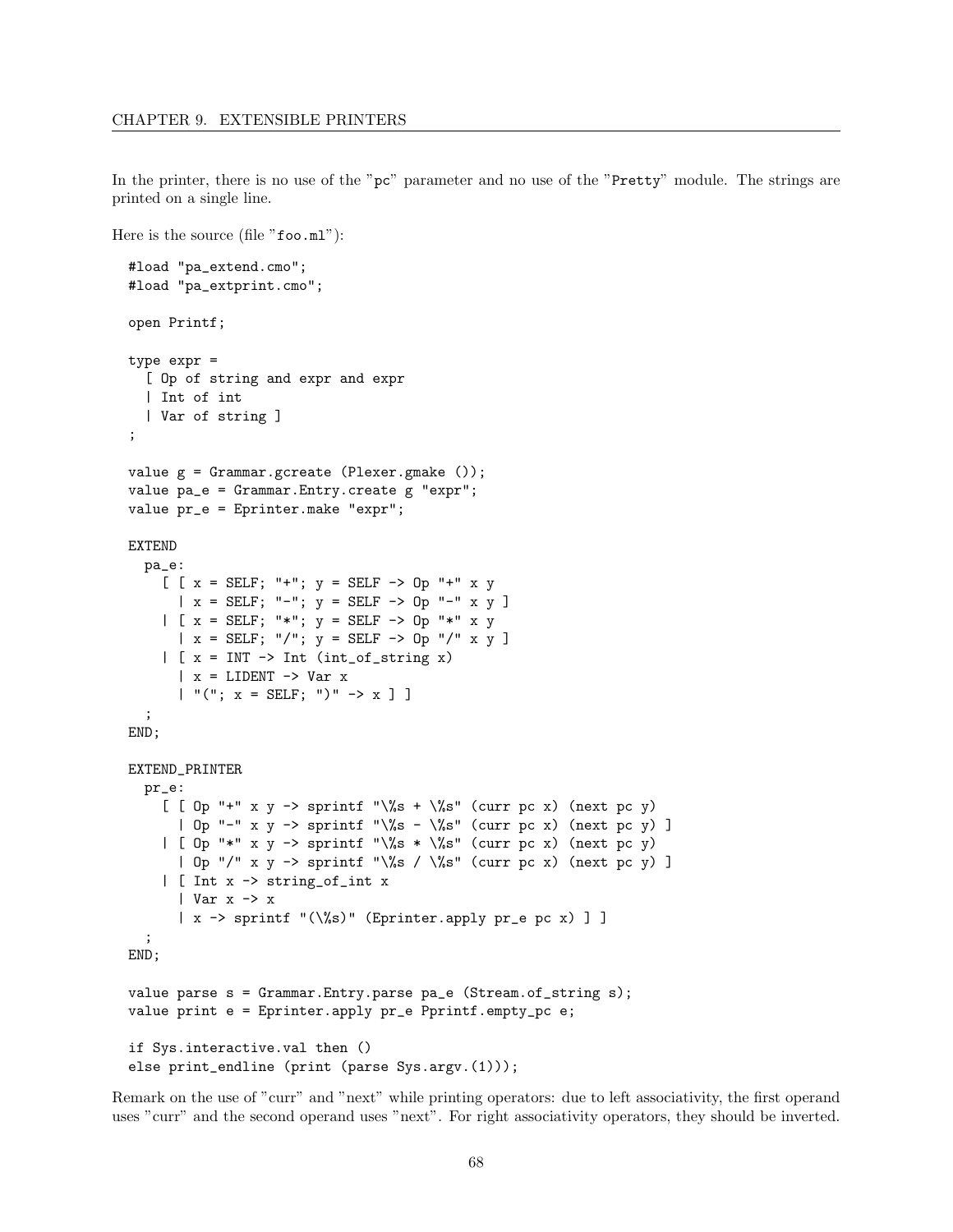In the printer, there is no use of the "pc" parameter and no use of the "Pretty" module. The strings are printed on a single line.

Here is the source (file "foo.ml"):

```
#load "pa_extend.cmo";
#load "pa_extprint.cmo";

open Printf;

type expr =
  [ Op of string and expr and expr
  | Int of int
  | Var of string ]
;

value g = Grammar.gcreate (Plexer.gmake ());
value pa_e = Grammar.Entry.create g "expr";
value pr_e = Eprinter.make "expr";

EXTEND
  pa_e:
    [ [ x = SELF; "+"; y = SELF -> Op "+" x y
      | x = SELF; "-"; y = SELF -> Op "-" x y ]
    | [ x = SELF; "*"; y = SELF -> Op "*" x y
      | x = SELF; "/"; y = SELF -> Op "/" x y ]
    | [ x = INT -> Int (int_of_string x)
      | x = LIDENT -> Var x
      | "("; x = SELF; ")" -> x ] ]
  ;
END;

EXTEND_PRINTER
  pr_e:
    [ [ Op "+" x y -> sprintf "\%s + \%s" (curr pc x) (next pc y)
      | Op "-" x y -> sprintf "\%s - \%s" (curr pc x) (next pc y) ]
    | [ Op "*" x y -> sprintf "\%s * \%s" (curr pc x) (next pc y)
      | Op "/" x y -> sprintf "\%s / \%s" (curr pc x) (next pc y) ]
    | [ Int x -> string_of_int x
      | Var x -> x
      | x -> sprintf "(\%s)" (Eprinter.apply pr_e pc x) ] ]
  ;
END;

value parse s = Grammar.Entry.parse pa_e (Stream.of_string s);
value print e = Eprinter.apply pr_e Pprintf.empty_pc e;

if Sys.interactive.val then ()
else print_endline (print (parse Sys.argv.(1)));
```

Remark on the use of "curr" and "next" while printing operators: due to left associativity, the first operand uses "curr" and the second operand uses "next". For right associativity operators, they should be inverted.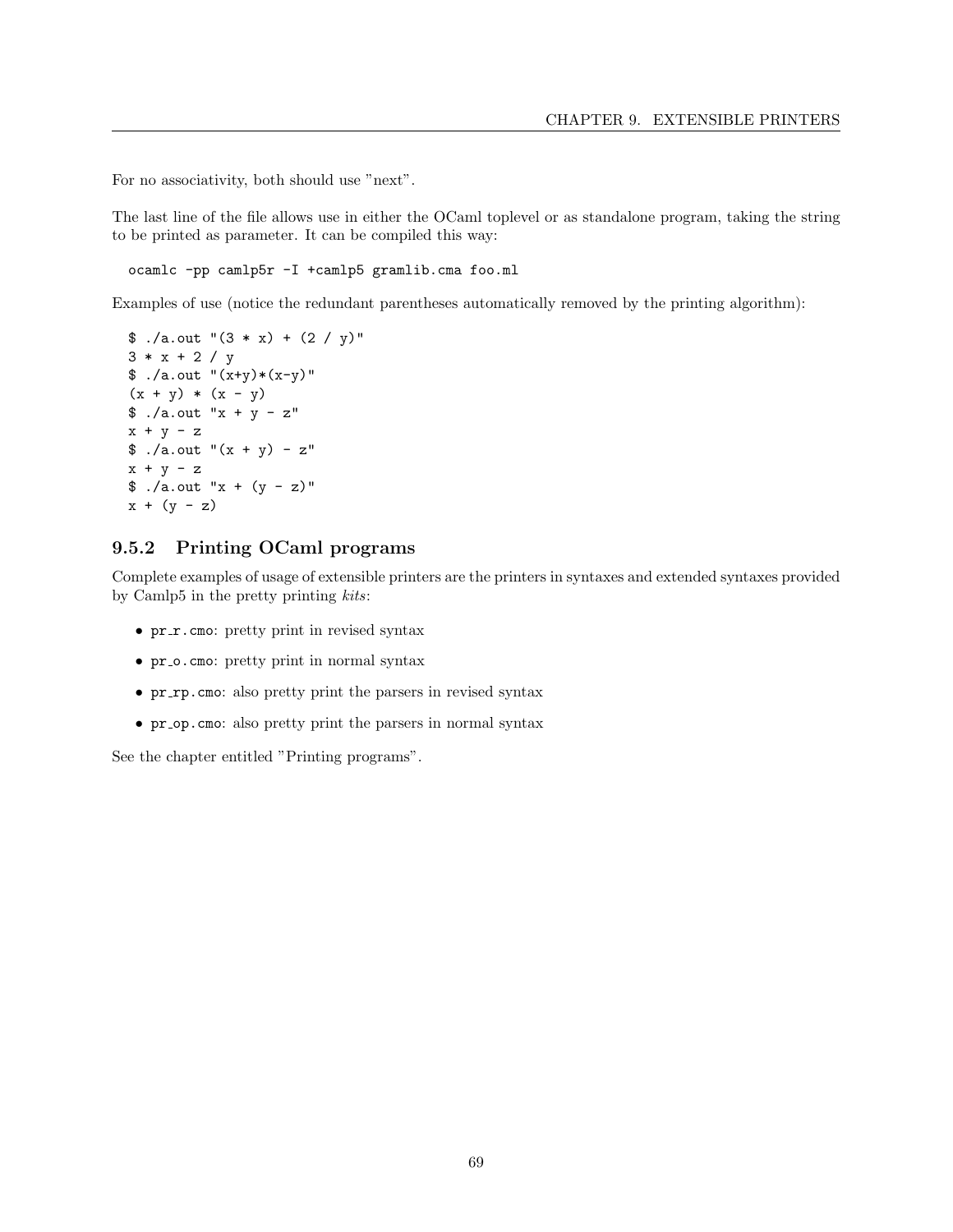For no associativity, both should use "next".

The last line of the file allows use in either the OCaml toplevel or as standalone program, taking the string to be printed as parameter. It can be compiled this way:

```
ocamlc -pp camlp5r -I +camlp5 gramlib.cma foo.ml
```

Examples of use (notice the redundant parentheses automatically removed by the printing algorithm):

```
$ ./a.out "(3 * x) + (2 / y)"
3 * x + 2 / y
$ ./a.out "(x+y)*(x-y)"
(x + y) * (x - y)
$ ./a.out "x + y - z"
x + y - z
$ ./a.out "(x + y) - z"
x + y - z
$ ./a.out "x + (y - z)"
x + (y - z)
```

### 9.5.2 Printing OCaml programs

Complete examples of usage of extensible printers are the printers in syntaxes and extended syntaxes provided by Camlp5 in the pretty printing *kits*:

- `pr_r.cmo`: pretty print in revised syntax
- `pr_o.cmo`: pretty print in normal syntax
- `pr_rp.cmo`: also pretty print the parsers in revised syntax
- `pr_op.cmo`: also pretty print the parsers in normal syntax

See the chapter entitled "Printing programs".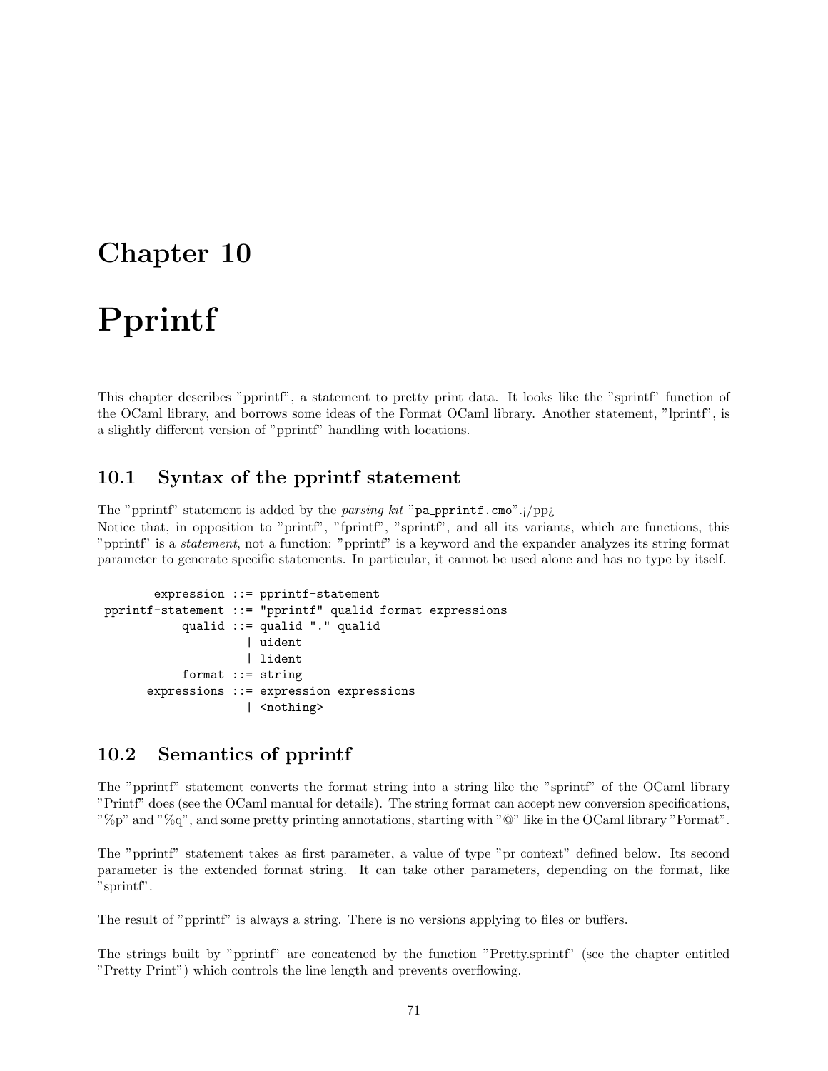# Chapter 10

# Pprintf

This chapter describes "pprintf", a statement to pretty print data. It looks like the "sprintf" function of the OCaml library, and borrows some ideas of the Format OCaml library. Another statement, "lprintf", is a slightly different version of "pprintf" handling with locations.

## 10.1 Syntax of the pprintf statement

The "pprintf" statement is added by the *parsing kit* "pa_pprintf.cmo".¡/pp¿
Notice that, in opposition to "printf", "fprintf", "sprintf", and all its variants, which are functions, this "pprintf" is a *statement*, not a function: "pprintf" is a keyword and the expander analyzes its string format parameter to generate specific statements. In particular, it cannot be used alone and has no type by itself.

```
        expression ::= pprintf-statement
 pprintf-statement ::= "pprintf" qualid format expressions
            qualid ::= qualid "." qualid
                     | uident
                     | lident
            format ::= string
       expressions ::= expression expressions
                     | <nothing>
```

## 10.2 Semantics of pprintf

The "pprintf" statement converts the format string into a string like the "sprintf" of the OCaml library "Printf" does (see the OCaml manual for details). The string format can accept new conversion specifications, "%p" and "%q", and some pretty printing annotations, starting with "@" like in the OCaml library "Format".

The "pprintf" statement takes as first parameter, a value of type "pr_context" defined below. Its second parameter is the extended format string. It can take other parameters, depending on the format, like "sprintf".

The result of "pprintf" is always a string. There is no versions applying to files or buffers.

The strings built by "pprintf" are concatened by the function "Pretty.sprintf" (see the chapter entitled "Pretty Print") which controls the line length and prevents overflowing.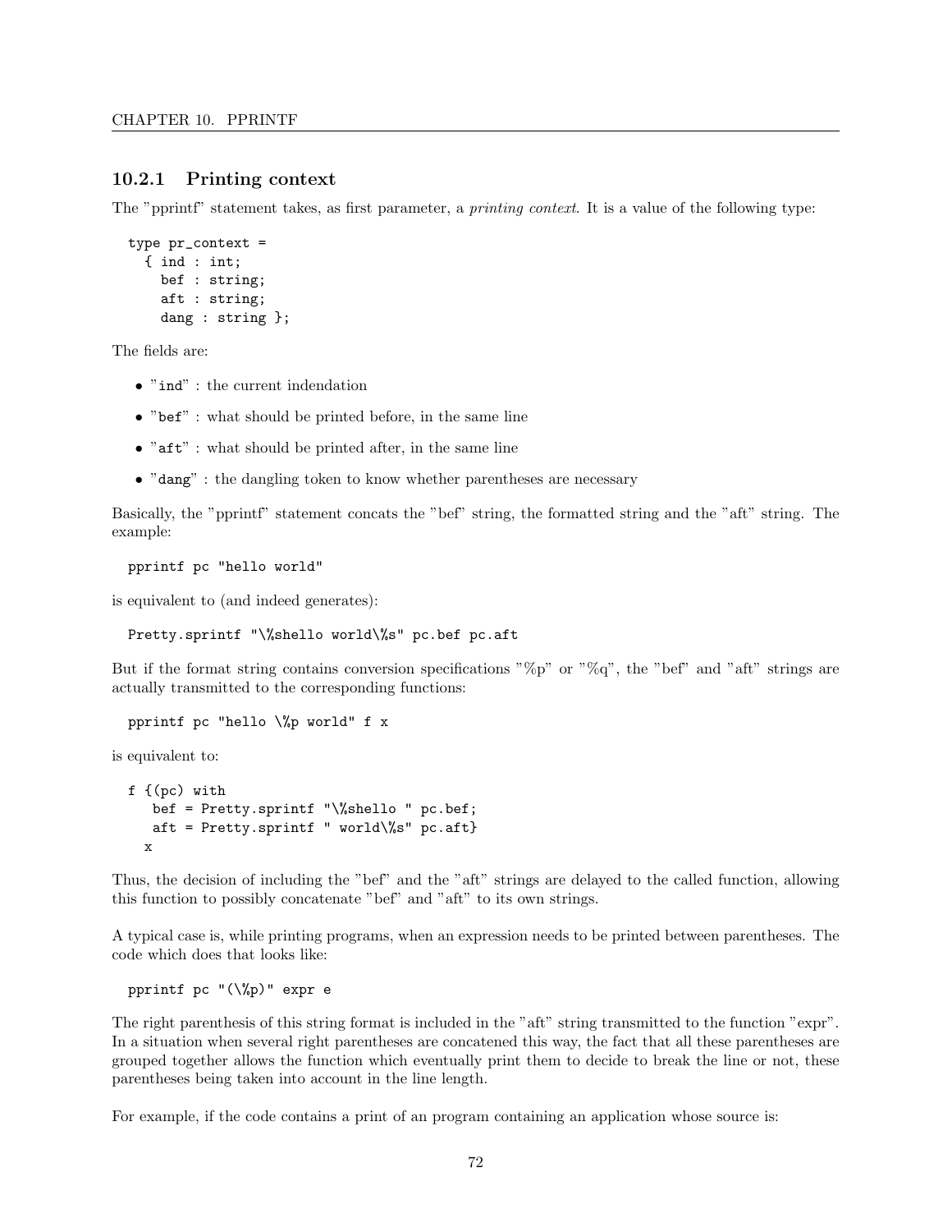### 10.2.1 Printing context

The "pprintf" statement takes, as first parameter, a *printing context*. It is a value of the following type:

```
type pr_context =
  { ind : int;
    bef : string;
    aft : string;
    dang : string };
```

The fields are:

- "`ind`" : the current indendation
- "`bef`" : what should be printed before, in the same line
- "`aft`" : what should be printed after, in the same line
- "`dang`" : the dangling token to know whether parentheses are necessary

Basically, the "pprintf" statement concats the "bef" string, the formatted string and the "aft" string. The example:

```
pprintf pc "hello world"
```

is equivalent to (and indeed generates):

```
Pretty.sprintf "\%shello world\%s" pc.bef pc.aft
```

But if the format string contains conversion specifications "%p" or "%q", the "bef" and "aft" strings are actually transmitted to the corresponding functions:

```
pprintf pc "hello \%p world" f x
```

is equivalent to:

```
f {(pc) with
   bef = Pretty.sprintf "\%shello " pc.bef;
   aft = Pretty.sprintf " world\%s" pc.aft}
  x
```

Thus, the decision of including the "bef" and the "aft" strings are delayed to the called function, allowing this function to possibly concatenate "bef" and "aft" to its own strings.

A typical case is, while printing programs, when an expression needs to be printed between parentheses. The code which does that looks like:

```
pprintf pc "(\%p)" expr e
```

The right parenthesis of this string format is included in the "aft" string transmitted to the function "expr". In a situation when several right parentheses are concatened this way, the fact that all these parentheses are grouped together allows the function which eventually print them to decide to break the line or not, these parentheses being taken into account in the line length.

For example, if the code contains a print of an program containing an application whose source is: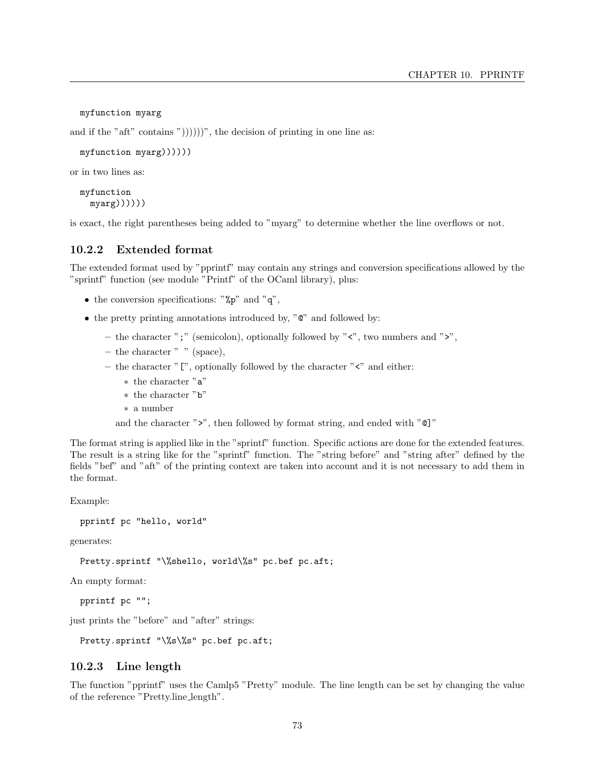```
myfunction myarg
```

and if the "aft" contains "))))))", the decision of printing in one line as:

```
myfunction myarg))))))
```

or in two lines as:

```
myfunction
  myarg))))))
```

is exact, the right parentheses being added to "myarg" to determine whether the line overflows or not.

### 10.2.2 Extended format

The extended format used by "pprintf" may contain any strings and conversion specifications allowed by the "sprintf" function (see module "Printf" of the OCaml library), plus:

- the conversion specifications: "%p" and "q",
- the pretty printing annotations introduced by, "@" and followed by:
  - the character ";" (semicolon), optionally followed by "<", two numbers and ">",
  - the character " " (space),
  - the character "[", optionally followed by the character "<" and either:
    * the character "a"
    * the character "b"
    * a number

    and the character ">", then followed by format string, and ended with "@]"

The format string is applied like in the "sprintf" function. Specific actions are done for the extended features. The result is a string like for the "sprintf" function. The "string before" and "string after" defined by the fields "bef" and "aft" of the printing context are taken into account and it is not necessary to add them in the format.

Example:

```
pprintf pc "hello, world"
```

generates:

```
Pretty.sprintf "\%shello, world\%s" pc.bef pc.aft;
```

An empty format:

```
pprintf pc "";
```

just prints the "before" and "after" strings:

```
Pretty.sprintf "\%s\%s" pc.bef pc.aft;
```

### 10.2.3 Line length

The function "pprintf" uses the Camlp5 "Pretty" module. The line length can be set by changing the value of the reference "Pretty.line_length".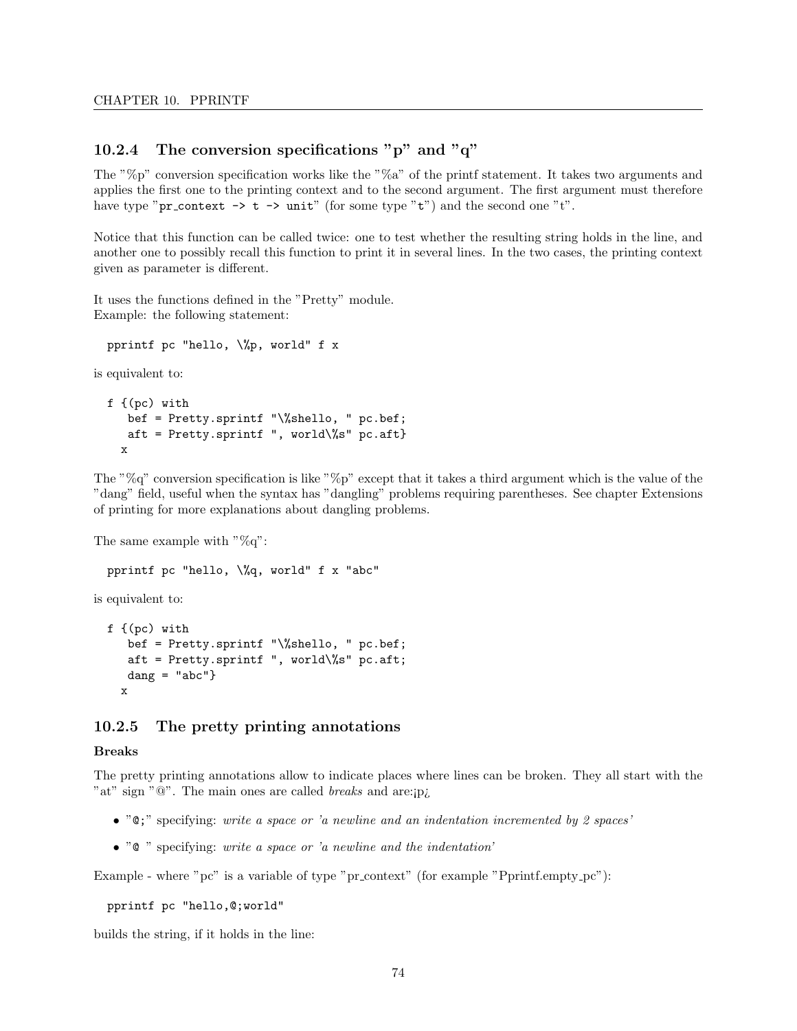### 10.2.4 The conversion specifications "p" and "q"

The "%p" conversion specification works like the "%a" of the printf statement. It takes two arguments and applies the first one to the printing context and to the second argument. The first argument must therefore have type "`pr_context -> t -> unit`" (for some type "`t`") and the second one "t".

Notice that this function can be called twice: one to test whether the resulting string holds in the line, and another one to possibly recall this function to print it in several lines. In the two cases, the printing context given as parameter is different.

It uses the functions defined in the "Pretty" module.
Example: the following statement:

```
pprintf pc "hello, \%p, world" f x
```

is equivalent to:

```
f {(pc) with
   bef = Pretty.sprintf "\%shello, " pc.bef;
   aft = Pretty.sprintf ", world\%s" pc.aft}
  x
```

The "%q" conversion specification is like "%p" except that it takes a third argument which is the value of the "dang" field, useful when the syntax has "dangling" problems requiring parentheses. See chapter Extensions of printing for more explanations about dangling problems.

The same example with "%q":

```
pprintf pc "hello, \%q, world" f x "abc"
```

is equivalent to:

```
f {(pc) with
   bef = Pretty.sprintf "\%shello, " pc.bef;
   aft = Pretty.sprintf ", world\%s" pc.aft;
   dang = "abc"}
  x
```

### 10.2.5 The pretty printing annotations

#### Breaks

The pretty printing annotations allow to indicate places where lines can be broken. They all start with the "at" sign "@". The main ones are called *breaks* and are:¡p¿

- "`@;`" specifying: *write a space or 'a newline and an indentation incremented by 2 spaces'*
- "`@ `" specifying: *write a space or 'a newline and the indentation'*

Example - where "pc" is a variable of type "pr_context" (for example "Pprintf.empty_pc"):

```
pprintf pc "hello,@;world"
```

builds the string, if it holds in the line: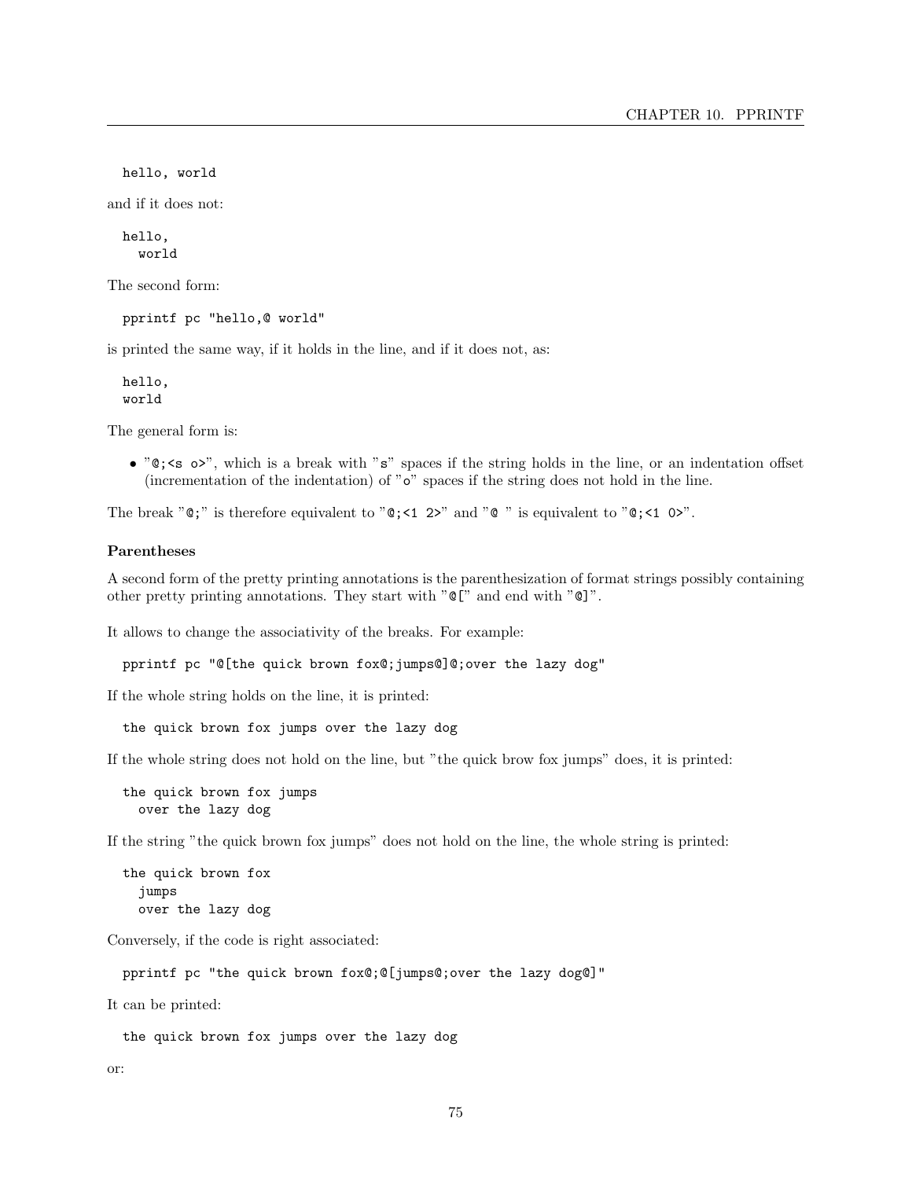```
hello, world
```

and if it does not:

```
hello,
  world
```

The second form:

```
pprintf pc "hello,@ world"
```

is printed the same way, if it holds in the line, and if it does not, as:

```
hello,
world
```

The general form is:

- "`@;<s o>`", which is a break with "`s`" spaces if the string holds in the line, or an indentation offset (incrementation of the indentation) of "`o`" spaces if the string does not hold in the line.

The break "`@;`" is therefore equivalent to "`@;<1 2>`" and "`@ `" is equivalent to "`@;<1 0>`".

#### Parentheses

A second form of the pretty printing annotations is the parenthesization of format strings possibly containing other pretty printing annotations. They start with "`@[`" and end with "`@]`".

It allows to change the associativity of the breaks. For example:

```
pprintf pc "@[the quick brown fox@;jumps@]@;over the lazy dog"
```

If the whole string holds on the line, it is printed:

```
the quick brown fox jumps over the lazy dog
```

If the whole string does not hold on the line, but "the quick brow fox jumps" does, it is printed:

```
the quick brown fox jumps
  over the lazy dog
```

If the string "the quick brown fox jumps" does not hold on the line, the whole string is printed:

```
the quick brown fox
  jumps
  over the lazy dog
```

Conversely, if the code is right associated:

```
pprintf pc "the quick brown fox@;@[jumps@;over the lazy dog@]"
```

It can be printed:

```
the quick brown fox jumps over the lazy dog
```

or: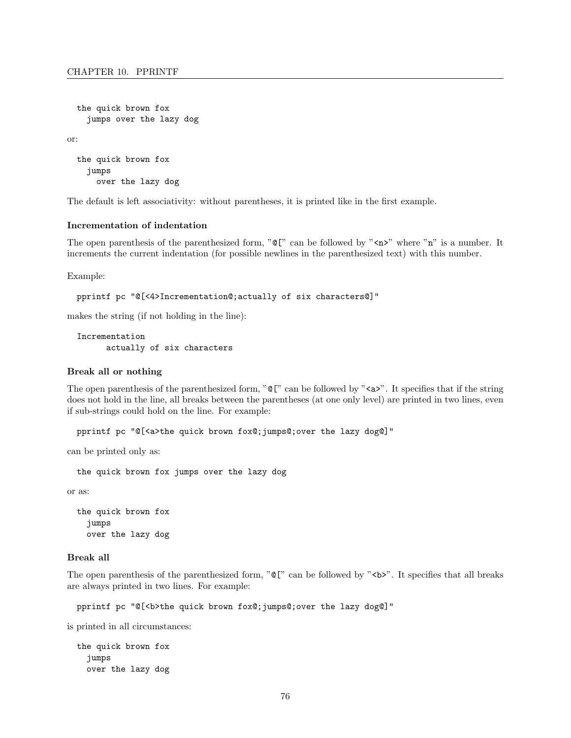```
the quick brown fox
  jumps over the lazy dog
```

or:

```
the quick brown fox
  jumps
    over the lazy dog
```

The default is left associativity: without parentheses, it is printed like in the first example.

#### Incrementation of indentation

The open parenthesis of the parenthesized form, "`@[`" can be followed by "`<n>`" where "`n`" is a number. It increments the current indentation (for possible newlines in the parenthesized text) with this number.

Example:

```
pprintf pc "@[<4>Incrementation@;actually of six characters@]"
```

makes the string (if not holding in the line):

```
Incrementation
      actually of six characters
```

#### Break all or nothing

The open parenthesis of the parenthesized form, "`@[`" can be followed by "`<a>`". It specifies that if the string does not hold in the line, all breaks between the parentheses (at one only level) are printed in two lines, even if sub-strings could hold on the line. For example:

```
pprintf pc "@[<a>the quick brown fox@;jumps@;over the lazy dog@]"
```

can be printed only as:

```
the quick brown fox jumps over the lazy dog
```

or as:

```
the quick brown fox
  jumps
  over the lazy dog
```

#### Break all

The open parenthesis of the parenthesized form, "`@[`" can be followed by "`<b>`". It specifies that all breaks are always printed in two lines. For example:

```
pprintf pc "@[<b>the quick brown fox@;jumps@;over the lazy dog@]"
```

is printed in all circumstances:

```
the quick brown fox
  jumps
  over the lazy dog
```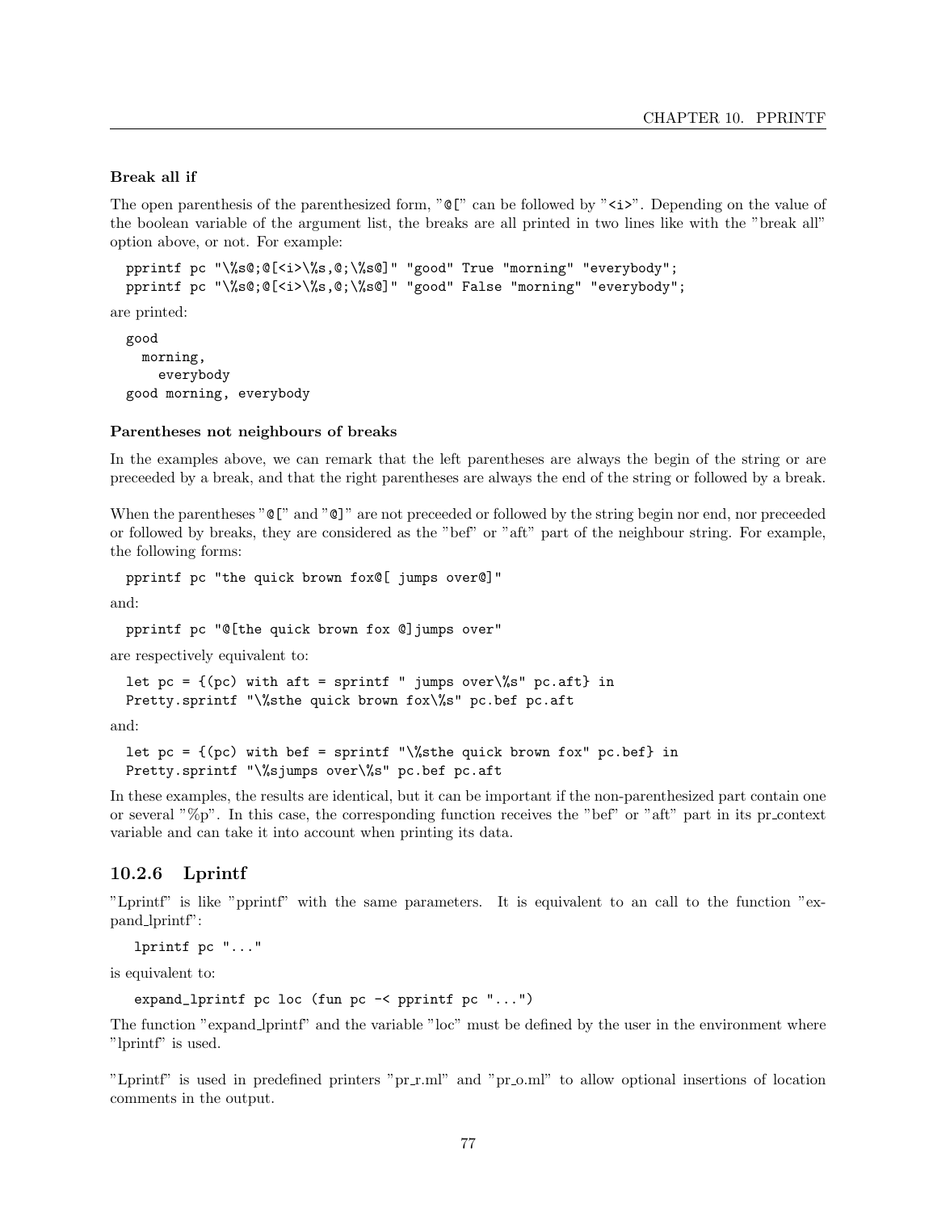#### Break all if

The open parenthesis of the parenthesized form, "@[" can be followed by "<i>". Depending on the value of the boolean variable of the argument list, the breaks are all printed in two lines like with the "break all" option above, or not. For example:

```
pprintf pc "\%s@;@[<i>\%s,@;\%s@]" "good" True "morning" "everybody";
pprintf pc "\%s@;@[<i>\%s,@;\%s@]" "good" False "morning" "everybody";
```

are printed:

```
good
  morning,
    everybody
good morning, everybody
```

#### Parentheses not neighbours of breaks

In the examples above, we can remark that the left parentheses are always the begin of the string or are preceeded by a break, and that the right parentheses are always the end of the string or followed by a break.

When the parentheses "@[" and "@]" are not preceeded or followed by the string begin nor end, nor preceeded or followed by breaks, they are considered as the "bef" or "aft" part of the neighbour string. For example, the following forms:

```
pprintf pc "the quick brown fox@[ jumps over@]"
```

and:

```
pprintf pc "@[the quick brown fox @]jumps over"
```

are respectively equivalent to:

```
let pc = {(pc) with aft = sprintf " jumps over\%s" pc.aft} in
Pretty.sprintf "\%sthe quick brown fox\%s" pc.bef pc.aft
```

and:

```
let pc = {(pc) with bef = sprintf "\%sthe quick brown fox" pc.bef} in
Pretty.sprintf "\%sjumps over\%s" pc.bef pc.aft
```

In these examples, the results are identical, but it can be important if the non-parenthesized part contain one or several "%p". In this case, the corresponding function receives the "bef" or "aft" part in its pr_context variable and can take it into account when printing its data.

### 10.2.6 Lprintf

"Lprintf" is like "pprintf" with the same parameters. It is equivalent to an call to the function "expand_lprintf":

```
lprintf pc "..."
```

is equivalent to:

```
expand_lprintf pc loc (fun pc -< pprintf pc "...")
```

The function "expand_lprintf" and the variable "loc" must be defined by the user in the environment where "lprintf" is used.

"Lprintf" is used in predefined printers "pr_r.ml" and "pr_o.ml" to allow optional insertions of location comments in the output.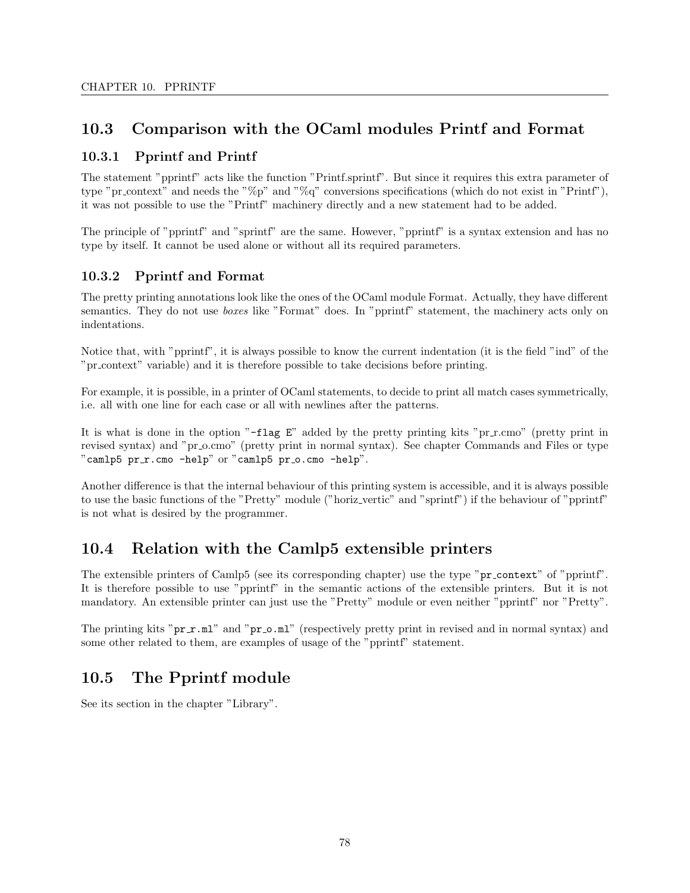## 10.3 Comparison with the OCaml modules Printf and Format

### 10.3.1 Pprintf and Printf

The statement "pprintf" acts like the function "Printf.sprintf". But since it requires this extra parameter of type "pr_context" and needs the "%p" and "%q" conversions specifications (which do not exist in "Printf"), it was not possible to use the "Printf" machinery directly and a new statement had to be added.

The principle of "pprintf" and "sprintf" are the same. However, "pprintf" is a syntax extension and has no type by itself. It cannot be used alone or without all its required parameters.

### 10.3.2 Pprintf and Format

The pretty printing annotations look like the ones of the OCaml module Format. Actually, they have different semantics. They do not use *boxes* like "Format" does. In "pprintf" statement, the machinery acts only on indentations.

Notice that, with "pprintf", it is always possible to know the current indentation (it is the field "ind" of the "pr_context" variable) and it is therefore possible to take decisions before printing.

For example, it is possible, in a printer of OCaml statements, to decide to print all match cases symmetrically, i.e. all with one line for each case or all with newlines after the patterns.

It is what is done in the option "`-flag E`" added by the pretty printing kits "pr_r.cmo" (pretty print in revised syntax) and "pr_o.cmo" (pretty print in normal syntax). See chapter Commands and Files or type "`camlp5 pr_r.cmo -help`" or "`camlp5 pr_o.cmo -help`".

Another difference is that the internal behaviour of this printing system is accessible, and it is always possible to use the basic functions of the "Pretty" module ("horiz_vertic" and "sprintf") if the behaviour of "pprintf" is not what is desired by the programmer.

## 10.4 Relation with the Camlp5 extensible printers

The extensible printers of Camlp5 (see its corresponding chapter) use the type "`pr_context`" of "pprintf". It is therefore possible to use "pprintf" in the semantic actions of the extensible printers. But it is not mandatory. An extensible printer can just use the "Pretty" module or even neither "pprintf" nor "Pretty".

The printing kits "`pr_r.ml`" and "`pr_o.ml`" (respectively pretty print in revised and in normal syntax) and some other related to them, are examples of usage of the "pprintf" statement.

## 10.5 The Pprintf module

See its section in the chapter "Library".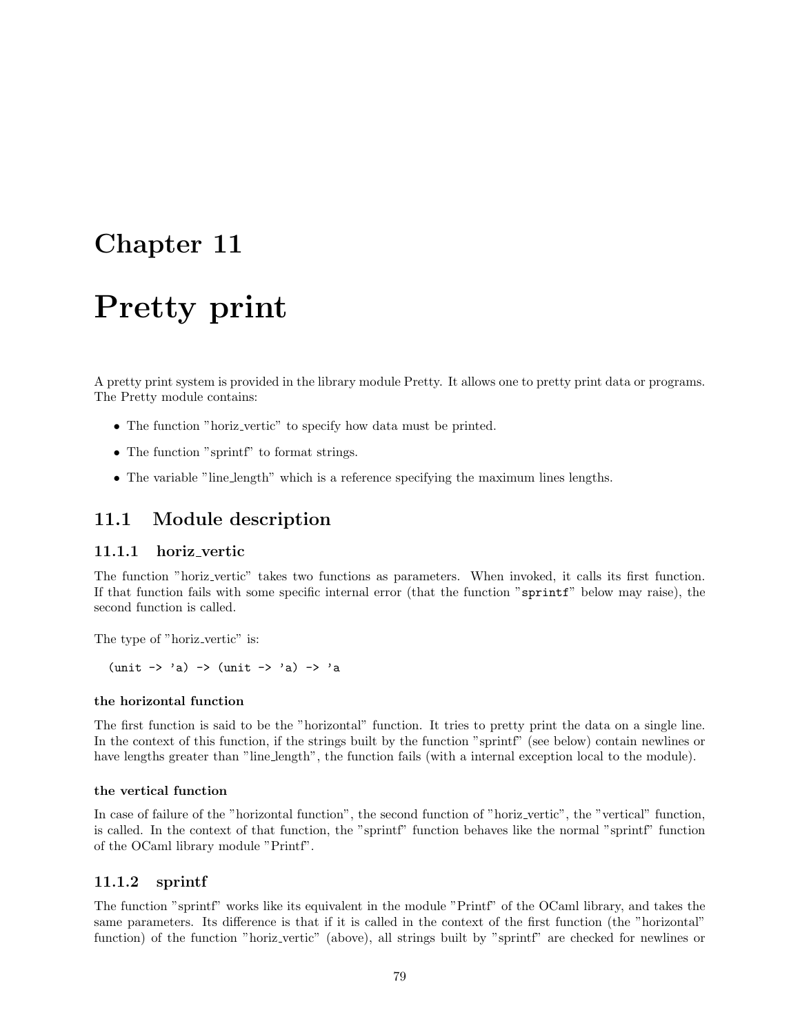# Chapter 11

# Pretty print

A pretty print system is provided in the library module Pretty. It allows one to pretty print data or programs. The Pretty module contains:

- The function "horiz_vertic" to specify how data must be printed.
- The function "sprintf" to format strings.
- The variable "line_length" which is a reference specifying the maximum lines lengths.

## 11.1 Module description

### 11.1.1 horiz_vertic

The function "horiz_vertic" takes two functions as parameters. When invoked, it calls its first function. If that function fails with some specific internal error (that the function "`sprintf`" below may raise), the second function is called.

The type of "horiz_vertic" is:

```
(unit -> 'a) -> (unit -> 'a) -> 'a
```

#### the horizontal function

The first function is said to be the "horizontal" function. It tries to pretty print the data on a single line. In the context of this function, if the strings built by the function "sprintf" (see below) contain newlines or have lengths greater than "line_length", the function fails (with a internal exception local to the module).

#### the vertical function

In case of failure of the "horizontal function", the second function of "horiz_vertic", the "vertical" function, is called. In the context of that function, the "sprintf" function behaves like the normal "sprintf" function of the OCaml library module "Printf".

### 11.1.2 sprintf

The function "sprintf" works like its equivalent in the module "Printf" of the OCaml library, and takes the same parameters. Its difference is that if it is called in the context of the first function (the "horizontal" function) of the function "horiz_vertic" (above), all strings built by "sprintf" are checked for newlines or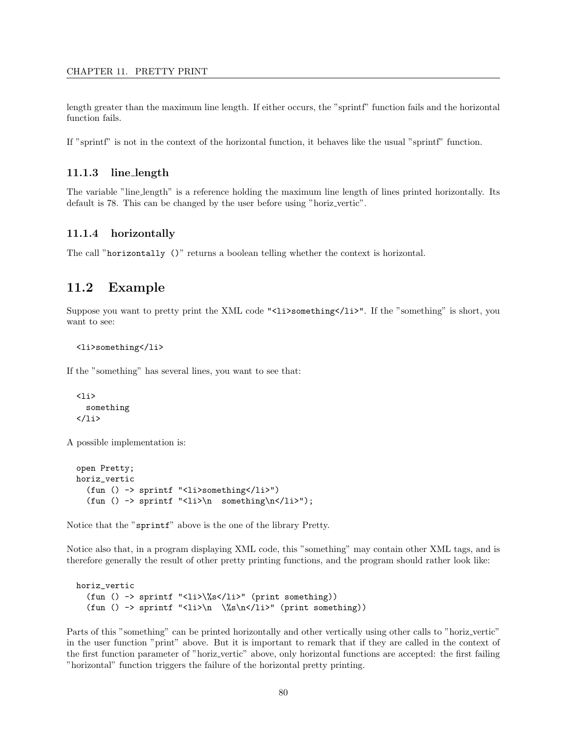length greater than the maximum line length. If either occurs, the "sprintf" function fails and the horizontal function fails.

If "sprintf" is not in the context of the horizontal function, it behaves like the usual "sprintf" function.

### 11.1.3 line_length

The variable "line_length" is a reference holding the maximum line length of lines printed horizontally. Its default is 78. This can be changed by the user before using "horiz_vertic".

### 11.1.4 horizontally

The call "`horizontally ()`" returns a boolean telling whether the context is horizontal.

## 11.2 Example

Suppose you want to pretty print the XML code "`<li>something</li>`". If the "something" is short, you want to see:

```
<li>something</li>
```

If the "something" has several lines, you want to see that:

```
<li>
  something
</li>
```

A possible implementation is:

```
open Pretty;
horiz_vertic
  (fun () -> sprintf "<li>something</li>")
  (fun () -> sprintf "<li>\n  something\n</li>");
```

Notice that the "`sprintf`" above is the one of the library Pretty.

Notice also that, in a program displaying XML code, this "something" may contain other XML tags, and is therefore generally the result of other pretty printing functions, and the program should rather look like:

```
horiz_vertic
  (fun () -> sprintf "<li>\%s</li>" (print something))
  (fun () -> sprintf "<li>\n  \%s\n</li>" (print something))
```

Parts of this "something" can be printed horizontally and other vertically using other calls to "horiz_vertic" in the user function "print" above. But it is important to remark that if they are called in the context of the first function parameter of "horiz_vertic" above, only horizontal functions are accepted: the first failing "horizontal" function triggers the failure of the horizontal pretty printing.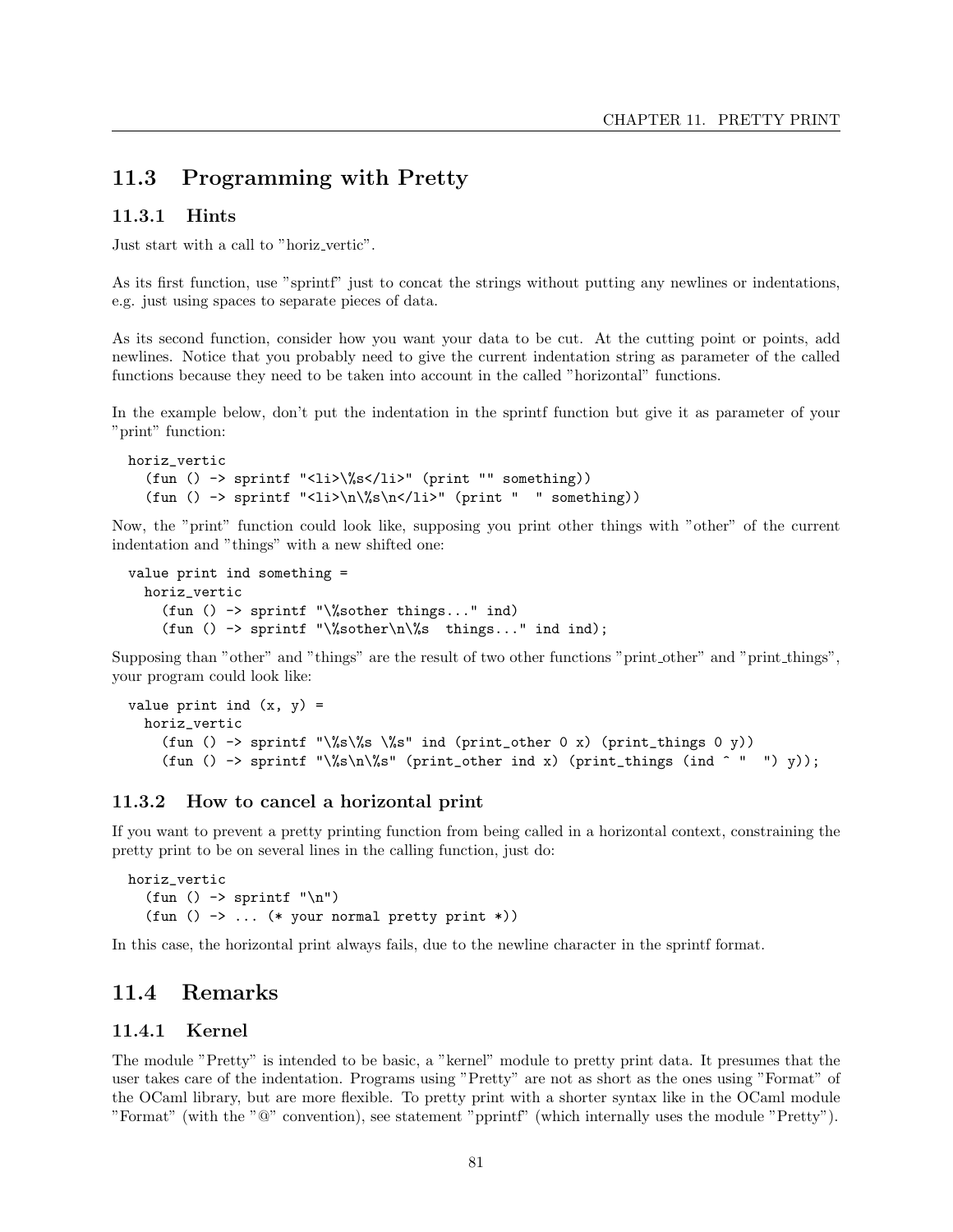## 11.3 Programming with Pretty

### 11.3.1 Hints

Just start with a call to "horiz_vertic".

As its first function, use "sprintf" just to concat the strings without putting any newlines or indentations, e.g. just using spaces to separate pieces of data.

As its second function, consider how you want your data to be cut. At the cutting point or points, add newlines. Notice that you probably need to give the current indentation string as parameter of the called functions because they need to be taken into account in the called "horizontal" functions.

In the example below, don't put the indentation in the sprintf function but give it as parameter of your "print" function:

```
horiz_vertic
  (fun () -> sprintf "<li>\%s</li>" (print "" something))
  (fun () -> sprintf "<li>\n\%s\n</li>" (print "  " something))
```

Now, the "print" function could look like, supposing you print other things with "other" of the current indentation and "things" with a new shifted one:

```
value print ind something =
  horiz_vertic
    (fun () -> sprintf "\%sother things..." ind)
    (fun () -> sprintf "\%sother\n\%s  things..." ind ind);
```

Supposing than "other" and "things" are the result of two other functions "print_other" and "print_things", your program could look like:

```
value print ind (x, y) =
  horiz_vertic
    (fun () -> sprintf "\%s\%s \%s" ind (print_other 0 x) (print_things 0 y))
    (fun () -> sprintf "\%s\n\%s" (print_other ind x) (print_things (ind ^ "  ") y));
```

### 11.3.2 How to cancel a horizontal print

If you want to prevent a pretty printing function from being called in a horizontal context, constraining the pretty print to be on several lines in the calling function, just do:

```
horiz_vertic
  (fun () -> sprintf "\n")
  (fun () -> ... (* your normal pretty print *))
```

In this case, the horizontal print always fails, due to the newline character in the sprintf format.

## 11.4 Remarks

### 11.4.1 Kernel

The module "Pretty" is intended to be basic, a "kernel" module to pretty print data. It presumes that the user takes care of the indentation. Programs using "Pretty" are not as short as the ones using "Format" of the OCaml library, but are more flexible. To pretty print with a shorter syntax like in the OCaml module "Format" (with the "@" convention), see statement "pprintf" (which internally uses the module "Pretty").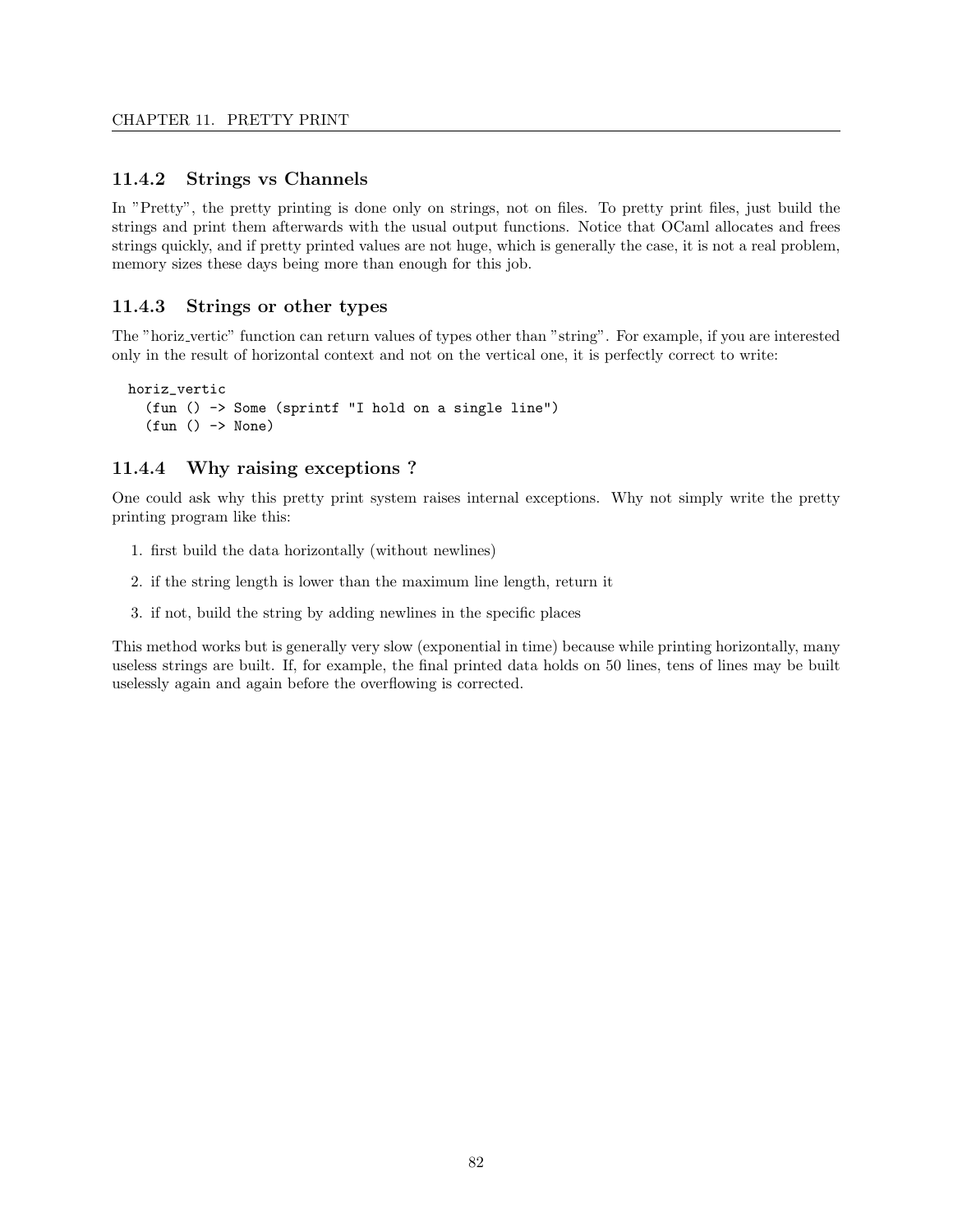### 11.4.2 Strings vs Channels

In "Pretty", the pretty printing is done only on strings, not on files. To pretty print files, just build the strings and print them afterwards with the usual output functions. Notice that OCaml allocates and frees strings quickly, and if pretty printed values are not huge, which is generally the case, it is not a real problem, memory sizes these days being more than enough for this job.

### 11.4.3 Strings or other types

The "horiz_vertic" function can return values of types other than "string". For example, if you are interested only in the result of horizontal context and not on the vertical one, it is perfectly correct to write:

```
horiz_vertic
  (fun () -> Some (sprintf "I hold on a single line")
  (fun () -> None)
```

### 11.4.4 Why raising exceptions ?

One could ask why this pretty print system raises internal exceptions. Why not simply write the pretty printing program like this:

1. first build the data horizontally (without newlines)
2. if the string length is lower than the maximum line length, return it
3. if not, build the string by adding newlines in the specific places

This method works but is generally very slow (exponential in time) because while printing horizontally, many useless strings are built. If, for example, the final printed data holds on 50 lines, tens of lines may be built uselessly again and again before the overflowing is corrected.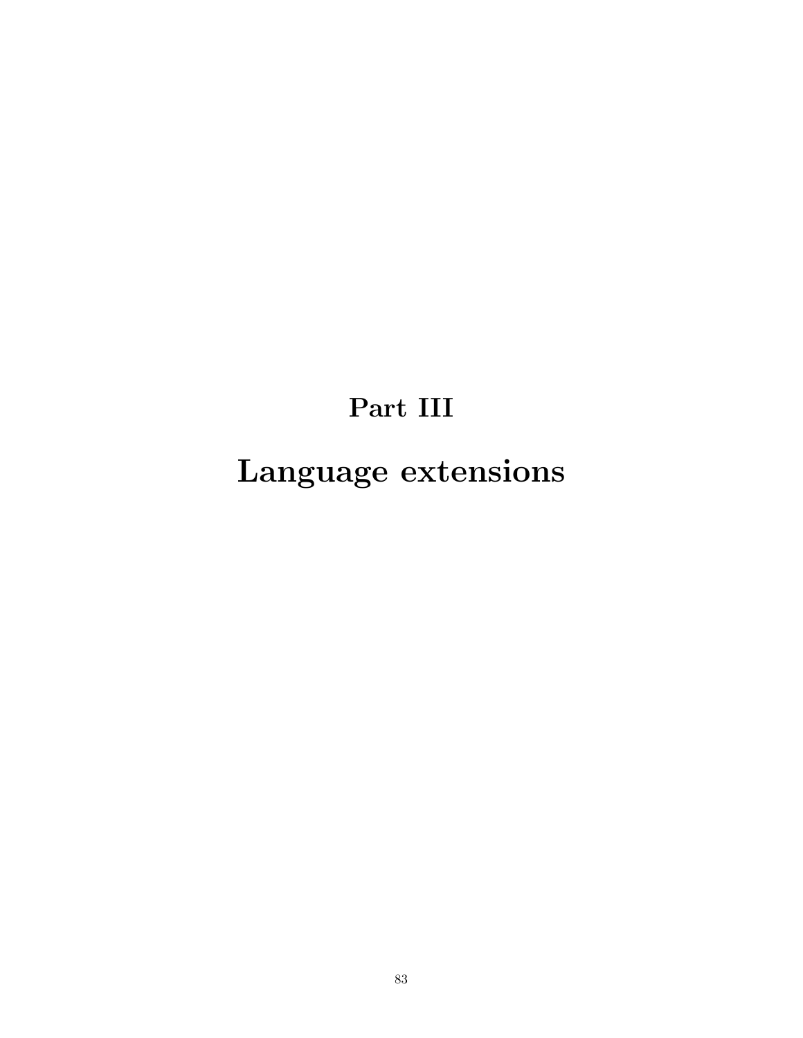# Part III

# Language extensions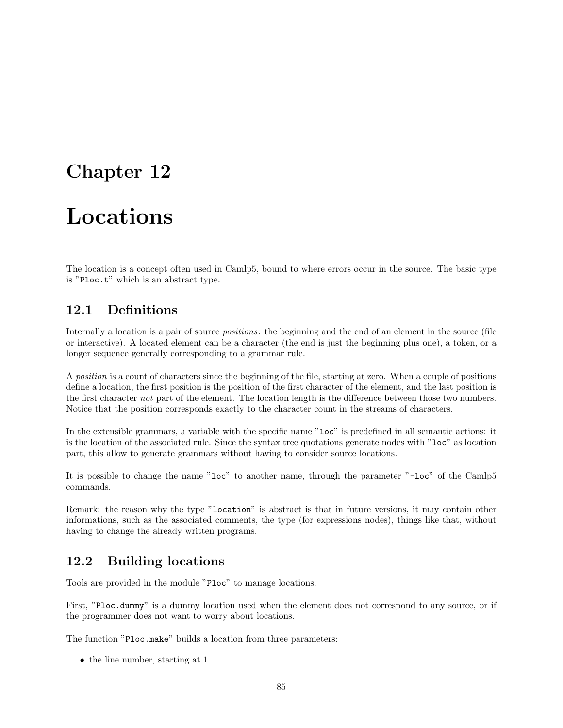# Chapter 12

# Locations

The location is a concept often used in Camlp5, bound to where errors occur in the source. The basic type is "`Ploc.t`" which is an abstract type.

## 12.1 Definitions

Internally a location is a pair of source *positions*: the beginning and the end of an element in the source (file or interactive). A located element can be a character (the end is just the beginning plus one), a token, or a longer sequence generally corresponding to a grammar rule.

A *position* is a count of characters since the beginning of the file, starting at zero. When a couple of positions define a location, the first position is the position of the first character of the element, and the last position is the first character *not* part of the element. The location length is the difference between those two numbers. Notice that the position corresponds exactly to the character count in the streams of characters.

In the extensible grammars, a variable with the specific name "`loc`" is predefined in all semantic actions: it is the location of the associated rule. Since the syntax tree quotations generate nodes with "`loc`" as location part, this allow to generate grammars without having to consider source locations.

It is possible to change the name "`loc`" to another name, through the parameter "`-loc`" of the Camlp5 commands.

Remark: the reason why the type "`location`" is abstract is that in future versions, it may contain other informations, such as the associated comments, the type (for expressions nodes), things like that, without having to change the already written programs.

## 12.2 Building locations

Tools are provided in the module "`Ploc`" to manage locations.

First, "`Ploc.dummy`" is a dummy location used when the element does not correspond to any source, or if the programmer does not want to worry about locations.

The function "`Ploc.make`" builds a location from three parameters:

- the line number, starting at 1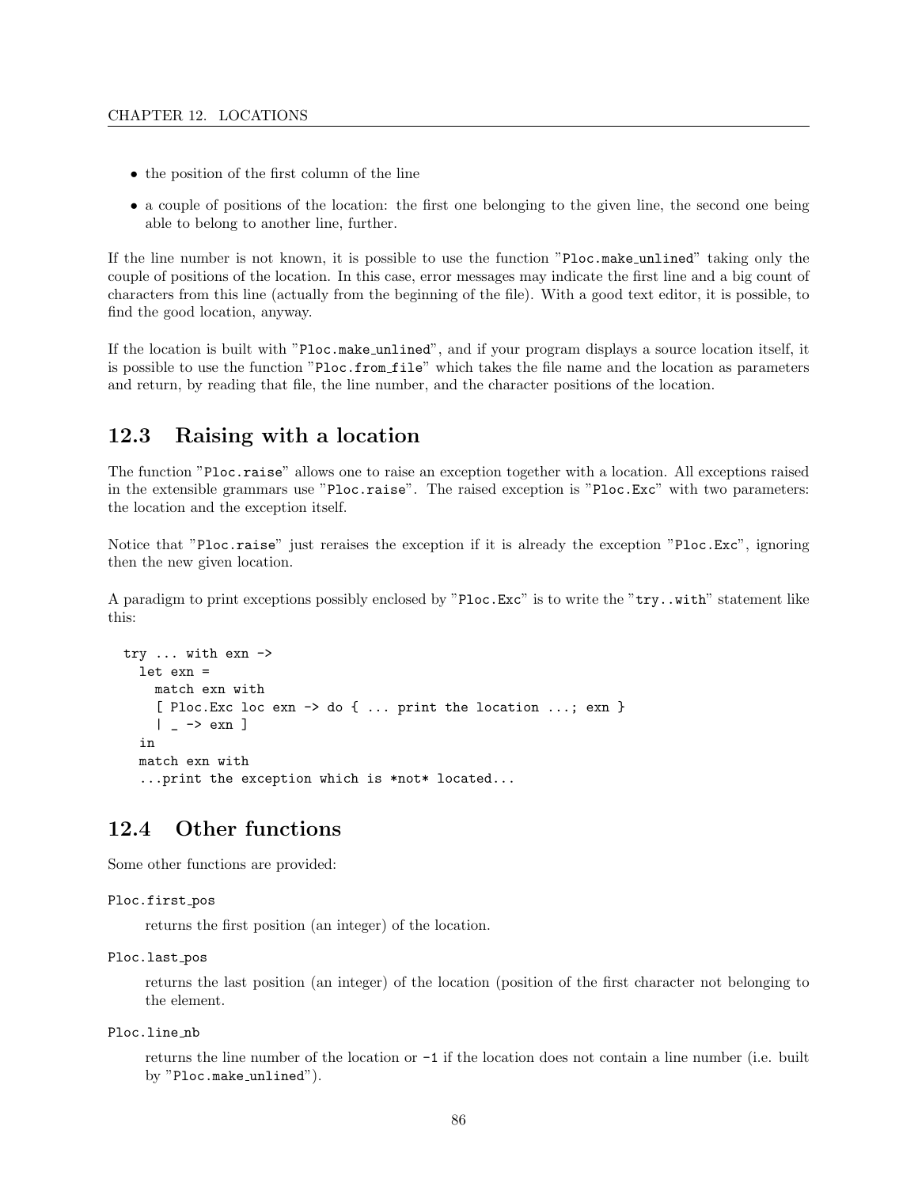- the position of the first column of the line
- a couple of positions of the location: the first one belonging to the given line, the second one being able to belong to another line, further.

If the line number is not known, it is possible to use the function "`Ploc.make_unlined`" taking only the couple of positions of the location. In this case, error messages may indicate the first line and a big count of characters from this line (actually from the beginning of the file). With a good text editor, it is possible, to find the good location, anyway.

If the location is built with "`Ploc.make_unlined`", and if your program displays a source location itself, it is possible to use the function "`Ploc.from_file`" which takes the file name and the location as parameters and return, by reading that file, the line number, and the character positions of the location.

## 12.3 Raising with a location

The function "`Ploc.raise`" allows one to raise an exception together with a location. All exceptions raised in the extensible grammars use "`Ploc.raise`". The raised exception is "`Ploc.Exc`" with two parameters: the location and the exception itself.

Notice that "`Ploc.raise`" just reraises the exception if it is already the exception "`Ploc.Exc`", ignoring then the new given location.

A paradigm to print exceptions possibly enclosed by "`Ploc.Exc`" is to write the "`try..with`" statement like this:

```
try ... with exn ->
  let exn =
    match exn with
    [ Ploc.Exc loc exn -> do { ... print the location ...; exn }
    | _ -> exn ]
  in
  match exn with
  ...print the exception which is *not* located...
```

## 12.4 Other functions

Some other functions are provided:

`Ploc.first_pos`

returns the first position (an integer) of the location.

`Ploc.last_pos`

returns the last position (an integer) of the location (position of the first character not belonging to the element.

`Ploc.line_nb`

returns the line number of the location or `-1` if the location does not contain a line number (i.e. built by "`Ploc.make_unlined`").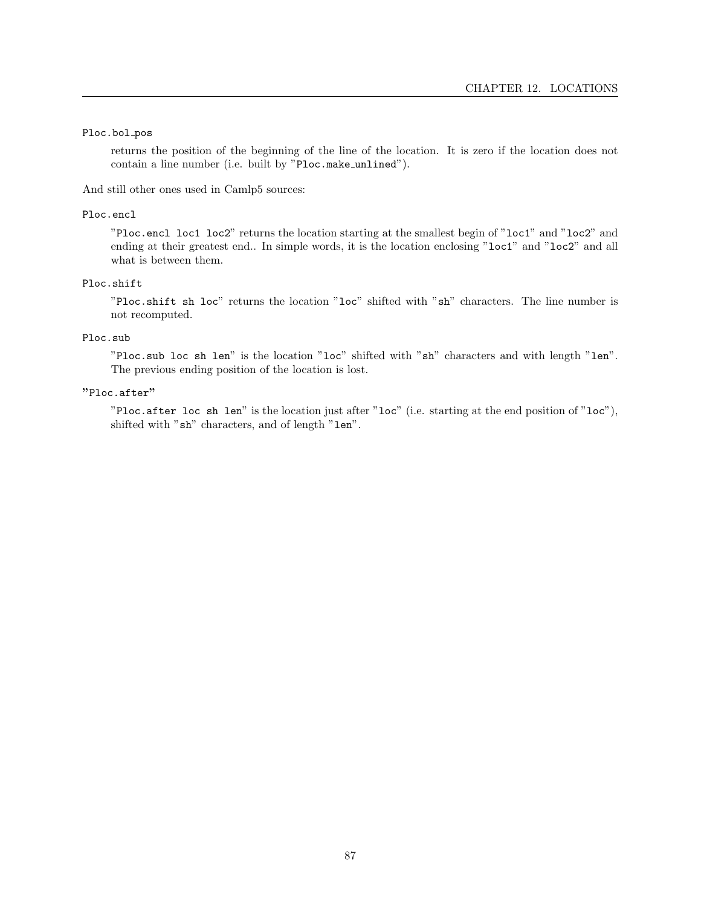`Ploc.bol_pos`

returns the position of the beginning of the line of the location. It is zero if the location does not contain a line number (i.e. built by "`Ploc.make_unlined`").

And still other ones used in Camlp5 sources:

`Ploc.encl`

"`Ploc.encl loc1 loc2`" returns the location starting at the smallest begin of "`loc1`" and "`loc2`" and ending at their greatest end.. In simple words, it is the location enclosing "`loc1`" and "`loc2`" and all what is between them.

`Ploc.shift`

"`Ploc.shift sh loc`" returns the location "`loc`" shifted with "`sh`" characters. The line number is not recomputed.

`Ploc.sub`

"`Ploc.sub loc sh len`" is the location "`loc`" shifted with "`sh`" characters and with length "`len`". The previous ending position of the location is lost.

"`Ploc.after`"

"`Ploc.after loc sh len`" is the location just after "`loc`" (i.e. starting at the end position of "`loc`"), shifted with "`sh`" characters, and of length "`len`".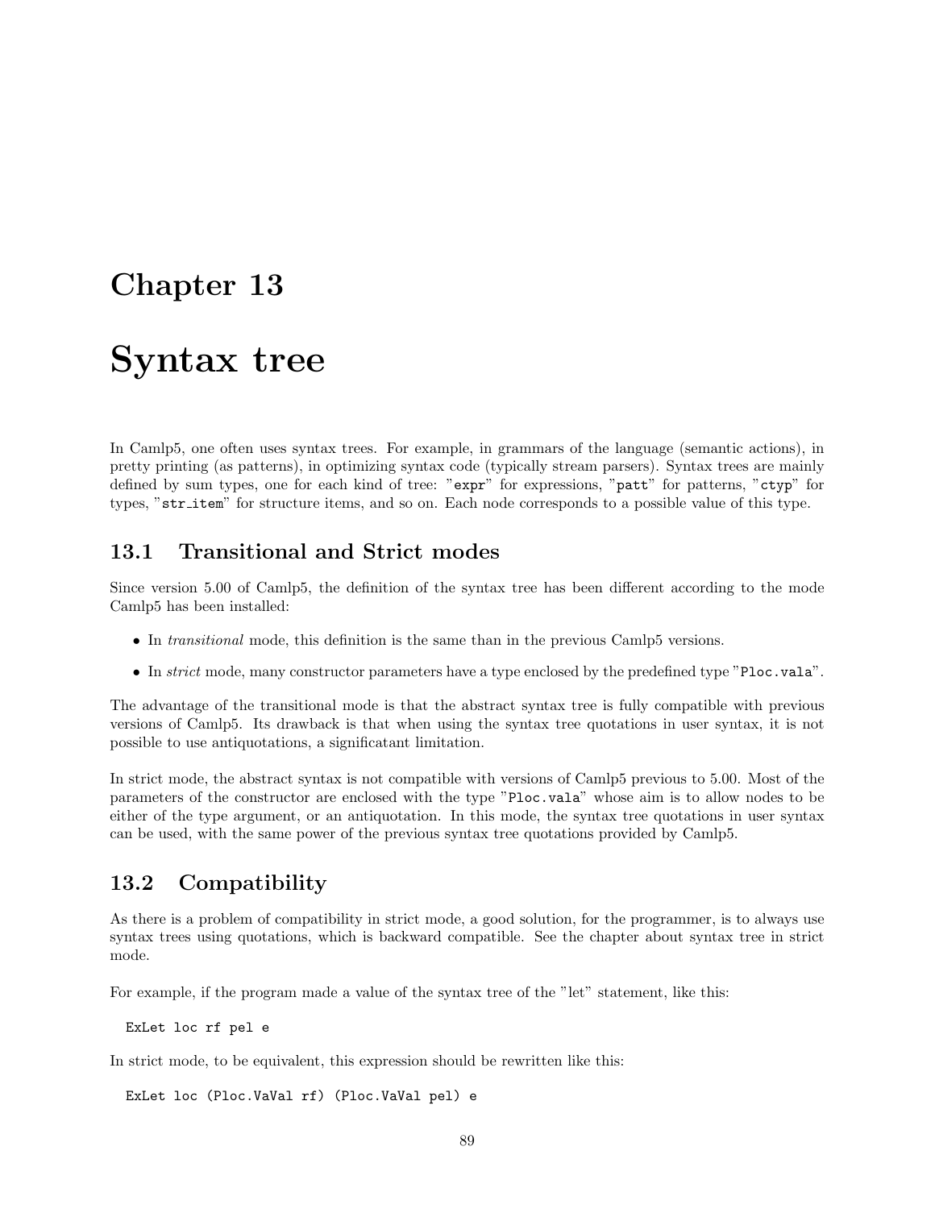# Chapter 13

# Syntax tree

In Camlp5, one often uses syntax trees. For example, in grammars of the language (semantic actions), in pretty printing (as patterns), in optimizing syntax code (typically stream parsers). Syntax trees are mainly defined by sum types, one for each kind of tree: "`expr`" for expressions, "`patt`" for patterns, "`ctyp`" for types, "`str_item`" for structure items, and so on. Each node corresponds to a possible value of this type.

## 13.1 Transitional and Strict modes

Since version 5.00 of Camlp5, the definition of the syntax tree has been different according to the mode Camlp5 has been installed:

- In *transitional* mode, this definition is the same than in the previous Camlp5 versions.
- In *strict* mode, many constructor parameters have a type enclosed by the predefined type "`Ploc.vala`".

The advantage of the transitional mode is that the abstract syntax tree is fully compatible with previous versions of Camlp5. Its drawback is that when using the syntax tree quotations in user syntax, it is not possible to use antiquotations, a significatant limitation.

In strict mode, the abstract syntax is not compatible with versions of Camlp5 previous to 5.00. Most of the parameters of the constructor are enclosed with the type "`Ploc.vala`" whose aim is to allow nodes to be either of the type argument, or an antiquotation. In this mode, the syntax tree quotations in user syntax can be used, with the same power of the previous syntax tree quotations provided by Camlp5.

## 13.2 Compatibility

As there is a problem of compatibility in strict mode, a good solution, for the programmer, is to always use syntax trees using quotations, which is backward compatible. See the chapter about syntax tree in strict mode.

For example, if the program made a value of the syntax tree of the "let" statement, like this:

```
ExLet loc rf pel e
```

In strict mode, to be equivalent, this expression should be rewritten like this:

```
ExLet loc (Ploc.VaVal rf) (Ploc.VaVal pel) e
```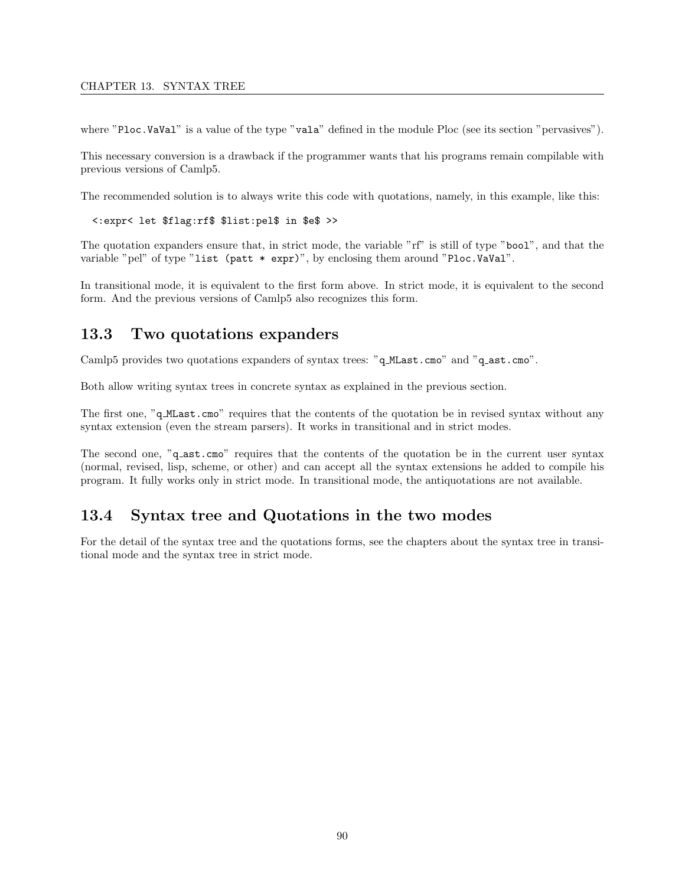where "`Ploc.VaVal`" is a value of the type "`vala`" defined in the module Ploc (see its section "pervasives").

This necessary conversion is a drawback if the programmer wants that his programs remain compilable with previous versions of Camlp5.

The recommended solution is to always write this code with quotations, namely, in this example, like this:

```
<:expr< let $flag:rf$ $list:pel$ in $e$ >>
```

The quotation expanders ensure that, in strict mode, the variable "rf" is still of type "`bool`", and that the variable "pel" of type "`list (patt * expr)`", by enclosing them around "`Ploc.VaVal`".

In transitional mode, it is equivalent to the first form above. In strict mode, it is equivalent to the second form. And the previous versions of Camlp5 also recognizes this form.

## 13.3 Two quotations expanders

Camlp5 provides two quotations expanders of syntax trees: "`q_MLast.cmo`" and "`q_ast.cmo`".

Both allow writing syntax trees in concrete syntax as explained in the previous section.

The first one, "`q_MLast.cmo`" requires that the contents of the quotation be in revised syntax without any syntax extension (even the stream parsers). It works in transitional and in strict modes.

The second one, "`q_ast.cmo`" requires that the contents of the quotation be in the current user syntax (normal, revised, lisp, scheme, or other) and can accept all the syntax extensions he added to compile his program. It fully works only in strict mode. In transitional mode, the antiquotations are not available.

## 13.4 Syntax tree and Quotations in the two modes

For the detail of the syntax tree and the quotations forms, see the chapters about the syntax tree in transitional mode and the syntax tree in strict mode.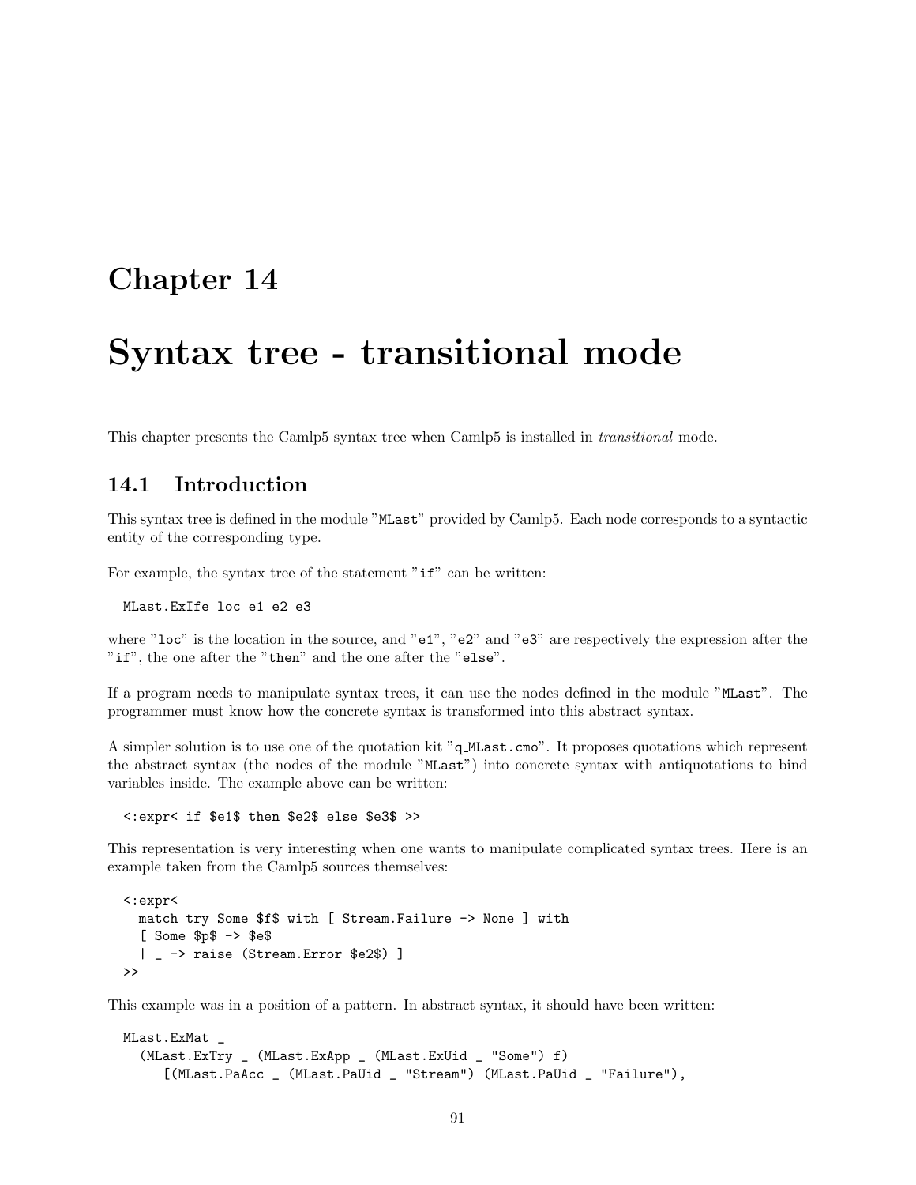# Chapter 14

# Syntax tree - transitional mode

This chapter presents the Camlp5 syntax tree when Camlp5 is installed in *transitional* mode.

## 14.1 Introduction

This syntax tree is defined in the module "`MLast`" provided by Camlp5. Each node corresponds to a syntactic entity of the corresponding type.

For example, the syntax tree of the statement "`if`" can be written:

```
MLast.ExIfe loc e1 e2 e3
```

where "`loc`" is the location in the source, and "`e1`", "`e2`" and "`e3`" are respectively the expression after the "`if`", the one after the "`then`" and the one after the "`else`".

If a program needs to manipulate syntax trees, it can use the nodes defined in the module "`MLast`". The programmer must know how the concrete syntax is transformed into this abstract syntax.

A simpler solution is to use one of the quotation kit "`q_MLast.cmo`". It proposes quotations which represent the abstract syntax (the nodes of the module "`MLast`") into concrete syntax with antiquotations to bind variables inside. The example above can be written:

```
<:expr< if $e1$ then $e2$ else $e3$ >>
```

This representation is very interesting when one wants to manipulate complicated syntax trees. Here is an example taken from the Camlp5 sources themselves:

```
<:expr<
  match try Some $f$ with [ Stream.Failure -> None ] with
  [ Some $p$ -> $e$
  | _ -> raise (Stream.Error $e2$) ]
>>
```

This example was in a position of a pattern. In abstract syntax, it should have been written:

```
MLast.ExMat _
  (MLast.ExTry _ (MLast.ExApp _ (MLast.ExUid _ "Some") f)
     [(MLast.PaAcc _ (MLast.PaUid _ "Stream") (MLast.PaUid _ "Failure"),
```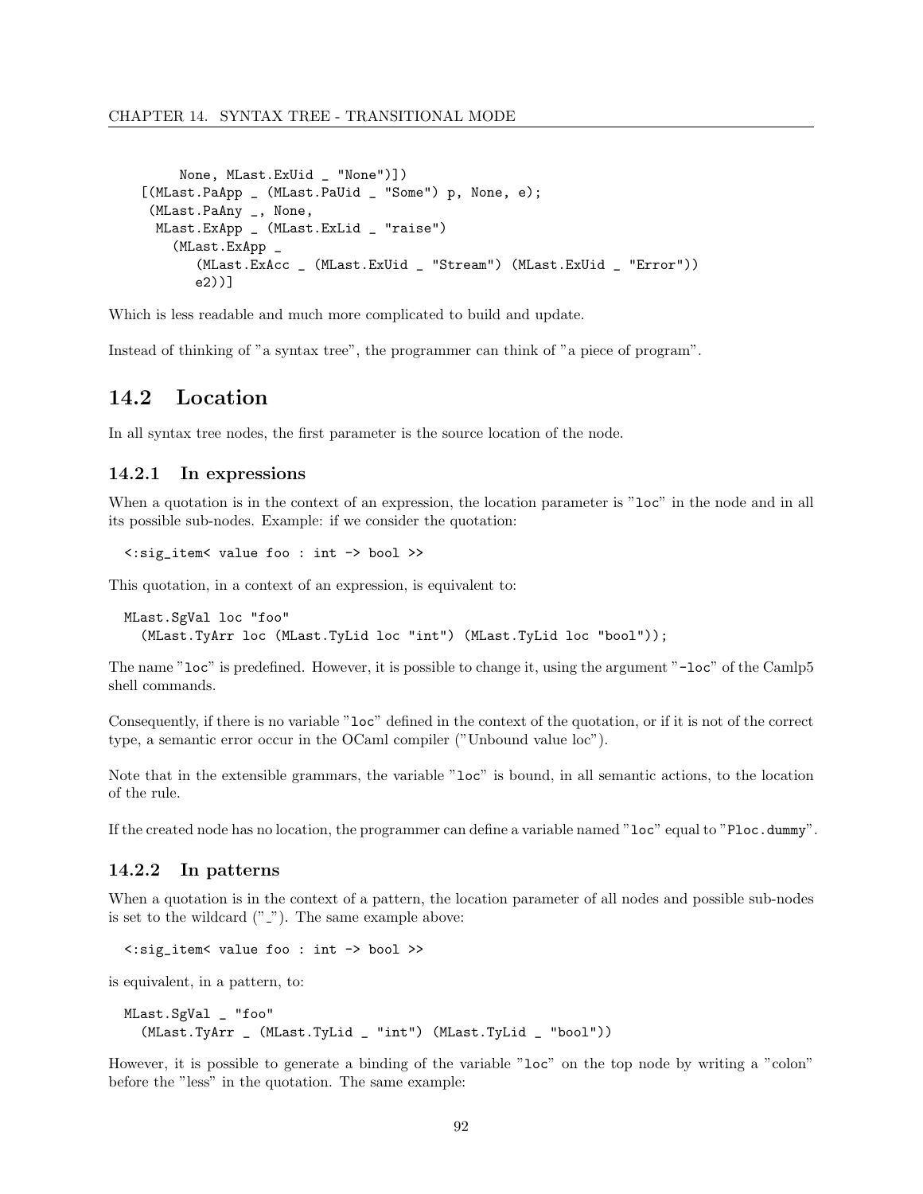```
        None, MLast.ExUid _ "None")])
    [(MLast.PaApp _ (MLast.PaUid _ "Some") p, None, e);
     (MLast.PaAny _, None,
      MLast.ExApp _ (MLast.ExLid _ "raise")
        (MLast.ExApp _
           (MLast.ExAcc _ (MLast.ExUid _ "Stream") (MLast.ExUid _ "Error"))
           e2))]
```

Which is less readable and much more complicated to build and update.

Instead of thinking of "a syntax tree", the programmer can think of "a piece of program".

## 14.2 Location

In all syntax tree nodes, the first parameter is the source location of the node.

### 14.2.1 In expressions

When a quotation is in the context of an expression, the location parameter is "`loc`" in the node and in all its possible sub-nodes. Example: if we consider the quotation:

```
<:sig_item< value foo : int -> bool >>
```

This quotation, in a context of an expression, is equivalent to:

```
MLast.SgVal loc "foo"
  (MLast.TyArr loc (MLast.TyLid loc "int") (MLast.TyLid loc "bool"));
```

The name "`loc`" is predefined. However, it is possible to change it, using the argument "`-loc`" of the Camlp5 shell commands.

Consequently, if there is no variable "`loc`" defined in the context of the quotation, or if it is not of the correct type, a semantic error occur in the OCaml compiler ("Unbound value loc").

Note that in the extensible grammars, the variable "`loc`" is bound, in all semantic actions, to the location of the rule.

If the created node has no location, the programmer can define a variable named "`loc`" equal to "`Ploc.dummy`".

### 14.2.2 In patterns

When a quotation is in the context of a pattern, the location parameter of all nodes and possible sub-nodes is set to the wildcard ("_"). The same example above:

```
<:sig_item< value foo : int -> bool >>
```

is equivalent, in a pattern, to:

```
MLast.SgVal _ "foo"
  (MLast.TyArr _ (MLast.TyLid _ "int") (MLast.TyLid _ "bool"))
```

However, it is possible to generate a binding of the variable "`loc`" on the top node by writing a "colon" before the "less" in the quotation. The same example: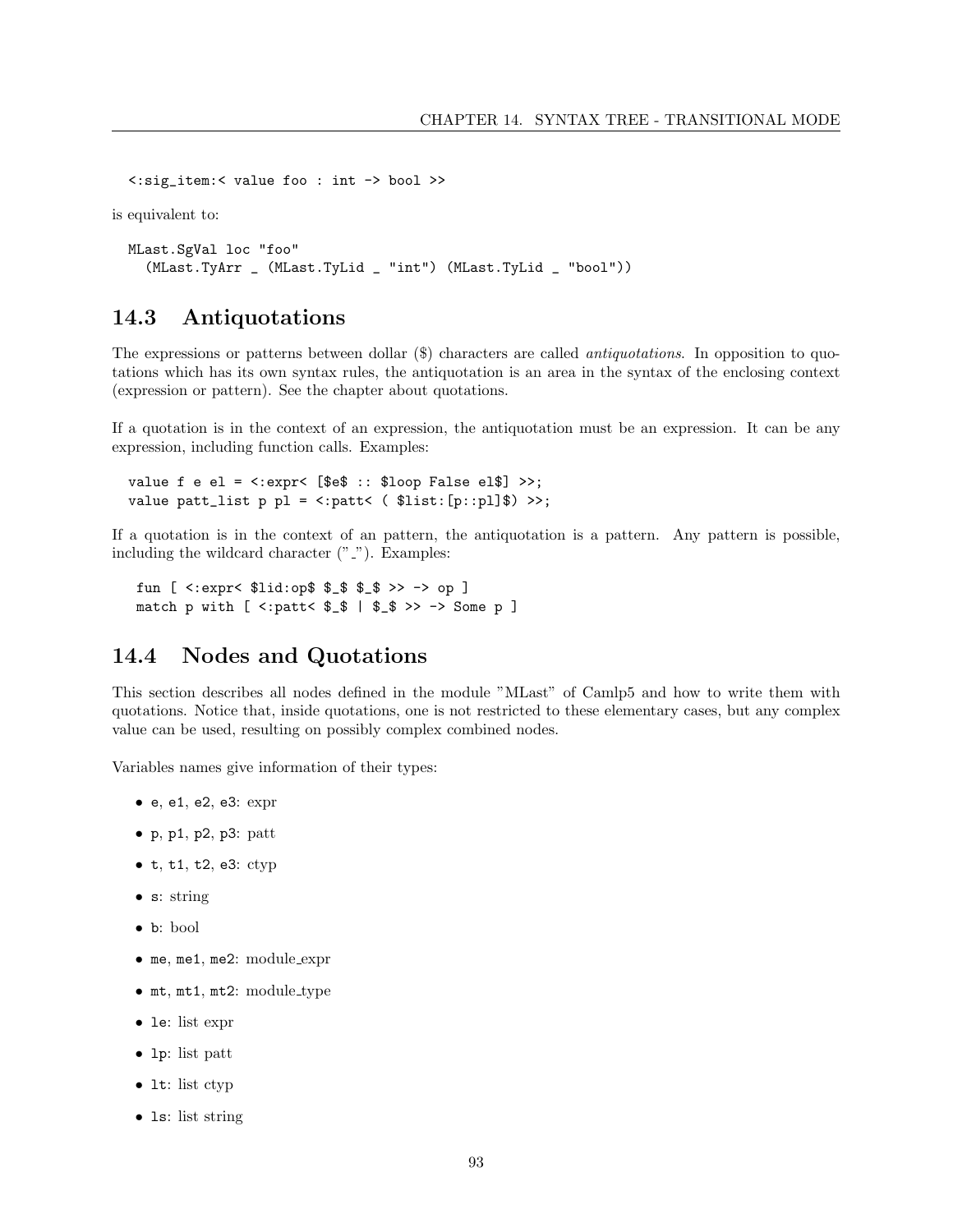```
<:sig_item:< value foo : int -> bool >>
```

is equivalent to:

```
MLast.SgVal loc "foo"
  (MLast.TyArr _ (MLast.TyLid _ "int") (MLast.TyLid _ "bool"))
```

## 14.3 Antiquotations

The expressions or patterns between dollar ($) characters are called *antiquotations*. In opposition to quotations which has its own syntax rules, the antiquotation is an area in the syntax of the enclosing context (expression or pattern). See the chapter about quotations.

If a quotation is in the context of an expression, the antiquotation must be an expression. It can be any expression, including function calls. Examples:

```
value f e el = <:expr< [$e$ :: $loop False el$] >>;
value patt_list p pl = <:patt< ( $list:[p::pl]$) >>;
```

If a quotation is in the context of an pattern, the antiquotation is a pattern. Any pattern is possible, including the wildcard character ("_"). Examples:

```
fun [ <:expr< $lid:op$ $_$ $_$ >> -> op ]
match p with [ <:patt< $_$ | $_$ >> -> Some p ]
```

## 14.4 Nodes and Quotations

This section describes all nodes defined in the module "MLast" of Camlp5 and how to write them with quotations. Notice that, inside quotations, one is not restricted to these elementary cases, but any complex value can be used, resulting on possibly complex combined nodes.

Variables names give information of their types:

- `e`, `e1`, `e2`, `e3`: expr
- `p`, `p1`, `p2`, `p3`: patt
- `t`, `t1`, `t2`, `e3`: ctyp
- `s`: string
- `b`: bool
- `me`, `me1`, `me2`: module_expr
- `mt`, `mt1`, `mt2`: module_type
- `le`: list expr
- `lp`: list patt
- `lt`: list ctyp
- `ls`: list string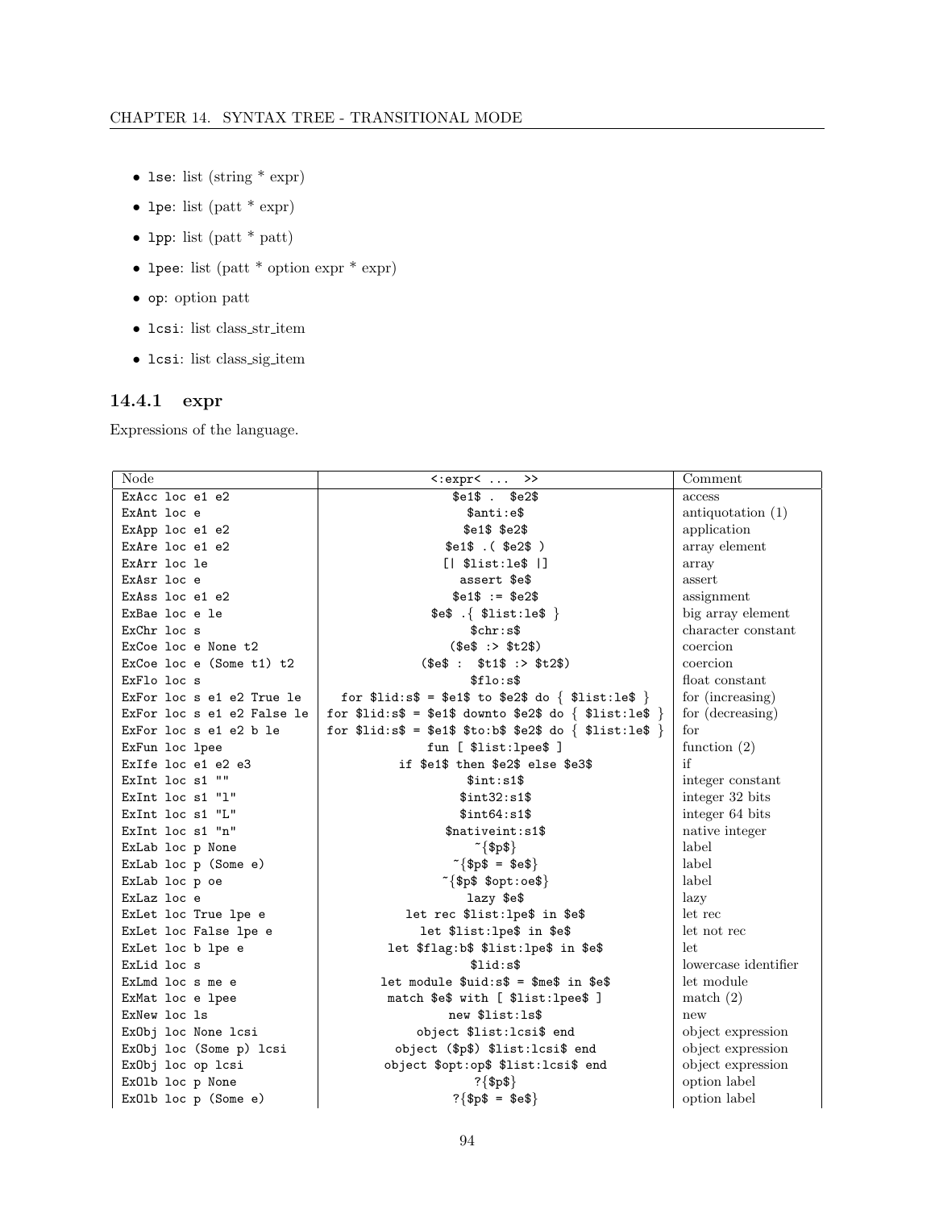- lse: list (string * expr)
- lpe: list (patt * expr)
- lpp: list (patt * patt)
- lpee: list (patt * option expr * expr)
- op: option patt
- lcsi: list class_str_item
- lcsi: list class_sig_item

### 14.4.1 expr

Expressions of the language.

| Node | <:expr< ... >> | Comment |
|---|---|---|
| `ExAcc loc e1 e2` | `$e1$ . $e2$` | access |
| `ExAnt loc e` | `$anti:e$` | antiquotation (1) |
| `ExApp loc e1 e2` | `$e1$ $e2$` | application |
| `ExAre loc e1 e2` | `$e1$ .( $e2$ )` | array element |
| `ExArr loc le` | `[\| $list:le$ \|]` | array |
| `ExAsr loc e` | `assert $e$` | assert |
| `ExAss loc e1 e2` | `$e1$ := $e2$` | assignment |
| `ExBae loc e le` | `$e$ .{ $list:le$ }` | big array element |
| `ExChr loc s` | `$chr:s$` | character constant |
| `ExCoe loc e None t2` | `($e$ :> $t2$)` | coercion |
| `ExCoe loc e (Some t1) t2` | `($e$ : $t1$ :> $t2$)` | coercion |
| `ExFlo loc s` | `$flo:s$` | float constant |
| `ExFor loc s e1 e2 True le` | `for $lid:s$ = $e1$ to $e2$ do { $list:le$ }` | for (increasing) |
| `ExFor loc s e1 e2 False le` | `for $lid:s$ = $e1$ downto $e2$ do { $list:le$ }` | for (decreasing) |
| `ExFor loc s e1 e2 b le` | `for $lid:s$ = $e1$ $to:b$ $e2$ do { $list:le$ }` | for |
| `ExFun loc lpee` | `fun [ $list:lpee$ ]` | function (2) |
| `ExIfe loc e1 e2 e3` | `if $e1$ then $e2$ else $e3$` | if |
| `ExInt loc s1 ""` | `$int:s1$` | integer constant |
| `ExInt loc s1 "l"` | `$int32:s1$` | integer 32 bits |
| `ExInt loc s1 "L"` | `$int64:s1$` | integer 64 bits |
| `ExInt loc s1 "n"` | `$nativeint:s1$` | native integer |
| `ExLab loc p None` | `~{$p$}` | label |
| `ExLab loc p (Some e)` | `~{$p$ = $e$}` | label |
| `ExLab loc p oe` | `~{$p$ $opt:oe$}` | label |
| `ExLaz loc e` | `lazy $e$` | lazy |
| `ExLet loc True lpe e` | `let rec $list:lpe$ in $e$` | let rec |
| `ExLet loc False lpe e` | `let $list:lpe$ in $e$` | let not rec |
| `ExLet loc b lpe e` | `let $flag:b$ $list:lpe$ in $e$` | let |
| `ExLid loc s` | `$lid:s$` | lowercase identifier |
| `ExLmd loc s me e` | `let module $uid:s$ = $me$ in $e$` | let module |
| `ExMat loc e lpee` | `match $e$ with [ $list:lpee$ ]` | match (2) |
| `ExNew loc ls` | `new $list:ls$` | new |
| `ExObj loc None lcsi` | `object $list:lcsi$ end` | object expression |
| `ExObj loc (Some p) lcsi` | `object ($p$) $list:lcsi$ end` | object expression |
| `ExObj loc op lcsi` | `object $opt:op$ $list:lcsi$ end` | object expression |
| `ExOlb loc p None` | `?{$p$}` | option label |
| `ExOlb loc p (Some e)` | `?{$p$ = $e$}` | option label |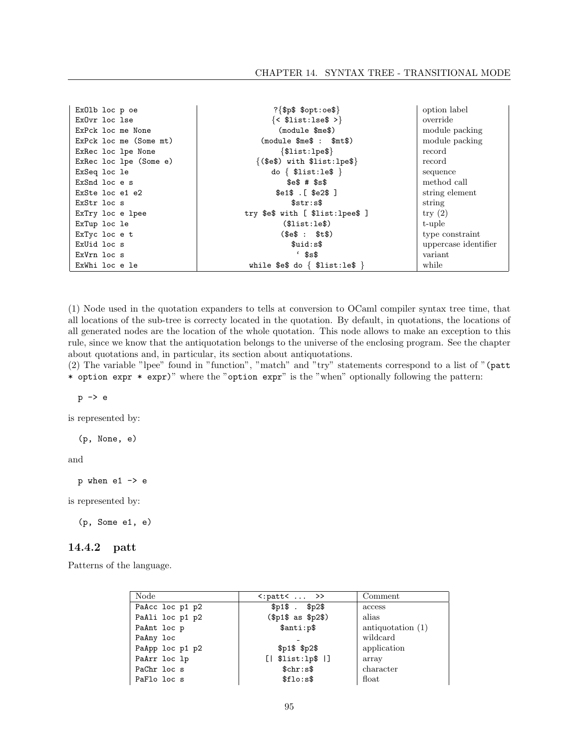| | | |
|---|---|---|
| ExOlb loc p oe | ?{$p$ $opt:oe$} | option label |
| ExOvr loc lse | {< $list:lse$ >} | override |
| ExPck loc me None | (module $me$) | module packing |
| ExPck loc me (Some mt) | (module $me$ : $mt$) | module packing |
| ExRec loc lpe None | {$list:lpe$} | record |
| ExRec loc lpe (Some e) | {($e$) with $list:lpe$} | record |
| ExSeq loc le | do { $list:le$ } | sequence |
| ExSnd loc e s | $e$ # $s$ | method call |
| ExSte loc e1 e2 | $e1$ .[ $e2$ ] | string element |
| ExStr loc s | $str:s$ | string |
| ExTry loc e lpee | try $e$ with [ $list:lpee$ ] | try (2) |
| ExTup loc le | ($list:le$) | t-uple |
| ExTyc loc e t | ($e$ : $t$) | type constraint |
| ExUid loc s | $uid:s$ | uppercase identifier |
| ExVrn loc s | ‘ $s$ | variant |
| ExWhi loc e le | while $e$ do { $list:le$ } | while |

(1) Node used in the quotation expanders to tells at conversion to OCaml compiler syntax tree time, that all locations of the sub-tree is correcty located in the quotation. By default, in quotations, the locations of all generated nodes are the location of the whole quotation. This node allows to make an exception to this rule, since we know that the antiquotation belongs to the universe of the enclosing program. See the chapter about quotations and, in particular, its section about antiquotations.
(2) The variable "lpee" found in "function", "match" and "try" statements correspond to a list of "`(patt * option expr * expr)`" where the "`option expr`" is the "when" optionally following the pattern:

```
p -> e
```

is represented by:

```
(p, None, e)
```

and

```
p when e1 -> e
```

is represented by:

```
(p, Some e1, e)
```

### 14.4.2 patt

Patterns of the language.

| Node | <:patt< ... >> | Comment |
|---|---|---|
| PaAcc loc p1 p2 | $p1$ . $p2$ | access |
| PaAli loc p1 p2 | ($p1$ as $p2$) | alias |
| PaAnt loc p | $anti:p$ | antiquotation (1) |
| PaAny loc | _ | wildcard |
| PaApp loc p1 p2 | $p1$ $p2$ | application |
| PaArr loc lp | [\| $list:lp$ \|] | array |
| PaChr loc s | $chr:s$ | character |
| PaFlo loc s | $flo:s$ | float |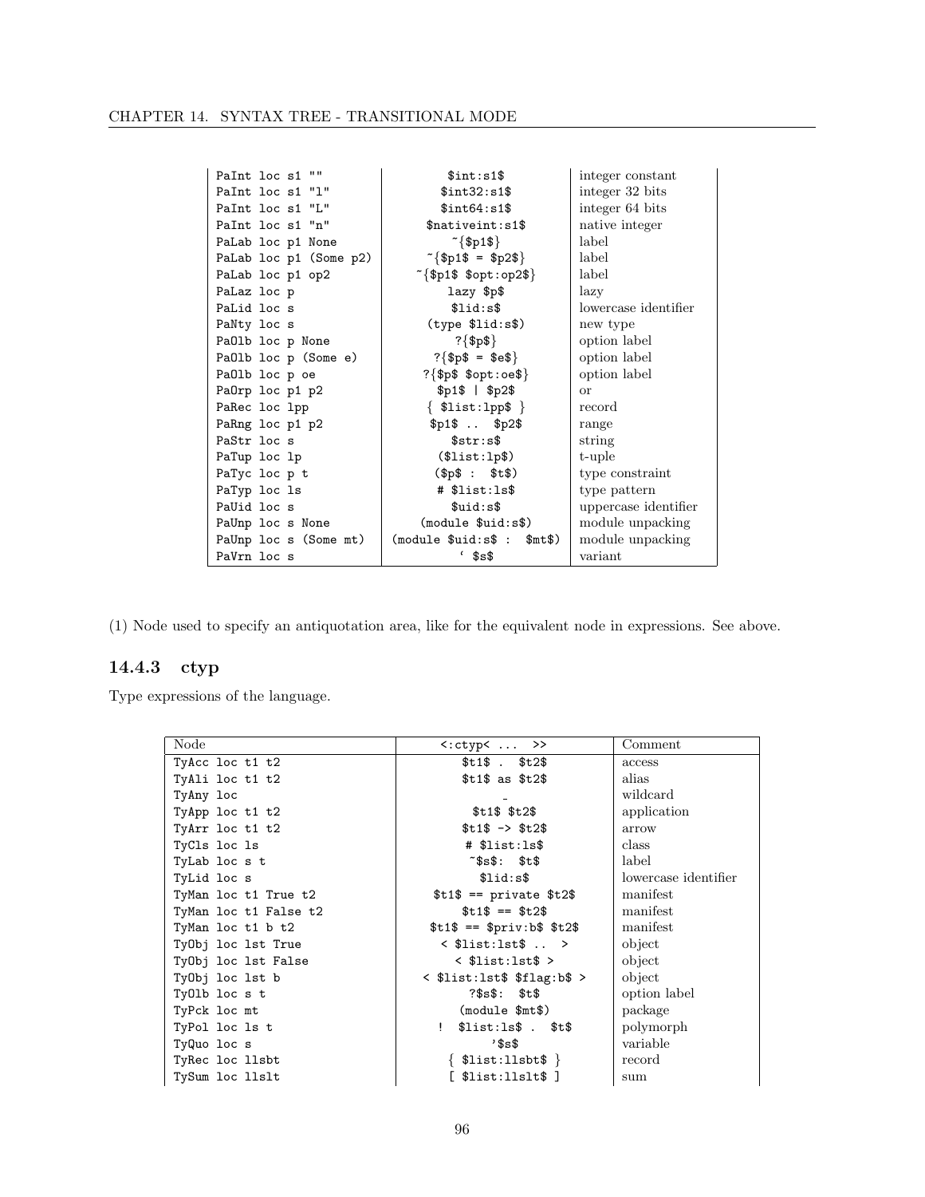| | | |
|---|---|---|
| PaInt loc s1 "" | $int:s1$ | integer constant |
| PaInt loc s1 "l" | $int32:s1$ | integer 32 bits |
| PaInt loc s1 "L" | $int64:s1$ | integer 64 bits |
| PaInt loc s1 "n" | $nativeint:s1$ | native integer |
| PaLab loc p1 None | ~{$p1$} | label |
| PaLab loc p1 (Some p2) | ~{$p1$ = $p2$} | label |
| PaLab loc p1 op2 | ~{$p1$ $opt:op2$} | label |
| PaLaz loc p | lazy $p$ | lazy |
| PaLid loc s | $lid:s$ | lowercase identifier |
| PaNty loc s | (type $lid:s$) | new type |
| PaOlb loc p None | ?{$p$} | option label |
| PaOlb loc p (Some e) | ?{$p$ = $e$} | option label |
| PaOlb loc p oe | ?{$p$ $opt:oe$} | option label |
| PaOrp loc p1 p2 | $p1$ \| $p2$ | or |
| PaRec loc lpp | { $list:lpp$ } | record |
| PaRng loc p1 p2 | $p1$ .. $p2$ | range |
| PaStr loc s | $str:s$ | string |
| PaTup loc lp | ($list:lp$) | t-uple |
| PaTyc loc p t | ($p$ : $t$) | type constraint |
| PaTyp loc ls | # $list:ls$ | type pattern |
| PaUid loc s | $uid:s$ | uppercase identifier |
| PaUnp loc s None | (module $uid:s$) | module unpacking |
| PaUnp loc s (Some mt) | (module $uid:s$ : $mt$) | module unpacking |
| PaVrn loc s | ‘ $s$ | variant |

(1) Node used to specify an antiquotation area, like for the equivalent node in expressions. See above.

### 14.4.3 ctyp

Type expressions of the language.

| Node | <:ctyp< ... >> | Comment |
|---|---|---|
| TyAcc loc t1 t2 | $t1$ . $t2$ | access |
| TyAli loc t1 t2 | $t1$ as $t2$ | alias |
| TyAny loc | _ | wildcard |
| TyApp loc t1 t2 | $t1$ $t2$ | application |
| TyArr loc t1 t2 | $t1$ -> $t2$ | arrow |
| TyCls loc ls | # $list:ls$ | class |
| TyLab loc s t | ~$s$: $t$ | label |
| TyLid loc s | $lid:s$ | lowercase identifier |
| TyMan loc t1 True t2 | $t1$ == private $t2$ | manifest |
| TyMan loc t1 False t2 | $t1$ == $t2$ | manifest |
| TyMan loc t1 b t2 | $t1$ == $priv:b$ $t2$ | manifest |
| TyObj loc lst True | < $list:lst$ .. > | object |
| TyObj loc lst False | < $list:lst$ > | object |
| TyObj loc lst b | < $list:lst$ $flag:b$ > | object |
| TyOlb loc s t | ?$s$: $t$ | option label |
| TyPck loc mt | (module $mt$) | package |
| TyPol loc ls t | ! $list:ls$ . $t$ | polymorph |
| TyQuo loc s | '$s$ | variable |
| TyRec loc llsbt | { $list:llsbt$ } | record |
| TySum loc llslt | [ $list:llslt$ ] | sum |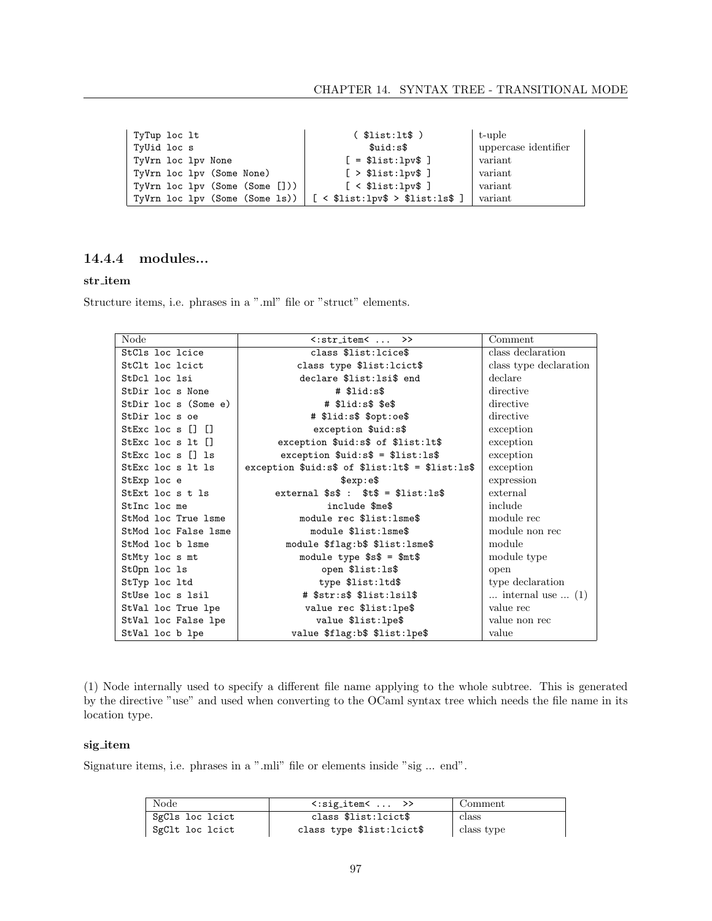| | | |
|---|---|---|
| TyTup loc lt | ( $list:lt$ ) | t-uple |
| TyUid loc s | $uid:s$ | uppercase identifier |
| TyVrn loc lpv None | [ = $list:lpv$ ] | variant |
| TyVrn loc lpv (Some None) | [ > $list:lpv$ ] | variant |
| TyVrn loc lpv (Some (Some [])) | [ < $list:lpv$ ] | variant |
| TyVrn loc lpv (Some (Some ls)) | [ < $list:lpv$ > $list:ls$ ] | variant |

### 14.4.4 modules...

**str_item**

Structure items, i.e. phrases in a ".ml" file or "struct" elements.

| Node | <:str_item< ... >> | Comment |
|---|---|---|
| StCls loc lcice | class $list:lcice$ | class declaration |
| StClt loc lcict | class type $list:lcict$ | class type declaration |
| StDcl loc lsi | declare $list:lsi$ end | declare |
| StDir loc s None | # $lid:s$ | directive |
| StDir loc s (Some e) | # $lid:s$ $e$ | directive |
| StDir loc s oe | # $lid:s$ $opt:oe$ | directive |
| StExc loc s [] [] | exception $uid:s$ | exception |
| StExc loc s lt [] | exception $uid:s$ of $list:lt$ | exception |
| StExc loc s [] ls | exception $uid:s$ = $list:ls$ | exception |
| StExc loc s lt ls | exception $uid:s$ of $list:lt$ = $list:ls$ | exception |
| StExp loc e | $exp:e$ | expression |
| StExt loc s t ls | external $s$ : $t$ = $list:ls$ | external |
| StInc loc me | include $me$ | include |
| StMod loc True lsme | module rec $list:lsme$ | module rec |
| StMod loc False lsme | module $list:lsme$ | module non rec |
| StMod loc b lsme | module $flag:b$ $list:lsme$ | module |
| StMty loc s mt | module type $s$ = $mt$ | module type |
| StOpn loc ls | open $list:ls$ | open |
| StTyp loc ltd | type $list:ltd$ | type declaration |
| StUse loc s lsil | # $str:s$ $list:lsil$ | ... internal use ... (1) |
| StVal loc True lpe | value rec $list:lpe$ | value rec |
| StVal loc False lpe | value $list:lpe$ | value non rec |
| StVal loc b lpe | value $flag:b$ $list:lpe$ | value |

(1) Node internally used to specify a different file name applying to the whole subtree. This is generated by the directive "use" and used when converting to the OCaml syntax tree which needs the file name in its location type.

**sig_item**

Signature items, i.e. phrases in a ".mli" file or elements inside "sig ... end".

| Node | <:sig_item< ... >> | Comment |
|---|---|---|
| SgCls loc lcict | class $list:lcict$ | class |
| SgClt loc lcict | class type $list:lcict$ | class type |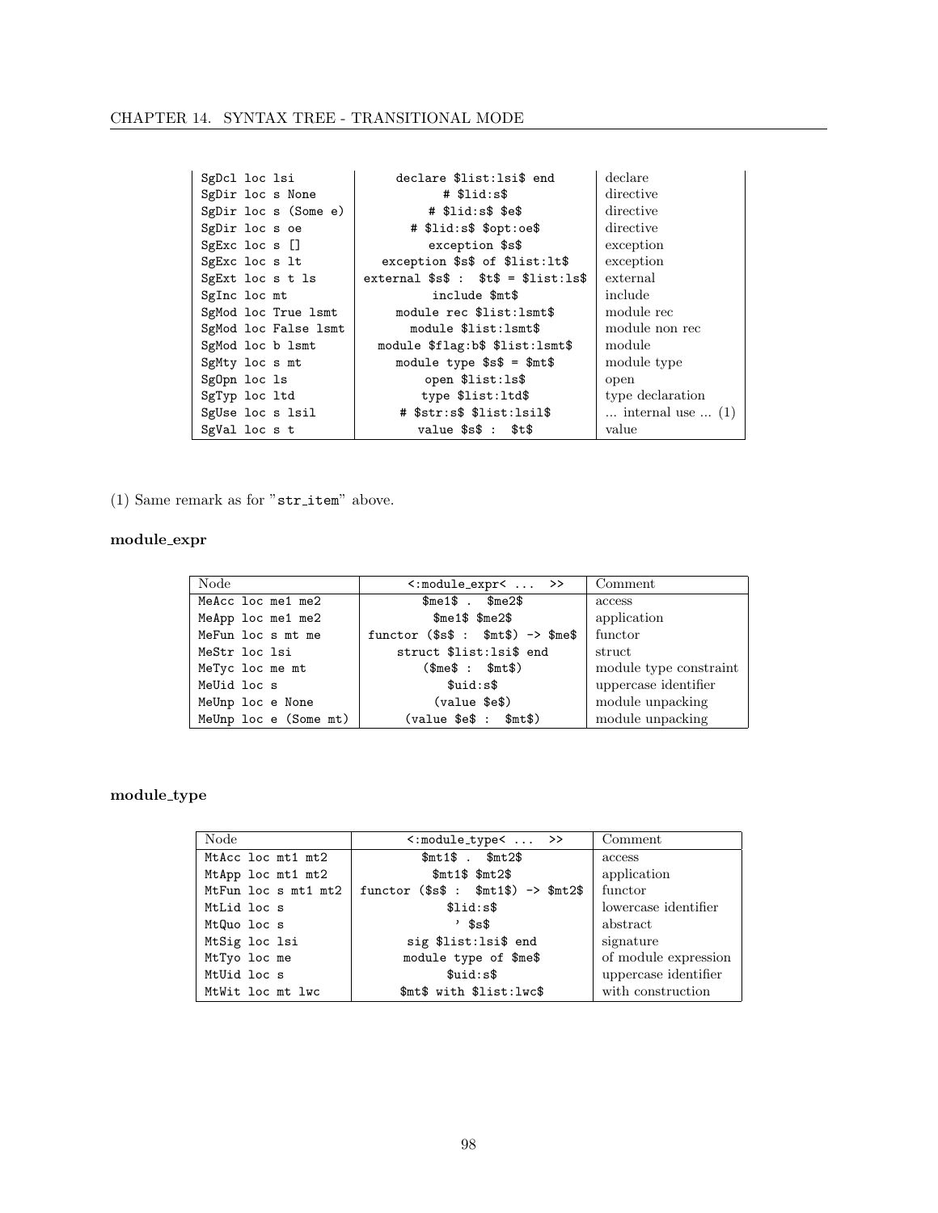| | | |
|---|---|---|
| SgDcl loc lsi | declare $list:lsi$ end | declare |
| SgDir loc s None | # $lid:s$ | directive |
| SgDir loc s (Some e) | # $lid:s$ $e$ | directive |
| SgDir loc s oe | # $lid:s$ $opt:oe$ | directive |
| SgExc loc s [] | exception $s$ | exception |
| SgExc loc s lt | exception $s$ of $list:lt$ | exception |
| SgExt loc s t ls | external $s$ : $t$ = $list:ls$ | external |
| SgInc loc mt | include $mt$ | include |
| SgMod loc True lsmt | module rec $list:lsmt$ | module rec |
| SgMod loc False lsmt | module $list:lsmt$ | module non rec |
| SgMod loc b lsmt | module $flag:b$ $list:lsmt$ | module |
| SgMty loc s mt | module type $s$ = $mt$ | module type |
| SgOpn loc ls | open $list:ls$ | open |
| SgTyp loc ltd | type $list:ltd$ | type declaration |
| SgUse loc s lsil | # $str:s$ $list:lsil$ | ... internal use ... (1) |
| SgVal loc s t | value $s$ : $t$ | value |

(1) Same remark as for "str_item" above.

**module_expr**

| Node | <:module_expr< ... >> | Comment |
|---|---|---|
| MeAcc loc me1 me2 | $me1$ . $me2$ | access |
| MeApp loc me1 me2 | $me1$ $me2$ | application |
| MeFun loc s mt me | functor ($s$ : $mt$) -> $me$ | functor |
| MeStr loc lsi | struct $list:lsi$ end | struct |
| MeTyc loc me mt | ($me$ : $mt$) | module type constraint |
| MeUid loc s | $uid:s$ | uppercase identifier |
| MeUnp loc e None | (value $e$) | module unpacking |
| MeUnp loc e (Some mt) | (value $e$ : $mt$) | module unpacking |

**module_type**

| Node | <:module_type< ... >> | Comment |
|---|---|---|
| MtAcc loc mt1 mt2 | $mt1$ . $mt2$ | access |
| MtApp loc mt1 mt2 | $mt1$ $mt2$ | application |
| MtFun loc s mt1 mt2 | functor ($s$ : $mt1$) -> $mt2$ | functor |
| MtLid loc s | $lid:s$ | lowercase identifier |
| MtQuo loc s | ' $s$ | abstract |
| MtSig loc lsi | sig $list:lsi$ end | signature |
| MtTyo loc me | module type of $me$ | of module expression |
| MtUid loc s | $uid:s$ | uppercase identifier |
| MtWit loc mt lwc | $mt$ with $list:lwc$ | with construction |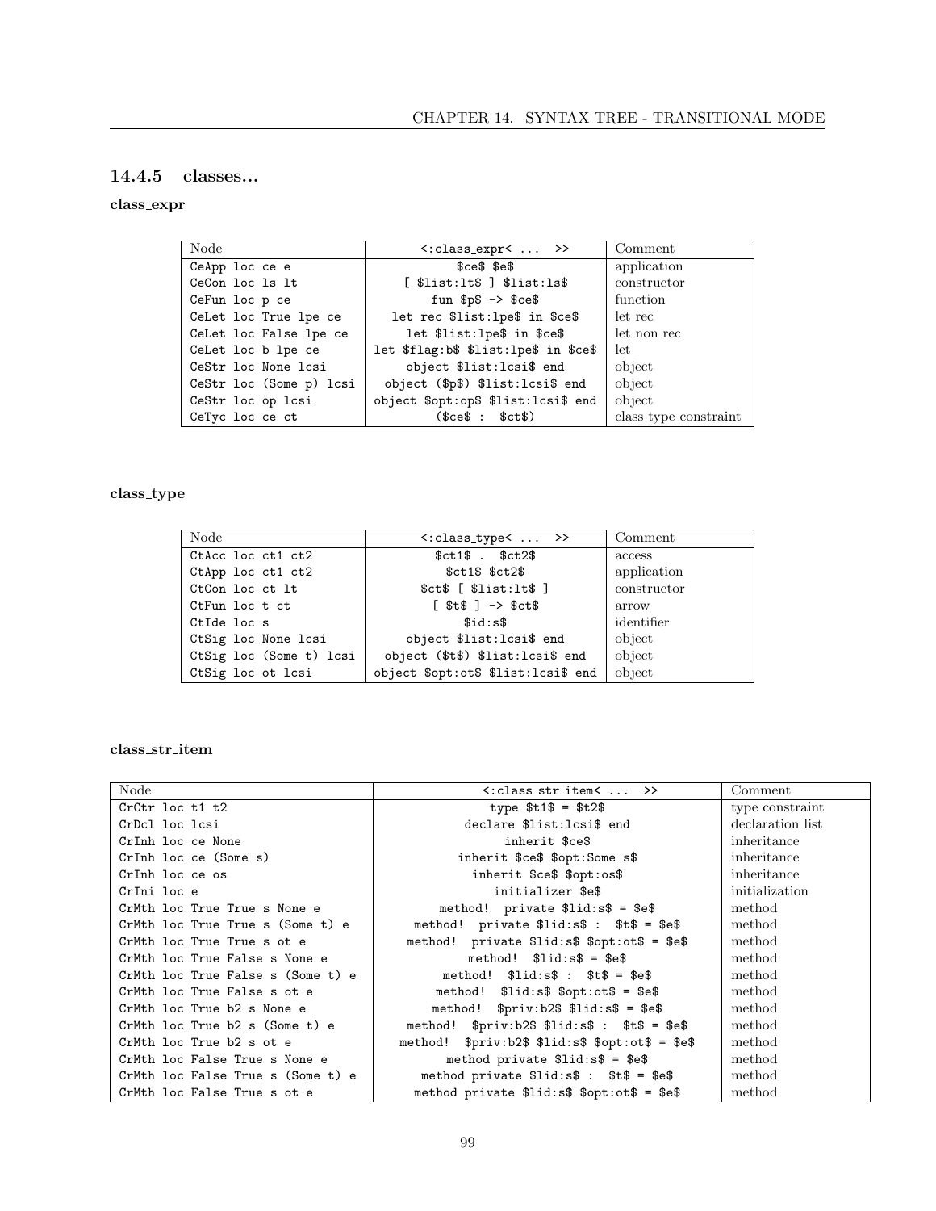### 14.4.5 classes...

**class_expr**

| Node | `<:class_expr< ... >>` | Comment |
|---|---|---|
| `CeApp loc ce e` | `$ce$ $e$` | application |
| `CeCon loc ls lt` | `[ $list:lt$ ] $list:ls$` | constructor |
| `CeFun loc p ce` | `fun $p$ -> $ce$` | function |
| `CeLet loc True lpe ce` | `let rec $list:lpe$ in $ce$` | let rec |
| `CeLet loc False lpe ce` | `let $list:lpe$ in $ce$` | let non rec |
| `CeLet loc b lpe ce` | `let $flag:b$ $list:lpe$ in $ce$` | let |
| `CeStr loc None lcsi` | `object $list:lcsi$ end` | object |
| `CeStr loc (Some p) lcsi` | `object ($p$) $list:lcsi$ end` | object |
| `CeStr loc op lcsi` | `object $opt:op$ $list:lcsi$ end` | object |
| `CeTyc loc ce ct` | `($ce$ : $ct$)` | class type constraint |

**class_type**

| Node | `<:class_type< ... >>` | Comment |
|---|---|---|
| `CtAcc loc ct1 ct2` | `$ct1$ . $ct2$` | access |
| `CtApp loc ct1 ct2` | `$ct1$ $ct2$` | application |
| `CtCon loc ct lt` | `$ct$ [ $list:lt$ ]` | constructor |
| `CtFun loc t ct` | `[ $t$ ] -> $ct$` | arrow |
| `CtIde loc s` | `$id:s$` | identifier |
| `CtSig loc None lcsi` | `object $list:lcsi$ end` | object |
| `CtSig loc (Some t) lcsi` | `object ($t$) $list:lcsi$ end` | object |
| `CtSig loc ot lcsi` | `object $opt:ot$ $list:lcsi$ end` | object |

**class_str_item**

| Node | `<:class_str_item< ... >>` | Comment |
|---|---|---|
| `CrCtr loc t1 t2` | `type $t1$ = $t2$` | type constraint |
| `CrDcl loc lcsi` | `declare $list:lcsi$ end` | declaration list |
| `CrInh loc ce None` | `inherit $ce$` | inheritance |
| `CrInh loc ce (Some s)` | `inherit $ce$ $opt:Some s$` | inheritance |
| `CrInh loc ce os` | `inherit $ce$ $opt:os$` | inheritance |
| `CrIni loc e` | `initializer $e$` | initialization |
| `CrMth loc True True s None e` | `method! private $lid:s$ = $e$` | method |
| `CrMth loc True True s (Some t) e` | `method! private $lid:s$ : $t$ = $e$` | method |
| `CrMth loc True True s ot e` | `method! private $lid:s$ $opt:ot$ = $e$` | method |
| `CrMth loc True False s None e` | `method! $lid:s$ = $e$` | method |
| `CrMth loc True False s (Some t) e` | `method! $lid:s$ : $t$ = $e$` | method |
| `CrMth loc True False s ot e` | `method! $lid:s$ $opt:ot$ = $e$` | method |
| `CrMth loc True b2 s None e` | `method! $priv:b2$ $lid:s$ = $e$` | method |
| `CrMth loc True b2 s (Some t) e` | `method! $priv:b2$ $lid:s$ : $t$ = $e$` | method |
| `CrMth loc True b2 s ot e` | `method! $priv:b2$ $lid:s$ $opt:ot$ = $e$` | method |
| `CrMth loc False True s None e` | `method private $lid:s$ = $e$` | method |
| `CrMth loc False True s (Some t) e` | `method private $lid:s$ : $t$ = $e$` | method |
| `CrMth loc False True s ot e` | `method private $lid:s$ $opt:ot$ = $e$` | method |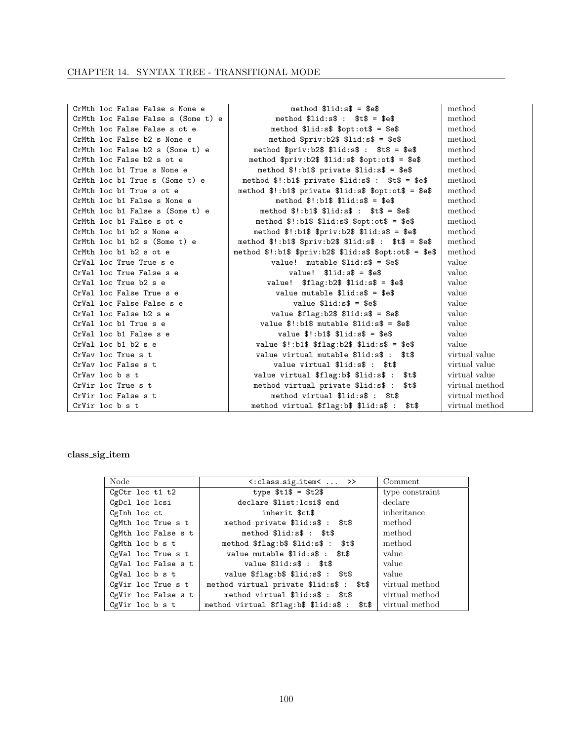| | | |
|---|---|---|
| CrMth loc False False s None e | method $lid:s$ = $e$ | method |
| CrMth loc False False s (Some t) e | method $lid:s$ : $t$ = $e$ | method |
| CrMth loc False False s ot e | method $lid:s$ $opt:ot$ = $e$ | method |
| CrMth loc False b2 s None e | method $priv:b2$ $lid:s$ = $e$ | method |
| CrMth loc False b2 s (Some t) e | method $priv:b2$ $lid:s$ : $t$ = $e$ | method |
| CrMth loc False b2 s ot e | method $priv:b2$ $lid:s$ $opt:ot$ = $e$ | method |
| CrMth loc b1 True s None e | method $!:b1$ private $lid:s$ = $e$ | method |
| CrMth loc b1 True s (Some t) e | method $!:b1$ private $lid:s$ : $t$ = $e$ | method |
| CrMth loc b1 True s ot e | method $!:b1$ private $lid:s$ $opt:ot$ = $e$ | method |
| CrMth loc b1 False s None e | method $!:b1$ $lid:s$ = $e$ | method |
| CrMth loc b1 False s (Some t) e | method $!:b1$ $lid:s$ : $t$ = $e$ | method |
| CrMth loc b1 False s ot e | method $!:b1$ $lid:s$ $opt:ot$ = $e$ | method |
| CrMth loc b1 b2 s None e | method $!:b1$ $priv:b2$ $lid:s$ = $e$ | method |
| CrMth loc b1 b2 s (Some t) e | method $!:b1$ $priv:b2$ $lid:s$ : $t$ = $e$ | method |
| CrMth loc b1 b2 s ot e | method $!:b1$ $priv:b2$ $lid:s$ $opt:ot$ = $e$ | method |
| CrVal loc True True s e | value! mutable $lid:s$ = $e$ | value |
| CrVal loc True False s e | value! $lid:s$ = $e$ | value |
| CrVal loc True b2 s e | value! $flag:b2$ $lid:s$ = $e$ | value |
| CrVal loc False True s e | value mutable $lid:s$ = $e$ | value |
| CrVal loc False False s e | value $lid:s$ = $e$ | value |
| CrVal loc False b2 s e | value $flag:b2$ $lid:s$ = $e$ | value |
| CrVal loc b1 True s e | value $!:b1$ mutable $lid:s$ = $e$ | value |
| CrVal loc b1 False s e | value $!:b1$ $lid:s$ = $e$ | value |
| CrVal loc b1 b2 s e | value $!:b1$ $flag:b2$ $lid:s$ = $e$ | value |
| CrVav loc True s t | value virtual mutable $lid:s$ : $t$ | virtual value |
| CrVav loc False s t | value virtual $lid:s$ : $t$ | virtual value |
| CrVav loc b s t | value virtual $flag:b$ $lid:s$ : $t$ | virtual value |
| CrVir loc True s t | method virtual private $lid:s$ : $t$ | virtual method |
| CrVir loc False s t | method virtual $lid:s$ : $t$ | virtual method |
| CrVir loc b s t | method virtual $flag:b$ $lid:s$ : $t$ | virtual method |

**class_sig_item**

| Node | <:class_sig_item< ... >> | Comment |
|---|---|---|
| CgCtr loc t1 t2 | type $t1$ = $t2$ | type constraint |
| CgDcl loc lcsi | declare $list:lcsi$ end | declare |
| CgInh loc ct | inherit $ct$ | inheritance |
| CgMth loc True s t | method private $lid:s$ : $t$ | method |
| CgMth loc False s t | method $lid:s$ : $t$ | method |
| CgMth loc b s t | method $flag:b$ $lid:s$ : $t$ | method |
| CgVal loc True s t | value mutable $lid:s$ : $t$ | value |
| CgVal loc False s t | value $lid:s$ : $t$ | value |
| CgVal loc b s t | value $flag:b$ $lid:s$ : $t$ | value |
| CgVir loc True s t | method virtual private $lid:s$ : $t$ | virtual method |
| CgVir loc False s t | method virtual $lid:s$ : $t$ | virtual method |
| CgVir loc b s t | method virtual $flag:b$ $lid:s$ : $t$ | virtual method |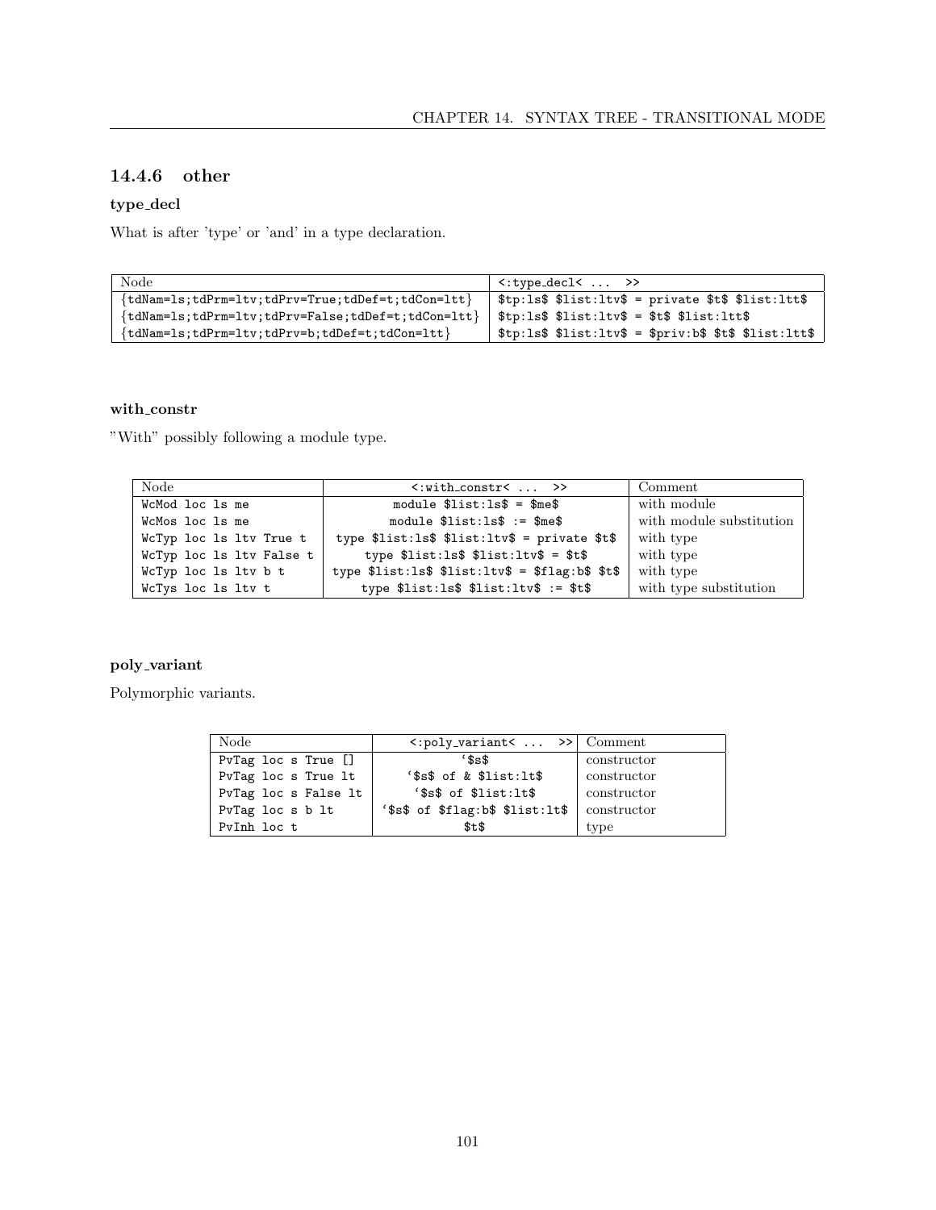### 14.4.6 other

#### type_decl

What is after 'type' or 'and' in a type declaration.

| Node | <:type_decl< ... >> |
|---|---|
| {tdNam=ls;tdPrm=ltv;tdPrv=True;tdDef=t;tdCon=ltt} | `$tp:ls$ $list:ltv$ = private $t$ $list:ltt$` |
| {tdNam=ls;tdPrm=ltv;tdPrv=False;tdDef=t;tdCon=ltt} | `$tp:ls$ $list:ltv$ = $t$ $list:ltt$` |
| {tdNam=ls;tdPrm=ltv;tdPrv=b;tdDef=t;tdCon=ltt} | `$tp:ls$ $list:ltv$ = $priv:b$ $t$ $list:ltt$` |

#### with_constr

"With" possibly following a module type.

| Node | <:with_constr< ... >> | Comment |
|---|---|---|
| WcMod loc ls me | `module $list:ls$ = $me$` | with module |
| WcMos loc ls me | `module $list:ls$ := $me$` | with module substitution |
| WcTyp loc ls ltv True t | `type $list:ls$ $list:ltv$ = private $t$` | with type |
| WcTyp loc ls ltv False t | `type $list:ls$ $list:ltv$ = $t$` | with type |
| WcTyp loc ls ltv b t | `type $list:ls$ $list:ltv$ = $flag:b$ $t$` | with type |
| WcTys loc ls ltv t | `type $list:ls$ $list:ltv$ := $t$` | with type substitution |

#### poly_variant

Polymorphic variants.

| Node | <:poly_variant< ... >> | Comment |
|---|---|---|
| PvTag loc s True [] | `` `$s$ `` | constructor |
| PvTag loc s True lt | `` `$s$ of & $list:lt$ `` | constructor |
| PvTag loc s False lt | `` `$s$ of $list:lt$ `` | constructor |
| PvTag loc s b lt | `` `$s$ of $flag:b$ $list:lt$ `` | constructor |
| PvInh loc t | `$t$` | type |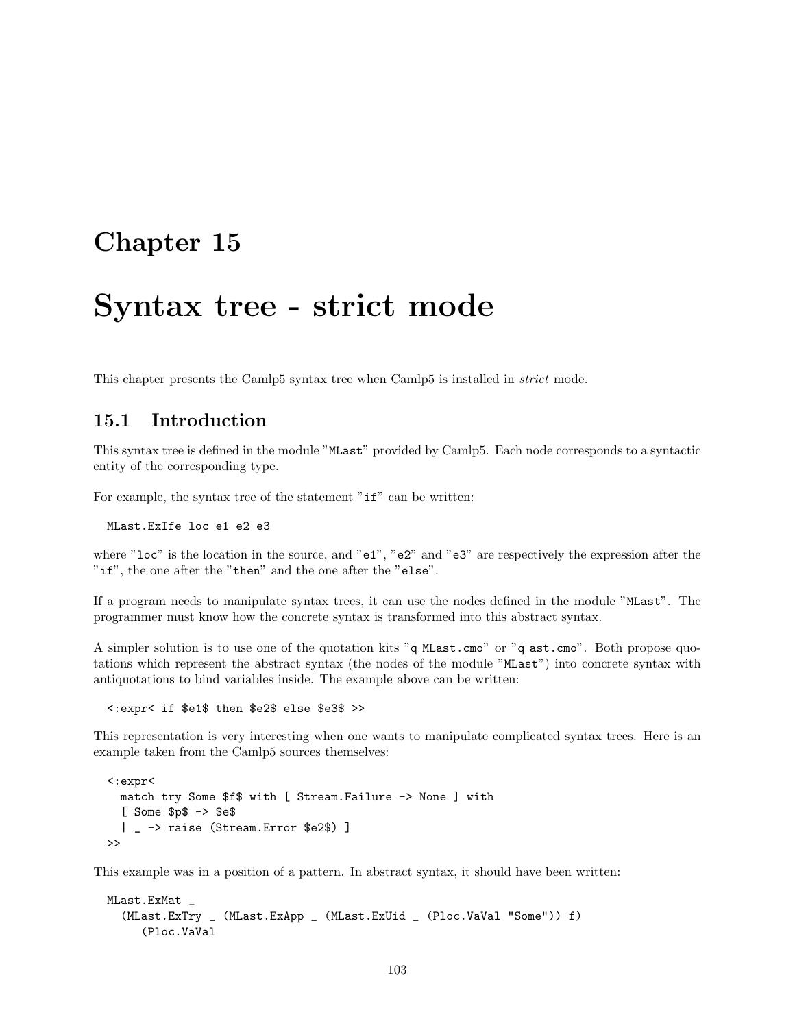# Chapter 15

# Syntax tree - strict mode

This chapter presents the Camlp5 syntax tree when Camlp5 is installed in *strict* mode.

## 15.1 Introduction

This syntax tree is defined in the module "`MLast`" provided by Camlp5. Each node corresponds to a syntactic entity of the corresponding type.

For example, the syntax tree of the statement "`if`" can be written:

```
MLast.ExIfe loc e1 e2 e3
```

where "`loc`" is the location in the source, and "`e1`", "`e2`" and "`e3`" are respectively the expression after the "`if`", the one after the "`then`" and the one after the "`else`".

If a program needs to manipulate syntax trees, it can use the nodes defined in the module "`MLast`". The programmer must know how the concrete syntax is transformed into this abstract syntax.

A simpler solution is to use one of the quotation kits "`q_MLast.cmo`" or "`q_ast.cmo`". Both propose quotations which represent the abstract syntax (the nodes of the module "`MLast`") into concrete syntax with antiquotations to bind variables inside. The example above can be written:

```
<:expr< if $e1$ then $e2$ else $e3$ >>
```

This representation is very interesting when one wants to manipulate complicated syntax trees. Here is an example taken from the Camlp5 sources themselves:

```
<:expr<
  match try Some $f$ with [ Stream.Failure -> None ] with
  [ Some $p$ -> $e$
  | _ -> raise (Stream.Error $e2$) ]
>>
```

This example was in a position of a pattern. In abstract syntax, it should have been written:

```
MLast.ExMat _
  (MLast.ExTry _ (MLast.ExApp _ (MLast.ExUid _ (Ploc.VaVal "Some")) f)
    (Ploc.VaVal
```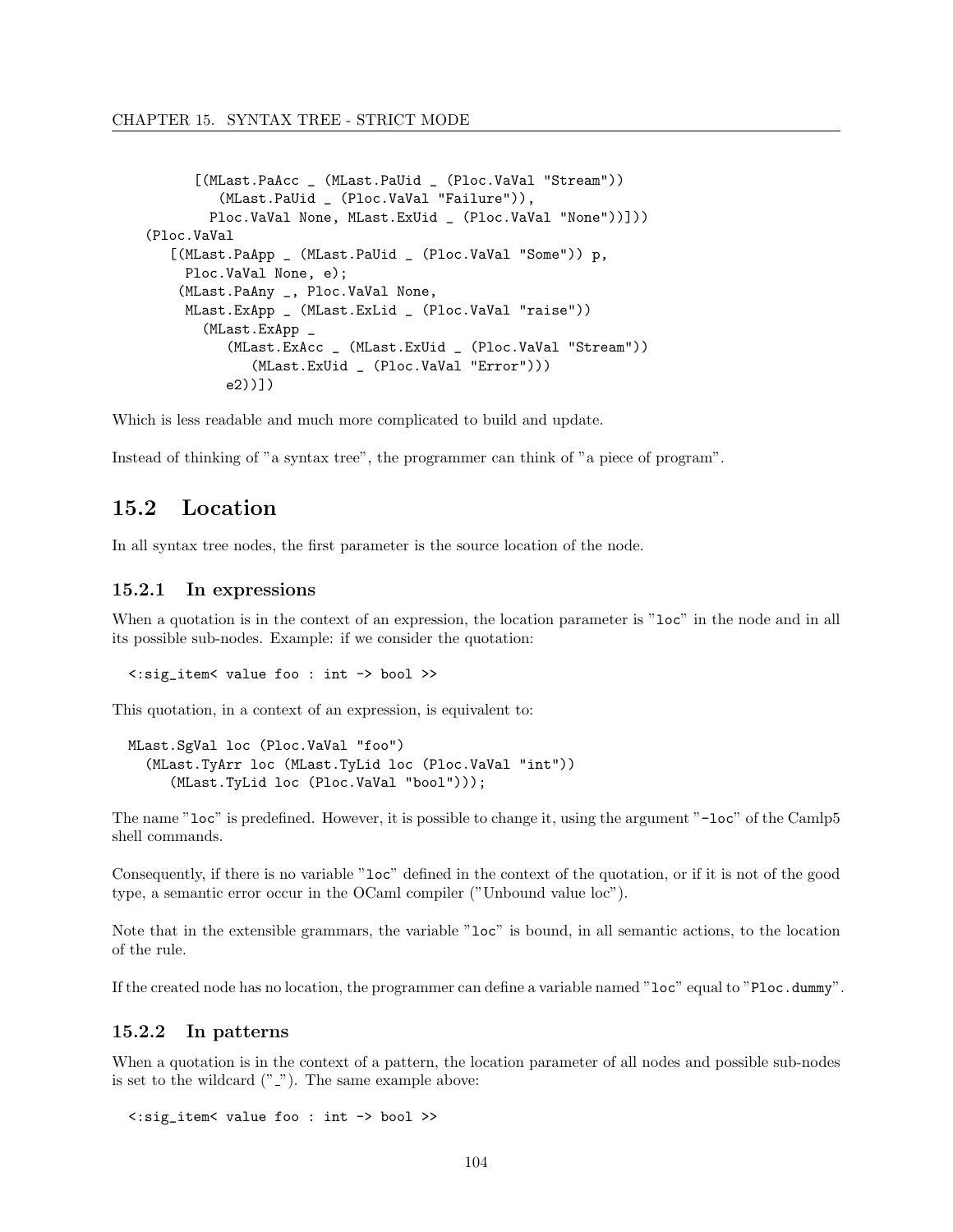```
        [(MLast.PaAcc _ (MLast.PaUid _ (Ploc.VaVal "Stream"))
            (MLast.PaUid _ (Ploc.VaVal "Failure")),
          Ploc.VaVal None, MLast.ExUid _ (Ploc.VaVal "None"))]))
  (Ploc.VaVal
     [(MLast.PaApp _ (MLast.PaUid _ (Ploc.VaVal "Some")) p,
       Ploc.VaVal None, e);
      (MLast.PaAny _, Ploc.VaVal None,
       MLast.ExApp _ (MLast.ExLid _ (Ploc.VaVal "raise"))
         (MLast.ExApp _
            (MLast.ExAcc _ (MLast.ExUid _ (Ploc.VaVal "Stream"))
               (MLast.ExUid _ (Ploc.VaVal "Error")))
            e2))])
```

Which is less readable and much more complicated to build and update.

Instead of thinking of "a syntax tree", the programmer can think of "a piece of program".

## 15.2 Location

In all syntax tree nodes, the first parameter is the source location of the node.

### 15.2.1 In expressions

When a quotation is in the context of an expression, the location parameter is "`loc`" in the node and in all its possible sub-nodes. Example: if we consider the quotation:

```
<:sig_item< value foo : int -> bool >>
```

This quotation, in a context of an expression, is equivalent to:

```
MLast.SgVal loc (Ploc.VaVal "foo")
  (MLast.TyArr loc (MLast.TyLid loc (Ploc.VaVal "int"))
     (MLast.TyLid loc (Ploc.VaVal "bool")));
```

The name "`loc`" is predefined. However, it is possible to change it, using the argument "`-loc`" of the Camlp5 shell commands.

Consequently, if there is no variable "`loc`" defined in the context of the quotation, or if it is not of the good type, a semantic error occur in the OCaml compiler ("Unbound value loc").

Note that in the extensible grammars, the variable "`loc`" is bound, in all semantic actions, to the location of the rule.

If the created node has no location, the programmer can define a variable named "`loc`" equal to "`Ploc.dummy`".

### 15.2.2 In patterns

When a quotation is in the context of a pattern, the location parameter of all nodes and possible sub-nodes is set to the wildcard ("_"). The same example above:

```
<:sig_item< value foo : int -> bool >>
```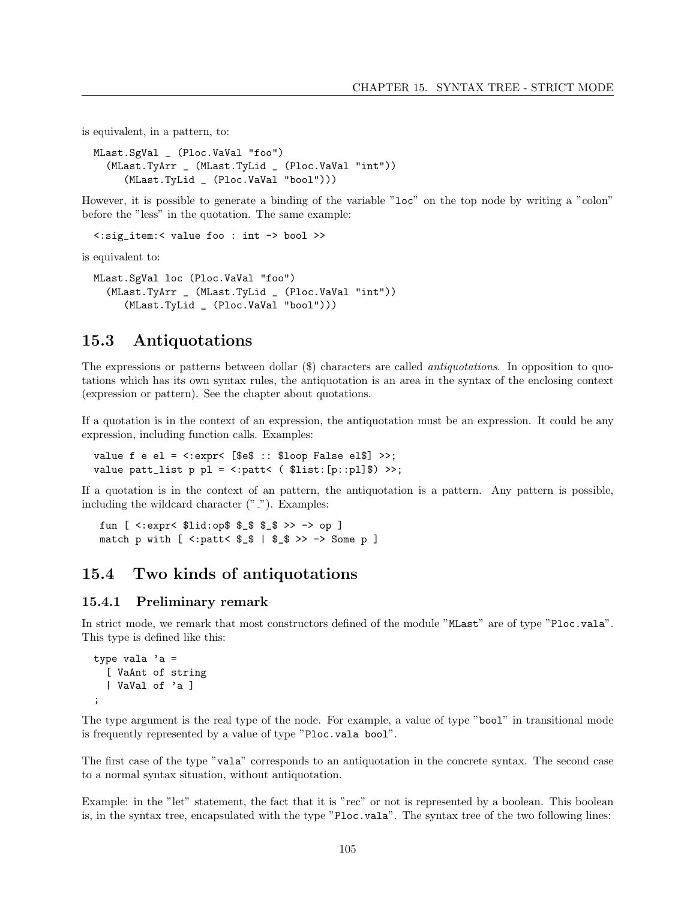is equivalent, in a pattern, to:

```
MLast.SgVal _ (Ploc.VaVal "foo")
  (MLast.TyArr _ (MLast.TyLid _ (Ploc.VaVal "int"))
     (MLast.TyLid _ (Ploc.VaVal "bool")))
```

However, it is possible to generate a binding of the variable "loc" on the top node by writing a "colon" before the "less" in the quotation. The same example:

```
<:sig_item:< value foo : int -> bool >>
```

is equivalent to:

```
MLast.SgVal loc (Ploc.VaVal "foo")
  (MLast.TyArr _ (MLast.TyLid _ (Ploc.VaVal "int"))
     (MLast.TyLid _ (Ploc.VaVal "bool")))
```

## 15.3 Antiquotations

The expressions or patterns between dollar ($) characters are called *antiquotations*. In opposition to quotations which has its own syntax rules, the antiquotation is an area in the syntax of the enclosing context (expression or pattern). See the chapter about quotations.

If a quotation is in the context of an expression, the antiquotation must be an expression. It could be any expression, including function calls. Examples:

```
value f e el = <:expr< [$e$ :: $loop False el$] >>;
value patt_list p pl = <:patt< ( $list:[p::pl]$) >>;
```

If a quotation is in the context of an pattern, the antiquotation is a pattern. Any pattern is possible, including the wildcard character ("_"). Examples:

```
 fun [ <:expr< $lid:op$ $_$ $_$ >> -> op ]
 match p with [ <:patt< $_$ | $_$ >> -> Some p ]
```

## 15.4 Two kinds of antiquotations

### 15.4.1 Preliminary remark

In strict mode, we remark that most constructors defined of the module "MLast" are of type "Ploc.vala". This type is defined like this:

```
type vala 'a =
  [ VaAnt of string
  | VaVal of 'a ]
;
```

The type argument is the real type of the node. For example, a value of type "bool" in transitional mode is frequently represented by a value of type "Ploc.vala bool".

The first case of the type "vala" corresponds to an antiquotation in the concrete syntax. The second case to a normal syntax situation, without antiquotation.

Example: in the "let" statement, the fact that it is "rec" or not is represented by a boolean. This boolean is, in the syntax tree, encapsulated with the type "Ploc.vala". The syntax tree of the two following lines: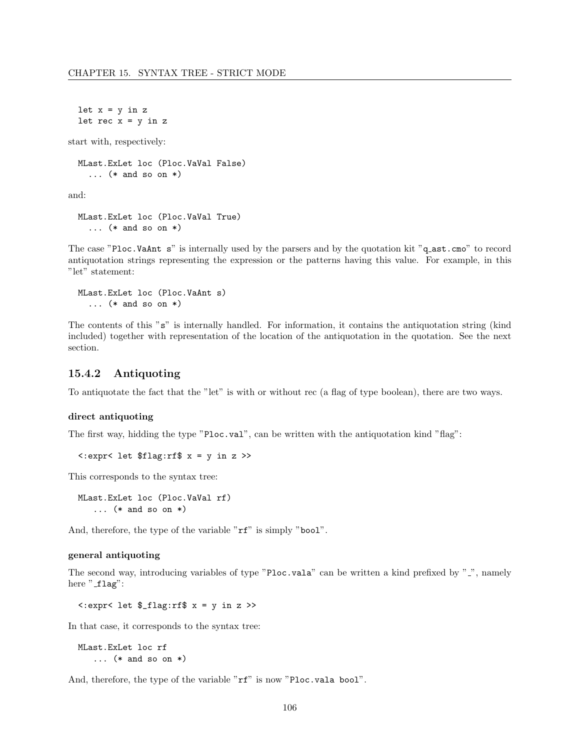```
let x = y in z
let rec x = y in z
```

start with, respectively:

```
MLast.ExLet loc (Ploc.VaVal False)
  ... (* and so on *)
```

and:

```
MLast.ExLet loc (Ploc.VaVal True)
  ... (* and so on *)
```

The case "`Ploc.VaAnt s`" is internally used by the parsers and by the quotation kit "`q_ast.cmo`" to record antiquotation strings representing the expression or the patterns having this value. For example, in this "let" statement:

```
MLast.ExLet loc (Ploc.VaAnt s)
  ... (* and so on *)
```

The contents of this "`s`" is internally handled. For information, it contains the antiquotation string (kind included) together with representation of the location of the antiquotation in the quotation. See the next section.

### 15.4.2 Antiquoting

To antiquotate the fact that the "let" is with or without rec (a flag of type boolean), there are two ways.

#### direct antiquoting

The first way, hidding the type "`Ploc.val`", can be written with the antiquotation kind "flag":

```
<:expr< let $flag:rf$ x = y in z >>
```

This corresponds to the syntax tree:

```
MLast.ExLet loc (Ploc.VaVal rf)
   ... (* and so on *)
```

And, therefore, the type of the variable "`rf`" is simply "`bool`".

#### general antiquoting

The second way, introducing variables of type "`Ploc.vala`" can be written a kind prefixed by "`_`", namely here "`_flag`":

```
<:expr< let $_flag:rf$ x = y in z >>
```

In that case, it corresponds to the syntax tree:

```
MLast.ExLet loc rf
   ... (* and so on *)
```

And, therefore, the type of the variable "`rf`" is now "`Ploc.vala bool`".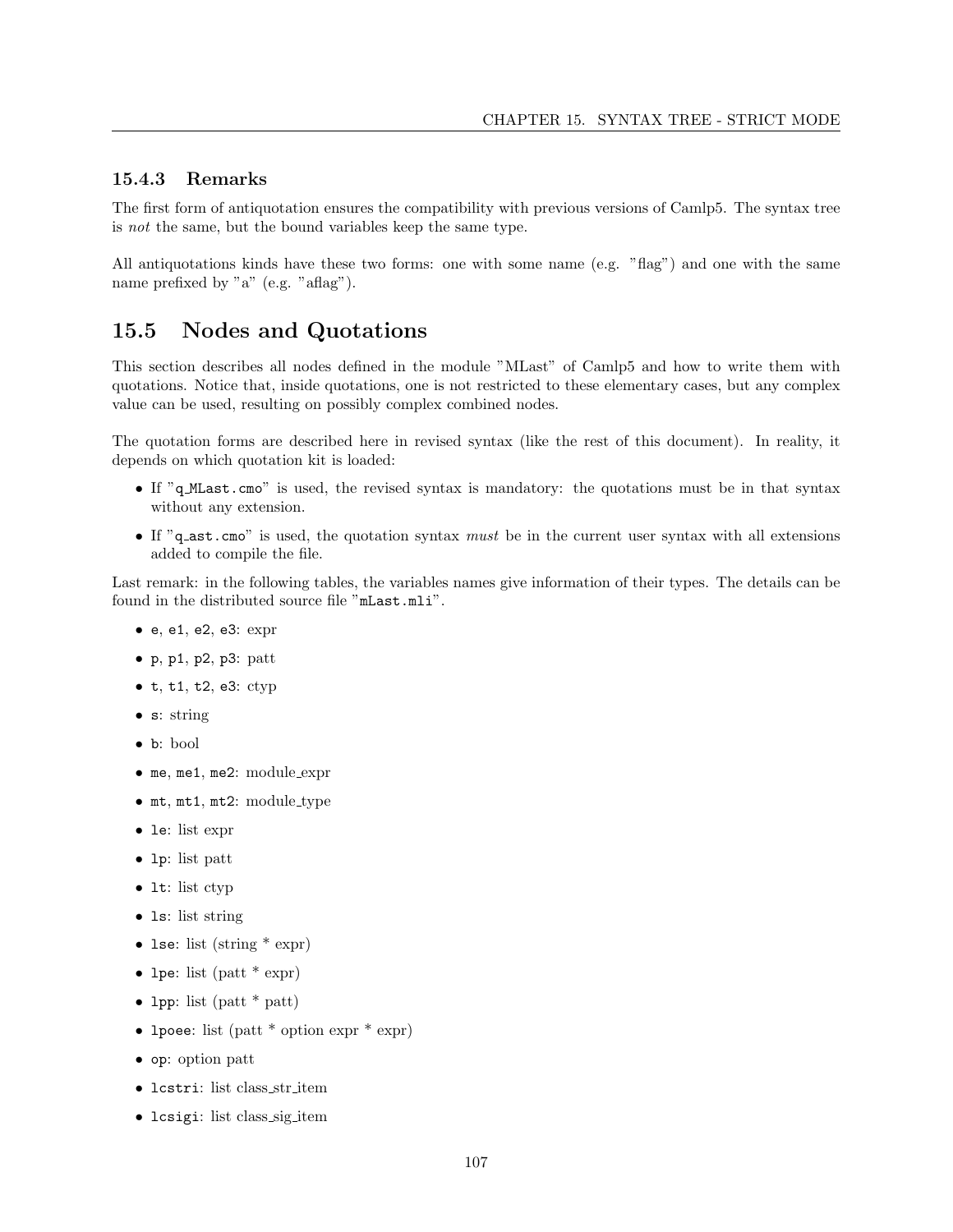### 15.4.3 Remarks

The first form of antiquotation ensures the compatibility with previous versions of Camlp5. The syntax tree is *not* the same, but the bound variables keep the same type.

All antiquotations kinds have these two forms: one with some name (e.g. "flag") and one with the same name prefixed by "a" (e.g. "aflag").

## 15.5 Nodes and Quotations

This section describes all nodes defined in the module "MLast" of Camlp5 and how to write them with quotations. Notice that, inside quotations, one is not restricted to these elementary cases, but any complex value can be used, resulting on possibly complex combined nodes.

The quotation forms are described here in revised syntax (like the rest of this document). In reality, it depends on which quotation kit is loaded:

- If "`q_MLast.cmo`" is used, the revised syntax is mandatory: the quotations must be in that syntax without any extension.
- If "`q_ast.cmo`" is used, the quotation syntax *must* be in the current user syntax with all extensions added to compile the file.

Last remark: in the following tables, the variables names give information of their types. The details can be found in the distributed source file "`mLast.mli`".

- `e`, `e1`, `e2`, `e3`: expr
- `p`, `p1`, `p2`, `p3`: patt
- `t`, `t1`, `t2`, `e3`: ctyp
- `s`: string
- `b`: bool
- `me`, `me1`, `me2`: module_expr
- `mt`, `mt1`, `mt2`: module_type
- `le`: list expr
- `lp`: list patt
- `lt`: list ctyp
- `ls`: list string
- `lse`: list (string * expr)
- `lpe`: list (patt * expr)
- `lpp`: list (patt * patt)
- `lpoee`: list (patt * option expr * expr)
- `op`: option patt
- `lcstri`: list class_str_item
- `lcsigi`: list class_sig_item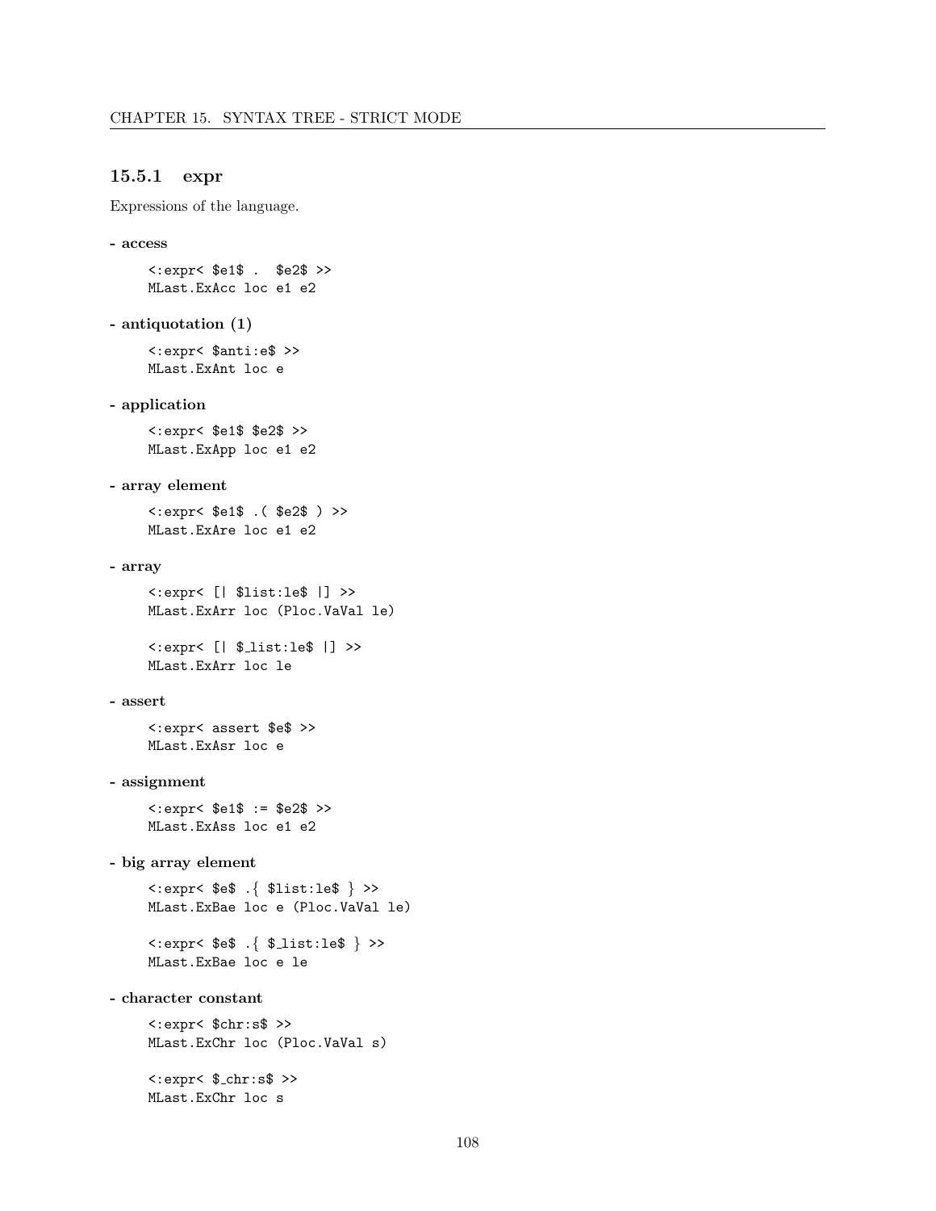### 15.5.1 expr

Expressions of the language.

**- access**

```
<:expr< $e1$ . $e2$ >>
MLast.ExAcc loc e1 e2
```

**- antiquotation (1)**

```
<:expr< $anti:e$ >>
MLast.ExAnt loc e
```

**- application**

```
<:expr< $e1$ $e2$ >>
MLast.ExApp loc e1 e2
```

**- array element**

```
<:expr< $e1$ .( $e2$ ) >>
MLast.ExAre loc e1 e2
```

**- array**

```
<:expr< [| $list:le$ |] >>
MLast.ExArr loc (Ploc.VaVal le)
```

```
<:expr< [| $_list:le$ |] >>
MLast.ExArr loc le
```

**- assert**

```
<:expr< assert $e$ >>
MLast.ExAsr loc e
```

**- assignment**

```
<:expr< $e1$ := $e2$ >>
MLast.ExAss loc e1 e2
```

**- big array element**

```
<:expr< $e$ .{ $list:le$ } >>
MLast.ExBae loc e (Ploc.VaVal le)
```

```
<:expr< $e$ .{ $_list:le$ } >>
MLast.ExBae loc e le
```

**- character constant**

```
<:expr< $chr:s$ >>
MLast.ExChr loc (Ploc.VaVal s)
```

```
<:expr< $_chr:s$ >>
MLast.ExChr loc s
```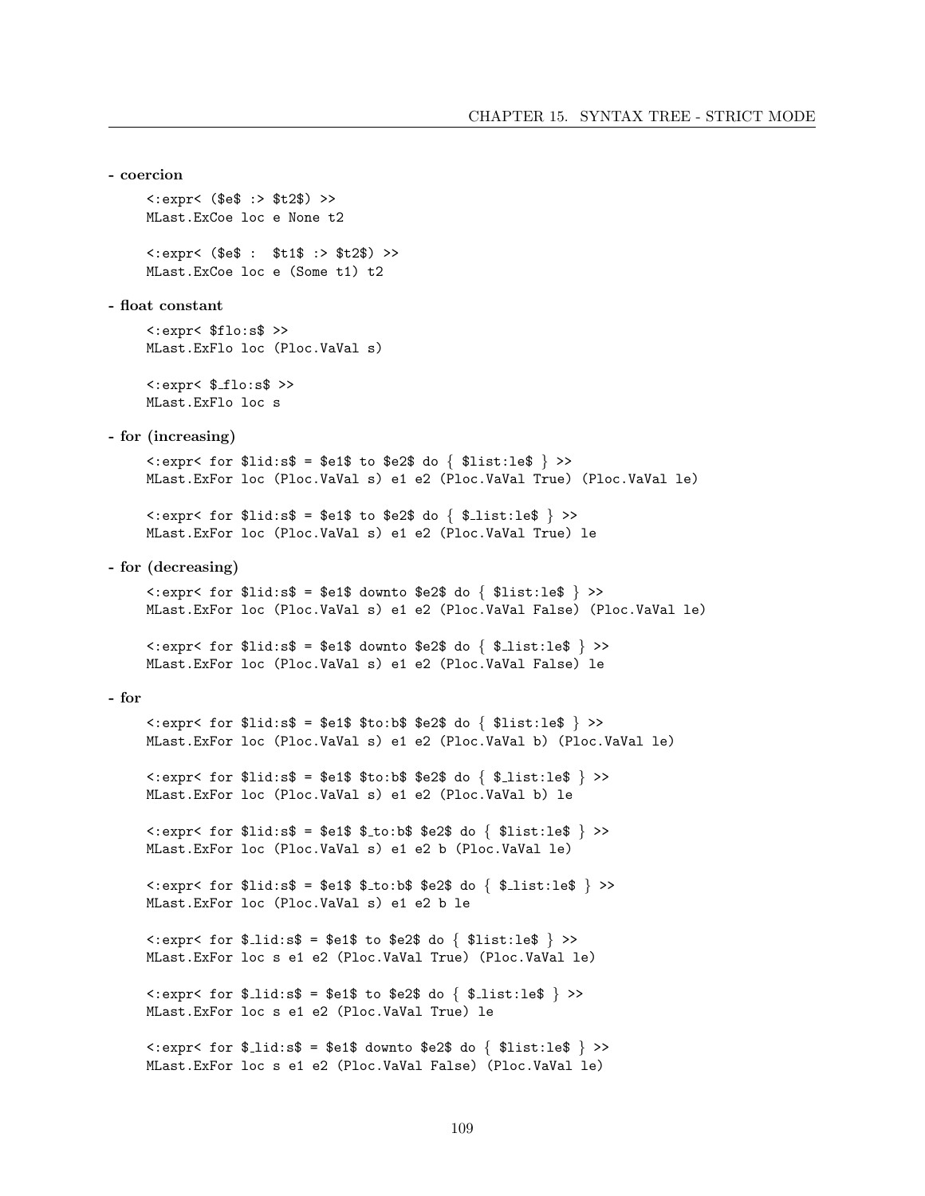**- coercion**

```
<:expr< ($e$ :> $t2$) >>
MLast.ExCoe loc e None t2
```

```
<:expr< ($e$ :  $t1$ :> $t2$) >>
MLast.ExCoe loc e (Some t1) t2
```

**- float constant**

```
<:expr< $flo:s$ >>
MLast.ExFlo loc (Ploc.VaVal s)
```

```
<:expr< $_flo:s$ >>
MLast.ExFlo loc s
```

**- for (increasing)**

```
<:expr< for $lid:s$ = $e1$ to $e2$ do { $list:le$ } >>
MLast.ExFor loc (Ploc.VaVal s) e1 e2 (Ploc.VaVal True) (Ploc.VaVal le)
```

```
<:expr< for $lid:s$ = $e1$ to $e2$ do { $_list:le$ } >>
MLast.ExFor loc (Ploc.VaVal s) e1 e2 (Ploc.VaVal True) le
```

**- for (decreasing)**

```
<:expr< for $lid:s$ = $e1$ downto $e2$ do { $list:le$ } >>
MLast.ExFor loc (Ploc.VaVal s) e1 e2 (Ploc.VaVal False) (Ploc.VaVal le)
```

```
<:expr< for $lid:s$ = $e1$ downto $e2$ do { $_list:le$ } >>
MLast.ExFor loc (Ploc.VaVal s) e1 e2 (Ploc.VaVal False) le
```

**- for**

```
<:expr< for $lid:s$ = $e1$ $to:b$ $e2$ do { $list:le$ } >>
MLast.ExFor loc (Ploc.VaVal s) e1 e2 (Ploc.VaVal b) (Ploc.VaVal le)
```

```
<:expr< for $lid:s$ = $e1$ $to:b$ $e2$ do { $_list:le$ } >>
MLast.ExFor loc (Ploc.VaVal s) e1 e2 (Ploc.VaVal b) le
```

```
<:expr< for $lid:s$ = $e1$ $_to:b$ $e2$ do { $list:le$ } >>
MLast.ExFor loc (Ploc.VaVal s) e1 e2 b (Ploc.VaVal le)
```

```
<:expr< for $lid:s$ = $e1$ $_to:b$ $e2$ do { $_list:le$ } >>
MLast.ExFor loc (Ploc.VaVal s) e1 e2 b le
```

```
<:expr< for $_lid:s$ = $e1$ to $e2$ do { $list:le$ } >>
MLast.ExFor loc s e1 e2 (Ploc.VaVal True) (Ploc.VaVal le)
```

```
<:expr< for $_lid:s$ = $e1$ to $e2$ do { $_list:le$ } >>
MLast.ExFor loc s e1 e2 (Ploc.VaVal True) le
```

```
<:expr< for $_lid:s$ = $e1$ downto $e2$ do { $list:le$ } >>
MLast.ExFor loc s e1 e2 (Ploc.VaVal False) (Ploc.VaVal le)
```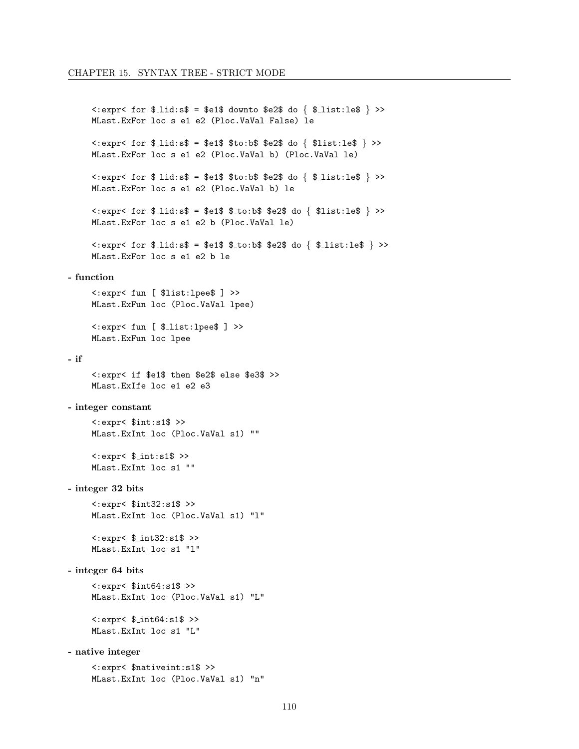```
<:expr< for $_lid:s$ = $e1$ downto $e2$ do { $_list:le$ } >>
MLast.ExFor loc s e1 e2 (Ploc.VaVal False) le

<:expr< for $_lid:s$ = $e1$ $to:b$ $e2$ do { $list:le$ } >>
MLast.ExFor loc s e1 e2 (Ploc.VaVal b) (Ploc.VaVal le)

<:expr< for $_lid:s$ = $e1$ $to:b$ $e2$ do { $_list:le$ } >>
MLast.ExFor loc s e1 e2 (Ploc.VaVal b) le

<:expr< for $_lid:s$ = $e1$ $_to:b$ $e2$ do { $list:le$ } >>
MLast.ExFor loc s e1 e2 b (Ploc.VaVal le)

<:expr< for $_lid:s$ = $e1$ $_to:b$ $e2$ do { $_list:le$ } >>
MLast.ExFor loc s e1 e2 b le
```

**- function**

```
<:expr< fun [ $list:lpee$ ] >>
MLast.ExFun loc (Ploc.VaVal lpee)

<:expr< fun [ $_list:lpee$ ] >>
MLast.ExFun loc lpee
```

**- if**

```
<:expr< if $e1$ then $e2$ else $e3$ >>
MLast.ExIfe loc e1 e2 e3
```

**- integer constant**

```
<:expr< $int:s1$ >>
MLast.ExInt loc (Ploc.VaVal s1) ""

<:expr< $_int:s1$ >>
MLast.ExInt loc s1 ""
```

**- integer 32 bits**

```
<:expr< $int32:s1$ >>
MLast.ExInt loc (Ploc.VaVal s1) "l"

<:expr< $_int32:s1$ >>
MLast.ExInt loc s1 "l"
```

**- integer 64 bits**

```
<:expr< $int64:s1$ >>
MLast.ExInt loc (Ploc.VaVal s1) "L"

<:expr< $_int64:s1$ >>
MLast.ExInt loc s1 "L"
```

**- native integer**

```
<:expr< $nativeint:s1$ >>
MLast.ExInt loc (Ploc.VaVal s1) "n"
```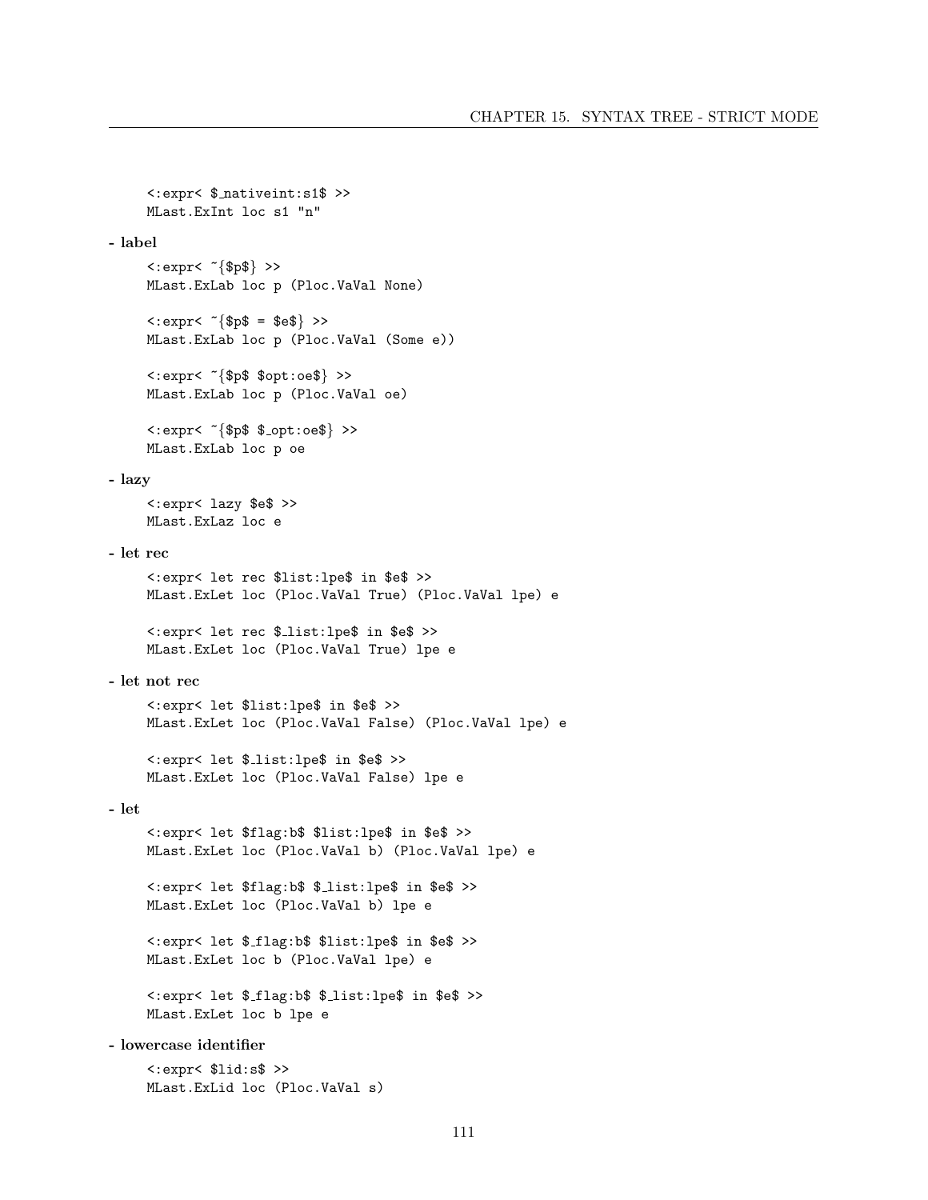```
<:expr< $_nativeint:s1$ >>
MLast.ExInt loc s1 "n"
```

**- label**

```
<:expr< ~{$p$} >>
MLast.ExLab loc p (Ploc.VaVal None)

<:expr< ~{$p$ = $e$} >>
MLast.ExLab loc p (Ploc.VaVal (Some e))

<:expr< ~{$p$ $opt:oe$} >>
MLast.ExLab loc p (Ploc.VaVal oe)

<:expr< ~{$p$ $_opt:oe$} >>
MLast.ExLab loc p oe
```

**- lazy**

```
<:expr< lazy $e$ >>
MLast.ExLaz loc e
```

**- let rec**

```
<:expr< let rec $list:lpe$ in $e$ >>
MLast.ExLet loc (Ploc.VaVal True) (Ploc.VaVal lpe) e

<:expr< let rec $_list:lpe$ in $e$ >>
MLast.ExLet loc (Ploc.VaVal True) lpe e
```

**- let not rec**

```
<:expr< let $list:lpe$ in $e$ >>
MLast.ExLet loc (Ploc.VaVal False) (Ploc.VaVal lpe) e

<:expr< let $_list:lpe$ in $e$ >>
MLast.ExLet loc (Ploc.VaVal False) lpe e
```

**- let**

```
<:expr< let $flag:b$ $list:lpe$ in $e$ >>
MLast.ExLet loc (Ploc.VaVal b) (Ploc.VaVal lpe) e

<:expr< let $flag:b$ $_list:lpe$ in $e$ >>
MLast.ExLet loc (Ploc.VaVal b) lpe e

<:expr< let $_flag:b$ $list:lpe$ in $e$ >>
MLast.ExLet loc b (Ploc.VaVal lpe) e

<:expr< let $_flag:b$ $_list:lpe$ in $e$ >>
MLast.ExLet loc b lpe e
```

**- lowercase identifier**

```
<:expr< $lid:s$ >>
MLast.ExLid loc (Ploc.VaVal s)
```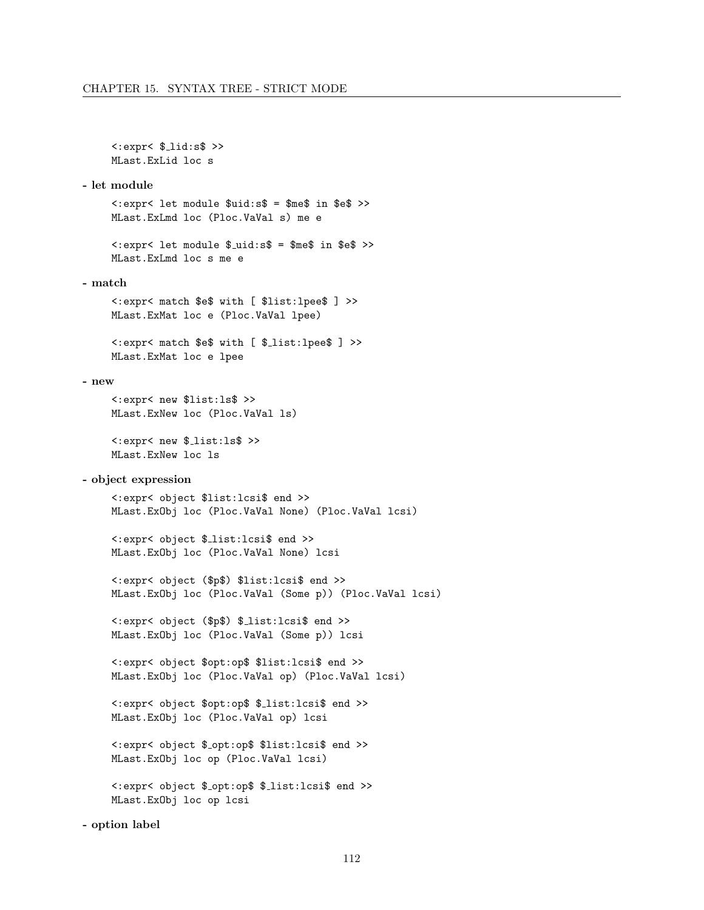```
<:expr< $_lid:s$ >>
MLast.ExLid loc s
```

**- let module**

```
<:expr< let module $uid:s$ = $me$ in $e$ >>
MLast.ExLmd loc (Ploc.VaVal s) me e

<:expr< let module $_uid:s$ = $me$ in $e$ >>
MLast.ExLmd loc s me e
```

**- match**

```
<:expr< match $e$ with [ $list:lpee$ ] >>
MLast.ExMat loc e (Ploc.VaVal lpee)

<:expr< match $e$ with [ $_list:lpee$ ] >>
MLast.ExMat loc e lpee
```

**- new**

```
<:expr< new $list:ls$ >>
MLast.ExNew loc (Ploc.VaVal ls)

<:expr< new $_list:ls$ >>
MLast.ExNew loc ls
```

**- object expression**

```
<:expr< object $list:lcsi$ end >>
MLast.ExObj loc (Ploc.VaVal None) (Ploc.VaVal lcsi)

<:expr< object $_list:lcsi$ end >>
MLast.ExObj loc (Ploc.VaVal None) lcsi

<:expr< object ($p$) $list:lcsi$ end >>
MLast.ExObj loc (Ploc.VaVal (Some p)) (Ploc.VaVal lcsi)

<:expr< object ($p$) $_list:lcsi$ end >>
MLast.ExObj loc (Ploc.VaVal (Some p)) lcsi

<:expr< object $opt:op$ $list:lcsi$ end >>
MLast.ExObj loc (Ploc.VaVal op) (Ploc.VaVal lcsi)

<:expr< object $opt:op$ $_list:lcsi$ end >>
MLast.ExObj loc (Ploc.VaVal op) lcsi

<:expr< object $_opt:op$ $list:lcsi$ end >>
MLast.ExObj loc op (Ploc.VaVal lcsi)

<:expr< object $_opt:op$ $_list:lcsi$ end >>
MLast.ExObj loc op lcsi
```

**- option label**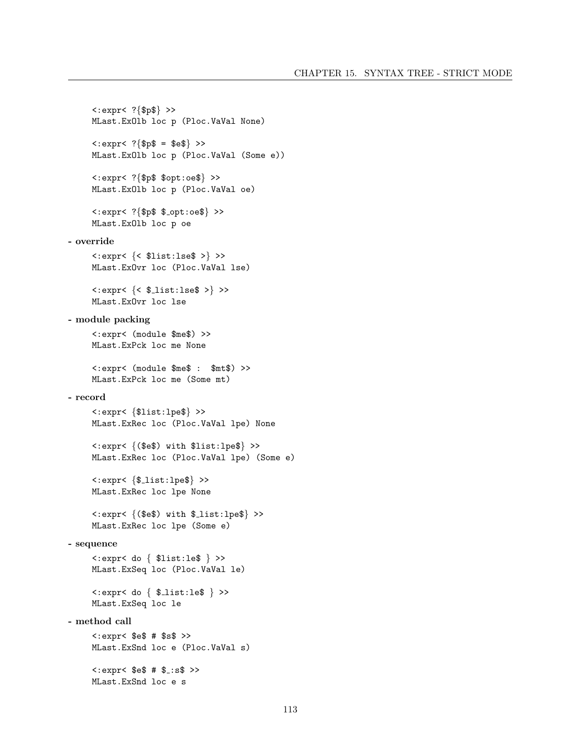```
<:expr< ?{$p$} >>
MLast.ExOlb loc p (Ploc.VaVal None)

<:expr< ?{$p$ = $e$} >>
MLast.ExOlb loc p (Ploc.VaVal (Some e))

<:expr< ?{$p$ $opt:oe$} >>
MLast.ExOlb loc p (Ploc.VaVal oe)

<:expr< ?{$p$ $_opt:oe$} >>
MLast.ExOlb loc p oe
```

**- override**

```
<:expr< {< $list:lse$ >} >>
MLast.ExOvr loc (Ploc.VaVal lse)

<:expr< {< $_list:lse$ >} >>
MLast.ExOvr loc lse
```

**- module packing**

```
<:expr< (module $me$) >>
MLast.ExPck loc me None

<:expr< (module $me$ :  $mt$) >>
MLast.ExPck loc me (Some mt)
```

**- record**

```
<:expr< {$list:lpe$} >>
MLast.ExRec loc (Ploc.VaVal lpe) None

<:expr< {($e$) with $list:lpe$} >>
MLast.ExRec loc (Ploc.VaVal lpe) (Some e)

<:expr< {$_list:lpe$} >>
MLast.ExRec loc lpe None

<:expr< {($e$) with $_list:lpe$} >>
MLast.ExRec loc lpe (Some e)
```

**- sequence**

```
<:expr< do { $list:le$ } >>
MLast.ExSeq loc (Ploc.VaVal le)

<:expr< do { $_list:le$ } >>
MLast.ExSeq loc le
```

**- method call**

```
<:expr< $e$ # $s$ >>
MLast.ExSnd loc e (Ploc.VaVal s)

<:expr< $e$ # $_:s$ >>
MLast.ExSnd loc e s
```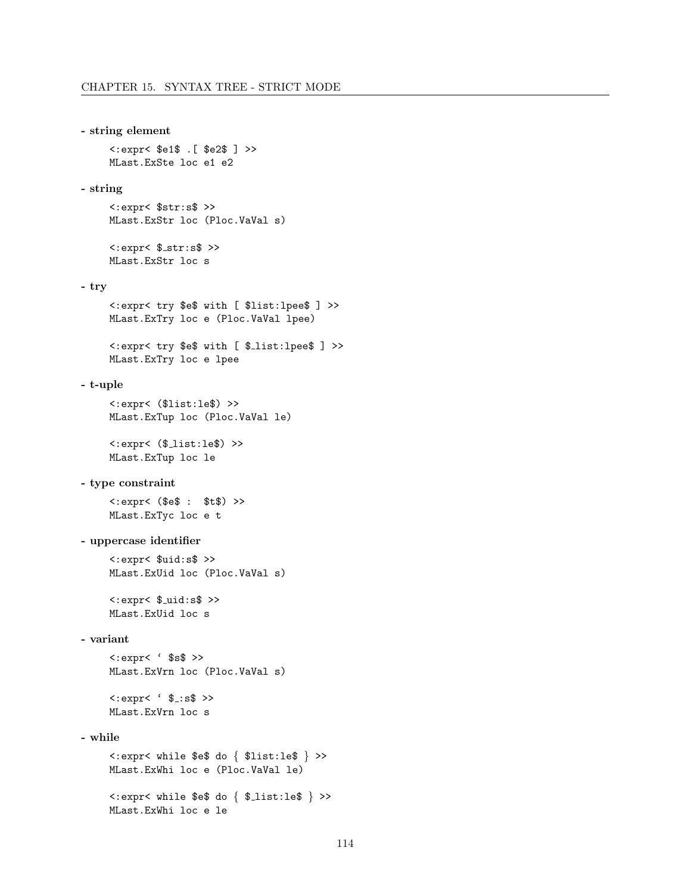**- string element**

```
<:expr< $e1$ .[ $e2$ ] >>
MLast.ExSte loc e1 e2
```

**- string**

```
<:expr< $str:s$ >>
MLast.ExStr loc (Ploc.VaVal s)

<:expr< $_str:s$ >>
MLast.ExStr loc s
```

**- try**

```
<:expr< try $e$ with [ $list:lpee$ ] >>
MLast.ExTry loc e (Ploc.VaVal lpee)

<:expr< try $e$ with [ $_list:lpee$ ] >>
MLast.ExTry loc e lpee
```

**- t-uple**

```
<:expr< ($list:le$) >>
MLast.ExTup loc (Ploc.VaVal le)

<:expr< ($_list:le$) >>
MLast.ExTup loc le
```

**- type constraint**

```
<:expr< ($e$ :  $t$) >>
MLast.ExTyc loc e t
```

**- uppercase identifier**

```
<:expr< $uid:s$ >>
MLast.ExUid loc (Ploc.VaVal s)

<:expr< $_uid:s$ >>
MLast.ExUid loc s
```

**- variant**

```
<:expr< ` $s$ >>
MLast.ExVrn loc (Ploc.VaVal s)

<:expr< ` $_:s$ >>
MLast.ExVrn loc s
```

**- while**

```
<:expr< while $e$ do { $list:le$ } >>
MLast.ExWhi loc e (Ploc.VaVal le)

<:expr< while $e$ do { $_list:le$ } >>
MLast.ExWhi loc e le
```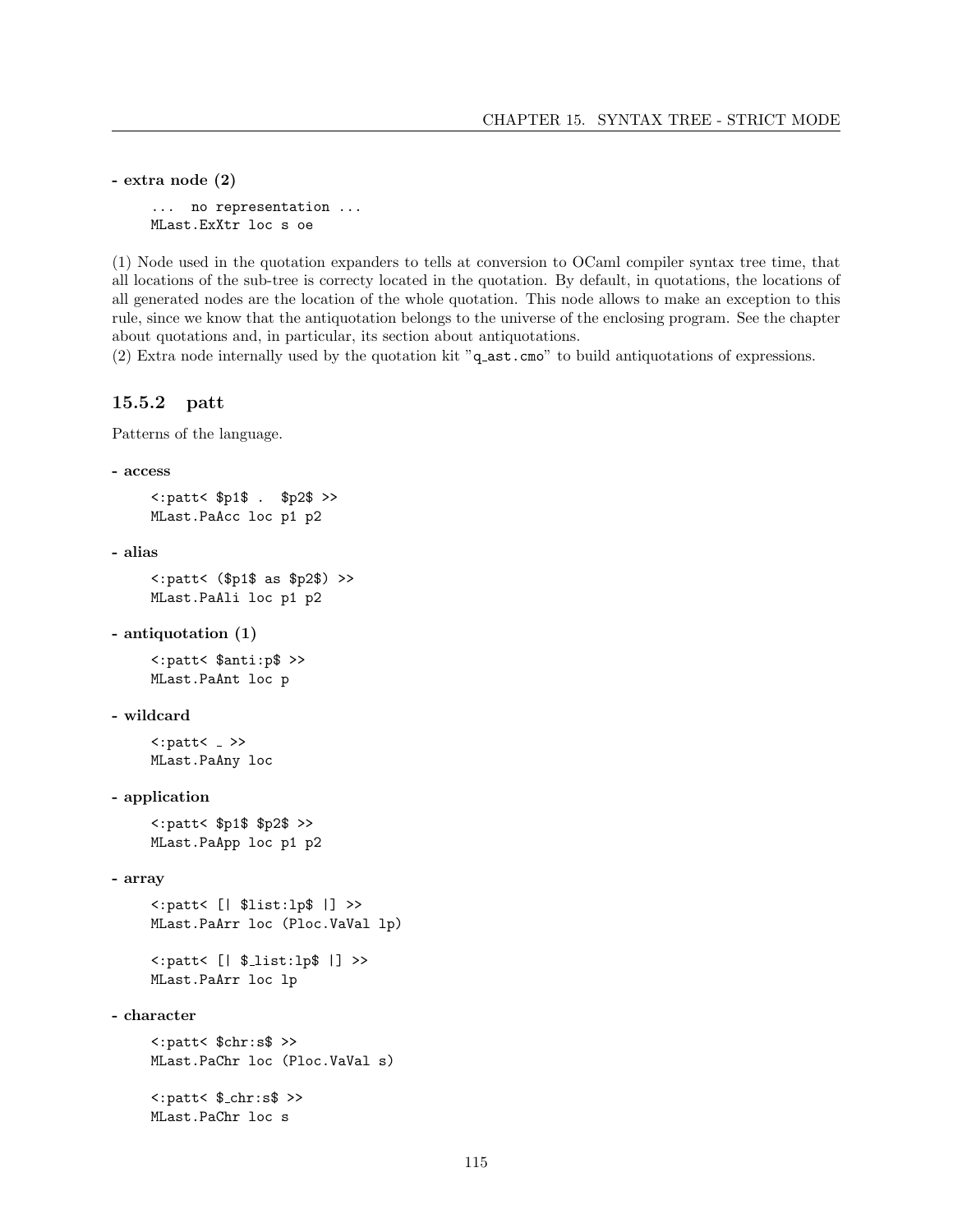**- extra node (2)**

```
... no representation ...
MLast.ExXtr loc s oe
```

(1) Node used in the quotation expanders to tells at conversion to OCaml compiler syntax tree time, that all locations of the sub-tree is correcty located in the quotation. By default, in quotations, the locations of all generated nodes are the location of the whole quotation. This node allows to make an exception to this rule, since we know that the antiquotation belongs to the universe of the enclosing program. See the chapter about quotations and, in particular, its section about antiquotations.
(2) Extra node internally used by the quotation kit "q_ast.cmo" to build antiquotations of expressions.

### 15.5.2 patt

Patterns of the language.

**- access**

```
<:patt< $p1$ . $p2$ >>
MLast.PaAcc loc p1 p2
```

**- alias**

```
<:patt< ($p1$ as $p2$) >>
MLast.PaAli loc p1 p2
```

**- antiquotation (1)**

```
<:patt< $anti:p$ >>
MLast.PaAnt loc p
```

**- wildcard**

```
<:patt< _ >>
MLast.PaAny loc
```

**- application**

```
<:patt< $p1$ $p2$ >>
MLast.PaApp loc p1 p2
```

**- array**

```
<:patt< [| $list:lp$ |] >>
MLast.PaArr loc (Ploc.VaVal lp)

<:patt< [| $_list:lp$ |] >>
MLast.PaArr loc lp
```

**- character**

```
<:patt< $chr:s$ >>
MLast.PaChr loc (Ploc.VaVal s)

<:patt< $_chr:s$ >>
MLast.PaChr loc s
```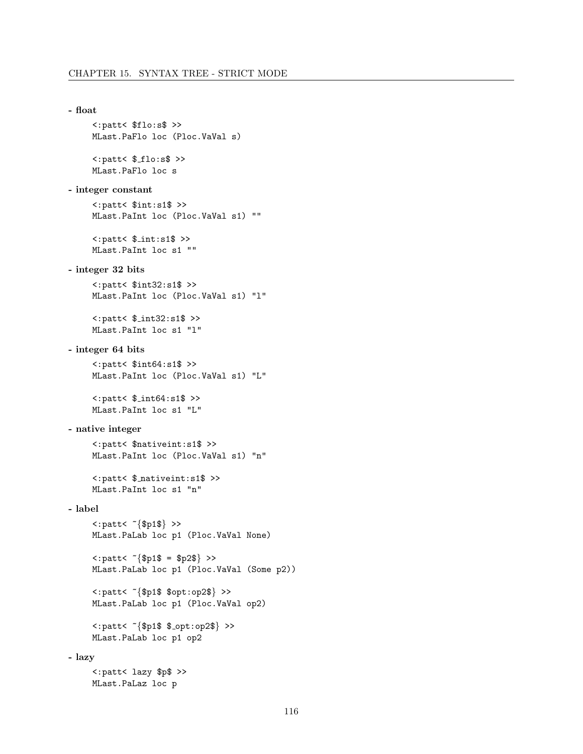**- float**

```
<:patt< $flo:s$ >>
MLast.PaFlo loc (Ploc.VaVal s)

<:patt< $_flo:s$ >>
MLast.PaFlo loc s
```

**- integer constant**

```
<:patt< $int:s1$ >>
MLast.PaInt loc (Ploc.VaVal s1) ""

<:patt< $_int:s1$ >>
MLast.PaInt loc s1 ""
```

**- integer 32 bits**

```
<:patt< $int32:s1$ >>
MLast.PaInt loc (Ploc.VaVal s1) "l"

<:patt< $_int32:s1$ >>
MLast.PaInt loc s1 "l"
```

**- integer 64 bits**

```
<:patt< $int64:s1$ >>
MLast.PaInt loc (Ploc.VaVal s1) "L"

<:patt< $_int64:s1$ >>
MLast.PaInt loc s1 "L"
```

**- native integer**

```
<:patt< $nativeint:s1$ >>
MLast.PaInt loc (Ploc.VaVal s1) "n"

<:patt< $_nativeint:s1$ >>
MLast.PaInt loc s1 "n"
```

**- label**

```
<:patt< ~{$p1$} >>
MLast.PaLab loc p1 (Ploc.VaVal None)

<:patt< ~{$p1$ = $p2$} >>
MLast.PaLab loc p1 (Ploc.VaVal (Some p2))

<:patt< ~{$p1$ $opt:op2$} >>
MLast.PaLab loc p1 (Ploc.VaVal op2)

<:patt< ~{$p1$ $_opt:op2$} >>
MLast.PaLab loc p1 op2
```

**- lazy**

```
<:patt< lazy $p$ >>
MLast.PaLaz loc p
```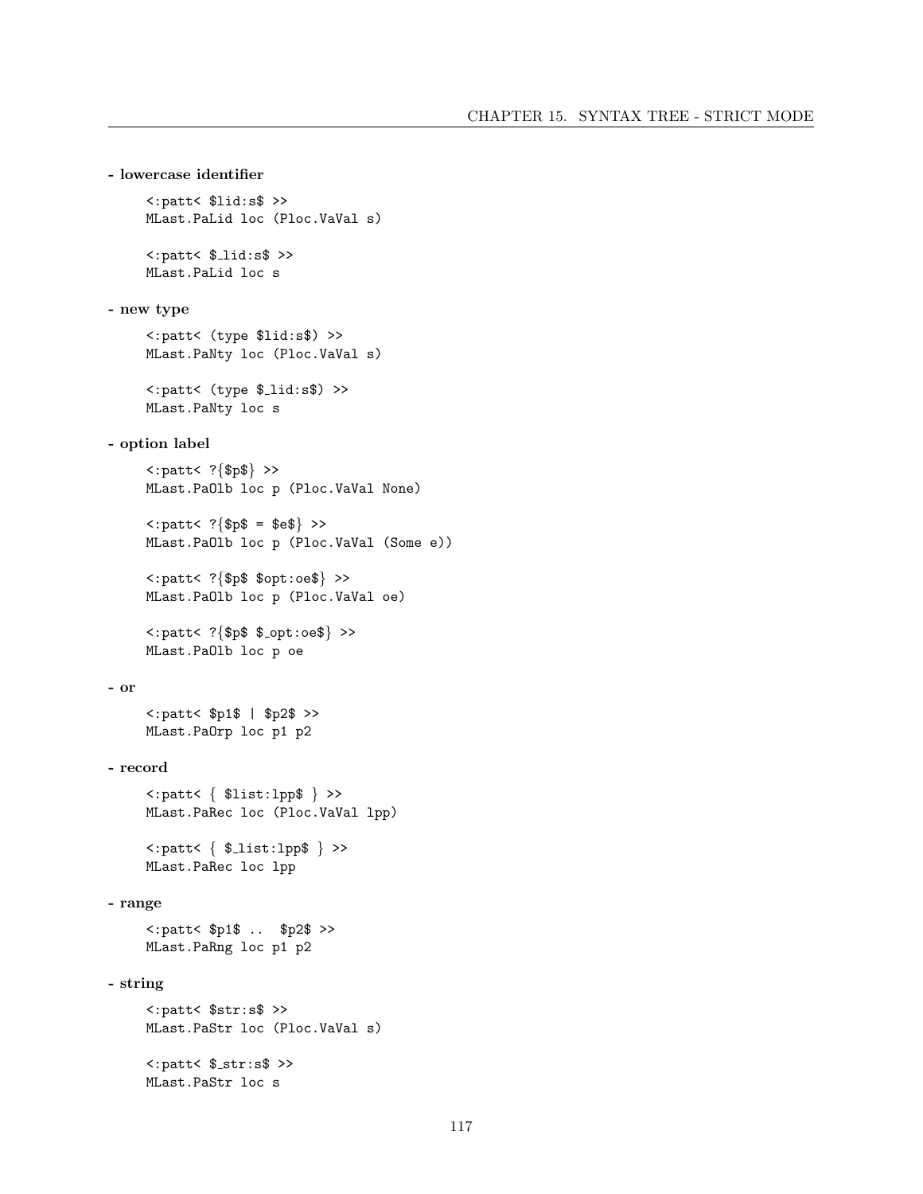**- lowercase identifier**

```
<:patt< $lid:s$ >>
MLast.PaLid loc (Ploc.VaVal s)

<:patt< $_lid:s$ >>
MLast.PaLid loc s
```

**- new type**

```
<:patt< (type $lid:s$) >>
MLast.PaNty loc (Ploc.VaVal s)

<:patt< (type $_lid:s$) >>
MLast.PaNty loc s
```

**- option label**

```
<:patt< ?{$p$} >>
MLast.PaOlb loc p (Ploc.VaVal None)

<:patt< ?{$p$ = $e$} >>
MLast.PaOlb loc p (Ploc.VaVal (Some e))

<:patt< ?{$p$ $opt:oe$} >>
MLast.PaOlb loc p (Ploc.VaVal oe)

<:patt< ?{$p$ $_opt:oe$} >>
MLast.PaOlb loc p oe
```

**- or**

```
<:patt< $p1$ | $p2$ >>
MLast.PaOrp loc p1 p2
```

**- record**

```
<:patt< { $list:lpp$ } >>
MLast.PaRec loc (Ploc.VaVal lpp)

<:patt< { $_list:lpp$ } >>
MLast.PaRec loc lpp
```

**- range**

```
<:patt< $p1$ .. $p2$ >>
MLast.PaRng loc p1 p2
```

**- string**

```
<:patt< $str:s$ >>
MLast.PaStr loc (Ploc.VaVal s)

<:patt< $_str:s$ >>
MLast.PaStr loc s
```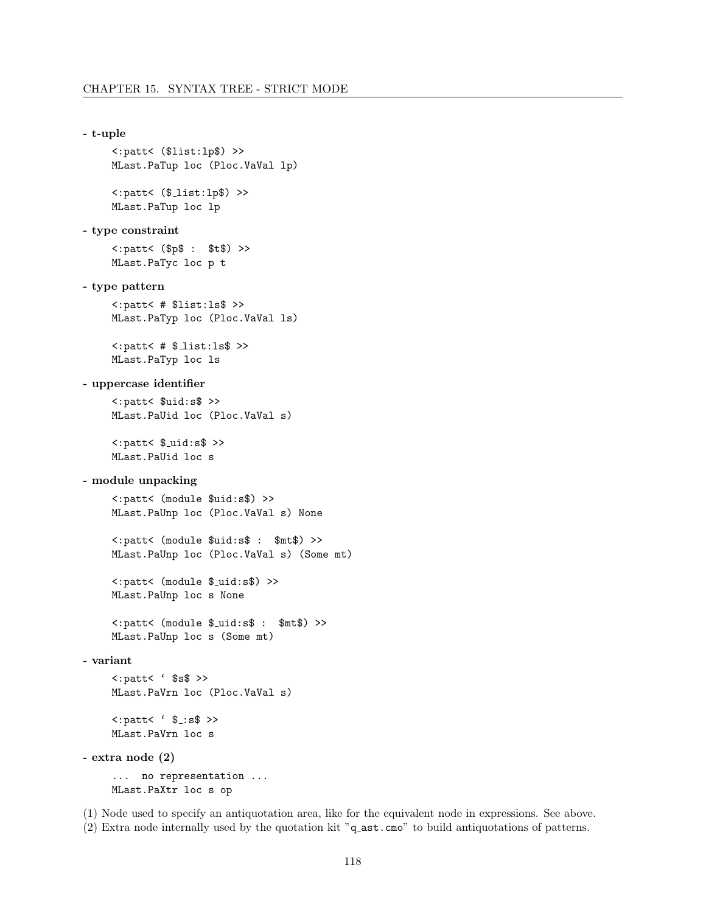**- t-uple**

```
<:patt< ($list:lp$) >>
MLast.PaTup loc (Ploc.VaVal lp)
```

```
<:patt< ($_list:lp$) >>
MLast.PaTup loc lp
```

**- type constraint**

```
<:patt< ($p$ : $t$) >>
MLast.PaTyc loc p t
```

**- type pattern**

```
<:patt< # $list:ls$ >>
MLast.PaTyp loc (Ploc.VaVal ls)
```

```
<:patt< # $_list:ls$ >>
MLast.PaTyp loc ls
```

**- uppercase identifier**

```
<:patt< $uid:s$ >>
MLast.PaUid loc (Ploc.VaVal s)
```

```
<:patt< $_uid:s$ >>
MLast.PaUid loc s
```

**- module unpacking**

```
<:patt< (module $uid:s$) >>
MLast.PaUnp loc (Ploc.VaVal s) None
```

```
<:patt< (module $uid:s$ : $mt$) >>
MLast.PaUnp loc (Ploc.VaVal s) (Some mt)
```

```
<:patt< (module $_uid:s$) >>
MLast.PaUnp loc s None
```

```
<:patt< (module $_uid:s$ : $mt$) >>
MLast.PaUnp loc s (Some mt)
```

**- variant**

```
<:patt< ` $s$ >>
MLast.PaVrn loc (Ploc.VaVal s)
```

```
<:patt< ` $_:s$ >>
MLast.PaVrn loc s
```

**- extra node (2)**

```
... no representation ...
MLast.PaXtr loc s op
```

(1) Node used to specify an antiquotation area, like for the equivalent node in expressions. See above.
(2) Extra node internally used by the quotation kit "q_ast.cmo" to build antiquotations of patterns.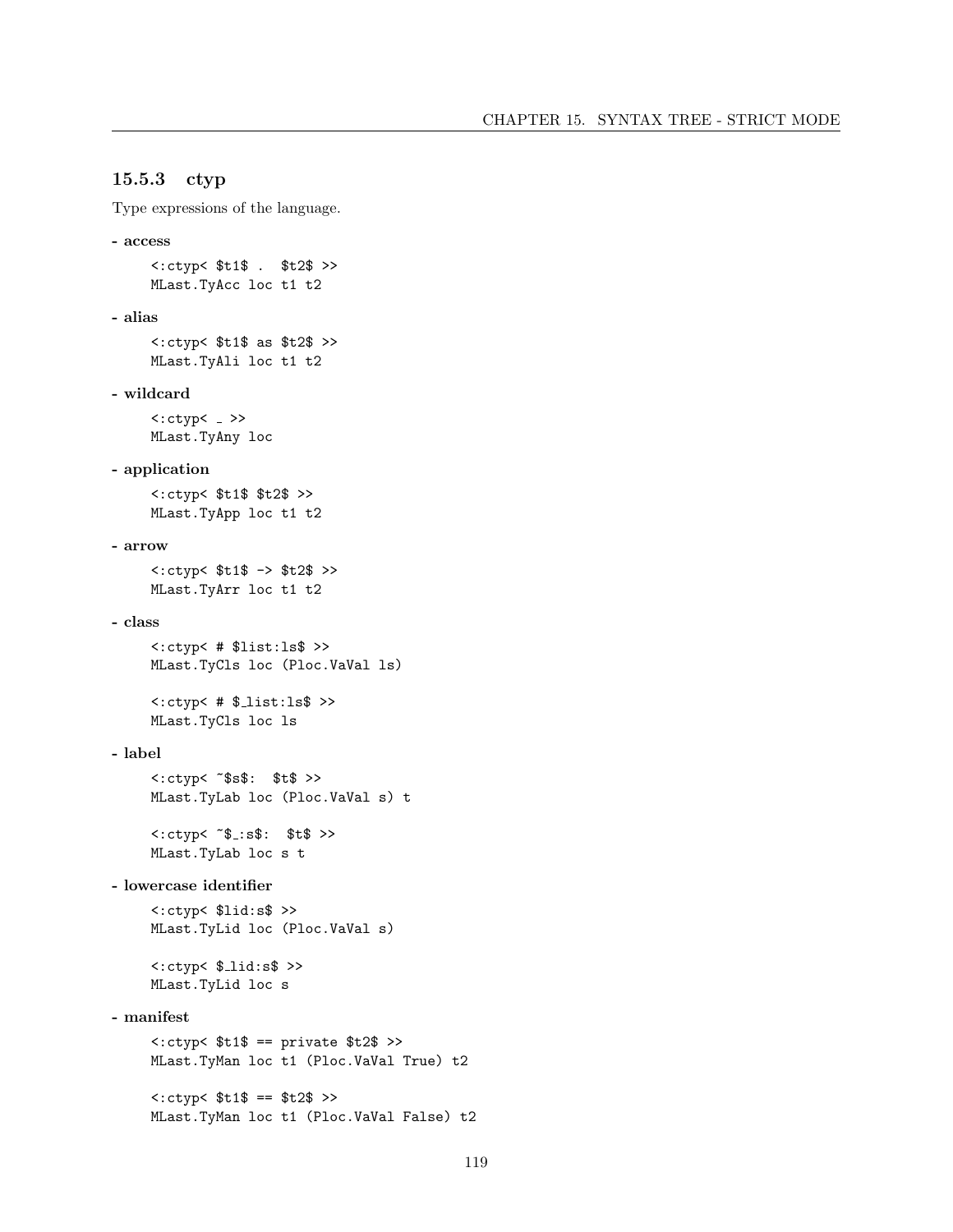### 15.5.3 ctyp

Type expressions of the language.

**- access**

```
<:ctyp< $t1$ . $t2$ >>
MLast.TyAcc loc t1 t2
```

**- alias**

```
<:ctyp< $t1$ as $t2$ >>
MLast.TyAli loc t1 t2
```

**- wildcard**

```
<:ctyp< _ >>
MLast.TyAny loc
```

**- application**

```
<:ctyp< $t1$ $t2$ >>
MLast.TyApp loc t1 t2
```

**- arrow**

```
<:ctyp< $t1$ -> $t2$ >>
MLast.TyArr loc t1 t2
```

**- class**

```
<:ctyp< # $list:ls$ >>
MLast.TyCls loc (Ploc.VaVal ls)
```

```
<:ctyp< # $_list:ls$ >>
MLast.TyCls loc ls
```

**- label**

```
<:ctyp< ~$s$: $t$ >>
MLast.TyLab loc (Ploc.VaVal s) t
```

```
<:ctyp< ~$_:s$: $t$ >>
MLast.TyLab loc s t
```

**- lowercase identifier**

```
<:ctyp< $lid:s$ >>
MLast.TyLid loc (Ploc.VaVal s)
```

```
<:ctyp< $_lid:s$ >>
MLast.TyLid loc s
```

**- manifest**

```
<:ctyp< $t1$ == private $t2$ >>
MLast.TyMan loc t1 (Ploc.VaVal True) t2
```

```
<:ctyp< $t1$ == $t2$ >>
MLast.TyMan loc t1 (Ploc.VaVal False) t2
```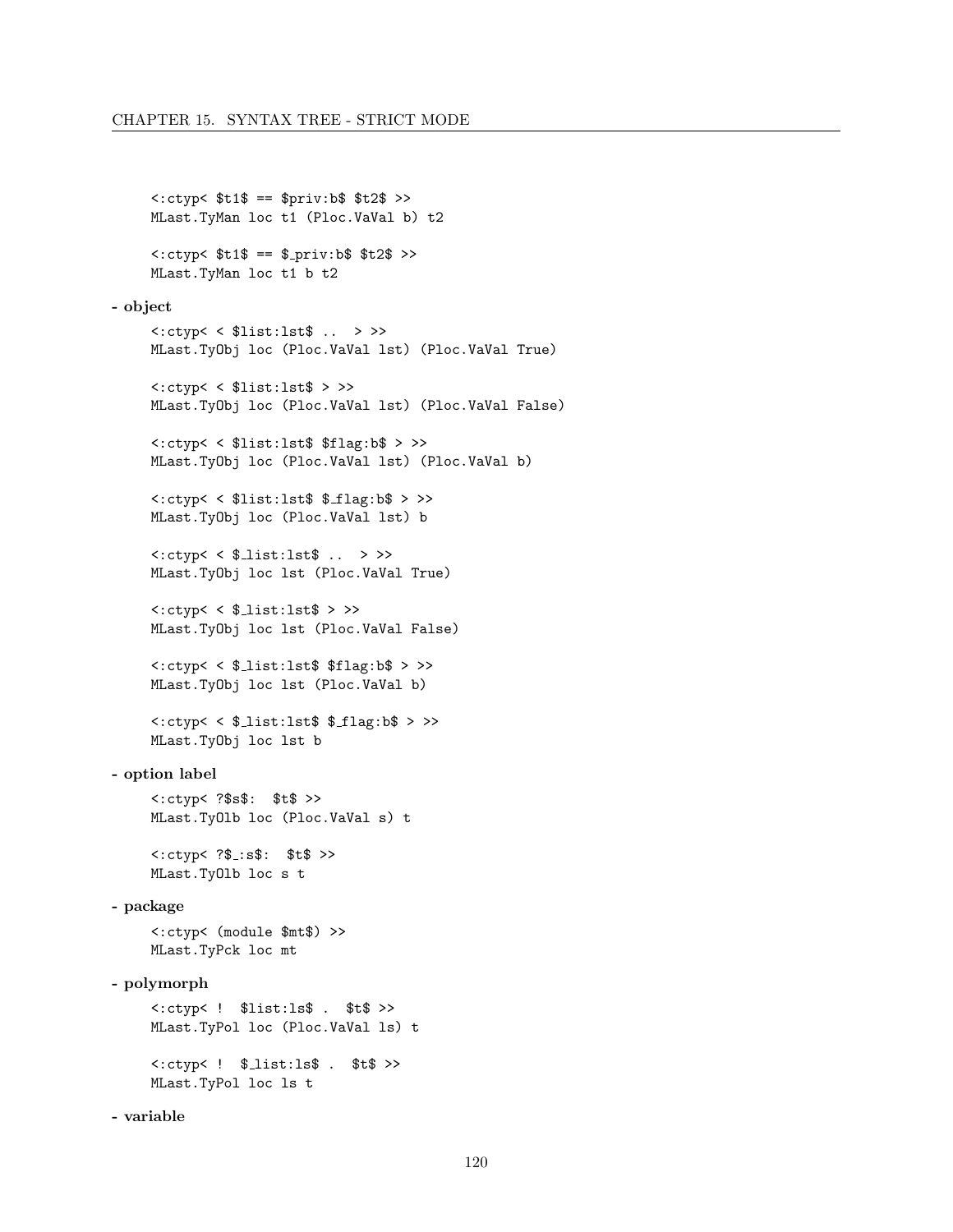```
<:ctyp< $t1$ == $priv:b$ $t2$ >>
MLast.TyMan loc t1 (Ploc.VaVal b) t2

<:ctyp< $t1$ == $_priv:b$ $t2$ >>
MLast.TyMan loc t1 b t2
```

**- object**

```
<:ctyp< < $list:lst$ .. > >>
MLast.TyObj loc (Ploc.VaVal lst) (Ploc.VaVal True)

<:ctyp< < $list:lst$ > >>
MLast.TyObj loc (Ploc.VaVal lst) (Ploc.VaVal False)

<:ctyp< < $list:lst$ $flag:b$ > >>
MLast.TyObj loc (Ploc.VaVal lst) (Ploc.VaVal b)

<:ctyp< < $list:lst$ $_flag:b$ > >>
MLast.TyObj loc (Ploc.VaVal lst) b

<:ctyp< < $_list:lst$ .. > >>
MLast.TyObj loc lst (Ploc.VaVal True)

<:ctyp< < $_list:lst$ > >>
MLast.TyObj loc lst (Ploc.VaVal False)

<:ctyp< < $_list:lst$ $flag:b$ > >>
MLast.TyObj loc lst (Ploc.VaVal b)

<:ctyp< < $_list:lst$ $_flag:b$ > >>
MLast.TyObj loc lst b
```

**- option label**

```
<:ctyp< ?$s$: $t$ >>
MLast.TyOlb loc (Ploc.VaVal s) t

<:ctyp< ?$_:s$: $t$ >>
MLast.TyOlb loc s t
```

**- package**

```
<:ctyp< (module $mt$) >>
MLast.TyPck loc mt
```

**- polymorph**

```
<:ctyp< ! $list:ls$ . $t$ >>
MLast.TyPol loc (Ploc.VaVal ls) t

<:ctyp< ! $_list:ls$ . $t$ >>
MLast.TyPol loc ls t
```

**- variable**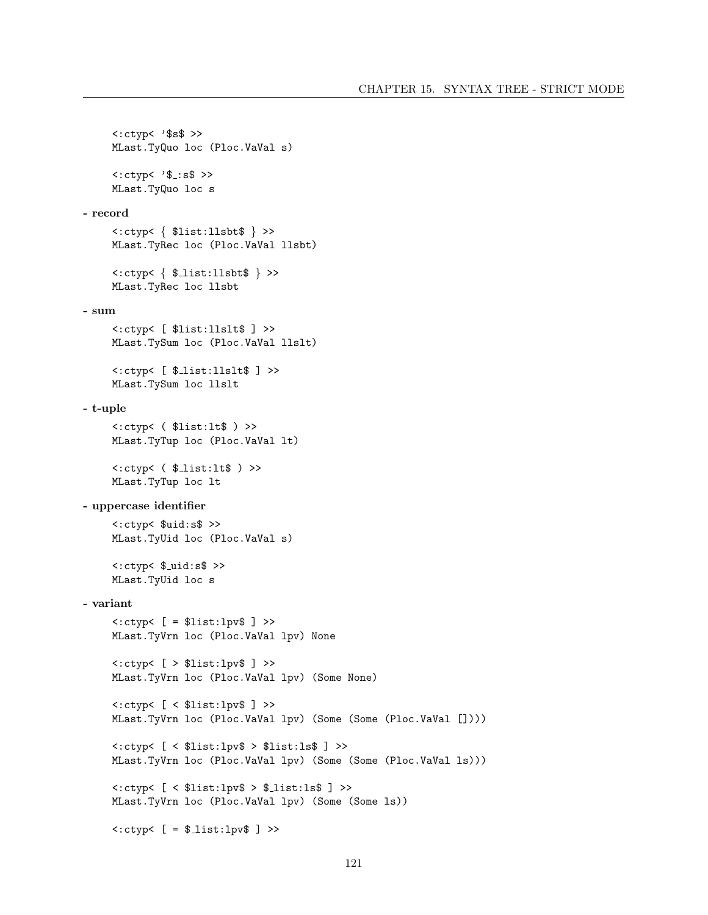```
<:ctyp< '$s$ >>
MLast.TyQuo loc (Ploc.VaVal s)

<:ctyp< '$_:s$ >>
MLast.TyQuo loc s
```

**- record**

```
<:ctyp< { $list:llsbt$ } >>
MLast.TyRec loc (Ploc.VaVal llsbt)

<:ctyp< { $_list:llsbt$ } >>
MLast.TyRec loc llsbt
```

**- sum**

```
<:ctyp< [ $list:llslt$ ] >>
MLast.TySum loc (Ploc.VaVal llslt)

<:ctyp< [ $_list:llslt$ ] >>
MLast.TySum loc llslt
```

**- t-uple**

```
<:ctyp< ( $list:lt$ ) >>
MLast.TyTup loc (Ploc.VaVal lt)

<:ctyp< ( $_list:lt$ ) >>
MLast.TyTup loc lt
```

**- uppercase identifier**

```
<:ctyp< $uid:s$ >>
MLast.TyUid loc (Ploc.VaVal s)

<:ctyp< $_uid:s$ >>
MLast.TyUid loc s
```

**- variant**

```
<:ctyp< [ = $list:lpv$ ] >>
MLast.TyVrn loc (Ploc.VaVal lpv) None

<:ctyp< [ > $list:lpv$ ] >>
MLast.TyVrn loc (Ploc.VaVal lpv) (Some None)

<:ctyp< [ < $list:lpv$ ] >>
MLast.TyVrn loc (Ploc.VaVal lpv) (Some (Some (Ploc.VaVal [])))

<:ctyp< [ < $list:lpv$ > $list:ls$ ] >>
MLast.TyVrn loc (Ploc.VaVal lpv) (Some (Some (Ploc.VaVal ls)))

<:ctyp< [ < $list:lpv$ > $_list:ls$ ] >>
MLast.TyVrn loc (Ploc.VaVal lpv) (Some (Some ls))

<:ctyp< [ = $_list:lpv$ ] >>
```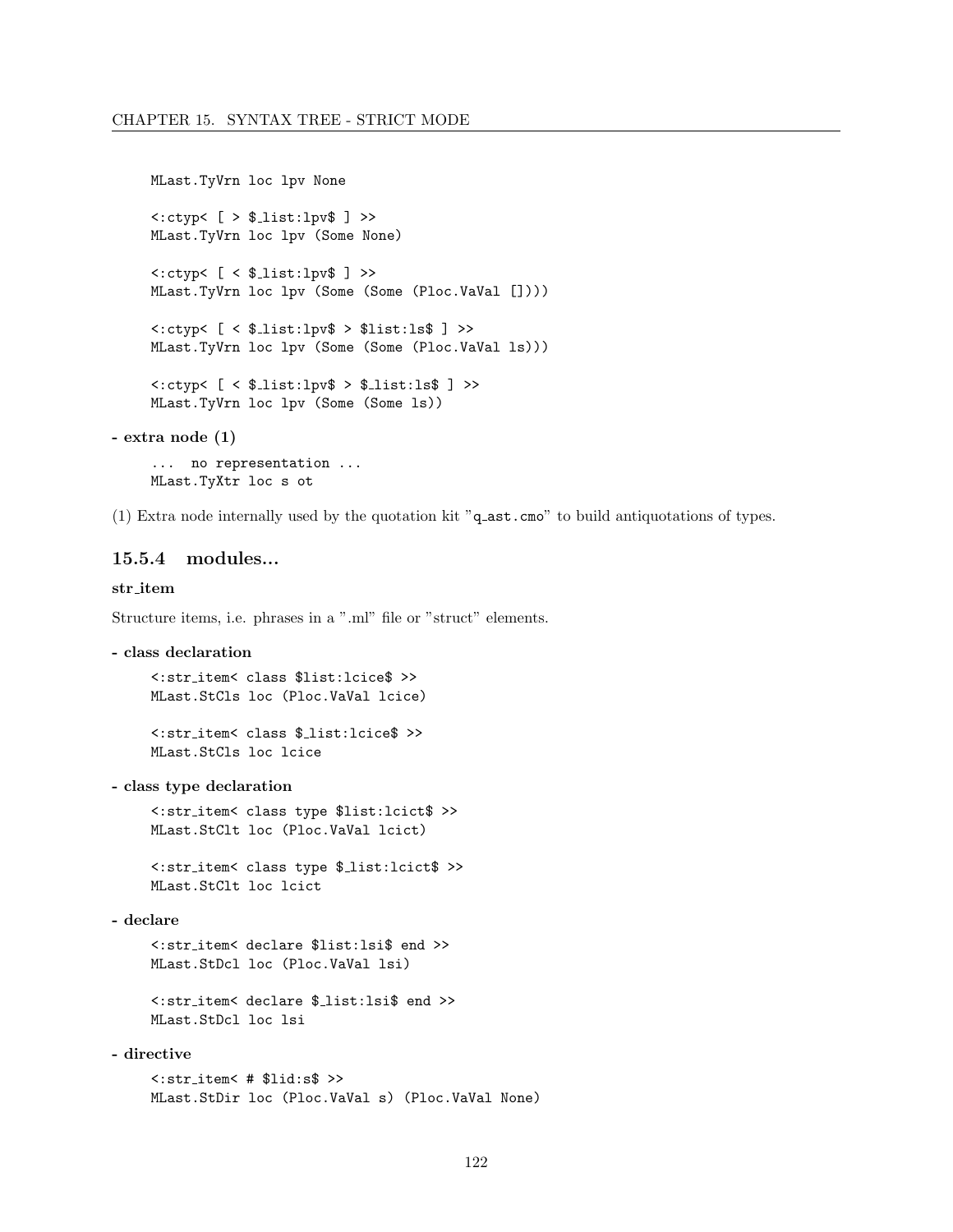```
MLast.TyVrn loc lpv None

<:ctyp< [ > $_list:lpv$ ] >>
MLast.TyVrn loc lpv (Some None)

<:ctyp< [ < $_list:lpv$ ] >>
MLast.TyVrn loc lpv (Some (Some (Ploc.VaVal [])))

<:ctyp< [ < $_list:lpv$ > $list:ls$ ] >>
MLast.TyVrn loc lpv (Some (Some (Ploc.VaVal ls)))

<:ctyp< [ < $_list:lpv$ > $_list:ls$ ] >>
MLast.TyVrn loc lpv (Some (Some ls))
```

**- extra node (1)**

```
... no representation ...
MLast.TyXtr loc s ot
```

(1) Extra node internally used by the quotation kit "q_ast.cmo" to build antiquotations of types.

### 15.5.4 modules...

#### str_item

Structure items, i.e. phrases in a ".ml" file or "struct" elements.

**- class declaration**

```
<:str_item< class $list:lcice$ >>
MLast.StCls loc (Ploc.VaVal lcice)

<:str_item< class $_list:lcice$ >>
MLast.StCls loc lcice
```

**- class type declaration**

```
<:str_item< class type $list:lcict$ >>
MLast.StClt loc (Ploc.VaVal lcict)

<:str_item< class type $_list:lcict$ >>
MLast.StClt loc lcict
```

**- declare**

```
<:str_item< declare $list:lsi$ end >>
MLast.StDcl loc (Ploc.VaVal lsi)

<:str_item< declare $_list:lsi$ end >>
MLast.StDcl loc lsi
```

**- directive**

```
<:str_item< # $lid:s$ >>
MLast.StDir loc (Ploc.VaVal s) (Ploc.VaVal None)
```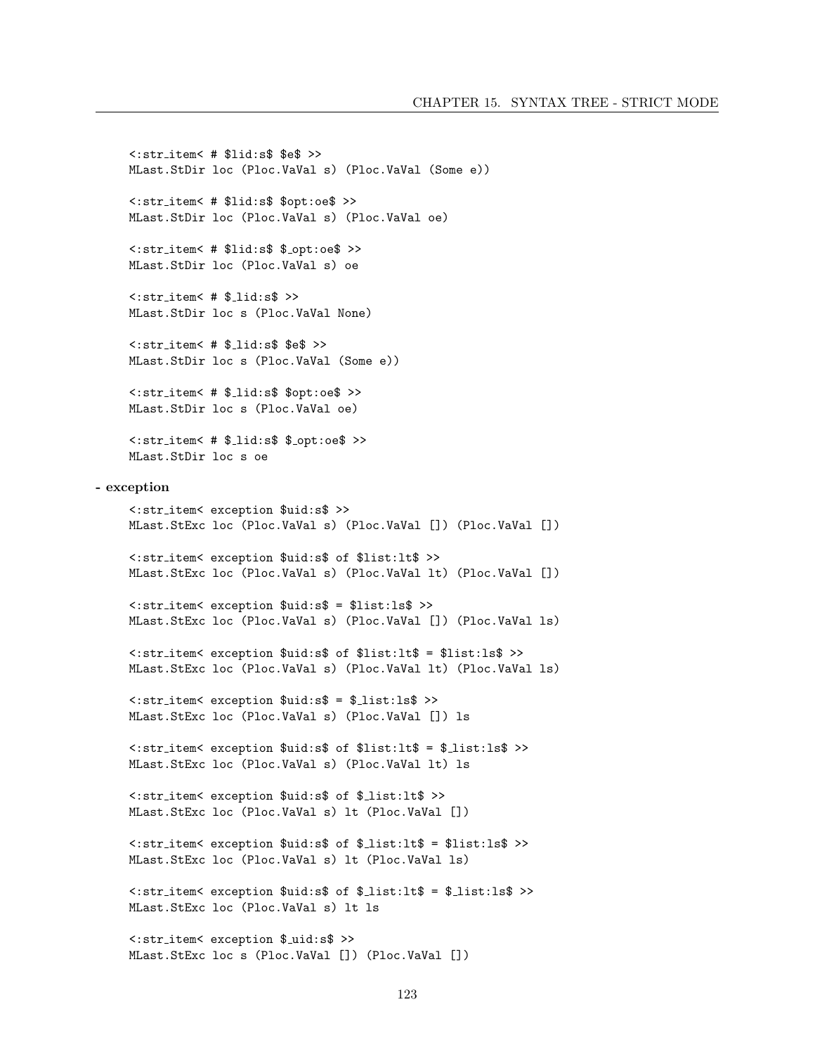```
<:str_item< # $lid:s$ $e$ >>
MLast.StDir loc (Ploc.VaVal s) (Ploc.VaVal (Some e))

<:str_item< # $lid:s$ $opt:oe$ >>
MLast.StDir loc (Ploc.VaVal s) (Ploc.VaVal oe)

<:str_item< # $lid:s$ $_opt:oe$ >>
MLast.StDir loc (Ploc.VaVal s) oe

<:str_item< # $_lid:s$ >>
MLast.StDir loc s (Ploc.VaVal None)

<:str_item< # $_lid:s$ $e$ >>
MLast.StDir loc s (Ploc.VaVal (Some e))

<:str_item< # $_lid:s$ $opt:oe$ >>
MLast.StDir loc s (Ploc.VaVal oe)

<:str_item< # $_lid:s$ $_opt:oe$ >>
MLast.StDir loc s oe
```

**- exception**

```
<:str_item< exception $uid:s$ >>
MLast.StExc loc (Ploc.VaVal s) (Ploc.VaVal []) (Ploc.VaVal [])

<:str_item< exception $uid:s$ of $list:lt$ >>
MLast.StExc loc (Ploc.VaVal s) (Ploc.VaVal lt) (Ploc.VaVal [])

<:str_item< exception $uid:s$ = $list:ls$ >>
MLast.StExc loc (Ploc.VaVal s) (Ploc.VaVal []) (Ploc.VaVal ls)

<:str_item< exception $uid:s$ of $list:lt$ = $list:ls$ >>
MLast.StExc loc (Ploc.VaVal s) (Ploc.VaVal lt) (Ploc.VaVal ls)

<:str_item< exception $uid:s$ = $_list:ls$ >>
MLast.StExc loc (Ploc.VaVal s) (Ploc.VaVal []) ls

<:str_item< exception $uid:s$ of $list:lt$ = $_list:ls$ >>
MLast.StExc loc (Ploc.VaVal s) (Ploc.VaVal lt) ls

<:str_item< exception $uid:s$ of $_list:lt$ >>
MLast.StExc loc (Ploc.VaVal s) lt (Ploc.VaVal [])

<:str_item< exception $uid:s$ of $_list:lt$ = $list:ls$ >>
MLast.StExc loc (Ploc.VaVal s) lt (Ploc.VaVal ls)

<:str_item< exception $uid:s$ of $_list:lt$ = $_list:ls$ >>
MLast.StExc loc (Ploc.VaVal s) lt ls

<:str_item< exception $_uid:s$ >>
MLast.StExc loc s (Ploc.VaVal []) (Ploc.VaVal [])
```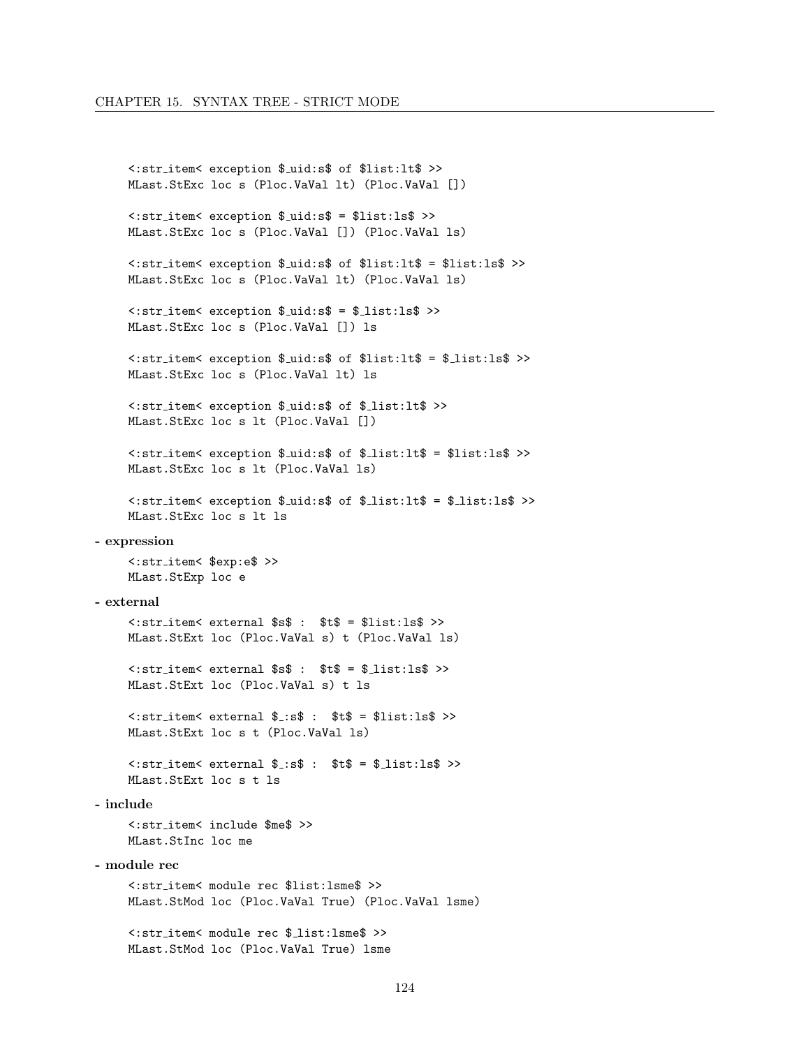```
<:str_item< exception $uid:s$ of $list:lt$ >>
MLast.StExc loc s (Ploc.VaVal lt) (Ploc.VaVal [])
```

```
<:str_item< exception $uid:s$ = $list:ls$ >>
MLast.StExc loc s (Ploc.VaVal []) (Ploc.VaVal ls)
```

```
<:str_item< exception $uid:s$ of $list:lt$ = $list:ls$ >>
MLast.StExc loc s (Ploc.VaVal lt) (Ploc.VaVal ls)
```

```
<:str_item< exception $uid:s$ = $_list:ls$ >>
MLast.StExc loc s (Ploc.VaVal []) ls
```

```
<:str_item< exception $uid:s$ of $list:lt$ = $_list:ls$ >>
MLast.StExc loc s (Ploc.VaVal lt) ls
```

```
<:str_item< exception $uid:s$ of $_list:lt$ >>
MLast.StExc loc s lt (Ploc.VaVal [])
```

```
<:str_item< exception $uid:s$ of $_list:lt$ = $list:ls$ >>
MLast.StExc loc s lt (Ploc.VaVal ls)
```

```
<:str_item< exception $uid:s$ of $_list:lt$ = $_list:ls$ >>
MLast.StExc loc s lt ls
```

**- expression**

```
<:str_item< $exp:e$ >>
MLast.StExp loc e
```

**- external**

```
<:str_item< external $s$ :  $t$ = $list:ls$ >>
MLast.StExt loc (Ploc.VaVal s) t (Ploc.VaVal ls)
```

```
<:str_item< external $s$ :  $t$ = $_list:ls$ >>
MLast.StExt loc (Ploc.VaVal s) t ls
```

```
<:str_item< external $_:s$ :  $t$ = $list:ls$ >>
MLast.StExt loc s t (Ploc.VaVal ls)
```

```
<:str_item< external $_:s$ :  $t$ = $_list:ls$ >>
MLast.StExt loc s t ls
```

**- include**

```
<:str_item< include $me$ >>
MLast.StInc loc me
```

**- module rec**

```
<:str_item< module rec $list:lsme$ >>
MLast.StMod loc (Ploc.VaVal True) (Ploc.VaVal lsme)
```

```
<:str_item< module rec $_list:lsme$ >>
MLast.StMod loc (Ploc.VaVal True) lsme
```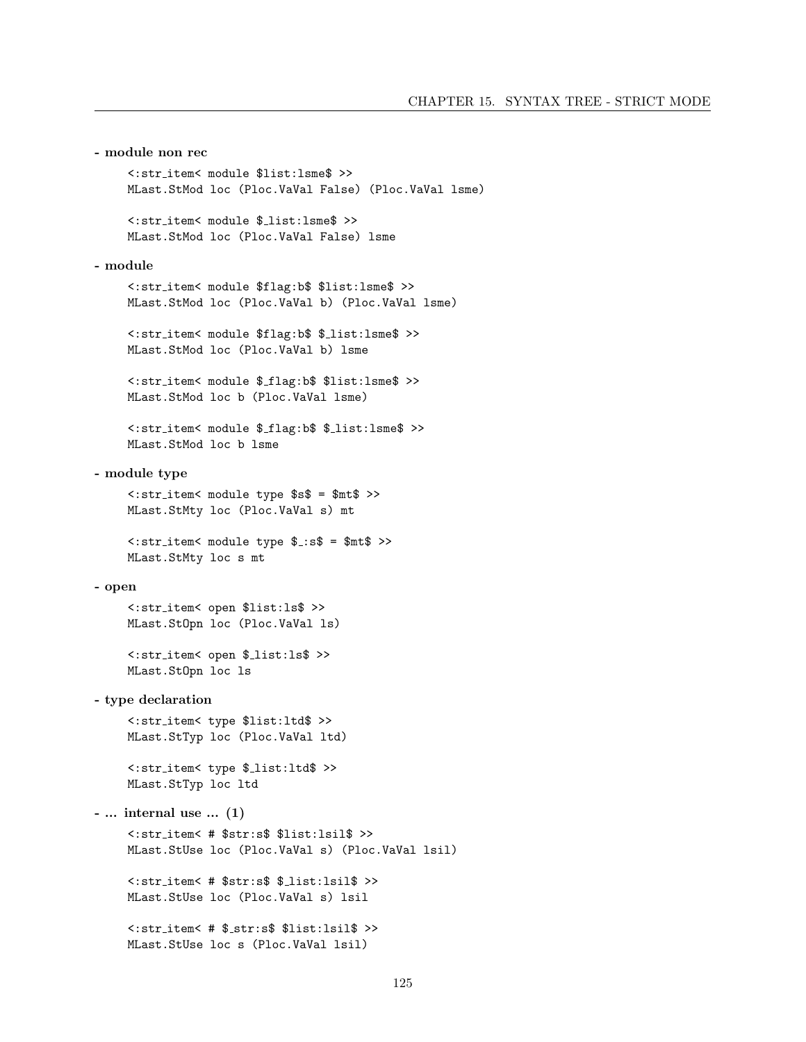**- module non rec**

```
<:str_item< module $list:lsme$ >>
MLast.StMod loc (Ploc.VaVal False) (Ploc.VaVal lsme)

<:str_item< module $_list:lsme$ >>
MLast.StMod loc (Ploc.VaVal False) lsme
```

**- module**

```
<:str_item< module $flag:b$ $list:lsme$ >>
MLast.StMod loc (Ploc.VaVal b) (Ploc.VaVal lsme)

<:str_item< module $flag:b$ $_list:lsme$ >>
MLast.StMod loc (Ploc.VaVal b) lsme

<:str_item< module $_flag:b$ $list:lsme$ >>
MLast.StMod loc b (Ploc.VaVal lsme)

<:str_item< module $_flag:b$ $_list:lsme$ >>
MLast.StMod loc b lsme
```

**- module type**

```
<:str_item< module type $s$ = $mt$ >>
MLast.StMty loc (Ploc.VaVal s) mt

<:str_item< module type $_:s$ = $mt$ >>
MLast.StMty loc s mt
```

**- open**

```
<:str_item< open $list:ls$ >>
MLast.StOpn loc (Ploc.VaVal ls)

<:str_item< open $_list:ls$ >>
MLast.StOpn loc ls
```

**- type declaration**

```
<:str_item< type $list:ltd$ >>
MLast.StTyp loc (Ploc.VaVal ltd)

<:str_item< type $_list:ltd$ >>
MLast.StTyp loc ltd
```

**- ... internal use ... (1)**

```
<:str_item< # $str:s$ $list:lsil$ >>
MLast.StUse loc (Ploc.VaVal s) (Ploc.VaVal lsil)

<:str_item< # $str:s$ $_list:lsil$ >>
MLast.StUse loc (Ploc.VaVal s) lsil

<:str_item< # $_str:s$ $list:lsil$ >>
MLast.StUse loc s (Ploc.VaVal lsil)
```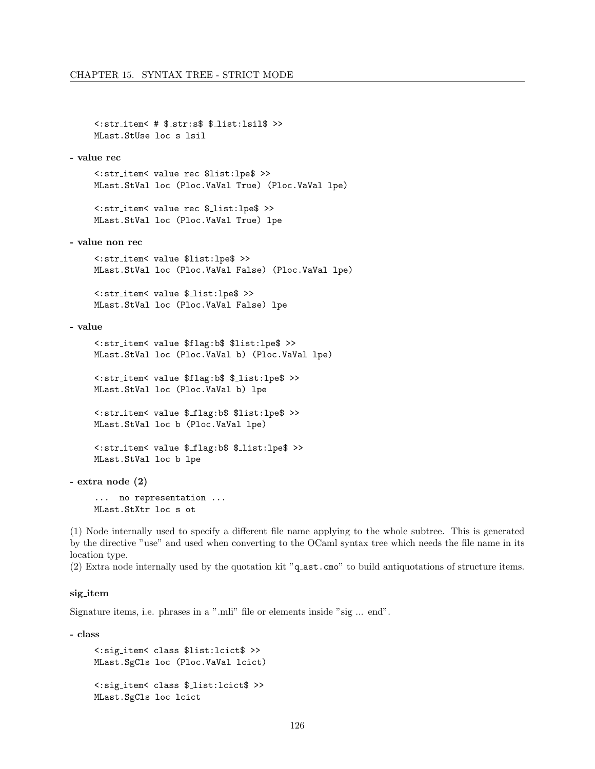```
<:str_item< # $_str:s$ $_list:lsil$ >>
MLast.StUse loc s lsil
```

**- value rec**

```
<:str_item< value rec $list:lpe$ >>
MLast.StVal loc (Ploc.VaVal True) (Ploc.VaVal lpe)

<:str_item< value rec $_list:lpe$ >>
MLast.StVal loc (Ploc.VaVal True) lpe
```

**- value non rec**

```
<:str_item< value $list:lpe$ >>
MLast.StVal loc (Ploc.VaVal False) (Ploc.VaVal lpe)

<:str_item< value $_list:lpe$ >>
MLast.StVal loc (Ploc.VaVal False) lpe
```

**- value**

```
<:str_item< value $flag:b$ $list:lpe$ >>
MLast.StVal loc (Ploc.VaVal b) (Ploc.VaVal lpe)

<:str_item< value $flag:b$ $_list:lpe$ >>
MLast.StVal loc (Ploc.VaVal b) lpe

<:str_item< value $_flag:b$ $list:lpe$ >>
MLast.StVal loc b (Ploc.VaVal lpe)

<:str_item< value $_flag:b$ $_list:lpe$ >>
MLast.StVal loc b lpe
```

**- extra node (2)**

```
... no representation ...
MLast.StXtr loc s ot
```

(1) Node internally used to specify a different file name applying to the whole subtree. This is generated by the directive "use" and used when converting to the OCaml syntax tree which needs the file name in its location type.
(2) Extra node internally used by the quotation kit "q_ast.cmo" to build antiquotations of structure items.

### sig_item

Signature items, i.e. phrases in a ".mli" file or elements inside "sig ... end".

**- class**

```
<:sig_item< class $list:lcict$ >>
MLast.SgCls loc (Ploc.VaVal lcict)

<:sig_item< class $_list:lcict$ >>
MLast.SgCls loc lcict
```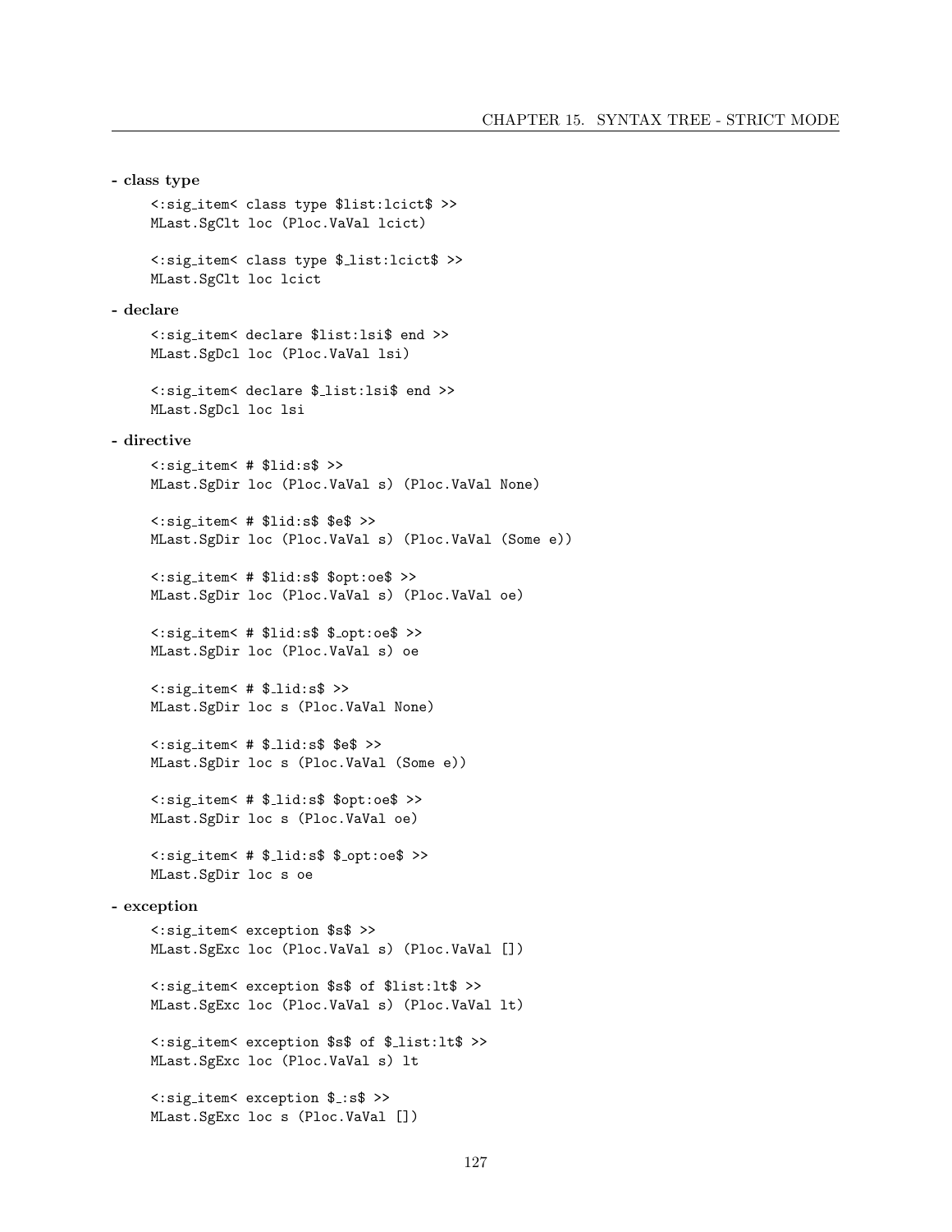**- class type**

```
<:sig_item< class type $list:lcict$ >>
MLast.SgClt loc (Ploc.VaVal lcict)

<:sig_item< class type $_list:lcict$ >>
MLast.SgClt loc lcict
```

**- declare**

```
<:sig_item< declare $list:lsi$ end >>
MLast.SgDcl loc (Ploc.VaVal lsi)

<:sig_item< declare $_list:lsi$ end >>
MLast.SgDcl loc lsi
```

**- directive**

```
<:sig_item< # $lid:s$ >>
MLast.SgDir loc (Ploc.VaVal s) (Ploc.VaVal None)

<:sig_item< # $lid:s$ $e$ >>
MLast.SgDir loc (Ploc.VaVal s) (Ploc.VaVal (Some e))

<:sig_item< # $lid:s$ $opt:oe$ >>
MLast.SgDir loc (Ploc.VaVal s) (Ploc.VaVal oe)

<:sig_item< # $lid:s$ $_opt:oe$ >>
MLast.SgDir loc (Ploc.VaVal s) oe

<:sig_item< # $_lid:s$ >>
MLast.SgDir loc s (Ploc.VaVal None)

<:sig_item< # $_lid:s$ $e$ >>
MLast.SgDir loc s (Ploc.VaVal (Some e))

<:sig_item< # $_lid:s$ $opt:oe$ >>
MLast.SgDir loc s (Ploc.VaVal oe)

<:sig_item< # $_lid:s$ $_opt:oe$ >>
MLast.SgDir loc s oe
```

**- exception**

```
<:sig_item< exception $s$ >>
MLast.SgExc loc (Ploc.VaVal s) (Ploc.VaVal [])

<:sig_item< exception $s$ of $list:lt$ >>
MLast.SgExc loc (Ploc.VaVal s) (Ploc.VaVal lt)

<:sig_item< exception $s$ of $_list:lt$ >>
MLast.SgExc loc (Ploc.VaVal s) lt

<:sig_item< exception $_:s$ >>
MLast.SgExc loc s (Ploc.VaVal [])
```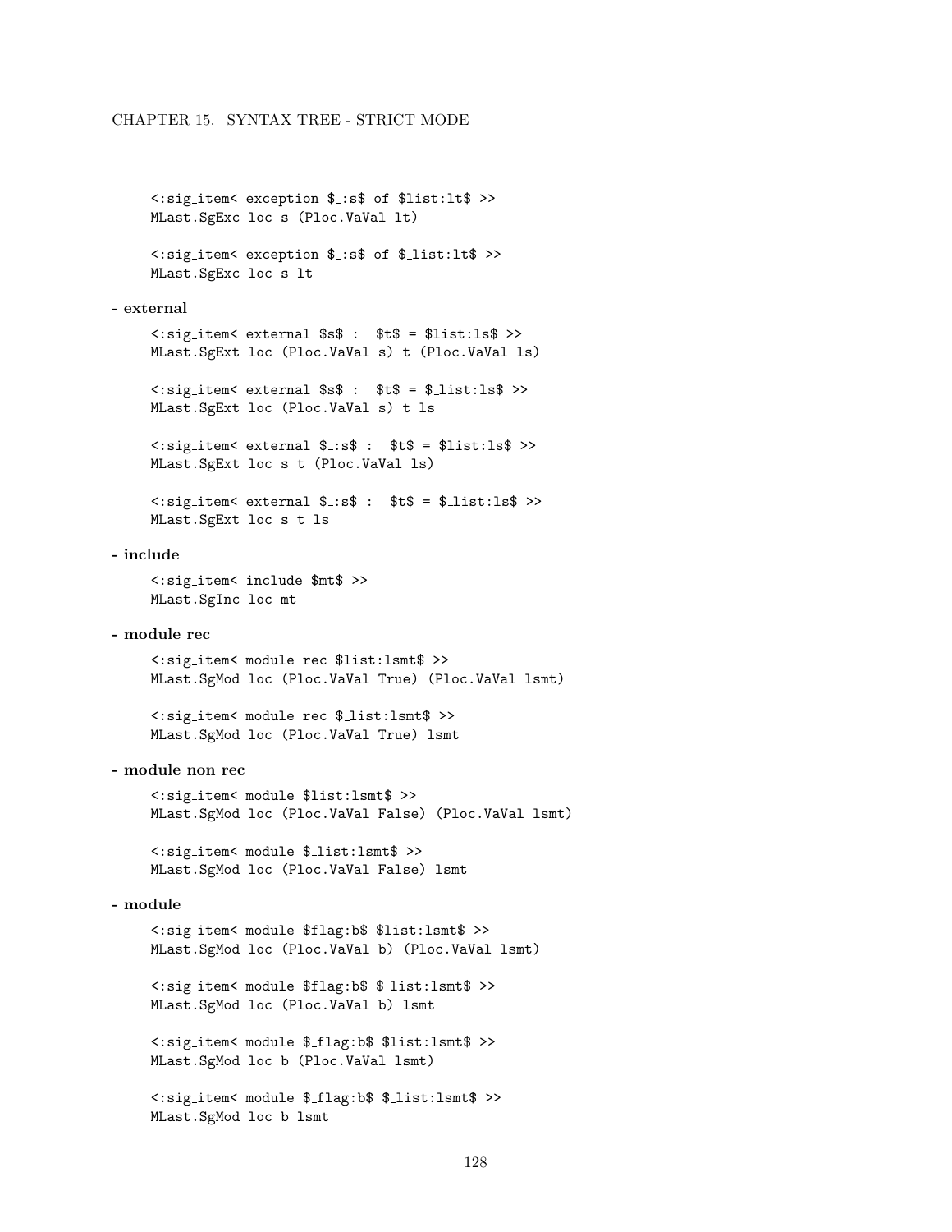```
<:sig_item< exception $_:s$ of $list:lt$ >>
MLast.SgExc loc s (Ploc.VaVal lt)

<:sig_item< exception $_:s$ of $_list:lt$ >>
MLast.SgExc loc s lt
```

**- external**

```
<:sig_item< external $s$ :  $t$ = $list:ls$ >>
MLast.SgExt loc (Ploc.VaVal s) t (Ploc.VaVal ls)

<:sig_item< external $s$ :  $t$ = $_list:ls$ >>
MLast.SgExt loc (Ploc.VaVal s) t ls

<:sig_item< external $_:s$ :  $t$ = $list:ls$ >>
MLast.SgExt loc s t (Ploc.VaVal ls)

<:sig_item< external $_:s$ :  $t$ = $_list:ls$ >>
MLast.SgExt loc s t ls
```

**- include**

```
<:sig_item< include $mt$ >>
MLast.SgInc loc mt
```

**- module rec**

```
<:sig_item< module rec $list:lsmt$ >>
MLast.SgMod loc (Ploc.VaVal True) (Ploc.VaVal lsmt)

<:sig_item< module rec $_list:lsmt$ >>
MLast.SgMod loc (Ploc.VaVal True) lsmt
```

**- module non rec**

```
<:sig_item< module $list:lsmt$ >>
MLast.SgMod loc (Ploc.VaVal False) (Ploc.VaVal lsmt)

<:sig_item< module $_list:lsmt$ >>
MLast.SgMod loc (Ploc.VaVal False) lsmt
```

**- module**

```
<:sig_item< module $flag:b$ $list:lsmt$ >>
MLast.SgMod loc (Ploc.VaVal b) (Ploc.VaVal lsmt)

<:sig_item< module $flag:b$ $_list:lsmt$ >>
MLast.SgMod loc (Ploc.VaVal b) lsmt

<:sig_item< module $_flag:b$ $list:lsmt$ >>
MLast.SgMod loc b (Ploc.VaVal lsmt)

<:sig_item< module $_flag:b$ $_list:lsmt$ >>
MLast.SgMod loc b lsmt
```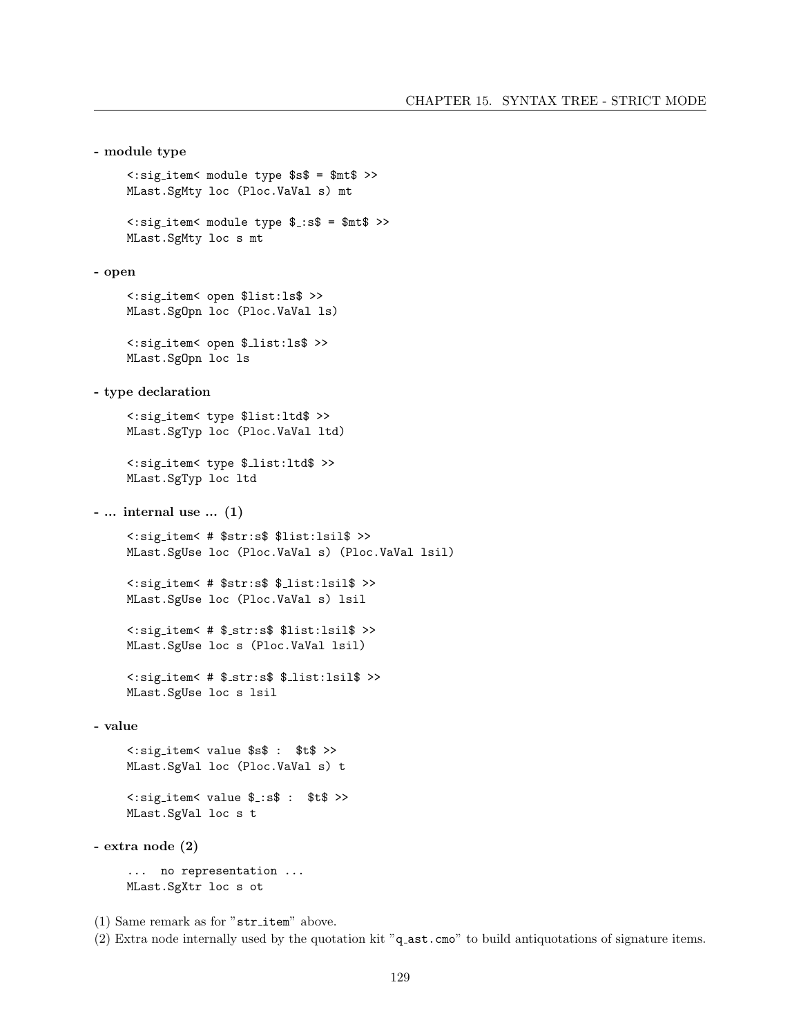**- module type**

```
<:sig_item< module type $s$ = $mt$ >>
MLast.SgMty loc (Ploc.VaVal s) mt

<:sig_item< module type $_:s$ = $mt$ >>
MLast.SgMty loc s mt
```

**- open**

```
<:sig_item< open $list:ls$ >>
MLast.SgOpn loc (Ploc.VaVal ls)

<:sig_item< open $_list:ls$ >>
MLast.SgOpn loc ls
```

**- type declaration**

```
<:sig_item< type $list:ltd$ >>
MLast.SgTyp loc (Ploc.VaVal ltd)

<:sig_item< type $_list:ltd$ >>
MLast.SgTyp loc ltd
```

**- ... internal use ... (1)**

```
<:sig_item< # $str:s$ $list:lsil$ >>
MLast.SgUse loc (Ploc.VaVal s) (Ploc.VaVal lsil)

<:sig_item< # $str:s$ $_list:lsil$ >>
MLast.SgUse loc (Ploc.VaVal s) lsil

<:sig_item< # $_str:s$ $list:lsil$ >>
MLast.SgUse loc s (Ploc.VaVal lsil)

<:sig_item< # $_str:s$ $_list:lsil$ >>
MLast.SgUse loc s lsil
```

**- value**

```
<:sig_item< value $s$ :  $t$ >>
MLast.SgVal loc (Ploc.VaVal s) t

<:sig_item< value $_:s$ :  $t$ >>
MLast.SgVal loc s t
```

**- extra node (2)**

```
... no representation ...
MLast.SgXtr loc s ot
```

(1) Same remark as for "str_item" above.

(2) Extra node internally used by the quotation kit "q_ast.cmo" to build antiquotations of signature items.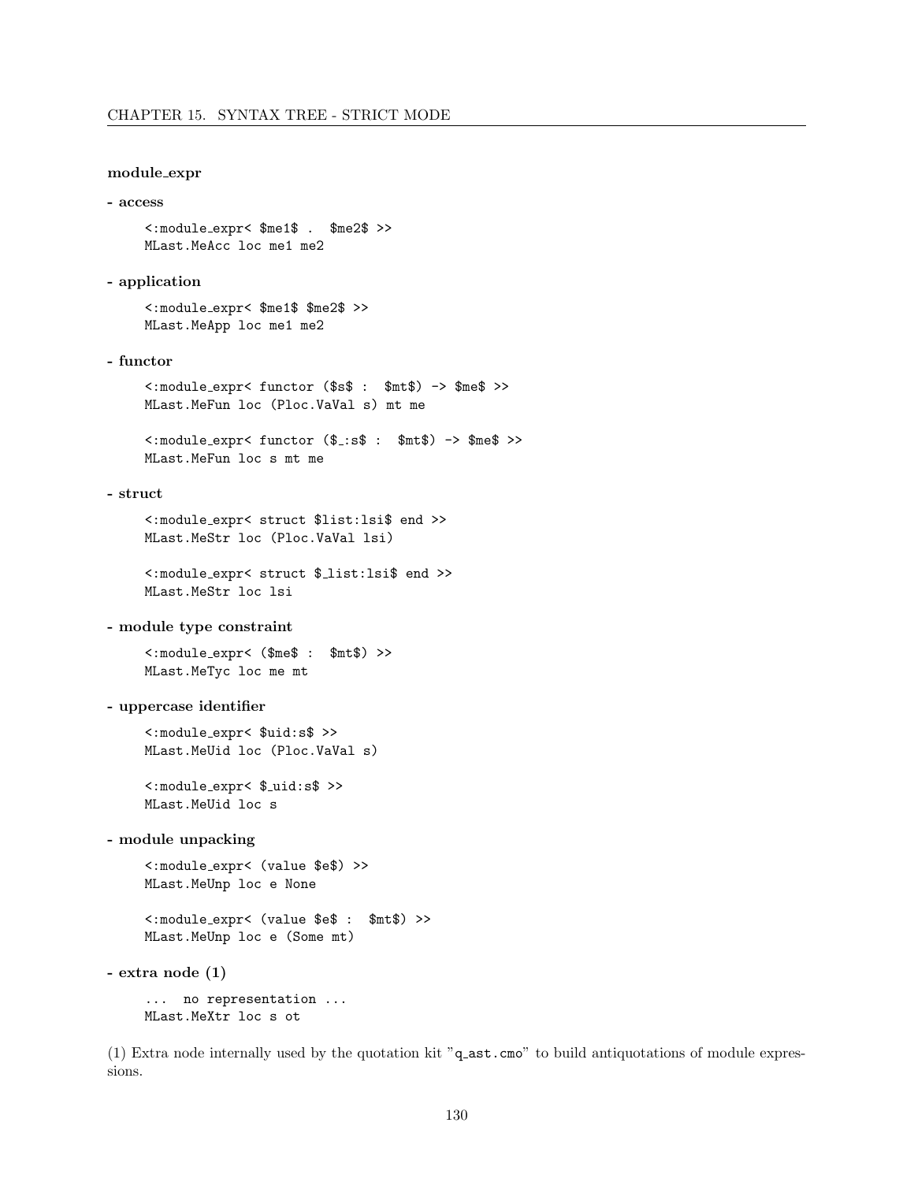**module_expr**

**- access**

```
<:module_expr< $me1$ . $me2$ >>
MLast.MeAcc loc me1 me2
```

**- application**

```
<:module_expr< $me1$ $me2$ >>
MLast.MeApp loc me1 me2
```

**- functor**

```
<:module_expr< functor ($s$ : $mt$) -> $me$ >>
MLast.MeFun loc (Ploc.VaVal s) mt me
```

```
<:module_expr< functor ($_:s$ : $mt$) -> $me$ >>
MLast.MeFun loc s mt me
```

**- struct**

```
<:module_expr< struct $list:lsi$ end >>
MLast.MeStr loc (Ploc.VaVal lsi)
```

```
<:module_expr< struct $_list:lsi$ end >>
MLast.MeStr loc lsi
```

**- module type constraint**

```
<:module_expr< ($me$ : $mt$) >>
MLast.MeTyc loc me mt
```

**- uppercase identifier**

```
<:module_expr< $uid:s$ >>
MLast.MeUid loc (Ploc.VaVal s)
```

```
<:module_expr< $_uid:s$ >>
MLast.MeUid loc s
```

**- module unpacking**

```
<:module_expr< (value $e$) >>
MLast.MeUnp loc e None
```

```
<:module_expr< (value $e$ : $mt$) >>
MLast.MeUnp loc e (Some mt)
```

**- extra node (1)**

```
... no representation ...
MLast.MeXtr loc s ot
```

(1) Extra node internally used by the quotation kit "`q_ast.cmo`" to build antiquotations of module expressions.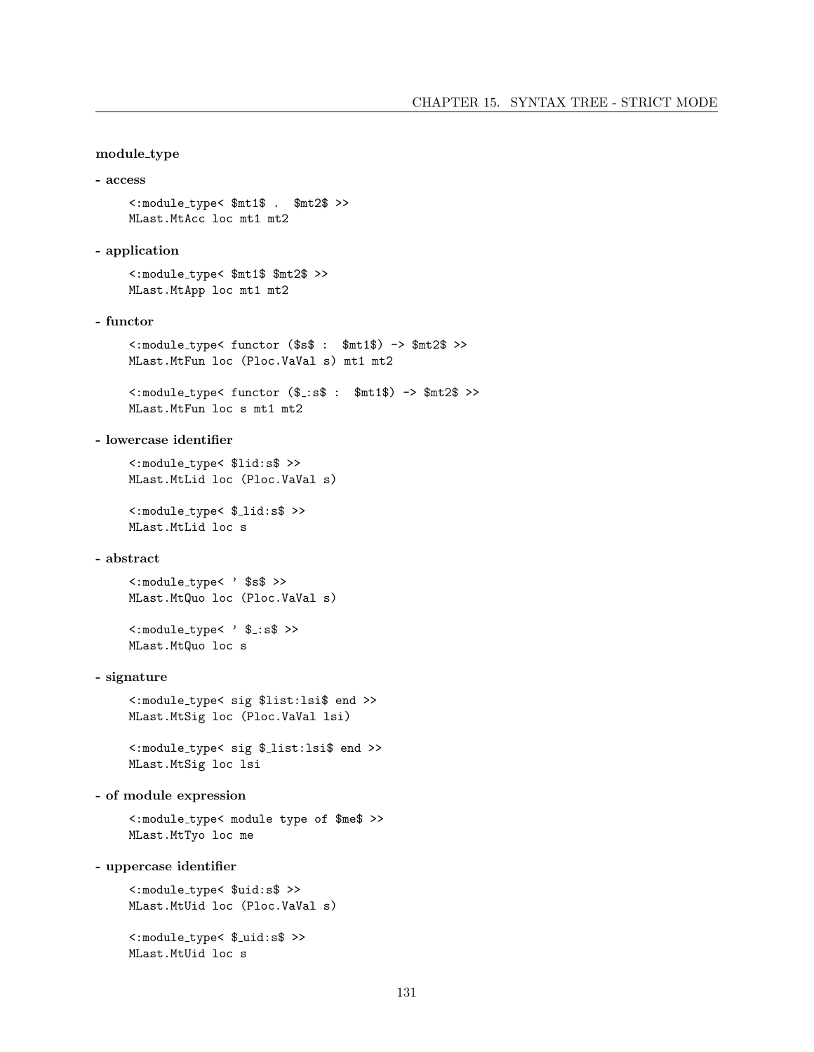**module_type**

**- access**

```
<:module_type< $mt1$ . $mt2$ >>
MLast.MtAcc loc mt1 mt2
```

**- application**

```
<:module_type< $mt1$ $mt2$ >>
MLast.MtApp loc mt1 mt2
```

**- functor**

```
<:module_type< functor ($s$ : $mt1$) -> $mt2$ >>
MLast.MtFun loc (Ploc.VaVal s) mt1 mt2
```

```
<:module_type< functor ($_:s$ : $mt1$) -> $mt2$ >>
MLast.MtFun loc s mt1 mt2
```

**- lowercase identifier**

```
<:module_type< $lid:s$ >>
MLast.MtLid loc (Ploc.VaVal s)
```

```
<:module_type< $_lid:s$ >>
MLast.MtLid loc s
```

**- abstract**

```
<:module_type< ' $s$ >>
MLast.MtQuo loc (Ploc.VaVal s)
```

```
<:module_type< ' $_:s$ >>
MLast.MtQuo loc s
```

**- signature**

```
<:module_type< sig $list:lsi$ end >>
MLast.MtSig loc (Ploc.VaVal lsi)
```

```
<:module_type< sig $_list:lsi$ end >>
MLast.MtSig loc lsi
```

**- of module expression**

```
<:module_type< module type of $me$ >>
MLast.MtTyo loc me
```

**- uppercase identifier**

```
<:module_type< $uid:s$ >>
MLast.MtUid loc (Ploc.VaVal s)
```

```
<:module_type< $_uid:s$ >>
MLast.MtUid loc s
```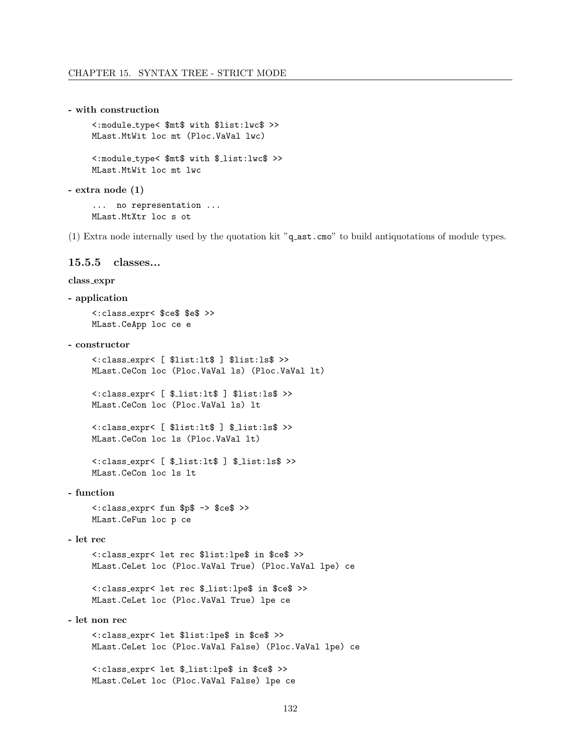**- with construction**

```
<:module_type< $mt$ with $list:lwc$ >>
MLast.MtWit loc mt (Ploc.VaVal lwc)

<:module_type< $mt$ with $_list:lwc$ >>
MLast.MtWit loc mt lwc
```

**- extra node (1)**

```
... no representation ...
MLast.MtXtr loc s ot
```

(1) Extra node internally used by the quotation kit "q_ast.cmo" to build antiquotations of module types.

### 15.5.5 classes...

**class_expr**

**- application**

```
<:class_expr< $ce$ $e$ >>
MLast.CeApp loc ce e
```

**- constructor**

```
<:class_expr< [ $list:lt$ ] $list:ls$ >>
MLast.CeCon loc (Ploc.VaVal ls) (Ploc.VaVal lt)

<:class_expr< [ $_list:lt$ ] $list:ls$ >>
MLast.CeCon loc (Ploc.VaVal ls) lt

<:class_expr< [ $list:lt$ ] $_list:ls$ >>
MLast.CeCon loc ls (Ploc.VaVal lt)

<:class_expr< [ $_list:lt$ ] $_list:ls$ >>
MLast.CeCon loc ls lt
```

**- function**

```
<:class_expr< fun $p$ -> $ce$ >>
MLast.CeFun loc p ce
```

**- let rec**

```
<:class_expr< let rec $list:lpe$ in $ce$ >>
MLast.CeLet loc (Ploc.VaVal True) (Ploc.VaVal lpe) ce

<:class_expr< let rec $_list:lpe$ in $ce$ >>
MLast.CeLet loc (Ploc.VaVal True) lpe ce
```

**- let non rec**

```
<:class_expr< let $list:lpe$ in $ce$ >>
MLast.CeLet loc (Ploc.VaVal False) (Ploc.VaVal lpe) ce

<:class_expr< let $_list:lpe$ in $ce$ >>
MLast.CeLet loc (Ploc.VaVal False) lpe ce
```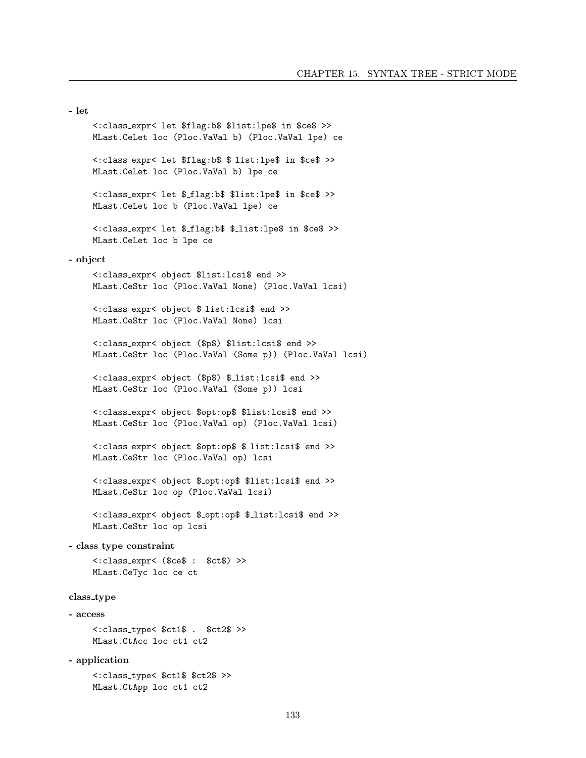**- let**

```
<:class_expr< let $flag:b$ $list:lpe$ in $ce$ >>
MLast.CeLet loc (Ploc.VaVal b) (Ploc.VaVal lpe) ce

<:class_expr< let $flag:b$ $_list:lpe$ in $ce$ >>
MLast.CeLet loc (Ploc.VaVal b) lpe ce

<:class_expr< let $_flag:b$ $list:lpe$ in $ce$ >>
MLast.CeLet loc b (Ploc.VaVal lpe) ce

<:class_expr< let $_flag:b$ $_list:lpe$ in $ce$ >>
MLast.CeLet loc b lpe ce
```

**- object**

```
<:class_expr< object $list:lcsi$ end >>
MLast.CeStr loc (Ploc.VaVal None) (Ploc.VaVal lcsi)

<:class_expr< object $_list:lcsi$ end >>
MLast.CeStr loc (Ploc.VaVal None) lcsi

<:class_expr< object ($p$) $list:lcsi$ end >>
MLast.CeStr loc (Ploc.VaVal (Some p)) (Ploc.VaVal lcsi)

<:class_expr< object ($p$) $_list:lcsi$ end >>
MLast.CeStr loc (Ploc.VaVal (Some p)) lcsi

<:class_expr< object $opt:op$ $list:lcsi$ end >>
MLast.CeStr loc (Ploc.VaVal op) (Ploc.VaVal lcsi)

<:class_expr< object $opt:op$ $_list:lcsi$ end >>
MLast.CeStr loc (Ploc.VaVal op) lcsi

<:class_expr< object $_opt:op$ $list:lcsi$ end >>
MLast.CeStr loc op (Ploc.VaVal lcsi)

<:class_expr< object $_opt:op$ $_list:lcsi$ end >>
MLast.CeStr loc op lcsi
```

**- class type constraint**

```
<:class_expr< ($ce$ :  $ct$) >>
MLast.CeTyc loc ce ct
```

### class_type

**- access**

```
<:class_type< $ct1$ .  $ct2$ >>
MLast.CtAcc loc ct1 ct2
```

**- application**

```
<:class_type< $ct1$ $ct2$ >>
MLast.CtApp loc ct1 ct2
```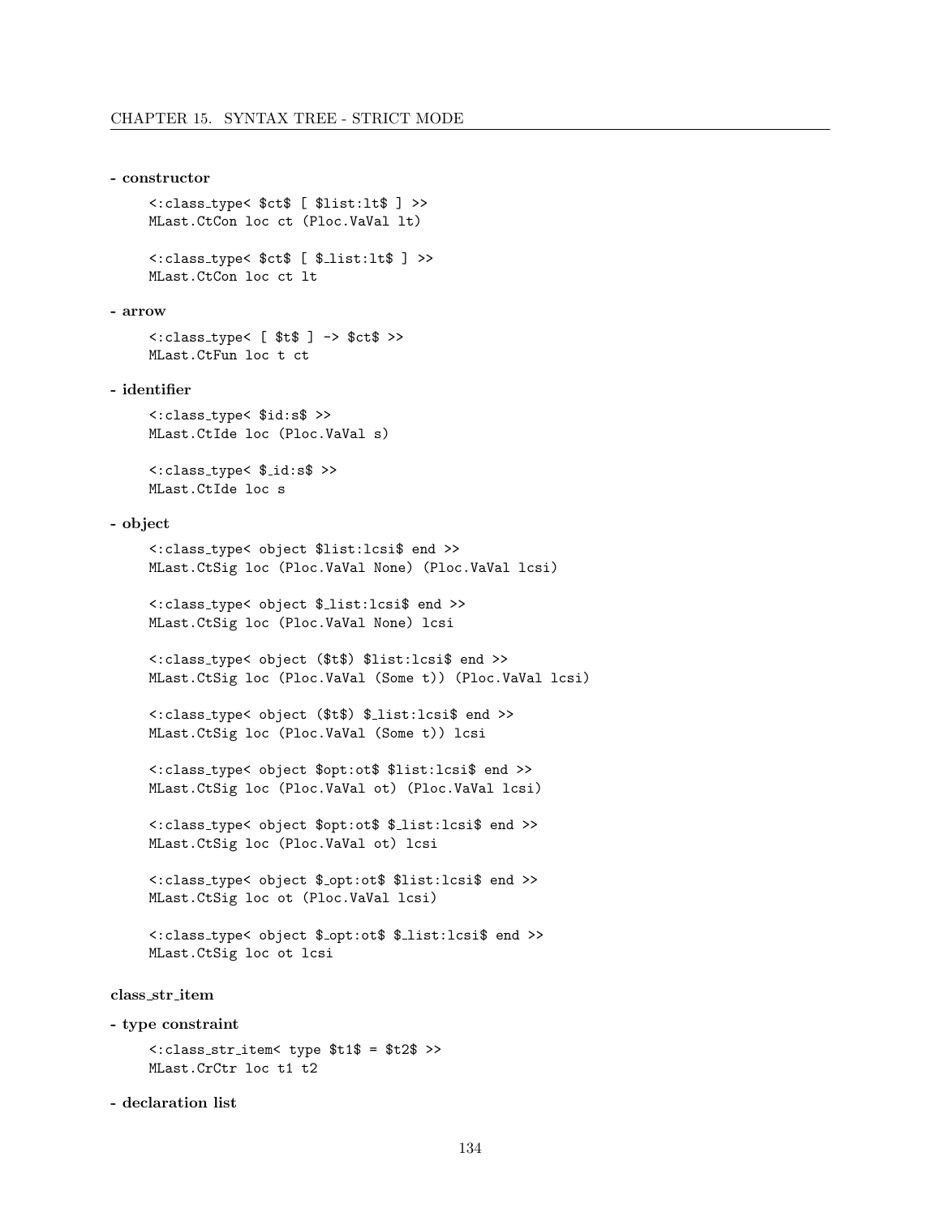**- constructor**

```
<:class_type< $ct$ [ $list:lt$ ] >>
MLast.CtCon loc ct (Ploc.VaVal lt)
```

```
<:class_type< $ct$ [ $_list:lt$ ] >>
MLast.CtCon loc ct lt
```

**- arrow**

```
<:class_type< [ $t$ ] -> $ct$ >>
MLast.CtFun loc t ct
```

**- identifier**

```
<:class_type< $id:s$ >>
MLast.CtIde loc (Ploc.VaVal s)
```

```
<:class_type< $_id:s$ >>
MLast.CtIde loc s
```

**- object**

```
<:class_type< object $list:lcsi$ end >>
MLast.CtSig loc (Ploc.VaVal None) (Ploc.VaVal lcsi)
```

```
<:class_type< object $_list:lcsi$ end >>
MLast.CtSig loc (Ploc.VaVal None) lcsi
```

```
<:class_type< object ($t$) $list:lcsi$ end >>
MLast.CtSig loc (Ploc.VaVal (Some t)) (Ploc.VaVal lcsi)
```

```
<:class_type< object ($t$) $_list:lcsi$ end >>
MLast.CtSig loc (Ploc.VaVal (Some t)) lcsi
```

```
<:class_type< object $opt:ot$ $list:lcsi$ end >>
MLast.CtSig loc (Ploc.VaVal ot) (Ploc.VaVal lcsi)
```

```
<:class_type< object $opt:ot$ $_list:lcsi$ end >>
MLast.CtSig loc (Ploc.VaVal ot) lcsi
```

```
<:class_type< object $_opt:ot$ $list:lcsi$ end >>
MLast.CtSig loc ot (Ploc.VaVal lcsi)
```

```
<:class_type< object $_opt:ot$ $_list:lcsi$ end >>
MLast.CtSig loc ot lcsi
```

**class_str_item**

**- type constraint**

```
<:class_str_item< type $t1$ = $t2$ >>
MLast.CrCtr loc t1 t2
```

**- declaration list**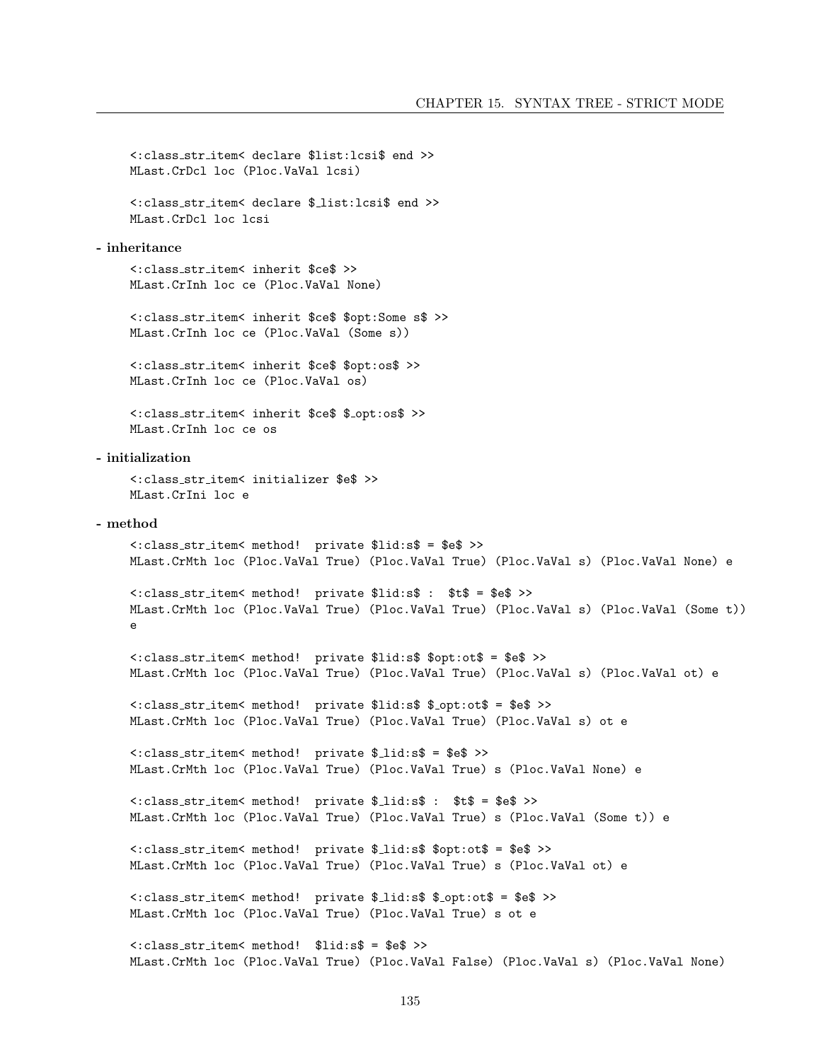```
<:class_str_item< declare $list:lcsi$ end >>
MLast.CrDcl loc (Ploc.VaVal lcsi)

<:class_str_item< declare $_list:lcsi$ end >>
MLast.CrDcl loc lcsi
```

**- inheritance**

```
<:class_str_item< inherit $ce$ >>
MLast.CrInh loc ce (Ploc.VaVal None)

<:class_str_item< inherit $ce$ $opt:Some s$ >>
MLast.CrInh loc ce (Ploc.VaVal (Some s))

<:class_str_item< inherit $ce$ $opt:os$ >>
MLast.CrInh loc ce (Ploc.VaVal os)

<:class_str_item< inherit $ce$ $_opt:os$ >>
MLast.CrInh loc ce os
```

**- initialization**

```
<:class_str_item< initializer $e$ >>
MLast.CrIni loc e
```

**- method**

```
<:class_str_item< method!  private $lid:s$ = $e$ >>
MLast.CrMth loc (Ploc.VaVal True) (Ploc.VaVal True) (Ploc.VaVal s) (Ploc.VaVal None) e

<:class_str_item< method!  private $lid:s$ :  $t$ = $e$ >>
MLast.CrMth loc (Ploc.VaVal True) (Ploc.VaVal True) (Ploc.VaVal s) (Ploc.VaVal (Some t))
e

<:class_str_item< method!  private $lid:s$ $opt:ot$ = $e$ >>
MLast.CrMth loc (Ploc.VaVal True) (Ploc.VaVal True) (Ploc.VaVal s) (Ploc.VaVal ot) e

<:class_str_item< method!  private $lid:s$ $_opt:ot$ = $e$ >>
MLast.CrMth loc (Ploc.VaVal True) (Ploc.VaVal True) (Ploc.VaVal s) ot e

<:class_str_item< method!  private $_lid:s$ = $e$ >>
MLast.CrMth loc (Ploc.VaVal True) (Ploc.VaVal True) s (Ploc.VaVal None) e

<:class_str_item< method!  private $_lid:s$ :  $t$ = $e$ >>
MLast.CrMth loc (Ploc.VaVal True) (Ploc.VaVal True) s (Ploc.VaVal (Some t)) e

<:class_str_item< method!  private $_lid:s$ $opt:ot$ = $e$ >>
MLast.CrMth loc (Ploc.VaVal True) (Ploc.VaVal True) s (Ploc.VaVal ot) e

<:class_str_item< method!  private $_lid:s$ $_opt:ot$ = $e$ >>
MLast.CrMth loc (Ploc.VaVal True) (Ploc.VaVal True) s ot e

<:class_str_item< method!  $lid:s$ = $e$ >>
MLast.CrMth loc (Ploc.VaVal True) (Ploc.VaVal False) (Ploc.VaVal s) (Ploc.VaVal None)
```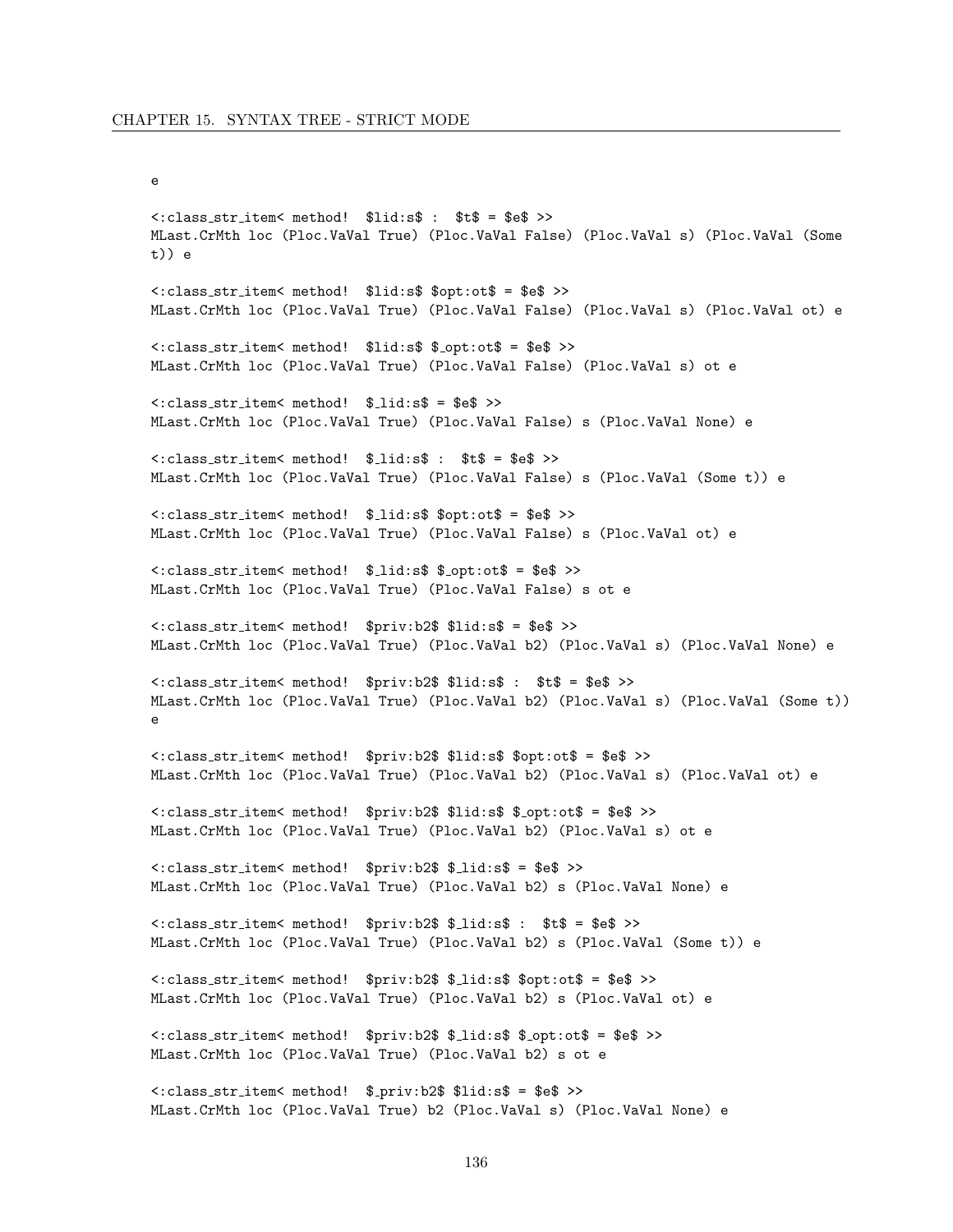```
e

<:class_str_item< method!  $lid:s$ :  $t$ = $e$ >>
MLast.CrMth loc (Ploc.VaVal True) (Ploc.VaVal False) (Ploc.VaVal s) (Ploc.VaVal (Some
t)) e

<:class_str_item< method!  $lid:s$ $opt:ot$ = $e$ >>
MLast.CrMth loc (Ploc.VaVal True) (Ploc.VaVal False) (Ploc.VaVal s) (Ploc.VaVal ot) e

<:class_str_item< method!  $lid:s$ $_opt:ot$ = $e$ >>
MLast.CrMth loc (Ploc.VaVal True) (Ploc.VaVal False) (Ploc.VaVal s) ot e

<:class_str_item< method!  $_lid:s$ = $e$ >>
MLast.CrMth loc (Ploc.VaVal True) (Ploc.VaVal False) s (Ploc.VaVal None) e

<:class_str_item< method!  $_lid:s$ :  $t$ = $e$ >>
MLast.CrMth loc (Ploc.VaVal True) (Ploc.VaVal False) s (Ploc.VaVal (Some t)) e

<:class_str_item< method!  $_lid:s$ $opt:ot$ = $e$ >>
MLast.CrMth loc (Ploc.VaVal True) (Ploc.VaVal False) s (Ploc.VaVal ot) e

<:class_str_item< method!  $_lid:s$ $_opt:ot$ = $e$ >>
MLast.CrMth loc (Ploc.VaVal True) (Ploc.VaVal False) s ot e

<:class_str_item< method!  $priv:b2$ $lid:s$ = $e$ >>
MLast.CrMth loc (Ploc.VaVal True) (Ploc.VaVal b2) (Ploc.VaVal s) (Ploc.VaVal None) e

<:class_str_item< method!  $priv:b2$ $lid:s$ :  $t$ = $e$ >>
MLast.CrMth loc (Ploc.VaVal True) (Ploc.VaVal b2) (Ploc.VaVal s) (Ploc.VaVal (Some t))
e

<:class_str_item< method!  $priv:b2$ $lid:s$ $opt:ot$ = $e$ >>
MLast.CrMth loc (Ploc.VaVal True) (Ploc.VaVal b2) (Ploc.VaVal s) (Ploc.VaVal ot) e

<:class_str_item< method!  $priv:b2$ $lid:s$ $_opt:ot$ = $e$ >>
MLast.CrMth loc (Ploc.VaVal True) (Ploc.VaVal b2) (Ploc.VaVal s) ot e

<:class_str_item< method!  $priv:b2$ $_lid:s$ = $e$ >>
MLast.CrMth loc (Ploc.VaVal True) (Ploc.VaVal b2) s (Ploc.VaVal None) e

<:class_str_item< method!  $priv:b2$ $_lid:s$ :  $t$ = $e$ >>
MLast.CrMth loc (Ploc.VaVal True) (Ploc.VaVal b2) s (Ploc.VaVal (Some t)) e

<:class_str_item< method!  $priv:b2$ $_lid:s$ $opt:ot$ = $e$ >>
MLast.CrMth loc (Ploc.VaVal True) (Ploc.VaVal b2) s (Ploc.VaVal ot) e

<:class_str_item< method!  $priv:b2$ $_lid:s$ $_opt:ot$ = $e$ >>
MLast.CrMth loc (Ploc.VaVal True) (Ploc.VaVal b2) s ot e

<:class_str_item< method!  $_priv:b2$ $lid:s$ = $e$ >>
MLast.CrMth loc (Ploc.VaVal True) b2 (Ploc.VaVal s) (Ploc.VaVal None) e
```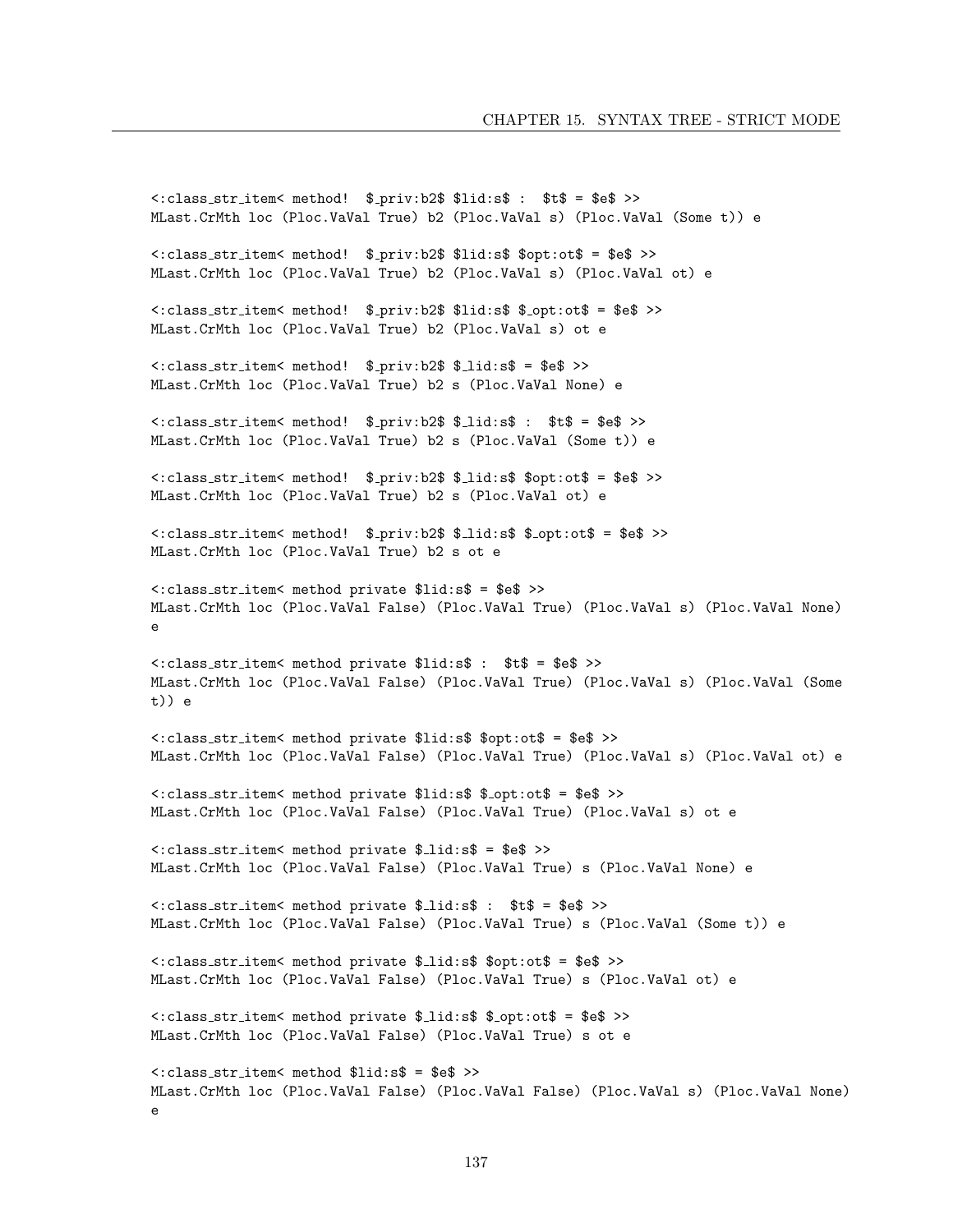```
<:class_str_item< method!  $_priv:b2$ $lid:s$ :  $t$ = $e$ >>
MLast.CrMth loc (Ploc.VaVal True) b2 (Ploc.VaVal s) (Ploc.VaVal (Some t)) e

<:class_str_item< method!  $_priv:b2$ $lid:s$ $opt:ot$ = $e$ >>
MLast.CrMth loc (Ploc.VaVal True) b2 (Ploc.VaVal s) (Ploc.VaVal ot) e

<:class_str_item< method!  $_priv:b2$ $lid:s$ $_opt:ot$ = $e$ >>
MLast.CrMth loc (Ploc.VaVal True) b2 (Ploc.VaVal s) ot e

<:class_str_item< method!  $_priv:b2$ $_lid:s$ = $e$ >>
MLast.CrMth loc (Ploc.VaVal True) b2 s (Ploc.VaVal None) e

<:class_str_item< method!  $_priv:b2$ $_lid:s$ :  $t$ = $e$ >>
MLast.CrMth loc (Ploc.VaVal True) b2 s (Ploc.VaVal (Some t)) e

<:class_str_item< method!  $_priv:b2$ $_lid:s$ $opt:ot$ = $e$ >>
MLast.CrMth loc (Ploc.VaVal True) b2 s (Ploc.VaVal ot) e

<:class_str_item< method!  $_priv:b2$ $_lid:s$ $_opt:ot$ = $e$ >>
MLast.CrMth loc (Ploc.VaVal True) b2 s ot e

<:class_str_item< method private $lid:s$ = $e$ >>
MLast.CrMth loc (Ploc.VaVal False) (Ploc.VaVal True) (Ploc.VaVal s) (Ploc.VaVal None)
e

<:class_str_item< method private $lid:s$ :  $t$ = $e$ >>
MLast.CrMth loc (Ploc.VaVal False) (Ploc.VaVal True) (Ploc.VaVal s) (Ploc.VaVal (Some
t)) e

<:class_str_item< method private $lid:s$ $opt:ot$ = $e$ >>
MLast.CrMth loc (Ploc.VaVal False) (Ploc.VaVal True) (Ploc.VaVal s) (Ploc.VaVal ot) e

<:class_str_item< method private $lid:s$ $_opt:ot$ = $e$ >>
MLast.CrMth loc (Ploc.VaVal False) (Ploc.VaVal True) (Ploc.VaVal s) ot e

<:class_str_item< method private $_lid:s$ = $e$ >>
MLast.CrMth loc (Ploc.VaVal False) (Ploc.VaVal True) s (Ploc.VaVal None) e

<:class_str_item< method private $_lid:s$ :  $t$ = $e$ >>
MLast.CrMth loc (Ploc.VaVal False) (Ploc.VaVal True) s (Ploc.VaVal (Some t)) e

<:class_str_item< method private $_lid:s$ $opt:ot$ = $e$ >>
MLast.CrMth loc (Ploc.VaVal False) (Ploc.VaVal True) s (Ploc.VaVal ot) e

<:class_str_item< method private $_lid:s$ $_opt:ot$ = $e$ >>
MLast.CrMth loc (Ploc.VaVal False) (Ploc.VaVal True) s ot e

<:class_str_item< method $lid:s$ = $e$ >>
MLast.CrMth loc (Ploc.VaVal False) (Ploc.VaVal False) (Ploc.VaVal s) (Ploc.VaVal None)
e
```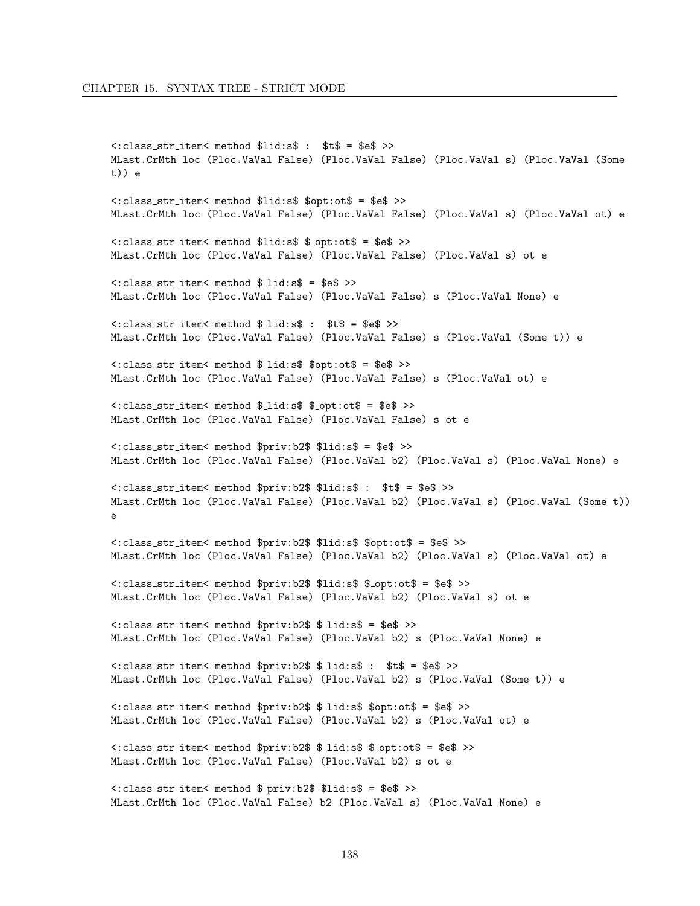```
<:class_str_item< method $lid:s$ :  $t$ = $e$ >>
MLast.CrMth loc (Ploc.VaVal False) (Ploc.VaVal False) (Ploc.VaVal s) (Ploc.VaVal (Some
t)) e

<:class_str_item< method $lid:s$ $opt:ot$ = $e$ >>
MLast.CrMth loc (Ploc.VaVal False) (Ploc.VaVal False) (Ploc.VaVal s) (Ploc.VaVal ot) e

<:class_str_item< method $lid:s$ $_opt:ot$ = $e$ >>
MLast.CrMth loc (Ploc.VaVal False) (Ploc.VaVal False) (Ploc.VaVal s) ot e

<:class_str_item< method $_lid:s$ = $e$ >>
MLast.CrMth loc (Ploc.VaVal False) (Ploc.VaVal False) s (Ploc.VaVal None) e

<:class_str_item< method $_lid:s$ :  $t$ = $e$ >>
MLast.CrMth loc (Ploc.VaVal False) (Ploc.VaVal False) s (Ploc.VaVal (Some t)) e

<:class_str_item< method $_lid:s$ $opt:ot$ = $e$ >>
MLast.CrMth loc (Ploc.VaVal False) (Ploc.VaVal False) s (Ploc.VaVal ot) e

<:class_str_item< method $_lid:s$ $_opt:ot$ = $e$ >>
MLast.CrMth loc (Ploc.VaVal False) (Ploc.VaVal False) s ot e

<:class_str_item< method $priv:b2$ $lid:s$ = $e$ >>
MLast.CrMth loc (Ploc.VaVal False) (Ploc.VaVal b2) (Ploc.VaVal s) (Ploc.VaVal None) e

<:class_str_item< method $priv:b2$ $lid:s$ :  $t$ = $e$ >>
MLast.CrMth loc (Ploc.VaVal False) (Ploc.VaVal b2) (Ploc.VaVal s) (Ploc.VaVal (Some t))
e

<:class_str_item< method $priv:b2$ $lid:s$ $opt:ot$ = $e$ >>
MLast.CrMth loc (Ploc.VaVal False) (Ploc.VaVal b2) (Ploc.VaVal s) (Ploc.VaVal ot) e

<:class_str_item< method $priv:b2$ $lid:s$ $_opt:ot$ = $e$ >>
MLast.CrMth loc (Ploc.VaVal False) (Ploc.VaVal b2) (Ploc.VaVal s) ot e

<:class_str_item< method $priv:b2$ $_lid:s$ = $e$ >>
MLast.CrMth loc (Ploc.VaVal False) (Ploc.VaVal b2) s (Ploc.VaVal None) e

<:class_str_item< method $priv:b2$ $_lid:s$ :  $t$ = $e$ >>
MLast.CrMth loc (Ploc.VaVal False) (Ploc.VaVal b2) s (Ploc.VaVal (Some t)) e

<:class_str_item< method $priv:b2$ $_lid:s$ $opt:ot$ = $e$ >>
MLast.CrMth loc (Ploc.VaVal False) (Ploc.VaVal b2) s (Ploc.VaVal ot) e

<:class_str_item< method $priv:b2$ $_lid:s$ $_opt:ot$ = $e$ >>
MLast.CrMth loc (Ploc.VaVal False) (Ploc.VaVal b2) s ot e

<:class_str_item< method $_priv:b2$ $lid:s$ = $e$ >>
MLast.CrMth loc (Ploc.VaVal False) b2 (Ploc.VaVal s) (Ploc.VaVal None) e
```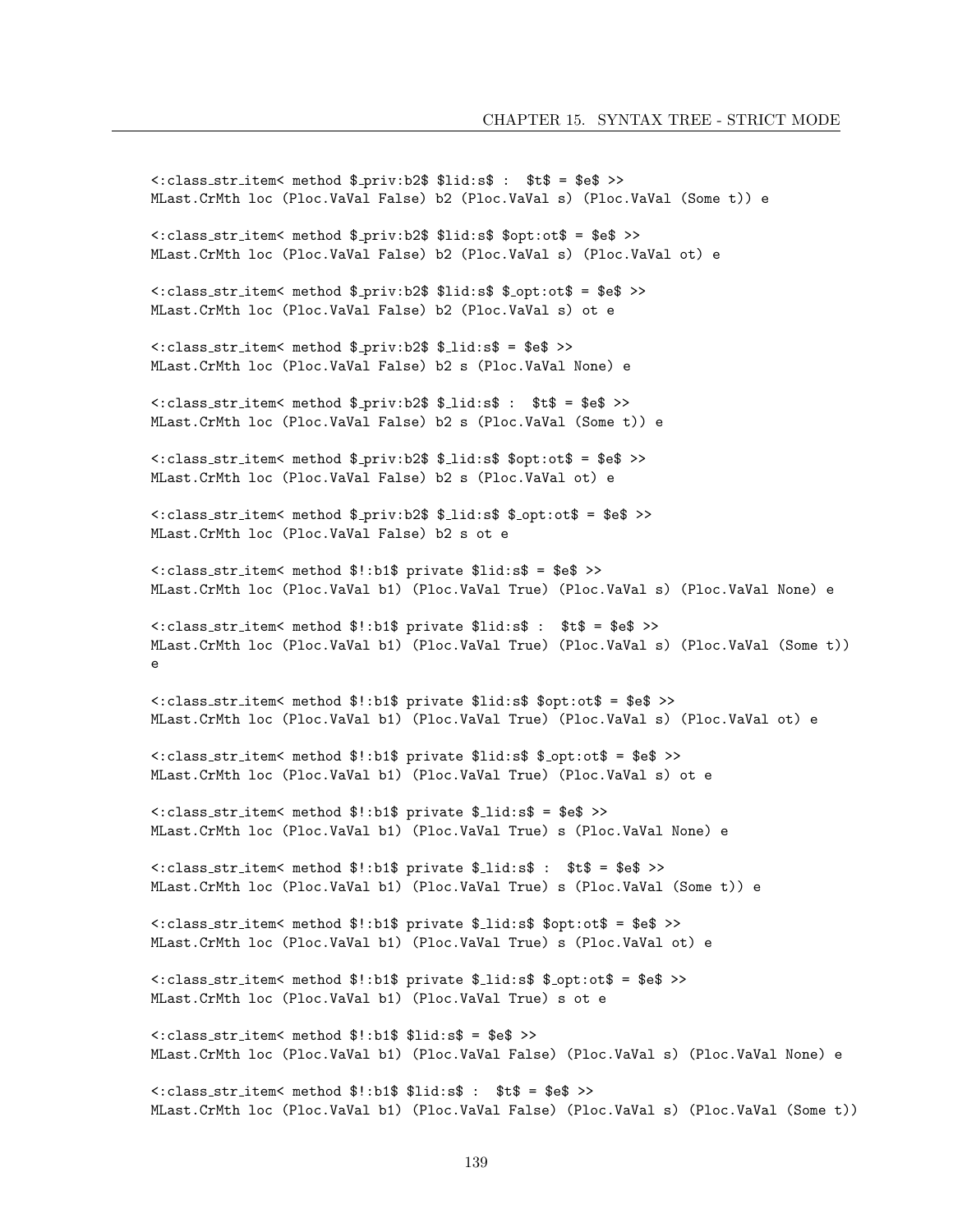```
<:class_str_item< method $_priv:b2$ $lid:s$ :  $t$ = $e$ >>
MLast.CrMth loc (Ploc.VaVal False) b2 (Ploc.VaVal s) (Ploc.VaVal (Some t)) e

<:class_str_item< method $_priv:b2$ $lid:s$ $opt:ot$ = $e$ >>
MLast.CrMth loc (Ploc.VaVal False) b2 (Ploc.VaVal s) (Ploc.VaVal ot) e

<:class_str_item< method $_priv:b2$ $lid:s$ $_opt:ot$ = $e$ >>
MLast.CrMth loc (Ploc.VaVal False) b2 (Ploc.VaVal s) ot e

<:class_str_item< method $_priv:b2$ $_lid:s$ = $e$ >>
MLast.CrMth loc (Ploc.VaVal False) b2 s (Ploc.VaVal None) e

<:class_str_item< method $_priv:b2$ $_lid:s$ :  $t$ = $e$ >>
MLast.CrMth loc (Ploc.VaVal False) b2 s (Ploc.VaVal (Some t)) e

<:class_str_item< method $_priv:b2$ $_lid:s$ $opt:ot$ = $e$ >>
MLast.CrMth loc (Ploc.VaVal False) b2 s (Ploc.VaVal ot) e

<:class_str_item< method $_priv:b2$ $_lid:s$ $_opt:ot$ = $e$ >>
MLast.CrMth loc (Ploc.VaVal False) b2 s ot e

<:class_str_item< method $!:b1$ private $lid:s$ = $e$ >>
MLast.CrMth loc (Ploc.VaVal b1) (Ploc.VaVal True) (Ploc.VaVal s) (Ploc.VaVal None) e

<:class_str_item< method $!:b1$ private $lid:s$ :  $t$ = $e$ >>
MLast.CrMth loc (Ploc.VaVal b1) (Ploc.VaVal True) (Ploc.VaVal s) (Ploc.VaVal (Some t))
e

<:class_str_item< method $!:b1$ private $lid:s$ $opt:ot$ = $e$ >>
MLast.CrMth loc (Ploc.VaVal b1) (Ploc.VaVal True) (Ploc.VaVal s) (Ploc.VaVal ot) e

<:class_str_item< method $!:b1$ private $lid:s$ $_opt:ot$ = $e$ >>
MLast.CrMth loc (Ploc.VaVal b1) (Ploc.VaVal True) (Ploc.VaVal s) ot e

<:class_str_item< method $!:b1$ private $_lid:s$ = $e$ >>
MLast.CrMth loc (Ploc.VaVal b1) (Ploc.VaVal True) s (Ploc.VaVal None) e

<:class_str_item< method $!:b1$ private $_lid:s$ :  $t$ = $e$ >>
MLast.CrMth loc (Ploc.VaVal b1) (Ploc.VaVal True) s (Ploc.VaVal (Some t)) e

<:class_str_item< method $!:b1$ private $_lid:s$ $opt:ot$ = $e$ >>
MLast.CrMth loc (Ploc.VaVal b1) (Ploc.VaVal True) s (Ploc.VaVal ot) e

<:class_str_item< method $!:b1$ private $_lid:s$ $_opt:ot$ = $e$ >>
MLast.CrMth loc (Ploc.VaVal b1) (Ploc.VaVal True) s ot e

<:class_str_item< method $!:b1$ $lid:s$ = $e$ >>
MLast.CrMth loc (Ploc.VaVal b1) (Ploc.VaVal False) (Ploc.VaVal s) (Ploc.VaVal None) e

<:class_str_item< method $!:b1$ $lid:s$ :  $t$ = $e$ >>
MLast.CrMth loc (Ploc.VaVal b1) (Ploc.VaVal False) (Ploc.VaVal s) (Ploc.VaVal (Some t))
```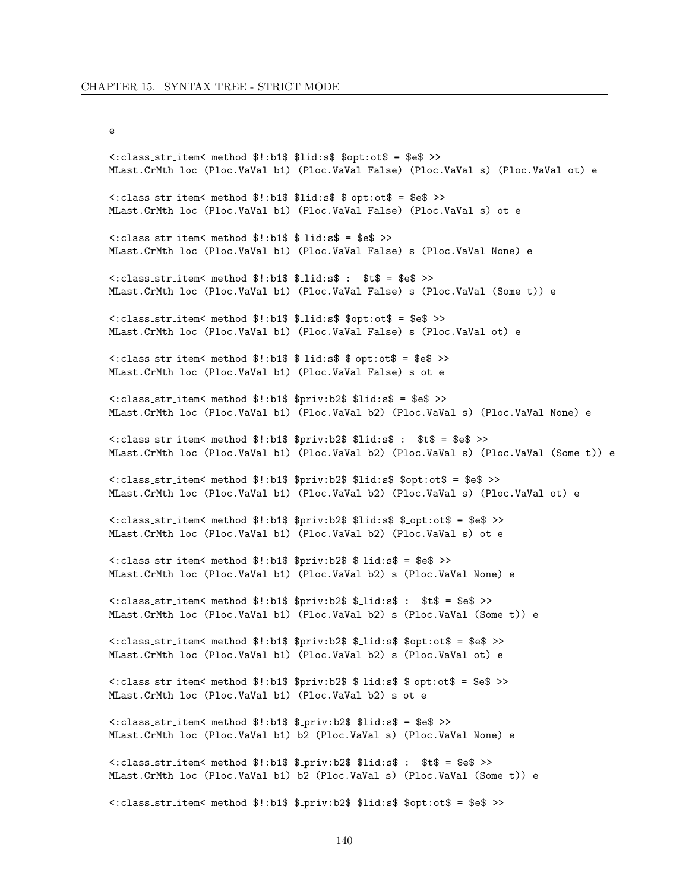```
e

<:class_str_item< method $!:b1$ $lid:s$ $opt:ot$ = $e$ >>
MLast.CrMth loc (Ploc.VaVal b1) (Ploc.VaVal False) (Ploc.VaVal s) (Ploc.VaVal ot) e

<:class_str_item< method $!:b1$ $lid:s$ $_opt:ot$ = $e$ >>
MLast.CrMth loc (Ploc.VaVal b1) (Ploc.VaVal False) (Ploc.VaVal s) ot e

<:class_str_item< method $!:b1$ $_lid:s$ = $e$ >>
MLast.CrMth loc (Ploc.VaVal b1) (Ploc.VaVal False) s (Ploc.VaVal None) e

<:class_str_item< method $!:b1$ $_lid:s$ :  $t$ = $e$ >>
MLast.CrMth loc (Ploc.VaVal b1) (Ploc.VaVal False) s (Ploc.VaVal (Some t)) e

<:class_str_item< method $!:b1$ $_lid:s$ $opt:ot$ = $e$ >>
MLast.CrMth loc (Ploc.VaVal b1) (Ploc.VaVal False) s (Ploc.VaVal ot) e

<:class_str_item< method $!:b1$ $_lid:s$ $_opt:ot$ = $e$ >>
MLast.CrMth loc (Ploc.VaVal b1) (Ploc.VaVal False) s ot e

<:class_str_item< method $!:b1$ $priv:b2$ $lid:s$ = $e$ >>
MLast.CrMth loc (Ploc.VaVal b1) (Ploc.VaVal b2) (Ploc.VaVal s) (Ploc.VaVal None) e

<:class_str_item< method $!:b1$ $priv:b2$ $lid:s$ :  $t$ = $e$ >>
MLast.CrMth loc (Ploc.VaVal b1) (Ploc.VaVal b2) (Ploc.VaVal s) (Ploc.VaVal (Some t)) e

<:class_str_item< method $!:b1$ $priv:b2$ $lid:s$ $opt:ot$ = $e$ >>
MLast.CrMth loc (Ploc.VaVal b1) (Ploc.VaVal b2) (Ploc.VaVal s) (Ploc.VaVal ot) e

<:class_str_item< method $!:b1$ $priv:b2$ $lid:s$ $_opt:ot$ = $e$ >>
MLast.CrMth loc (Ploc.VaVal b1) (Ploc.VaVal b2) (Ploc.VaVal s) ot e

<:class_str_item< method $!:b1$ $priv:b2$ $_lid:s$ = $e$ >>
MLast.CrMth loc (Ploc.VaVal b1) (Ploc.VaVal b2) s (Ploc.VaVal None) e

<:class_str_item< method $!:b1$ $priv:b2$ $_lid:s$ :  $t$ = $e$ >>
MLast.CrMth loc (Ploc.VaVal b1) (Ploc.VaVal b2) s (Ploc.VaVal (Some t)) e

<:class_str_item< method $!:b1$ $priv:b2$ $_lid:s$ $opt:ot$ = $e$ >>
MLast.CrMth loc (Ploc.VaVal b1) (Ploc.VaVal b2) s (Ploc.VaVal ot) e

<:class_str_item< method $!:b1$ $priv:b2$ $_lid:s$ $_opt:ot$ = $e$ >>
MLast.CrMth loc (Ploc.VaVal b1) (Ploc.VaVal b2) s ot e

<:class_str_item< method $!:b1$ $_priv:b2$ $lid:s$ = $e$ >>
MLast.CrMth loc (Ploc.VaVal b1) b2 (Ploc.VaVal s) (Ploc.VaVal None) e

<:class_str_item< method $!:b1$ $_priv:b2$ $lid:s$ :  $t$ = $e$ >>
MLast.CrMth loc (Ploc.VaVal b1) b2 (Ploc.VaVal s) (Ploc.VaVal (Some t)) e

<:class_str_item< method $!:b1$ $_priv:b2$ $lid:s$ $opt:ot$ = $e$ >>
```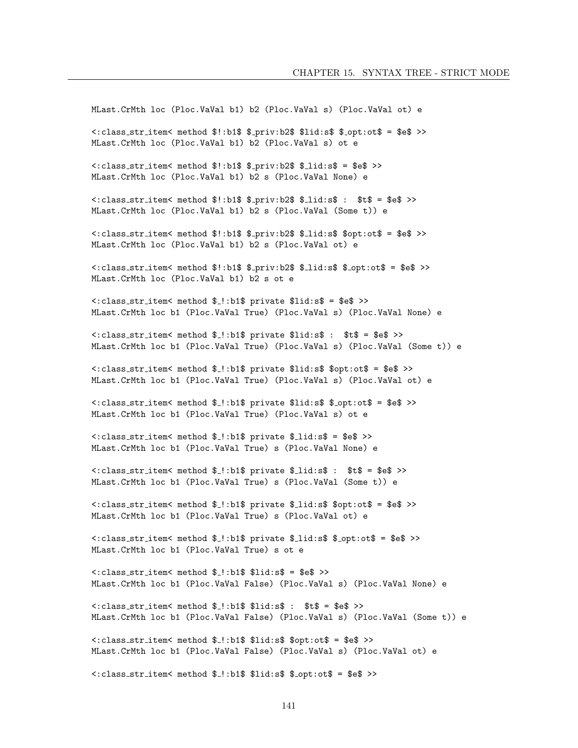```
MLast.CrMth loc (Ploc.VaVal b1) b2 (Ploc.VaVal s) (Ploc.VaVal ot) e

<:class_str_item< method $!:b1$ $_priv:b2$ $lid:s$ $_opt:ot$ = $e$ >>
MLast.CrMth loc (Ploc.VaVal b1) b2 (Ploc.VaVal s) ot e

<:class_str_item< method $!:b1$ $_priv:b2$ $_lid:s$ = $e$ >>
MLast.CrMth loc (Ploc.VaVal b1) b2 s (Ploc.VaVal None) e

<:class_str_item< method $!:b1$ $_priv:b2$ $_lid:s$ :  $t$ = $e$ >>
MLast.CrMth loc (Ploc.VaVal b1) b2 s (Ploc.VaVal (Some t)) e

<:class_str_item< method $!:b1$ $_priv:b2$ $_lid:s$ $opt:ot$ = $e$ >>
MLast.CrMth loc (Ploc.VaVal b1) b2 s (Ploc.VaVal ot) e

<:class_str_item< method $!:b1$ $_priv:b2$ $_lid:s$ $_opt:ot$ = $e$ >>
MLast.CrMth loc (Ploc.VaVal b1) b2 s ot e

<:class_str_item< method $_!:b1$ private $lid:s$ = $e$ >>
MLast.CrMth loc b1 (Ploc.VaVal True) (Ploc.VaVal s) (Ploc.VaVal None) e

<:class_str_item< method $_!:b1$ private $lid:s$ :  $t$ = $e$ >>
MLast.CrMth loc b1 (Ploc.VaVal True) (Ploc.VaVal s) (Ploc.VaVal (Some t)) e

<:class_str_item< method $_!:b1$ private $lid:s$ $opt:ot$ = $e$ >>
MLast.CrMth loc b1 (Ploc.VaVal True) (Ploc.VaVal s) (Ploc.VaVal ot) e

<:class_str_item< method $_!:b1$ private $lid:s$ $_opt:ot$ = $e$ >>
MLast.CrMth loc b1 (Ploc.VaVal True) (Ploc.VaVal s) ot e

<:class_str_item< method $_!:b1$ private $_lid:s$ = $e$ >>
MLast.CrMth loc b1 (Ploc.VaVal True) s (Ploc.VaVal None) e

<:class_str_item< method $_!:b1$ private $_lid:s$ :  $t$ = $e$ >>
MLast.CrMth loc b1 (Ploc.VaVal True) s (Ploc.VaVal (Some t)) e

<:class_str_item< method $_!:b1$ private $_lid:s$ $opt:ot$ = $e$ >>
MLast.CrMth loc b1 (Ploc.VaVal True) s (Ploc.VaVal ot) e

<:class_str_item< method $_!:b1$ private $_lid:s$ $_opt:ot$ = $e$ >>
MLast.CrMth loc b1 (Ploc.VaVal True) s ot e

<:class_str_item< method $_!:b1$ $lid:s$ = $e$ >>
MLast.CrMth loc b1 (Ploc.VaVal False) (Ploc.VaVal s) (Ploc.VaVal None) e

<:class_str_item< method $_!:b1$ $lid:s$ :  $t$ = $e$ >>
MLast.CrMth loc b1 (Ploc.VaVal False) (Ploc.VaVal s) (Ploc.VaVal (Some t)) e

<:class_str_item< method $_!:b1$ $lid:s$ $opt:ot$ = $e$ >>
MLast.CrMth loc b1 (Ploc.VaVal False) (Ploc.VaVal s) (Ploc.VaVal ot) e

<:class_str_item< method $_!:b1$ $lid:s$ $_opt:ot$ = $e$ >>
```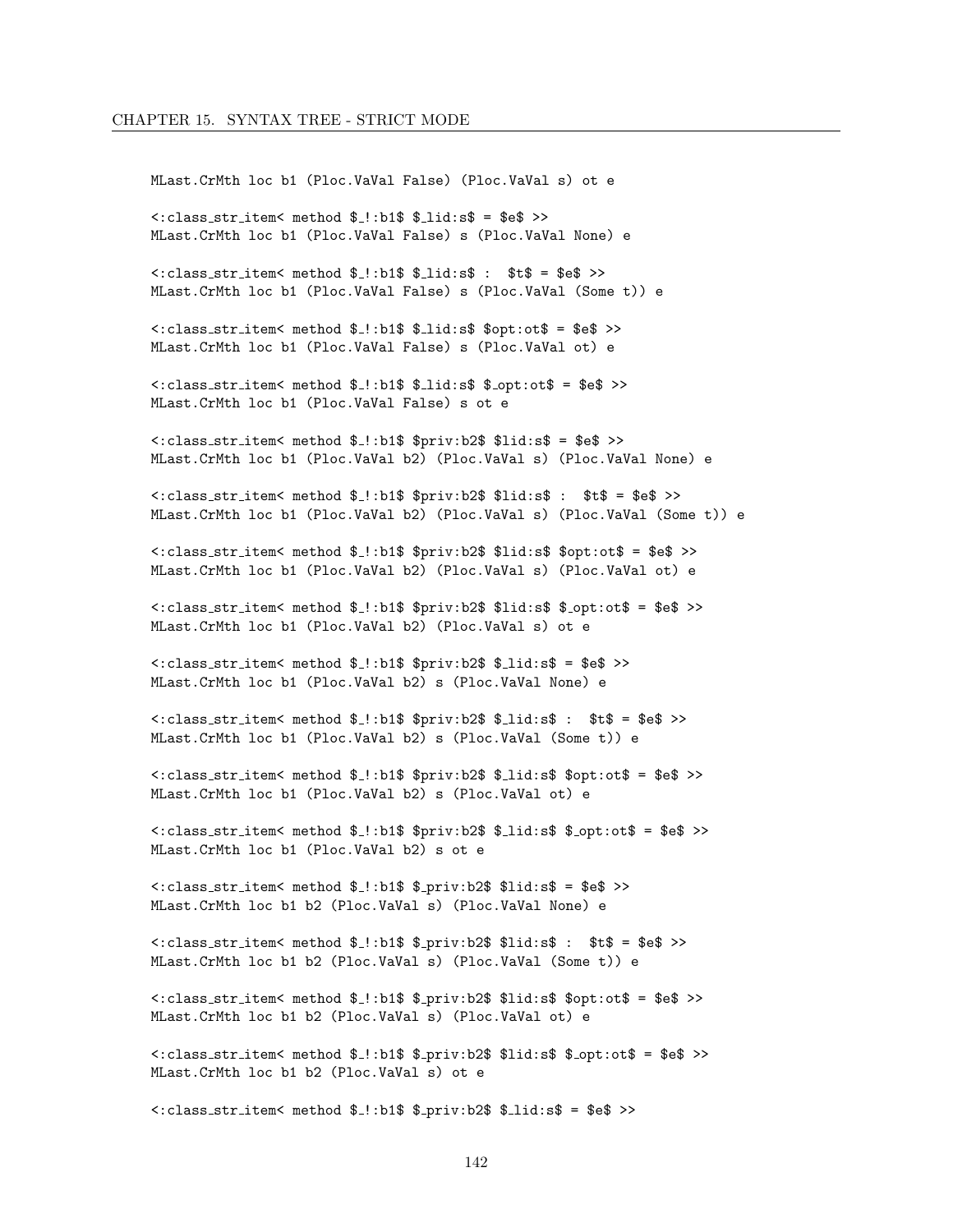```
MLast.CrMth loc b1 (Ploc.VaVal False) (Ploc.VaVal s) ot e

<:class_str_item< method $_!:b1$ $_lid:s$ = $e$ >>
MLast.CrMth loc b1 (Ploc.VaVal False) s (Ploc.VaVal None) e

<:class_str_item< method $_!:b1$ $_lid:s$ :  $t$ = $e$ >>
MLast.CrMth loc b1 (Ploc.VaVal False) s (Ploc.VaVal (Some t)) e

<:class_str_item< method $_!:b1$ $_lid:s$ $opt:ot$ = $e$ >>
MLast.CrMth loc b1 (Ploc.VaVal False) s (Ploc.VaVal ot) e

<:class_str_item< method $_!:b1$ $_lid:s$ $_opt:ot$ = $e$ >>
MLast.CrMth loc b1 (Ploc.VaVal False) s ot e

<:class_str_item< method $_!:b1$ $priv:b2$ $lid:s$ = $e$ >>
MLast.CrMth loc b1 (Ploc.VaVal b2) (Ploc.VaVal s) (Ploc.VaVal None) e

<:class_str_item< method $_!:b1$ $priv:b2$ $lid:s$ :  $t$ = $e$ >>
MLast.CrMth loc b1 (Ploc.VaVal b2) (Ploc.VaVal s) (Ploc.VaVal (Some t)) e

<:class_str_item< method $_!:b1$ $priv:b2$ $lid:s$ $opt:ot$ = $e$ >>
MLast.CrMth loc b1 (Ploc.VaVal b2) (Ploc.VaVal s) (Ploc.VaVal ot) e

<:class_str_item< method $_!:b1$ $priv:b2$ $lid:s$ $_opt:ot$ = $e$ >>
MLast.CrMth loc b1 (Ploc.VaVal b2) (Ploc.VaVal s) ot e

<:class_str_item< method $_!:b1$ $priv:b2$ $_lid:s$ = $e$ >>
MLast.CrMth loc b1 (Ploc.VaVal b2) s (Ploc.VaVal None) e

<:class_str_item< method $_!:b1$ $priv:b2$ $_lid:s$ :  $t$ = $e$ >>
MLast.CrMth loc b1 (Ploc.VaVal b2) s (Ploc.VaVal (Some t)) e

<:class_str_item< method $_!:b1$ $priv:b2$ $_lid:s$ $opt:ot$ = $e$ >>
MLast.CrMth loc b1 (Ploc.VaVal b2) s (Ploc.VaVal ot) e

<:class_str_item< method $_!:b1$ $priv:b2$ $_lid:s$ $_opt:ot$ = $e$ >>
MLast.CrMth loc b1 (Ploc.VaVal b2) s ot e

<:class_str_item< method $_!:b1$ $_priv:b2$ $lid:s$ = $e$ >>
MLast.CrMth loc b1 b2 (Ploc.VaVal s) (Ploc.VaVal None) e

<:class_str_item< method $_!:b1$ $_priv:b2$ $lid:s$ :  $t$ = $e$ >>
MLast.CrMth loc b1 b2 (Ploc.VaVal s) (Ploc.VaVal (Some t)) e

<:class_str_item< method $_!:b1$ $_priv:b2$ $lid:s$ $opt:ot$ = $e$ >>
MLast.CrMth loc b1 b2 (Ploc.VaVal s) (Ploc.VaVal ot) e

<:class_str_item< method $_!:b1$ $_priv:b2$ $lid:s$ $_opt:ot$ = $e$ >>
MLast.CrMth loc b1 b2 (Ploc.VaVal s) ot e

<:class_str_item< method $_!:b1$ $_priv:b2$ $_lid:s$ = $e$ >>
```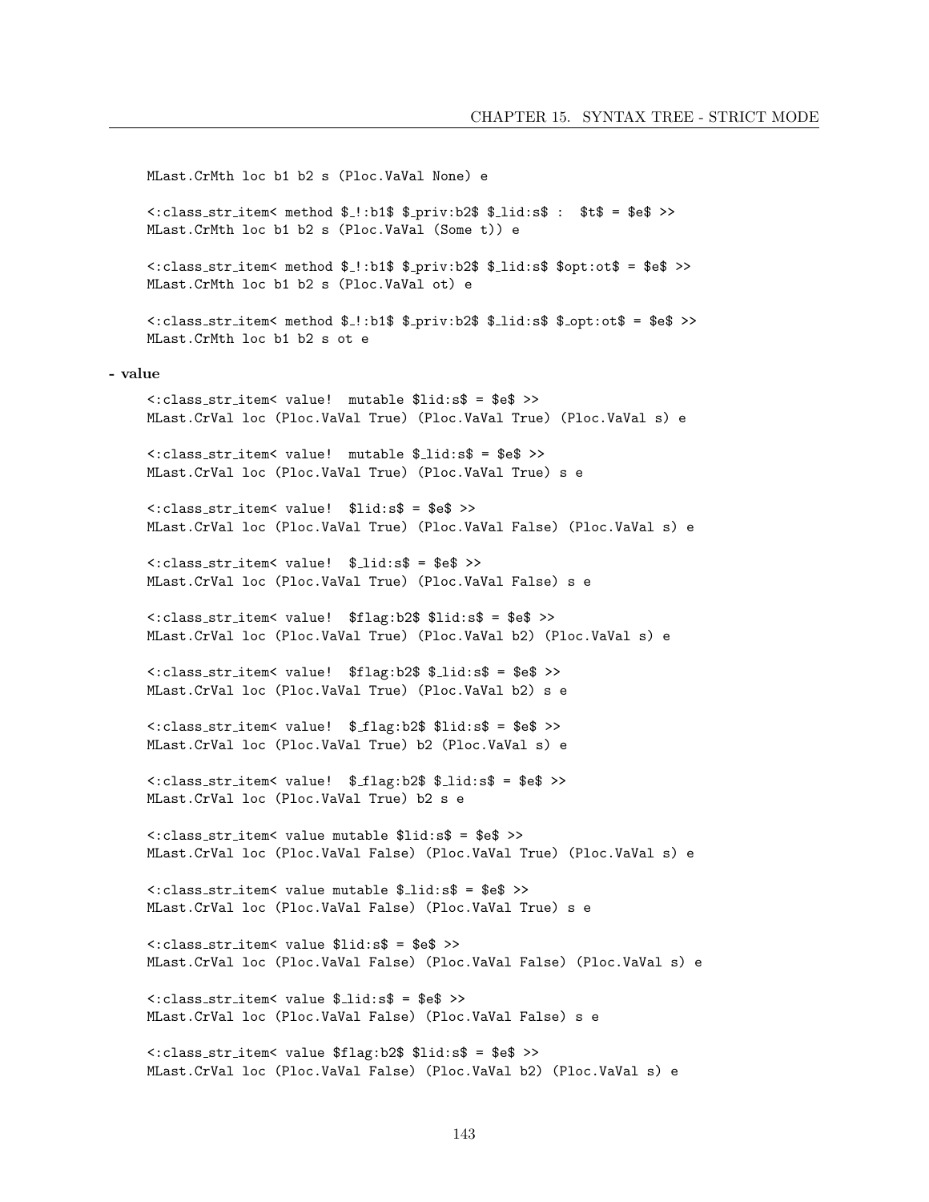```
MLast.CrMth loc b1 b2 s (Ploc.VaVal None) e

<:class_str_item< method $_!:b1$ $_priv:b2$ $_lid:s$ :  $t$ = $e$ >>
MLast.CrMth loc b1 b2 s (Ploc.VaVal (Some t)) e

<:class_str_item< method $_!:b1$ $_priv:b2$ $_lid:s$ $opt:ot$ = $e$ >>
MLast.CrMth loc b1 b2 s (Ploc.VaVal ot) e

<:class_str_item< method $_!:b1$ $_priv:b2$ $_lid:s$ $_opt:ot$ = $e$ >>
MLast.CrMth loc b1 b2 s ot e
```

**- value**

```
<:class_str_item< value!  mutable $lid:s$ = $e$ >>
MLast.CrVal loc (Ploc.VaVal True) (Ploc.VaVal True) (Ploc.VaVal s) e

<:class_str_item< value!  mutable $_lid:s$ = $e$ >>
MLast.CrVal loc (Ploc.VaVal True) (Ploc.VaVal True) s e

<:class_str_item< value!  $lid:s$ = $e$ >>
MLast.CrVal loc (Ploc.VaVal True) (Ploc.VaVal False) (Ploc.VaVal s) e

<:class_str_item< value!  $_lid:s$ = $e$ >>
MLast.CrVal loc (Ploc.VaVal True) (Ploc.VaVal False) s e

<:class_str_item< value!  $flag:b2$ $lid:s$ = $e$ >>
MLast.CrVal loc (Ploc.VaVal True) (Ploc.VaVal b2) (Ploc.VaVal s) e

<:class_str_item< value!  $flag:b2$ $_lid:s$ = $e$ >>
MLast.CrVal loc (Ploc.VaVal True) (Ploc.VaVal b2) s e

<:class_str_item< value!  $_flag:b2$ $lid:s$ = $e$ >>
MLast.CrVal loc (Ploc.VaVal True) b2 (Ploc.VaVal s) e

<:class_str_item< value!  $_flag:b2$ $_lid:s$ = $e$ >>
MLast.CrVal loc (Ploc.VaVal True) b2 s e

<:class_str_item< value mutable $lid:s$ = $e$ >>
MLast.CrVal loc (Ploc.VaVal False) (Ploc.VaVal True) (Ploc.VaVal s) e

<:class_str_item< value mutable $_lid:s$ = $e$ >>
MLast.CrVal loc (Ploc.VaVal False) (Ploc.VaVal True) s e

<:class_str_item< value $lid:s$ = $e$ >>
MLast.CrVal loc (Ploc.VaVal False) (Ploc.VaVal False) (Ploc.VaVal s) e

<:class_str_item< value $_lid:s$ = $e$ >>
MLast.CrVal loc (Ploc.VaVal False) (Ploc.VaVal False) s e

<:class_str_item< value $flag:b2$ $lid:s$ = $e$ >>
MLast.CrVal loc (Ploc.VaVal False) (Ploc.VaVal b2) (Ploc.VaVal s) e
```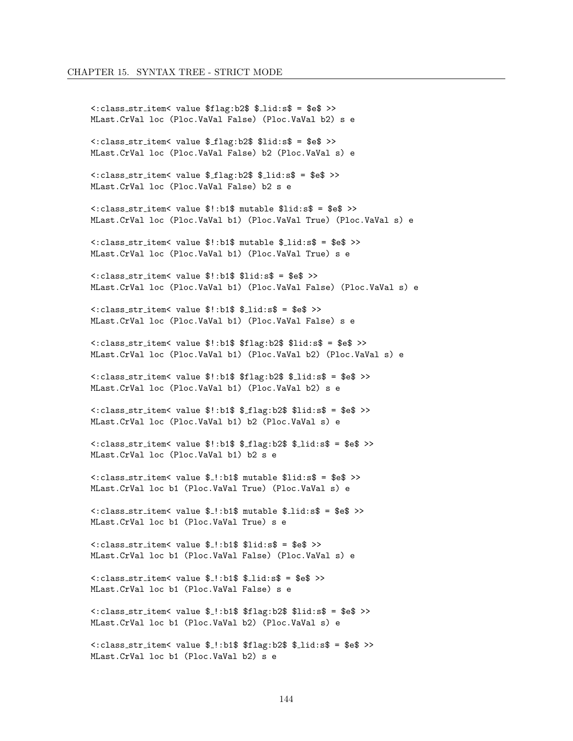```
<:class_str_item< value $flag:b2$ $_lid:s$ = $e$ >>
MLast.CrVal loc (Ploc.VaVal False) (Ploc.VaVal b2) s e

<:class_str_item< value $_flag:b2$ $lid:s$ = $e$ >>
MLast.CrVal loc (Ploc.VaVal False) b2 (Ploc.VaVal s) e

<:class_str_item< value $_flag:b2$ $_lid:s$ = $e$ >>
MLast.CrVal loc (Ploc.VaVal False) b2 s e

<:class_str_item< value $!:b1$ mutable $lid:s$ = $e$ >>
MLast.CrVal loc (Ploc.VaVal b1) (Ploc.VaVal True) (Ploc.VaVal s) e

<:class_str_item< value $!:b1$ mutable $_lid:s$ = $e$ >>
MLast.CrVal loc (Ploc.VaVal b1) (Ploc.VaVal True) s e

<:class_str_item< value $!:b1$ $lid:s$ = $e$ >>
MLast.CrVal loc (Ploc.VaVal b1) (Ploc.VaVal False) (Ploc.VaVal s) e

<:class_str_item< value $!:b1$ $_lid:s$ = $e$ >>
MLast.CrVal loc (Ploc.VaVal b1) (Ploc.VaVal False) s e

<:class_str_item< value $!:b1$ $flag:b2$ $lid:s$ = $e$ >>
MLast.CrVal loc (Ploc.VaVal b1) (Ploc.VaVal b2) (Ploc.VaVal s) e

<:class_str_item< value $!:b1$ $flag:b2$ $_lid:s$ = $e$ >>
MLast.CrVal loc (Ploc.VaVal b1) (Ploc.VaVal b2) s e

<:class_str_item< value $!:b1$ $_flag:b2$ $lid:s$ = $e$ >>
MLast.CrVal loc (Ploc.VaVal b1) b2 (Ploc.VaVal s) e

<:class_str_item< value $!:b1$ $_flag:b2$ $_lid:s$ = $e$ >>
MLast.CrVal loc (Ploc.VaVal b1) b2 s e

<:class_str_item< value $_!:b1$ mutable $lid:s$ = $e$ >>
MLast.CrVal loc b1 (Ploc.VaVal True) (Ploc.VaVal s) e

<:class_str_item< value $_!:b1$ mutable $_lid:s$ = $e$ >>
MLast.CrVal loc b1 (Ploc.VaVal True) s e

<:class_str_item< value $_!:b1$ $lid:s$ = $e$ >>
MLast.CrVal loc b1 (Ploc.VaVal False) (Ploc.VaVal s) e

<:class_str_item< value $_!:b1$ $_lid:s$ = $e$ >>
MLast.CrVal loc b1 (Ploc.VaVal False) s e

<:class_str_item< value $_!:b1$ $flag:b2$ $lid:s$ = $e$ >>
MLast.CrVal loc b1 (Ploc.VaVal b2) (Ploc.VaVal s) e

<:class_str_item< value $_!:b1$ $flag:b2$ $_lid:s$ = $e$ >>
MLast.CrVal loc b1 (Ploc.VaVal b2) s e
```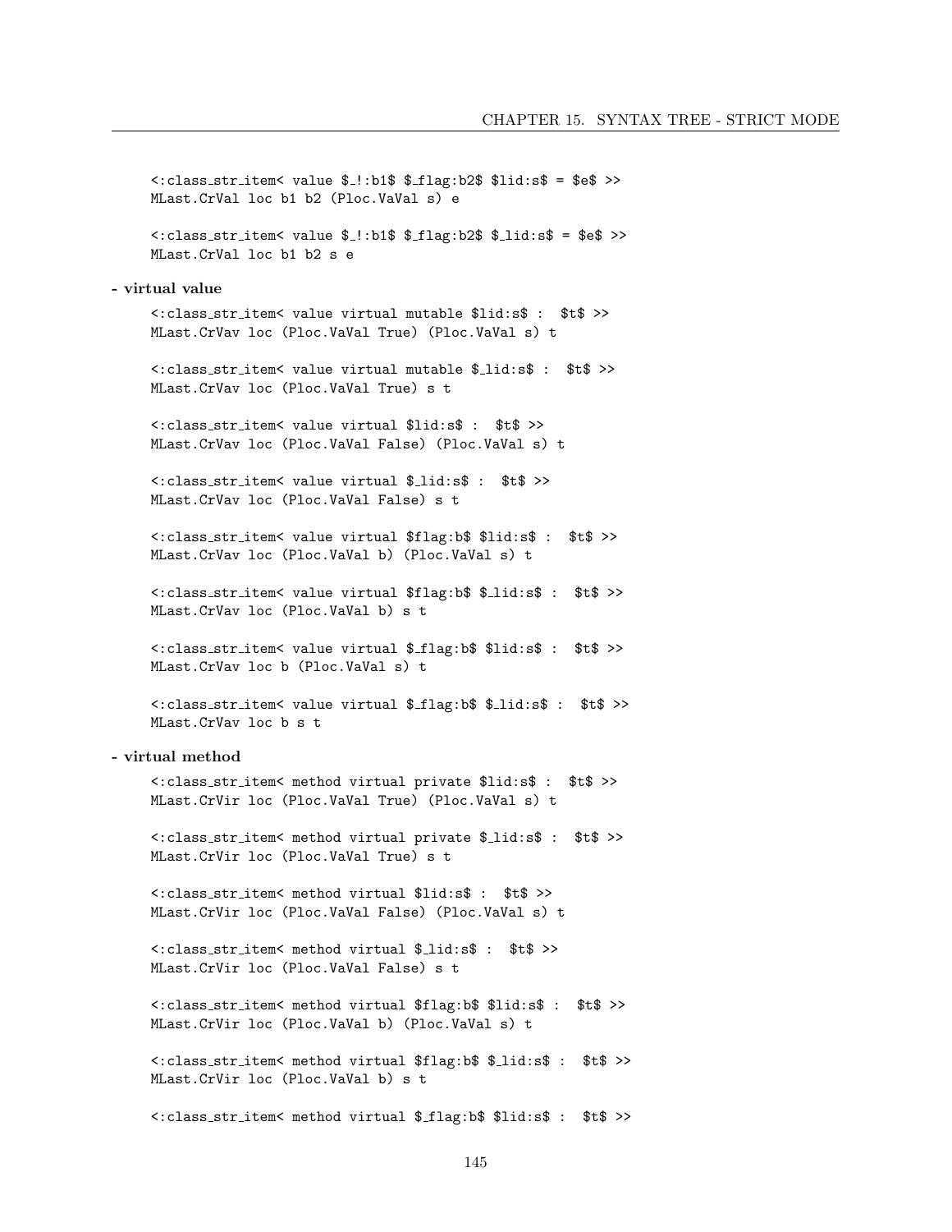```
<:class_str_item< value $_!:b1$ $_flag:b2$ $lid:s$ = $e$ >>
MLast.CrVal loc b1 b2 (Ploc.VaVal s) e
```

```
<:class_str_item< value $_!:b1$ $_flag:b2$ $_lid:s$ = $e$ >>
MLast.CrVal loc b1 b2 s e
```

**- virtual value**

```
<:class_str_item< value virtual mutable $lid:s$ :  $t$ >>
MLast.CrVav loc (Ploc.VaVal True) (Ploc.VaVal s) t
```

```
<:class_str_item< value virtual mutable $_lid:s$ :  $t$ >>
MLast.CrVav loc (Ploc.VaVal True) s t
```

```
<:class_str_item< value virtual $lid:s$ :  $t$ >>
MLast.CrVav loc (Ploc.VaVal False) (Ploc.VaVal s) t
```

```
<:class_str_item< value virtual $_lid:s$ :  $t$ >>
MLast.CrVav loc (Ploc.VaVal False) s t
```

```
<:class_str_item< value virtual $flag:b$ $lid:s$ :  $t$ >>
MLast.CrVav loc (Ploc.VaVal b) (Ploc.VaVal s) t
```

```
<:class_str_item< value virtual $flag:b$ $_lid:s$ :  $t$ >>
MLast.CrVav loc (Ploc.VaVal b) s t
```

```
<:class_str_item< value virtual $_flag:b$ $lid:s$ :  $t$ >>
MLast.CrVav loc b (Ploc.VaVal s) t
```

```
<:class_str_item< value virtual $_flag:b$ $_lid:s$ :  $t$ >>
MLast.CrVav loc b s t
```

**- virtual method**

```
<:class_str_item< method virtual private $lid:s$ :  $t$ >>
MLast.CrVir loc (Ploc.VaVal True) (Ploc.VaVal s) t
```

```
<:class_str_item< method virtual private $_lid:s$ :  $t$ >>
MLast.CrVir loc (Ploc.VaVal True) s t
```

```
<:class_str_item< method virtual $lid:s$ :  $t$ >>
MLast.CrVir loc (Ploc.VaVal False) (Ploc.VaVal s) t
```

```
<:class_str_item< method virtual $_lid:s$ :  $t$ >>
MLast.CrVir loc (Ploc.VaVal False) s t
```

```
<:class_str_item< method virtual $flag:b$ $lid:s$ :  $t$ >>
MLast.CrVir loc (Ploc.VaVal b) (Ploc.VaVal s) t
```

```
<:class_str_item< method virtual $flag:b$ $_lid:s$ :  $t$ >>
MLast.CrVir loc (Ploc.VaVal b) s t
```

```
<:class_str_item< method virtual $_flag:b$ $lid:s$ :  $t$ >>
```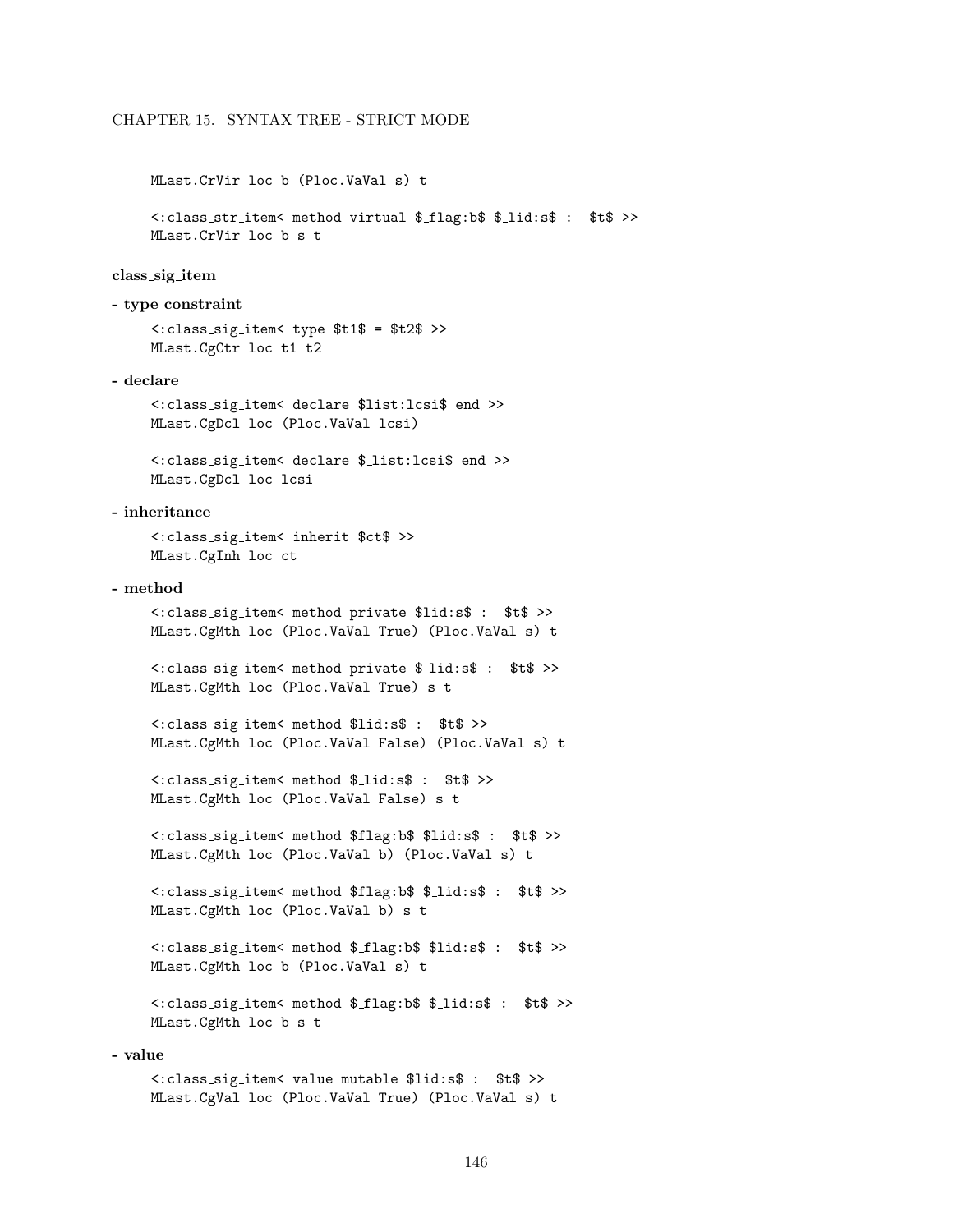```
MLast.CrVir loc b (Ploc.VaVal s) t
```

```
<:class_str_item< method virtual $_flag:b$ $_lid:s$ :  $t$ >>
MLast.CrVir loc b s t
```

**class_sig_item**

**- type constraint**

```
<:class_sig_item< type $t1$ = $t2$ >>
MLast.CgCtr loc t1 t2
```

**- declare**

```
<:class_sig_item< declare $list:lcsi$ end >>
MLast.CgDcl loc (Ploc.VaVal lcsi)
```

```
<:class_sig_item< declare $_list:lcsi$ end >>
MLast.CgDcl loc lcsi
```

**- inheritance**

```
<:class_sig_item< inherit $ct$ >>
MLast.CgInh loc ct
```

**- method**

```
<:class_sig_item< method private $lid:s$ :  $t$ >>
MLast.CgMth loc (Ploc.VaVal True) (Ploc.VaVal s) t
```

```
<:class_sig_item< method private $_lid:s$ :  $t$ >>
MLast.CgMth loc (Ploc.VaVal True) s t
```

```
<:class_sig_item< method $lid:s$ :  $t$ >>
MLast.CgMth loc (Ploc.VaVal False) (Ploc.VaVal s) t
```

```
<:class_sig_item< method $_lid:s$ :  $t$ >>
MLast.CgMth loc (Ploc.VaVal False) s t
```

```
<:class_sig_item< method $flag:b$ $lid:s$ :  $t$ >>
MLast.CgMth loc (Ploc.VaVal b) (Ploc.VaVal s) t
```

```
<:class_sig_item< method $flag:b$ $_lid:s$ :  $t$ >>
MLast.CgMth loc (Ploc.VaVal b) s t
```

```
<:class_sig_item< method $_flag:b$ $lid:s$ :  $t$ >>
MLast.CgMth loc b (Ploc.VaVal s) t
```

```
<:class_sig_item< method $_flag:b$ $_lid:s$ :  $t$ >>
MLast.CgMth loc b s t
```

**- value**

```
<:class_sig_item< value mutable $lid:s$ :  $t$ >>
MLast.CgVal loc (Ploc.VaVal True) (Ploc.VaVal s) t
```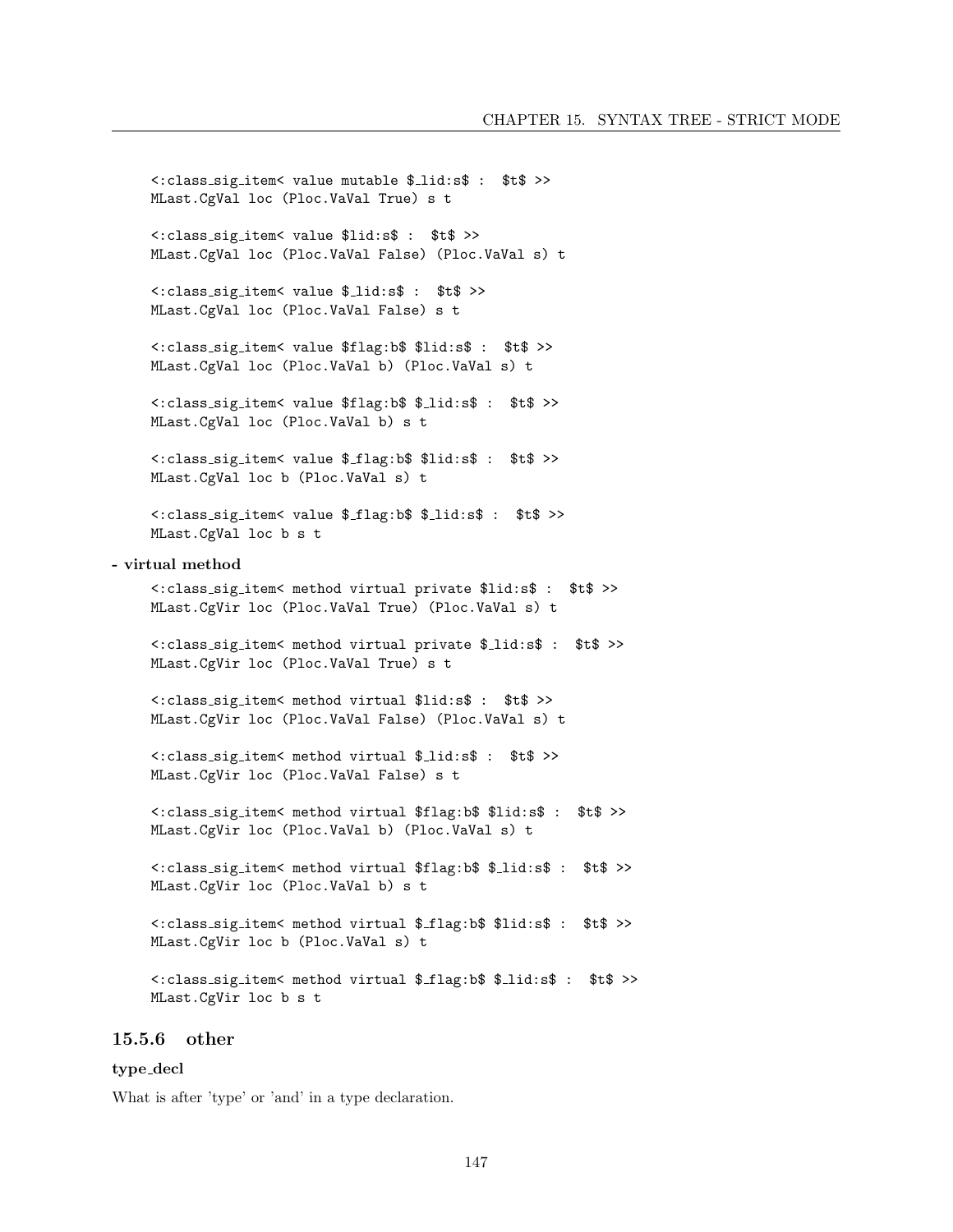```
<:class_sig_item< value mutable $_lid:s$ : $t$ >>
MLast.CgVal loc (Ploc.VaVal True) s t
```

```
<:class_sig_item< value $lid:s$ : $t$ >>
MLast.CgVal loc (Ploc.VaVal False) (Ploc.VaVal s) t
```

```
<:class_sig_item< value $_lid:s$ : $t$ >>
MLast.CgVal loc (Ploc.VaVal False) s t
```

```
<:class_sig_item< value $flag:b$ $lid:s$ : $t$ >>
MLast.CgVal loc (Ploc.VaVal b) (Ploc.VaVal s) t
```

```
<:class_sig_item< value $flag:b$ $_lid:s$ : $t$ >>
MLast.CgVal loc (Ploc.VaVal b) s t
```

```
<:class_sig_item< value $_flag:b$ $lid:s$ : $t$ >>
MLast.CgVal loc b (Ploc.VaVal s) t
```

```
<:class_sig_item< value $_flag:b$ $_lid:s$ : $t$ >>
MLast.CgVal loc b s t
```

**- virtual method**

```
<:class_sig_item< method virtual private $lid:s$ : $t$ >>
MLast.CgVir loc (Ploc.VaVal True) (Ploc.VaVal s) t
```

```
<:class_sig_item< method virtual private $_lid:s$ : $t$ >>
MLast.CgVir loc (Ploc.VaVal True) s t
```

```
<:class_sig_item< method virtual $lid:s$ : $t$ >>
MLast.CgVir loc (Ploc.VaVal False) (Ploc.VaVal s) t
```

```
<:class_sig_item< method virtual $_lid:s$ : $t$ >>
MLast.CgVir loc (Ploc.VaVal False) s t
```

```
<:class_sig_item< method virtual $flag:b$ $lid:s$ : $t$ >>
MLast.CgVir loc (Ploc.VaVal b) (Ploc.VaVal s) t
```

```
<:class_sig_item< method virtual $flag:b$ $_lid:s$ : $t$ >>
MLast.CgVir loc (Ploc.VaVal b) s t
```

```
<:class_sig_item< method virtual $_flag:b$ $lid:s$ : $t$ >>
MLast.CgVir loc b (Ploc.VaVal s) t
```

```
<:class_sig_item< method virtual $_flag:b$ $_lid:s$ : $t$ >>
MLast.CgVir loc b s t
```

### 15.5.6 other

**type_decl**

What is after 'type' or 'and' in a type declaration.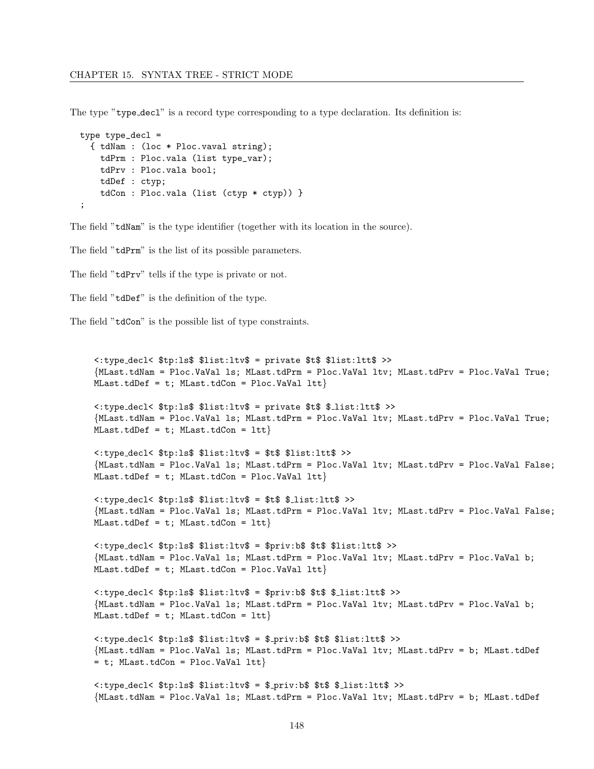The type "type_decl" is a record type corresponding to a type declaration. Its definition is:

```
type type_decl =
  { tdNam : (loc * Ploc.vaval string);
    tdPrm : Ploc.vala (list type_var);
    tdPrv : Ploc.vala bool;
    tdDef : ctyp;
    tdCon : Ploc.vala (list (ctyp * ctyp)) }
;
```

The field "tdNam" is the type identifier (together with its location in the source).

The field "tdPrm" is the list of its possible parameters.

The field "tdPrv" tells if the type is private or not.

The field "tdDef" is the definition of the type.

The field "tdCon" is the possible list of type constraints.

```
<:type_decl< $tp:ls$ $list:ltv$ = private $t$ $list:ltt$ >>
{MLast.tdNam = Ploc.VaVal ls; MLast.tdPrm = Ploc.VaVal ltv; MLast.tdPrv = Ploc.VaVal True;
MLast.tdDef = t; MLast.tdCon = Ploc.VaVal ltt}

<:type_decl< $tp:ls$ $list:ltv$ = private $t$ $_list:ltt$ >>
{MLast.tdNam = Ploc.VaVal ls; MLast.tdPrm = Ploc.VaVal ltv; MLast.tdPrv = Ploc.VaVal True;
MLast.tdDef = t; MLast.tdCon = ltt}

<:type_decl< $tp:ls$ $list:ltv$ = $t$ $list:ltt$ >>
{MLast.tdNam = Ploc.VaVal ls; MLast.tdPrm = Ploc.VaVal ltv; MLast.tdPrv = Ploc.VaVal False;
MLast.tdDef = t; MLast.tdCon = Ploc.VaVal ltt}

<:type_decl< $tp:ls$ $list:ltv$ = $t$ $_list:ltt$ >>
{MLast.tdNam = Ploc.VaVal ls; MLast.tdPrm = Ploc.VaVal ltv; MLast.tdPrv = Ploc.VaVal False;
MLast.tdDef = t; MLast.tdCon = ltt}

<:type_decl< $tp:ls$ $list:ltv$ = $priv:b$ $t$ $list:ltt$ >>
{MLast.tdNam = Ploc.VaVal ls; MLast.tdPrm = Ploc.VaVal ltv; MLast.tdPrv = Ploc.VaVal b;
MLast.tdDef = t; MLast.tdCon = Ploc.VaVal ltt}

<:type_decl< $tp:ls$ $list:ltv$ = $priv:b$ $t$ $_list:ltt$ >>
{MLast.tdNam = Ploc.VaVal ls; MLast.tdPrm = Ploc.VaVal ltv; MLast.tdPrv = Ploc.VaVal b;
MLast.tdDef = t; MLast.tdCon = ltt}

<:type_decl< $tp:ls$ $list:ltv$ = $_priv:b$ $t$ $list:ltt$ >>
{MLast.tdNam = Ploc.VaVal ls; MLast.tdPrm = Ploc.VaVal ltv; MLast.tdPrv = b; MLast.tdDef
= t; MLast.tdCon = Ploc.VaVal ltt}

<:type_decl< $tp:ls$ $list:ltv$ = $_priv:b$ $t$ $_list:ltt$ >>
{MLast.tdNam = Ploc.VaVal ls; MLast.tdPrm = Ploc.VaVal ltv; MLast.tdPrv = b; MLast.tdDef
```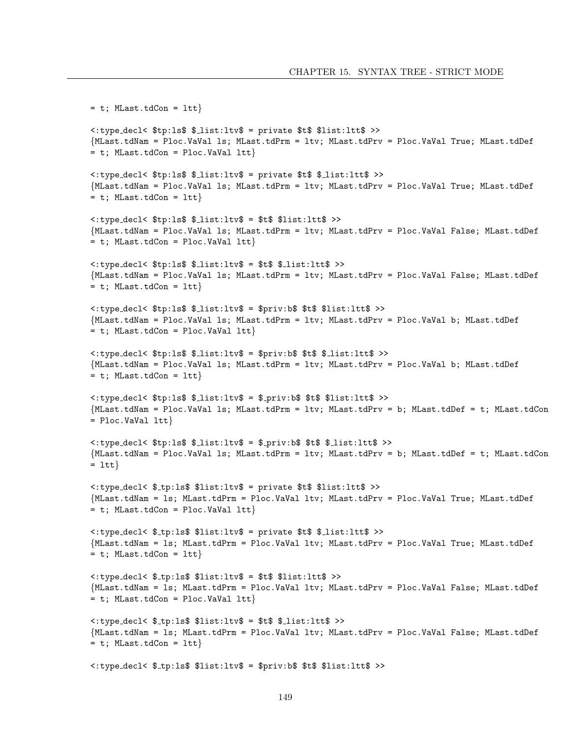```
= t; MLast.tdCon = ltt}

<:type_decl< $tp:ls$ $_list:ltv$ = private $t$ $list:ltt$ >>
{MLast.tdNam = Ploc.VaVal ls; MLast.tdPrm = ltv; MLast.tdPrv = Ploc.VaVal True; MLast.tdDef
= t; MLast.tdCon = Ploc.VaVal ltt}

<:type_decl< $tp:ls$ $_list:ltv$ = private $t$ $_list:ltt$ >>
{MLast.tdNam = Ploc.VaVal ls; MLast.tdPrm = ltv; MLast.tdPrv = Ploc.VaVal True; MLast.tdDef
= t; MLast.tdCon = ltt}

<:type_decl< $tp:ls$ $_list:ltv$ = $t$ $list:ltt$ >>
{MLast.tdNam = Ploc.VaVal ls; MLast.tdPrm = ltv; MLast.tdPrv = Ploc.VaVal False; MLast.tdDef
= t; MLast.tdCon = Ploc.VaVal ltt}

<:type_decl< $tp:ls$ $_list:ltv$ = $t$ $_list:ltt$ >>
{MLast.tdNam = Ploc.VaVal ls; MLast.tdPrm = ltv; MLast.tdPrv = Ploc.VaVal False; MLast.tdDef
= t; MLast.tdCon = ltt}

<:type_decl< $tp:ls$ $_list:ltv$ = $priv:b$ $t$ $list:ltt$ >>
{MLast.tdNam = Ploc.VaVal ls; MLast.tdPrm = ltv; MLast.tdPrv = Ploc.VaVal b; MLast.tdDef
= t; MLast.tdCon = Ploc.VaVal ltt}

<:type_decl< $tp:ls$ $_list:ltv$ = $priv:b$ $t$ $_list:ltt$ >>
{MLast.tdNam = Ploc.VaVal ls; MLast.tdPrm = ltv; MLast.tdPrv = Ploc.VaVal b; MLast.tdDef
= t; MLast.tdCon = ltt}

<:type_decl< $tp:ls$ $_list:ltv$ = $_priv:b$ $t$ $list:ltt$ >>
{MLast.tdNam = Ploc.VaVal ls; MLast.tdPrm = ltv; MLast.tdPrv = b; MLast.tdDef = t; MLast.tdCon
= Ploc.VaVal ltt}

<:type_decl< $tp:ls$ $_list:ltv$ = $_priv:b$ $t$ $_list:ltt$ >>
{MLast.tdNam = Ploc.VaVal ls; MLast.tdPrm = ltv; MLast.tdPrv = b; MLast.tdDef = t; MLast.tdCon
= ltt}

<:type_decl< $_tp:ls$ $list:ltv$ = private $t$ $list:ltt$ >>
{MLast.tdNam = ls; MLast.tdPrm = Ploc.VaVal ltv; MLast.tdPrv = Ploc.VaVal True; MLast.tdDef
= t; MLast.tdCon = Ploc.VaVal ltt}

<:type_decl< $_tp:ls$ $list:ltv$ = private $t$ $_list:ltt$ >>
{MLast.tdNam = ls; MLast.tdPrm = Ploc.VaVal ltv; MLast.tdPrv = Ploc.VaVal True; MLast.tdDef
= t; MLast.tdCon = ltt}

<:type_decl< $_tp:ls$ $list:ltv$ = $t$ $list:ltt$ >>
{MLast.tdNam = ls; MLast.tdPrm = Ploc.VaVal ltv; MLast.tdPrv = Ploc.VaVal False; MLast.tdDef
= t; MLast.tdCon = Ploc.VaVal ltt}

<:type_decl< $_tp:ls$ $list:ltv$ = $t$ $_list:ltt$ >>
{MLast.tdNam = ls; MLast.tdPrm = Ploc.VaVal ltv; MLast.tdPrv = Ploc.VaVal False; MLast.tdDef
= t; MLast.tdCon = ltt}

<:type_decl< $_tp:ls$ $list:ltv$ = $priv:b$ $t$ $list:ltt$ >>
```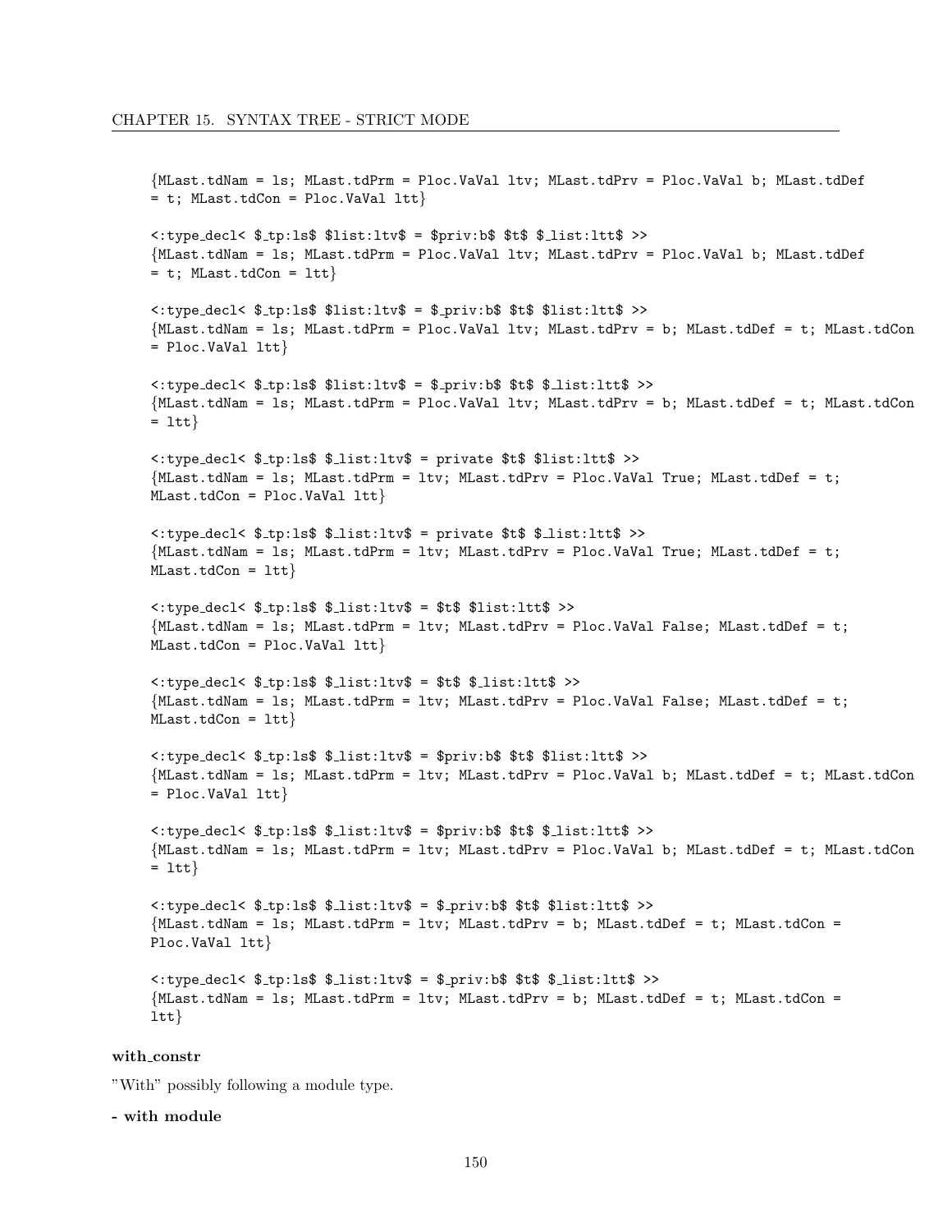```
{MLast.tdNam = ls; MLast.tdPrm = Ploc.VaVal ltv; MLast.tdPrv = Ploc.VaVal b; MLast.tdDef
= t; MLast.tdCon = Ploc.VaVal ltt}

<:type_decl< $_tp:ls$ $list:ltv$ = $priv:b$ $t$ $_list:ltt$ >>
{MLast.tdNam = ls; MLast.tdPrm = Ploc.VaVal ltv; MLast.tdPrv = Ploc.VaVal b; MLast.tdDef
= t; MLast.tdCon = ltt}

<:type_decl< $_tp:ls$ $list:ltv$ = $_priv:b$ $t$ $list:ltt$ >>
{MLast.tdNam = ls; MLast.tdPrm = Ploc.VaVal ltv; MLast.tdPrv = b; MLast.tdDef = t; MLast.tdCon
= Ploc.VaVal ltt}

<:type_decl< $_tp:ls$ $list:ltv$ = $_priv:b$ $t$ $_list:ltt$ >>
{MLast.tdNam = ls; MLast.tdPrm = Ploc.VaVal ltv; MLast.tdPrv = b; MLast.tdDef = t; MLast.tdCon
= ltt}

<:type_decl< $_tp:ls$ $_list:ltv$ = private $t$ $list:ltt$ >>
{MLast.tdNam = ls; MLast.tdPrm = ltv; MLast.tdPrv = Ploc.VaVal True; MLast.tdDef = t;
MLast.tdCon = Ploc.VaVal ltt}

<:type_decl< $_tp:ls$ $_list:ltv$ = private $t$ $_list:ltt$ >>
{MLast.tdNam = ls; MLast.tdPrm = ltv; MLast.tdPrv = Ploc.VaVal True; MLast.tdDef = t;
MLast.tdCon = ltt}

<:type_decl< $_tp:ls$ $_list:ltv$ = $t$ $list:ltt$ >>
{MLast.tdNam = ls; MLast.tdPrm = ltv; MLast.tdPrv = Ploc.VaVal False; MLast.tdDef = t;
MLast.tdCon = Ploc.VaVal ltt}

<:type_decl< $_tp:ls$ $_list:ltv$ = $t$ $_list:ltt$ >>
{MLast.tdNam = ls; MLast.tdPrm = ltv; MLast.tdPrv = Ploc.VaVal False; MLast.tdDef = t;
MLast.tdCon = ltt}

<:type_decl< $_tp:ls$ $_list:ltv$ = $priv:b$ $t$ $list:ltt$ >>
{MLast.tdNam = ls; MLast.tdPrm = ltv; MLast.tdPrv = Ploc.VaVal b; MLast.tdDef = t; MLast.tdCon
= Ploc.VaVal ltt}

<:type_decl< $_tp:ls$ $_list:ltv$ = $priv:b$ $t$ $_list:ltt$ >>
{MLast.tdNam = ls; MLast.tdPrm = ltv; MLast.tdPrv = Ploc.VaVal b; MLast.tdDef = t; MLast.tdCon
= ltt}

<:type_decl< $_tp:ls$ $_list:ltv$ = $_priv:b$ $t$ $list:ltt$ >>
{MLast.tdNam = ls; MLast.tdPrm = ltv; MLast.tdPrv = b; MLast.tdDef = t; MLast.tdCon =
Ploc.VaVal ltt}

<:type_decl< $_tp:ls$ $_list:ltv$ = $_priv:b$ $t$ $_list:ltt$ >>
{MLast.tdNam = ls; MLast.tdPrm = ltv; MLast.tdPrv = b; MLast.tdDef = t; MLast.tdCon =
ltt}
```

**with_constr**

"With" possibly following a module type.

**- with module**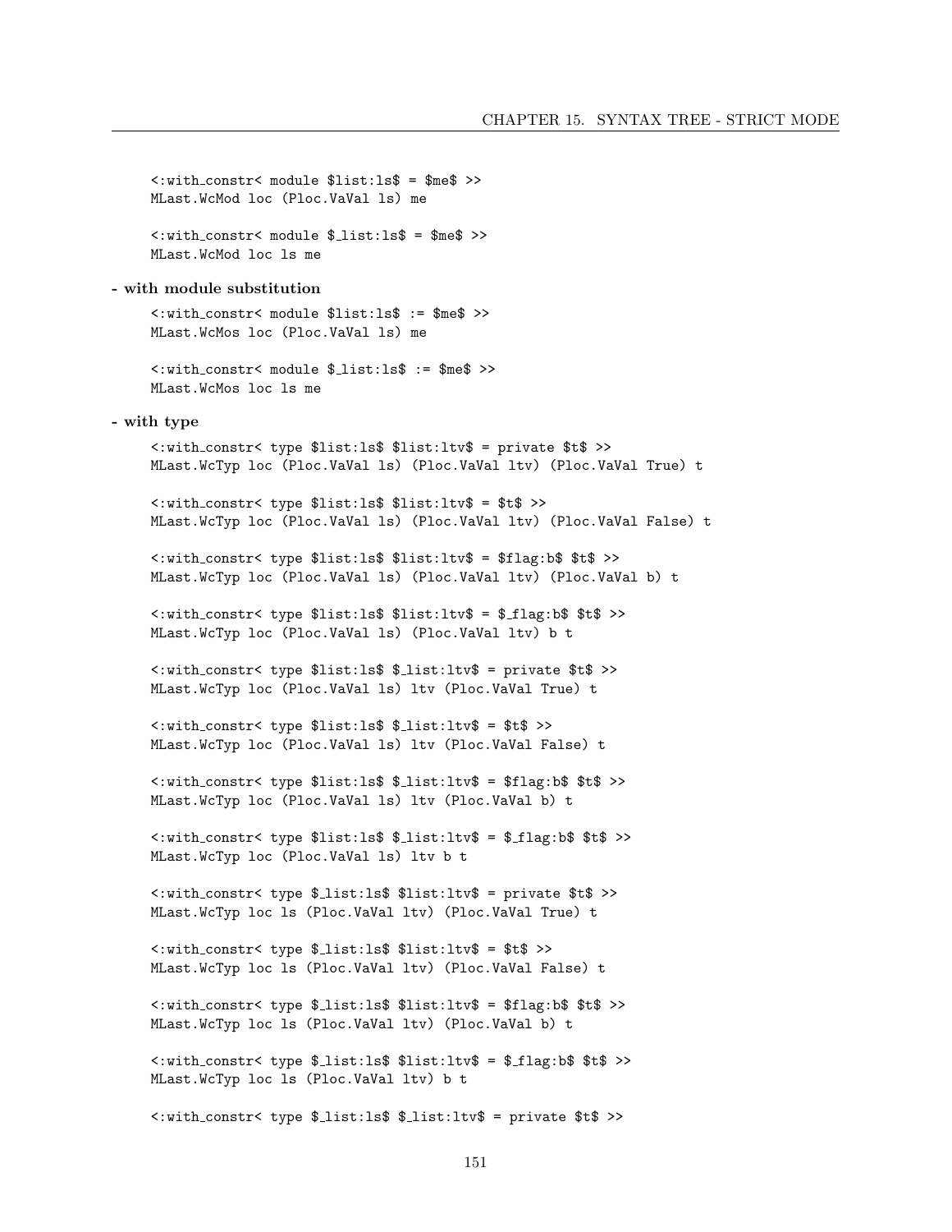```
<:with_constr< module $list:ls$ = $me$ >>
MLast.WcMod loc (Ploc.VaVal ls) me
```

```
<:with_constr< module $_list:ls$ = $me$ >>
MLast.WcMod loc ls me
```

**- with module substitution**

```
<:with_constr< module $list:ls$ := $me$ >>
MLast.WcMos loc (Ploc.VaVal ls) me
```

```
<:with_constr< module $_list:ls$ := $me$ >>
MLast.WcMos loc ls me
```

**- with type**

```
<:with_constr< type $list:ls$ $list:ltv$ = private $t$ >>
MLast.WcTyp loc (Ploc.VaVal ls) (Ploc.VaVal ltv) (Ploc.VaVal True) t
```

```
<:with_constr< type $list:ls$ $list:ltv$ = $t$ >>
MLast.WcTyp loc (Ploc.VaVal ls) (Ploc.VaVal ltv) (Ploc.VaVal False) t
```

```
<:with_constr< type $list:ls$ $list:ltv$ = $flag:b$ $t$ >>
MLast.WcTyp loc (Ploc.VaVal ls) (Ploc.VaVal ltv) (Ploc.VaVal b) t
```

```
<:with_constr< type $list:ls$ $list:ltv$ = $_flag:b$ $t$ >>
MLast.WcTyp loc (Ploc.VaVal ls) (Ploc.VaVal ltv) b t
```

```
<:with_constr< type $list:ls$ $_list:ltv$ = private $t$ >>
MLast.WcTyp loc (Ploc.VaVal ls) ltv (Ploc.VaVal True) t
```

```
<:with_constr< type $list:ls$ $_list:ltv$ = $t$ >>
MLast.WcTyp loc (Ploc.VaVal ls) ltv (Ploc.VaVal False) t
```

```
<:with_constr< type $list:ls$ $_list:ltv$ = $flag:b$ $t$ >>
MLast.WcTyp loc (Ploc.VaVal ls) ltv (Ploc.VaVal b) t
```

```
<:with_constr< type $list:ls$ $_list:ltv$ = $_flag:b$ $t$ >>
MLast.WcTyp loc (Ploc.VaVal ls) ltv b t
```

```
<:with_constr< type $_list:ls$ $list:ltv$ = private $t$ >>
MLast.WcTyp loc ls (Ploc.VaVal ltv) (Ploc.VaVal True) t
```

```
<:with_constr< type $_list:ls$ $list:ltv$ = $t$ >>
MLast.WcTyp loc ls (Ploc.VaVal ltv) (Ploc.VaVal False) t
```

```
<:with_constr< type $_list:ls$ $list:ltv$ = $flag:b$ $t$ >>
MLast.WcTyp loc ls (Ploc.VaVal ltv) (Ploc.VaVal b) t
```

```
<:with_constr< type $_list:ls$ $list:ltv$ = $_flag:b$ $t$ >>
MLast.WcTyp loc ls (Ploc.VaVal ltv) b t
```

```
<:with_constr< type $_list:ls$ $_list:ltv$ = private $t$ >>
```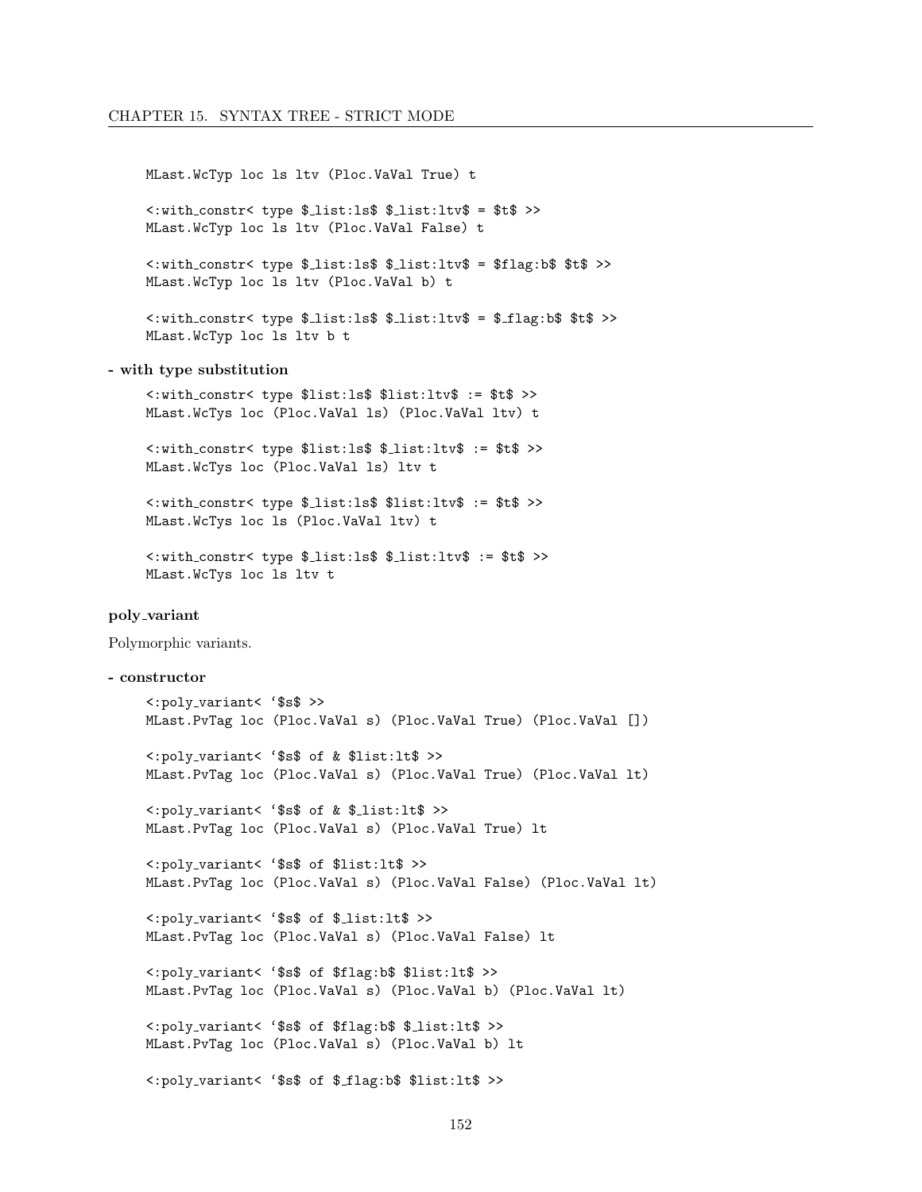```
MLast.WcTyp loc ls ltv (Ploc.VaVal True) t

<:with_constr< type $_list:ls$ $_list:ltv$ = $t$ >>
MLast.WcTyp loc ls ltv (Ploc.VaVal False) t

<:with_constr< type $_list:ls$ $_list:ltv$ = $flag:b$ $t$ >>
MLast.WcTyp loc ls ltv (Ploc.VaVal b) t

<:with_constr< type $_list:ls$ $_list:ltv$ = $_flag:b$ $t$ >>
MLast.WcTyp loc ls ltv b t
```

**- with type substitution**

```
<:with_constr< type $list:ls$ $list:ltv$ := $t$ >>
MLast.WcTys loc (Ploc.VaVal ls) (Ploc.VaVal ltv) t

<:with_constr< type $list:ls$ $_list:ltv$ := $t$ >>
MLast.WcTys loc (Ploc.VaVal ls) ltv t

<:with_constr< type $_list:ls$ $list:ltv$ := $t$ >>
MLast.WcTys loc ls (Ploc.VaVal ltv) t

<:with_constr< type $_list:ls$ $_list:ltv$ := $t$ >>
MLast.WcTys loc ls ltv t
```

**poly_variant**

Polymorphic variants.

**- constructor**

```
<:poly_variant< `$s$ >>
MLast.PvTag loc (Ploc.VaVal s) (Ploc.VaVal True) (Ploc.VaVal [])

<:poly_variant< `$s$ of & $list:lt$ >>
MLast.PvTag loc (Ploc.VaVal s) (Ploc.VaVal True) (Ploc.VaVal lt)

<:poly_variant< `$s$ of & $_list:lt$ >>
MLast.PvTag loc (Ploc.VaVal s) (Ploc.VaVal True) lt

<:poly_variant< `$s$ of $list:lt$ >>
MLast.PvTag loc (Ploc.VaVal s) (Ploc.VaVal False) (Ploc.VaVal lt)

<:poly_variant< `$s$ of $_list:lt$ >>
MLast.PvTag loc (Ploc.VaVal s) (Ploc.VaVal False) lt

<:poly_variant< `$s$ of $flag:b$ $list:lt$ >>
MLast.PvTag loc (Ploc.VaVal s) (Ploc.VaVal b) (Ploc.VaVal lt)

<:poly_variant< `$s$ of $flag:b$ $_list:lt$ >>
MLast.PvTag loc (Ploc.VaVal s) (Ploc.VaVal b) lt

<:poly_variant< `$s$ of $_flag:b$ $list:lt$ >>
```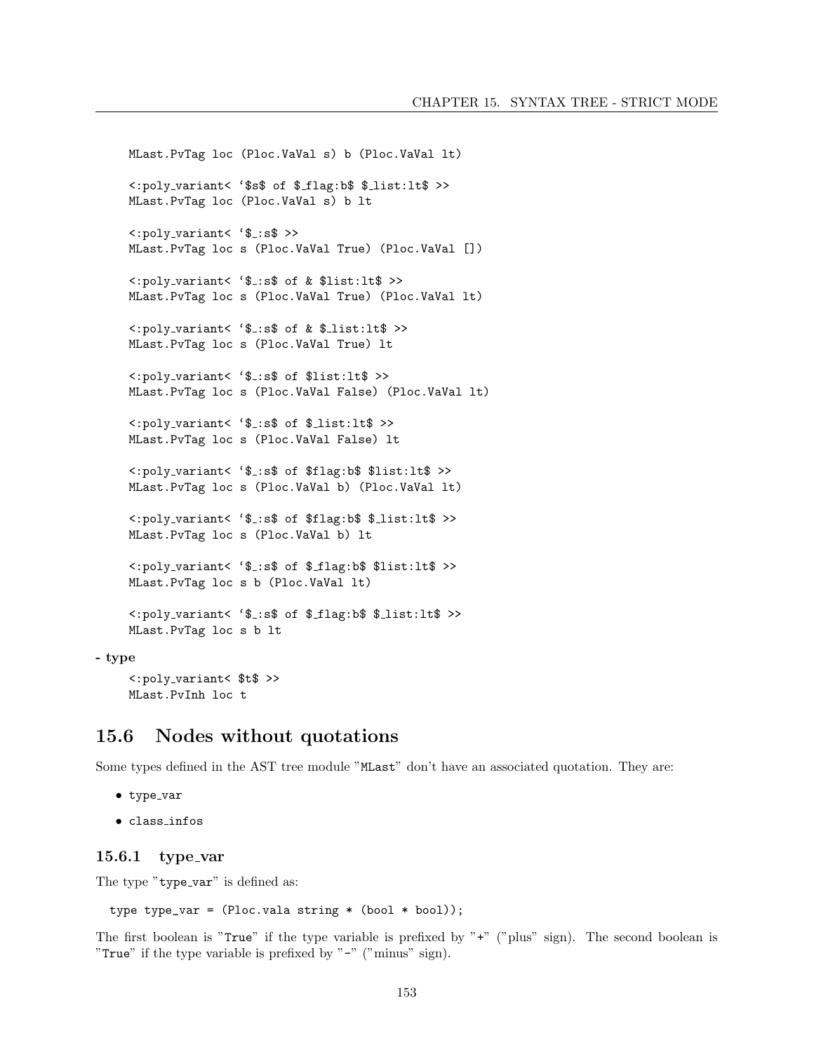```
MLast.PvTag loc (Ploc.VaVal s) b (Ploc.VaVal lt)

<:poly_variant< `$s$ of $_flag:b$ $_list:lt$ >>
MLast.PvTag loc (Ploc.VaVal s) b lt

<:poly_variant< `$_:s$ >>
MLast.PvTag loc s (Ploc.VaVal True) (Ploc.VaVal [])

<:poly_variant< `$_:s$ of & $list:lt$ >>
MLast.PvTag loc s (Ploc.VaVal True) (Ploc.VaVal lt)

<:poly_variant< `$_:s$ of & $_list:lt$ >>
MLast.PvTag loc s (Ploc.VaVal True) lt

<:poly_variant< `$_:s$ of $list:lt$ >>
MLast.PvTag loc s (Ploc.VaVal False) (Ploc.VaVal lt)

<:poly_variant< `$_:s$ of $_list:lt$ >>
MLast.PvTag loc s (Ploc.VaVal False) lt

<:poly_variant< `$_:s$ of $flag:b$ $list:lt$ >>
MLast.PvTag loc s (Ploc.VaVal b) (Ploc.VaVal lt)

<:poly_variant< `$_:s$ of $flag:b$ $_list:lt$ >>
MLast.PvTag loc s (Ploc.VaVal b) lt

<:poly_variant< `$_:s$ of $_flag:b$ $list:lt$ >>
MLast.PvTag loc s b (Ploc.VaVal lt)

<:poly_variant< `$_:s$ of $_flag:b$ $_list:lt$ >>
MLast.PvTag loc s b lt
```

**- type**

```
<:poly_variant< $t$ >>
MLast.PvInh loc t
```

## 15.6 Nodes without quotations

Some types defined in the AST tree module "`MLast`" don't have an associated quotation. They are:

- `type_var`
- `class_infos`

### 15.6.1 type_var

The type "`type_var`" is defined as:

```
type type_var = (Ploc.vala string * (bool * bool));
```

The first boolean is "`True`" if the type variable is prefixed by "`+`" ("plus" sign). The second boolean is "`True`" if the type variable is prefixed by "`-`" ("minus" sign).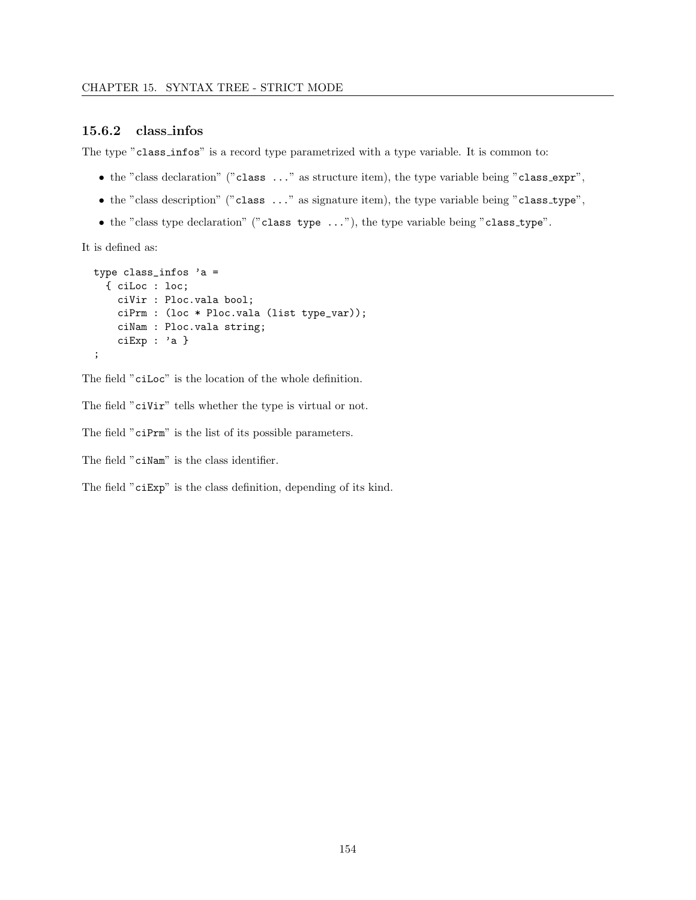### 15.6.2 class_infos

The type "`class_infos`" is a record type parametrized with a type variable. It is common to:

- the "class declaration" ("`class ...`" as structure item), the type variable being "`class_expr`",
- the "class description" ("`class ...`" as signature item), the type variable being "`class_type`",
- the "class type declaration" ("`class type ...`"), the type variable being "`class_type`".

It is defined as:

```
type class_infos 'a =
  { ciLoc : loc;
    ciVir : Ploc.vala bool;
    ciPrm : (loc * Ploc.vala (list type_var));
    ciNam : Ploc.vala string;
    ciExp : 'a }
;
```

The field "`ciLoc`" is the location of the whole definition.

The field "`ciVir`" tells whether the type is virtual or not.

The field "`ciPrm`" is the list of its possible parameters.

The field "`ciNam`" is the class identifier.

The field "`ciExp`" is the class definition, depending of its kind.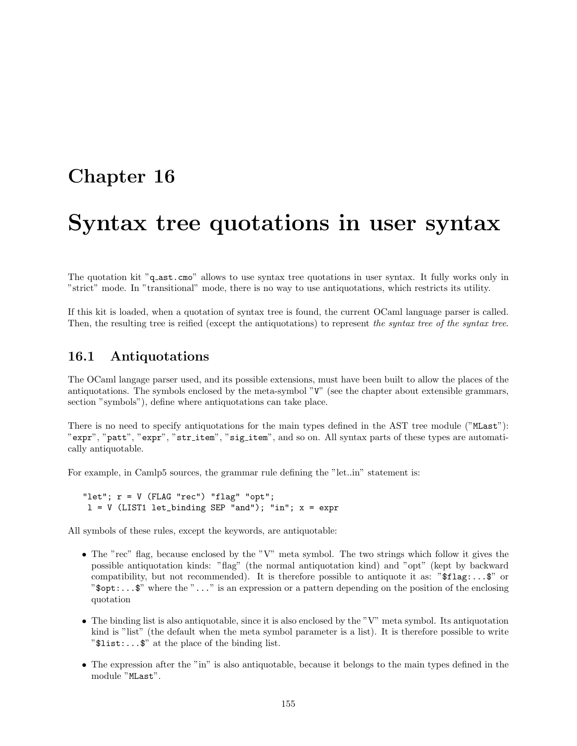# Chapter 16

# Syntax tree quotations in user syntax

The quotation kit "`q_ast.cmo`" allows to use syntax tree quotations in user syntax. It fully works only in "strict" mode. In "transitional" mode, there is no way to use antiquotations, which restricts its utility.

If this kit is loaded, when a quotation of syntax tree is found, the current OCaml language parser is called. Then, the resulting tree is reified (except the antiquotations) to represent *the syntax tree of the syntax tree.*

## 16.1 Antiquotations

The OCaml langage parser used, and its possible extensions, must have been built to allow the places of the antiquotations. The symbols enclosed by the meta-symbol "`V`" (see the chapter about extensible grammars, section "symbols"), define where antiquotations can take place.

There is no need to specify antiquotations for the main types defined in the AST tree module ("`MLast`"): "`expr`", "`patt`", "`expr`", "`str_item`", "`sig_item`", and so on. All syntax parts of these types are automatically antiquotable.

For example, in Camlp5 sources, the grammar rule defining the "let..in" statement is:

```
"let"; r = V (FLAG "rec") "flag" "opt";
 l = V (LIST1 let_binding SEP "and"); "in"; x = expr
```

All symbols of these rules, except the keywords, are antiquotable:

- The "rec" flag, because enclosed by the "V" meta symbol. The two strings which follow it gives the possible antiquotation kinds: "flag" (the normal antiquotation kind) and "opt" (kept by backward compatibility, but not recommended). It is therefore possible to antiquote it as: "`$flag:...$`" or "`$opt:...$`" where the "`...`" is an expression or a pattern depending on the position of the enclosing quotation
- The binding list is also antiquotable, since it is also enclosed by the "V" meta symbol. Its antiquotation kind is "list" (the default when the meta symbol parameter is a list). It is therefore possible to write "`$list:...$`" at the place of the binding list.
- The expression after the "in" is also antiquotable, because it belongs to the main types defined in the module "`MLast`".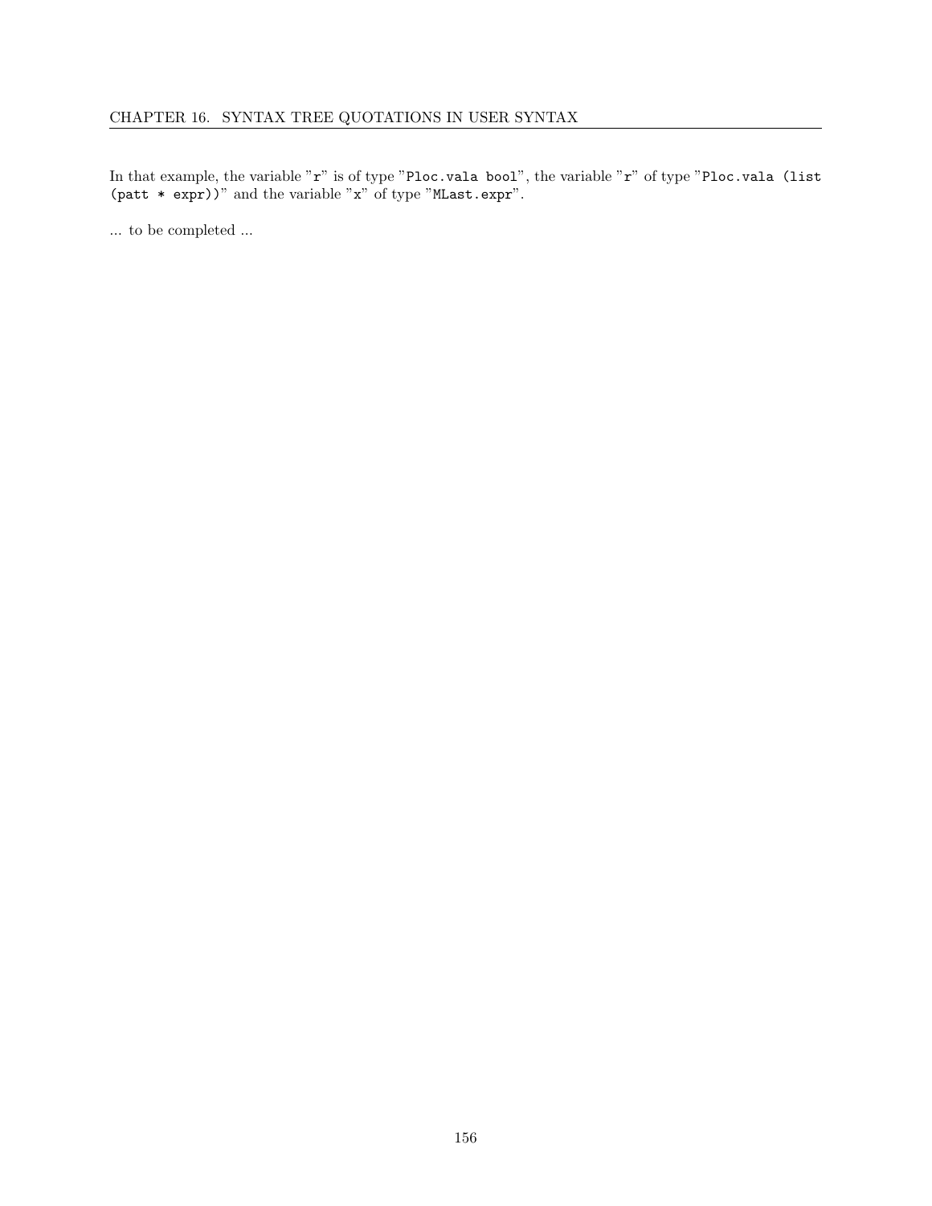In that example, the variable "`r`" is of type "`Ploc.vala bool`", the variable "`r`" of type "`Ploc.vala (list (patt * expr))`" and the variable "`x`" of type "`MLast.expr`".

... to be completed ...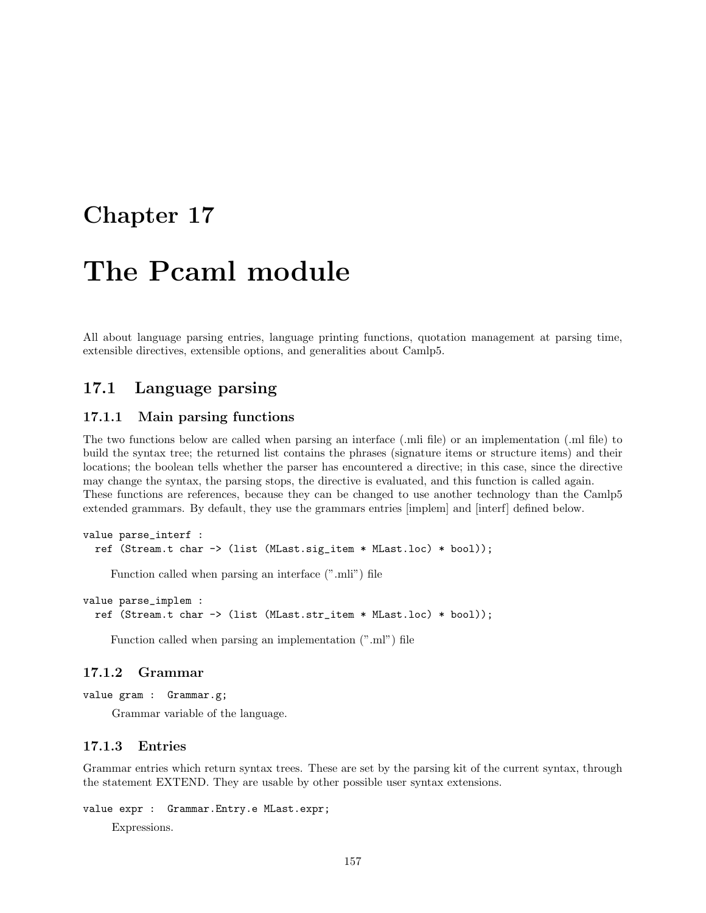# Chapter 17

# The Pcaml module

All about language parsing entries, language printing functions, quotation management at parsing time, extensible directives, extensible options, and generalities about Camlp5.

## 17.1 Language parsing

### 17.1.1 Main parsing functions

The two functions below are called when parsing an interface (.mli file) or an implementation (.ml file) to build the syntax tree; the returned list contains the phrases (signature items or structure items) and their locations; the boolean tells whether the parser has encountered a directive; in this case, since the directive may change the syntax, the parsing stops, the directive is evaluated, and this function is called again. These functions are references, because they can be changed to use another technology than the Camlp5 extended grammars. By default, they use the grammars entries [implem] and [interf] defined below.

```
value parse_interf :
  ref (Stream.t char -> (list (MLast.sig_item * MLast.loc) * bool));
```

Function called when parsing an interface (".mli") file

```
value parse_implem :
  ref (Stream.t char -> (list (MLast.str_item * MLast.loc) * bool));
```

Function called when parsing an implementation (".ml") file

### 17.1.2 Grammar

```
value gram :  Grammar.g;
```

Grammar variable of the language.

### 17.1.3 Entries

Grammar entries which return syntax trees. These are set by the parsing kit of the current syntax, through the statement EXTEND. They are usable by other possible user syntax extensions.

```
value expr :  Grammar.Entry.e MLast.expr;
```

Expressions.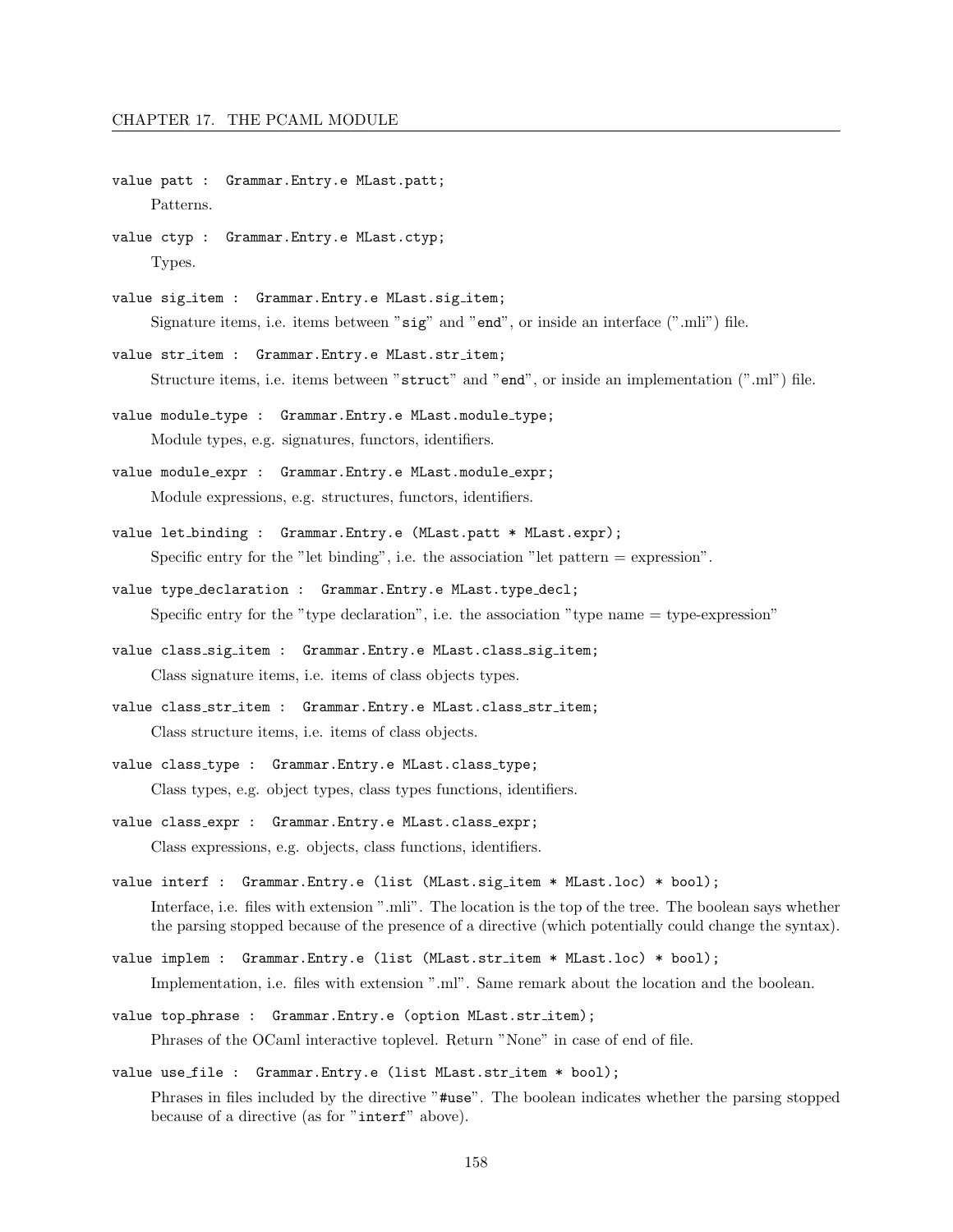`value patt : Grammar.Entry.e MLast.patt;`

Patterns.

`value ctyp : Grammar.Entry.e MLast.ctyp;`

Types.

`value sig_item : Grammar.Entry.e MLast.sig_item;`

Signature items, i.e. items between "`sig`" and "`end`", or inside an interface (".mli") file.

`value str_item : Grammar.Entry.e MLast.str_item;`

Structure items, i.e. items between "`struct`" and "`end`", or inside an implementation (".ml") file.

`value module_type : Grammar.Entry.e MLast.module_type;`

Module types, e.g. signatures, functors, identifiers.

`value module_expr : Grammar.Entry.e MLast.module_expr;`

Module expressions, e.g. structures, functors, identifiers.

`value let_binding : Grammar.Entry.e (MLast.patt * MLast.expr);`

Specific entry for the "let binding", i.e. the association "let pattern = expression".

`value type_declaration : Grammar.Entry.e MLast.type_decl;`

Specific entry for the "type declaration", i.e. the association "type name = type-expression"

`value class_sig_item : Grammar.Entry.e MLast.class_sig_item;`

Class signature items, i.e. items of class objects types.

`value class_str_item : Grammar.Entry.e MLast.class_str_item;`

Class structure items, i.e. items of class objects.

`value class_type : Grammar.Entry.e MLast.class_type;`

Class types, e.g. object types, class types functions, identifiers.

`value class_expr : Grammar.Entry.e MLast.class_expr;`

Class expressions, e.g. objects, class functions, identifiers.

`value interf : Grammar.Entry.e (list (MLast.sig_item * MLast.loc) * bool);`

Interface, i.e. files with extension ".mli". The location is the top of the tree. The boolean says whether the parsing stopped because of the presence of a directive (which potentially could change the syntax).

`value implem : Grammar.Entry.e (list (MLast.str_item * MLast.loc) * bool);`

Implementation, i.e. files with extension ".ml". Same remark about the location and the boolean.

`value top_phrase : Grammar.Entry.e (option MLast.str_item);`

Phrases of the OCaml interactive toplevel. Return "None" in case of end of file.

`value use_file : Grammar.Entry.e (list MLast.str_item * bool);`

Phrases in files included by the directive "`#use`". The boolean indicates whether the parsing stopped because of a directive (as for "`interf`" above).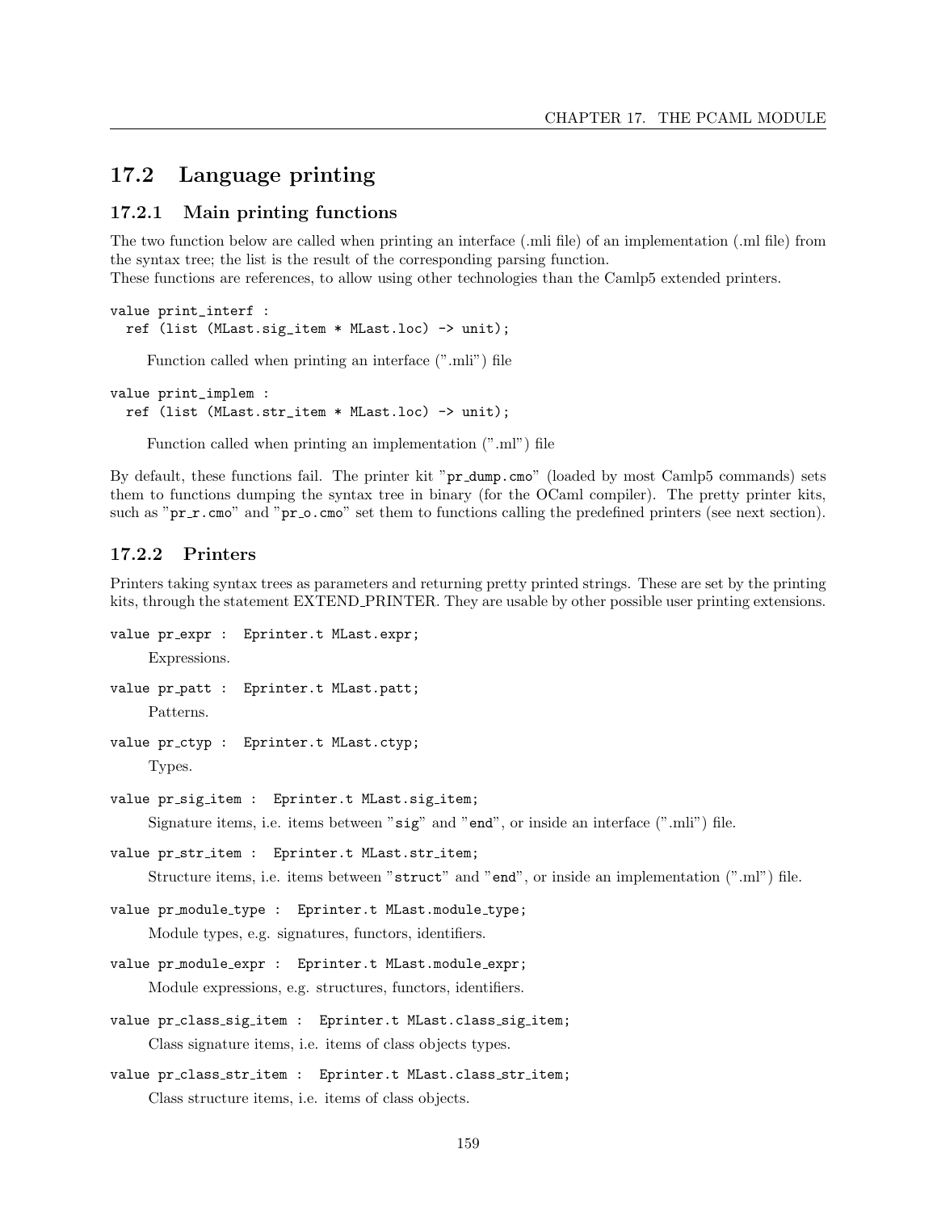## 17.2 Language printing

### 17.2.1 Main printing functions

The two function below are called when printing an interface (.mli file) of an implementation (.ml file) from the syntax tree; the list is the result of the corresponding parsing function.
These functions are references, to allow using other technologies than the Camlp5 extended printers.

```
value print_interf :
  ref (list (MLast.sig_item * MLast.loc) -> unit);
```

Function called when printing an interface (".mli") file

```
value print_implem :
  ref (list (MLast.str_item * MLast.loc) -> unit);
```

Function called when printing an implementation (".ml") file

By default, these functions fail. The printer kit "`pr_dump.cmo`" (loaded by most Camlp5 commands) sets them to functions dumping the syntax tree in binary (for the OCaml compiler). The pretty printer kits, such as "`pr_r.cmo`" and "`pr_o.cmo`" set them to functions calling the predefined printers (see next section).

### 17.2.2 Printers

Printers taking syntax trees as parameters and returning pretty printed strings. These are set by the printing kits, through the statement EXTEND_PRINTER. They are usable by other possible user printing extensions.

```
value pr_expr :  Eprinter.t MLast.expr;
```

Expressions.

```
value pr_patt :  Eprinter.t MLast.patt;
```

Patterns.

```
value pr_ctyp :  Eprinter.t MLast.ctyp;
```

Types.

```
value pr_sig_item :  Eprinter.t MLast.sig_item;
```

Signature items, i.e. items between "`sig`" and "`end`", or inside an interface (".mli") file.

```
value pr_str_item :  Eprinter.t MLast.str_item;
```

Structure items, i.e. items between "`struct`" and "`end`", or inside an implementation (".ml") file.

```
value pr_module_type :  Eprinter.t MLast.module_type;
```

Module types, e.g. signatures, functors, identifiers.

```
value pr_module_expr :  Eprinter.t MLast.module_expr;
```

Module expressions, e.g. structures, functors, identifiers.

```
value pr_class_sig_item :  Eprinter.t MLast.class_sig_item;
```

Class signature items, i.e. items of class objects types.

```
value pr_class_str_item :  Eprinter.t MLast.class_str_item;
```

Class structure items, i.e. items of class objects.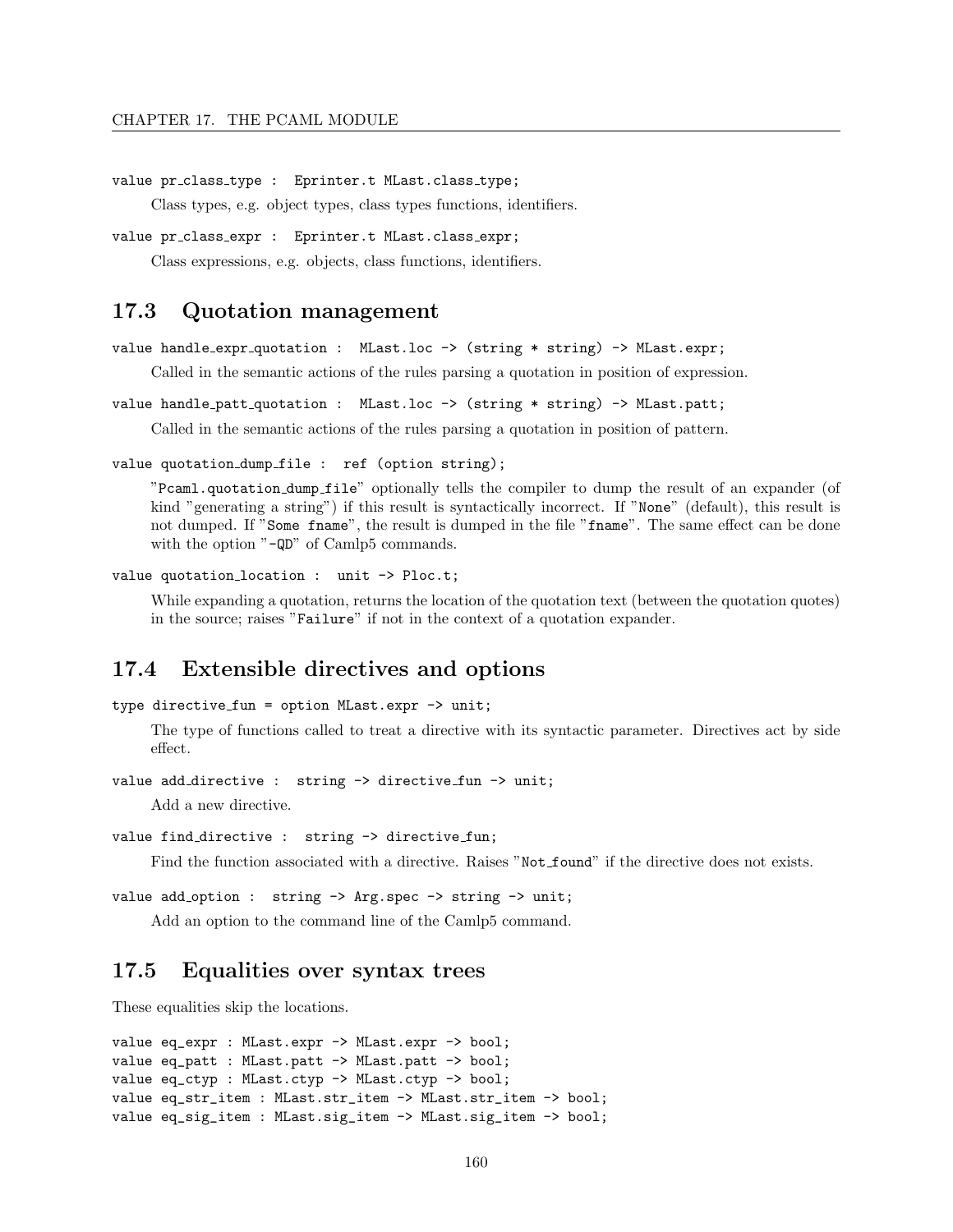`value pr_class_type : Eprinter.t MLast.class_type;`

Class types, e.g. object types, class types functions, identifiers.

`value pr_class_expr : Eprinter.t MLast.class_expr;`

Class expressions, e.g. objects, class functions, identifiers.

## 17.3 Quotation management

`value handle_expr_quotation : MLast.loc -> (string * string) -> MLast.expr;`

Called in the semantic actions of the rules parsing a quotation in position of expression.

`value handle_patt_quotation : MLast.loc -> (string * string) -> MLast.patt;`

Called in the semantic actions of the rules parsing a quotation in position of pattern.

`value quotation_dump_file : ref (option string);`

"`Pcaml.quotation_dump_file`" optionally tells the compiler to dump the result of an expander (of kind "generating a string") if this result is syntactically incorrect. If "`None`" (default), this result is not dumped. If "`Some fname`", the result is dumped in the file "`fname`". The same effect can be done with the option "`-QD`" of Camlp5 commands.

`value quotation_location : unit -> Ploc.t;`

While expanding a quotation, returns the location of the quotation text (between the quotation quotes) in the source; raises "`Failure`" if not in the context of a quotation expander.

## 17.4 Extensible directives and options

`type directive_fun = option MLast.expr -> unit;`

The type of functions called to treat a directive with its syntactic parameter. Directives act by side effect.

`value add_directive : string -> directive_fun -> unit;`

Add a new directive.

`value find_directive : string -> directive_fun;`

Find the function associated with a directive. Raises "`Not_found`" if the directive does not exists.

`value add_option : string -> Arg.spec -> string -> unit;`

Add an option to the command line of the Camlp5 command.

## 17.5 Equalities over syntax trees

These equalities skip the locations.

```
value eq_expr : MLast.expr -> MLast.expr -> bool;
value eq_patt : MLast.patt -> MLast.patt -> bool;
value eq_ctyp : MLast.ctyp -> MLast.ctyp -> bool;
value eq_str_item : MLast.str_item -> MLast.str_item -> bool;
value eq_sig_item : MLast.sig_item -> MLast.sig_item -> bool;
```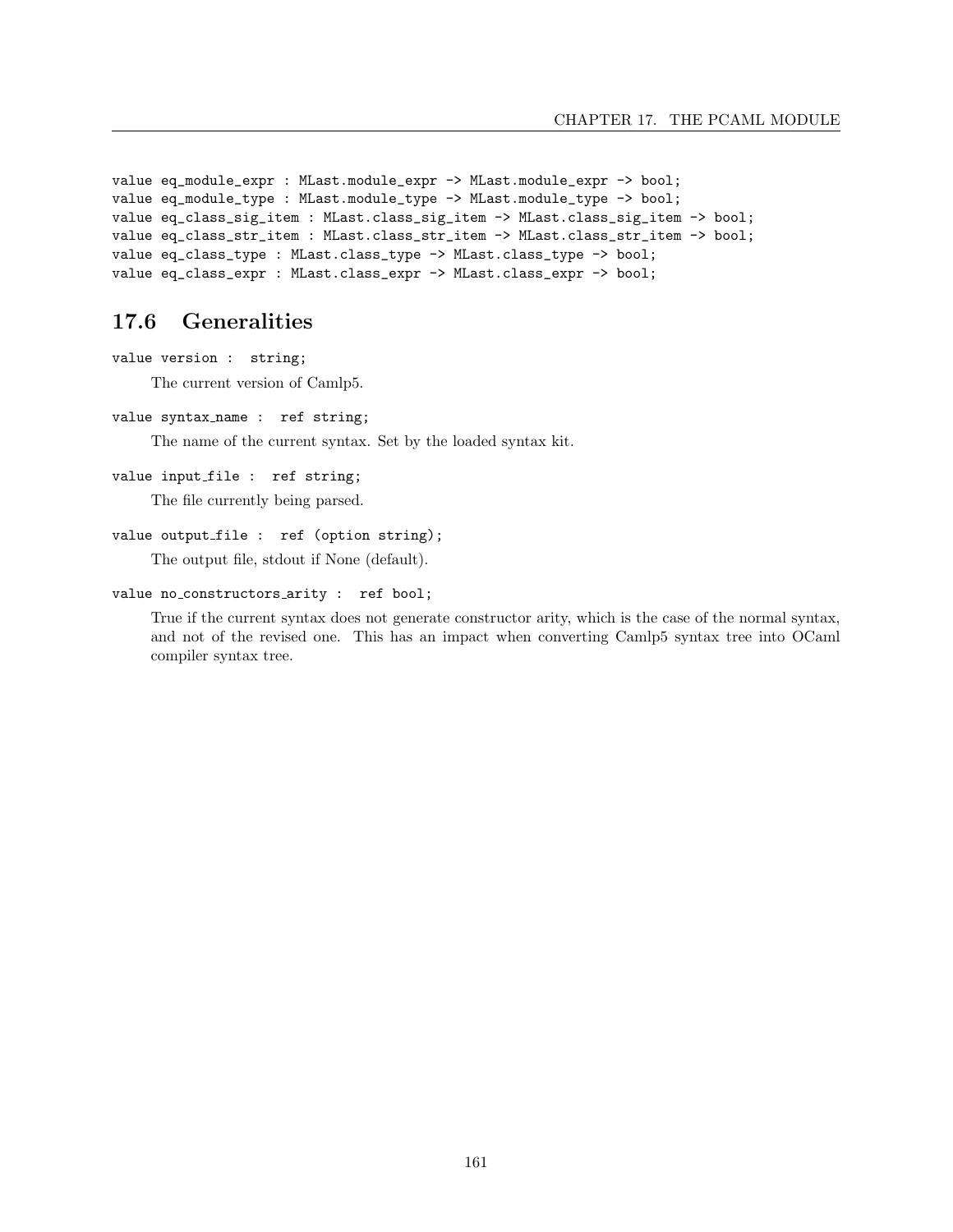```
value eq_module_expr : MLast.module_expr -> MLast.module_expr -> bool;
value eq_module_type : MLast.module_type -> MLast.module_type -> bool;
value eq_class_sig_item : MLast.class_sig_item -> MLast.class_sig_item -> bool;
value eq_class_str_item : MLast.class_str_item -> MLast.class_str_item -> bool;
value eq_class_type : MLast.class_type -> MLast.class_type -> bool;
value eq_class_expr : MLast.class_expr -> MLast.class_expr -> bool;
```

## 17.6 Generalities

`value version : string;`

The current version of Camlp5.

`value syntax_name : ref string;`

The name of the current syntax. Set by the loaded syntax kit.

`value input_file : ref string;`

The file currently being parsed.

`value output_file : ref (option string);`

The output file, stdout if None (default).

`value no_constructors_arity : ref bool;`

True if the current syntax does not generate constructor arity, which is the case of the normal syntax, and not of the revised one. This has an impact when converting Camlp5 syntax tree into OCaml compiler syntax tree.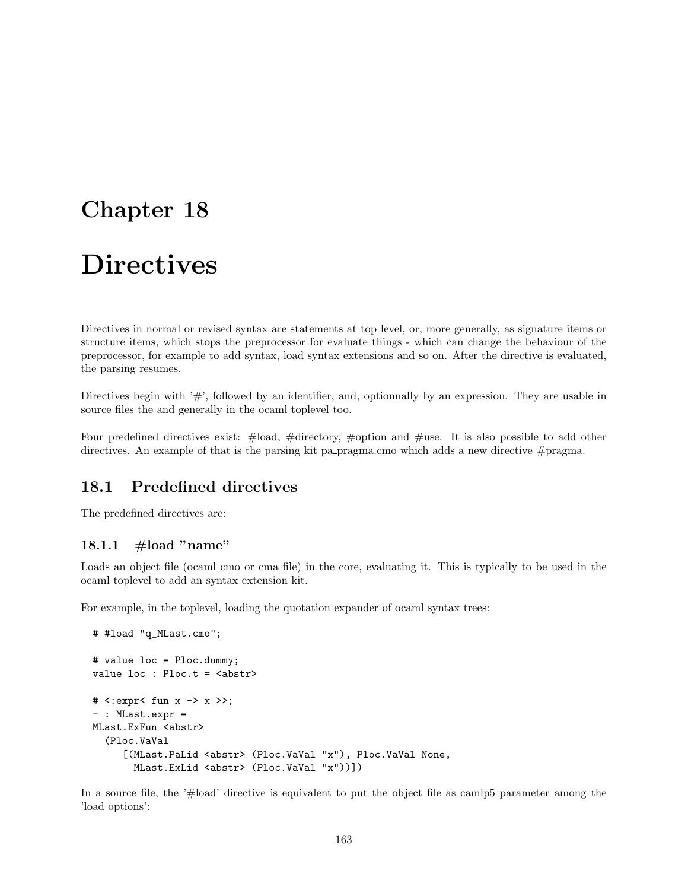# Chapter 18

# Directives

Directives in normal or revised syntax are statements at top level, or, more generally, as signature items or structure items, which stops the preprocessor for evaluate things - which can change the behaviour of the preprocessor, for example to add syntax, load syntax extensions and so on. After the directive is evaluated, the parsing resumes.

Directives begin with '#', followed by an identifier, and, optionnally by an expression. They are usable in source files the and generally in the ocaml toplevel too.

Four predefined directives exist: #load, #directory, #option and #use. It is also possible to add other directives. An example of that is the parsing kit pa_pragma.cmo which adds a new directive #pragma.

## 18.1 Predefined directives

The predefined directives are:

### 18.1.1 #load "name"

Loads an object file (ocaml cmo or cma file) in the core, evaluating it. This is typically to be used in the ocaml toplevel to add an syntax extension kit.

For example, in the toplevel, loading the quotation expander of ocaml syntax trees:

```
# #load "q_MLast.cmo";

# value loc = Ploc.dummy;
value loc : Ploc.t = <abstr>

# <:expr< fun x -> x >>;
- : MLast.expr =
MLast.ExFun <abstr>
  (Ploc.VaVal
     [(MLast.PaLid <abstr> (Ploc.VaVal "x"), Ploc.VaVal None,
       MLast.ExLid <abstr> (Ploc.VaVal "x"))])
```

In a source file, the '#load' directive is equivalent to put the object file as camlp5 parameter among the 'load options':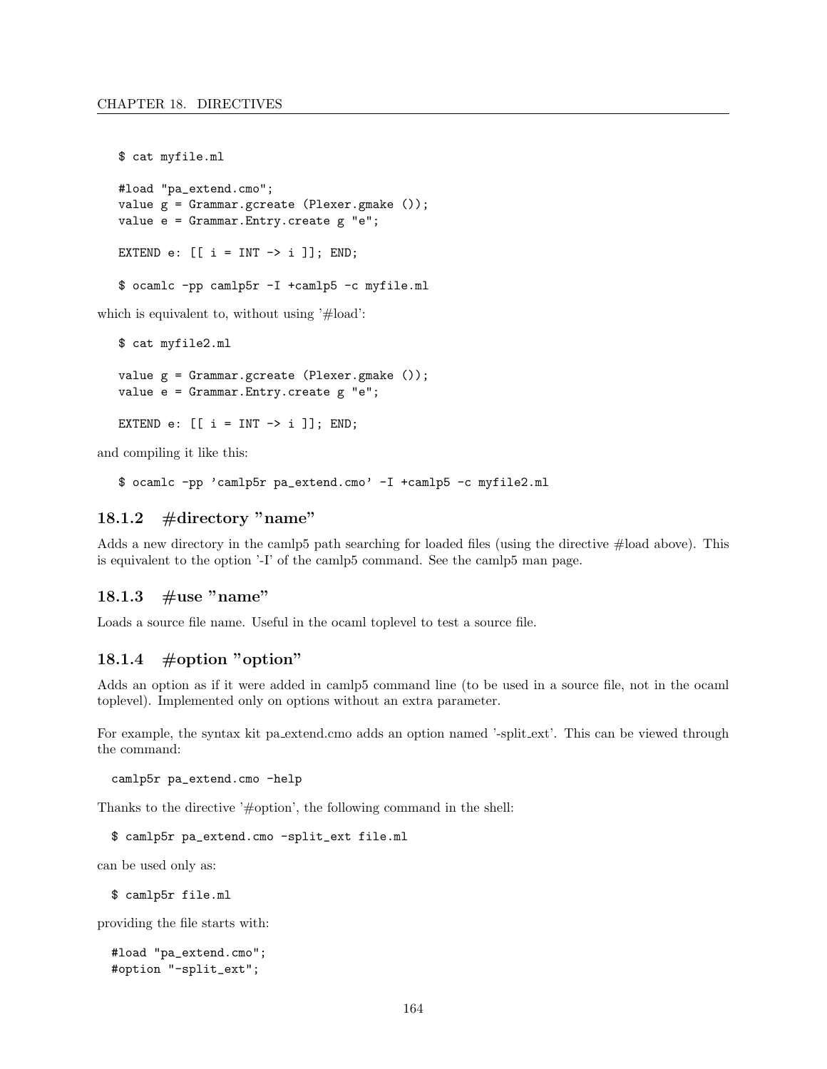```
$ cat myfile.ml

#load "pa_extend.cmo";
value g = Grammar.gcreate (Plexer.gmake ());
value e = Grammar.Entry.create g "e";

EXTEND e: [[ i = INT -> i ]]; END;

$ ocamlc -pp camlp5r -I +camlp5 -c myfile.ml
```

which is equivalent to, without using '#load':

```
$ cat myfile2.ml

value g = Grammar.gcreate (Plexer.gmake ());
value e = Grammar.Entry.create g "e";

EXTEND e: [[ i = INT -> i ]]; END;
```

and compiling it like this:

```
$ ocamlc -pp 'camlp5r pa_extend.cmo' -I +camlp5 -c myfile2.ml
```

### 18.1.2 #directory "name"

Adds a new directory in the camlp5 path searching for loaded files (using the directive #load above). This is equivalent to the option '-I' of the camlp5 command. See the camlp5 man page.

### 18.1.3 #use "name"

Loads a source file name. Useful in the ocaml toplevel to test a source file.

### 18.1.4 #option "option"

Adds an option as if it were added in camlp5 command line (to be used in a source file, not in the ocaml toplevel). Implemented only on options without an extra parameter.

For example, the syntax kit pa_extend.cmo adds an option named '-split_ext'. This can be viewed through the command:

```
camlp5r pa_extend.cmo -help
```

Thanks to the directive '#option', the following command in the shell:

```
$ camlp5r pa_extend.cmo -split_ext file.ml
```

can be used only as:

```
$ camlp5r file.ml
```

providing the file starts with:

```
#load "pa_extend.cmo";
#option "-split_ext";
```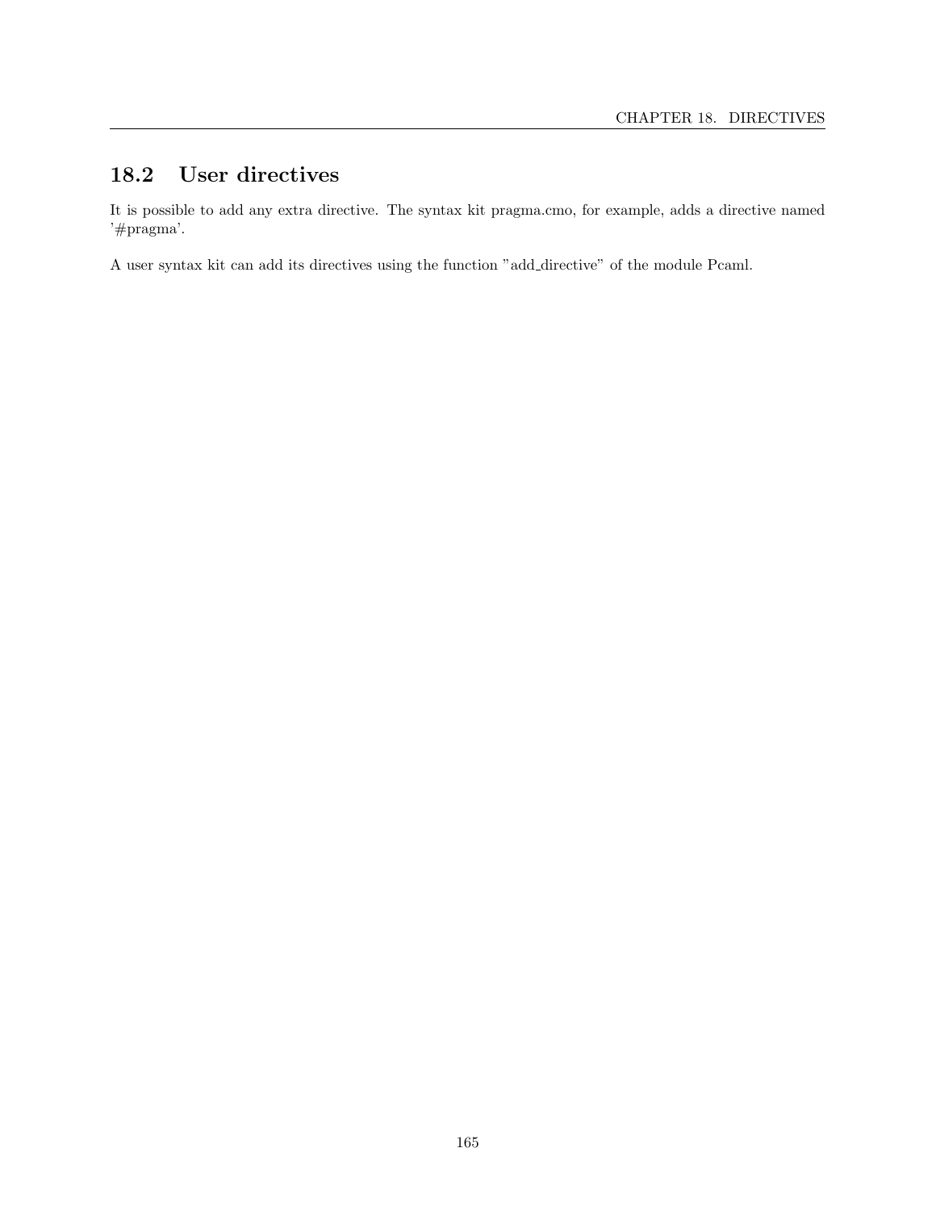## 18.2 User directives

It is possible to add any extra directive. The syntax kit pragma.cmo, for example, adds a directive named '#pragma'.

A user syntax kit can add its directives using the function "add_directive" of the module Pcaml.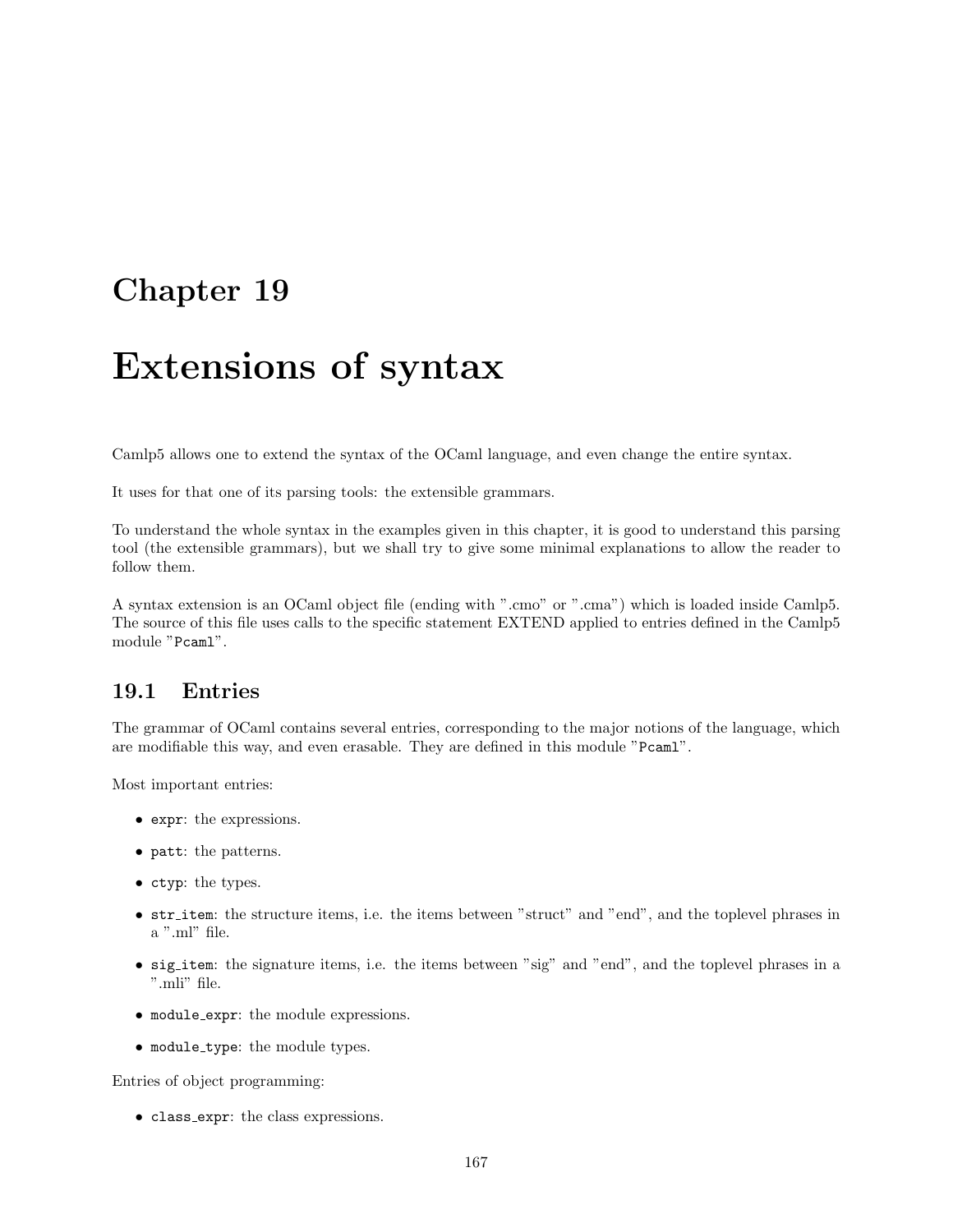# Chapter 19

# Extensions of syntax

Camlp5 allows one to extend the syntax of the OCaml language, and even change the entire syntax.

It uses for that one of its parsing tools: the extensible grammars.

To understand the whole syntax in the examples given in this chapter, it is good to understand this parsing tool (the extensible grammars), but we shall try to give some minimal explanations to allow the reader to follow them.

A syntax extension is an OCaml object file (ending with ".cmo" or ".cma") which is loaded inside Camlp5. The source of this file uses calls to the specific statement EXTEND applied to entries defined in the Camlp5 module "`Pcaml`".

## 19.1 Entries

The grammar of OCaml contains several entries, corresponding to the major notions of the language, which are modifiable this way, and even erasable. They are defined in this module "`Pcaml`".

Most important entries:

- `expr`: the expressions.
- `patt`: the patterns.
- `ctyp`: the types.
- `str_item`: the structure items, i.e. the items between "struct" and "end", and the toplevel phrases in a ".ml" file.
- `sig_item`: the signature items, i.e. the items between "sig" and "end", and the toplevel phrases in a ".mli" file.
- `module_expr`: the module expressions.
- `module_type`: the module types.

Entries of object programming:

- `class_expr`: the class expressions.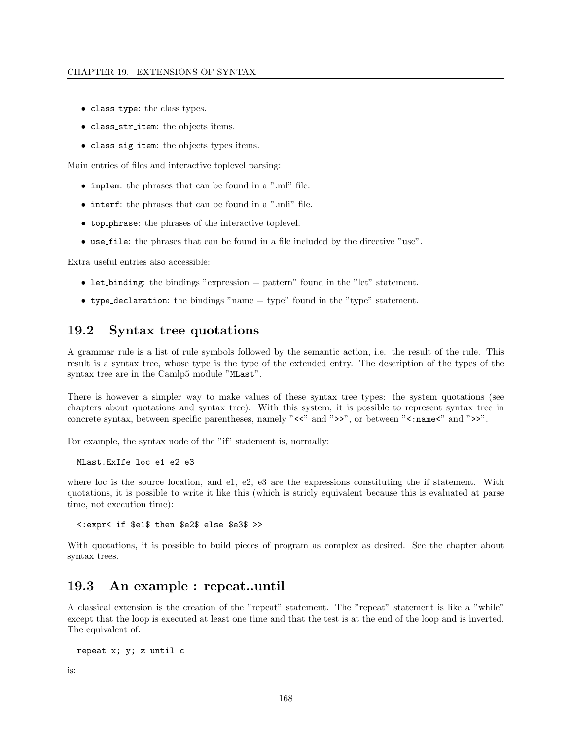- `class_type`: the class types.
- `class_str_item`: the objects items.
- `class_sig_item`: the objects types items.

Main entries of files and interactive toplevel parsing:

- `implem`: the phrases that can be found in a ".ml" file.
- `interf`: the phrases that can be found in a ".mli" file.
- `top_phrase`: the phrases of the interactive toplevel.
- `use_file`: the phrases that can be found in a file included by the directive "use".

Extra useful entries also accessible:

- `let_binding`: the bindings "expression = pattern" found in the "let" statement.
- `type_declaration`: the bindings "name = type" found in the "type" statement.

## 19.2 Syntax tree quotations

A grammar rule is a list of rule symbols followed by the semantic action, i.e. the result of the rule. This result is a syntax tree, whose type is the type of the extended entry. The description of the types of the syntax tree are in the Camlp5 module "`MLast`".

There is however a simpler way to make values of these syntax tree types: the system quotations (see chapters about quotations and syntax tree). With this system, it is possible to represent syntax tree in concrete syntax, between specific parentheses, namely "`<<`" and "`>>`", or between "`<:name<`" and "`>>`".

For example, the syntax node of the "if" statement is, normally:

```
MLast.ExIfe loc e1 e2 e3
```

where loc is the source location, and e1, e2, e3 are the expressions constituting the if statement. With quotations, it is possible to write it like this (which is stricly equivalent because this is evaluated at parse time, not execution time):

```
<:expr< if $e1$ then $e2$ else $e3$ >>
```

With quotations, it is possible to build pieces of program as complex as desired. See the chapter about syntax trees.

## 19.3 An example : repeat..until

A classical extension is the creation of the "repeat" statement. The "repeat" statement is like a "while" except that the loop is executed at least one time and that the test is at the end of the loop and is inverted. The equivalent of:

```
repeat x; y; z until c
```

is: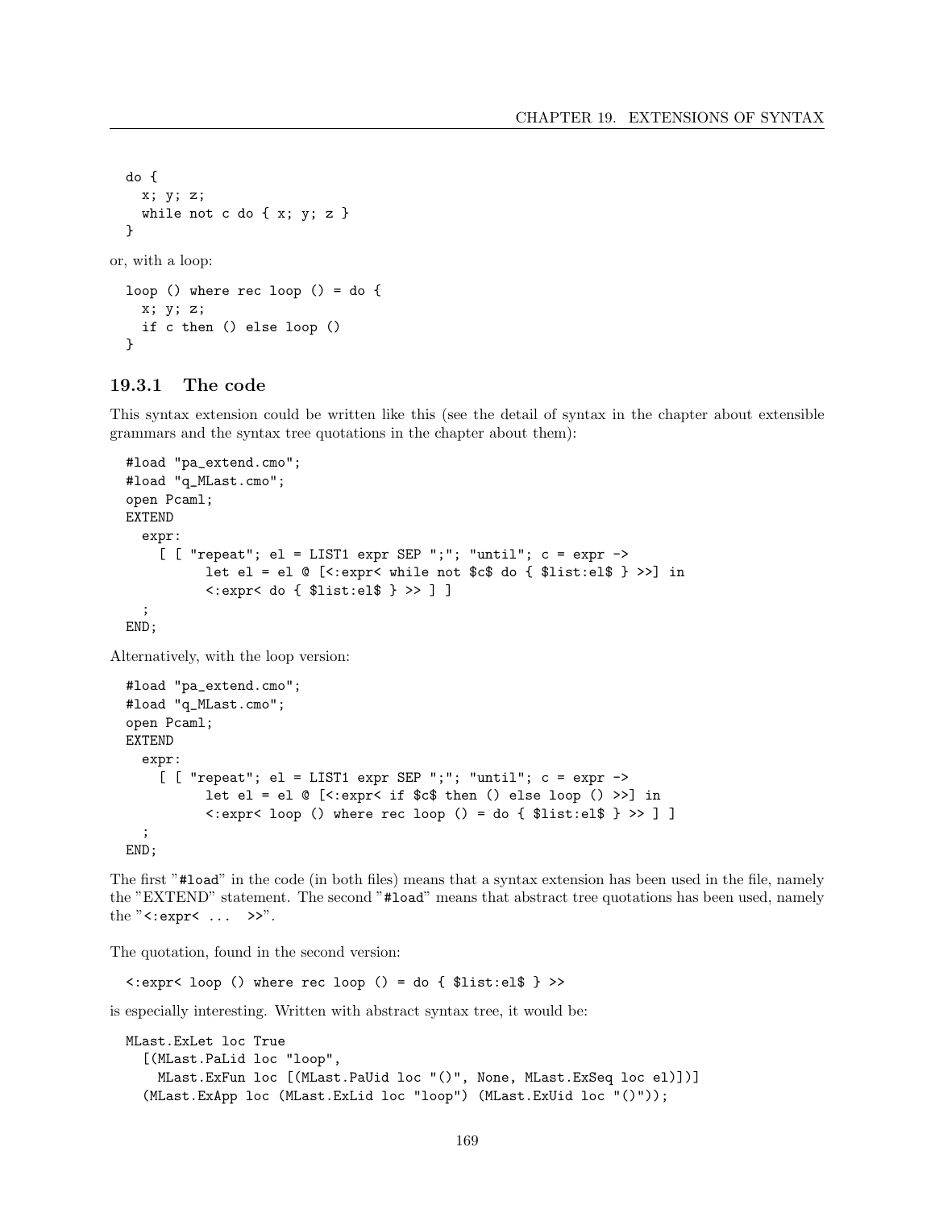```
do {
  x; y; z;
  while not c do { x; y; z }
}
```

or, with a loop:

```
loop () where rec loop () = do {
  x; y; z;
  if c then () else loop ()
}
```

### 19.3.1 The code

This syntax extension could be written like this (see the detail of syntax in the chapter about extensible grammars and the syntax tree quotations in the chapter about them):

```
#load "pa_extend.cmo";
#load "q_MLast.cmo";
open Pcaml;
EXTEND
  expr:
    [ [ "repeat"; el = LIST1 expr SEP ";"; "until"; c = expr ->
          let el = el @ [<:expr< while not $c$ do { $list:el$ } >>] in
          <:expr< do { $list:el$ } >> ] ]
  ;
END;
```

Alternatively, with the loop version:

```
#load "pa_extend.cmo";
#load "q_MLast.cmo";
open Pcaml;
EXTEND
  expr:
    [ [ "repeat"; el = LIST1 expr SEP ";"; "until"; c = expr ->
          let el = el @ [<:expr< if $c$ then () else loop () >>] in
          <:expr< loop () where rec loop () = do { $list:el$ } >> ] ]
  ;
END;
```

The first "#load" in the code (in both files) means that a syntax extension has been used in the file, namely the "EXTEND" statement. The second "#load" means that abstract tree quotations has been used, namely the "<:expr< ... >>".

The quotation, found in the second version:

```
<:expr< loop () where rec loop () = do { $list:el$ } >>
```

is especially interesting. Written with abstract syntax tree, it would be:

```
MLast.ExLet loc True
  [(MLast.PaLid loc "loop",
    MLast.ExFun loc [(MLast.PaUid loc "()", None, MLast.ExSeq loc el)])]
  (MLast.ExApp loc (MLast.ExLid loc "loop") (MLast.ExUid loc "()"));
```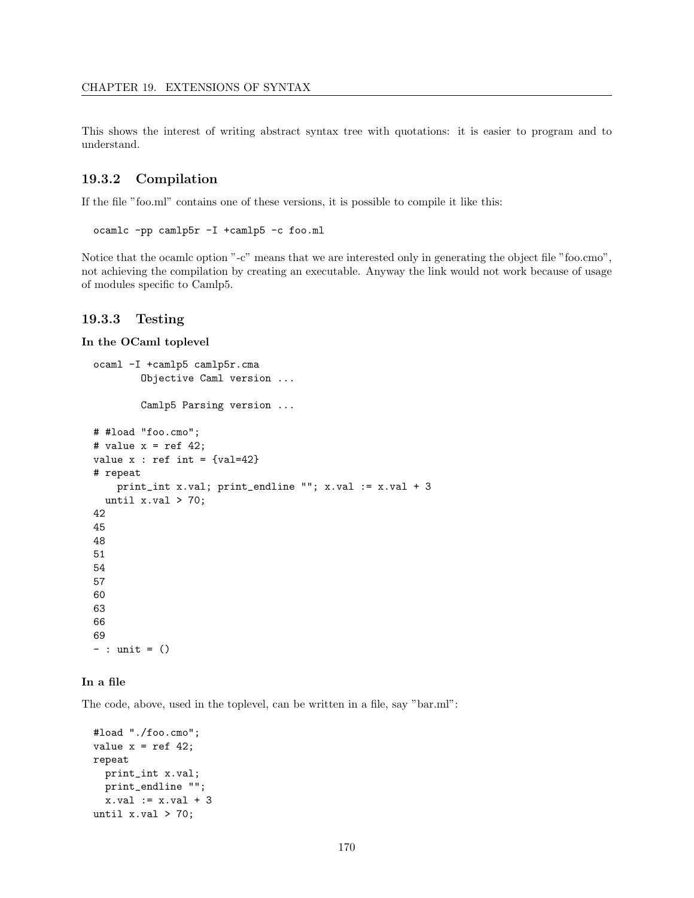This shows the interest of writing abstract syntax tree with quotations: it is easier to program and to understand.

### 19.3.2 Compilation

If the file "foo.ml" contains one of these versions, it is possible to compile it like this:

```
ocamlc -pp camlp5r -I +camlp5 -c foo.ml
```

Notice that the ocamlc option "-c" means that we are interested only in generating the object file "foo.cmo", not achieving the compilation by creating an executable. Anyway the link would not work because of usage of modules specific to Camlp5.

### 19.3.3 Testing

**In the OCaml toplevel**

```
ocaml -I +camlp5 camlp5r.cma
        Objective Caml version ...

        Camlp5 Parsing version ...

# #load "foo.cmo";
# value x = ref 42;
value x : ref int = {val=42}
# repeat
    print_int x.val; print_endline ""; x.val := x.val + 3
  until x.val > 70;
42
45
48
51
54
57
60
63
66
69
- : unit = ()
```

**In a file**

The code, above, used in the toplevel, can be written in a file, say "bar.ml":

```
#load "./foo.cmo";
value x = ref 42;
repeat
  print_int x.val;
  print_endline "";
  x.val := x.val + 3
until x.val > 70;
```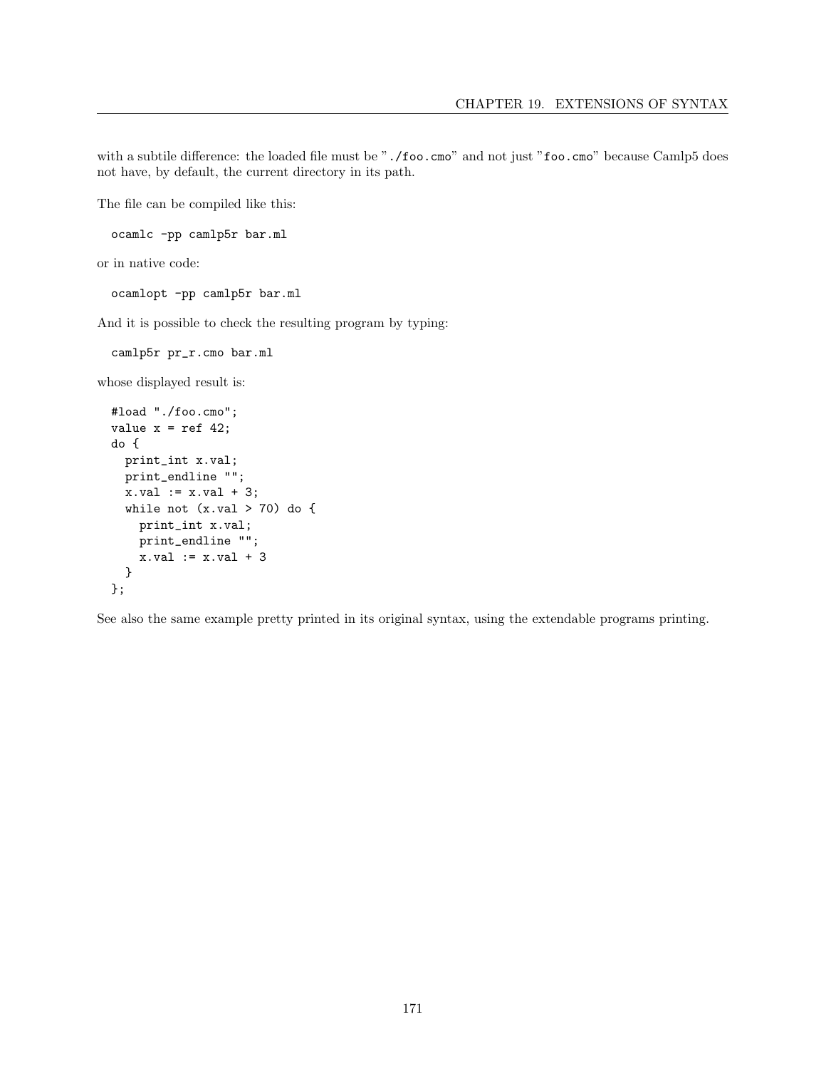with a subtile difference: the loaded file must be "`./foo.cmo`" and not just "`foo.cmo`" because Camlp5 does not have, by default, the current directory in its path.

The file can be compiled like this:

```
ocamlc -pp camlp5r bar.ml
```

or in native code:

```
ocamlopt -pp camlp5r bar.ml
```

And it is possible to check the resulting program by typing:

```
camlp5r pr_r.cmo bar.ml
```

whose displayed result is:

```
#load "./foo.cmo";
value x = ref 42;
do {
  print_int x.val;
  print_endline "";
  x.val := x.val + 3;
  while not (x.val > 70) do {
    print_int x.val;
    print_endline "";
    x.val := x.val + 3
  }
};
```

See also the same example pretty printed in its original syntax, using the extendable programs printing.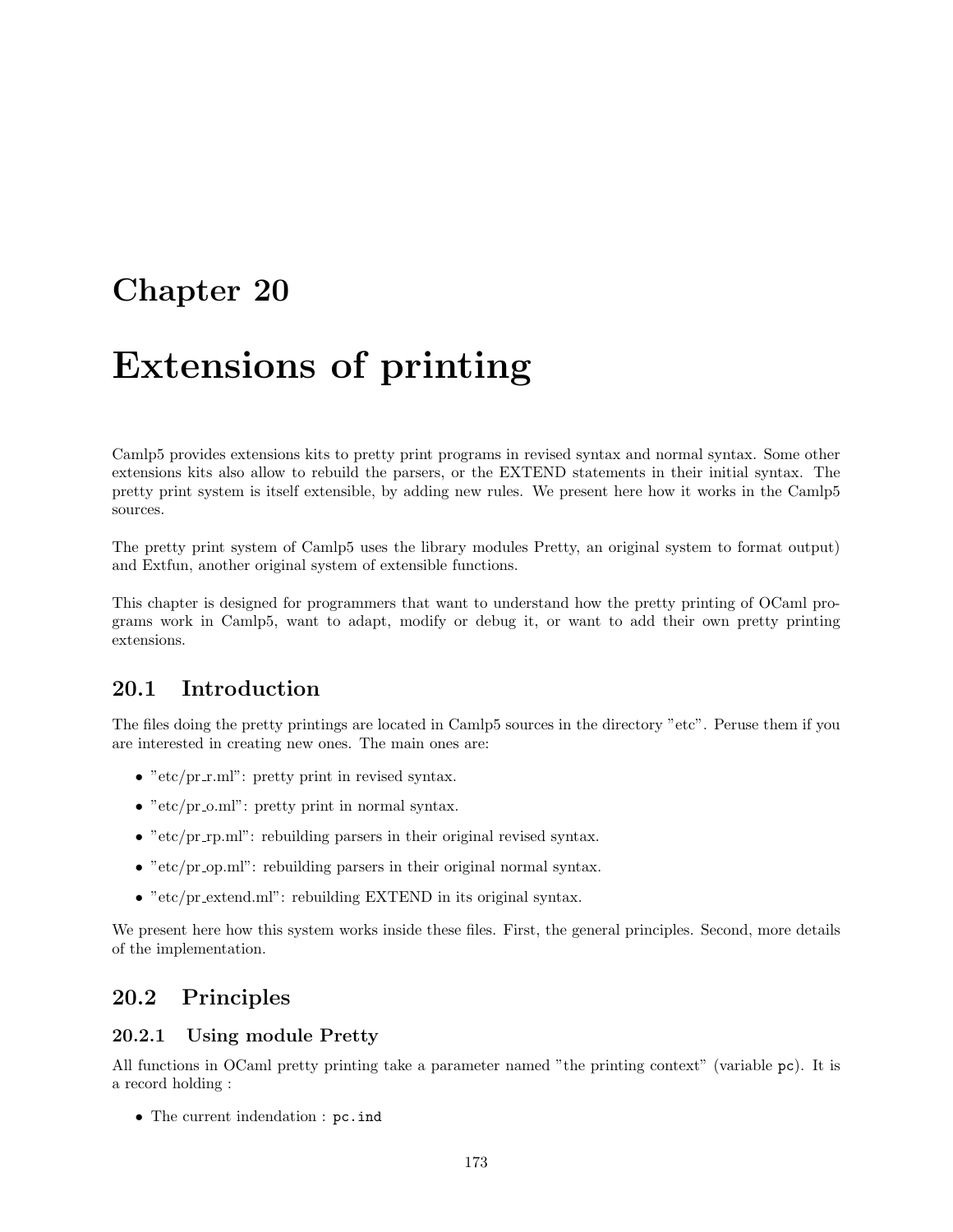# Chapter 20

# Extensions of printing

Camlp5 provides extensions kits to pretty print programs in revised syntax and normal syntax. Some other extensions kits also allow to rebuild the parsers, or the EXTEND statements in their initial syntax. The pretty print system is itself extensible, by adding new rules. We present here how it works in the Camlp5 sources.

The pretty print system of Camlp5 uses the library modules Pretty, an original system to format output) and Extfun, another original system of extensible functions.

This chapter is designed for programmers that want to understand how the pretty printing of OCaml programs work in Camlp5, want to adapt, modify or debug it, or want to add their own pretty printing extensions.

## 20.1 Introduction

The files doing the pretty printings are located in Camlp5 sources in the directory "etc". Peruse them if you are interested in creating new ones. The main ones are:

- "etc/pr_r.ml": pretty print in revised syntax.
- "etc/pr_o.ml": pretty print in normal syntax.
- "etc/pr_rp.ml": rebuilding parsers in their original revised syntax.
- "etc/pr_op.ml": rebuilding parsers in their original normal syntax.
- "etc/pr_extend.ml": rebuilding EXTEND in its original syntax.

We present here how this system works inside these files. First, the general principles. Second, more details of the implementation.

## 20.2 Principles

### 20.2.1 Using module Pretty

All functions in OCaml pretty printing take a parameter named "the printing context" (variable `pc`). It is a record holding :

- The current indendation : `pc.ind`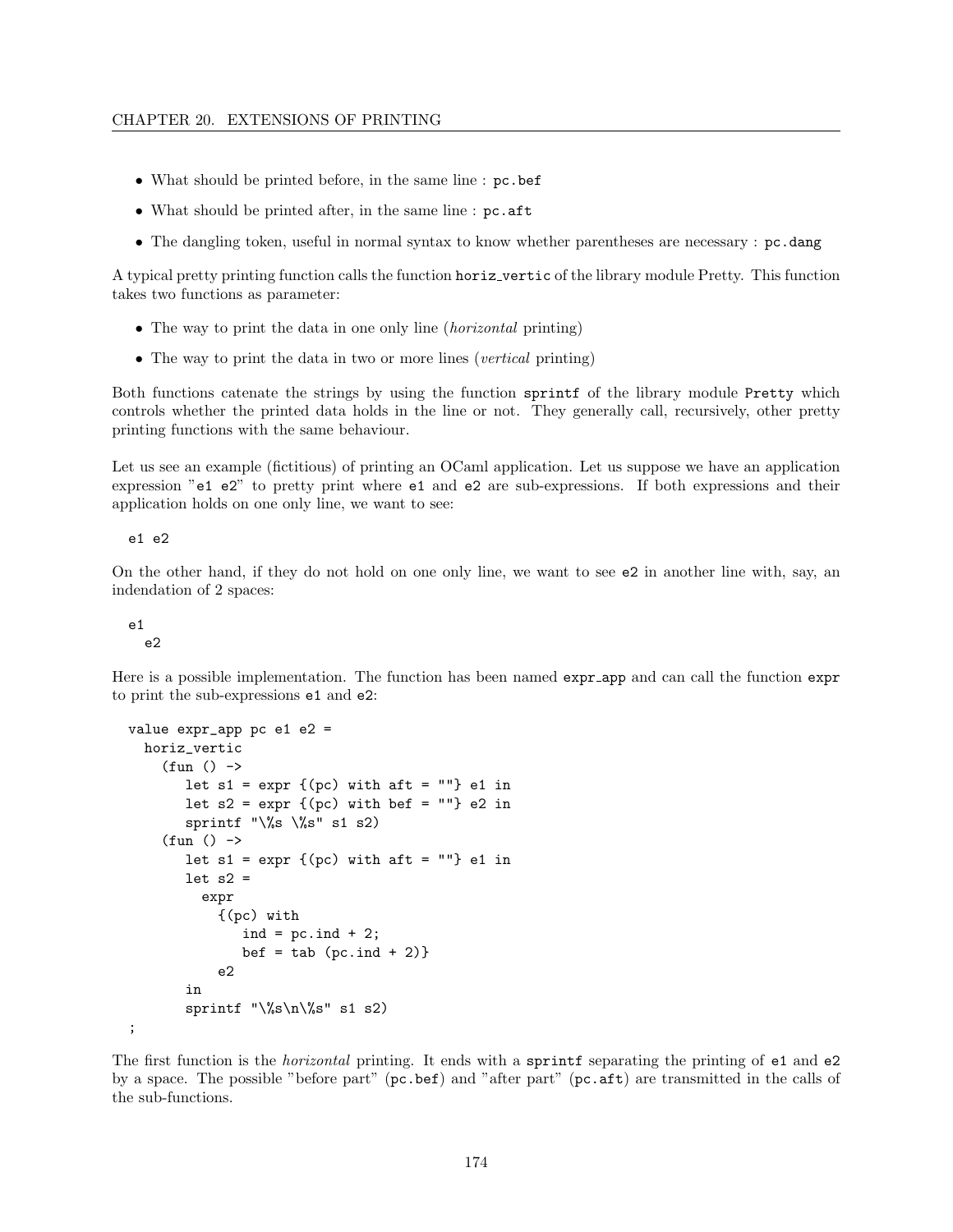- What should be printed before, in the same line : `pc.bef`
- What should be printed after, in the same line : `pc.aft`
- The dangling token, useful in normal syntax to know whether parentheses are necessary : `pc.dang`

A typical pretty printing function calls the function `horiz_vertic` of the library module Pretty. This function takes two functions as parameter:

- The way to print the data in one only line (*horizontal* printing)
- The way to print the data in two or more lines (*vertical* printing)

Both functions catenate the strings by using the function `sprintf` of the library module `Pretty` which controls whether the printed data holds in the line or not. They generally call, recursively, other pretty printing functions with the same behaviour.

Let us see an example (fictitious) of printing an OCaml application. Let us suppose we have an application expression "`e1 e2`" to pretty print where `e1` and `e2` are sub-expressions. If both expressions and their application holds on one only line, we want to see:

```
e1 e2
```

On the other hand, if they do not hold on one only line, we want to see `e2` in another line with, say, an indendation of 2 spaces:

```
e1
  e2
```

Here is a possible implementation. The function has been named `expr_app` and can call the function `expr` to print the sub-expressions `e1` and `e2`:

```
value expr_app pc e1 e2 =
  horiz_vertic
    (fun () ->
       let s1 = expr {(pc) with aft = ""} e1 in
       let s2 = expr {(pc) with bef = ""} e2 in
       sprintf "\%s \%s" s1 s2)
    (fun () ->
       let s1 = expr {(pc) with aft = ""} e1 in
       let s2 =
         expr
           {(pc) with
              ind = pc.ind + 2;
              bef = tab (pc.ind + 2)}
           e2
       in
       sprintf "\%s\n\%s" s1 s2)
;
```

The first function is the *horizontal* printing. It ends with a `sprintf` separating the printing of `e1` and `e2` by a space. The possible "before part" (`pc.bef`) and "after part" (`pc.aft`) are transmitted in the calls of the sub-functions.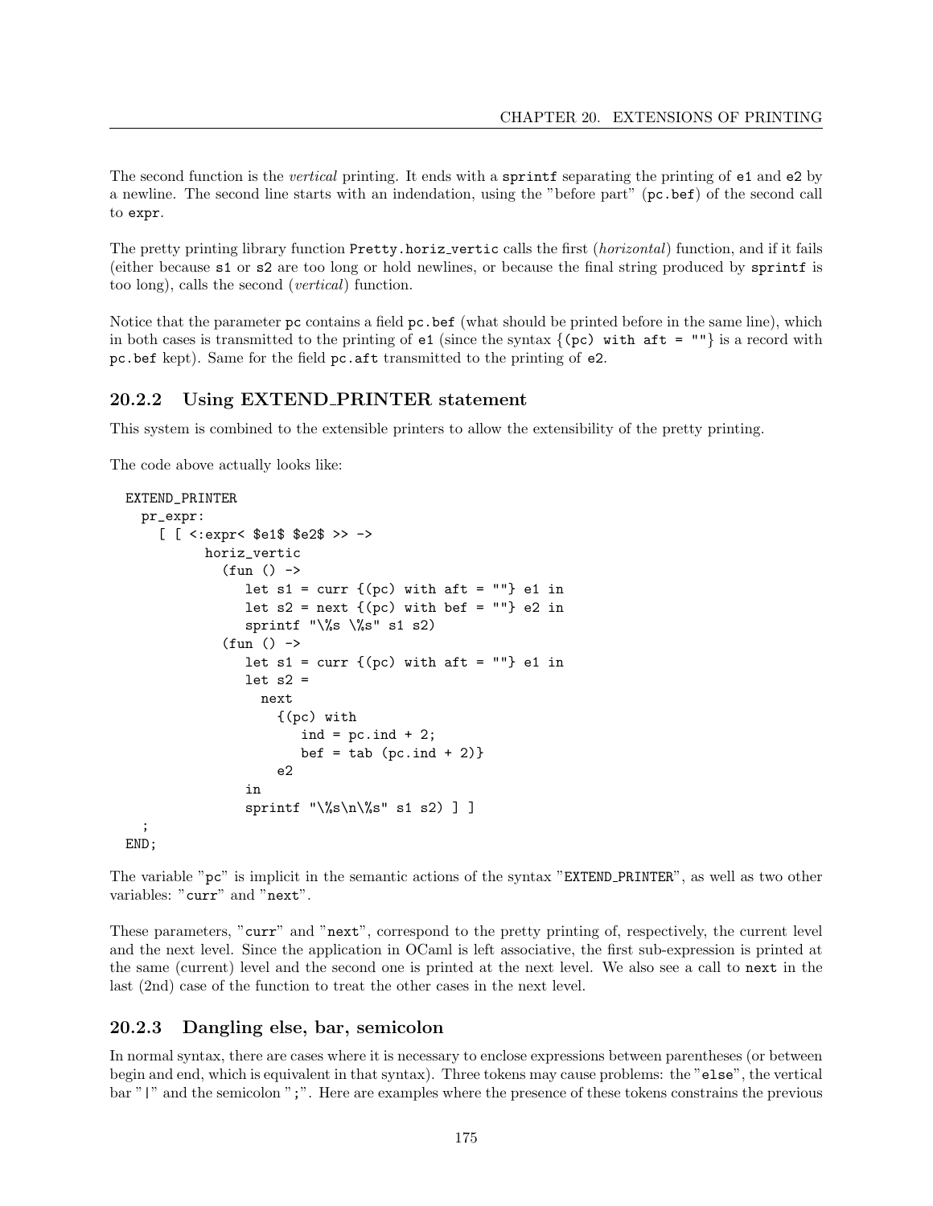The second function is the *vertical* printing. It ends with a `sprintf` separating the printing of `e1` and `e2` by a newline. The second line starts with an indendation, using the "before part" (`pc.bef`) of the second call to `expr`.

The pretty printing library function `Pretty.horiz_vertic` calls the first (*horizontal*) function, and if it fails (either because `s1` or `s2` are too long or hold newlines, or because the final string produced by `sprintf` is too long), calls the second (*vertical*) function.

Notice that the parameter `pc` contains a field `pc.bef` (what should be printed before in the same line), which in both cases is transmitted to the printing of `e1` (since the syntax {`(pc) with aft = ""`} is a record with `pc.bef` kept). Same for the field `pc.aft` transmitted to the printing of `e2`.

### 20.2.2 Using EXTEND_PRINTER statement

This system is combined to the extensible printers to allow the extensibility of the pretty printing.

The code above actually looks like:

```
EXTEND_PRINTER
  pr_expr:
    [ [ <:expr< $e1$ $e2$ >> ->
          horiz_vertic
            (fun () ->
               let s1 = curr {(pc) with aft = ""} e1 in
               let s2 = next {(pc) with bef = ""} e2 in
               sprintf "\%s \%s" s1 s2)
            (fun () ->
               let s1 = curr {(pc) with aft = ""} e1 in
               let s2 =
                 next
                   {(pc) with
                      ind = pc.ind + 2;
                      bef = tab (pc.ind + 2)}
                    e2
               in
               sprintf "\%s\n\%s" s1 s2) ] ]
  ;
END;
```

The variable "`pc`" is implicit in the semantic actions of the syntax "`EXTEND_PRINTER`", as well as two other variables: "`curr`" and "`next`".

These parameters, "`curr`" and "`next`", correspond to the pretty printing of, respectively, the current level and the next level. Since the application in OCaml is left associative, the first sub-expression is printed at the same (current) level and the second one is printed at the next level. We also see a call to `next` in the last (2nd) case of the function to treat the other cases in the next level.

### 20.2.3 Dangling else, bar, semicolon

In normal syntax, there are cases where it is necessary to enclose expressions between parentheses (or between begin and end, which is equivalent in that syntax). Three tokens may cause problems: the "`else`", the vertical bar "`|`" and the semicolon "`;`". Here are examples where the presence of these tokens constrains the previous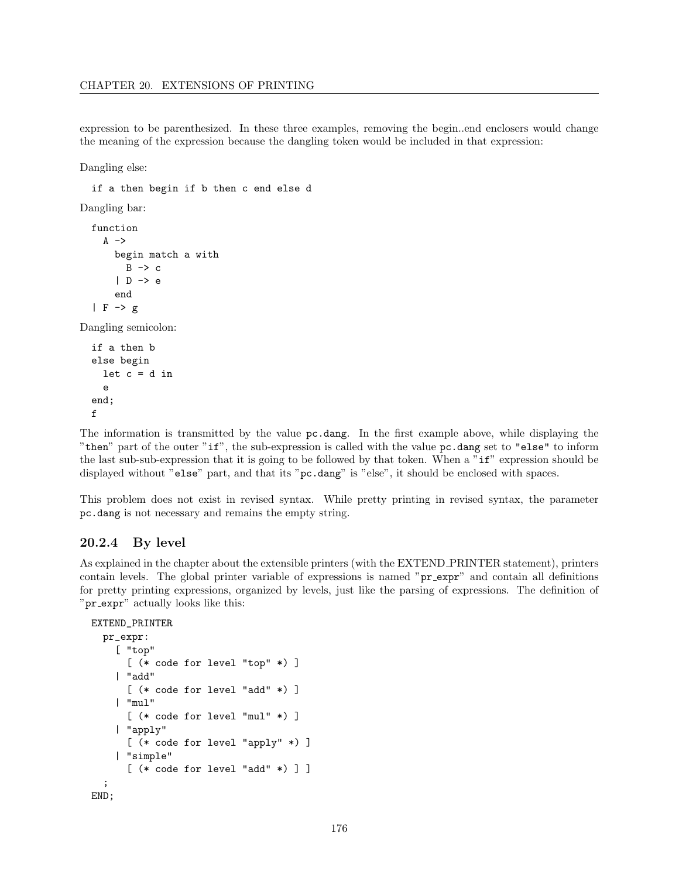expression to be parenthesized. In these three examples, removing the begin..end enclosers would change the meaning of the expression because the dangling token would be included in that expression:

Dangling else:

```
if a then begin if b then c end else d
```

Dangling bar:

```
function
  A ->
    begin match a with
      B -> c
    | D -> e
    end
| F -> g
```

Dangling semicolon:

```
if a then b
else begin
  let c = d in
  e
end;
f
```

The information is transmitted by the value `pc.dang`. In the first example above, while displaying the "`then`" part of the outer "`if`", the sub-expression is called with the value `pc.dang` set to `"else"` to inform the last sub-sub-expression that it is going to be followed by that token. When a "`if`" expression should be displayed without "`else`" part, and that its "`pc.dang`" is "else", it should be enclosed with spaces.

This problem does not exist in revised syntax. While pretty printing in revised syntax, the parameter `pc.dang` is not necessary and remains the empty string.

### 20.2.4 By level

As explained in the chapter about the extensible printers (with the EXTEND_PRINTER statement), printers contain levels. The global printer variable of expressions is named "`pr_expr`" and contain all definitions for pretty printing expressions, organized by levels, just like the parsing of expressions. The definition of "`pr_expr`" actually looks like this:

```
EXTEND_PRINTER
  pr_expr:
    [ "top"
      [ (* code for level "top" *) ]
    | "add"
      [ (* code for level "add" *) ]
    | "mul"
      [ (* code for level "mul" *) ]
    | "apply"
      [ (* code for level "apply" *) ]
    | "simple"
      [ (* code for level "add" *) ] ]
  ;
END;
```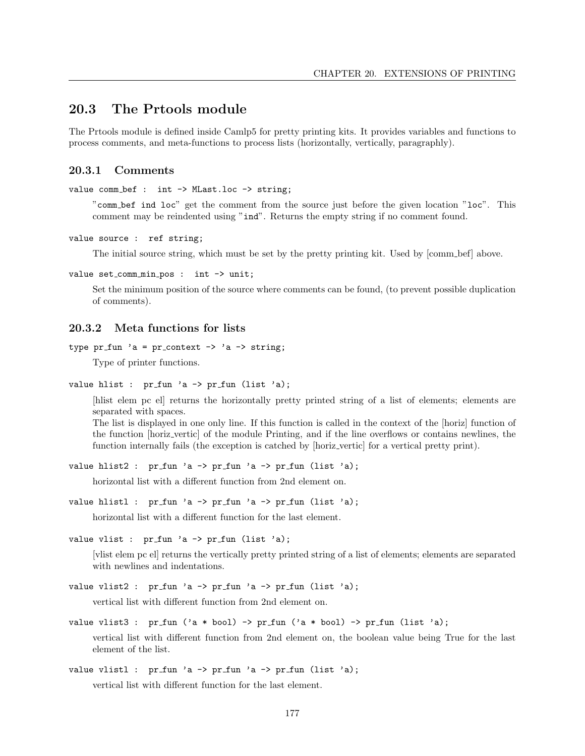## 20.3 The Prtools module

The Prtools module is defined inside Camlp5 for pretty printing kits. It provides variables and functions to process comments, and meta-functions to process lists (horizontally, vertically, paragraphly).

### 20.3.1 Comments

```
value comm_bef :  int -> MLast.loc -> string;
```

"`comm_bef ind loc`" get the comment from the source just before the given location "`loc`". This comment may be reindented using "`ind`". Returns the empty string if no comment found.

```
value source :  ref string;
```

The initial source string, which must be set by the pretty printing kit. Used by [comm_bef] above.

```
value set_comm_min_pos :  int -> unit;
```

Set the minimum position of the source where comments can be found, (to prevent possible duplication of comments).

### 20.3.2 Meta functions for lists

```
type pr_fun 'a = pr_context -> 'a -> string;
```

Type of printer functions.

```
value hlist :  pr_fun 'a -> pr_fun (list 'a);
```

[hlist elem pc el] returns the horizontally pretty printed string of a list of elements; elements are separated with spaces.
The list is displayed in one only line. If this function is called in the context of the [horiz] function of the function [horiz_vertic] of the module Printing, and if the line overflows or contains newlines, the function internally fails (the exception is catched by [horiz_vertic] for a vertical pretty print).

```
value hlist2 :  pr_fun 'a -> pr_fun 'a -> pr_fun (list 'a);
```

horizontal list with a different function from 2nd element on.

```
value hlistl :  pr_fun 'a -> pr_fun 'a -> pr_fun (list 'a);
```

horizontal list with a different function for the last element.

```
value vlist :  pr_fun 'a -> pr_fun (list 'a);
```

[vlist elem pc el] returns the vertically pretty printed string of a list of elements; elements are separated with newlines and indentations.

```
value vlist2 :  pr_fun 'a -> pr_fun 'a -> pr_fun (list 'a);
```

vertical list with different function from 2nd element on.

```
value vlist3 :  pr_fun ('a * bool) -> pr_fun ('a * bool) -> pr_fun (list 'a);
```

vertical list with different function from 2nd element on, the boolean value being True for the last element of the list.

```
value vlistl :  pr_fun 'a -> pr_fun 'a -> pr_fun (list 'a);
```

vertical list with different function for the last element.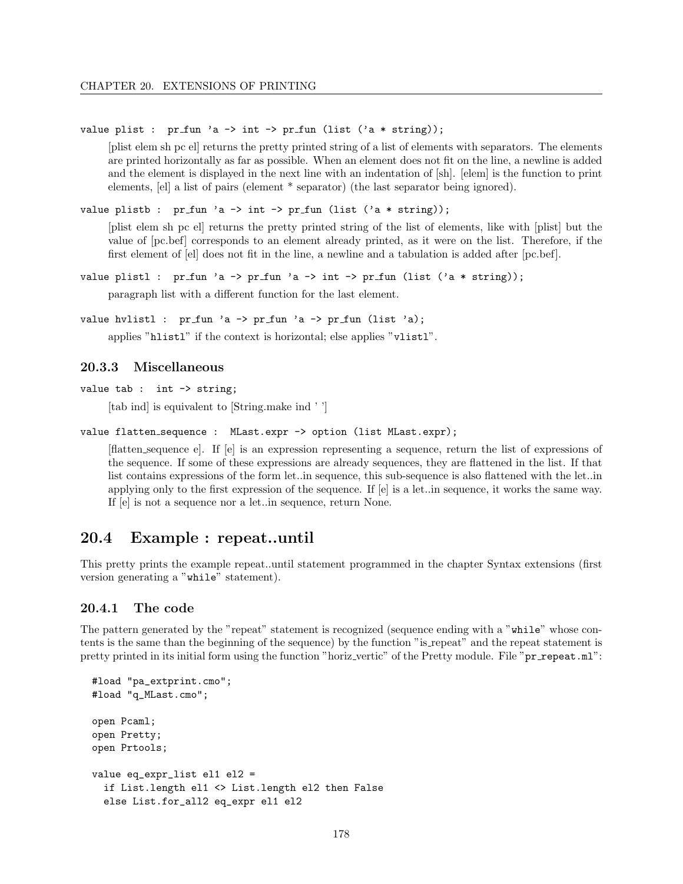```
value plist :  pr_fun 'a -> int -> pr_fun (list ('a * string));
```

[plist elem sh pc el] returns the pretty printed string of a list of elements with separators. The elements are printed horizontally as far as possible. When an element does not fit on the line, a newline is added and the element is displayed in the next line with an indentation of [sh]. [elem] is the function to print elements, [el] a list of pairs (element * separator) (the last separator being ignored).

```
value plistb :  pr_fun 'a -> int -> pr_fun (list ('a * string));
```

[plist elem sh pc el] returns the pretty printed string of the list of elements, like with [plist] but the value of [pc.bef] corresponds to an element already printed, as it were on the list. Therefore, if the first element of [el] does not fit in the line, a newline and a tabulation is added after [pc.bef].

```
value plistl :  pr_fun 'a -> pr_fun 'a -> int -> pr_fun (list ('a * string));
```

paragraph list with a different function for the last element.

```
value hvlistl :  pr_fun 'a -> pr_fun 'a -> pr_fun (list 'a);
```

applies "`hlistl`" if the context is horizontal; else applies "`vlistl`".

### 20.3.3 Miscellaneous

```
value tab :  int -> string;
```

[tab ind] is equivalent to [String.make ind ' ']

```
value flatten_sequence :  MLast.expr -> option (list MLast.expr);
```

[flatten_sequence e]. If [e] is an expression representing a sequence, return the list of expressions of the sequence. If some of these expressions are already sequences, they are flattened in the list. If that list contains expressions of the form let..in sequence, this sub-sequence is also flattened with the let..in applying only to the first expression of the sequence. If [e] is a let..in sequence, it works the same way. If [e] is not a sequence nor a let..in sequence, return None.

## 20.4 Example : repeat..until

This pretty prints the example repeat..until statement programmed in the chapter Syntax extensions (first version generating a "`while`" statement).

### 20.4.1 The code

The pattern generated by the "repeat" statement is recognized (sequence ending with a "`while`" whose contents is the same than the beginning of the sequence) by the function "is_repeat" and the repeat statement is pretty printed in its initial form using the function "horiz_vertic" of the Pretty module. File "`pr_repeat.ml`":

```
#load "pa_extprint.cmo";
#load "q_MLast.cmo";

open Pcaml;
open Pretty;
open Prtools;

value eq_expr_list el1 el2 =
  if List.length el1 <> List.length el2 then False
  else List.for_all2 eq_expr el1 el2
```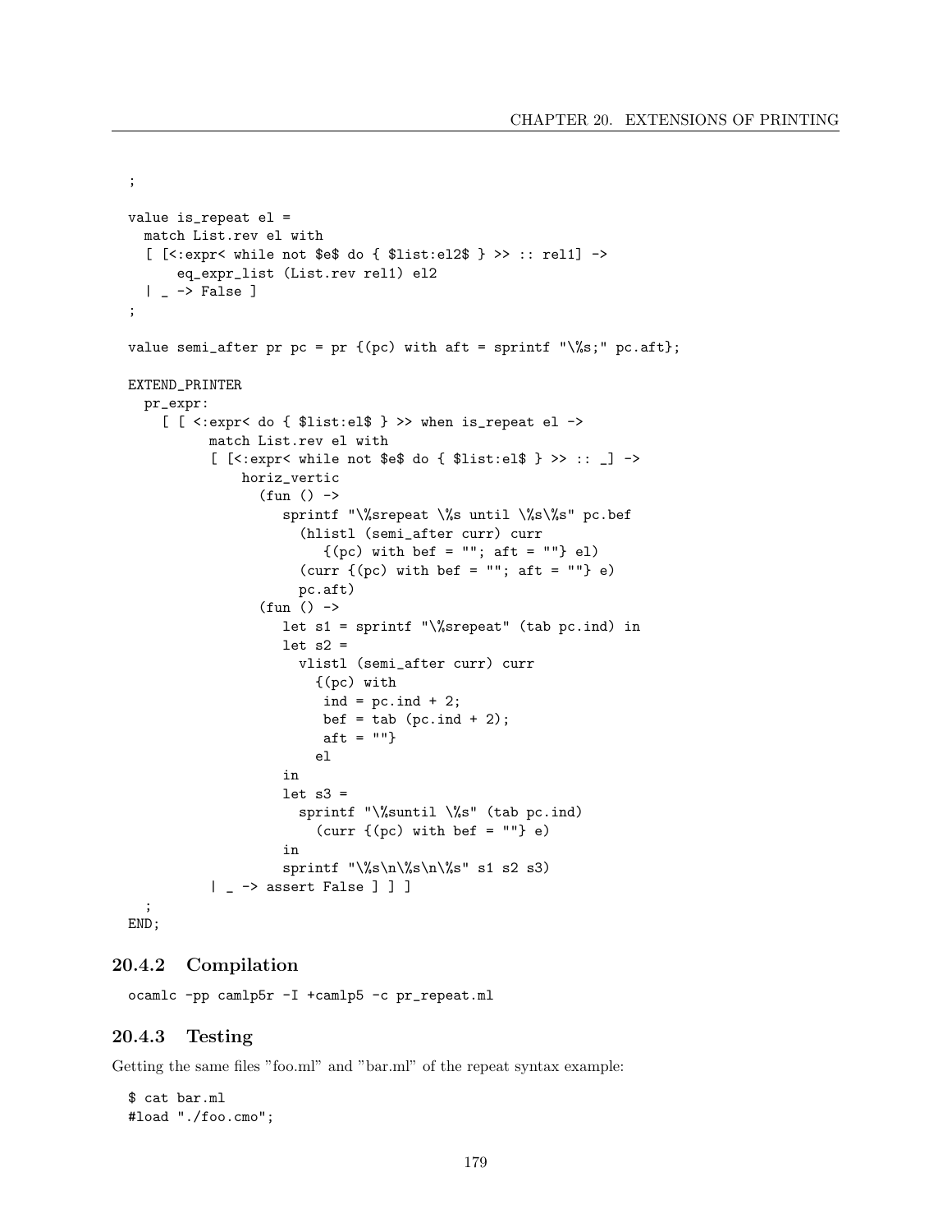```
;

value is_repeat el =
  match List.rev el with
  [ [<:expr< while not $e$ do { $list:el2$ } >> :: rel1] ->
      eq_expr_list (List.rev rel1) el2
  | _ -> False ]
;

value semi_after pr pc = pr {(pc) with aft = sprintf "\%s;" pc.aft};

EXTEND_PRINTER
  pr_expr:
    [ [ <:expr< do { $list:el$ } >> when is_repeat el ->
          match List.rev el with
          [ [<:expr< while not $e$ do { $list:el$ } >> :: _] ->
              horiz_vertic
                (fun () ->
                   sprintf "\%srepeat \%s until \%s\%s" pc.bef
                     (hlistl (semi_after curr) curr
                        {(pc) with bef = ""; aft = ""} el)
                     (curr {(pc) with bef = ""; aft = ""} e)
                     pc.aft)
                (fun () ->
                   let s1 = sprintf "\%srepeat" (tab pc.ind) in
                   let s2 =
                     vlistl (semi_after curr) curr
                       {(pc) with
                        ind = pc.ind + 2;
                        bef = tab (pc.ind + 2);
                        aft = ""}
                       el
                   in
                   let s3 =
                     sprintf "\%suntil \%s" (tab pc.ind)
                       (curr {(pc) with bef = ""} e)
                   in
                   sprintf "\%s\n\%s\n\%s" s1 s2 s3)
          | _ -> assert False ] ] ]
  ;
END;
```

### 20.4.2 Compilation

```
ocamlc -pp camlp5r -I +camlp5 -c pr_repeat.ml
```

### 20.4.3 Testing

Getting the same files "foo.ml" and "bar.ml" of the repeat syntax example:

```
$ cat bar.ml
#load "./foo.cmo";
```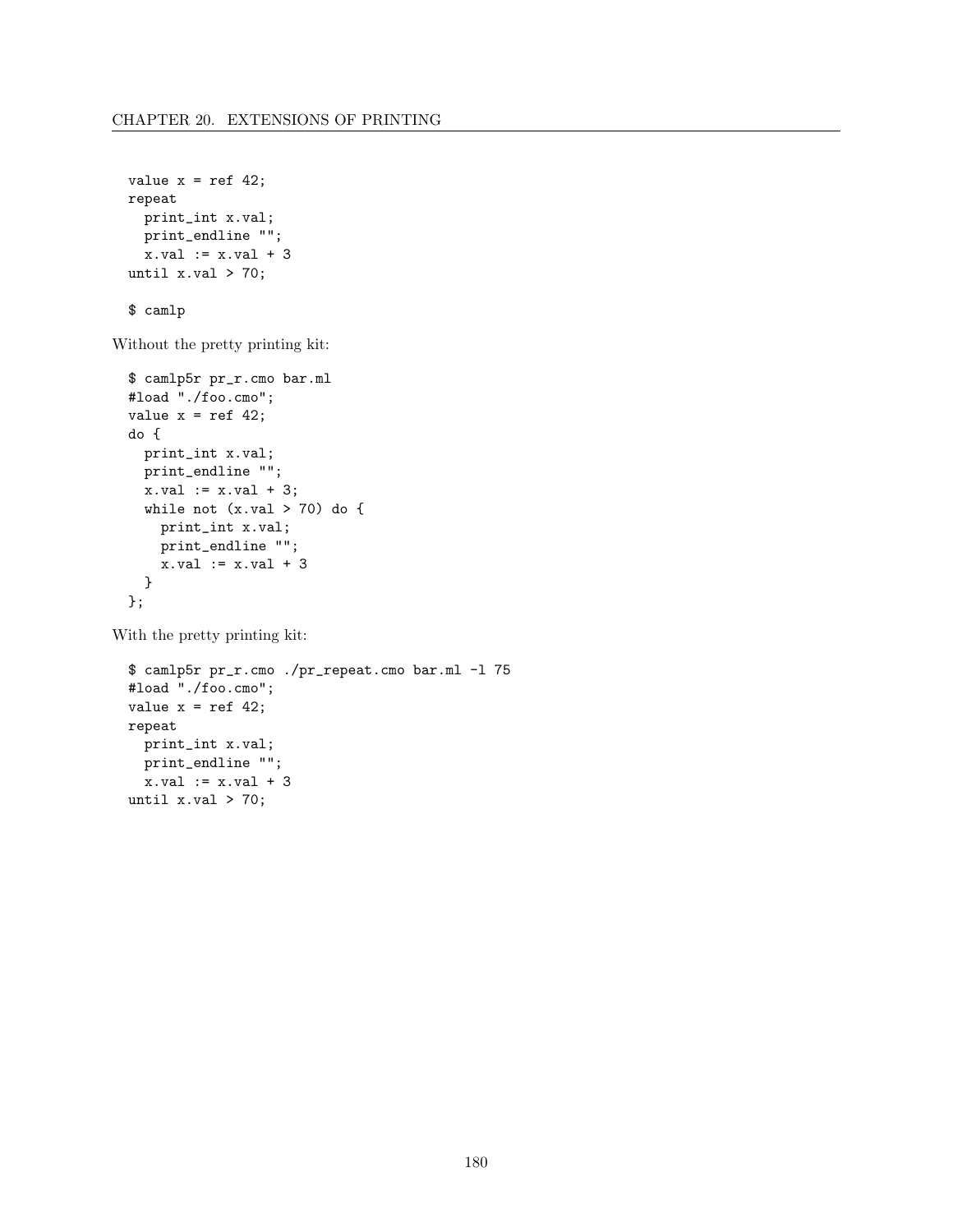```
value x = ref 42;
repeat
  print_int x.val;
  print_endline "";
  x.val := x.val + 3
until x.val > 70;

$ camlp
```

Without the pretty printing kit:

```
$ camlp5r pr_r.cmo bar.ml
#load "./foo.cmo";
value x = ref 42;
do {
  print_int x.val;
  print_endline "";
  x.val := x.val + 3;
  while not (x.val > 70) do {
    print_int x.val;
    print_endline "";
    x.val := x.val + 3
  }
};
```

With the pretty printing kit:

```
$ camlp5r pr_r.cmo ./pr_repeat.cmo bar.ml -l 75
#load "./foo.cmo";
value x = ref 42;
repeat
  print_int x.val;
  print_endline "";
  x.val := x.val + 3
until x.val > 70;
```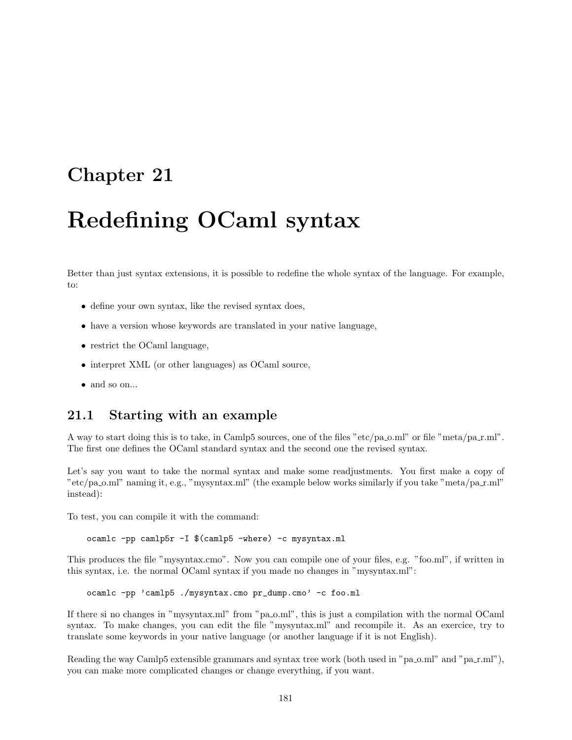# Chapter 21

# Redefining OCaml syntax

Better than just syntax extensions, it is possible to redefine the whole syntax of the language. For example, to:

- define your own syntax, like the revised syntax does,
- have a version whose keywords are translated in your native language,
- restrict the OCaml language,
- interpret XML (or other languages) as OCaml source,
- and so on...

## 21.1 Starting with an example

A way to start doing this is to take, in Camlp5 sources, one of the files "etc/pa_o.ml" or file "meta/pa_r.ml". The first one defines the OCaml standard syntax and the second one the revised syntax.

Let's say you want to take the normal syntax and make some readjustments. You first make a copy of "etc/pa_o.ml" naming it, e.g., "mysyntax.ml" (the example below works similarly if you take "meta/pa_r.ml" instead):

To test, you can compile it with the command:

```
ocamlc -pp camlp5r -I $(camlp5 -where) -c mysyntax.ml
```

This produces the file "mysyntax.cmo". Now you can compile one of your files, e.g. "foo.ml", if written in this syntax, i.e. the normal OCaml syntax if you made no changes in "mysyntax.ml":

```
ocamlc -pp 'camlp5 ./mysyntax.cmo pr_dump.cmo' -c foo.ml
```

If there si no changes in "mysyntax.ml" from "pa_o.ml", this is just a compilation with the normal OCaml syntax. To make changes, you can edit the file "mysyntax.ml" and recompile it. As an exercice, try to translate some keywords in your native language (or another language if it is not English).

Reading the way Camlp5 extensible grammars and syntax tree work (both used in "pa_o.ml" and "pa_r.ml"), you can make more complicated changes or change everything, if you want.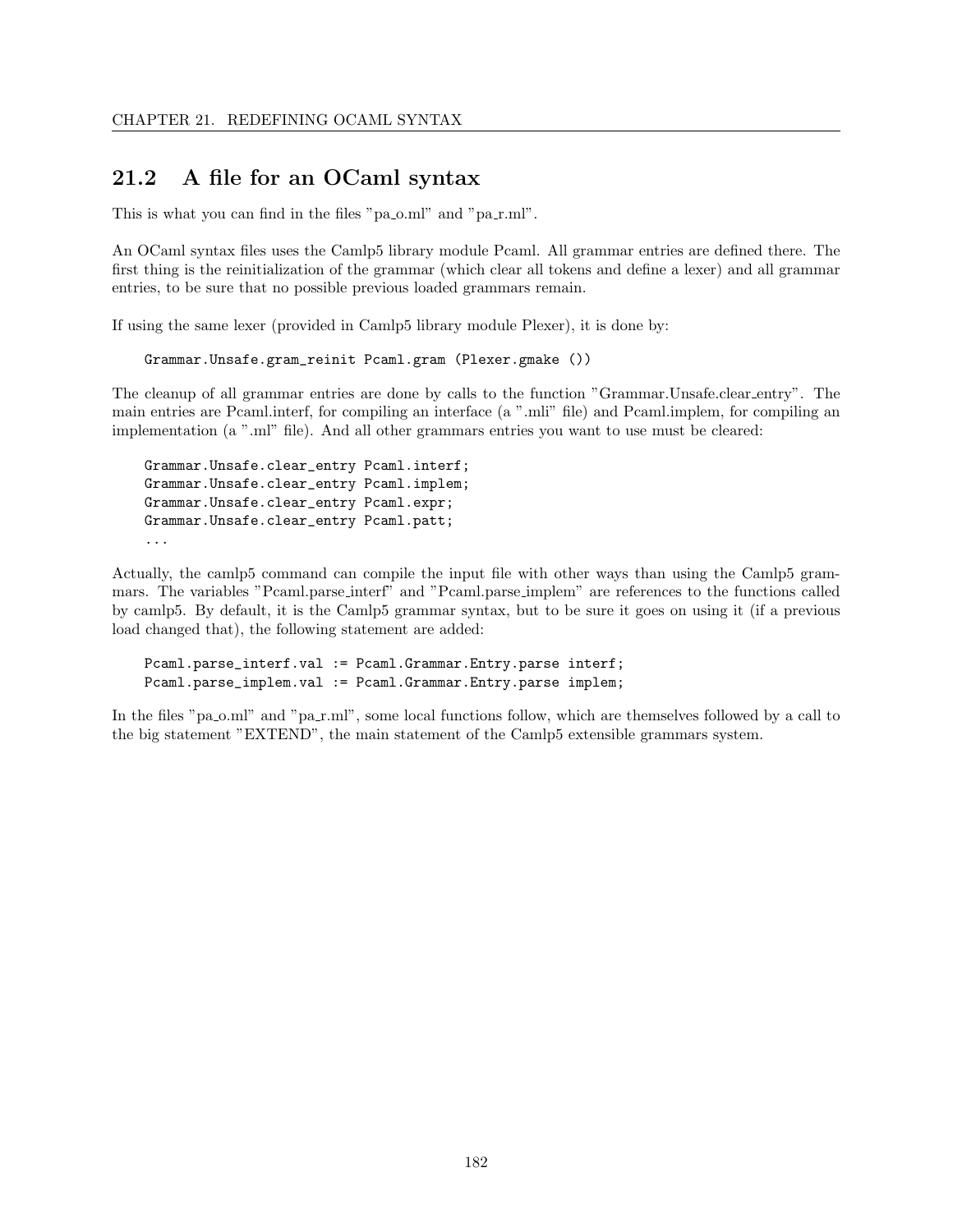## 21.2 A file for an OCaml syntax

This is what you can find in the files "pa_o.ml" and "pa_r.ml".

An OCaml syntax files uses the Camlp5 library module Pcaml. All grammar entries are defined there. The first thing is the reinitialization of the grammar (which clear all tokens and define a lexer) and all grammar entries, to be sure that no possible previous loaded grammars remain.

If using the same lexer (provided in Camlp5 library module Plexer), it is done by:

```
Grammar.Unsafe.gram_reinit Pcaml.gram (Plexer.gmake ())
```

The cleanup of all grammar entries are done by calls to the function "Grammar.Unsafe.clear_entry". The main entries are Pcaml.interf, for compiling an interface (a ".mli" file) and Pcaml.implem, for compiling an implementation (a ".ml" file). And all other grammars entries you want to use must be cleared:

```
Grammar.Unsafe.clear_entry Pcaml.interf;
Grammar.Unsafe.clear_entry Pcaml.implem;
Grammar.Unsafe.clear_entry Pcaml.expr;
Grammar.Unsafe.clear_entry Pcaml.patt;
...
```

Actually, the camlp5 command can compile the input file with other ways than using the Camlp5 grammars. The variables "Pcaml.parse_interf" and "Pcaml.parse_implem" are references to the functions called by camlp5. By default, it is the Camlp5 grammar syntax, but to be sure it goes on using it (if a previous load changed that), the following statement are added:

```
Pcaml.parse_interf.val := Pcaml.Grammar.Entry.parse interf;
Pcaml.parse_implem.val := Pcaml.Grammar.Entry.parse implem;
```

In the files "pa_o.ml" and "pa_r.ml", some local functions follow, which are themselves followed by a call to the big statement "EXTEND", the main statement of the Camlp5 extensible grammars system.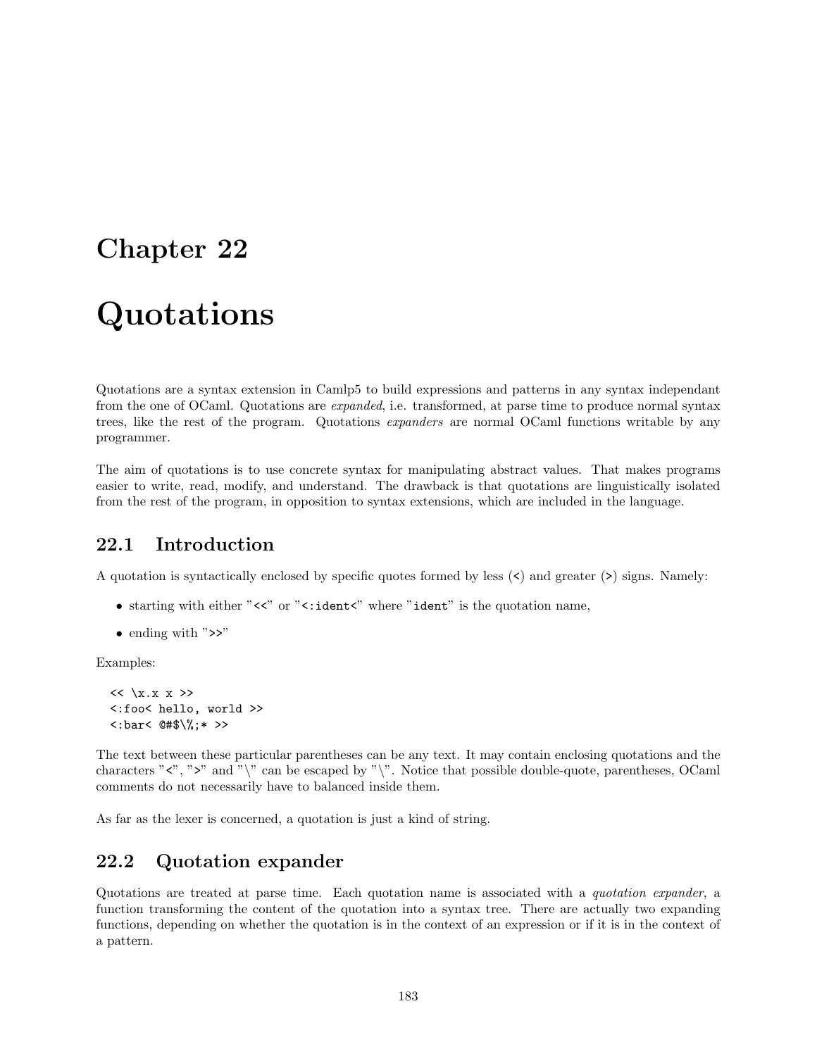# Chapter 22

# Quotations

Quotations are a syntax extension in Camlp5 to build expressions and patterns in any syntax independant from the one of OCaml. Quotations are *expanded*, i.e. transformed, at parse time to produce normal syntax trees, like the rest of the program. Quotations *expanders* are normal OCaml functions writable by any programmer.

The aim of quotations is to use concrete syntax for manipulating abstract values. That makes programs easier to write, read, modify, and understand. The drawback is that quotations are linguistically isolated from the rest of the program, in opposition to syntax extensions, which are included in the language.

## 22.1 Introduction

A quotation is syntactically enclosed by specific quotes formed by less (`<`) and greater (`>`) signs. Namely:

- starting with either "`<<`" or "`<:ident<`" where "`ident`" is the quotation name,
- ending with "`>>`"

Examples:

```
<< \x.x x >>
<:foo< hello, world >>
<:bar< @#$\%;* >>
```

The text between these particular parentheses can be any text. It may contain enclosing quotations and the characters "`<`", "`>`" and "\" can be escaped by "\". Notice that possible double-quote, parentheses, OCaml comments do not necessarily have to balanced inside them.

As far as the lexer is concerned, a quotation is just a kind of string.

## 22.2 Quotation expander

Quotations are treated at parse time. Each quotation name is associated with a *quotation expander*, a function transforming the content of the quotation into a syntax tree. There are actually two expanding functions, depending on whether the quotation is in the context of an expression or if it is in the context of a pattern.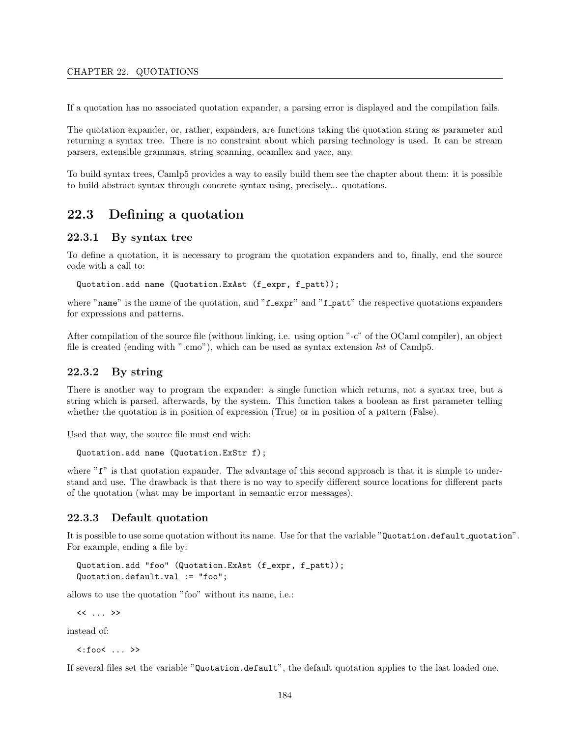If a quotation has no associated quotation expander, a parsing error is displayed and the compilation fails.

The quotation expander, or, rather, expanders, are functions taking the quotation string as parameter and returning a syntax tree. There is no constraint about which parsing technology is used. It can be stream parsers, extensible grammars, string scanning, ocamllex and yacc, any.

To build syntax trees, Camlp5 provides a way to easily build them see the chapter about them: it is possible to build abstract syntax through concrete syntax using, precisely... quotations.

## 22.3 Defining a quotation

### 22.3.1 By syntax tree

To define a quotation, it is necessary to program the quotation expanders and to, finally, end the source code with a call to:

```
Quotation.add name (Quotation.ExAst (f_expr, f_patt));
```

where "`name`" is the name of the quotation, and "`f_expr`" and "`f_patt`" the respective quotations expanders for expressions and patterns.

After compilation of the source file (without linking, i.e. using option "-c" of the OCaml compiler), an object file is created (ending with ".cmo"), which can be used as syntax extension *kit* of Camlp5.

### 22.3.2 By string

There is another way to program the expander: a single function which returns, not a syntax tree, but a string which is parsed, afterwards, by the system. This function takes a boolean as first parameter telling whether the quotation is in position of expression (True) or in position of a pattern (False).

Used that way, the source file must end with:

```
Quotation.add name (Quotation.ExStr f);
```

where "`f`" is that quotation expander. The advantage of this second approach is that it is simple to understand and use. The drawback is that there is no way to specify different source locations for different parts of the quotation (what may be important in semantic error messages).

### 22.3.3 Default quotation

It is possible to use some quotation without its name. Use for that the variable "`Quotation.default_quotation`". For example, ending a file by:

```
Quotation.add "foo" (Quotation.ExAst (f_expr, f_patt));
Quotation.default.val := "foo";
```

allows to use the quotation "foo" without its name, i.e.:

```
<< ... >>
```

instead of:

```
<:foo< ... >>
```

If several files set the variable "`Quotation.default`", the default quotation applies to the last loaded one.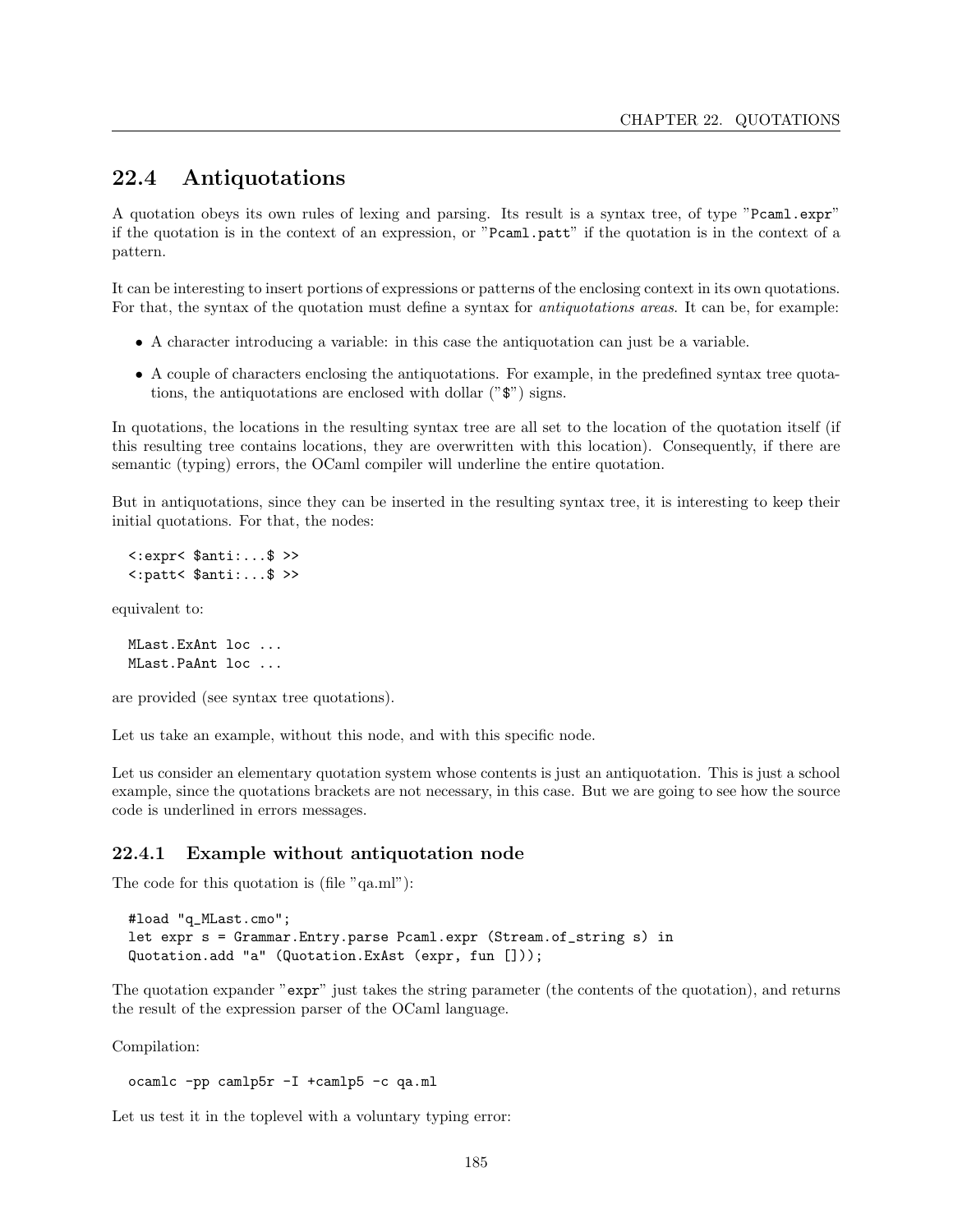## 22.4 Antiquotations

A quotation obeys its own rules of lexing and parsing. Its result is a syntax tree, of type "`Pcaml.expr`" if the quotation is in the context of an expression, or "`Pcaml.patt`" if the quotation is in the context of a pattern.

It can be interesting to insert portions of expressions or patterns of the enclosing context in its own quotations. For that, the syntax of the quotation must define a syntax for *antiquotations areas*. It can be, for example:

- A character introducing a variable: in this case the antiquotation can just be a variable.
- A couple of characters enclosing the antiquotations. For example, in the predefined syntax tree quotations, the antiquotations are enclosed with dollar ("`$`") signs.

In quotations, the locations in the resulting syntax tree are all set to the location of the quotation itself (if this resulting tree contains locations, they are overwritten with this location). Consequently, if there are semantic (typing) errors, the OCaml compiler will underline the entire quotation.

But in antiquotations, since they can be inserted in the resulting syntax tree, it is interesting to keep their initial quotations. For that, the nodes:

```
<:expr< $anti:...$ >>
<:patt< $anti:...$ >>
```

equivalent to:

```
MLast.ExAnt loc ...
MLast.PaAnt loc ...
```

are provided (see syntax tree quotations).

Let us take an example, without this node, and with this specific node.

Let us consider an elementary quotation system whose contents is just an antiquotation. This is just a school example, since the quotations brackets are not necessary, in this case. But we are going to see how the source code is underlined in errors messages.

### 22.4.1 Example without antiquotation node

The code for this quotation is (file "qa.ml"):

```
#load "q_MLast.cmo";
let expr s = Grammar.Entry.parse Pcaml.expr (Stream.of_string s) in
Quotation.add "a" (Quotation.ExAst (expr, fun []));
```

The quotation expander "`expr`" just takes the string parameter (the contents of the quotation), and returns the result of the expression parser of the OCaml language.

Compilation:

```
ocamlc -pp camlp5r -I +camlp5 -c qa.ml
```

Let us test it in the toplevel with a voluntary typing error: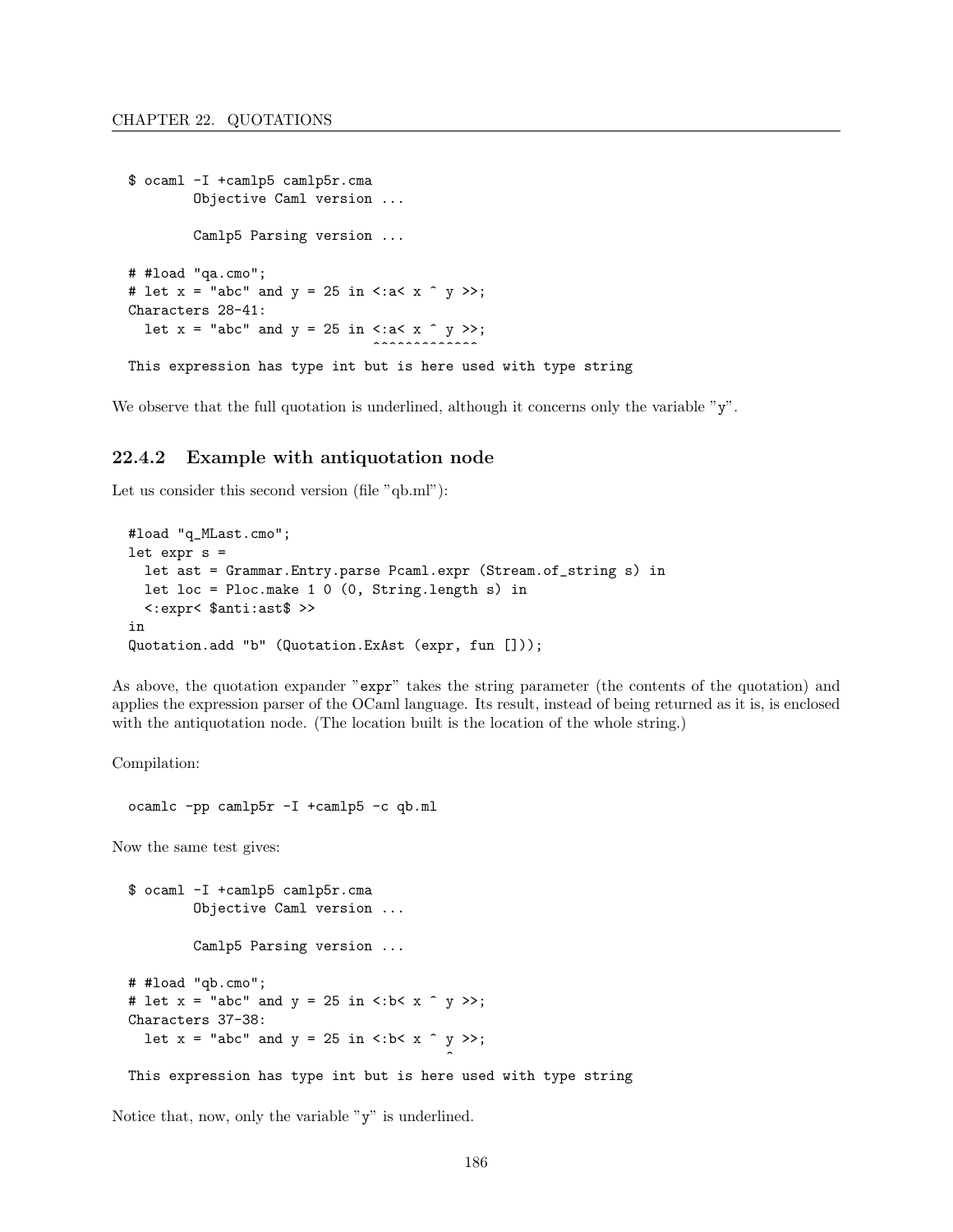```
$ ocaml -I +camlp5 camlp5r.cma
        Objective Caml version ...

        Camlp5 Parsing version ...

# #load "qa.cmo";
# let x = "abc" and y = 25 in <:a< x ^ y >>;
Characters 28-41:
  let x = "abc" and y = 25 in <:a< x ^ y >>;
                              ^^^^^^^^^^^^^
This expression has type int but is here used with type string
```

We observe that the full quotation is underlined, although it concerns only the variable "y".

### 22.4.2 Example with antiquotation node

Let us consider this second version (file "qb.ml"):

```
#load "q_MLast.cmo";
let expr s =
  let ast = Grammar.Entry.parse Pcaml.expr (Stream.of_string s) in
  let loc = Ploc.make 1 0 (0, String.length s) in
  <:expr< $anti:ast$ >>
in
Quotation.add "b" (Quotation.ExAst (expr, fun []));
```

As above, the quotation expander "expr" takes the string parameter (the contents of the quotation) and applies the expression parser of the OCaml language. Its result, instead of being returned as it is, is enclosed with the antiquotation node. (The location built is the location of the whole string.)

Compilation:

```
ocamlc -pp camlp5r -I +camlp5 -c qb.ml
```

Now the same test gives:

```
$ ocaml -I +camlp5 camlp5r.cma
        Objective Caml version ...

        Camlp5 Parsing version ...

# #load "qb.cmo";
# let x = "abc" and y = 25 in <:b< x ^ y >>;
Characters 37-38:
  let x = "abc" and y = 25 in <:b< x ^ y >>;
                                       ^
This expression has type int but is here used with type string
```

Notice that, now, only the variable "y" is underlined.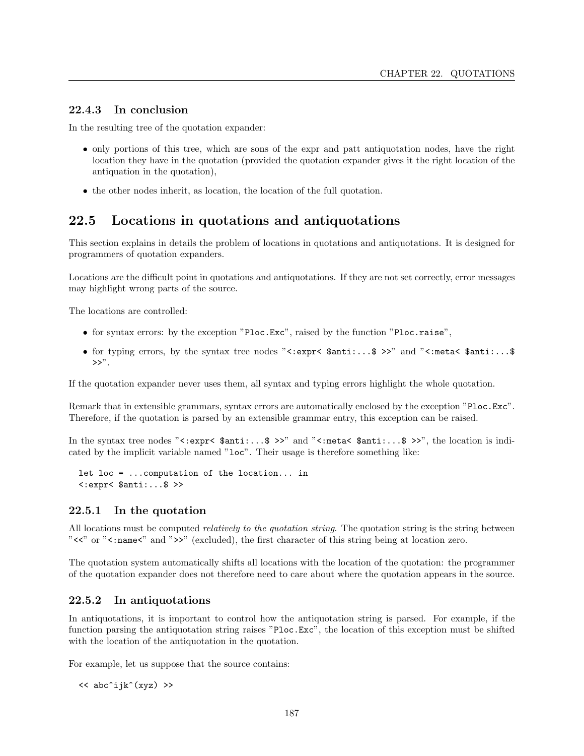### 22.4.3 In conclusion

In the resulting tree of the quotation expander:

- only portions of this tree, which are sons of the expr and patt antiquotation nodes, have the right location they have in the quotation (provided the quotation expander gives it the right location of the antiquation in the quotation),
- the other nodes inherit, as location, the location of the full quotation.

## 22.5 Locations in quotations and antiquotations

This section explains in details the problem of locations in quotations and antiquotations. It is designed for programmers of quotation expanders.

Locations are the difficult point in quotations and antiquotations. If they are not set correctly, error messages may highlight wrong parts of the source.

The locations are controlled:

- for syntax errors: by the exception "`Ploc.Exc`", raised by the function "`Ploc.raise`",
- for typing errors, by the syntax tree nodes "`<:expr< $anti:...$ >>`" and "`<:meta< $anti:...$ >>`".

If the quotation expander never uses them, all syntax and typing errors highlight the whole quotation.

Remark that in extensible grammars, syntax errors are automatically enclosed by the exception "`Ploc.Exc`". Therefore, if the quotation is parsed by an extensible grammar entry, this exception can be raised.

In the syntax tree nodes "`<:expr< $anti:...$ >>`" and "`<:meta< $anti:...$ >>`", the location is indicated by the implicit variable named "`loc`". Their usage is therefore something like:

```
let loc = ...computation of the location... in
<:expr< $anti:...$ >>
```

### 22.5.1 In the quotation

All locations must be computed *relatively to the quotation string*. The quotation string is the string between "`<<`" or "`<:name<`" and "`>>`" (excluded), the first character of this string being at location zero.

The quotation system automatically shifts all locations with the location of the quotation: the programmer of the quotation expander does not therefore need to care about where the quotation appears in the source.

### 22.5.2 In antiquotations

In antiquotations, it is important to control how the antiquotation string is parsed. For example, if the function parsing the antiquotation string raises "`Ploc.Exc`", the location of this exception must be shifted with the location of the antiquotation in the quotation.

For example, let us suppose that the source contains:

```
<< abc^ijk^(xyz) >>
```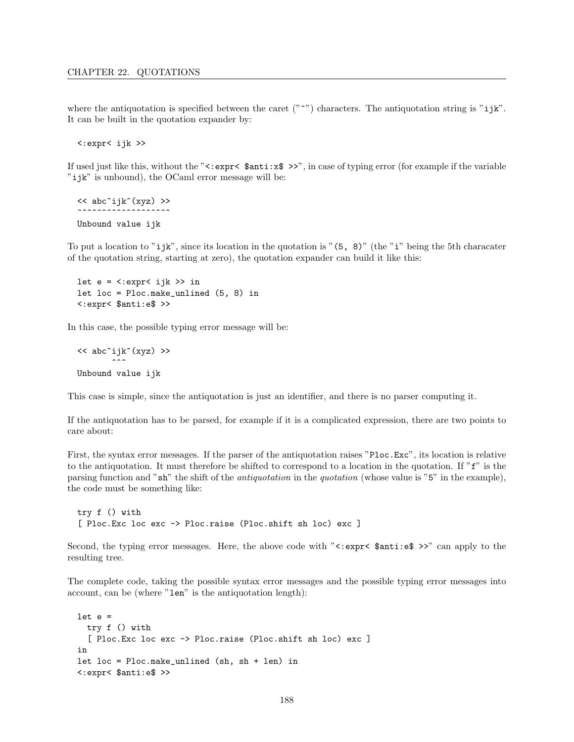where the antiquotation is specified between the caret ("^") characters. The antiquotation string is "ijk". It can be built in the quotation expander by:

```
<:expr< ijk >>
```

If used just like this, without the "<:expr< $anti:x$ >>", in case of typing error (for example if the variable "ijk" is unbound), the OCaml error message will be:

```
<< abc^ijk^(xyz) >>
^^^^^^^^^^^^^^^^^^^
Unbound value ijk
```

To put a location to "ijk", since its location in the quotation is "(5, 8)" (the "i" being the 5th characater of the quotation string, starting at zero), the quotation expander can build it like this:

```
let e = <:expr< ijk >> in
let loc = Ploc.make_unlined (5, 8) in
<:expr< $anti:e$ >>
```

In this case, the possible typing error message will be:

```
<< abc^ijk^(xyz) >>
        ^^^
Unbound value ijk
```

This case is simple, since the antiquotation is just an identifier, and there is no parser computing it.

If the antiquotation has to be parsed, for example if it is a complicated expression, there are two points to care about:

First, the syntax error messages. If the parser of the antiquotation raises "Ploc.Exc", its location is relative to the antiquotation. It must therefore be shifted to correspond to a location in the quotation. If "f" is the parsing function and "sh" the shift of the *antiquotation* in the *quotation* (whose value is "5" in the example), the code must be something like:

```
try f () with
[ Ploc.Exc loc exc -> Ploc.raise (Ploc.shift sh loc) exc ]
```

Second, the typing error messages. Here, the above code with "<:expr< $anti:e$ >>" can apply to the resulting tree.

The complete code, taking the possible syntax error messages and the possible typing error messages into account, can be (where "len" is the antiquotation length):

```
let e =
  try f () with
  [ Ploc.Exc loc exc -> Ploc.raise (Ploc.shift sh loc) exc ]
in
let loc = Ploc.make_unlined (sh, sh + len) in
<:expr< $anti:e$ >>
```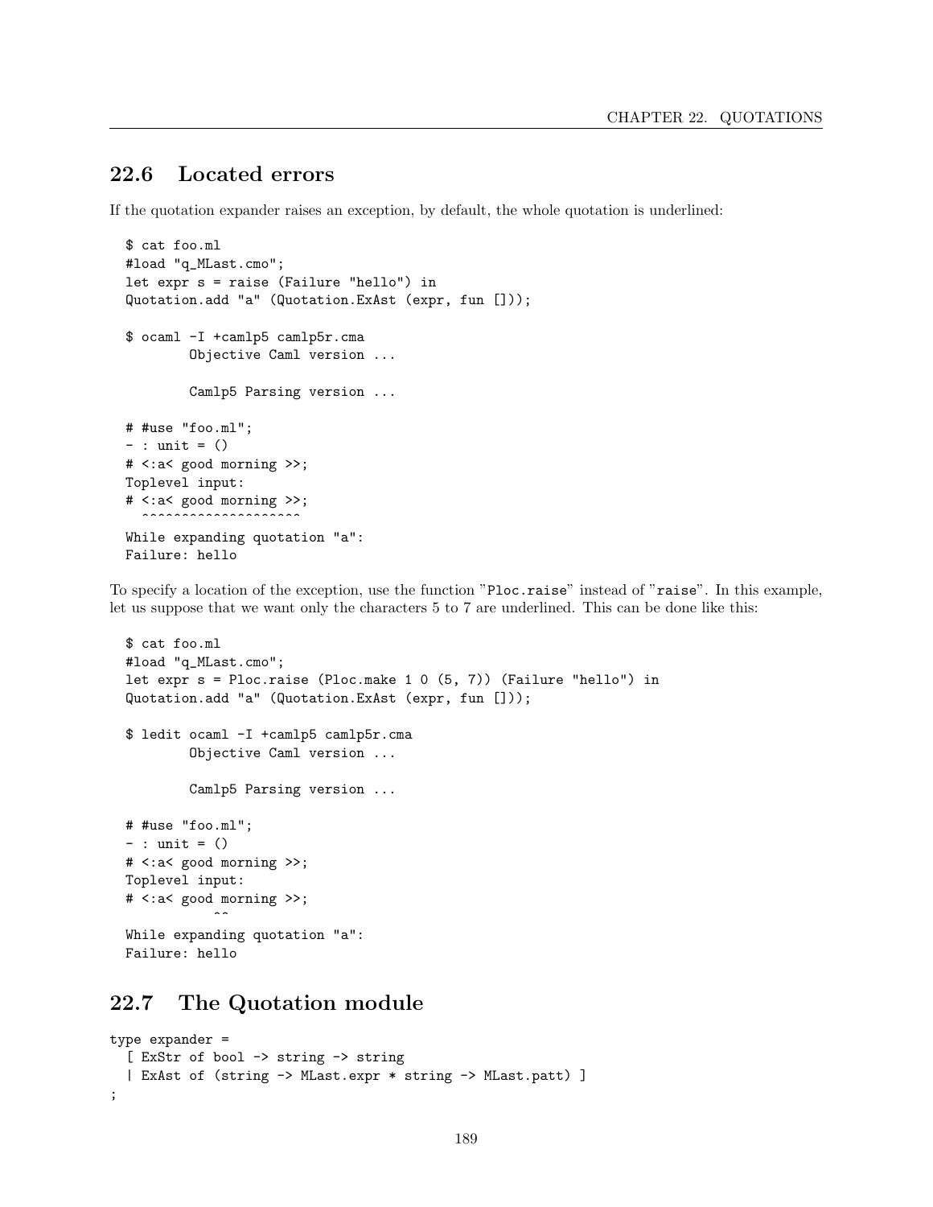## 22.6 Located errors

If the quotation expander raises an exception, by default, the whole quotation is underlined:

```
$ cat foo.ml
#load "q_MLast.cmo";
let expr s = raise (Failure "hello") in
Quotation.add "a" (Quotation.ExAst (expr, fun []));

$ ocaml -I +camlp5 camlp5r.cma
        Objective Caml version ...

        Camlp5 Parsing version ...

# #use "foo.ml";
- : unit = ()
# <:a< good morning >>;
Toplevel input:
# <:a< good morning >>;
  ^^^^^^^^^^^^^^^^^^^^
While expanding quotation "a":
Failure: hello
```

To specify a location of the exception, use the function "Ploc.raise" instead of "raise". In this example, let us suppose that we want only the characters 5 to 7 are underlined. This can be done like this:

```
$ cat foo.ml
#load "q_MLast.cmo";
let expr s = Ploc.raise (Ploc.make 1 0 (5, 7)) (Failure "hello") in
Quotation.add "a" (Quotation.ExAst (expr, fun []));

$ ledit ocaml -I +camlp5 camlp5r.cma
        Objective Caml version ...

        Camlp5 Parsing version ...

# #use "foo.ml";
- : unit = ()
# <:a< good morning >>;
Toplevel input:
# <:a< good morning >>;
             ^^
While expanding quotation "a":
Failure: hello
```

## 22.7 The Quotation module

```
type expander =
  [ ExStr of bool -> string -> string
  | ExAst of (string -> MLast.expr * string -> MLast.patt) ]
;
```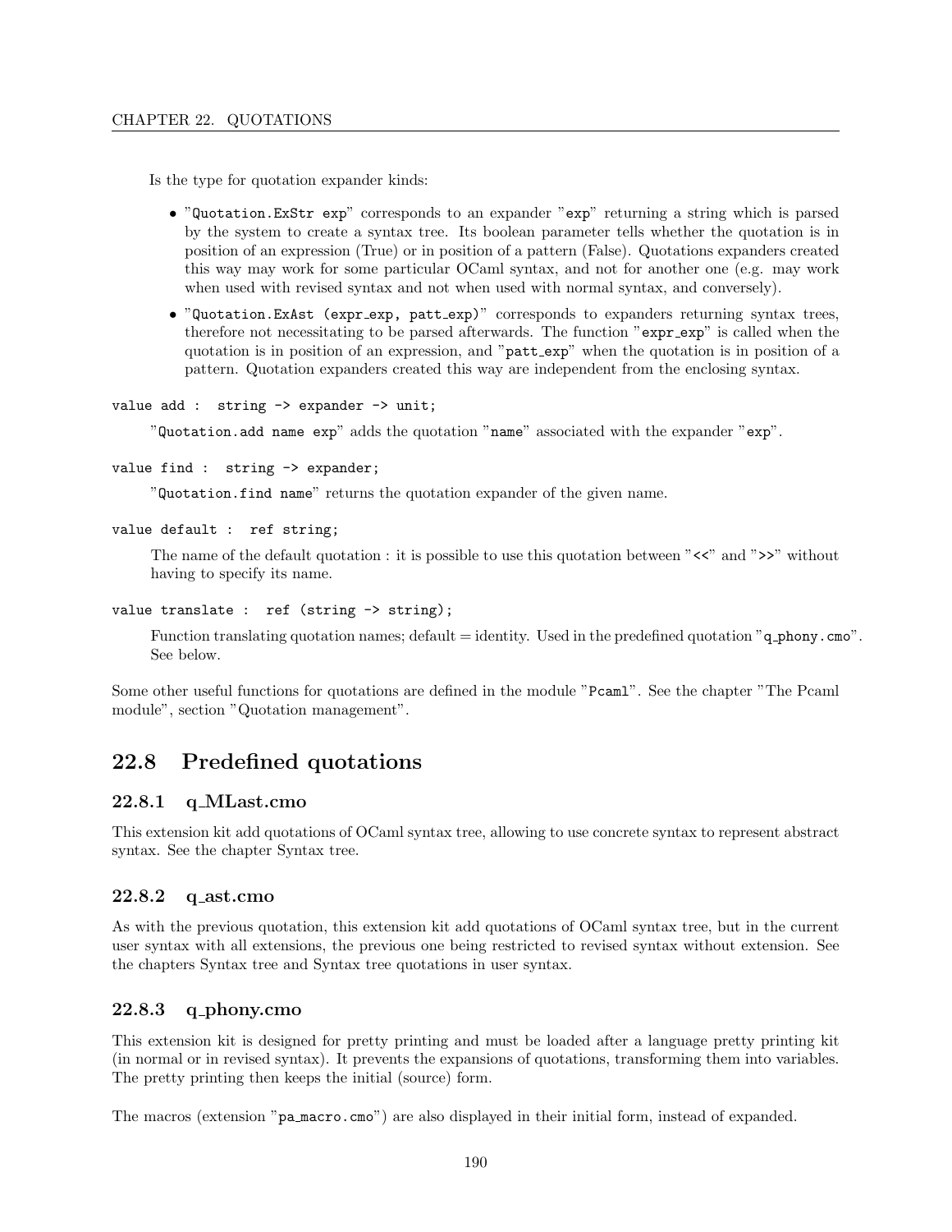Is the type for quotation expander kinds:

- "`Quotation.ExStr exp`" corresponds to an expander "`exp`" returning a string which is parsed by the system to create a syntax tree. Its boolean parameter tells whether the quotation is in position of an expression (True) or in position of a pattern (False). Quotations expanders created this way may work for some particular OCaml syntax, and not for another one (e.g. may work when used with revised syntax and not when used with normal syntax, and conversely).
- "`Quotation.ExAst (expr_exp, patt_exp)`" corresponds to expanders returning syntax trees, therefore not necessitating to be parsed afterwards. The function "`expr_exp`" is called when the quotation is in position of an expression, and "`patt_exp`" when the quotation is in position of a pattern. Quotation expanders created this way are independent from the enclosing syntax.

```
value add :  string -> expander -> unit;
```

"`Quotation.add name exp`" adds the quotation "`name`" associated with the expander "`exp`".

```
value find :  string -> expander;
```

"`Quotation.find name`" returns the quotation expander of the given name.

```
value default :  ref string;
```

The name of the default quotation : it is possible to use this quotation between "`<<`" and "`>>`" without having to specify its name.

```
value translate :  ref (string -> string);
```

Function translating quotation names; default = identity. Used in the predefined quotation "`q_phony.cmo`". See below.

Some other useful functions for quotations are defined in the module "`Pcaml`". See the chapter "The Pcaml module", section "Quotation management".

## 22.8 Predefined quotations

### 22.8.1 q_MLast.cmo

This extension kit add quotations of OCaml syntax tree, allowing to use concrete syntax to represent abstract syntax. See the chapter Syntax tree.

### 22.8.2 q_ast.cmo

As with the previous quotation, this extension kit add quotations of OCaml syntax tree, but in the current user syntax with all extensions, the previous one being restricted to revised syntax without extension. See the chapters Syntax tree and Syntax tree quotations in user syntax.

### 22.8.3 q_phony.cmo

This extension kit is designed for pretty printing and must be loaded after a language pretty printing kit (in normal or in revised syntax). It prevents the expansions of quotations, transforming them into variables. The pretty printing then keeps the initial (source) form.

The macros (extension "`pa_macro.cmo`") are also displayed in their initial form, instead of expanded.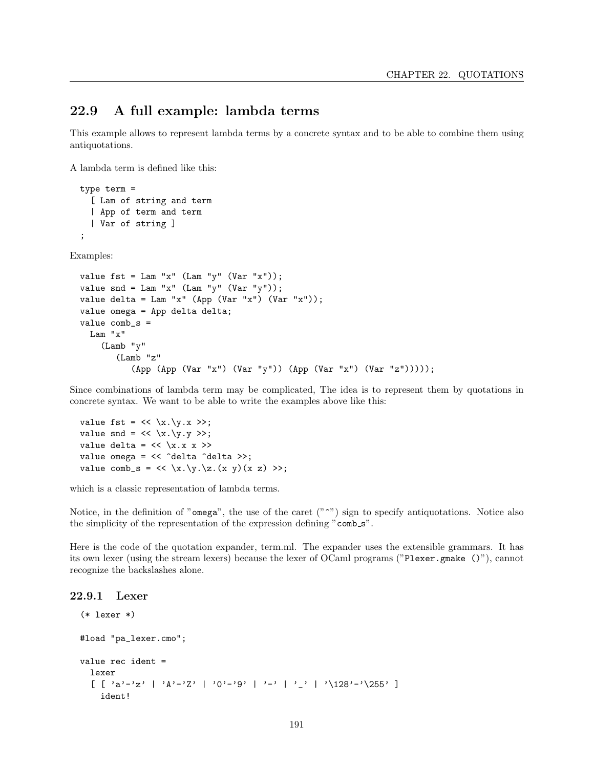## 22.9 A full example: lambda terms

This example allows to represent lambda terms by a concrete syntax and to be able to combine them using antiquotations.

A lambda term is defined like this:

```
type term =
  [ Lam of string and term
  | App of term and term
  | Var of string ]
;
```

Examples:

```
value fst = Lam "x" (Lam "y" (Var "x"));
value snd = Lam "x" (Lam "y" (Var "y"));
value delta = Lam "x" (App (Var "x") (Var "x"));
value omega = App delta delta;
value comb_s =
  Lam "x"
    (Lamb "y"
       (Lamb "z"
          (App (App (Var "x") (Var "y")) (App (Var "x") (Var "z")))));
```

Since combinations of lambda term may be complicated, The idea is to represent them by quotations in concrete syntax. We want to be able to write the examples above like this:

```
value fst = << \x.\y.x >>;
value snd = << \x.\y.y >>;
value delta = << \x.x x >>
value omega = << ^delta ^delta >>;
value comb_s = << \x.\y.\z.(x y)(x z) >>;
```

which is a classic representation of lambda terms.

Notice, in the definition of "`omega`", the use of the caret ("`^`") sign to specify antiquotations. Notice also the simplicity of the representation of the expression defining "`comb_s`".

Here is the code of the quotation expander, term.ml. The expander uses the extensible grammars. It has its own lexer (using the stream lexers) because the lexer of OCaml programs ("`Plexer.gmake ()`"), cannot recognize the backslashes alone.

### 22.9.1 Lexer

```
(* lexer *)

#load "pa_lexer.cmo";

value rec ident =
  lexer
  [ [ 'a'-'z' | 'A'-'Z' | '0'-'9' | '-' | '_' | '\128'-'\255' ]
    ident!
```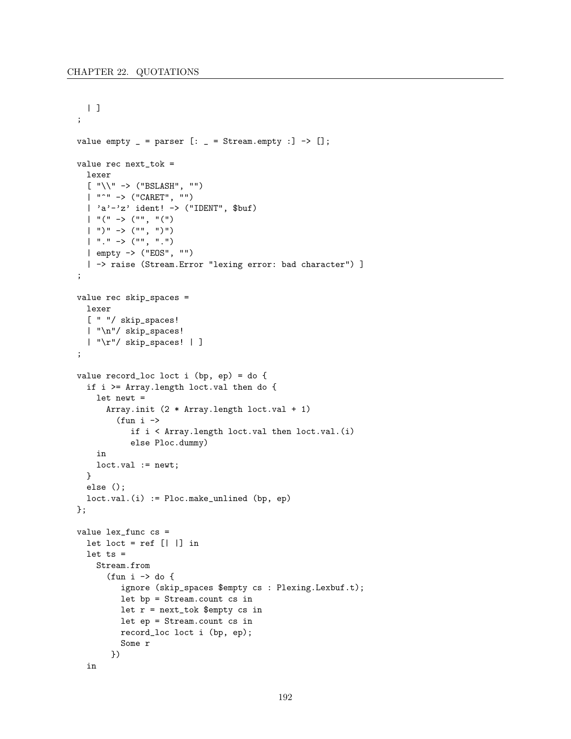```
  | ]
;

value empty _ = parser [: _ = Stream.empty :] -> [];

value rec next_tok =
  lexer
  [ "\\" -> ("BSLASH", "")
  | "^" -> ("CARET", "")
  | 'a'-'z' ident! -> ("IDENT", $buf)
  | "(" -> ("", "(")
  | ")" -> ("", ")")
  | "." -> ("", ".")
  | empty -> ("EOS", "")
  | -> raise (Stream.Error "lexing error: bad character") ]
;

value rec skip_spaces =
  lexer
  [ " "/ skip_spaces!
  | "\n"/ skip_spaces!
  | "\r"/ skip_spaces! | ]
;

value record_loc loct i (bp, ep) = do {
  if i >= Array.length loct.val then do {
    let newt =
      Array.init (2 * Array.length loct.val + 1)
        (fun i ->
           if i < Array.length loct.val then loct.val.(i)
           else Ploc.dummy)
    in
    loct.val := newt;
  }
  else ();
  loct.val.(i) := Ploc.make_unlined (bp, ep)
};

value lex_func cs =
  let loct = ref [| |] in
  let ts =
    Stream.from
      (fun i -> do {
         ignore (skip_spaces $empty cs : Plexing.Lexbuf.t);
         let bp = Stream.count cs in
         let r = next_tok $empty cs in
         let ep = Stream.count cs in
         record_loc loct i (bp, ep);
         Some r
       })
  in
```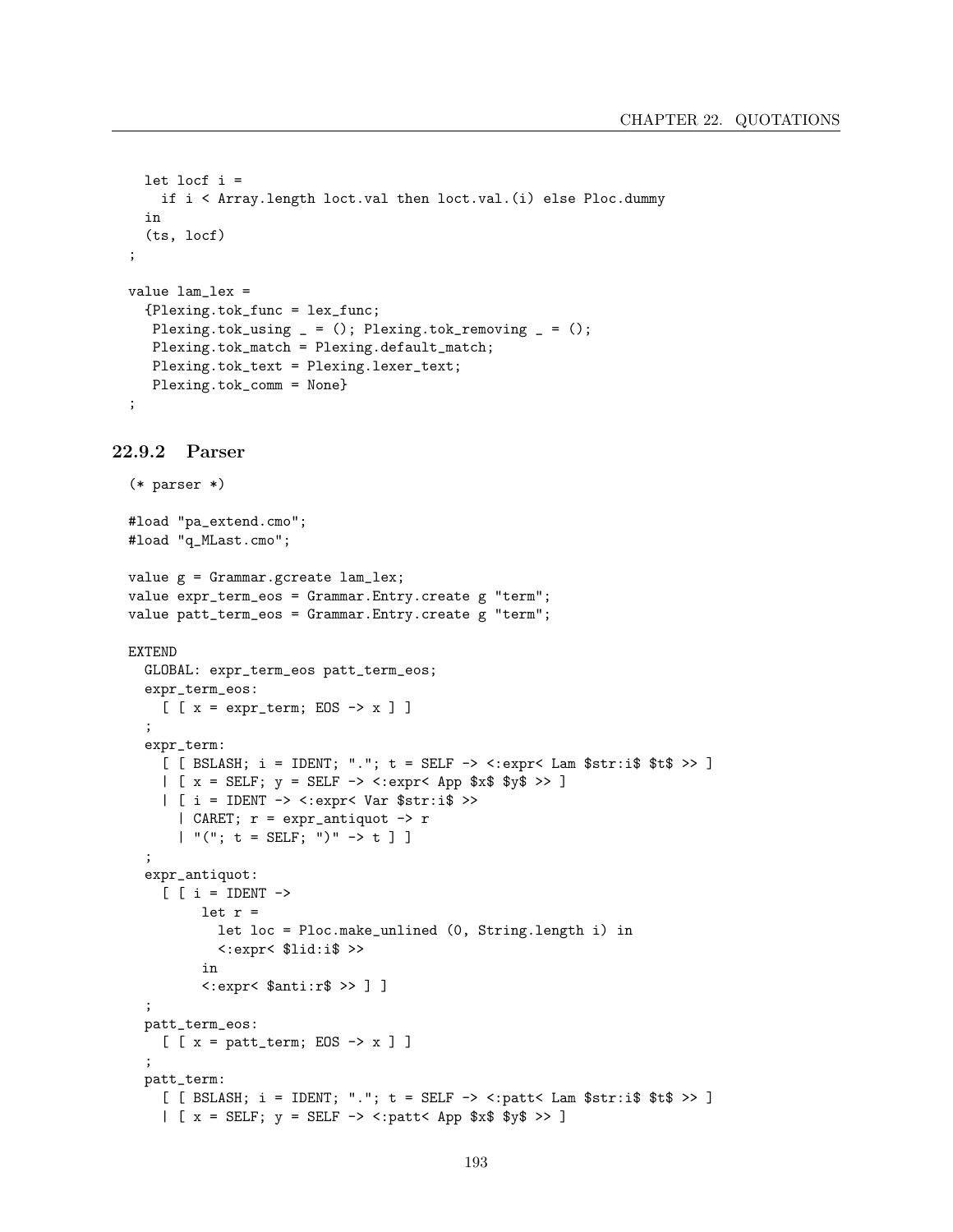```
  let locf i =
    if i < Array.length loct.val then loct.val.(i) else Ploc.dummy
  in
  (ts, locf)
;

value lam_lex =
  {Plexing.tok_func = lex_func;
   Plexing.tok_using _ = (); Plexing.tok_removing _ = ();
   Plexing.tok_match = Plexing.default_match;
   Plexing.tok_text = Plexing.lexer_text;
   Plexing.tok_comm = None}
;
```

### 22.9.2 Parser

```
(* parser *)

#load "pa_extend.cmo";
#load "q_MLast.cmo";

value g = Grammar.gcreate lam_lex;
value expr_term_eos = Grammar.Entry.create g "term";
value patt_term_eos = Grammar.Entry.create g "term";

EXTEND
  GLOBAL: expr_term_eos patt_term_eos;
  expr_term_eos:
    [ [ x = expr_term; EOS -> x ] ]
  ;
  expr_term:
    [ [ BSLASH; i = IDENT; "."; t = SELF -> <:expr< Lam $str:i$ $t$ >> ]
    | [ x = SELF; y = SELF -> <:expr< App $x$ $y$ >> ]
    | [ i = IDENT -> <:expr< Var $str:i$ >>
      | CARET; r = expr_antiquot -> r
      | "("; t = SELF; ")" -> t ] ]
  ;
  expr_antiquot:
    [ [ i = IDENT ->
        let r =
          let loc = Ploc.make_unlined (0, String.length i) in
          <:expr< $lid:i$ >>
        in
        <:expr< $anti:r$ >> ] ]
  ;
  patt_term_eos:
    [ [ x = patt_term; EOS -> x ] ]
  ;
  patt_term:
    [ [ BSLASH; i = IDENT; "."; t = SELF -> <:patt< Lam $str:i$ $t$ >> ]
    | [ x = SELF; y = SELF -> <:patt< App $x$ $y$ >> ]
```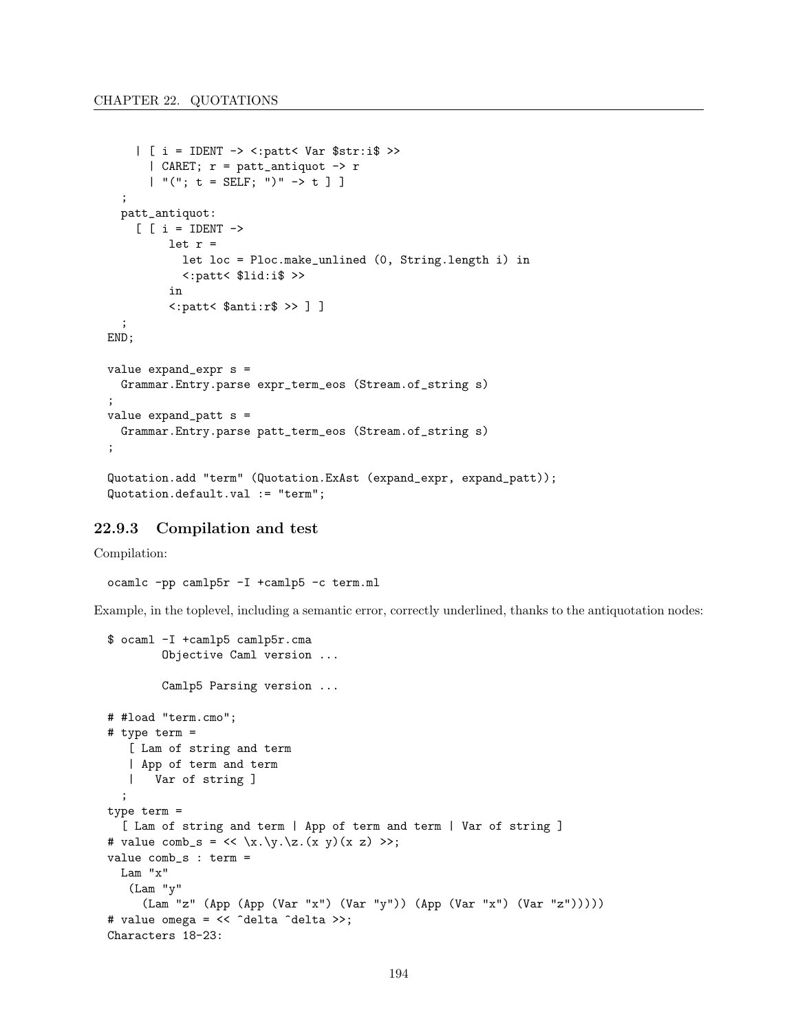```
    | [ i = IDENT -> <:patt< Var $str:i$ >>
      | CARET; r = patt_antiquot -> r
      | "("; t = SELF; ")" -> t ] ]
  ;
  patt_antiquot:
    [ [ i = IDENT ->
          let r =
            let loc = Ploc.make_unlined (0, String.length i) in
            <:patt< $lid:i$ >>
          in
          <:patt< $anti:r$ >> ] ]
  ;
END;

value expand_expr s =
  Grammar.Entry.parse expr_term_eos (Stream.of_string s)
;
value expand_patt s =
  Grammar.Entry.parse patt_term_eos (Stream.of_string s)
;

Quotation.add "term" (Quotation.ExAst (expand_expr, expand_patt));
Quotation.default.val := "term";
```

### 22.9.3 Compilation and test

Compilation:

```
ocamlc -pp camlp5r -I +camlp5 -c term.ml
```

Example, in the toplevel, including a semantic error, correctly underlined, thanks to the antiquotation nodes:

```
$ ocaml -I +camlp5 camlp5r.cma
        Objective Caml version ...

        Camlp5 Parsing version ...

# #load "term.cmo";
# type term =
   [ Lam of string and term
   | App of term and term
   |   Var of string ]
  ;
type term =
  [ Lam of string and term | App of term and term | Var of string ]
# value comb_s = << \x.\y.\z.(x y)(x z) >>;
value comb_s : term =
  Lam "x"
   (Lam "y"
     (Lam "z" (App (App (Var "x") (Var "y")) (App (Var "x") (Var "z")))))
# value omega = << ^delta ^delta >>;
Characters 18-23:
```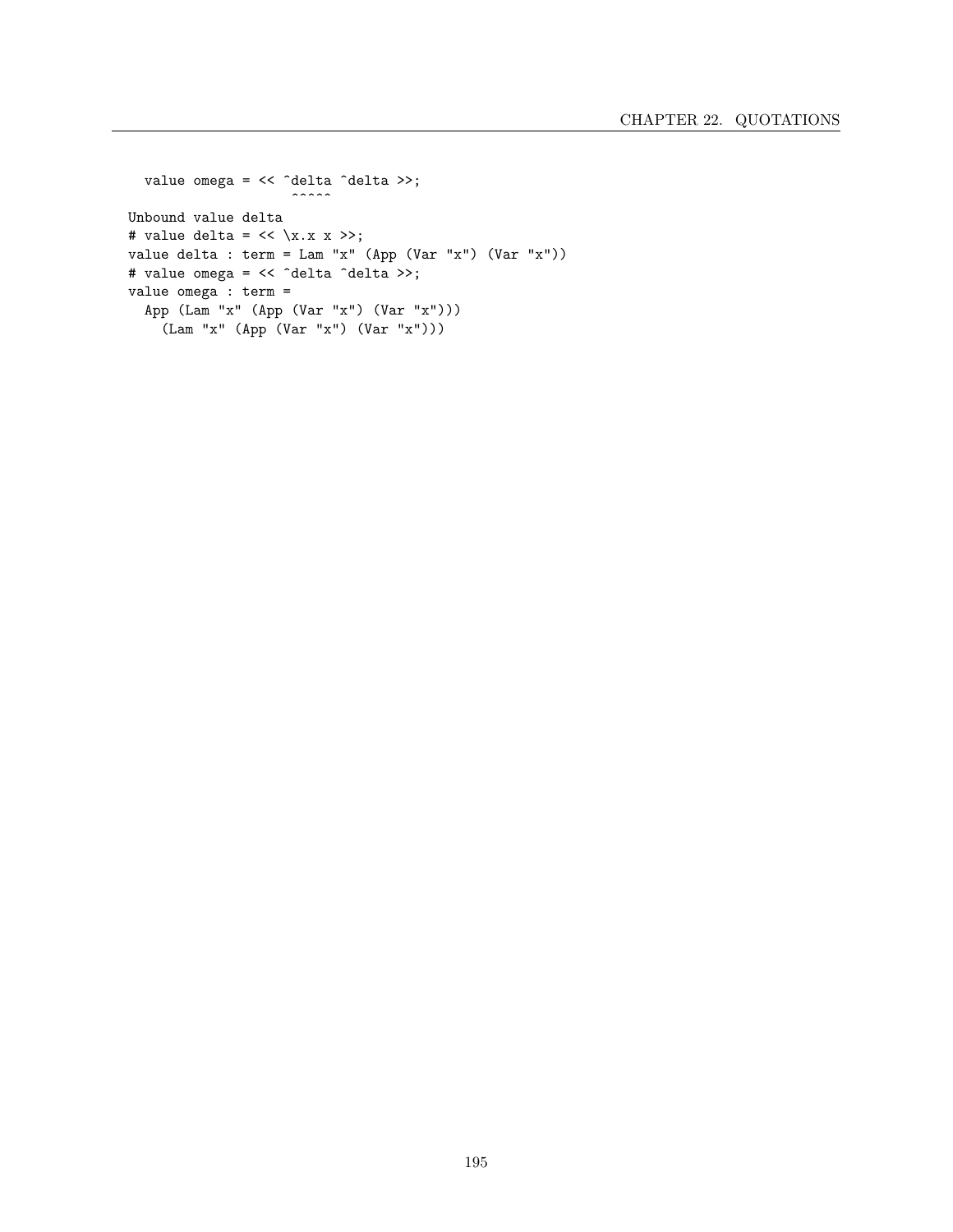```
  value omega = << ^delta ^delta >>;
                   ^^^^^
Unbound value delta
# value delta = << \x.x x >>;
value delta : term = Lam "x" (App (Var "x") (Var "x"))
# value omega = << ^delta ^delta >>;
value omega : term =
  App (Lam "x" (App (Var "x") (Var "x")))
    (Lam "x" (App (Var "x") (Var "x")))
```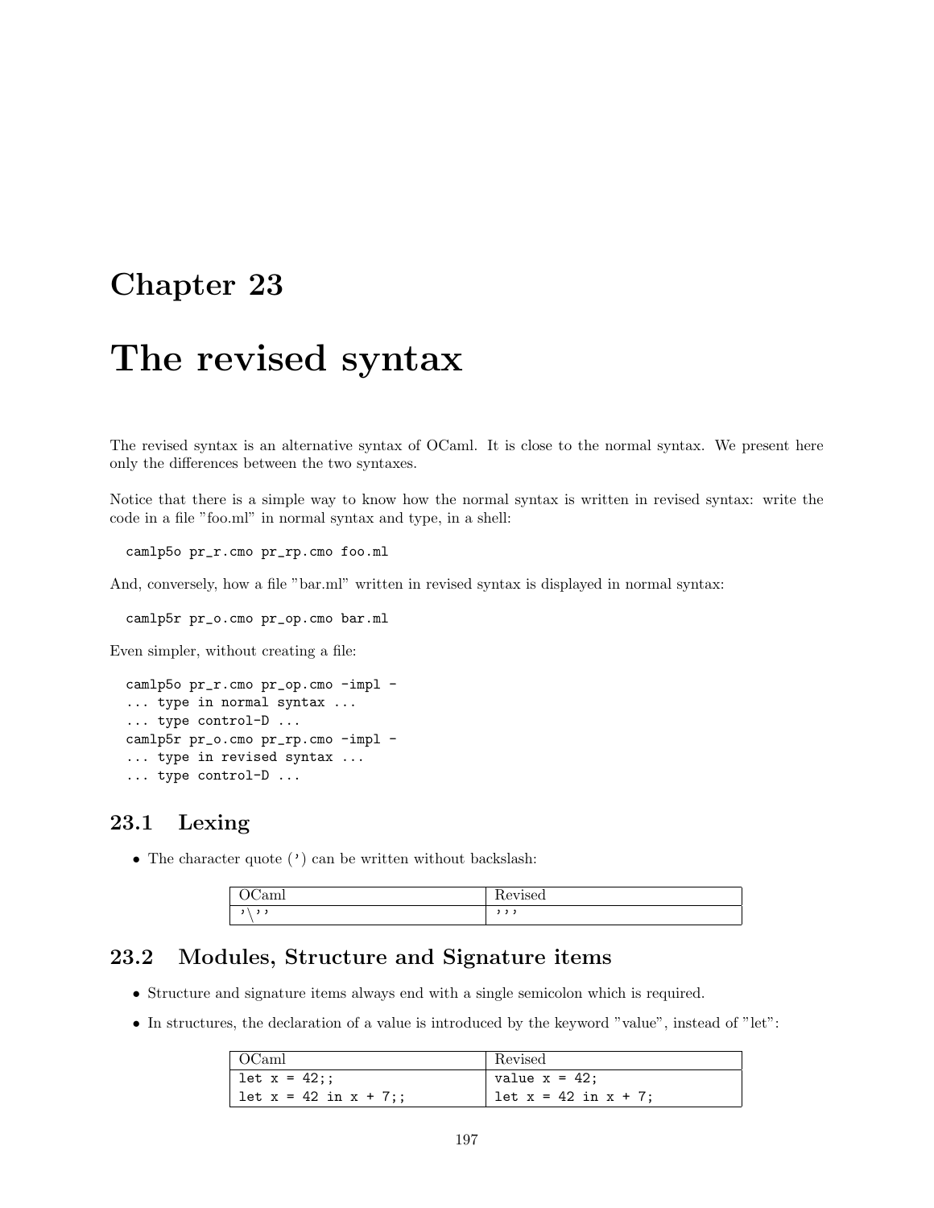# Chapter 23

# The revised syntax

The revised syntax is an alternative syntax of OCaml. It is close to the normal syntax. We present here only the differences between the two syntaxes.

Notice that there is a simple way to know how the normal syntax is written in revised syntax: write the code in a file "foo.ml" in normal syntax and type, in a shell:

```
camlp5o pr_r.cmo pr_rp.cmo foo.ml
```

And, conversely, how a file "bar.ml" written in revised syntax is displayed in normal syntax:

```
camlp5r pr_o.cmo pr_op.cmo bar.ml
```

Even simpler, without creating a file:

```
camlp5o pr_r.cmo pr_op.cmo -impl -
... type in normal syntax ...
... type control-D ...
camlp5r pr_o.cmo pr_rp.cmo -impl -
... type in revised syntax ...
... type control-D ...
```

## 23.1 Lexing

- The character quote (') can be written without backslash:

| OCaml | Revised |
| --- | --- |
| `'\''` | `'''` |

## 23.2 Modules, Structure and Signature items

- Structure and signature items always end with a single semicolon which is required.
- In structures, the declaration of a value is introduced by the keyword "value", instead of "let":

| OCaml | Revised |
| --- | --- |
| `let x = 42;;` | `value x = 42;` |
| `let x = 42 in x + 7;;` | `let x = 42 in x + 7;` |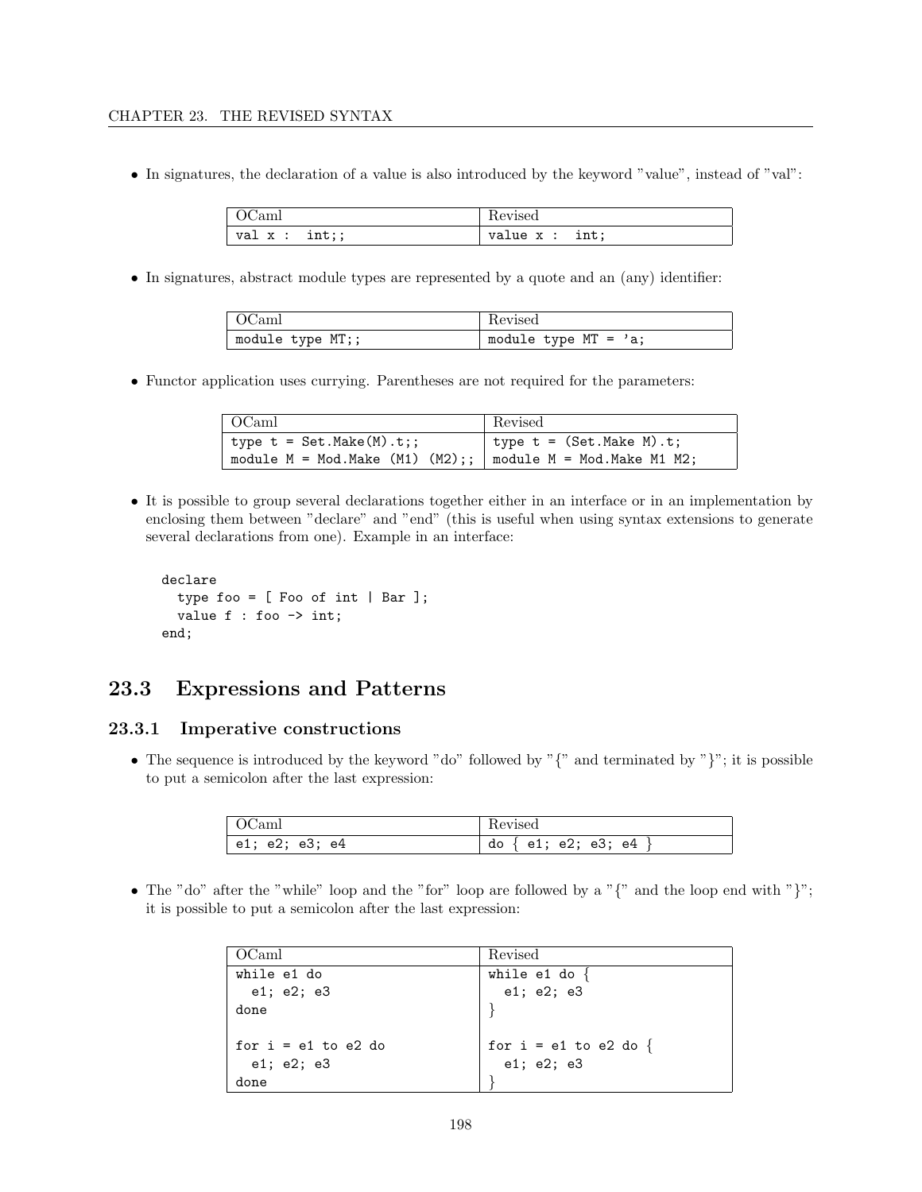- In signatures, the declaration of a value is also introduced by the keyword "value", instead of "val":

| OCaml | Revised |
| --- | --- |
| `val x : int;;` | `value x : int;` |

- In signatures, abstract module types are represented by a quote and an (any) identifier:

| OCaml | Revised |
| --- | --- |
| `module type MT;;` | `module type MT = 'a;` |

- Functor application uses currying. Parentheses are not required for the parameters:

| OCaml | Revised |
| --- | --- |
| `type t = Set.Make(M).t;;` | `type t = (Set.Make M).t;` |
| `module M = Mod.Make (M1) (M2);;` | `module M = Mod.Make M1 M2;` |

- It is possible to group several declarations together either in an interface or in an implementation by enclosing them between "declare" and "end" (this is useful when using syntax extensions to generate several declarations from one). Example in an interface:

```
declare
  type foo = [ Foo of int | Bar ];
  value f : foo -> int;
end;
```

## 23.3 Expressions and Patterns

### 23.3.1 Imperative constructions

- The sequence is introduced by the keyword "do" followed by "{" and terminated by "}"; it is possible to put a semicolon after the last expression:

| OCaml | Revised |
| --- | --- |
| `e1; e2; e3; e4` | `do { e1; e2; e3; e4 }` |

- The "do" after the "while" loop and the "for" loop are followed by a "{" and the loop end with "}"; it is possible to put a semicolon after the last expression:

| OCaml | Revised |
| --- | --- |
| `while e1 do`<br>`  e1; e2; e3`<br>`done` | `while e1 do {`<br>`  e1; e2; e3`<br>`}` |
| `for i = e1 to e2 do`<br>`  e1; e2; e3`<br>`done` | `for i = e1 to e2 do {`<br>`  e1; e2; e3`<br>`}` |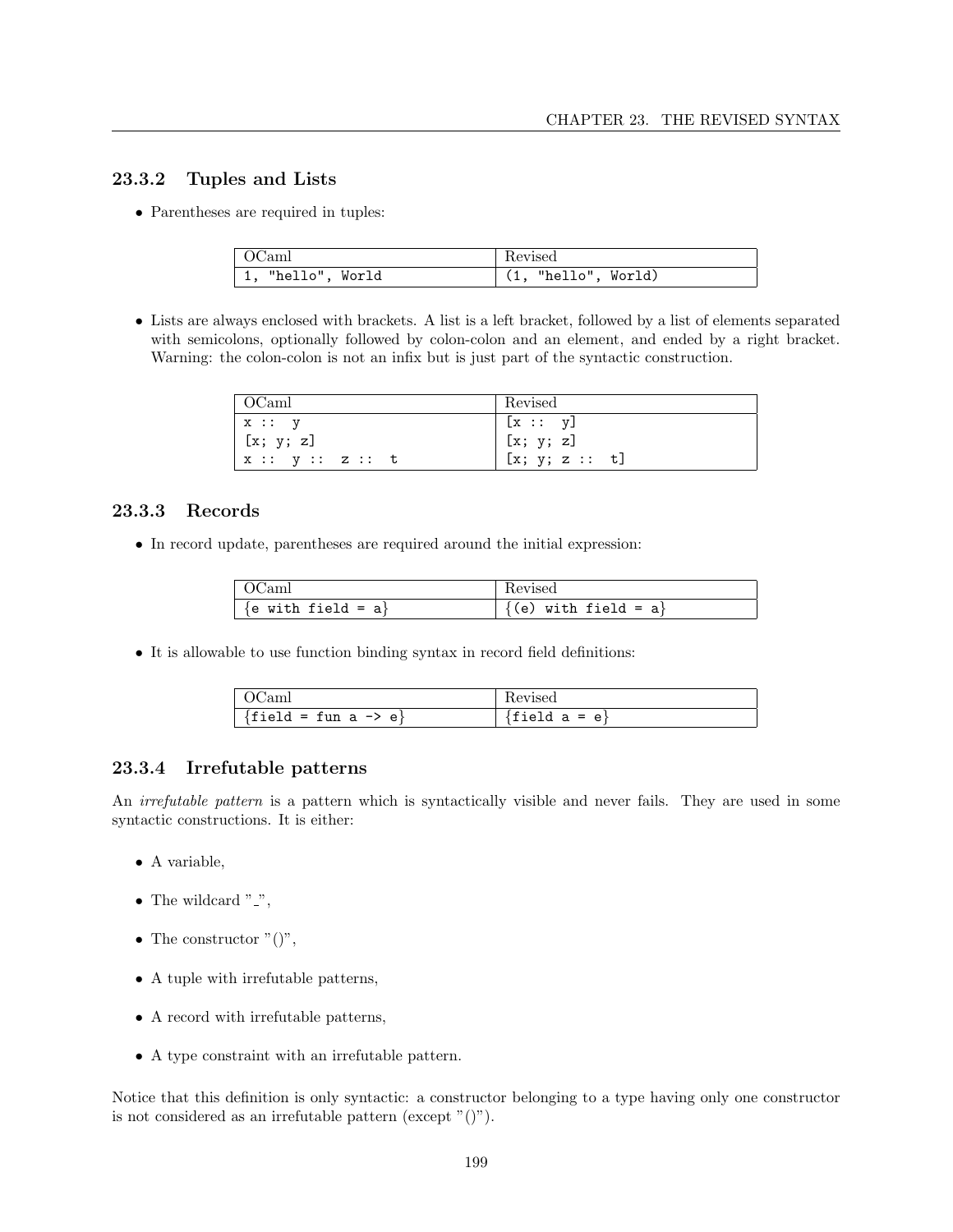### 23.3.2 Tuples and Lists

- Parentheses are required in tuples:

| OCaml | Revised |
|---|---|
| `1, "hello", World` | `(1, "hello", World)` |

- Lists are always enclosed with brackets. A list is a left bracket, followed by a list of elements separated with semicolons, optionally followed by colon-colon and an element, and ended by a right bracket. Warning: the colon-colon is not an infix but is just part of the syntactic construction.

| OCaml | Revised |
|---|---|
| `x :: y` | `[x :: y]` |
| `[x; y; z]` | `[x; y; z]` |
| `x :: y :: z :: t` | `[x; y; z :: t]` |

### 23.3.3 Records

- In record update, parentheses are required around the initial expression:

| OCaml | Revised |
|---|---|
| `{e with field = a}` | `{(e) with field = a}` |

- It is allowable to use function binding syntax in record field definitions:

| OCaml | Revised |
|---|---|
| `{field = fun a -> e}` | `{field a = e}` |

### 23.3.4 Irrefutable patterns

An *irrefutable pattern* is a pattern which is syntactically visible and never fails. They are used in some syntactic constructions. It is either:

- A variable,
- The wildcard "_",
- The constructor "()",
- A tuple with irrefutable patterns,
- A record with irrefutable patterns,
- A type constraint with an irrefutable pattern.

Notice that this definition is only syntactic: a constructor belonging to a type having only one constructor is not considered as an irrefutable pattern (except "()").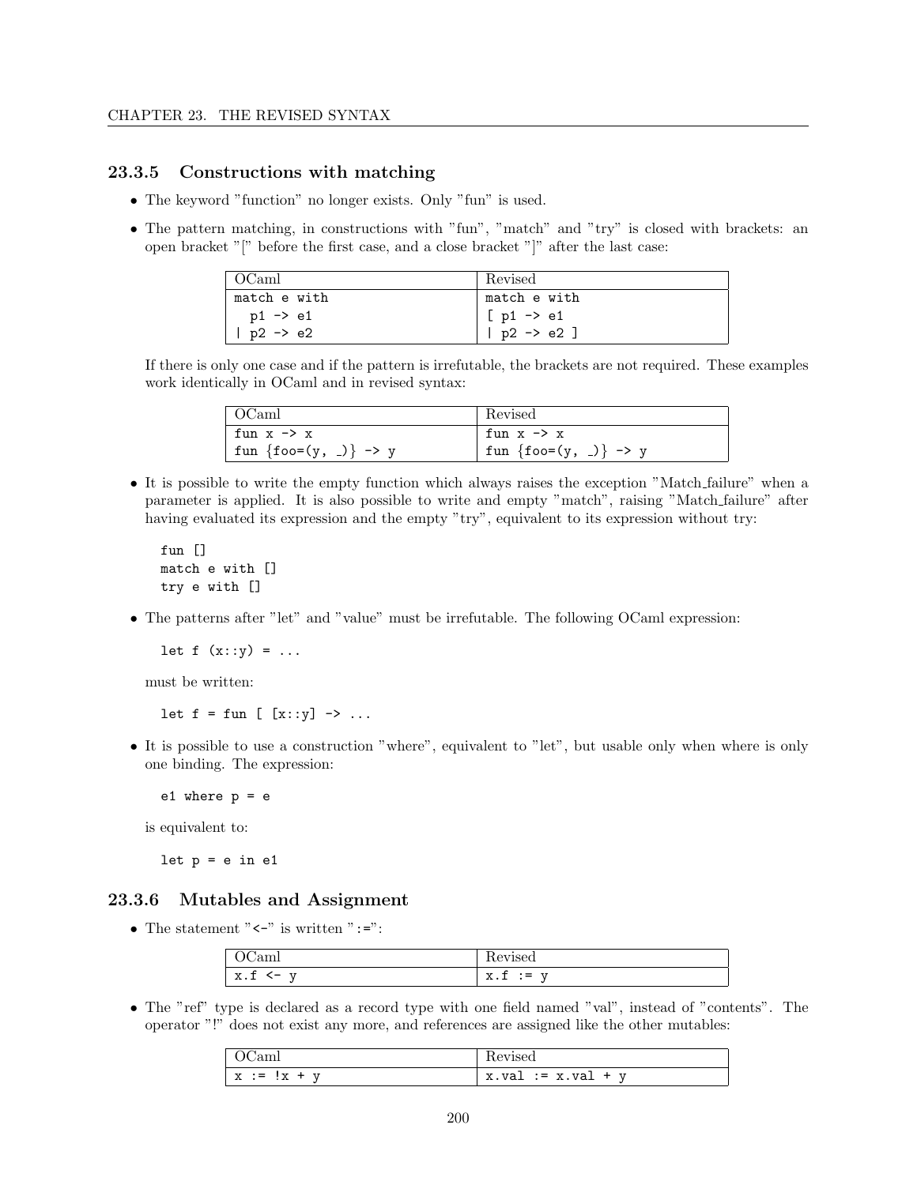### 23.3.5 Constructions with matching

- The keyword "function" no longer exists. Only "fun" is used.
- The pattern matching, in constructions with "fun", "match" and "try" is closed with brackets: an open bracket "[" before the first case, and a close bracket "]" after the last case:

| OCaml | Revised |
|---|---|
| `match e with`<br>`  p1 -> e1`<br>`\| p2 -> e2` | `match e with`<br>`[ p1 -> e1`<br>`\| p2 -> e2 ]` |

If there is only one case and if the pattern is irrefutable, the brackets are not required. These examples work identically in OCaml and in revised syntax:

| OCaml | Revised |
|---|---|
| `fun x -> x`<br>`fun {foo=(y, _)} -> y` | `fun x -> x`<br>`fun {foo=(y, _)} -> y` |

- It is possible to write the empty function which always raises the exception "Match_failure" when a parameter is applied. It is also possible to write and empty "match", raising "Match_failure" after having evaluated its expression and the empty "try", equivalent to its expression without try:

```
fun []
match e with []
try e with []
```

- The patterns after "let" and "value" must be irrefutable. The following OCaml expression:

```
let f (x::y) = ...
```

must be written:

```
let f = fun [ [x::y] -> ...
```

- It is possible to use a construction "where", equivalent to "let", but usable only when where is only one binding. The expression:

```
e1 where p = e
```

is equivalent to:

```
let p = e in e1
```

### 23.3.6 Mutables and Assignment

- The statement "`<-`" is written "`:=`":

| OCaml | Revised |
|---|---|
| `x.f <- y` | `x.f := y` |

- The "ref" type is declared as a record type with one field named "val", instead of "contents". The operator "!" does not exist any more, and references are assigned like the other mutables:

| OCaml | Revised |
|---|---|
| `x := !x + y` | `x.val := x.val + y` |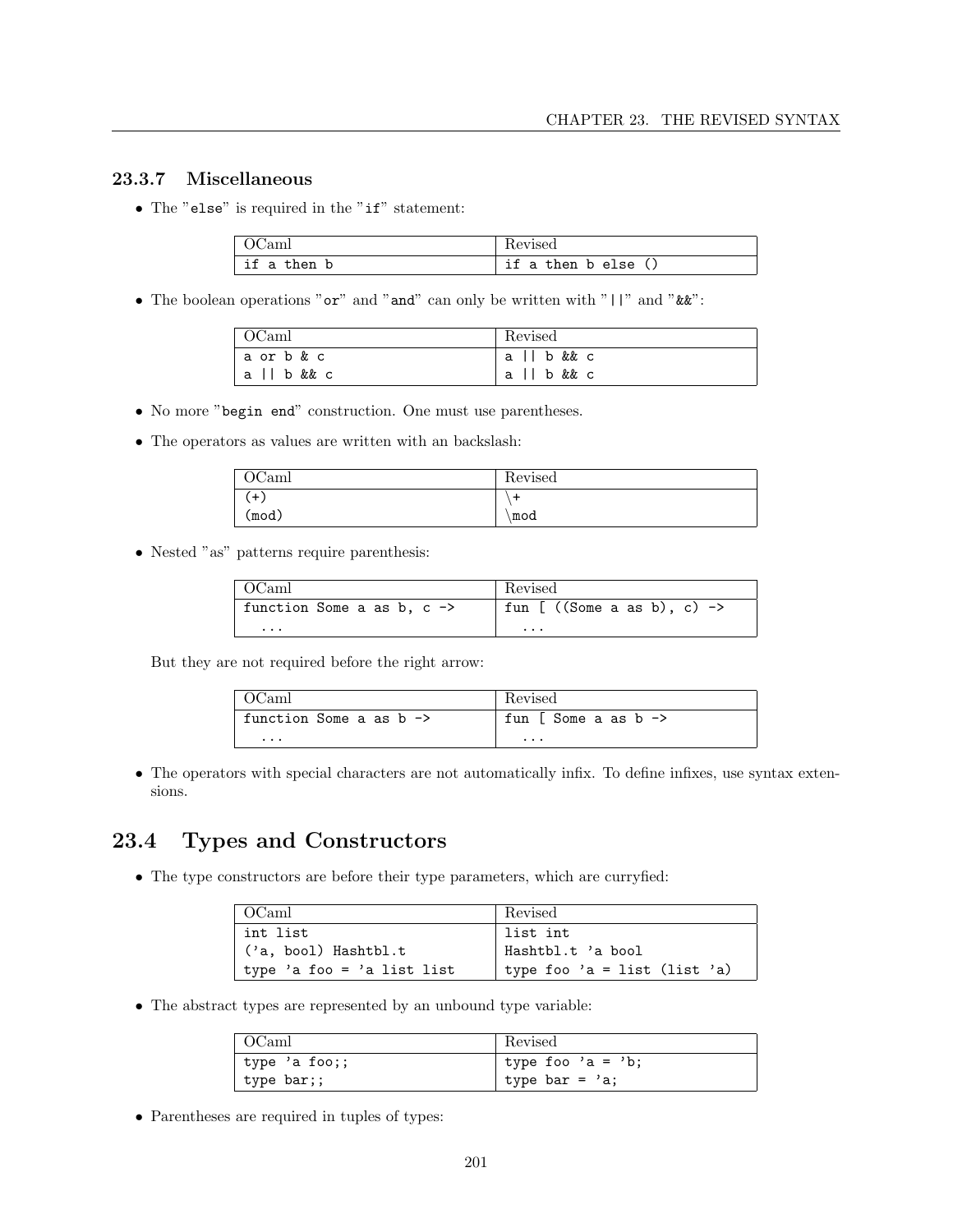### 23.3.7 Miscellaneous

- The "else" is required in the "if" statement:

| OCaml | Revised |
|---|---|
| `if a then b` | `if a then b else ()` |

- The boolean operations "or" and "and" can only be written with "||" and "&&":

| OCaml | Revised |
|---|---|
| `a or b & c` | `a \|\| b && c` |
| `a \|\| b && c` | `a \|\| b && c` |

- No more "begin end" construction. One must use parentheses.
- The operators as values are written with an backslash:

| OCaml | Revised |
|---|---|
| `(+)` | `\+` |
| `(mod)` | `\mod` |

- Nested "as" patterns require parenthesis:

| OCaml | Revised |
|---|---|
| `function Some a as b, c ->` | `fun [ ((Some a as b), c) ->` |
| `  ...` | `  ...` |

But they are not required before the right arrow:

| OCaml | Revised |
|---|---|
| `function Some a as b ->` | `fun [ Some a as b ->` |
| `  ...` | `  ...` |

- The operators with special characters are not automatically infix. To define infixes, use syntax extensions.

## 23.4 Types and Constructors

- The type constructors are before their type parameters, which are curryfied:

| OCaml | Revised |
|---|---|
| `int list` | `list int` |
| `('a, bool) Hashtbl.t` | `Hashtbl.t 'a bool` |
| `type 'a foo = 'a list list` | `type foo 'a = list (list 'a)` |

- The abstract types are represented by an unbound type variable:

| OCaml | Revised |
|---|---|
| `type 'a foo;;` | `type foo 'a = 'b;` |
| `type bar;;` | `type bar = 'a;` |

- Parentheses are required in tuples of types: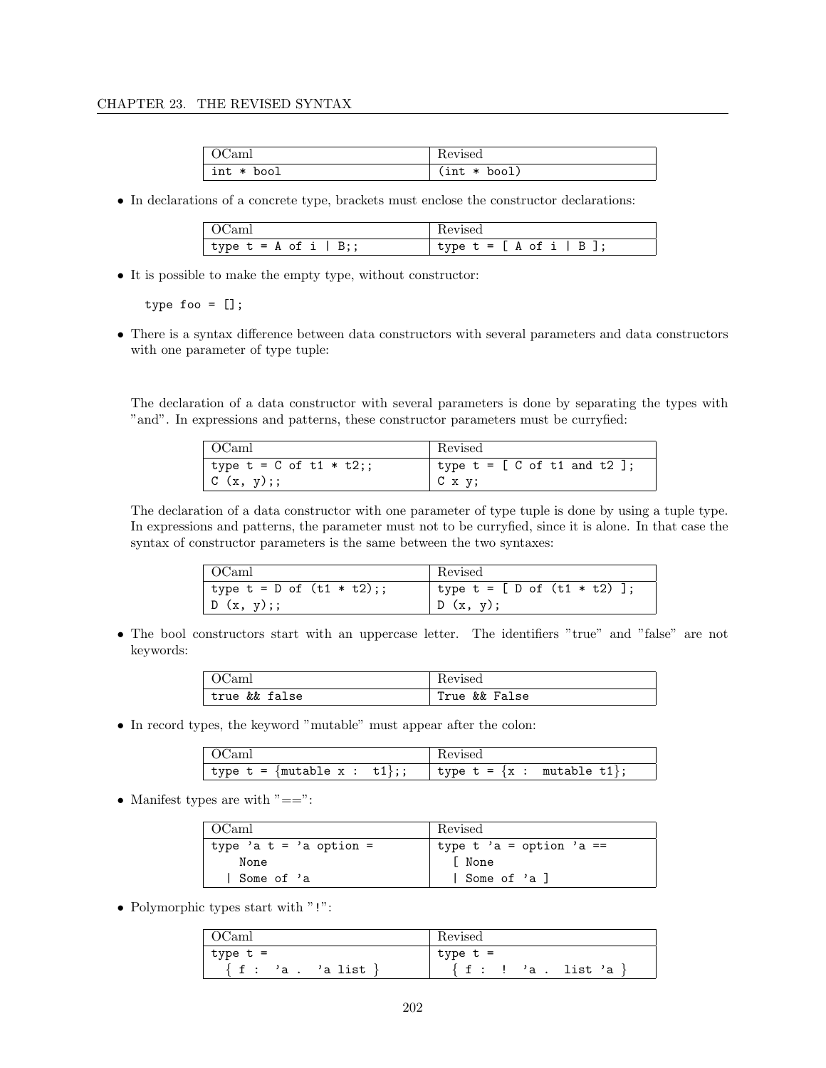| OCaml | Revised |
|---|---|
| `int * bool` | `(int * bool)` |

- In declarations of a concrete type, brackets must enclose the constructor declarations:

| OCaml | Revised |
|---|---|
| `type t = A of i \| B;;` | `type t = [ A of i \| B ];` |

- It is possible to make the empty type, without constructor:

```
type foo = [];
```

- There is a syntax difference between data constructors with several parameters and data constructors with one parameter of type tuple:

  The declaration of a data constructor with several parameters is done by separating the types with "and". In expressions and patterns, these constructor parameters must be curryfied:

| OCaml | Revised |
|---|---|
| `type t = C of t1 * t2;;`<br>`C (x, y);;` | `type t = [ C of t1 and t2 ];`<br>`C x y;` |

  The declaration of a data constructor with one parameter of type tuple is done by using a tuple type. In expressions and patterns, the parameter must not to be curryfied, since it is alone. In that case the syntax of constructor parameters is the same between the two syntaxes:

| OCaml | Revised |
|---|---|
| `type t = D of (t1 * t2);;`<br>`D (x, y);;` | `type t = [ D of (t1 * t2) ];`<br>`D (x, y);` |

- The bool constructors start with an uppercase letter. The identifiers "true" and "false" are not keywords:

| OCaml | Revised |
|---|---|
| `true && false` | `True && False` |

- In record types, the keyword "mutable" must appear after the colon:

| OCaml | Revised |
|---|---|
| `type t = {mutable x : t1};;` | `type t = {x : mutable t1};` |

- Manifest types are with "==":

| OCaml | Revised |
|---|---|
| `type 'a t = 'a option =`<br>`    None`<br>`  \| Some of 'a` | `type t 'a = option 'a ==`<br>`  [ None`<br>`  \| Some of 'a ]` |

- Polymorphic types start with "!":

| OCaml | Revised |
|---|---|
| `type t =`<br>`  { f : 'a . 'a list }` | `type t =`<br>`  { f : ! 'a . list 'a }` |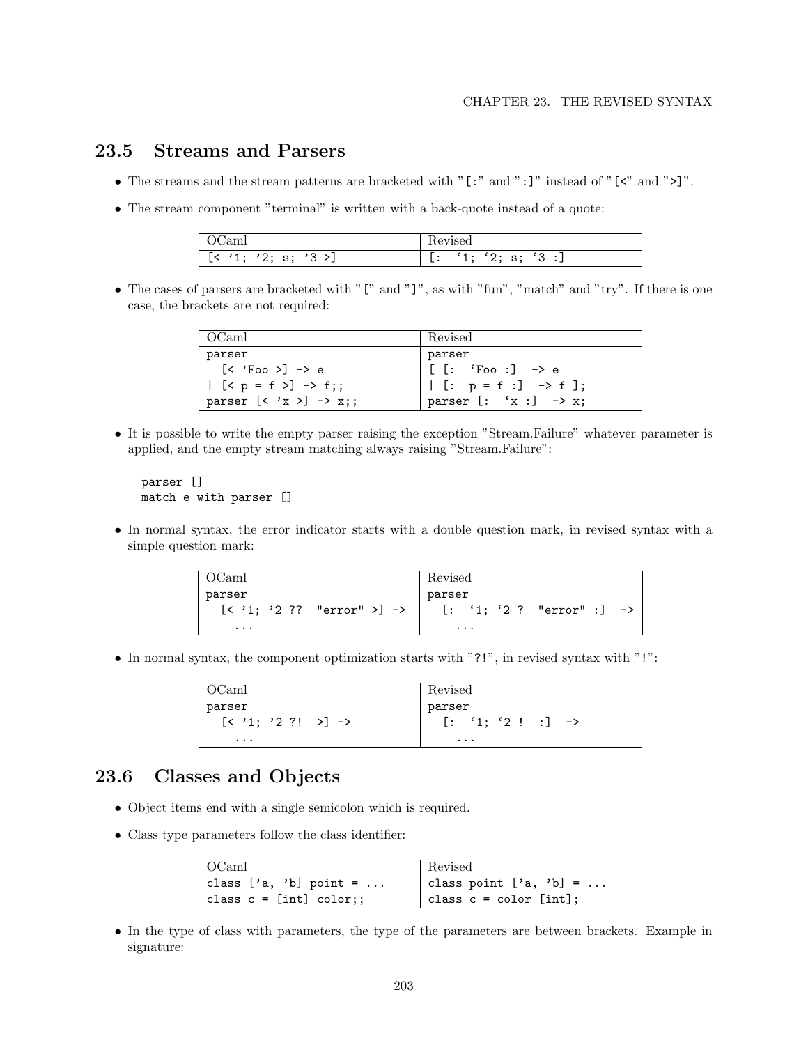## 23.5 Streams and Parsers

- The streams and the stream patterns are bracketed with "[:" and ":]" instead of "[<" and ">]".
- The stream component "terminal" is written with a back-quote instead of a quote:

| OCaml | Revised |
|---|---|
| `[< '1; '2; s; '3 >]` | ``[: `1; `2; s; `3 :]`` |

- The cases of parsers are bracketed with "[" and "]", as with "fun", "match" and "try". If there is one case, the brackets are not required:

| OCaml | Revised |
|---|---|
| `parser` | `parser` |
| `  [< 'Foo >] -> e` | ``[ [: `Foo :] -> e`` |
| `\| [< p = f >] -> f;;` | `\| [: p = f :] -> f ];` |
| `parser [< 'x >] -> x;;` | ``parser [: `x :] -> x;`` |

- It is possible to write the empty parser raising the exception "Stream.Failure" whatever parameter is applied, and the empty stream matching always raising "Stream.Failure":

```
parser []
match e with parser []
```

- In normal syntax, the error indicator starts with a double question mark, in revised syntax with a simple question mark:

| OCaml | Revised |
|---|---|
| `parser` | `parser` |
| `  [< '1; '2 ?? "error" >] ->` | ``  [: `1; `2 ? "error" :] ->`` |
| `    ...` | `    ...` |

- In normal syntax, the component optimization starts with "?!", in revised syntax with "!":

| OCaml | Revised |
|---|---|
| `parser` | `parser` |
| `  [< '1; '2 ?! >] ->` | ``  [: `1; `2 ! :] ->`` |
| `    ...` | `    ...` |

## 23.6 Classes and Objects

- Object items end with a single semicolon which is required.
- Class type parameters follow the class identifier:

| OCaml | Revised |
|---|---|
| `class ['a, 'b] point = ...` | `class point ['a, 'b] = ...` |
| `class c = [int] color;;` | `class c = color [int];` |

- In the type of class with parameters, the type of the parameters are between brackets. Example in signature: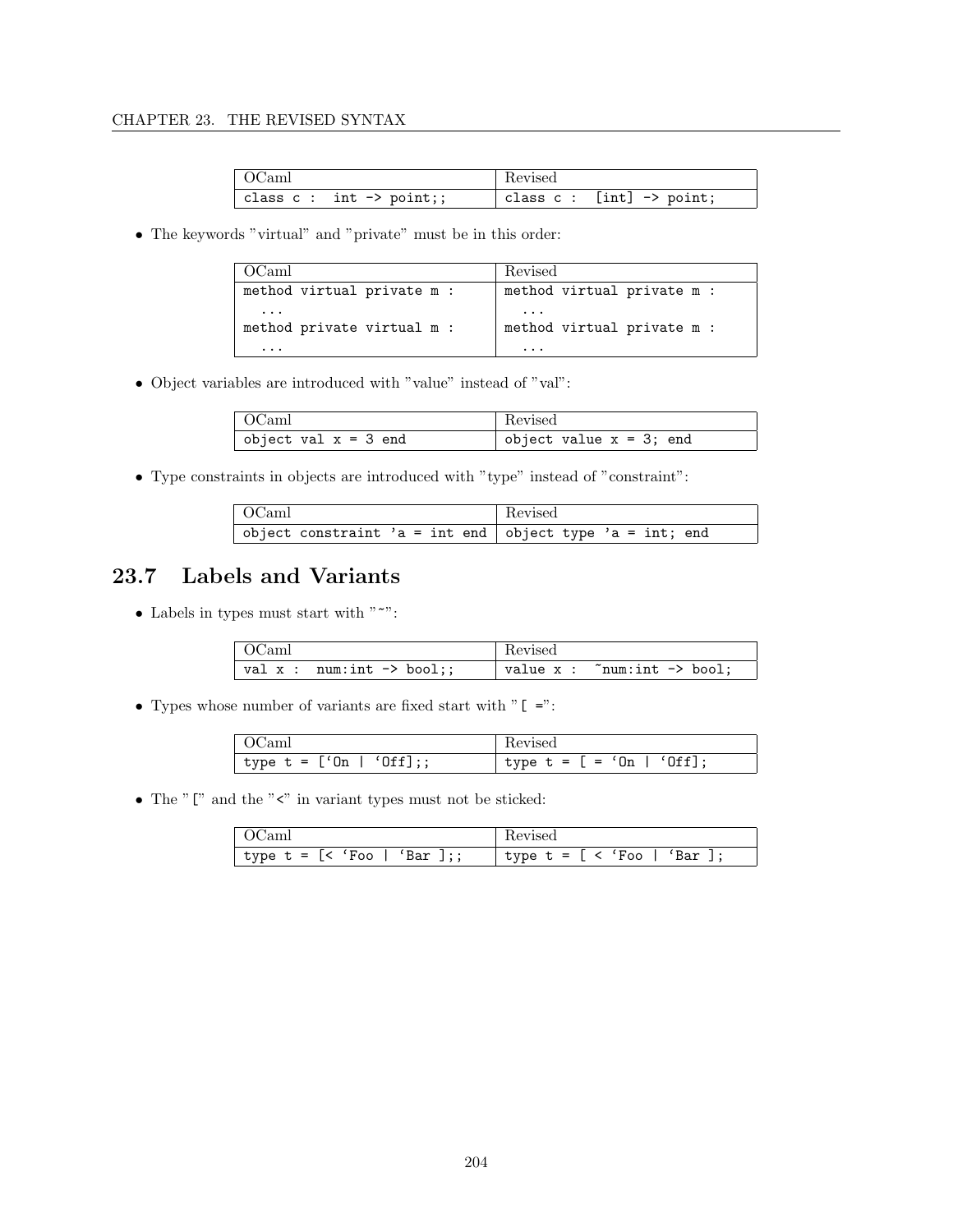| OCaml | Revised |
| --- | --- |
| `class c : int -> point;;` | `class c : [int] -> point;` |

- The keywords "virtual" and "private" must be in this order:

| OCaml | Revised |
| --- | --- |
| `method virtual private m : ...` <br> `method private virtual m : ...` | `method virtual private m : ...` <br> `method virtual private m : ...` |

- Object variables are introduced with "value" instead of "val":

| OCaml | Revised |
| --- | --- |
| `object val x = 3 end` | `object value x = 3; end` |

- Type constraints in objects are introduced with "type" instead of "constraint":

| OCaml | Revised |
| --- | --- |
| `object constraint 'a = int end` | `object type 'a = int; end` |

## 23.7 Labels and Variants

- Labels in types must start with "~":

| OCaml | Revised |
| --- | --- |
| `val x : num:int -> bool;;` | `value x : ~num:int -> bool;` |

- Types whose number of variants are fixed start with "[ =":

| OCaml | Revised |
| --- | --- |
| ``type t = [`On | `Off];;`` | ``type t = [ = `On | `Off];`` |

- The "[" and the "<" in variant types must not be sticked:

| OCaml | Revised |
| --- | --- |
| ``type t = [< `Foo | `Bar ];;`` | ``type t = [ < `Foo | `Bar ];`` |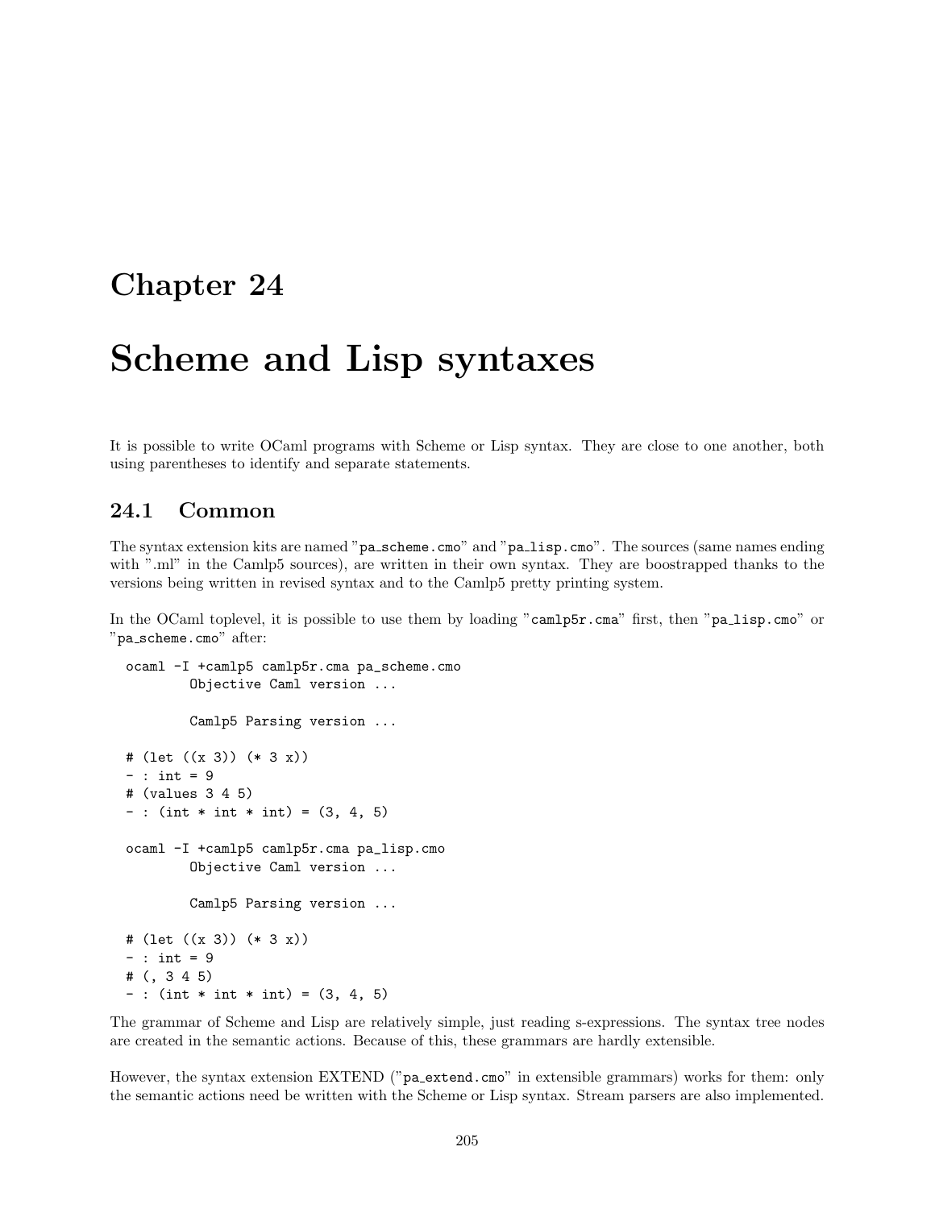# Chapter 24

# Scheme and Lisp syntaxes

It is possible to write OCaml programs with Scheme or Lisp syntax. They are close to one another, both using parentheses to identify and separate statements.

## 24.1 Common

The syntax extension kits are named "pa_scheme.cmo" and "pa_lisp.cmo". The sources (same names ending with ".ml" in the Camlp5 sources), are written in their own syntax. They are boostrapped thanks to the versions being written in revised syntax and to the Camlp5 pretty printing system.

In the OCaml toplevel, it is possible to use them by loading "camlp5r.cma" first, then "pa_lisp.cmo" or "pa_scheme.cmo" after:

```
ocaml -I +camlp5 camlp5r.cma pa_scheme.cmo
        Objective Caml version ...

        Camlp5 Parsing version ...

# (let ((x 3)) (* 3 x))
- : int = 9
# (values 3 4 5)
- : (int * int * int) = (3, 4, 5)

ocaml -I +camlp5 camlp5r.cma pa_lisp.cmo
        Objective Caml version ...

        Camlp5 Parsing version ...

# (let ((x 3)) (* 3 x))
- : int = 9
# (, 3 4 5)
- : (int * int * int) = (3, 4, 5)
```

The grammar of Scheme and Lisp are relatively simple, just reading s-expressions. The syntax tree nodes are created in the semantic actions. Because of this, these grammars are hardly extensible.

However, the syntax extension EXTEND ("pa_extend.cmo" in extensible grammars) works for them: only the semantic actions need be written with the Scheme or Lisp syntax. Stream parsers are also implemented.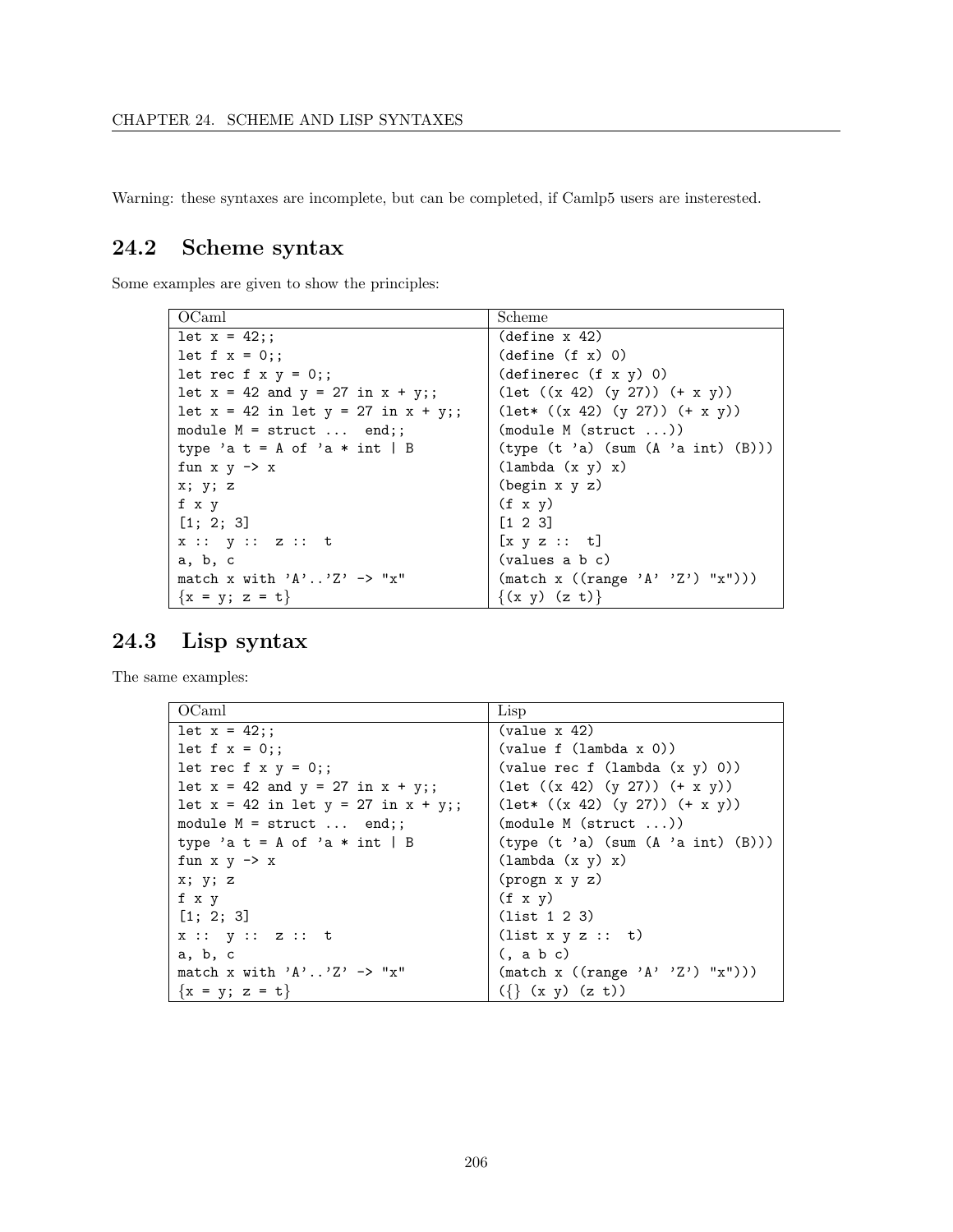Warning: these syntaxes are incomplete, but can be completed, if Camlp5 users are insterested.

## 24.2 Scheme syntax

Some examples are given to show the principles:

| OCaml | Scheme |
|---|---|
| `let x = 42;;` | `(define x 42)` |
| `let f x = 0;;` | `(define (f x) 0)` |
| `let rec f x y = 0;;` | `(definerec (f x y) 0)` |
| `let x = 42 and y = 27 in x + y;;` | `(let ((x 42) (y 27)) (+ x y))` |
| `let x = 42 in let y = 27 in x + y;;` | `(let* ((x 42) (y 27)) (+ x y))` |
| `module M = struct ... end;;` | `(module M (struct ...))` |
| `type 'a t = A of 'a * int \| B` | `(type (t 'a) (sum (A 'a int) (B)))` |
| `fun x y -> x` | `(lambda (x y) x)` |
| `x; y; z` | `(begin x y z)` |
| `f x y` | `(f x y)` |
| `[1; 2; 3]` | `[1 2 3]` |
| `x :: y :: z :: t` | `[x y z :: t]` |
| `a, b, c` | `(values a b c)` |
| `match x with 'A'..'Z' -> "x"` | `(match x ((range 'A' 'Z') "x")))` |
| `{x = y; z = t}` | `{(x y) (z t)}` |

## 24.3 Lisp syntax

The same examples:

| OCaml | Lisp |
|---|---|
| `let x = 42;;` | `(value x 42)` |
| `let f x = 0;;` | `(value f (lambda x 0))` |
| `let rec f x y = 0;;` | `(value rec f (lambda (x y) 0))` |
| `let x = 42 and y = 27 in x + y;;` | `(let ((x 42) (y 27)) (+ x y))` |
| `let x = 42 in let y = 27 in x + y;;` | `(let* ((x 42) (y 27)) (+ x y))` |
| `module M = struct ... end;;` | `(module M (struct ...))` |
| `type 'a t = A of 'a * int \| B` | `(type (t 'a) (sum (A 'a int) (B)))` |
| `fun x y -> x` | `(lambda (x y) x)` |
| `x; y; z` | `(progn x y z)` |
| `f x y` | `(f x y)` |
| `[1; 2; 3]` | `(list 1 2 3)` |
| `x :: y :: z :: t` | `(list x y z :: t)` |
| `a, b, c` | `(, a b c)` |
| `match x with 'A'..'Z' -> "x"` | `(match x ((range 'A' 'Z') "x")))` |
| `{x = y; z = t}` | `({} (x y) (z t))` |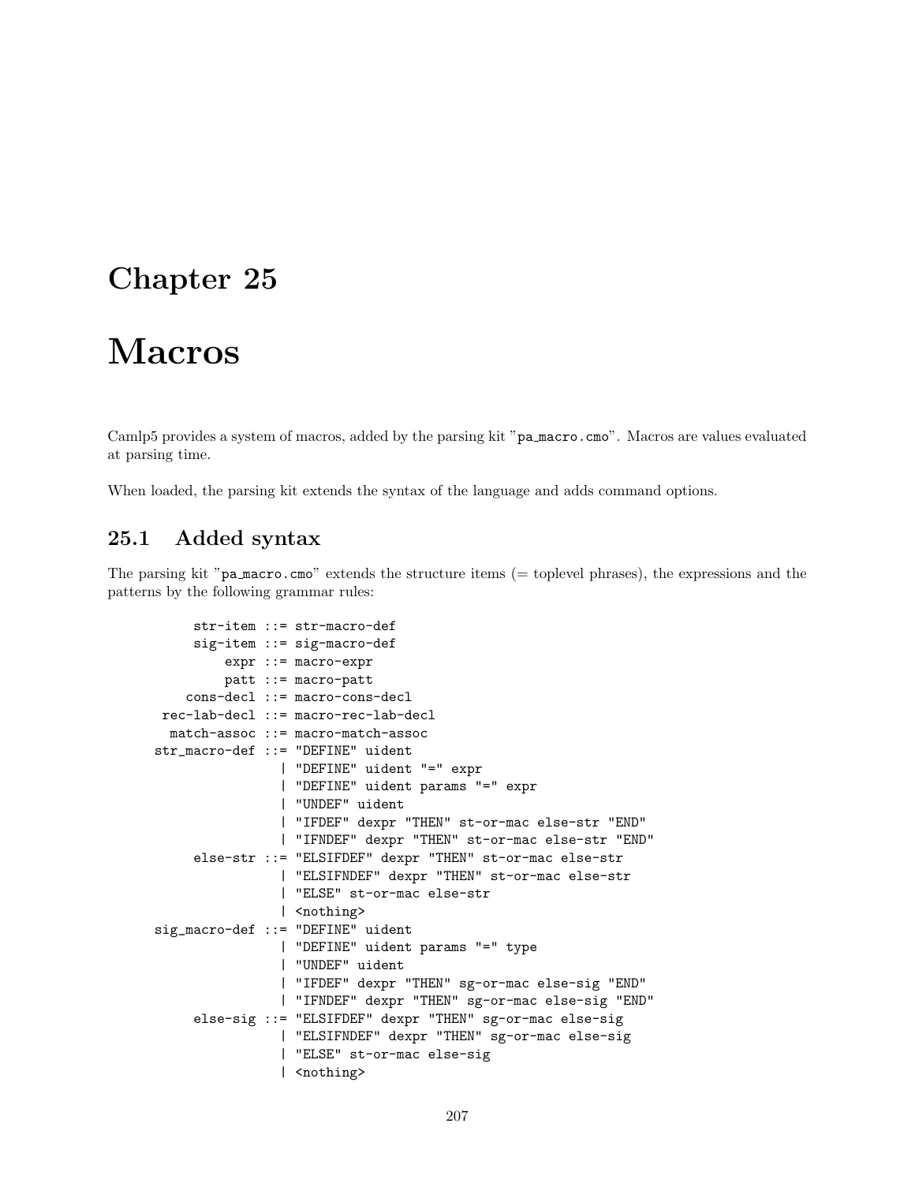# Chapter 25

# Macros

Camlp5 provides a system of macros, added by the parsing kit "pa_macro.cmo". Macros are values evaluated at parsing time.

When loaded, the parsing kit extends the syntax of the language and adds command options.

## 25.1 Added syntax

The parsing kit "pa_macro.cmo" extends the structure items (= toplevel phrases), the expressions and the patterns by the following grammar rules:

```
          str-item ::= str-macro-def
          sig-item ::= sig-macro-def
              expr ::= macro-expr
              patt ::= macro-patt
         cons-decl ::= macro-cons-decl
      rec-lab-decl ::= macro-rec-lab-decl
       match-assoc ::= macro-match-assoc
     str_macro-def ::= "DEFINE" uident
                     | "DEFINE" uident "=" expr
                     | "DEFINE" uident params "=" expr
                     | "UNDEF" uident
                     | "IFDEF" dexpr "THEN" st-or-mac else-str "END"
                     | "IFNDEF" dexpr "THEN" st-or-mac else-str "END"
          else-str ::= "ELSIFDEF" dexpr "THEN" st-or-mac else-str
                     | "ELSIFNDEF" dexpr "THEN" st-or-mac else-str
                     | "ELSE" st-or-mac else-str
                     | <nothing>
     sig_macro-def ::= "DEFINE" uident
                     | "DEFINE" uident params "=" type
                     | "UNDEF" uident
                     | "IFDEF" dexpr "THEN" sg-or-mac else-sig "END"
                     | "IFNDEF" dexpr "THEN" sg-or-mac else-sig "END"
          else-sig ::= "ELSIFDEF" dexpr "THEN" sg-or-mac else-sig
                     | "ELSIFNDEF" dexpr "THEN" sg-or-mac else-sig
                     | "ELSE" st-or-mac else-sig
                     | <nothing>
```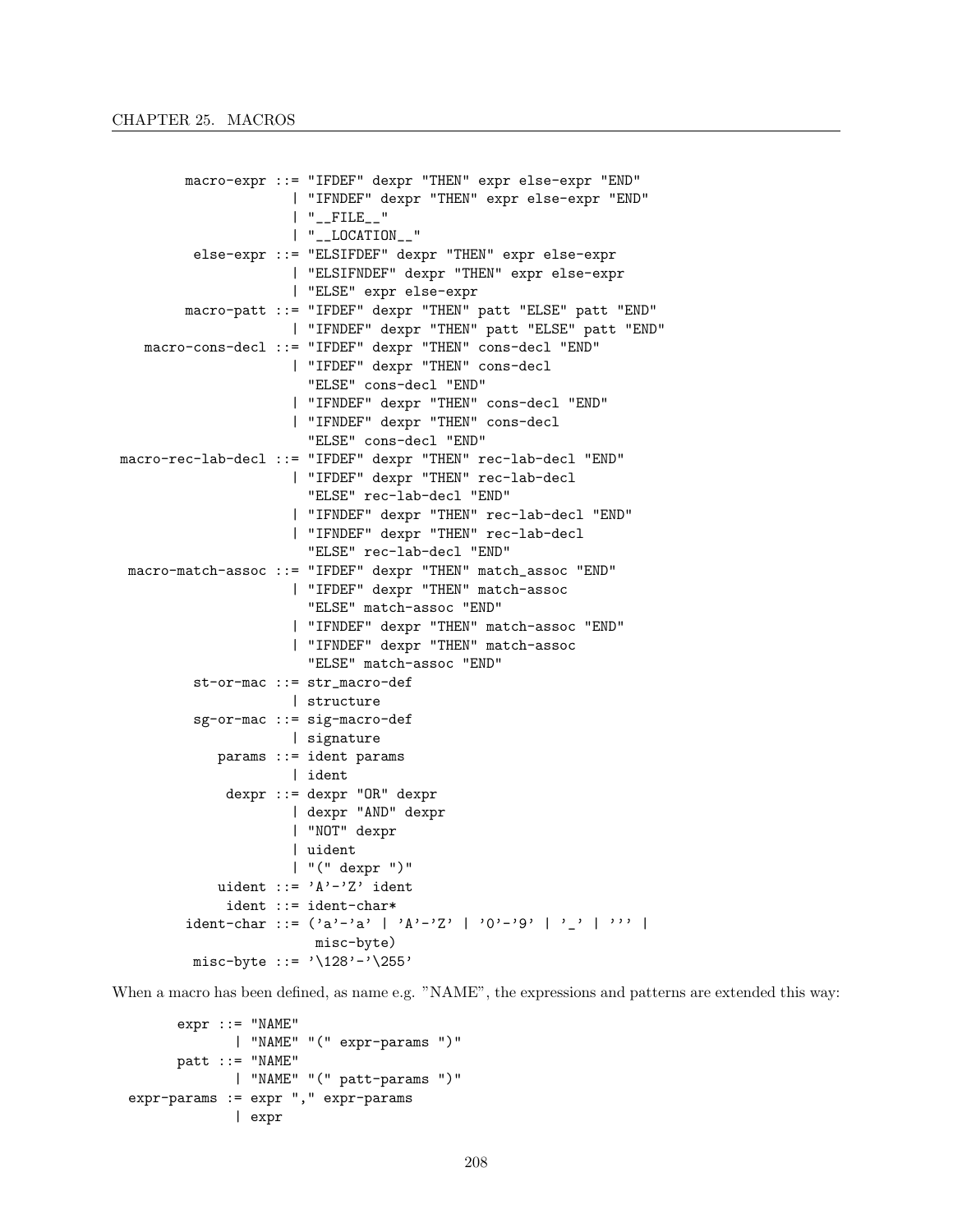```
       macro-expr ::= "IFDEF" dexpr "THEN" expr else-expr "END"
                    | "IFNDEF" dexpr "THEN" expr else-expr "END"
                    | "__FILE__"
                    | "__LOCATION__"
        else-expr ::= "ELSIFDEF" dexpr "THEN" expr else-expr
                    | "ELSIFNDEF" dexpr "THEN" expr else-expr
                    | "ELSE" expr else-expr
       macro-patt ::= "IFDEF" dexpr "THEN" patt "ELSE" patt "END"
                    | "IFNDEF" dexpr "THEN" patt "ELSE" patt "END"
  macro-cons-decl ::= "IFDEF" dexpr "THEN" cons-decl "END"
                    | "IFDEF" dexpr "THEN" cons-decl
                      "ELSE" cons-decl "END"
                    | "IFNDEF" dexpr "THEN" cons-decl "END"
                    | "IFNDEF" dexpr "THEN" cons-decl
                      "ELSE" cons-decl "END"
macro-rec-lab-decl ::= "IFDEF" dexpr "THEN" rec-lab-decl "END"
                    | "IFDEF" dexpr "THEN" rec-lab-decl
                      "ELSE" rec-lab-decl "END"
                    | "IFNDEF" dexpr "THEN" rec-lab-decl "END"
                    | "IFNDEF" dexpr "THEN" rec-lab-decl
                      "ELSE" rec-lab-decl "END"
 macro-match-assoc ::= "IFDEF" dexpr "THEN" match_assoc "END"
                    | "IFDEF" dexpr "THEN" match-assoc
                      "ELSE" match-assoc "END"
                    | "IFNDEF" dexpr "THEN" match-assoc "END"
                    | "IFNDEF" dexpr "THEN" match-assoc
                      "ELSE" match-assoc "END"
        st-or-mac ::= str_macro-def
                    | structure
        sg-or-mac ::= sig-macro-def
                    | signature
           params ::= ident params
                    | ident
            dexpr ::= dexpr "OR" dexpr
                    | dexpr "AND" dexpr
                    | "NOT" dexpr
                    | uident
                    | "(" dexpr ")"
           uident ::= 'A'-'Z' ident
            ident ::= ident-char*
       ident-char ::= ('a'-'a' | 'A'-'Z' | '0'-'9' | '_' | ''' |
                       misc-byte)
        misc-byte ::= '\128'-'\255'
```

When a macro has been defined, as name e.g. "NAME", the expressions and patterns are extended this way:

```
       expr ::= "NAME"
              | "NAME" "(" expr-params ")"
       patt ::= "NAME"
              | "NAME" "(" patt-params ")"
 expr-params := expr "," expr-params
              | expr
```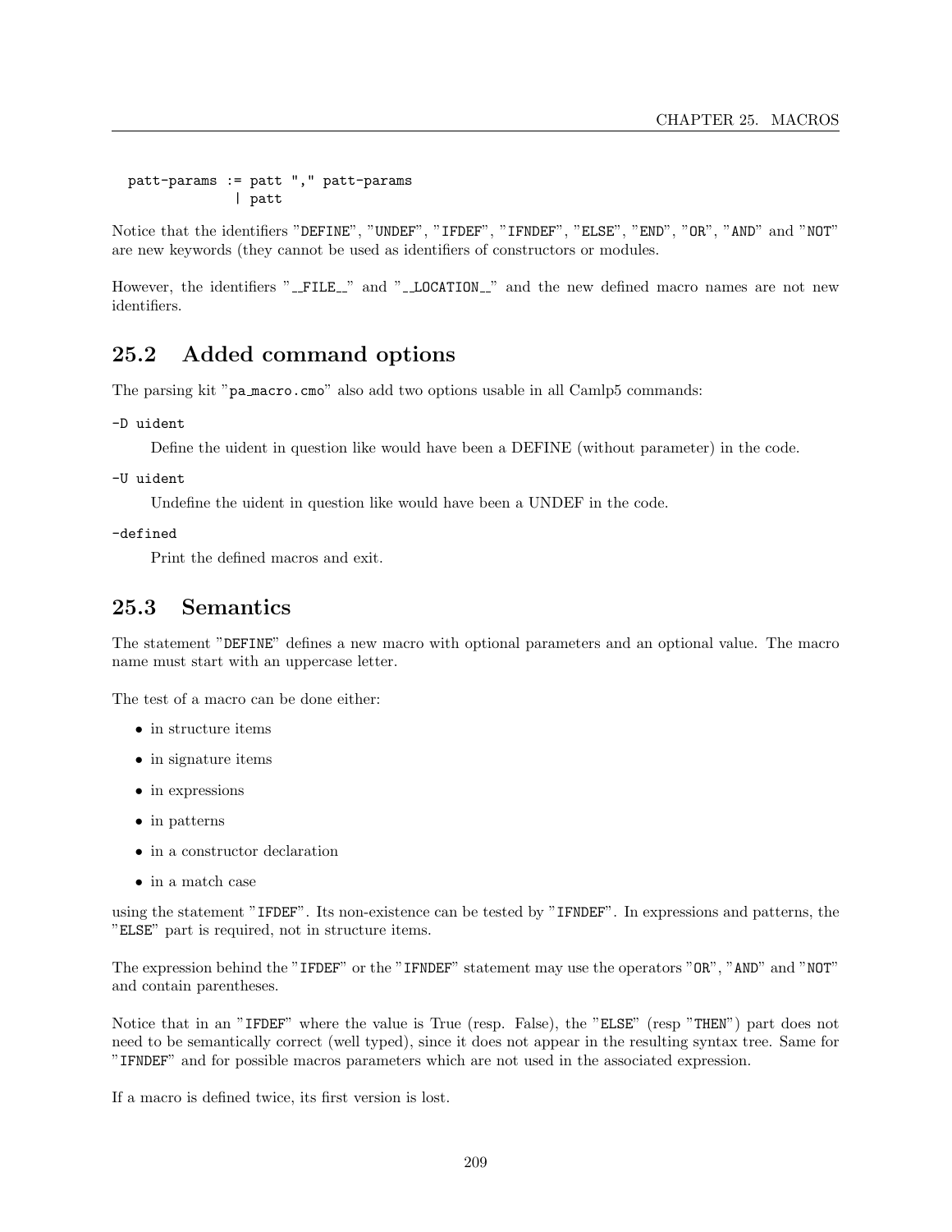```
  patt-params := patt "," patt-params
               | patt
```

Notice that the identifiers "`DEFINE`", "`UNDEF`", "`IFDEF`", "`IFNDEF`", "`ELSE`", "`END`", "`OR`", "`AND`" and "`NOT`" are new keywords (they cannot be used as identifiers of constructors or modules.

However, the identifiers "`__FILE__`" and "`__LOCATION__`" and the new defined macro names are not new identifiers.

## 25.2 Added command options

The parsing kit "`pa_macro.cmo`" also add two options usable in all Camlp5 commands:

`-D uident`

Define the uident in question like would have been a DEFINE (without parameter) in the code.

`-U uident`

Undefine the uident in question like would have been a UNDEF in the code.

`-defined`

Print the defined macros and exit.

## 25.3 Semantics

The statement "`DEFINE`" defines a new macro with optional parameters and an optional value. The macro name must start with an uppercase letter.

The test of a macro can be done either:

- in structure items
- in signature items
- in expressions
- in patterns
- in a constructor declaration
- in a match case

using the statement "`IFDEF`". Its non-existence can be tested by "`IFNDEF`". In expressions and patterns, the "`ELSE`" part is required, not in structure items.

The expression behind the "`IFDEF`" or the "`IFNDEF`" statement may use the operators "`OR`", "`AND`" and "`NOT`" and contain parentheses.

Notice that in an "`IFDEF`" where the value is True (resp. False), the "`ELSE`" (resp "`THEN`") part does not need to be semantically correct (well typed), since it does not appear in the resulting syntax tree. Same for "`IFNDEF`" and for possible macros parameters which are not used in the associated expression.

If a macro is defined twice, its first version is lost.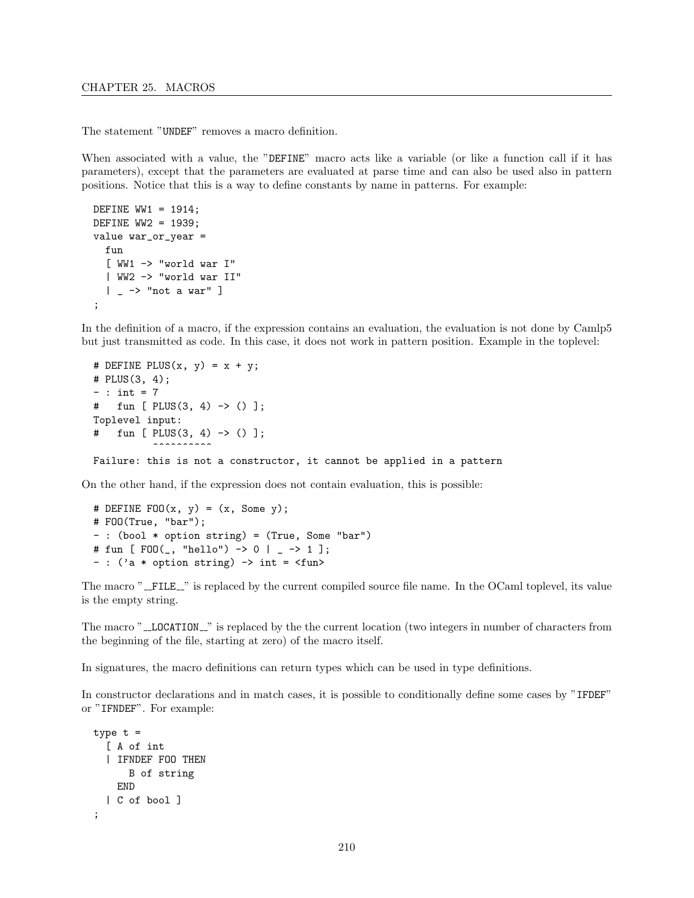The statement "UNDEF" removes a macro definition.

When associated with a value, the "DEFINE" macro acts like a variable (or like a function call if it has parameters), except that the parameters are evaluated at parse time and can also be used also in pattern positions. Notice that this is a way to define constants by name in patterns. For example:

```
DEFINE WW1 = 1914;
DEFINE WW2 = 1939;
value war_or_year =
  fun
  [ WW1 -> "world war I"
  | WW2 -> "world war II"
  | _ -> "not a war" ]
;
```

In the definition of a macro, if the expression contains an evaluation, the evaluation is not done by Camlp5 but just transmitted as code. In this case, it does not work in pattern position. Example in the toplevel:

```
# DEFINE PLUS(x, y) = x + y;
# PLUS(3, 4);
- : int = 7
#   fun [ PLUS(3, 4) -> () ];
Toplevel input:
#   fun [ PLUS(3, 4) -> () ];
          ^^^^^^^^^^
Failure: this is not a constructor, it cannot be applied in a pattern
```

On the other hand, if the expression does not contain evaluation, this is possible:

```
# DEFINE FOO(x, y) = (x, Some y);
# FOO(True, "bar");
- : (bool * option string) = (True, Some "bar")
# fun [ FOO(_, "hello") -> 0 | _ -> 1 ];
- : ('a * option string) -> int = <fun>
```

The macro "__FILE__" is replaced by the current compiled source file name. In the OCaml toplevel, its value is the empty string.

The macro "__LOCATION__" is replaced by the the current location (two integers in number of characters from the beginning of the file, starting at zero) of the macro itself.

In signatures, the macro definitions can return types which can be used in type definitions.

In constructor declarations and in match cases, it is possible to conditionally define some cases by "IFDEF" or "IFNDEF". For example:

```
type t =
  [ A of int
  | IFNDEF FOO THEN
      B of string
    END
  | C of bool ]
;
```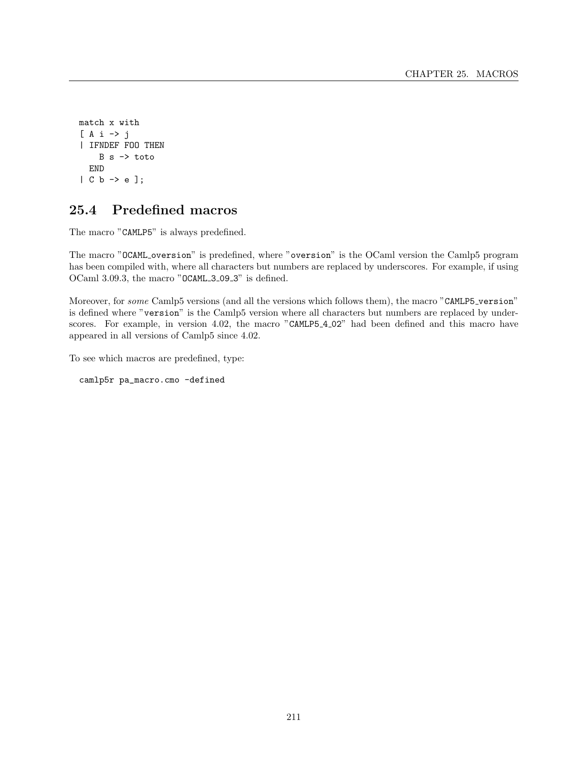```
match x with
[ A i -> j
| IFNDEF FOO THEN
    B s -> toto
  END
| C b -> e ];
```

## 25.4 Predefined macros

The macro "`CAMLP5`" is always predefined.

The macro "`OCAML_oversion`" is predefined, where "`oversion`" is the OCaml version the Camlp5 program has been compiled with, where all characters but numbers are replaced by underscores. For example, if using OCaml 3.09.3, the macro "`OCAML_3_09_3`" is defined.

Moreover, for *some* Camlp5 versions (and all the versions which follows them), the macro "`CAMLP5_version`" is defined where "`version`" is the Camlp5 version where all characters but numbers are replaced by underscores. For example, in version 4.02, the macro "`CAMLP5_4_02`" had been defined and this macro have appeared in all versions of Camlp5 since 4.02.

To see which macros are predefined, type:

```
camlp5r pa_macro.cmo -defined
```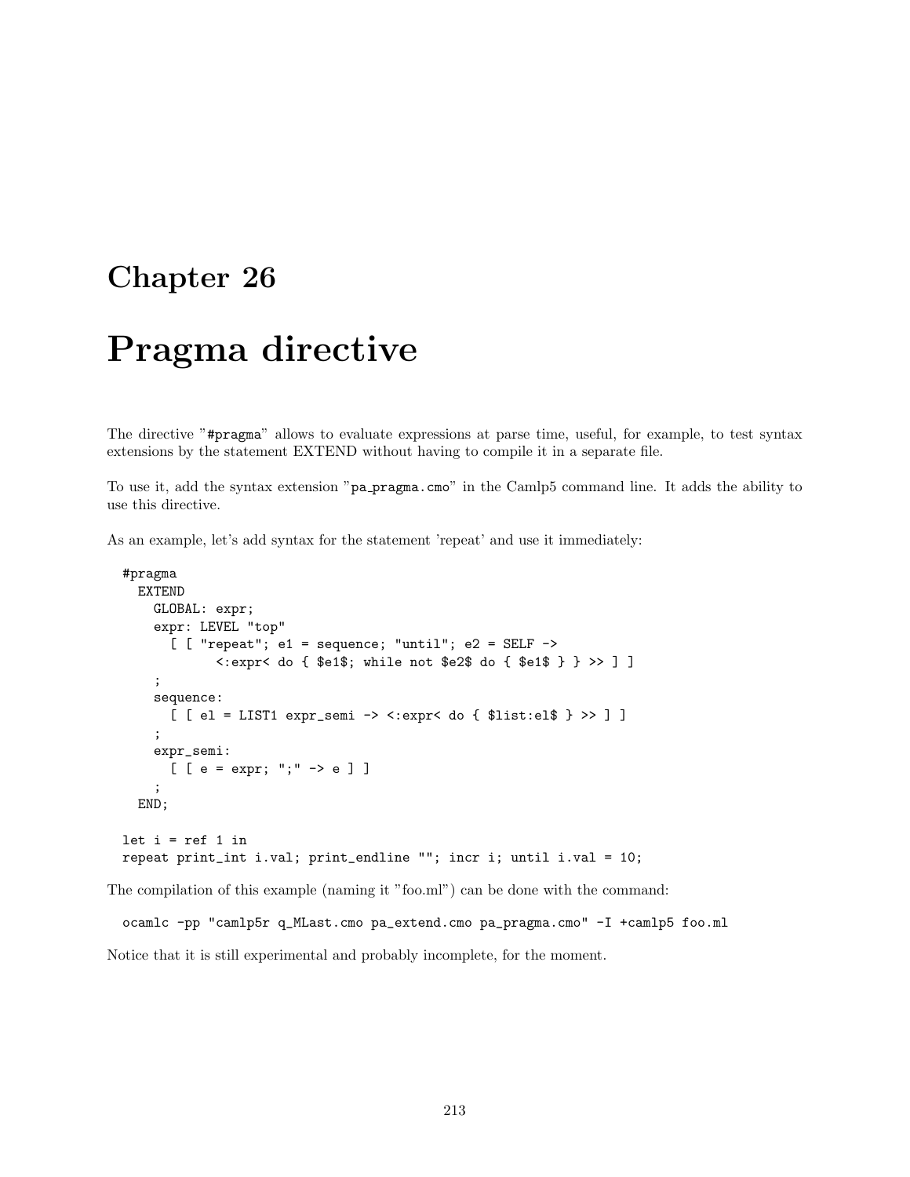# Chapter 26

# Pragma directive

The directive "`#pragma`" allows to evaluate expressions at parse time, useful, for example, to test syntax extensions by the statement EXTEND without having to compile it in a separate file.

To use it, add the syntax extension "`pa_pragma.cmo`" in the Camlp5 command line. It adds the ability to use this directive.

As an example, let's add syntax for the statement 'repeat' and use it immediately:

```
#pragma
  EXTEND
    GLOBAL: expr;
    expr: LEVEL "top"
      [ [ "repeat"; e1 = sequence; "until"; e2 = SELF ->
            <:expr< do { $e1$; while not $e2$ do { $e1$ } } >> ] ]
    ;
    sequence:
      [ [ el = LIST1 expr_semi -> <:expr< do { $list:el$ } >> ] ]
    ;
    expr_semi:
      [ [ e = expr; ";" -> e ] ]
    ;
  END;

let i = ref 1 in
repeat print_int i.val; print_endline ""; incr i; until i.val = 10;
```

The compilation of this example (naming it "foo.ml") can be done with the command:

```
ocamlc -pp "camlp5r q_MLast.cmo pa_extend.cmo pa_pragma.cmo" -I +camlp5 foo.ml
```

Notice that it is still experimental and probably incomplete, for the moment.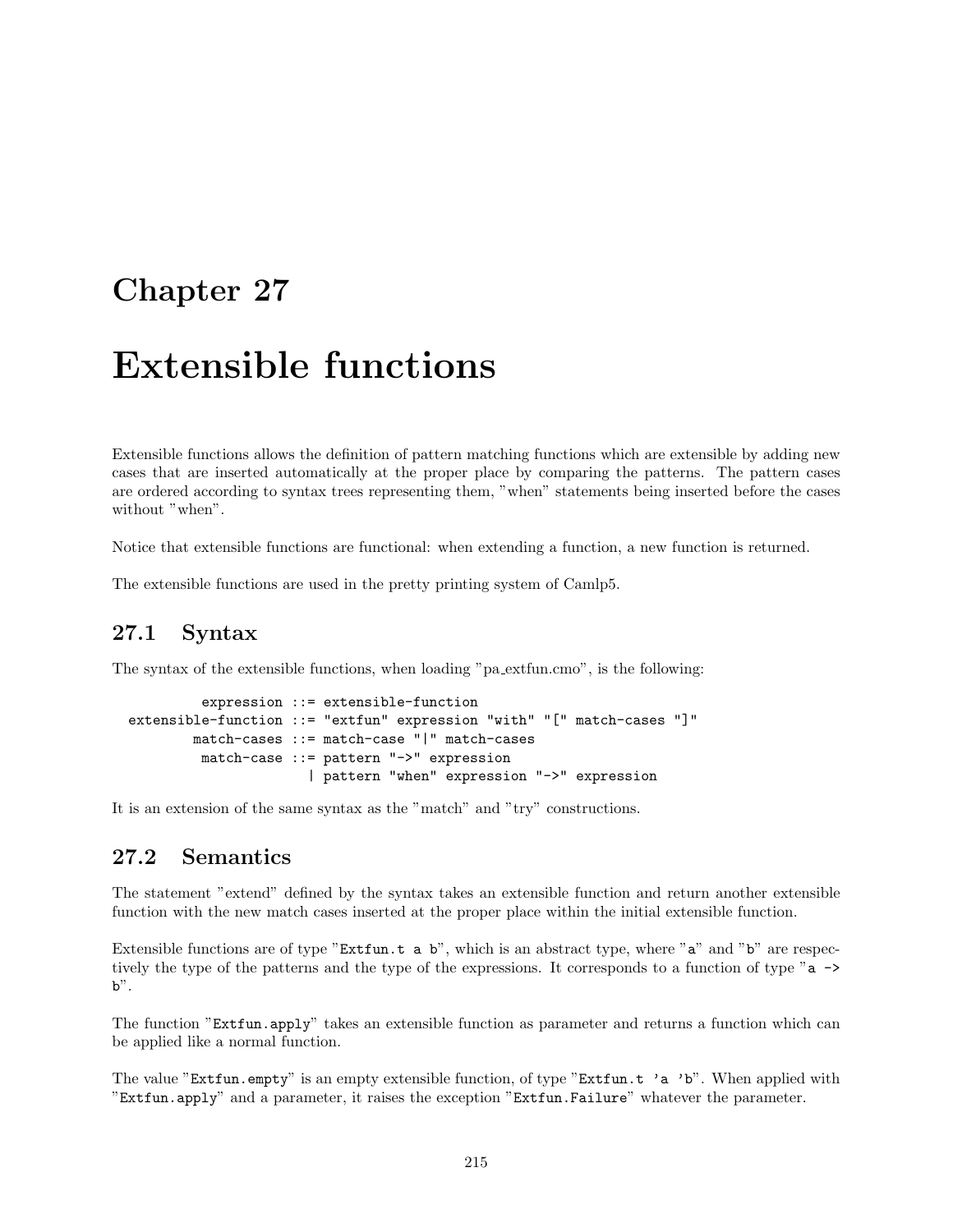# Chapter 27

# Extensible functions

Extensible functions allows the definition of pattern matching functions which are extensible by adding new cases that are inserted automatically at the proper place by comparing the patterns. The pattern cases are ordered according to syntax trees representing them, "when" statements being inserted before the cases without "when".

Notice that extensible functions are functional: when extending a function, a new function is returned.

The extensible functions are used in the pretty printing system of Camlp5.

## 27.1 Syntax

The syntax of the extensible functions, when loading "pa_extfun.cmo", is the following:

```
          expression ::= extensible-function
 extensible-function ::= "extfun" expression "with" "[" match-cases "]"
         match-cases ::= match-case "|" match-cases
          match-case ::= pattern "->" expression
                       | pattern "when" expression "->" expression
```

It is an extension of the same syntax as the "match" and "try" constructions.

## 27.2 Semantics

The statement "extend" defined by the syntax takes an extensible function and return another extensible function with the new match cases inserted at the proper place within the initial extensible function.

Extensible functions are of type "`Extfun.t a b`", which is an abstract type, where "`a`" and "`b`" are respectively the type of the patterns and the type of the expressions. It corresponds to a function of type "`a -> b`".

The function "`Extfun.apply`" takes an extensible function as parameter and returns a function which can be applied like a normal function.

The value "`Extfun.empty`" is an empty extensible function, of type "`Extfun.t 'a 'b`". When applied with "`Extfun.apply`" and a parameter, it raises the exception "`Extfun.Failure`" whatever the parameter.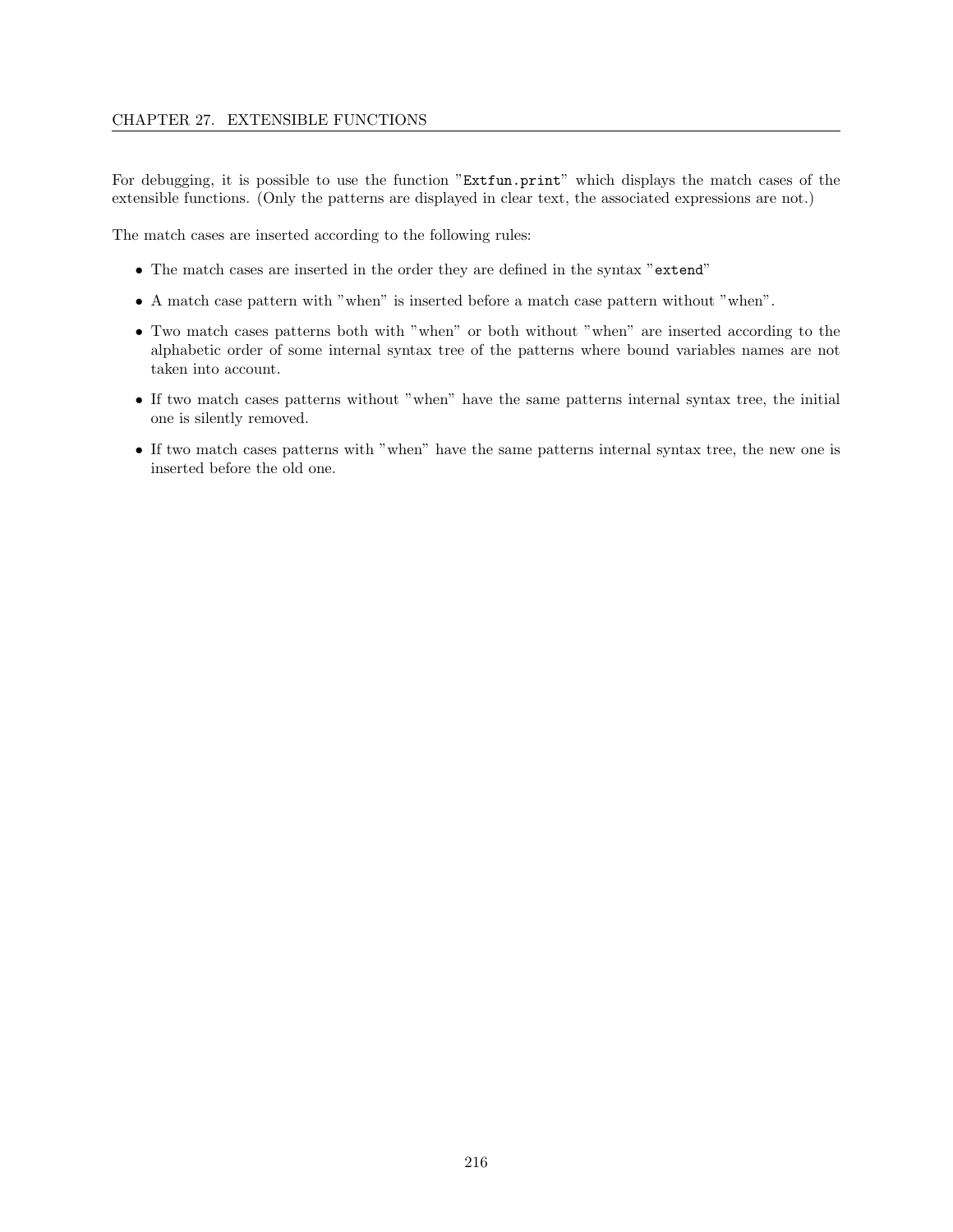For debugging, it is possible to use the function "`Extfun.print`" which displays the match cases of the extensible functions. (Only the patterns are displayed in clear text, the associated expressions are not.)

The match cases are inserted according to the following rules:

- The match cases are inserted in the order they are defined in the syntax "`extend`"
- A match case pattern with "when" is inserted before a match case pattern without "when".
- Two match cases patterns both with "when" or both without "when" are inserted according to the alphabetic order of some internal syntax tree of the patterns where bound variables names are not taken into account.
- If two match cases patterns without "when" have the same patterns internal syntax tree, the initial one is silently removed.
- If two match cases patterns with "when" have the same patterns internal syntax tree, the new one is inserted before the old one.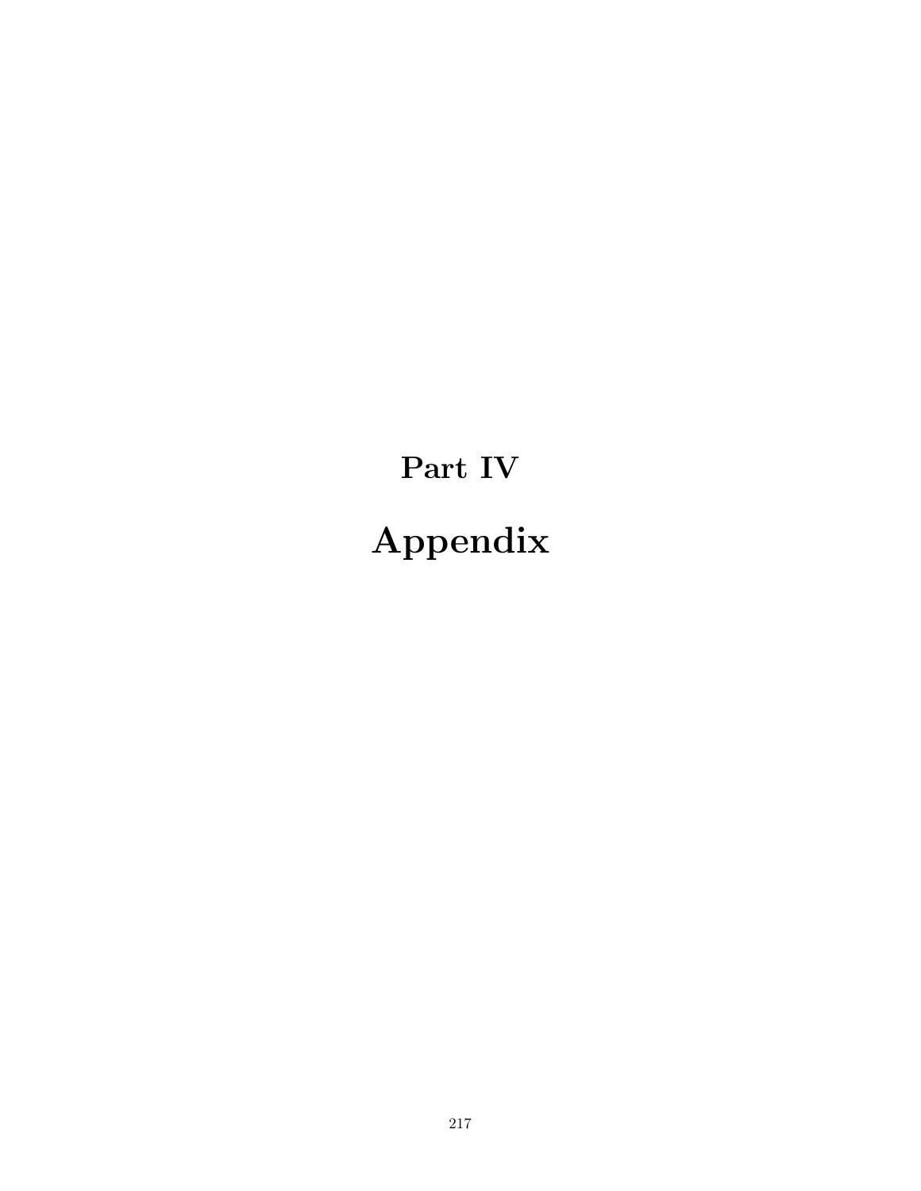# Part IV

# Appendix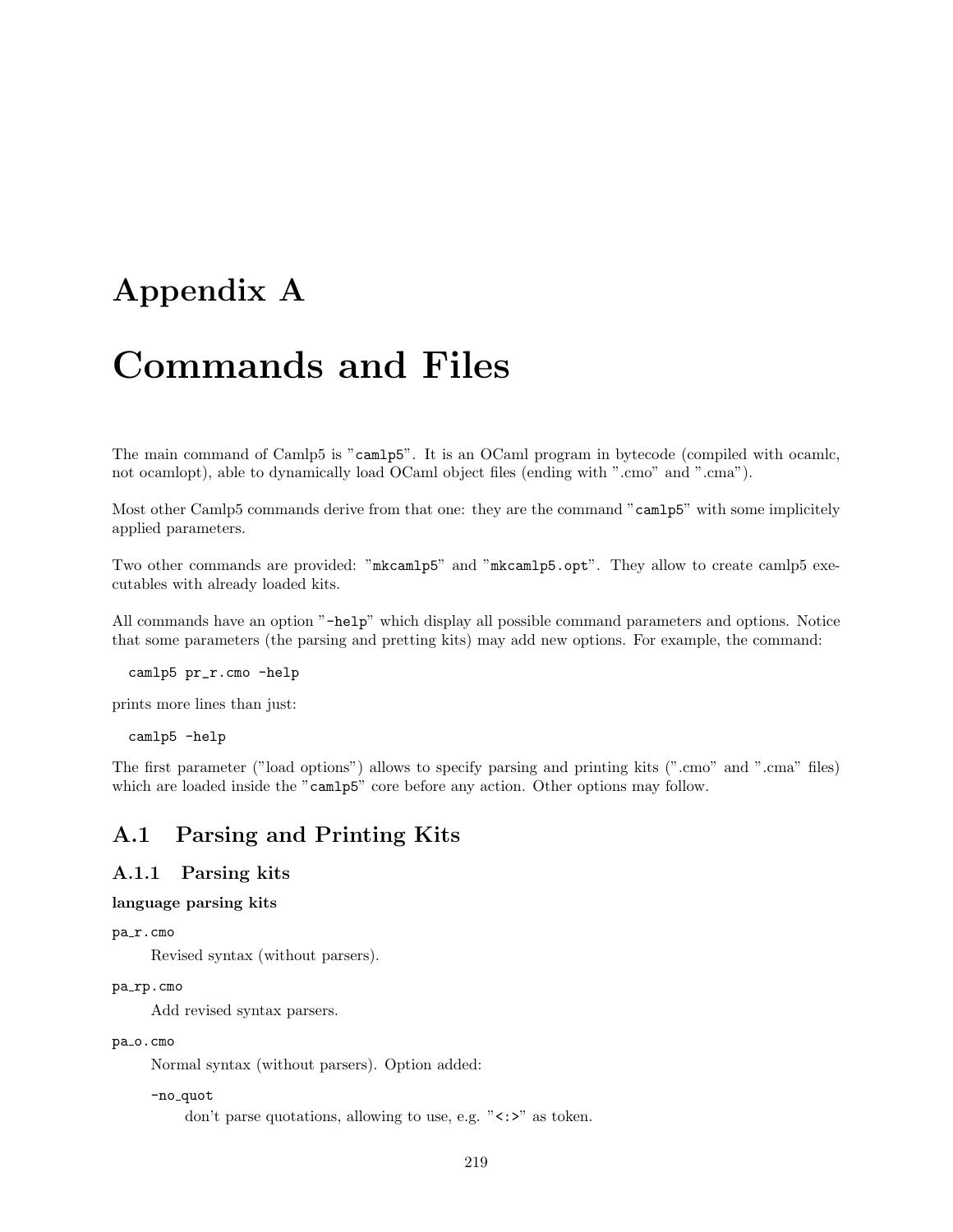# Appendix A

# Commands and Files

The main command of Camlp5 is "`camlp5`". It is an OCaml program in bytecode (compiled with ocamlc, not ocamlopt), able to dynamically load OCaml object files (ending with ".cmo" and ".cma").

Most other Camlp5 commands derive from that one: they are the command "`camlp5`" with some implicitely applied parameters.

Two other commands are provided: "`mkcamlp5`" and "`mkcamlp5.opt`". They allow to create camlp5 executables with already loaded kits.

All commands have an option "`-help`" which display all possible command parameters and options. Notice that some parameters (the parsing and pretting kits) may add new options. For example, the command:

```
camlp5 pr_r.cmo -help
```

prints more lines than just:

```
camlp5 -help
```

The first parameter ("load options") allows to specify parsing and printing kits (".cmo" and ".cma" files) which are loaded inside the "`camlp5`" core before any action. Other options may follow.

## A.1 Parsing and Printing Kits

### A.1.1 Parsing kits

**language parsing kits**

`pa_r.cmo`

Revised syntax (without parsers).

`pa_rp.cmo`

Add revised syntax parsers.

`pa_o.cmo`

Normal syntax (without parsers). Option added:

`-no_quot`

don't parse quotations, allowing to use, e.g. "`<:>`" as token.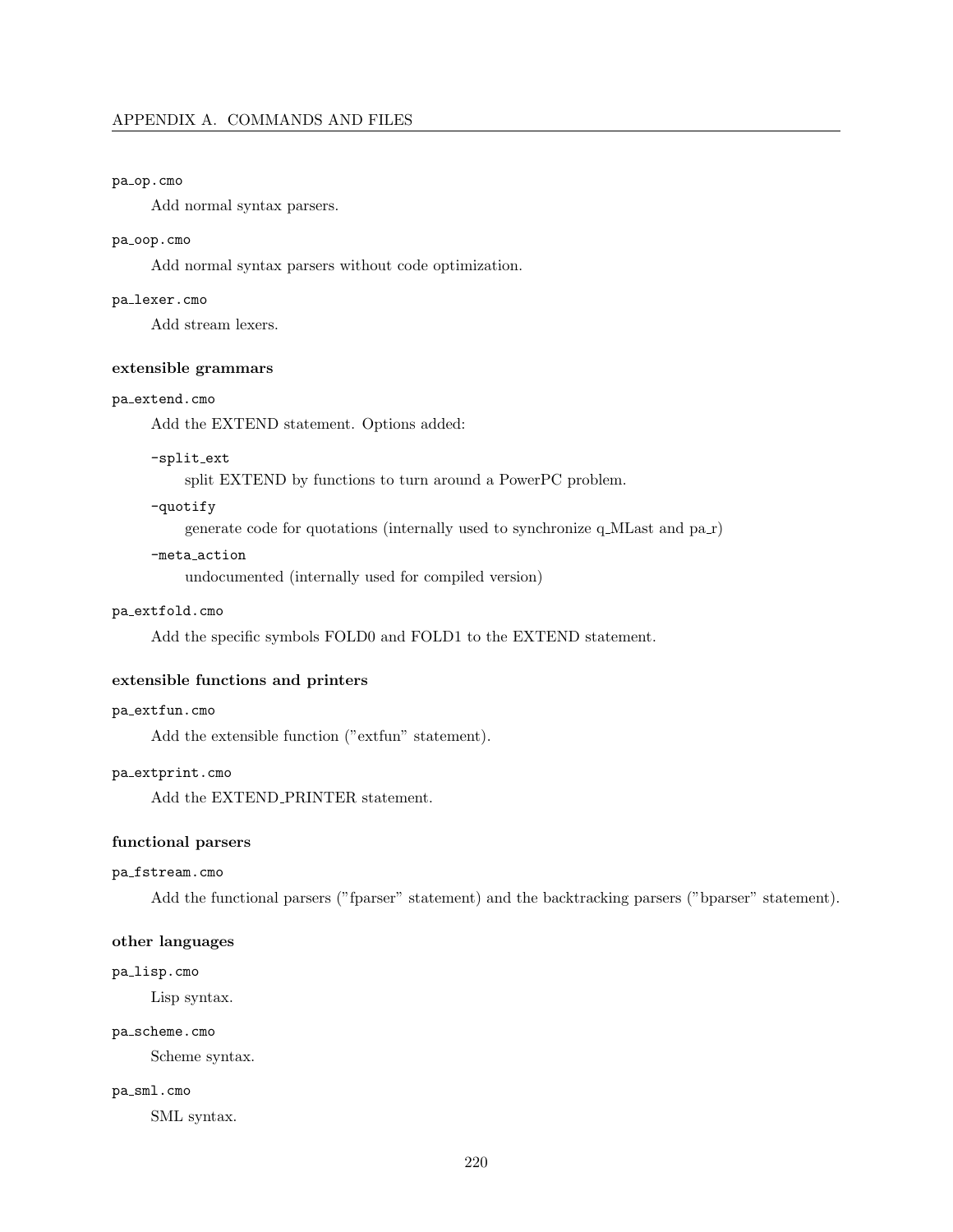`pa_op.cmo`

Add normal syntax parsers.

`pa_oop.cmo`

Add normal syntax parsers without code optimization.

`pa_lexer.cmo`

Add stream lexers.

**extensible grammars**

`pa_extend.cmo`

Add the EXTEND statement. Options added:

`-split_ext`

split EXTEND by functions to turn around a PowerPC problem.

`-quotify`

generate code for quotations (internally used to synchronize q_MLast and pa_r)

`-meta_action`

undocumented (internally used for compiled version)

`pa_extfold.cmo`

Add the specific symbols FOLD0 and FOLD1 to the EXTEND statement.

**extensible functions and printers**

`pa_extfun.cmo`

Add the extensible function ("extfun" statement).

`pa_extprint.cmo`

Add the EXTEND_PRINTER statement.

**functional parsers**

`pa_fstream.cmo`

Add the functional parsers ("fparser" statement) and the backtracking parsers ("bparser" statement).

**other languages**

`pa_lisp.cmo`

Lisp syntax.

`pa_scheme.cmo`

Scheme syntax.

`pa_sml.cmo`

SML syntax.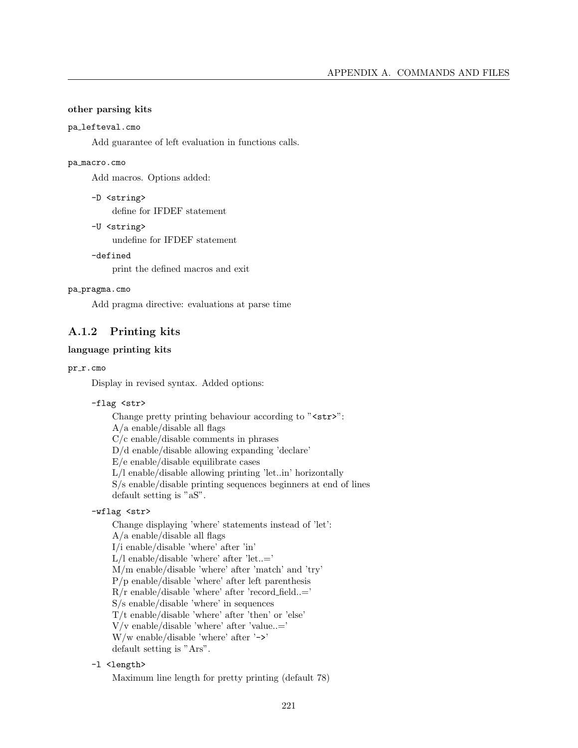**other parsing kits**

`pa_lefteval.cmo`

Add guarantee of left evaluation in functions calls.

`pa_macro.cmo`

Add macros. Options added:

`-D <string>`
: define for IFDEF statement

`-U <string>`
: undefine for IFDEF statement

`-defined`
: print the defined macros and exit

`pa_pragma.cmo`

Add pragma directive: evaluations at parse time

### A.1.2 Printing kits

**language printing kits**

`pr_r.cmo`

Display in revised syntax. Added options:

`-flag <str>`

Change pretty printing behaviour according to "`<str>`":
A/a enable/disable all flags
C/c enable/disable comments in phrases
D/d enable/disable allowing expanding 'declare'
E/e enable/disable equilibrate cases
L/l enable/disable allowing printing 'let..in' horizontally
S/s enable/disable printing sequences beginners at end of lines
default setting is "aS".

`-wflag <str>`

Change displaying 'where' statements instead of 'let':
A/a enable/disable all flags
I/i enable/disable 'where' after 'in'
L/l enable/disable 'where' after 'let..='
M/m enable/disable 'where' after 'match' and 'try'
P/p enable/disable 'where' after left parenthesis
R/r enable/disable 'where' after 'record_field..='
S/s enable/disable 'where' in sequences
T/t enable/disable 'where' after 'then' or 'else'
V/v enable/disable 'where' after 'value..='
W/w enable/disable 'where' after '`->`'
default setting is "Ars".

`-l <length>`

Maximum line length for pretty printing (default 78)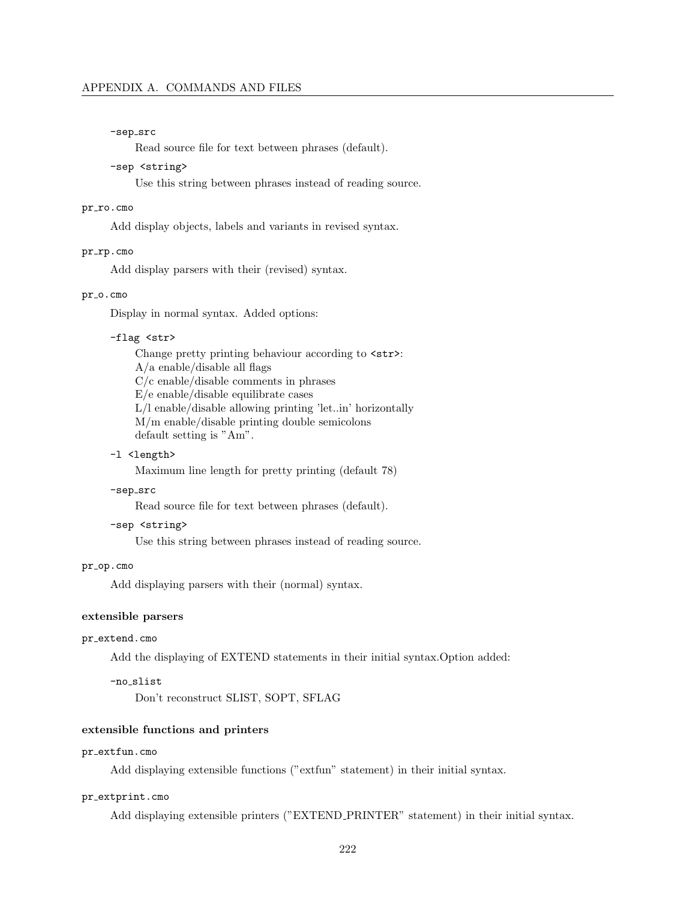`-sep_src`

Read source file for text between phrases (default).

`-sep <string>`

Use this string between phrases instead of reading source.

`pr_ro.cmo`

Add display objects, labels and variants in revised syntax.

`pr_rp.cmo`

Add display parsers with their (revised) syntax.

`pr_o.cmo`

Display in normal syntax. Added options:

`-flag <str>`

Change pretty printing behaviour according to `<str>`:
A/a enable/disable all flags
C/c enable/disable comments in phrases
E/e enable/disable equilibrate cases
L/l enable/disable allowing printing 'let..in' horizontally
M/m enable/disable printing double semicolons
default setting is "Am".

`-l <length>`

Maximum line length for pretty printing (default 78)

`-sep_src`

Read source file for text between phrases (default).

`-sep <string>`

Use this string between phrases instead of reading source.

`pr_op.cmo`

Add displaying parsers with their (normal) syntax.

**extensible parsers**

`pr_extend.cmo`

Add the displaying of EXTEND statements in their initial syntax.Option added:

`-no_slist`

Don't reconstruct SLIST, SOPT, SFLAG

**extensible functions and printers**

`pr_extfun.cmo`

Add displaying extensible functions ("extfun" statement) in their initial syntax.

`pr_extprint.cmo`

Add displaying extensible printers ("EXTEND_PRINTER" statement) in their initial syntax.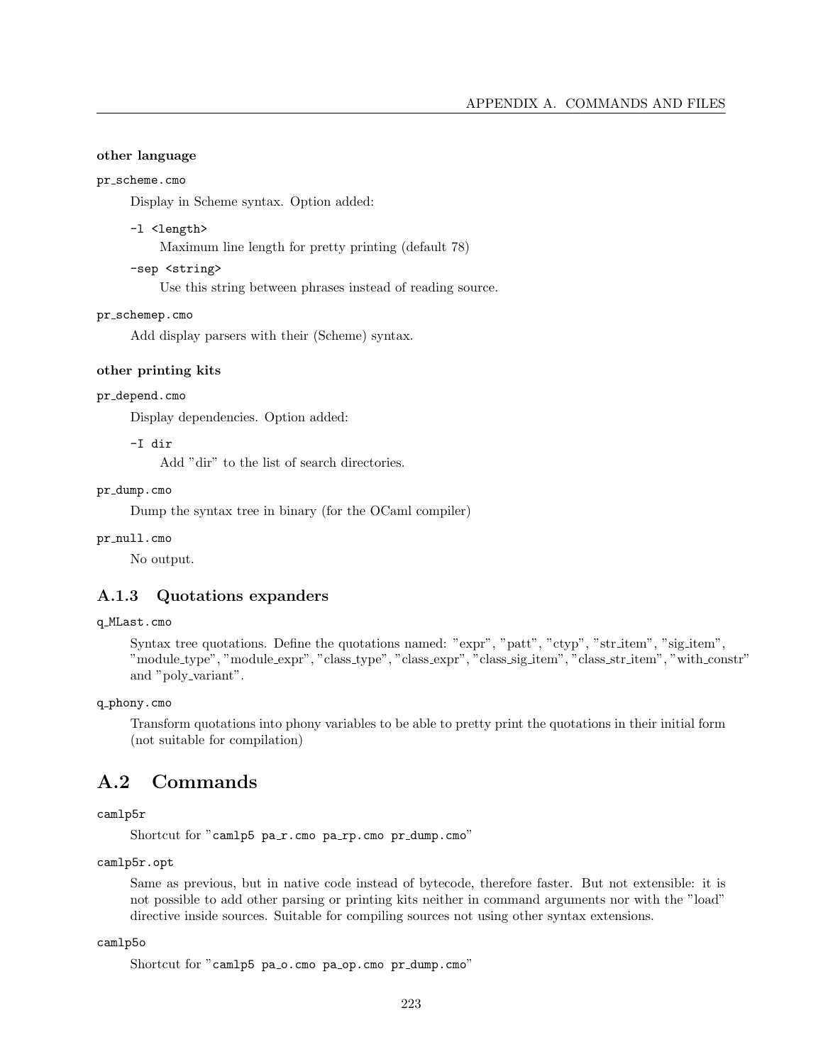**other language**

`pr_scheme.cmo`

Display in Scheme syntax. Option added:

`-l <length>`

Maximum line length for pretty printing (default 78)

`-sep <string>`

Use this string between phrases instead of reading source.

`pr_schemep.cmo`

Add display parsers with their (Scheme) syntax.

**other printing kits**

`pr_depend.cmo`

Display dependencies. Option added:

`-I dir`

Add "dir" to the list of search directories.

`pr_dump.cmo`

Dump the syntax tree in binary (for the OCaml compiler)

`pr_null.cmo`

No output.

### A.1.3 Quotations expanders

`q_MLast.cmo`

Syntax tree quotations. Define the quotations named: "expr", "patt", "ctyp", "str_item", "sig_item", "module_type", "module_expr", "class_type", "class_expr", "class_sig_item", "class_str_item", "with_constr" and "poly_variant".

`q_phony.cmo`

Transform quotations into phony variables to be able to pretty print the quotations in their initial form (not suitable for compilation)

## A.2 Commands

`camlp5r`

Shortcut for "`camlp5 pa_r.cmo pa_rp.cmo pr_dump.cmo`"

`camlp5r.opt`

Same as previous, but in native code instead of bytecode, therefore faster. But not extensible: it is not possible to add other parsing or printing kits neither in command arguments nor with the "load" directive inside sources. Suitable for compiling sources not using other syntax extensions.

`camlp5o`

Shortcut for "`camlp5 pa_o.cmo pa_op.cmo pr_dump.cmo`"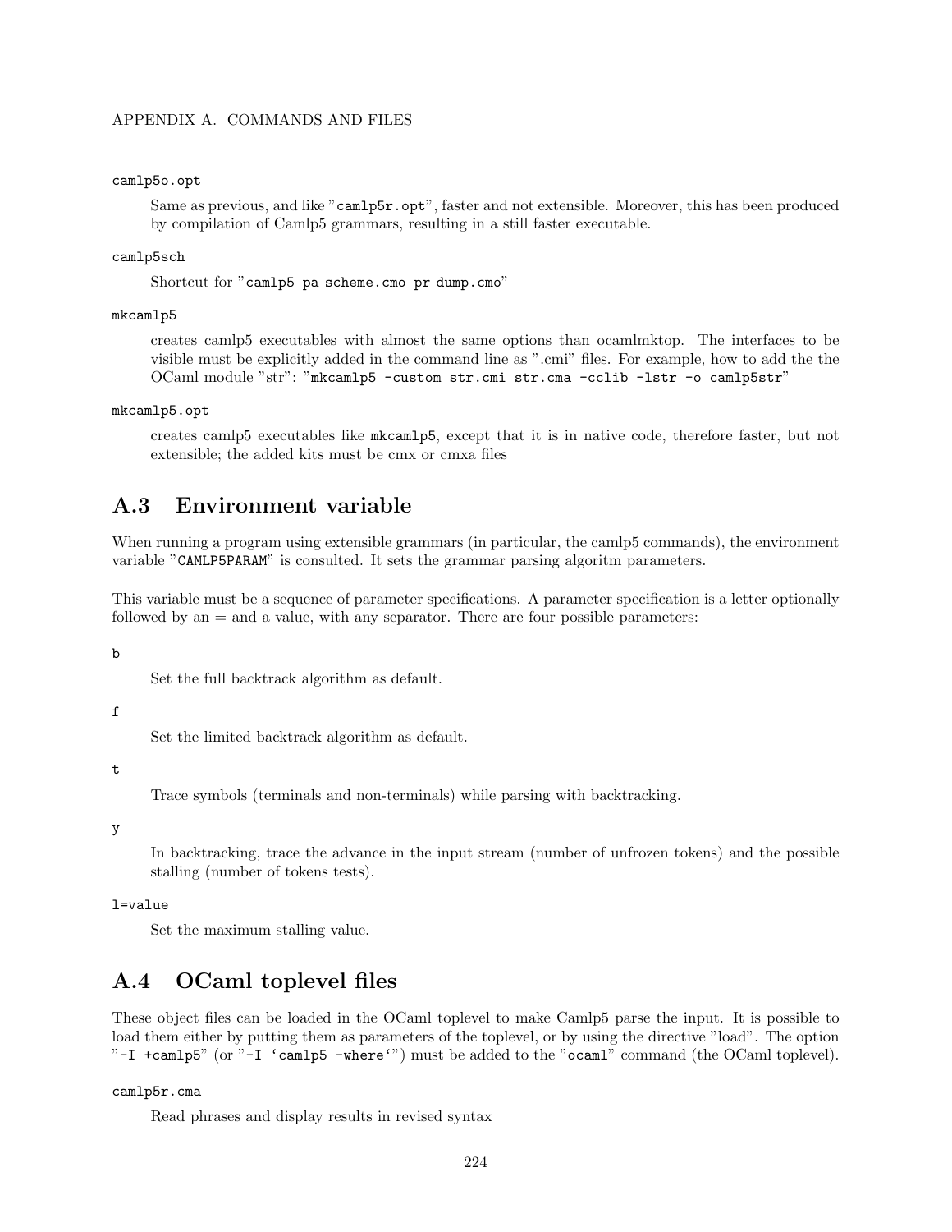camlp5o.opt

Same as previous, and like "`camlp5r.opt`", faster and not extensible. Moreover, this has been produced by compilation of Camlp5 grammars, resulting in a still faster executable.

camlp5sch

Shortcut for "`camlp5 pa_scheme.cmo pr_dump.cmo`"

mkcamlp5

creates camlp5 executables with almost the same options than ocamlmktop. The interfaces to be visible must be explicitly added in the command line as ".cmi" files. For example, how to add the the OCaml module "str": "`mkcamlp5 -custom str.cmi str.cma -cclib -lstr -o camlp5str`"

mkcamlp5.opt

creates camlp5 executables like `mkcamlp5`, except that it is in native code, therefore faster, but not extensible; the added kits must be cmx or cmxa files

## A.3 Environment variable

When running a program using extensible grammars (in particular, the camlp5 commands), the environment variable "`CAMLP5PARAM`" is consulted. It sets the grammar parsing algoritm parameters.

This variable must be a sequence of parameter specifications. A parameter specification is a letter optionally followed by an = and a value, with any separator. There are four possible parameters:

b

Set the full backtrack algorithm as default.

f

Set the limited backtrack algorithm as default.

t

Trace symbols (terminals and non-terminals) while parsing with backtracking.

y

In backtracking, trace the advance in the input stream (number of unfrozen tokens) and the possible stalling (number of tokens tests).

l=value

Set the maximum stalling value.

## A.4 OCaml toplevel files

These object files can be loaded in the OCaml toplevel to make Camlp5 parse the input. It is possible to load them either by putting them as parameters of the toplevel, or by using the directive "load". The option "`-I +camlp5`" (or "`-I ‘camlp5 -where‘`") must be added to the "`ocaml`" command (the OCaml toplevel).

camlp5r.cma

Read phrases and display results in revised syntax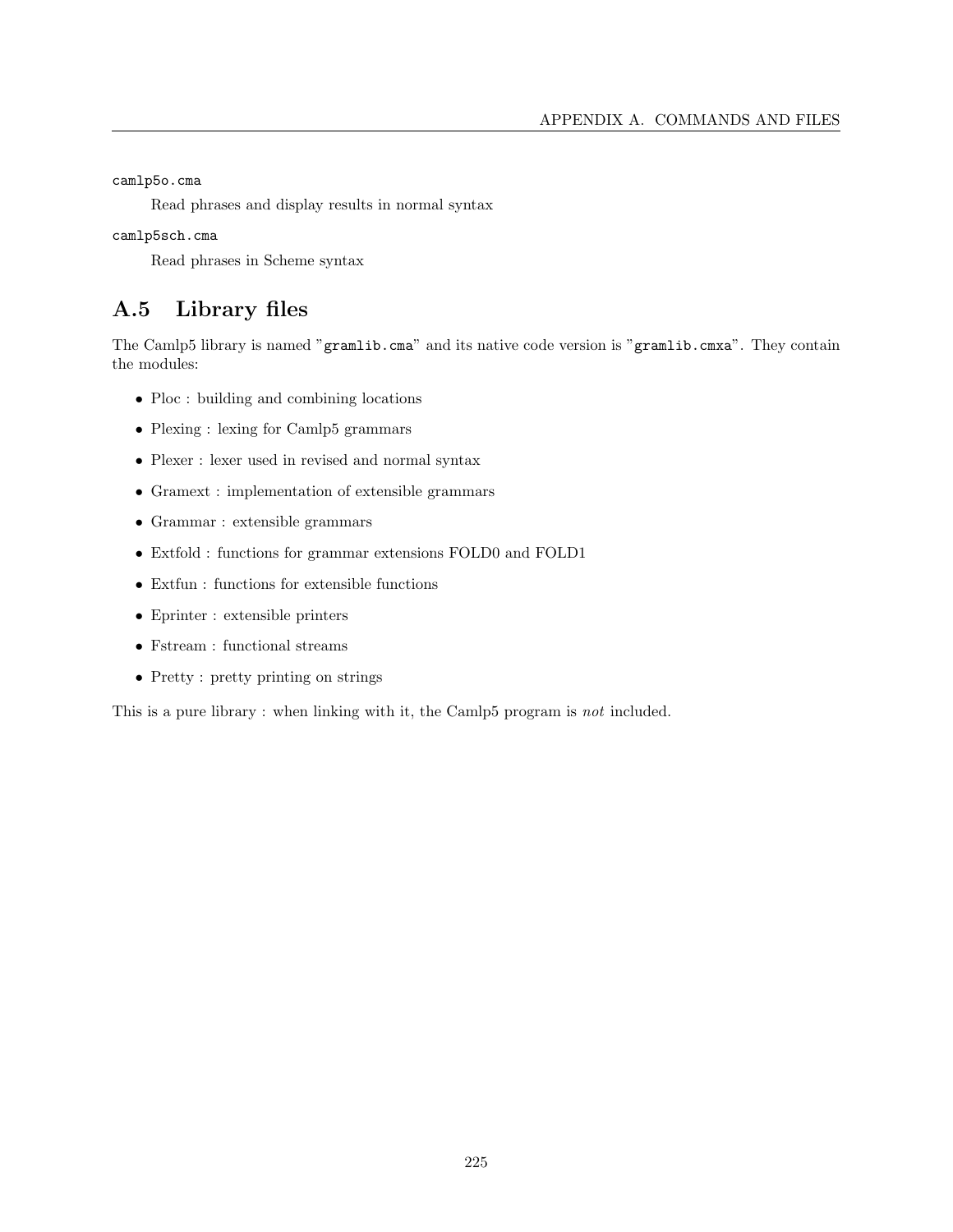`camlp5o.cma`

Read phrases and display results in normal syntax

`camlp5sch.cma`

Read phrases in Scheme syntax

## A.5 Library files

The Camlp5 library is named "`gramlib.cma`" and its native code version is "`gramlib.cmxa`". They contain the modules:

- Ploc : building and combining locations
- Plexing : lexing for Camlp5 grammars
- Plexer : lexer used in revised and normal syntax
- Gramext : implementation of extensible grammars
- Grammar : extensible grammars
- Extfold : functions for grammar extensions FOLD0 and FOLD1
- Extfun : functions for extensible functions
- Eprinter : extensible printers
- Fstream : functional streams
- Pretty : pretty printing on strings

This is a pure library : when linking with it, the Camlp5 program is *not* included.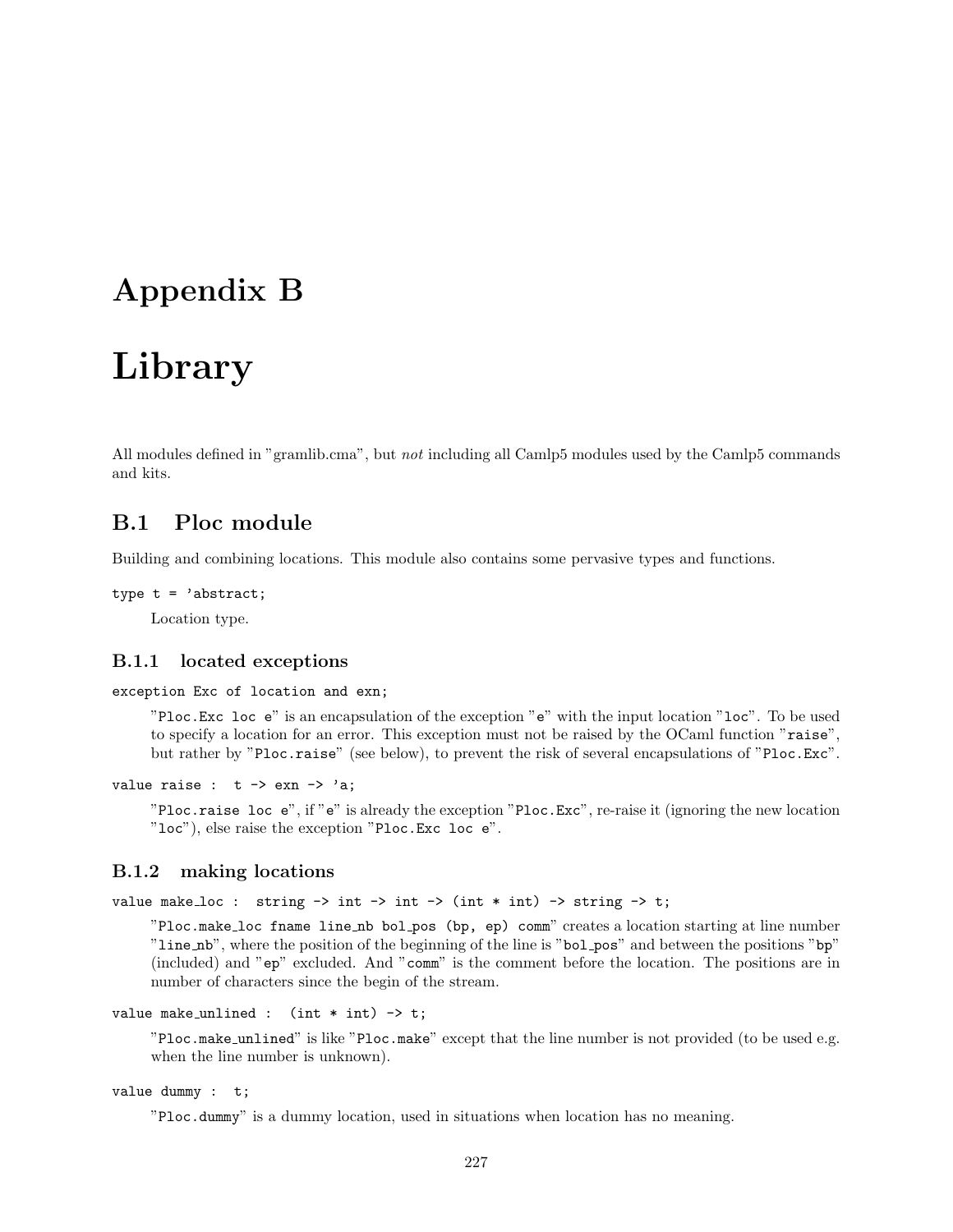# Appendix B

# Library

All modules defined in "gramlib.cma", but *not* including all Camlp5 modules used by the Camlp5 commands and kits.

## B.1 Ploc module

Building and combining locations. This module also contains some pervasive types and functions.

```
type t = 'abstract;
```

Location type.

### B.1.1 located exceptions

```
exception Exc of location and exn;
```

"`Ploc.Exc loc e`" is an encapsulation of the exception "`e`" with the input location "`loc`". To be used to specify a location for an error. This exception must not be raised by the OCaml function "`raise`", but rather by "`Ploc.raise`" (see below), to prevent the risk of several encapsulations of "`Ploc.Exc`".

```
value raise :  t -> exn -> 'a;
```

"`Ploc.raise loc e`", if "`e`" is already the exception "`Ploc.Exc`", re-raise it (ignoring the new location "`loc`"), else raise the exception "`Ploc.Exc loc e`".

### B.1.2 making locations

```
value make_loc :  string -> int -> int -> (int * int) -> string -> t;
```

"`Ploc.make_loc fname line_nb bol_pos (bp, ep) comm`" creates a location starting at line number "`line_nb`", where the position of the beginning of the line is "`bol_pos`" and between the positions "`bp`" (included) and "`ep`" excluded. And "`comm`" is the comment before the location. The positions are in number of characters since the begin of the stream.

```
value make_unlined :  (int * int) -> t;
```

"`Ploc.make_unlined`" is like "`Ploc.make`" except that the line number is not provided (to be used e.g. when the line number is unknown).

```
value dummy :  t;
```

"`Ploc.dummy`" is a dummy location, used in situations when location has no meaning.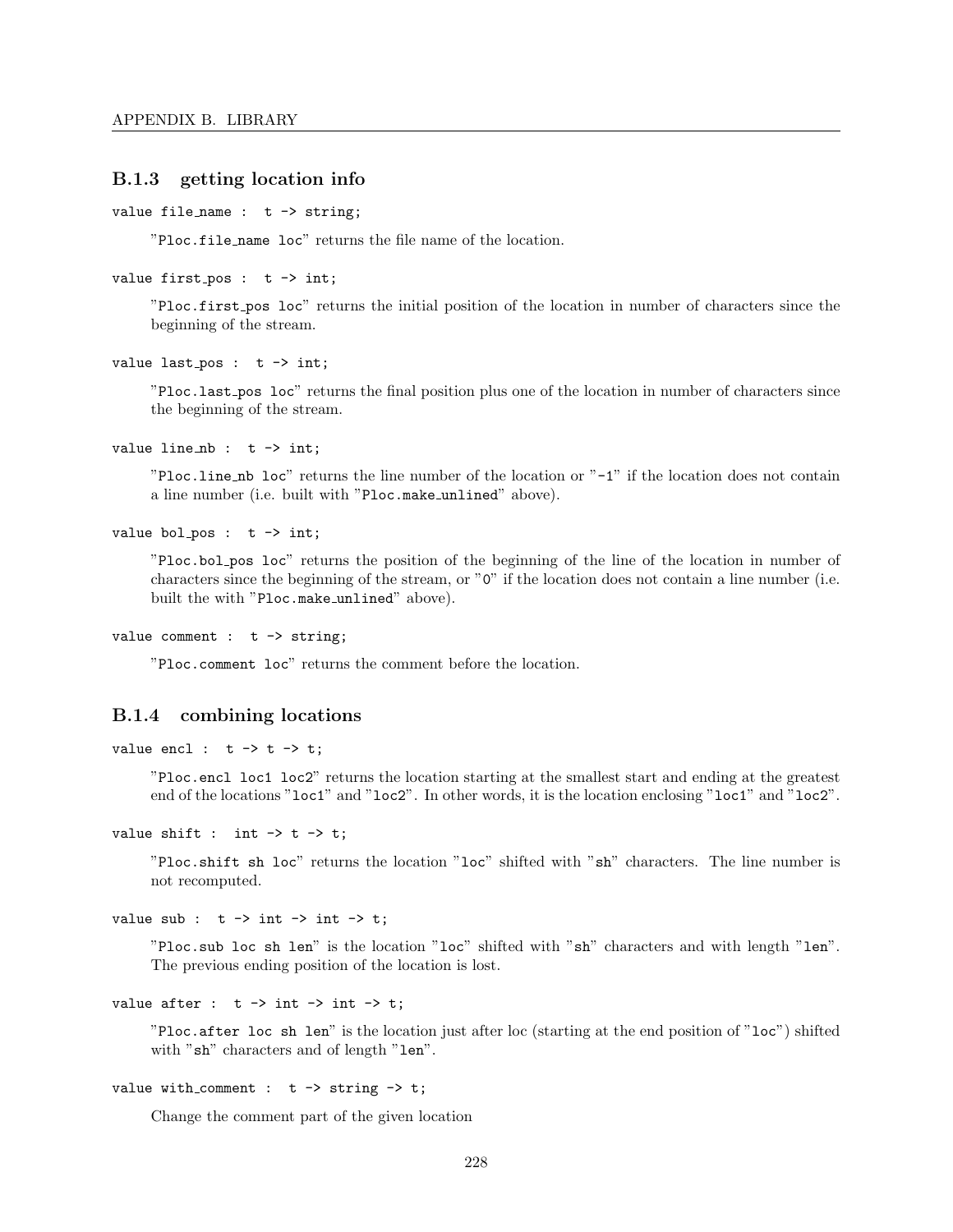### B.1.3 getting location info

```
value file_name : t -> string;
```

"`Ploc.file_name loc`" returns the file name of the location.

```
value first_pos : t -> int;
```

"`Ploc.first_pos loc`" returns the initial position of the location in number of characters since the beginning of the stream.

```
value last_pos : t -> int;
```

"`Ploc.last_pos loc`" returns the final position plus one of the location in number of characters since the beginning of the stream.

```
value line_nb : t -> int;
```

"`Ploc.line_nb loc`" returns the line number of the location or "`-1`" if the location does not contain a line number (i.e. built with "`Ploc.make_unlined`" above).

```
value bol_pos : t -> int;
```

"`Ploc.bol_pos loc`" returns the position of the beginning of the line of the location in number of characters since the beginning of the stream, or "`0`" if the location does not contain a line number (i.e. built the with "`Ploc.make_unlined`" above).

```
value comment : t -> string;
```

"`Ploc.comment loc`" returns the comment before the location.

### B.1.4 combining locations

```
value encl : t -> t -> t;
```

"`Ploc.encl loc1 loc2`" returns the location starting at the smallest start and ending at the greatest end of the locations "`loc1`" and "`loc2`". In other words, it is the location enclosing "`loc1`" and "`loc2`".

```
value shift : int -> t -> t;
```

"`Ploc.shift sh loc`" returns the location "`loc`" shifted with "`sh`" characters. The line number is not recomputed.

```
value sub : t -> int -> int -> t;
```

"`Ploc.sub loc sh len`" is the location "`loc`" shifted with "`sh`" characters and with length "`len`". The previous ending position of the location is lost.

```
value after : t -> int -> int -> t;
```

"`Ploc.after loc sh len`" is the location just after loc (starting at the end position of "`loc`") shifted with "`sh`" characters and of length "`len`".

```
value with_comment : t -> string -> t;
```

Change the comment part of the given location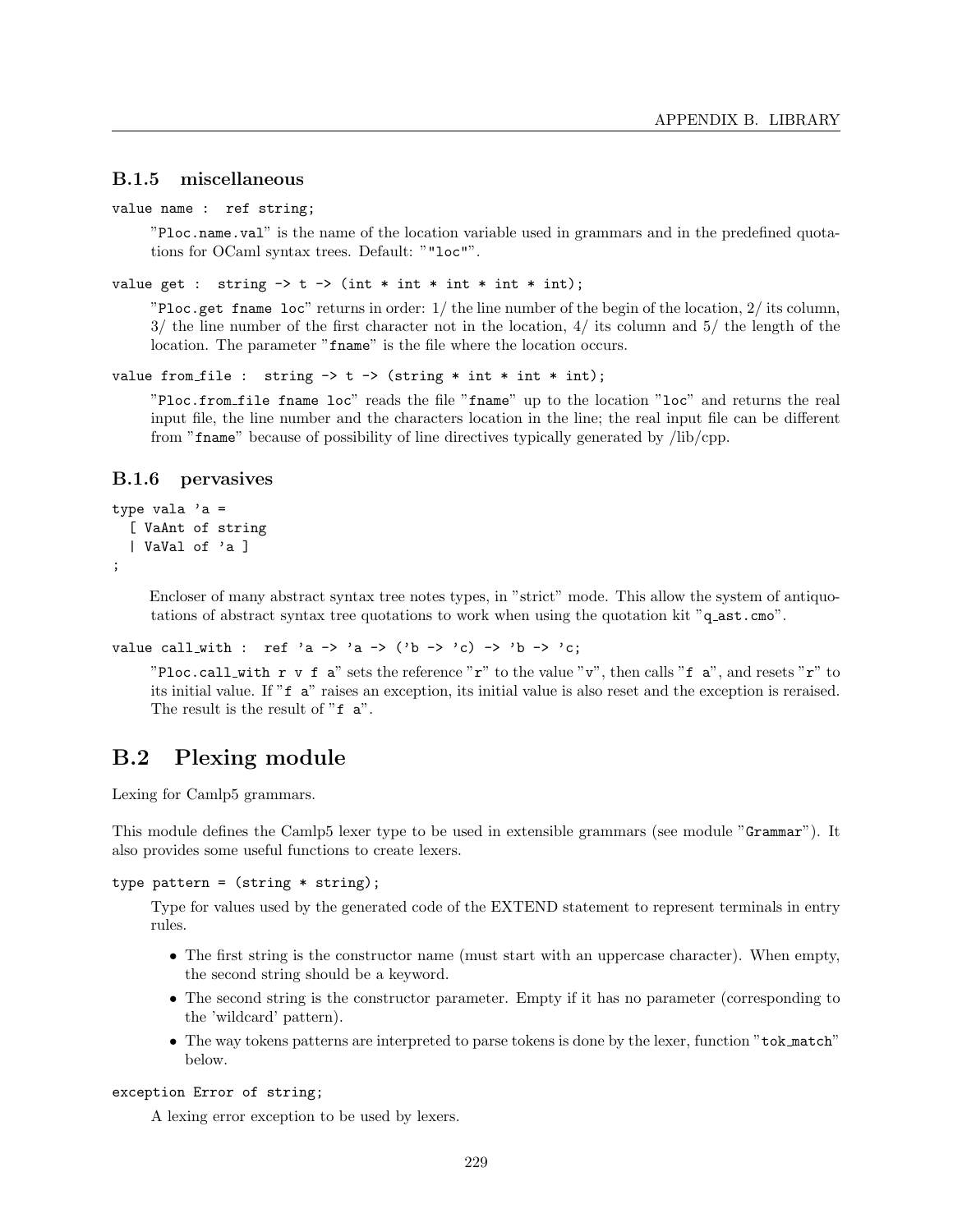### B.1.5 miscellaneous

```
value name : ref string;
```

"`Ploc.name.val`" is the name of the location variable used in grammars and in the predefined quotations for OCaml syntax trees. Default: "`"loc"`".

```
value get : string -> t -> (int * int * int * int * int);
```

"`Ploc.get fname loc`" returns in order: 1/ the line number of the begin of the location, 2/ its column, 3/ the line number of the first character not in the location, 4/ its column and 5/ the length of the location. The parameter "`fname`" is the file where the location occurs.

```
value from_file : string -> t -> (string * int * int * int);
```

"`Ploc.from_file fname loc`" reads the file "`fname`" up to the location "`loc`" and returns the real input file, the line number and the characters location in the line; the real input file can be different from "`fname`" because of possibility of line directives typically generated by /lib/cpp.

### B.1.6 pervasives

```
type vala 'a =
  [ VaAnt of string
  | VaVal of 'a ]
;
```

Encloser of many abstract syntax tree notes types, in "strict" mode. This allow the system of antiquotations of abstract syntax tree quotations to work when using the quotation kit "`q_ast.cmo`".

```
value call_with : ref 'a -> 'a -> ('b -> 'c) -> 'b -> 'c;
```

"`Ploc.call_with r v f a`" sets the reference "`r`" to the value "`v`", then calls "`f a`", and resets "`r`" to its initial value. If "`f a`" raises an exception, its initial value is also reset and the exception is reraised. The result is the result of "`f a`".

## B.2 Plexing module

Lexing for Camlp5 grammars.

This module defines the Camlp5 lexer type to be used in extensible grammars (see module "`Grammar`"). It also provides some useful functions to create lexers.

```
type pattern = (string * string);
```

Type for values used by the generated code of the EXTEND statement to represent terminals in entry rules.

- The first string is the constructor name (must start with an uppercase character). When empty, the second string should be a keyword.
- The second string is the constructor parameter. Empty if it has no parameter (corresponding to the 'wildcard' pattern).
- The way tokens patterns are interpreted to parse tokens is done by the lexer, function "`tok_match`" below.

```
exception Error of string;
```

A lexing error exception to be used by lexers.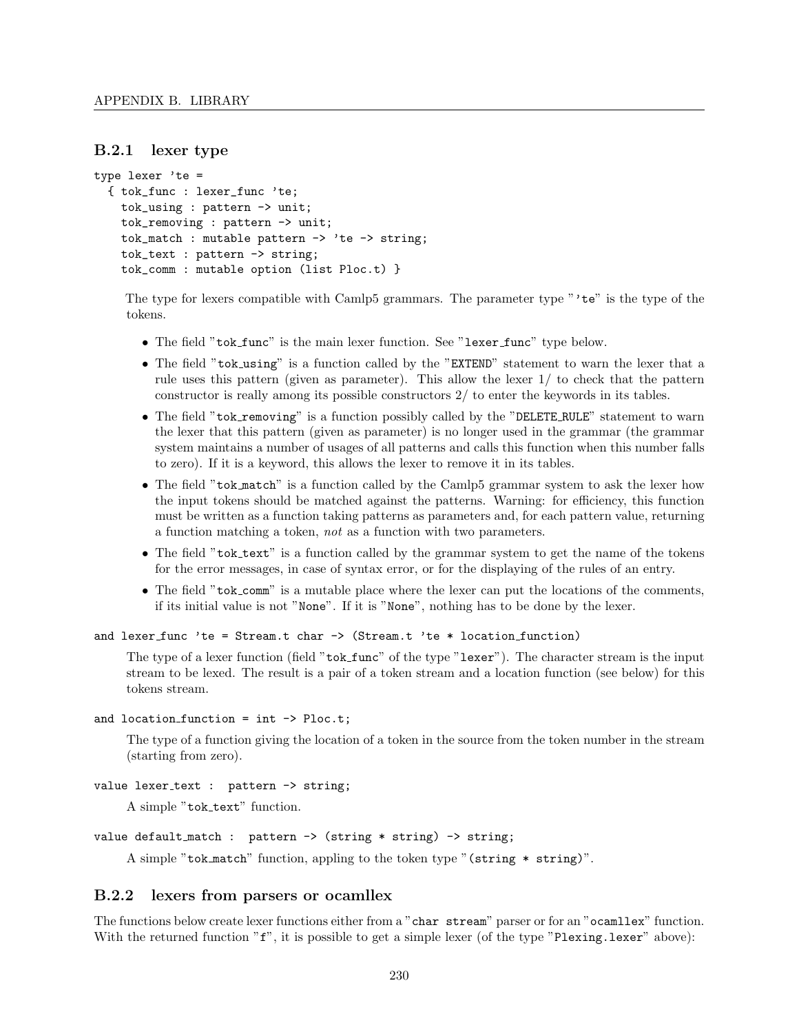### B.2.1 lexer type

```
type lexer 'te =
  { tok_func : lexer_func 'te;
    tok_using : pattern -> unit;
    tok_removing : pattern -> unit;
    tok_match : mutable pattern -> 'te -> string;
    tok_text : pattern -> string;
    tok_comm : mutable option (list Ploc.t) }
```

The type for lexers compatible with Camlp5 grammars. The parameter type "'te" is the type of the tokens.

- The field "tok_func" is the main lexer function. See "lexer_func" type below.
- The field "tok_using" is a function called by the "EXTEND" statement to warn the lexer that a rule uses this pattern (given as parameter). This allow the lexer 1/ to check that the pattern constructor is really among its possible constructors 2/ to enter the keywords in its tables.
- The field "tok_removing" is a function possibly called by the "DELETE_RULE" statement to warn the lexer that this pattern (given as parameter) is no longer used in the grammar (the grammar system maintains a number of usages of all patterns and calls this function when this number falls to zero). If it is a keyword, this allows the lexer to remove it in its tables.
- The field "tok_match" is a function called by the Camlp5 grammar system to ask the lexer how the input tokens should be matched against the patterns. Warning: for efficiency, this function must be written as a function taking patterns as parameters and, for each pattern value, returning a function matching a token, *not* as a function with two parameters.
- The field "tok_text" is a function called by the grammar system to get the name of the tokens for the error messages, in case of syntax error, or for the displaying of the rules of an entry.
- The field "tok_comm" is a mutable place where the lexer can put the locations of the comments, if its initial value is not "None". If it is "None", nothing has to be done by the lexer.

```
and lexer_func 'te = Stream.t char -> (Stream.t 'te * location_function)
```

The type of a lexer function (field "tok_func" of the type "lexer"). The character stream is the input stream to be lexed. The result is a pair of a token stream and a location function (see below) for this tokens stream.

```
and location_function = int -> Ploc.t;
```

The type of a function giving the location of a token in the source from the token number in the stream (starting from zero).

```
value lexer_text :  pattern -> string;
```

A simple "tok_text" function.

```
value default_match :  pattern -> (string * string) -> string;
```

A simple "tok_match" function, appling to the token type "(string * string)".

### B.2.2 lexers from parsers or ocamllex

The functions below create lexer functions either from a "char stream" parser or for an "ocamllex" function. With the returned function "f", it is possible to get a simple lexer (of the type "Plexing.lexer" above):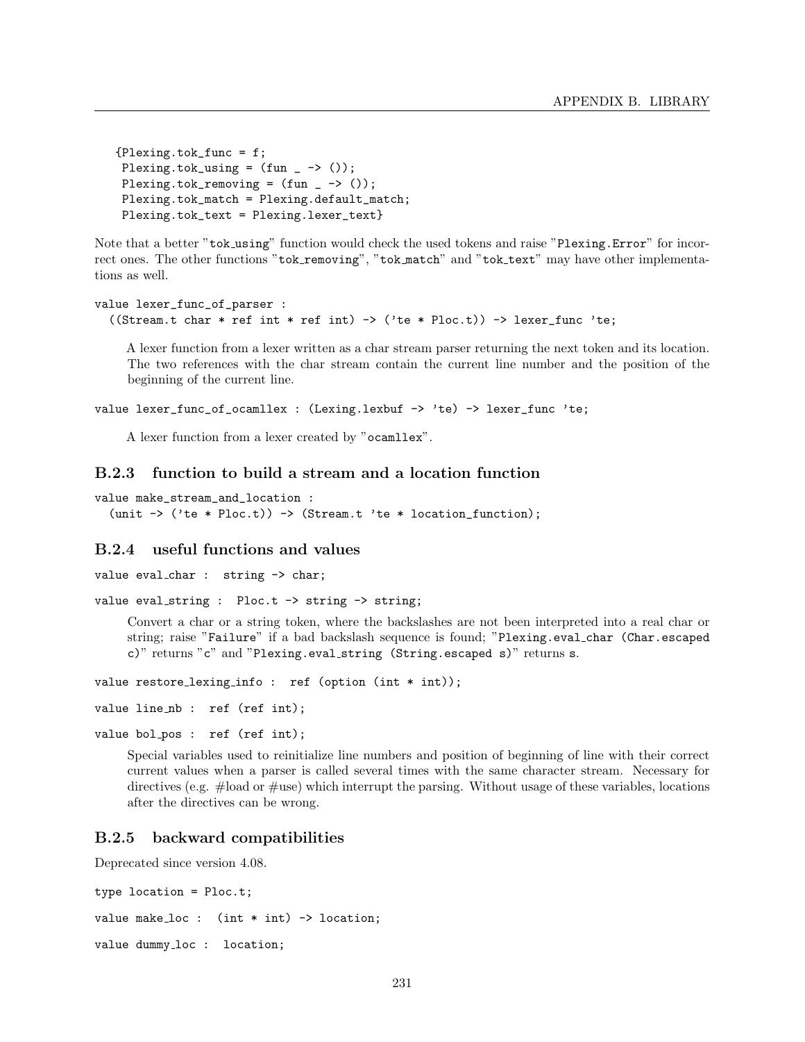```
{Plexing.tok_func = f;
 Plexing.tok_using = (fun _ -> ());
 Plexing.tok_removing = (fun _ -> ());
 Plexing.tok_match = Plexing.default_match;
 Plexing.tok_text = Plexing.lexer_text}
```

Note that a better "`tok_using`" function would check the used tokens and raise "`Plexing.Error`" for incorrect ones. The other functions "`tok_removing`", "`tok_match`" and "`tok_text`" may have other implementations as well.

```
value lexer_func_of_parser :
  ((Stream.t char * ref int * ref int) -> ('te * Ploc.t)) -> lexer_func 'te;
```

A lexer function from a lexer written as a char stream parser returning the next token and its location. The two references with the char stream contain the current line number and the position of the beginning of the current line.

```
value lexer_func_of_ocamllex : (Lexing.lexbuf -> 'te) -> lexer_func 'te;
```

A lexer function from a lexer created by "`ocamllex`".

### B.2.3 function to build a stream and a location function

```
value make_stream_and_location :
  (unit -> ('te * Ploc.t)) -> (Stream.t 'te * location_function);
```

### B.2.4 useful functions and values

```
value eval_char :  string -> char;
```

```
value eval_string :  Ploc.t -> string -> string;
```

Convert a char or a string token, where the backslashes are not been interpreted into a real char or string; raise "`Failure`" if a bad backslash sequence is found; "`Plexing.eval_char (Char.escaped c)`" returns "`c`" and "`Plexing.eval_string (String.escaped s)`" returns `s`.

```
value restore_lexing_info :  ref (option (int * int));
```

```
value line_nb :  ref (ref int);
```

```
value bol_pos :  ref (ref int);
```

Special variables used to reinitialize line numbers and position of beginning of line with their correct current values when a parser is called several times with the same character stream. Necessary for directives (e.g. #load or #use) which interrupt the parsing. Without usage of these variables, locations after the directives can be wrong.

### B.2.5 backward compatibilities

Deprecated since version 4.08.

```
type location = Ploc.t;
```

```
value make_loc :  (int * int) -> location;
```

```
value dummy_loc :  location;
```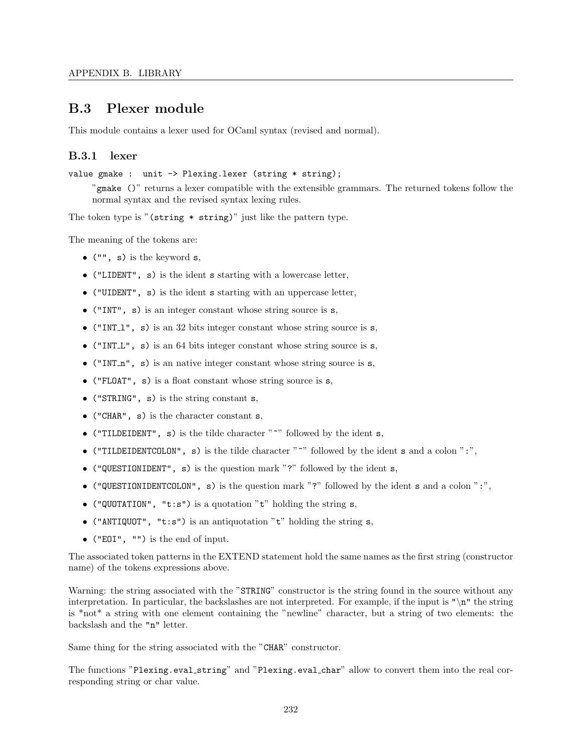## B.3 Plexer module

This module contains a lexer used for OCaml syntax (revised and normal).

### B.3.1 lexer

```
value gmake :  unit -> Plexing.lexer (string * string);
```

"`gmake ()`" returns a lexer compatible with the extensible grammars. The returned tokens follow the normal syntax and the revised syntax lexing rules.

The token type is "`(string * string)`" just like the pattern type.

The meaning of the tokens are:

- `("", s)` is the keyword `s`,
- `("LIDENT", s)` is the ident `s` starting with a lowercase letter,
- `("UIDENT", s)` is the ident `s` starting with an uppercase letter,
- `("INT", s)` is an integer constant whose string source is `s`,
- `("INT_l", s)` is an 32 bits integer constant whose string source is `s`,
- `("INT_L", s)` is an 64 bits integer constant whose string source is `s`,
- `("INT_n", s)` is an native integer constant whose string source is `s`,
- `("FLOAT", s)` is a float constant whose string source is `s`,
- `("STRING", s)` is the string constant `s`,
- `("CHAR", s)` is the character constant `s`,
- `("TILDEIDENT", s)` is the tilde character "`~`" followed by the ident `s`,
- `("TILDEIDENTCOLON", s)` is the tilde character "`~`" followed by the ident `s` and a colon "`:`",
- `("QUESTIONIDENT", s)` is the question mark "`?`" followed by the ident `s`,
- `("QUESTIONIDENTCOLON", s)` is the question mark "`?`" followed by the ident `s` and a colon "`:`",
- `("QUOTATION", "t:s")` is a quotation "`t`" holding the string `s`,
- `("ANTIQUOT", "t:s")` is an antiquotation "`t`" holding the string `s`,
- `("EOI", "")` is the end of input.

The associated token patterns in the EXTEND statement hold the same names as the first string (constructor name) of the tokens expressions above.

Warning: the string associated with the "`STRING`" constructor is the string found in the source without any interpretation. In particular, the backslashes are not interpreted. For example, if the input is `"\n"` the string is *not* a string with one element containing the "newline" character, but a string of two elements: the backslash and the `"n"` letter.

Same thing for the string associated with the "`CHAR`" constructor.

The functions "`Plexing.eval_string`" and "`Plexing.eval_char`" allow to convert them into the real corresponding string or char value.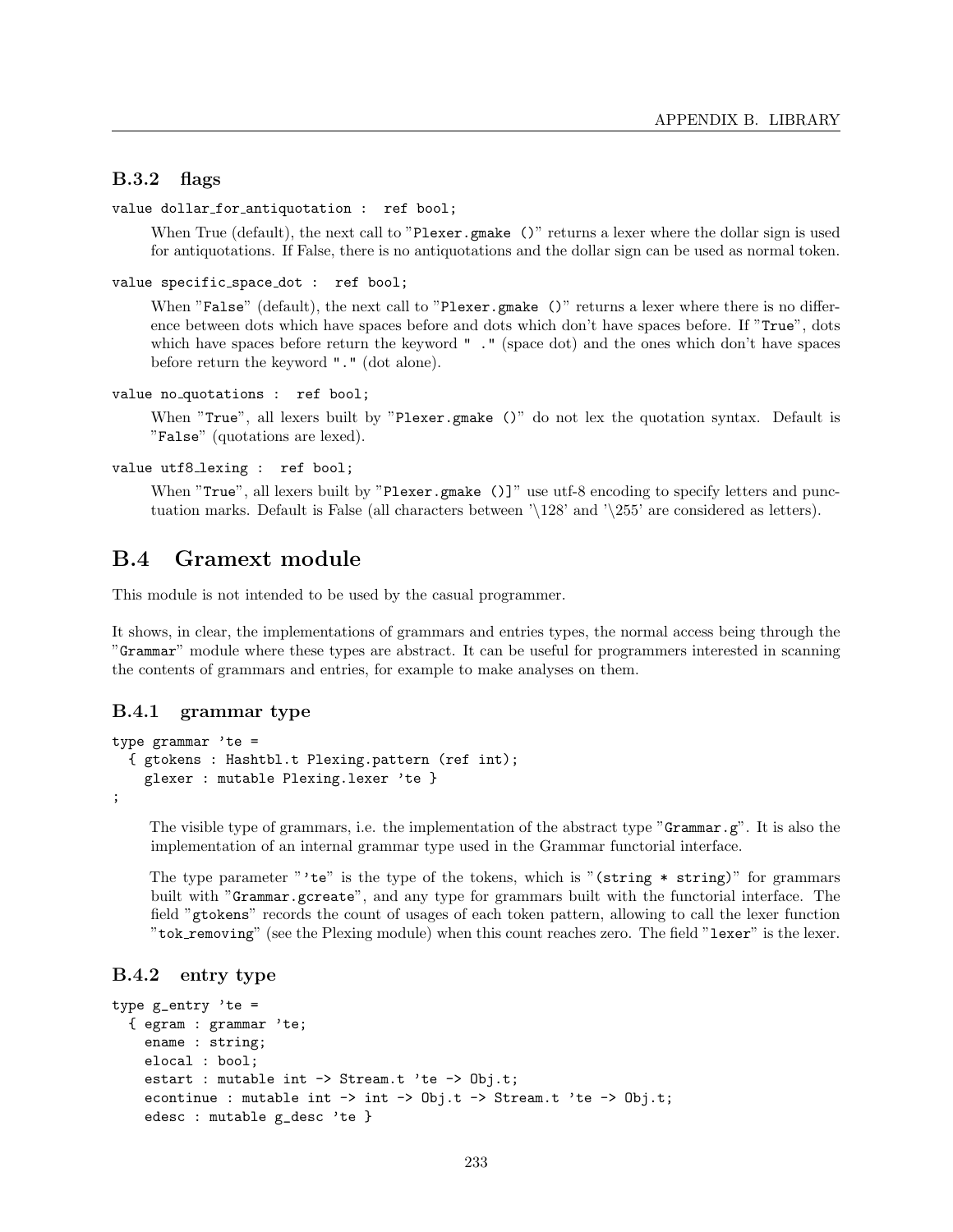### B.3.2 flags

`value dollar_for_antiquotation : ref bool;`

When True (default), the next call to "`Plexer.gmake ()`" returns a lexer where the dollar sign is used for antiquotations. If False, there is no antiquotations and the dollar sign can be used as normal token.

`value specific_space_dot : ref bool;`

When "`False`" (default), the next call to "`Plexer.gmake ()`" returns a lexer where there is no difference between dots which have spaces before and dots which don't have spaces before. If "`True`", dots which have spaces before return the keyword "` .`" (space dot) and the ones which don't have spaces before return the keyword "`.`" (dot alone).

`value no_quotations : ref bool;`

When "`True`", all lexers built by "`Plexer.gmake ()`" do not lex the quotation syntax. Default is "`False`" (quotations are lexed).

`value utf8_lexing : ref bool;`

When "`True`", all lexers built by "`Plexer.gmake ()]`" use utf-8 encoding to specify letters and punctuation marks. Default is False (all characters between '\128' and '\255' are considered as letters).

## B.4 Gramext module

This module is not intended to be used by the casual programmer.

It shows, in clear, the implementations of grammars and entries types, the normal access being through the "`Grammar`" module where these types are abstract. It can be useful for programmers interested in scanning the contents of grammars and entries, for example to make analyses on them.

### B.4.1 grammar type

```
type grammar 'te =
  { gtokens : Hashtbl.t Plexing.pattern (ref int);
    glexer : mutable Plexing.lexer 'te }
;
```

The visible type of grammars, i.e. the implementation of the abstract type "`Grammar.g`". It is also the implementation of an internal grammar type used in the Grammar functorial interface.

The type parameter "`'te`" is the type of the tokens, which is "`(string * string)`" for grammars built with "`Grammar.gcreate`", and any type for grammars built with the functorial interface. The field "`gtokens`" records the count of usages of each token pattern, allowing to call the lexer function "`tok_removing`" (see the Plexing module) when this count reaches zero. The field "`lexer`" is the lexer.

### B.4.2 entry type

```
type g_entry 'te =
  { egram : grammar 'te;
    ename : string;
    elocal : bool;
    estart : mutable int -> Stream.t 'te -> Obj.t;
    econtinue : mutable int -> int -> Obj.t -> Stream.t 'te -> Obj.t;
    edesc : mutable g_desc 'te }
```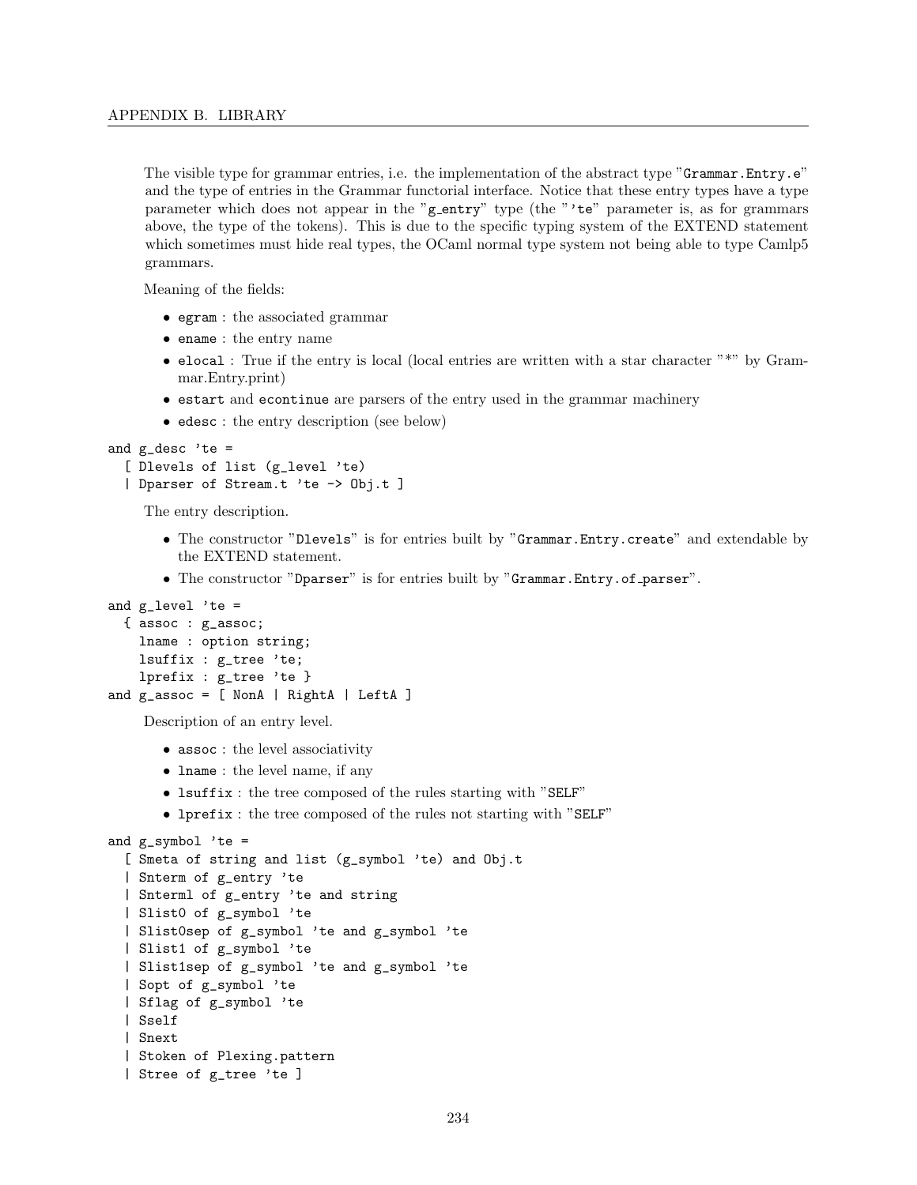The visible type for grammar entries, i.e. the implementation of the abstract type "`Grammar.Entry.e`" and the type of entries in the Grammar functorial interface. Notice that these entry types have a type parameter which does not appear in the "`g_entry`" type (the "`'te`" parameter is, as for grammars above, the type of the tokens). This is due to the specific typing system of the EXTEND statement which sometimes must hide real types, the OCaml normal type system not being able to type Camlp5 grammars.

Meaning of the fields:

- `egram` : the associated grammar
- `ename` : the entry name
- `elocal` : True if the entry is local (local entries are written with a star character "*" by Grammar.Entry.print)
- `estart` and `econtinue` are parsers of the entry used in the grammar machinery
- `edesc` : the entry description (see below)

```
and g_desc 'te =
  [ Dlevels of list (g_level 'te)
  | Dparser of Stream.t 'te -> Obj.t ]
```

The entry description.

- The constructor "`Dlevels`" is for entries built by "`Grammar.Entry.create`" and extendable by the EXTEND statement.
- The constructor "`Dparser`" is for entries built by "`Grammar.Entry.of_parser`".

```
and g_level 'te =
  { assoc : g_assoc;
    lname : option string;
    lsuffix : g_tree 'te;
    lprefix : g_tree 'te }
and g_assoc = [ NonA | RightA | LeftA ]
```

Description of an entry level.

- `assoc` : the level associativity
- `lname` : the level name, if any
- `lsuffix` : the tree composed of the rules starting with "`SELF`"
- `lprefix` : the tree composed of the rules not starting with "`SELF`"

```
and g_symbol 'te =
  [ Smeta of string and list (g_symbol 'te) and Obj.t
  | Snterm of g_entry 'te
  | Snterml of g_entry 'te and string
  | Slist0 of g_symbol 'te
  | Slist0sep of g_symbol 'te and g_symbol 'te
  | Slist1 of g_symbol 'te
  | Slist1sep of g_symbol 'te and g_symbol 'te
  | Sopt of g_symbol 'te
  | Sflag of g_symbol 'te
  | Sself
  | Snext
  | Stoken of Plexing.pattern
  | Stree of g_tree 'te ]
```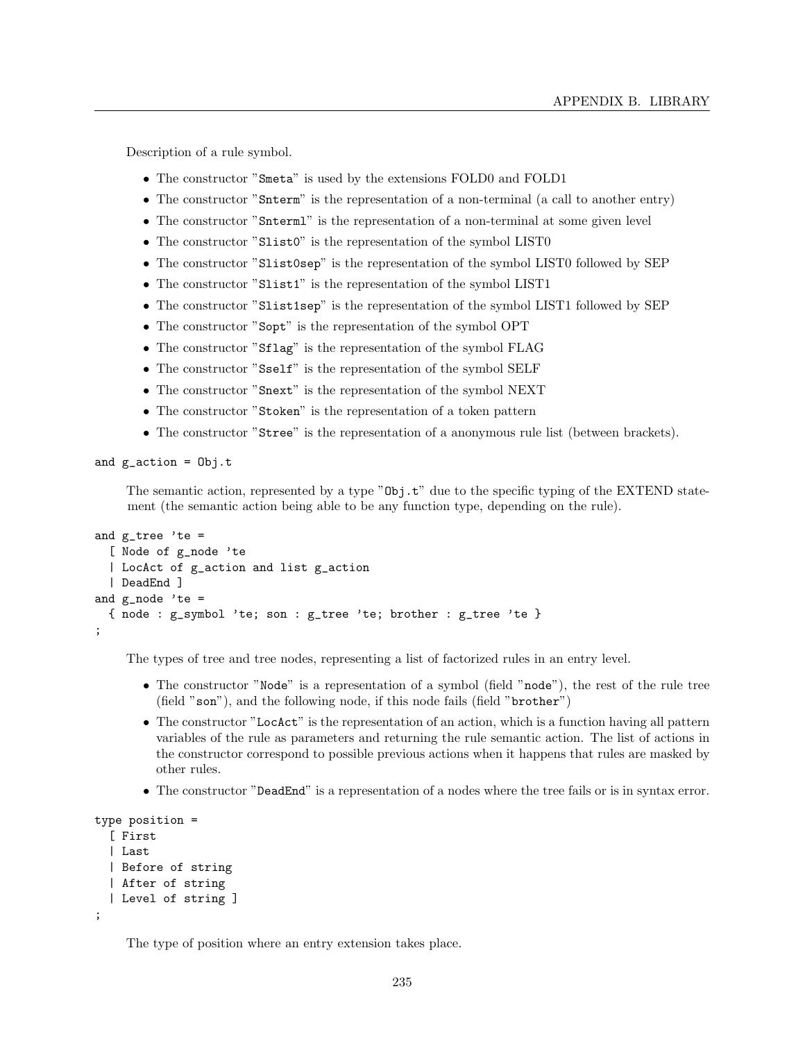Description of a rule symbol.

- The constructor "Smeta" is used by the extensions FOLD0 and FOLD1
- The constructor "Snterm" is the representation of a non-terminal (a call to another entry)
- The constructor "Snterml" is the representation of a non-terminal at some given level
- The constructor "Slist0" is the representation of the symbol LIST0
- The constructor "Slist0sep" is the representation of the symbol LIST0 followed by SEP
- The constructor "Slist1" is the representation of the symbol LIST1
- The constructor "Slist1sep" is the representation of the symbol LIST1 followed by SEP
- The constructor "Sopt" is the representation of the symbol OPT
- The constructor "Sflag" is the representation of the symbol FLAG
- The constructor "Sself" is the representation of the symbol SELF
- The constructor "Snext" is the representation of the symbol NEXT
- The constructor "Stoken" is the representation of a token pattern
- The constructor "Stree" is the representation of a anonymous rule list (between brackets).

```
and g_action = Obj.t
```

The semantic action, represented by a type "Obj.t" due to the specific typing of the EXTEND statement (the semantic action being able to be any function type, depending on the rule).

```
and g_tree 'te =
  [ Node of g_node 'te
  | LocAct of g_action and list g_action
  | DeadEnd ]
and g_node 'te =
  { node : g_symbol 'te; son : g_tree 'te; brother : g_tree 'te }
;
```

The types of tree and tree nodes, representing a list of factorized rules in an entry level.

- The constructor "Node" is a representation of a symbol (field "node"), the rest of the rule tree (field "son"), and the following node, if this node fails (field "brother")
- The constructor "LocAct" is the representation of an action, which is a function having all pattern variables of the rule as parameters and returning the rule semantic action. The list of actions in the constructor correspond to possible previous actions when it happens that rules are masked by other rules.
- The constructor "DeadEnd" is a representation of a nodes where the tree fails or is in syntax error.

```
type position =
  [ First
  | Last
  | Before of string
  | After of string
  | Level of string ]
;
```

The type of position where an entry extension takes place.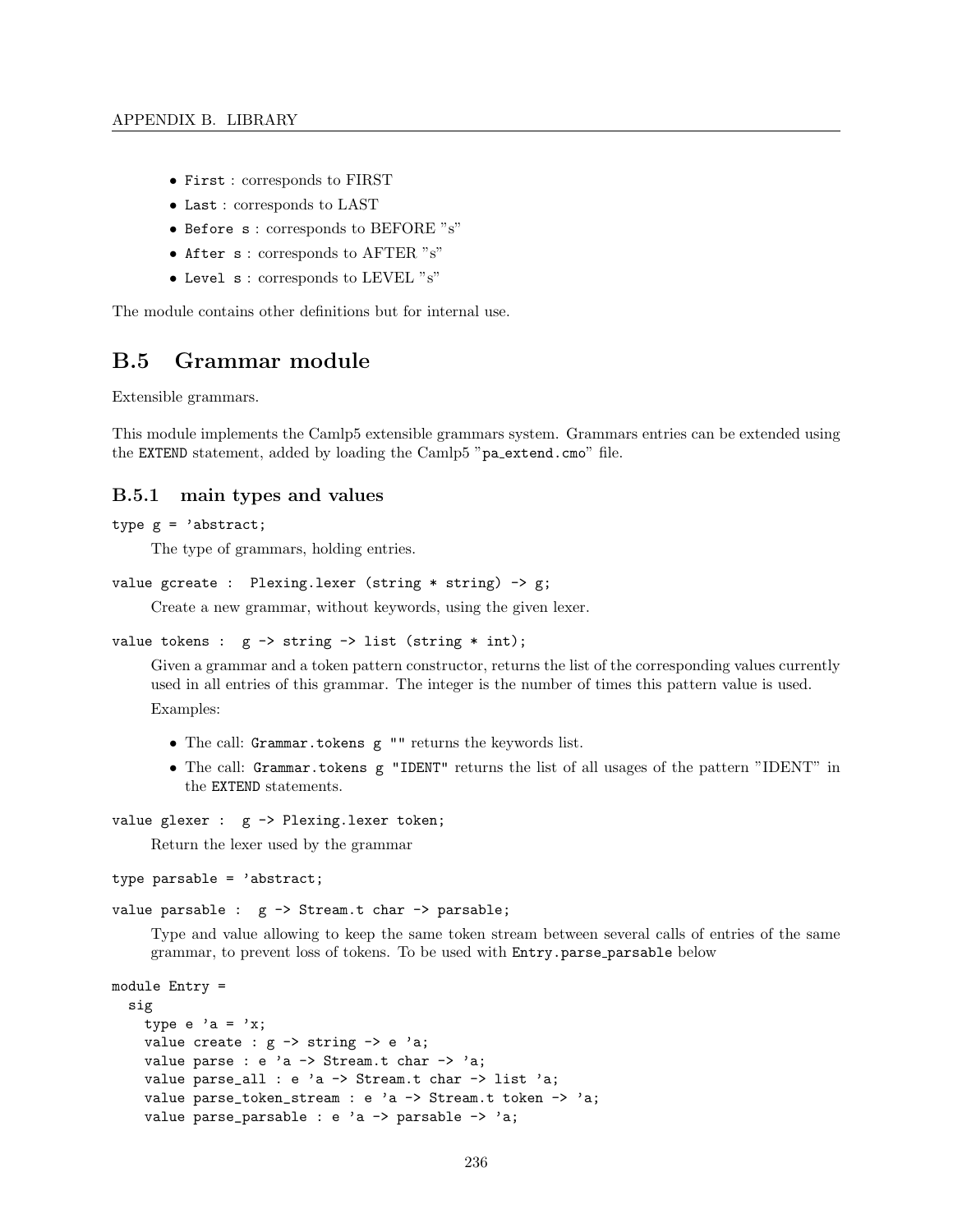- `First` : corresponds to FIRST
- `Last` : corresponds to LAST
- `Before s` : corresponds to BEFORE "s"
- `After s` : corresponds to AFTER "s"
- `Level s` : corresponds to LEVEL "s"

The module contains other definitions but for internal use.

## B.5 Grammar module

Extensible grammars.

This module implements the Camlp5 extensible grammars system. Grammars entries can be extended using the `EXTEND` statement, added by loading the Camlp5 "`pa_extend.cmo`" file.

### B.5.1 main types and values

```
type g = 'abstract;
```

The type of grammars, holding entries.

```
value gcreate :  Plexing.lexer (string * string) -> g;
```

Create a new grammar, without keywords, using the given lexer.

```
value tokens :  g -> string -> list (string * int);
```

Given a grammar and a token pattern constructor, returns the list of the corresponding values currently used in all entries of this grammar. The integer is the number of times this pattern value is used.

Examples:

- The call: `Grammar.tokens g ""` returns the keywords list.
- The call: `Grammar.tokens g "IDENT"` returns the list of all usages of the pattern "IDENT" in the `EXTEND` statements.

```
value glexer :  g -> Plexing.lexer token;
```

Return the lexer used by the grammar

```
type parsable = 'abstract;
```

```
value parsable :  g -> Stream.t char -> parsable;
```

Type and value allowing to keep the same token stream between several calls of entries of the same grammar, to prevent loss of tokens. To be used with `Entry.parse_parsable` below

```
module Entry =
  sig
    type e 'a = 'x;
    value create : g -> string -> e 'a;
    value parse : e 'a -> Stream.t char -> 'a;
    value parse_all : e 'a -> Stream.t char -> list 'a;
    value parse_token_stream : e 'a -> Stream.t token -> 'a;
    value parse_parsable : e 'a -> parsable -> 'a;
```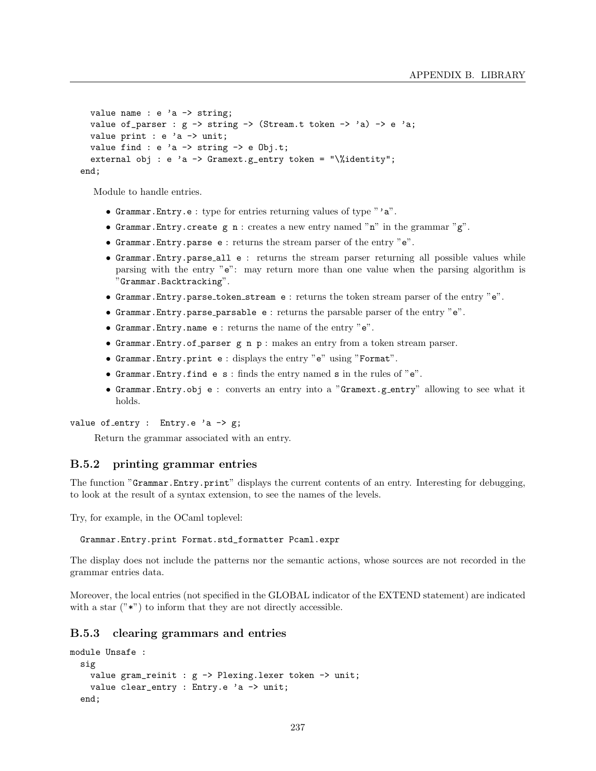```
    value name : e 'a -> string;
    value of_parser : g -> string -> (Stream.t token -> 'a) -> e 'a;
    value print : e 'a -> unit;
    value find : e 'a -> string -> e Obj.t;
    external obj : e 'a -> Gramext.g_entry token = "\%identity";
  end;
```

Module to handle entries.

- `Grammar.Entry.e` : type for entries returning values of type "`'a`".
- `Grammar.Entry.create g n` : creates a new entry named "`n`" in the grammar "`g`".
- `Grammar.Entry.parse e` : returns the stream parser of the entry "`e`".
- `Grammar.Entry.parse_all e` : returns the stream parser returning all possible values while parsing with the entry "`e`": may return more than one value when the parsing algorithm is "`Grammar.Backtracking`".
- `Grammar.Entry.parse_token_stream e` : returns the token stream parser of the entry "`e`".
- `Grammar.Entry.parse_parsable e` : returns the parsable parser of the entry "`e`".
- `Grammar.Entry.name e` : returns the name of the entry "`e`".
- `Grammar.Entry.of_parser g n p` : makes an entry from a token stream parser.
- `Grammar.Entry.print e` : displays the entry "`e`" using "`Format`".
- `Grammar.Entry.find e s` : finds the entry named `s` in the rules of "`e`".
- `Grammar.Entry.obj e` : converts an entry into a "`Gramext.g_entry`" allowing to see what it holds.

```
value of_entry :  Entry.e 'a -> g;
```

Return the grammar associated with an entry.

### B.5.2 printing grammar entries

The function "`Grammar.Entry.print`" displays the current contents of an entry. Interesting for debugging, to look at the result of a syntax extension, to see the names of the levels.

Try, for example, in the OCaml toplevel:

```
  Grammar.Entry.print Format.std_formatter Pcaml.expr
```

The display does not include the patterns nor the semantic actions, whose sources are not recorded in the grammar entries data.

Moreover, the local entries (not specified in the GLOBAL indicator of the EXTEND statement) are indicated with a star ("`*`") to inform that they are not directly accessible.

### B.5.3 clearing grammars and entries

```
module Unsafe :
  sig
    value gram_reinit : g -> Plexing.lexer token -> unit;
    value clear_entry : Entry.e 'a -> unit;
  end;
```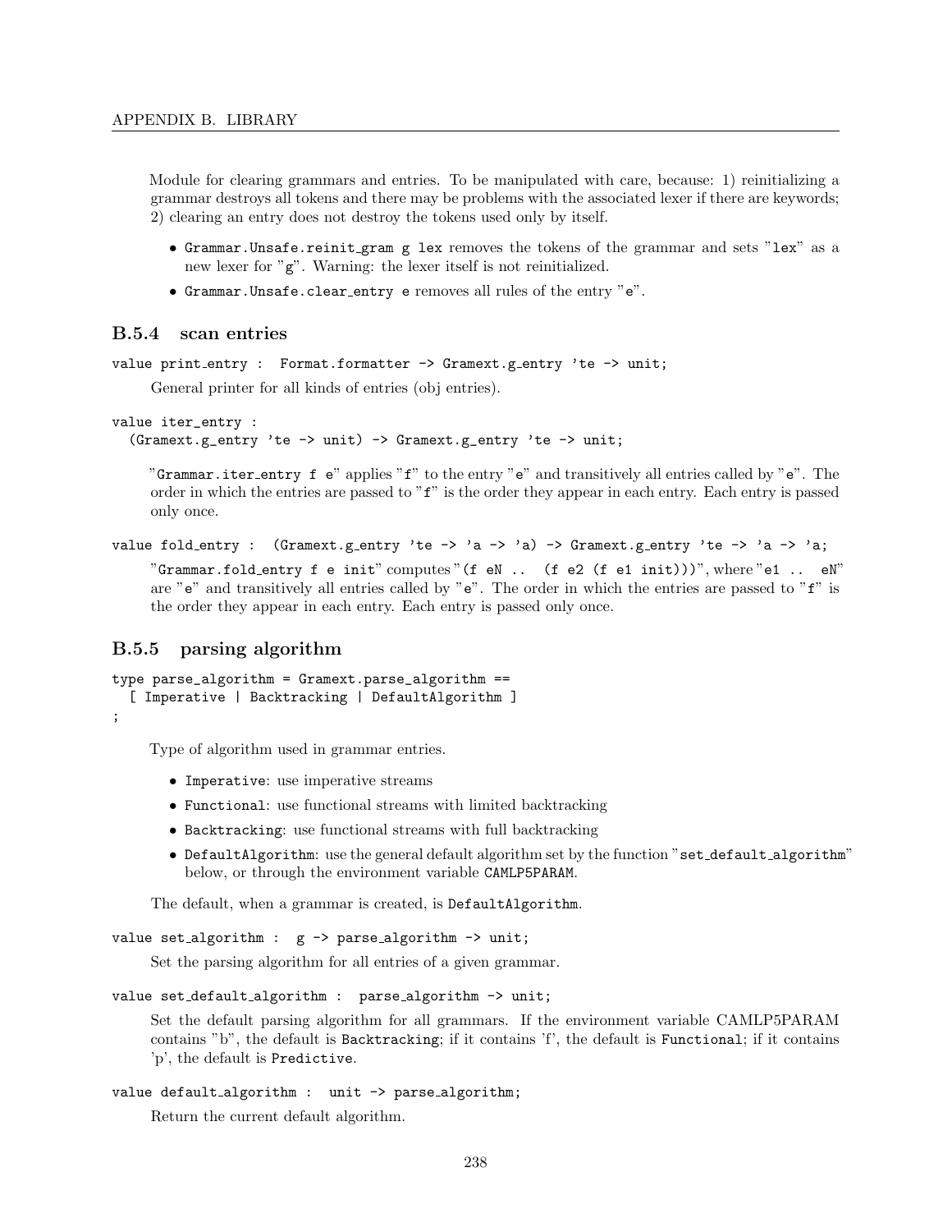Module for clearing grammars and entries. To be manipulated with care, because: 1) reinitializing a grammar destroys all tokens and there may be problems with the associated lexer if there are keywords; 2) clearing an entry does not destroy the tokens used only by itself.

- `Grammar.Unsafe.reinit_gram g lex` removes the tokens of the grammar and sets "`lex`" as a new lexer for "`g`". Warning: the lexer itself is not reinitialized.
- `Grammar.Unsafe.clear_entry e` removes all rules of the entry "`e`".

### B.5.4 scan entries

```
value print_entry :  Format.formatter -> Gramext.g_entry 'te -> unit;
```

General printer for all kinds of entries (obj entries).

```
value iter_entry :
  (Gramext.g_entry 'te -> unit) -> Gramext.g_entry 'te -> unit;
```

"`Grammar.iter_entry f e`" applies "`f`" to the entry "`e`" and transitively all entries called by "`e`". The order in which the entries are passed to "`f`" is the order they appear in each entry. Each entry is passed only once.

```
value fold_entry :  (Gramext.g_entry 'te -> 'a -> 'a) -> Gramext.g_entry 'te -> 'a -> 'a;
```

"`Grammar.fold_entry f e init`" computes "`(f eN ..  (f e2 (f e1 init)))`", where "`e1 ..  eN`" are "`e`" and transitively all entries called by "`e`". The order in which the entries are passed to "`f`" is the order they appear in each entry. Each entry is passed only once.

### B.5.5 parsing algorithm

```
type parse_algorithm = Gramext.parse_algorithm ==
  [ Imperative | Backtracking | DefaultAlgorithm ]
;
```

Type of algorithm used in grammar entries.

- `Imperative`: use imperative streams
- `Functional`: use functional streams with limited backtracking
- `Backtracking`: use functional streams with full backtracking
- `DefaultAlgorithm`: use the general default algorithm set by the function "`set_default_algorithm`" below, or through the environment variable `CAMLP5PARAM`.

The default, when a grammar is created, is `DefaultAlgorithm`.

```
value set_algorithm :  g -> parse_algorithm -> unit;
```

Set the parsing algorithm for all entries of a given grammar.

```
value set_default_algorithm :  parse_algorithm -> unit;
```

Set the default parsing algorithm for all grammars. If the environment variable CAMLP5PARAM contains "b", the default is `Backtracking`; if it contains 'f', the default is `Functional`; if it contains 'p', the default is `Predictive`.

```
value default_algorithm :  unit -> parse_algorithm;
```

Return the current default algorithm.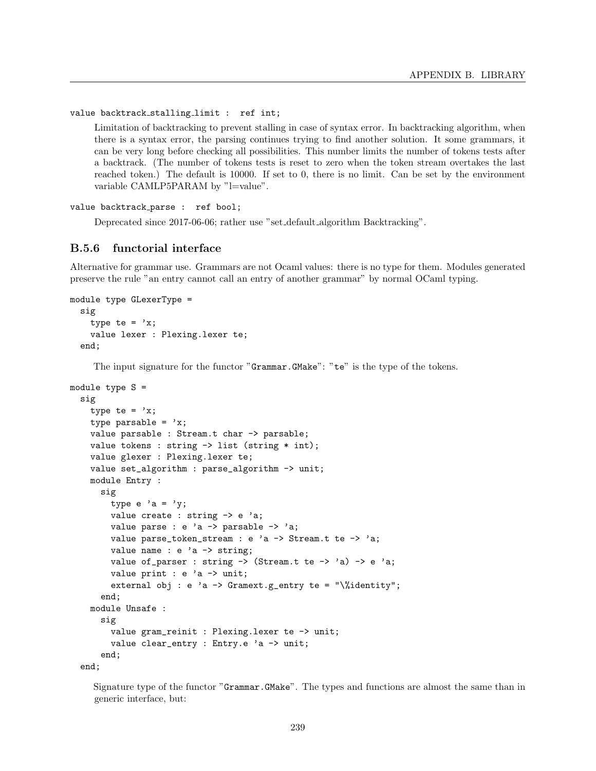```
value backtrack_stalling_limit :  ref int;
```

Limitation of backtracking to prevent stalling in case of syntax error. In backtracking algorithm, when there is a syntax error, the parsing continues trying to find another solution. It some grammars, it can be very long before checking all possibilities. This number limits the number of tokens tests after a backtrack. (The number of tokens tests is reset to zero when the token stream overtakes the last reached token.) The default is 10000. If set to 0, there is no limit. Can be set by the environment variable CAMLP5PARAM by "l=value".

```
value backtrack_parse :  ref bool;
```

Deprecated since 2017-06-06; rather use "set_default_algorithm Backtracking".

### B.5.6 functorial interface

Alternative for grammar use. Grammars are not Ocaml values: there is no type for them. Modules generated preserve the rule "an entry cannot call an entry of another grammar" by normal OCaml typing.

```
module type GLexerType =
  sig
    type te = 'x;
    value lexer : Plexing.lexer te;
  end;
```

The input signature for the functor "`Grammar.GMake`": "`te`" is the type of the tokens.

```
module type S =
  sig
    type te = 'x;
    type parsable = 'x;
    value parsable : Stream.t char -> parsable;
    value tokens : string -> list (string * int);
    value glexer : Plexing.lexer te;
    value set_algorithm : parse_algorithm -> unit;
    module Entry :
      sig
        type e 'a = 'y;
        value create : string -> e 'a;
        value parse : e 'a -> parsable -> 'a;
        value parse_token_stream : e 'a -> Stream.t te -> 'a;
        value name : e 'a -> string;
        value of_parser : string -> (Stream.t te -> 'a) -> e 'a;
        value print : e 'a -> unit;
        external obj : e 'a -> Gramext.g_entry te = "\%identity";
      end;
    module Unsafe :
      sig
        value gram_reinit : Plexing.lexer te -> unit;
        value clear_entry : Entry.e 'a -> unit;
      end;
  end;
```

Signature type of the functor "`Grammar.GMake`". The types and functions are almost the same than in generic interface, but: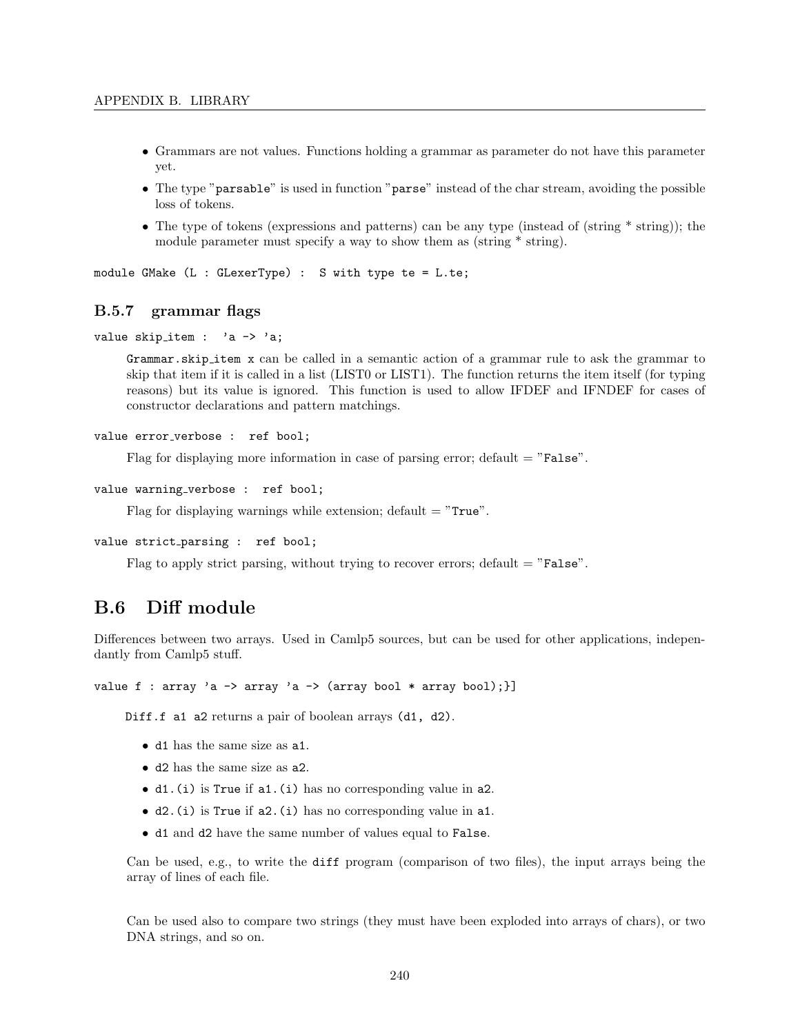- Grammars are not values. Functions holding a grammar as parameter do not have this parameter yet.
- The type "parsable" is used in function "parse" instead of the char stream, avoiding the possible loss of tokens.
- The type of tokens (expressions and patterns) can be any type (instead of (string * string)); the module parameter must specify a way to show them as (string * string).

```
module GMake (L : GLexerType) :  S with type te = L.te;
```

### B.5.7 grammar flags

```
value skip_item :  'a -> 'a;
```

Grammar.skip_item x can be called in a semantic action of a grammar rule to ask the grammar to skip that item if it is called in a list (LIST0 or LIST1). The function returns the item itself (for typing reasons) but its value is ignored. This function is used to allow IFDEF and IFNDEF for cases of constructor declarations and pattern matchings.

```
value error_verbose :  ref bool;
```

Flag for displaying more information in case of parsing error; default = "False".

```
value warning_verbose :  ref bool;
```

Flag for displaying warnings while extension; default = "True".

```
value strict_parsing :  ref bool;
```

Flag to apply strict parsing, without trying to recover errors; default = "False".

## B.6 Diff module

Differences between two arrays. Used in Camlp5 sources, but can be used for other applications, independantly from Camlp5 stuff.

```
value f : array 'a -> array 'a -> (array bool * array bool);}]
```

Diff.f a1 a2 returns a pair of boolean arrays (d1, d2).

- d1 has the same size as a1.
- d2 has the same size as a2.
- d1.(i) is True if a1.(i) has no corresponding value in a2.
- d2.(i) is True if a2.(i) has no corresponding value in a1.
- d1 and d2 have the same number of values equal to False.

Can be used, e.g., to write the diff program (comparison of two files), the input arrays being the array of lines of each file.

Can be used also to compare two strings (they must have been exploded into arrays of chars), or two DNA strings, and so on.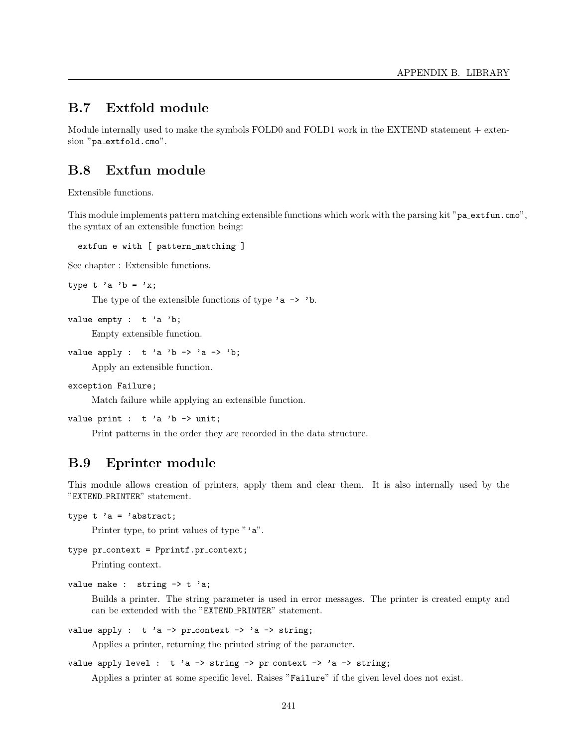## B.7 Extfold module

Module internally used to make the symbols FOLD0 and FOLD1 work in the EXTEND statement + extension "`pa_extfold.cmo`".

## B.8 Extfun module

Extensible functions.

This module implements pattern matching extensible functions which work with the parsing kit "`pa_extfun.cmo`", the syntax of an extensible function being:

```
extfun e with [ pattern_matching ]
```

See chapter : Extensible functions.

`type t 'a 'b = 'x;`

The type of the extensible functions of type `'a -> 'b`.

`value empty : t 'a 'b;`

Empty extensible function.

`value apply : t 'a 'b -> 'a -> 'b;`

Apply an extensible function.

`exception Failure;`

Match failure while applying an extensible function.

`value print : t 'a 'b -> unit;`

Print patterns in the order they are recorded in the data structure.

## B.9 Eprinter module

This module allows creation of printers, apply them and clear them. It is also internally used by the "`EXTEND_PRINTER`" statement.

`type t 'a = 'abstract;`

Printer type, to print values of type "`'a`".

`type pr_context = Pprintf.pr_context;`

Printing context.

`value make : string -> t 'a;`

Builds a printer. The string parameter is used in error messages. The printer is created empty and can be extended with the "`EXTEND_PRINTER`" statement.

`value apply : t 'a -> pr_context -> 'a -> string;`

Applies a printer, returning the printed string of the parameter.

`value apply_level : t 'a -> string -> pr_context -> 'a -> string;`

Applies a printer at some specific level. Raises "`Failure`" if the given level does not exist.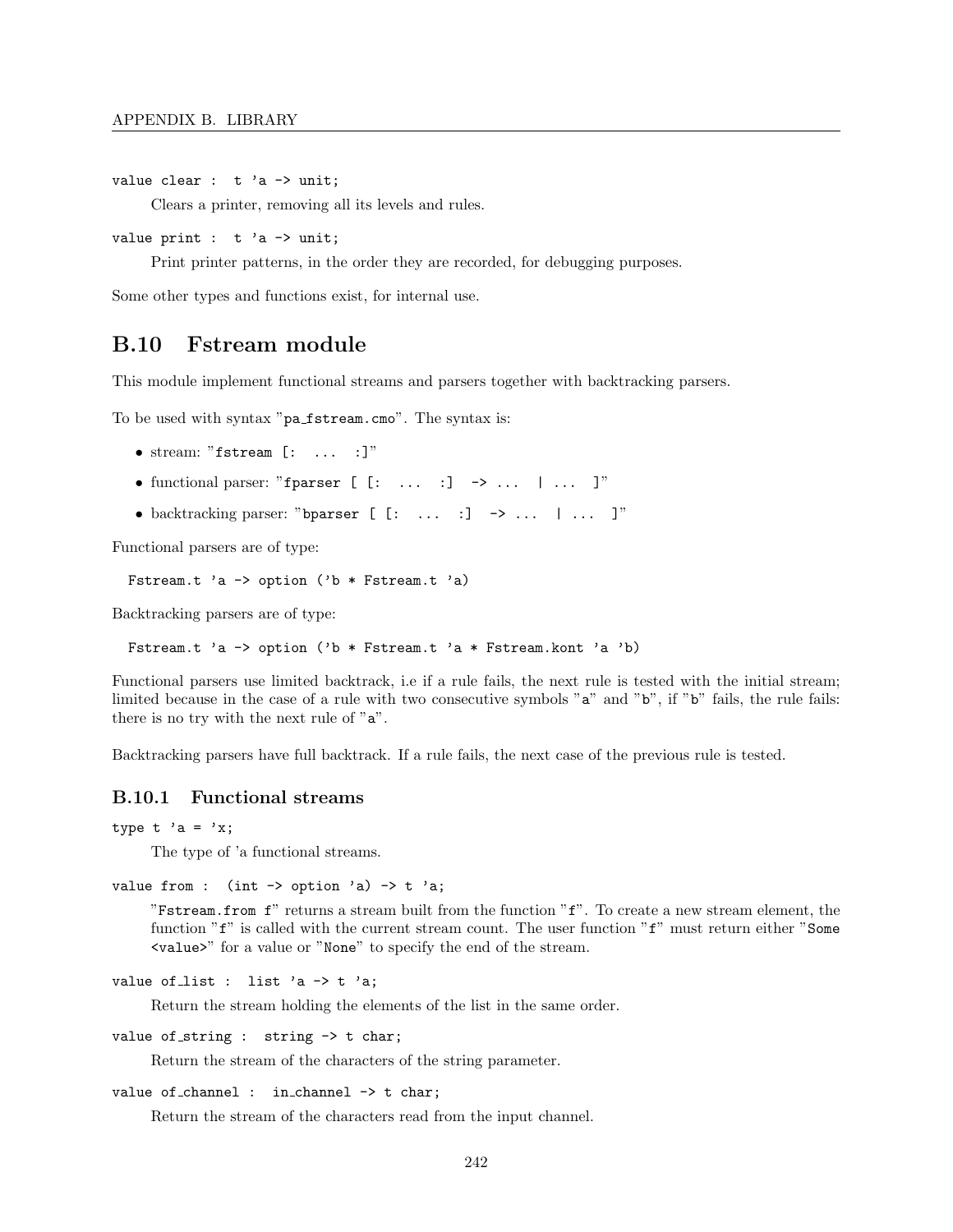```
value clear : t 'a -> unit;
```

Clears a printer, removing all its levels and rules.

```
value print : t 'a -> unit;
```

Print printer patterns, in the order they are recorded, for debugging purposes.

Some other types and functions exist, for internal use.

## B.10 Fstream module

This module implement functional streams and parsers together with backtracking parsers.

To be used with syntax "`pa_fstream.cmo`". The syntax is:

- stream: "`fstream [: ... :]`"
- functional parser: "`fparser [ [: ... :] -> ... | ... ]`"
- backtracking parser: "`bparser [ [: ... :] -> ... | ... ]`"

Functional parsers are of type:

```
Fstream.t 'a -> option ('b * Fstream.t 'a)
```

Backtracking parsers are of type:

```
Fstream.t 'a -> option ('b * Fstream.t 'a * Fstream.kont 'a 'b)
```

Functional parsers use limited backtrack, i.e if a rule fails, the next rule is tested with the initial stream; limited because in the case of a rule with two consecutive symbols "`a`" and "`b`", if "`b`" fails, the rule fails: there is no try with the next rule of "`a`".

Backtracking parsers have full backtrack. If a rule fails, the next case of the previous rule is tested.

### B.10.1 Functional streams

```
type t 'a = 'x;
```

The type of 'a functional streams.

```
value from : (int -> option 'a) -> t 'a;
```

"`Fstream.from f`" returns a stream built from the function "`f`". To create a new stream element, the function "`f`" is called with the current stream count. The user function "`f`" must return either "`Some <value>`" for a value or "`None`" to specify the end of the stream.

```
value of_list : list 'a -> t 'a;
```

Return the stream holding the elements of the list in the same order.

```
value of_string : string -> t char;
```

Return the stream of the characters of the string parameter.

```
value of_channel : in_channel -> t char;
```

Return the stream of the characters read from the input channel.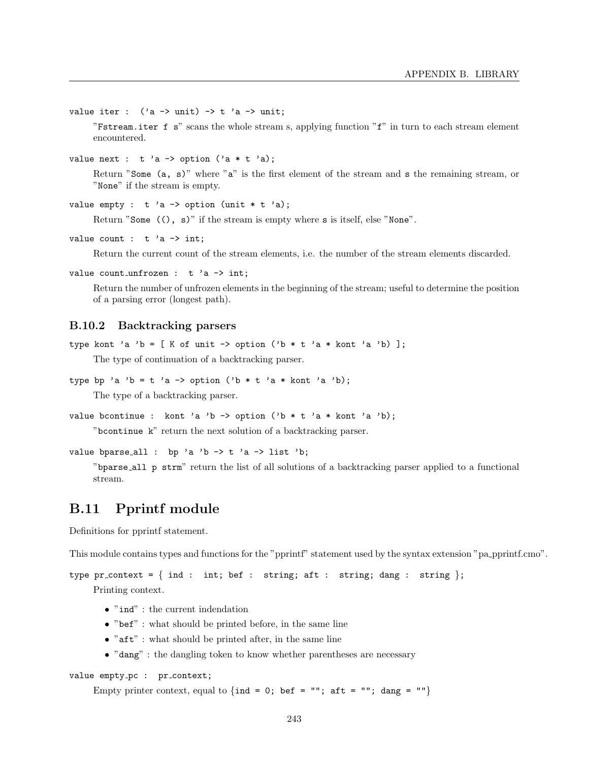```
value iter : ('a -> unit) -> t 'a -> unit;
```

"`Fstream.iter f s`" scans the whole stream s, applying function "`f`" in turn to each stream element encountered.

```
value next : t 'a -> option ('a * t 'a);
```

Return "`Some (a, s)`" where "`a`" is the first element of the stream and `s` the remaining stream, or "`None`" if the stream is empty.

```
value empty : t 'a -> option (unit * t 'a);
```

Return "`Some ((), s)`" if the stream is empty where `s` is itself, else "`None`".

```
value count : t 'a -> int;
```

Return the current count of the stream elements, i.e. the number of the stream elements discarded.

```
value count_unfrozen : t 'a -> int;
```

Return the number of unfrozen elements in the beginning of the stream; useful to determine the position of a parsing error (longest path).

### B.10.2 Backtracking parsers

```
type kont 'a 'b = [ K of unit -> option ('b * t 'a * kont 'a 'b) ];
```

The type of continuation of a backtracking parser.

```
type bp 'a 'b = t 'a -> option ('b * t 'a * kont 'a 'b);
```

The type of a backtracking parser.

```
value bcontinue : kont 'a 'b -> option ('b * t 'a * kont 'a 'b);
```

"`bcontinue k`" return the next solution of a backtracking parser.

```
value bparse_all : bp 'a 'b -> t 'a -> list 'b;
```

"`bparse_all p strm`" return the list of all solutions of a backtracking parser applied to a functional stream.

## B.11 Pprintf module

Definitions for pprintf statement.

This module contains types and functions for the "pprintf" statement used by the syntax extension "pa_pprintf.cmo".

```
type pr_context = { ind : int; bef : string; aft : string; dang : string };
```

Printing context.

- "`ind`" : the current indendation
- "`bef`" : what should be printed before, in the same line
- "`aft`" : what should be printed after, in the same line
- "`dang`" : the dangling token to know whether parentheses are necessary

```
value empty_pc : pr_context;
```

Empty printer context, equal to `{ind = 0; bef = ""; aft = ""; dang = ""}`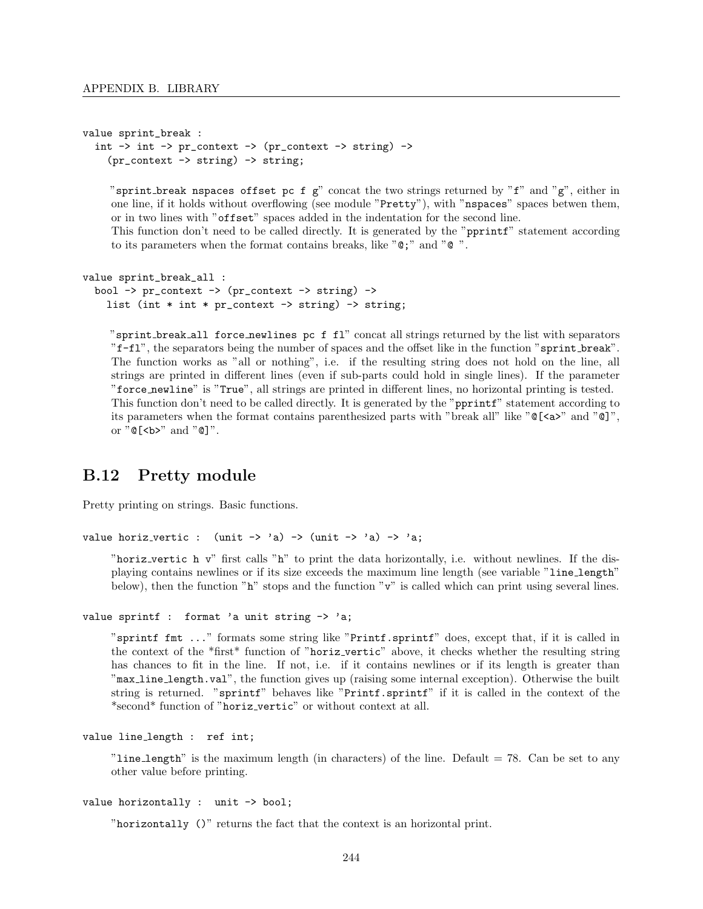```
value sprint_break :
  int -> int -> pr_context -> (pr_context -> string) ->
    (pr_context -> string) -> string;
```

"`sprint_break nspaces offset pc f g`" concat the two strings returned by "`f`" and "`g`", either in one line, if it holds without overflowing (see module "`Pretty`"), with "`nspaces`" spaces betwen them, or in two lines with "`offset`" spaces added in the indentation for the second line.
This function don't need to be called directly. It is generated by the "`pprintf`" statement according to its parameters when the format contains breaks, like "`@;`" and "`@ `".

```
value sprint_break_all :
  bool -> pr_context -> (pr_context -> string) ->
    list (int * int * pr_context -> string) -> string;
```

"`sprint_break_all force_newlines pc f fl`" concat all strings returned by the list with separators "`f-fl`", the separators being the number of spaces and the offset like in the function "`sprint_break`". The function works as "all or nothing", i.e. if the resulting string does not hold on the line, all strings are printed in different lines (even if sub-parts could hold in single lines). If the parameter "`force_newline`" is "`True`", all strings are printed in different lines, no horizontal printing is tested.
This function don't need to be called directly. It is generated by the "`pprintf`" statement according to its parameters when the format contains parenthesized parts with "break all" like "`@[<a>`" and "`@]`", or "`@[<b>`" and "`@]`".

## B.12 Pretty module

Pretty printing on strings. Basic functions.

```
value horiz_vertic :  (unit -> 'a) -> (unit -> 'a) -> 'a;
```

"`horiz_vertic h v`" first calls "`h`" to print the data horizontally, i.e. without newlines. If the displaying contains newlines or if its size exceeds the maximum line length (see variable "`line_length`" below), then the function "`h`" stops and the function "`v`" is called which can print using several lines.

```
value sprintf :  format 'a unit string -> 'a;
```

"`sprintf fmt ...`" formats some string like "`Printf.sprintf`" does, except that, if it is called in the context of the *first* function of "`horiz_vertic`" above, it checks whether the resulting string has chances to fit in the line. If not, i.e. if it contains newlines or if its length is greater than "`max_line_length.val`", the function gives up (raising some internal exception). Otherwise the built string is returned. "`sprintf`" behaves like "`Printf.sprintf`" if it is called in the context of the *second* function of "`horiz_vertic`" or without context at all.

```
value line_length :  ref int;
```

"`line_length`" is the maximum length (in characters) of the line. Default = 78. Can be set to any other value before printing.

```
value horizontally :  unit -> bool;
```

"`horizontally ()`" returns the fact that the context is an horizontal print.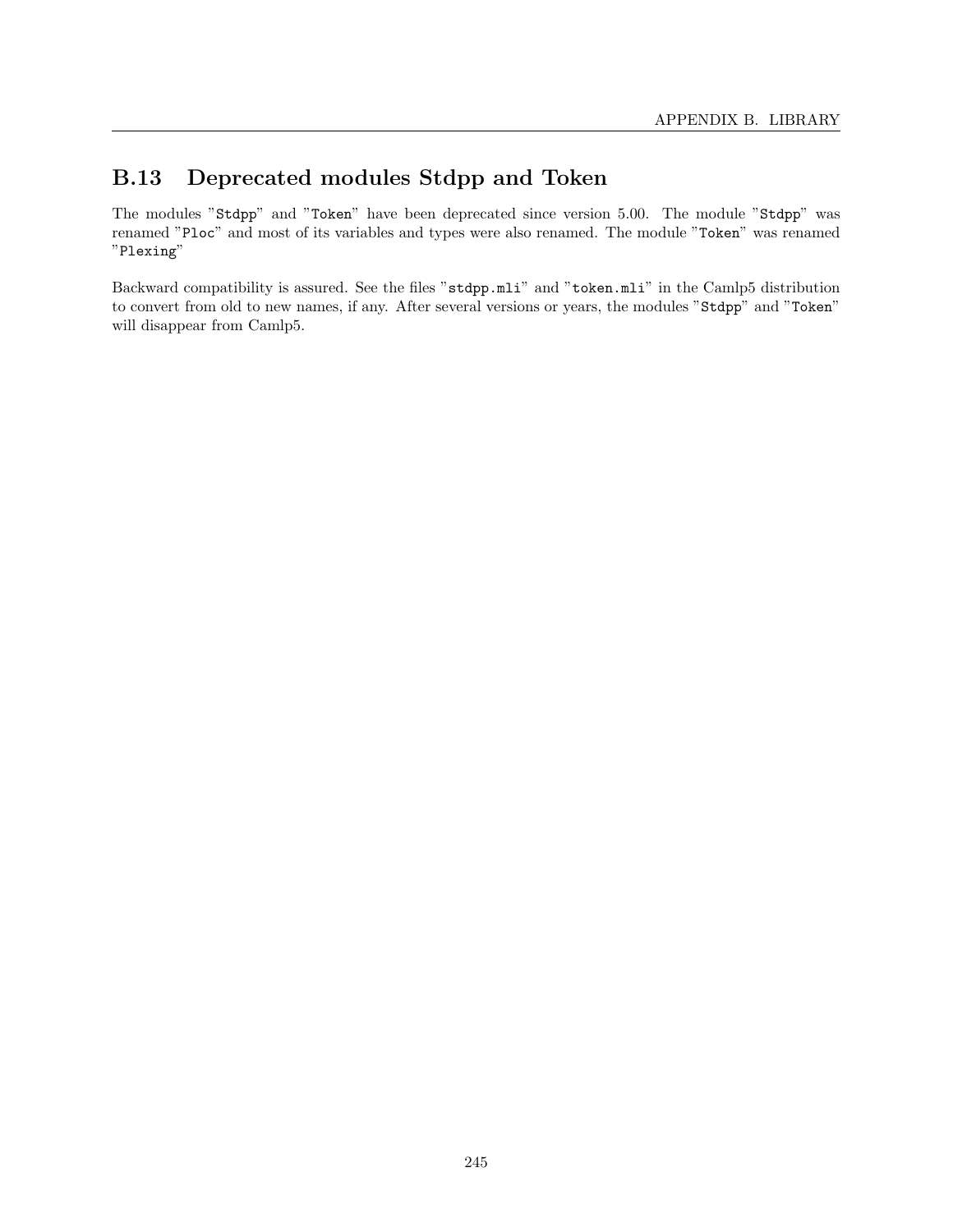## B.13 Deprecated modules Stdpp and Token

The modules "`Stdpp`" and "`Token`" have been deprecated since version 5.00. The module "`Stdpp`" was renamed "`Ploc`" and most of its variables and types were also renamed. The module "`Token`" was renamed "`Plexing`"

Backward compatibility is assured. See the files "`stdpp.mli`" and "`token.mli`" in the Camlp5 distribution to convert from old to new names, if any. After several versions or years, the modules "`Stdpp`" and "`Token`" will disappear from Camlp5.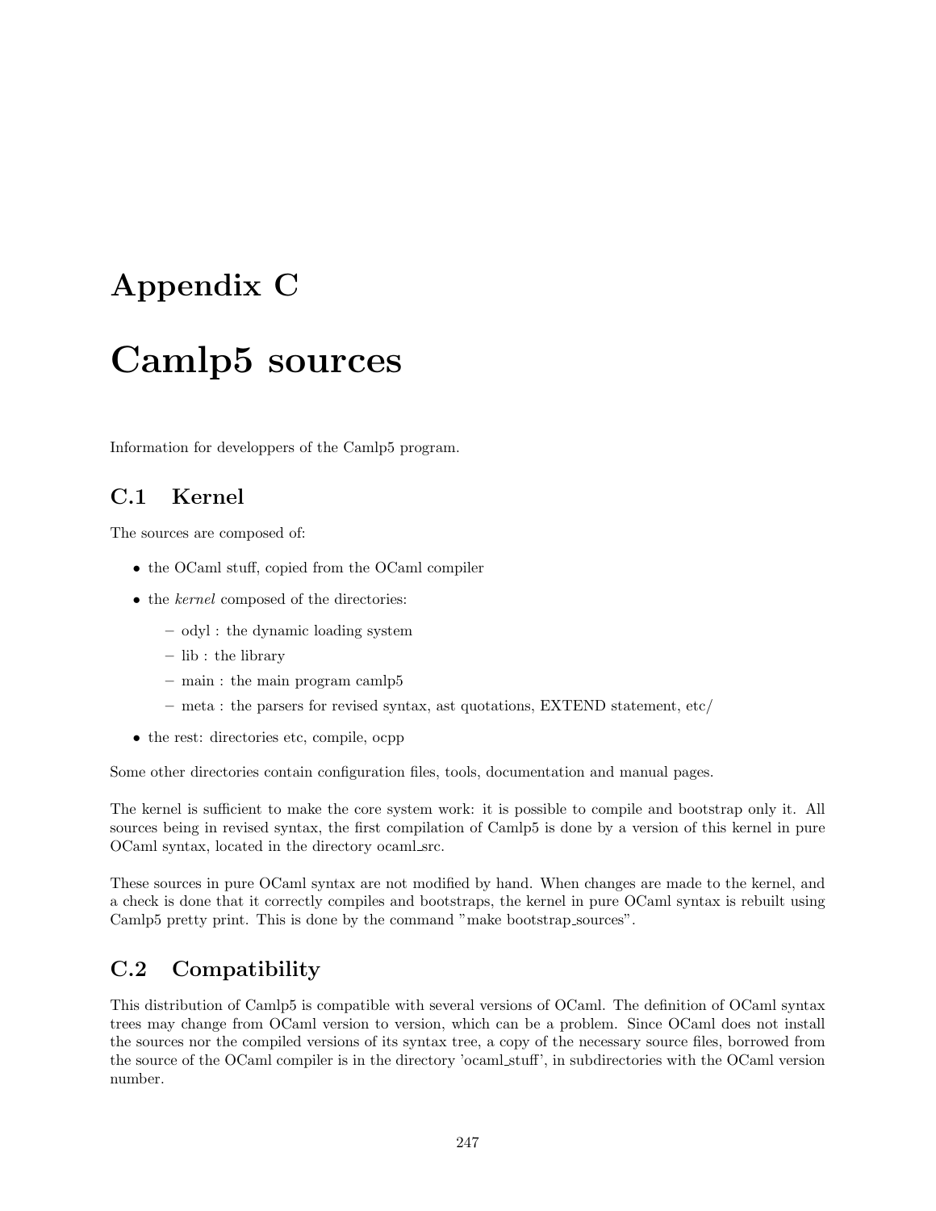# Appendix C

# Camlp5 sources

Information for developpers of the Camlp5 program.

## C.1 Kernel

The sources are composed of:

- the OCaml stuff, copied from the OCaml compiler
- the *kernel* composed of the directories:
  - odyl : the dynamic loading system
  - lib : the library
  - main : the main program camlp5
  - meta : the parsers for revised syntax, ast quotations, EXTEND statement, etc/
- the rest: directories etc, compile, ocpp

Some other directories contain configuration files, tools, documentation and manual pages.

The kernel is sufficient to make the core system work: it is possible to compile and bootstrap only it. All sources being in revised syntax, the first compilation of Camlp5 is done by a version of this kernel in pure OCaml syntax, located in the directory ocaml_src.

These sources in pure OCaml syntax are not modified by hand. When changes are made to the kernel, and a check is done that it correctly compiles and bootstraps, the kernel in pure OCaml syntax is rebuilt using Camlp5 pretty print. This is done by the command "make bootstrap_sources".

## C.2 Compatibility

This distribution of Camlp5 is compatible with several versions of OCaml. The definition of OCaml syntax trees may change from OCaml version to version, which can be a problem. Since OCaml does not install the sources nor the compiled versions of its syntax tree, a copy of the necessary source files, borrowed from the source of the OCaml compiler is in the directory 'ocaml_stuff', in subdirectories with the OCaml version number.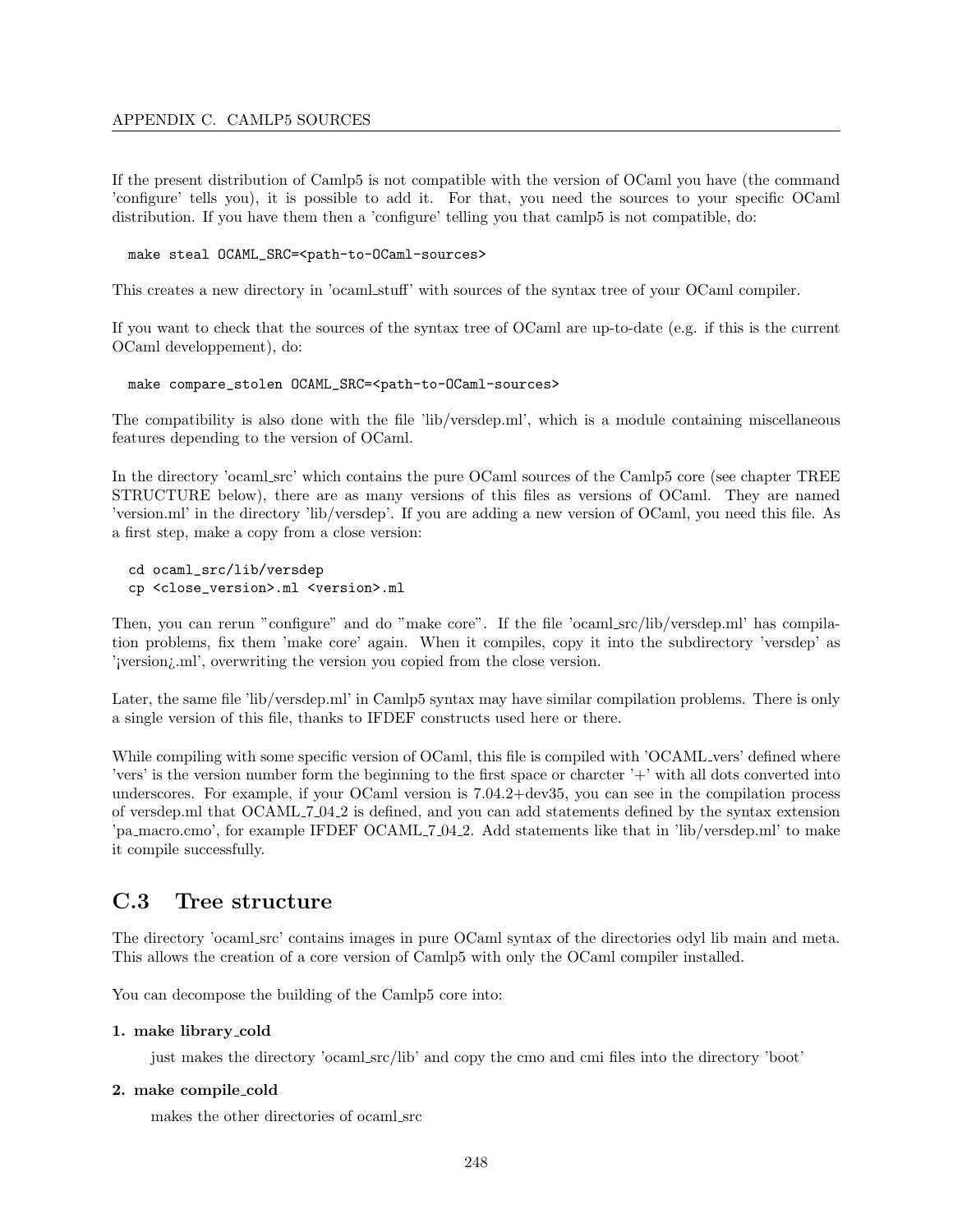If the present distribution of Camlp5 is not compatible with the version of OCaml you have (the command 'configure' tells you), it is possible to add it. For that, you need the sources to your specific OCaml distribution. If you have them then a 'configure' telling you that camlp5 is not compatible, do:

```
make steal OCAML_SRC=<path-to-OCaml-sources>
```

This creates a new directory in 'ocaml_stuff' with sources of the syntax tree of your OCaml compiler.

If you want to check that the sources of the syntax tree of OCaml are up-to-date (e.g. if this is the current OCaml developpement), do:

```
make compare_stolen OCAML_SRC=<path-to-OCaml-sources>
```

The compatibility is also done with the file 'lib/versdep.ml', which is a module containing miscellaneous features depending to the version of OCaml.

In the directory 'ocaml_src' which contains the pure OCaml sources of the Camlp5 core (see chapter TREE STRUCTURE below), there are as many versions of this files as versions of OCaml. They are named 'version.ml' in the directory 'lib/versdep'. If you are adding a new version of OCaml, you need this file. As a first step, make a copy from a close version:

```
cd ocaml_src/lib/versdep
cp <close_version>.ml <version>.ml
```

Then, you can rerun "configure" and do "make core". If the file 'ocaml_src/lib/versdep.ml' has compilation problems, fix them 'make core' again. When it compiles, copy it into the subdirectory 'versdep' as '¡version¿.ml', overwriting the version you copied from the close version.

Later, the same file 'lib/versdep.ml' in Camlp5 syntax may have similar compilation problems. There is only a single version of this file, thanks to IFDEF constructs used here or there.

While compiling with some specific version of OCaml, this file is compiled with 'OCAML_vers' defined where 'vers' is the version number form the beginning to the first space or charcter '+' with all dots converted into underscores. For example, if your OCaml version is 7.04.2+dev35, you can see in the compilation process of versdep.ml that OCAML_7_04_2 is defined, and you can add statements defined by the syntax extension 'pa_macro.cmo', for example IFDEF OCAML_7_04_2. Add statements like that in 'lib/versdep.ml' to make it compile successfully.

## C.3 Tree structure

The directory 'ocaml_src' contains images in pure OCaml syntax of the directories odyl lib main and meta. This allows the creation of a core version of Camlp5 with only the OCaml compiler installed.

You can decompose the building of the Camlp5 core into:

**1. make library_cold**

just makes the directory 'ocaml_src/lib' and copy the cmo and cmi files into the directory 'boot'

**2. make compile_cold**

makes the other directories of ocaml_src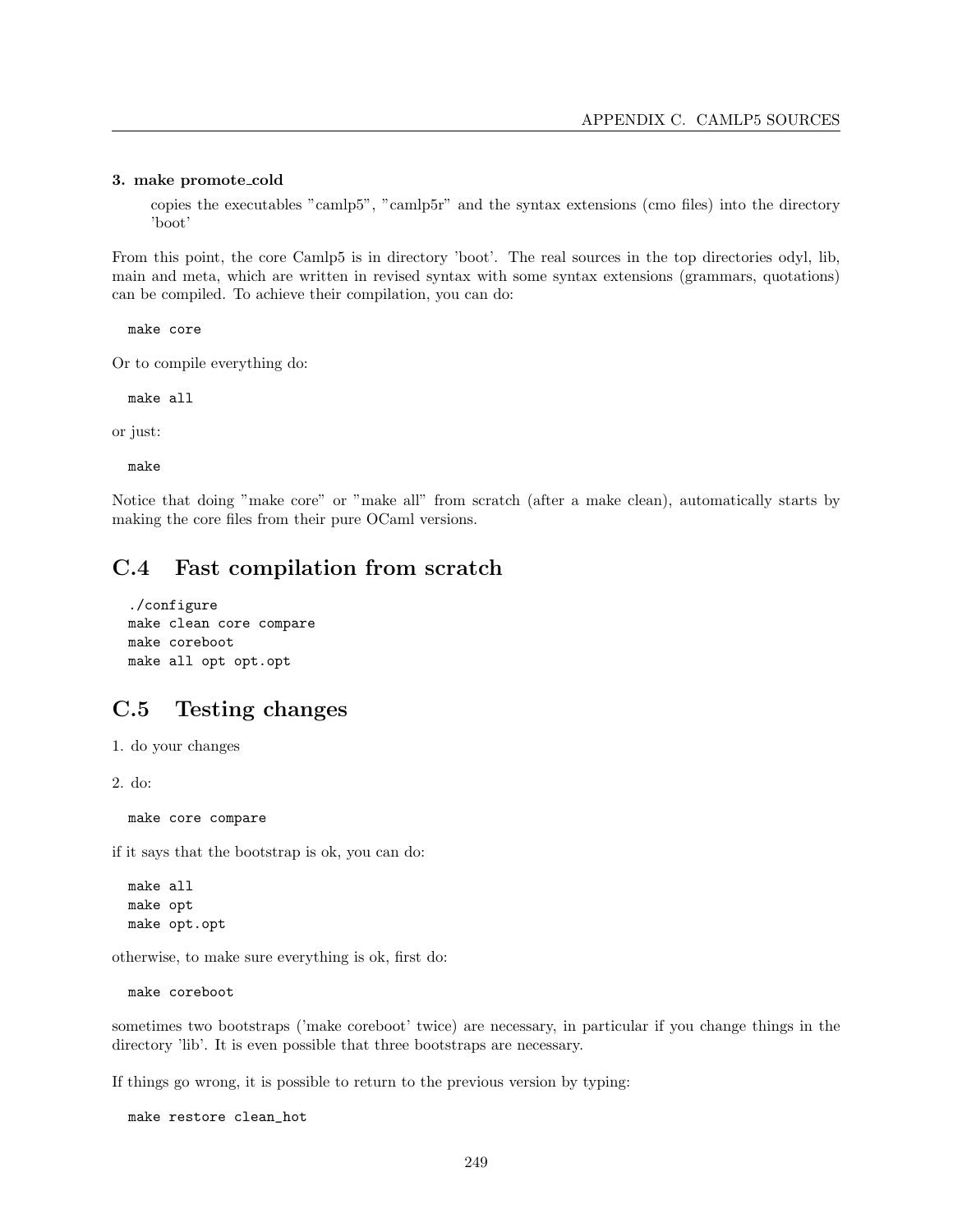**3. make promote_cold**

copies the executables "camlp5", "camlp5r" and the syntax extensions (cmo files) into the directory 'boot'

From this point, the core Camlp5 is in directory 'boot'. The real sources in the top directories odyl, lib, main and meta, which are written in revised syntax with some syntax extensions (grammars, quotations) can be compiled. To achieve their compilation, you can do:

```
make core
```

Or to compile everything do:

```
make all
```

or just:

```
make
```

Notice that doing "make core" or "make all" from scratch (after a make clean), automatically starts by making the core files from their pure OCaml versions.

## C.4 Fast compilation from scratch

```
./configure
make clean core compare
make coreboot
make all opt opt.opt
```

## C.5 Testing changes

1. do your changes

2. do:

```
make core compare
```

if it says that the bootstrap is ok, you can do:

```
make all
make opt
make opt.opt
```

otherwise, to make sure everything is ok, first do:

```
make coreboot
```

sometimes two bootstraps ('make coreboot' twice) are necessary, in particular if you change things in the directory 'lib'. It is even possible that three bootstraps are necessary.

If things go wrong, it is possible to return to the previous version by typing:

```
make restore clean_hot
```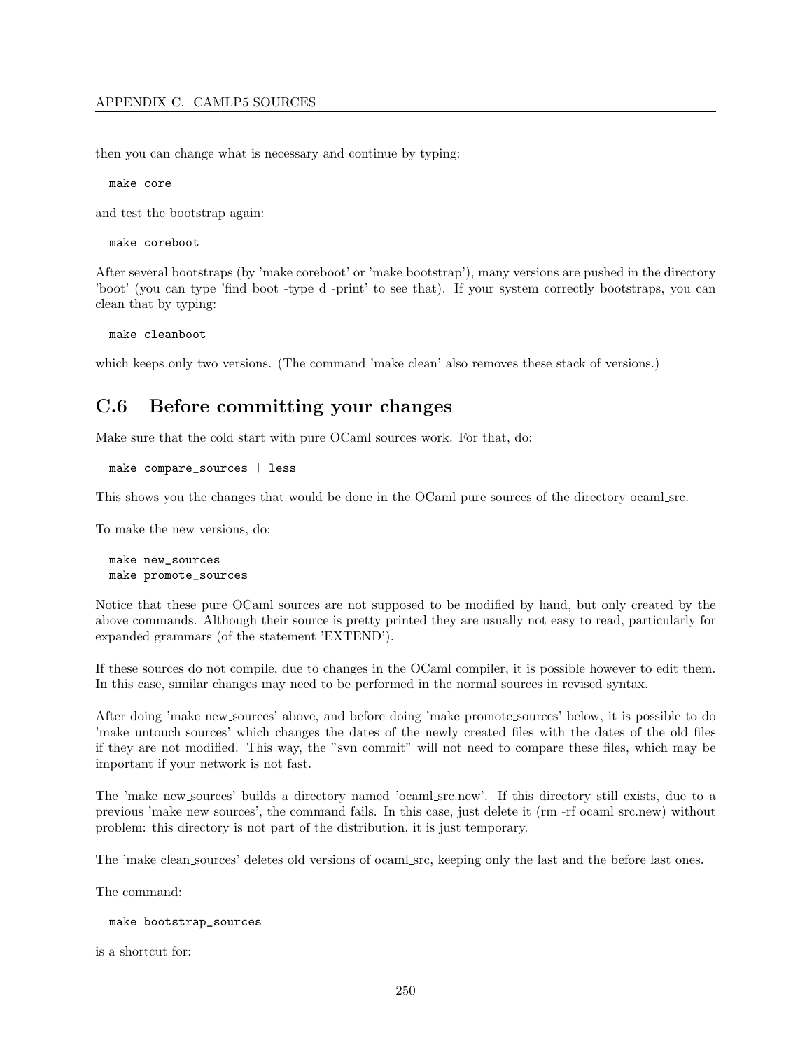then you can change what is necessary and continue by typing:

```
make core
```

and test the bootstrap again:

```
make coreboot
```

After several bootstraps (by 'make coreboot' or 'make bootstrap'), many versions are pushed in the directory 'boot' (you can type 'find boot -type d -print' to see that). If your system correctly bootstraps, you can clean that by typing:

```
make cleanboot
```

which keeps only two versions. (The command 'make clean' also removes these stack of versions.)

## C.6 Before committing your changes

Make sure that the cold start with pure OCaml sources work. For that, do:

```
make compare_sources | less
```

This shows you the changes that would be done in the OCaml pure sources of the directory ocaml_src.

To make the new versions, do:

```
make new_sources
make promote_sources
```

Notice that these pure OCaml sources are not supposed to be modified by hand, but only created by the above commands. Although their source is pretty printed they are usually not easy to read, particularly for expanded grammars (of the statement 'EXTEND').

If these sources do not compile, due to changes in the OCaml compiler, it is possible however to edit them. In this case, similar changes may need to be performed in the normal sources in revised syntax.

After doing 'make new_sources' above, and before doing 'make promote_sources' below, it is possible to do 'make untouch_sources' which changes the dates of the newly created files with the dates of the old files if they are not modified. This way, the "svn commit" will not need to compare these files, which may be important if your network is not fast.

The 'make new_sources' builds a directory named 'ocaml_src.new'. If this directory still exists, due to a previous 'make new_sources', the command fails. In this case, just delete it (rm -rf ocaml_src.new) without problem: this directory is not part of the distribution, it is just temporary.

The 'make clean_sources' deletes old versions of ocaml_src, keeping only the last and the before last ones.

The command:

```
make bootstrap_sources
```

is a shortcut for: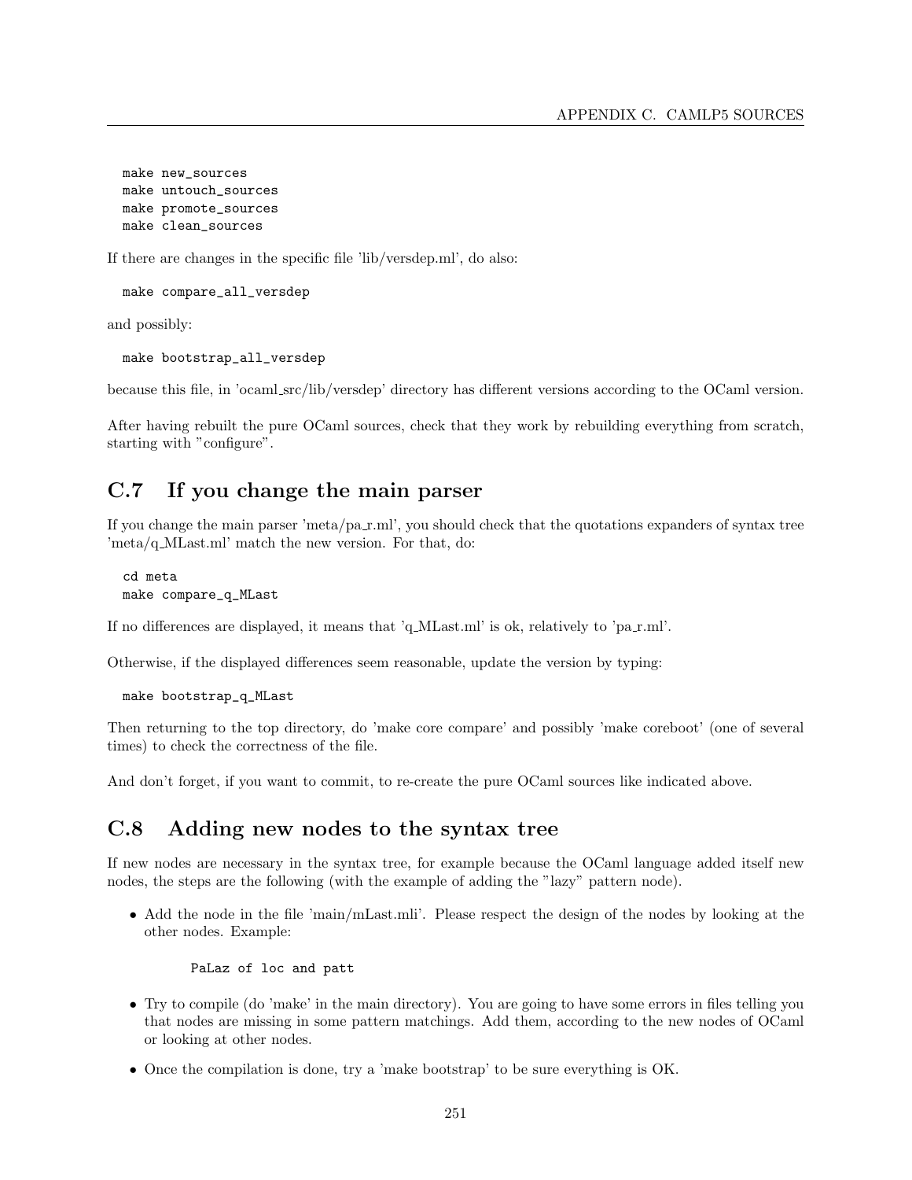```
make new_sources
make untouch_sources
make promote_sources
make clean_sources
```

If there are changes in the specific file 'lib/versdep.ml', do also:

```
make compare_all_versdep
```

and possibly:

```
make bootstrap_all_versdep
```

because this file, in 'ocaml_src/lib/versdep' directory has different versions according to the OCaml version.

After having rebuilt the pure OCaml sources, check that they work by rebuilding everything from scratch, starting with "configure".

## C.7 If you change the main parser

If you change the main parser 'meta/pa_r.ml', you should check that the quotations expanders of syntax tree 'meta/q_MLast.ml' match the new version. For that, do:

```
cd meta
make compare_q_MLast
```

If no differences are displayed, it means that 'q_MLast.ml' is ok, relatively to 'pa_r.ml'.

Otherwise, if the displayed differences seem reasonable, update the version by typing:

```
make bootstrap_q_MLast
```

Then returning to the top directory, do 'make core compare' and possibly 'make coreboot' (one of several times) to check the correctness of the file.

And don't forget, if you want to commit, to re-create the pure OCaml sources like indicated above.

## C.8 Adding new nodes to the syntax tree

If new nodes are necessary in the syntax tree, for example because the OCaml language added itself new nodes, the steps are the following (with the example of adding the "lazy" pattern node).

- Add the node in the file 'main/mLast.mli'. Please respect the design of the nodes by looking at the other nodes. Example:

  ```
  PaLaz of loc and patt
  ```

- Try to compile (do 'make' in the main directory). You are going to have some errors in files telling you that nodes are missing in some pattern matchings. Add them, according to the new nodes of OCaml or looking at other nodes.
- Once the compilation is done, try a 'make bootstrap' to be sure everything is OK.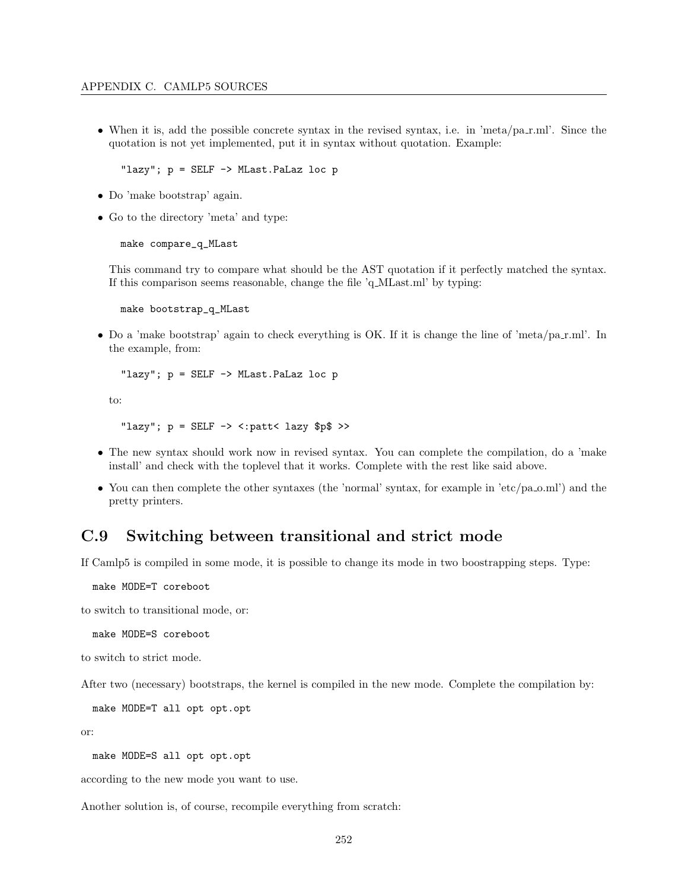- When it is, add the possible concrete syntax in the revised syntax, i.e. in 'meta/pa_r.ml'. Since the quotation is not yet implemented, put it in syntax without quotation. Example:

  ```
  "lazy"; p = SELF -> MLast.PaLaz loc p
  ```

- Do 'make bootstrap' again.
- Go to the directory 'meta' and type:

  ```
  make compare_q_MLast
  ```

  This command try to compare what should be the AST quotation if it perfectly matched the syntax. If this comparison seems reasonable, change the file 'q_MLast.ml' by typing:

  ```
  make bootstrap_q_MLast
  ```

- Do a 'make bootstrap' again to check everything is OK. If it is change the line of 'meta/pa_r.ml'. In the example, from:

  ```
  "lazy"; p = SELF -> MLast.PaLaz loc p
  ```

  to:

  ```
  "lazy"; p = SELF -> <:patt< lazy $p$ >>
  ```

- The new syntax should work now in revised syntax. You can complete the compilation, do a 'make install' and check with the toplevel that it works. Complete with the rest like said above.
- You can then complete the other syntaxes (the 'normal' syntax, for example in 'etc/pa_o.ml') and the pretty printers.

## C.9 Switching between transitional and strict mode

If Camlp5 is compiled in some mode, it is possible to change its mode in two boostrapping steps. Type:

```
make MODE=T coreboot
```

to switch to transitional mode, or:

```
make MODE=S coreboot
```

to switch to strict mode.

After two (necessary) bootstraps, the kernel is compiled in the new mode. Complete the compilation by:

```
make MODE=T all opt opt.opt
```

or:

```
make MODE=S all opt opt.opt
```

according to the new mode you want to use.

Another solution is, of course, recompile everything from scratch: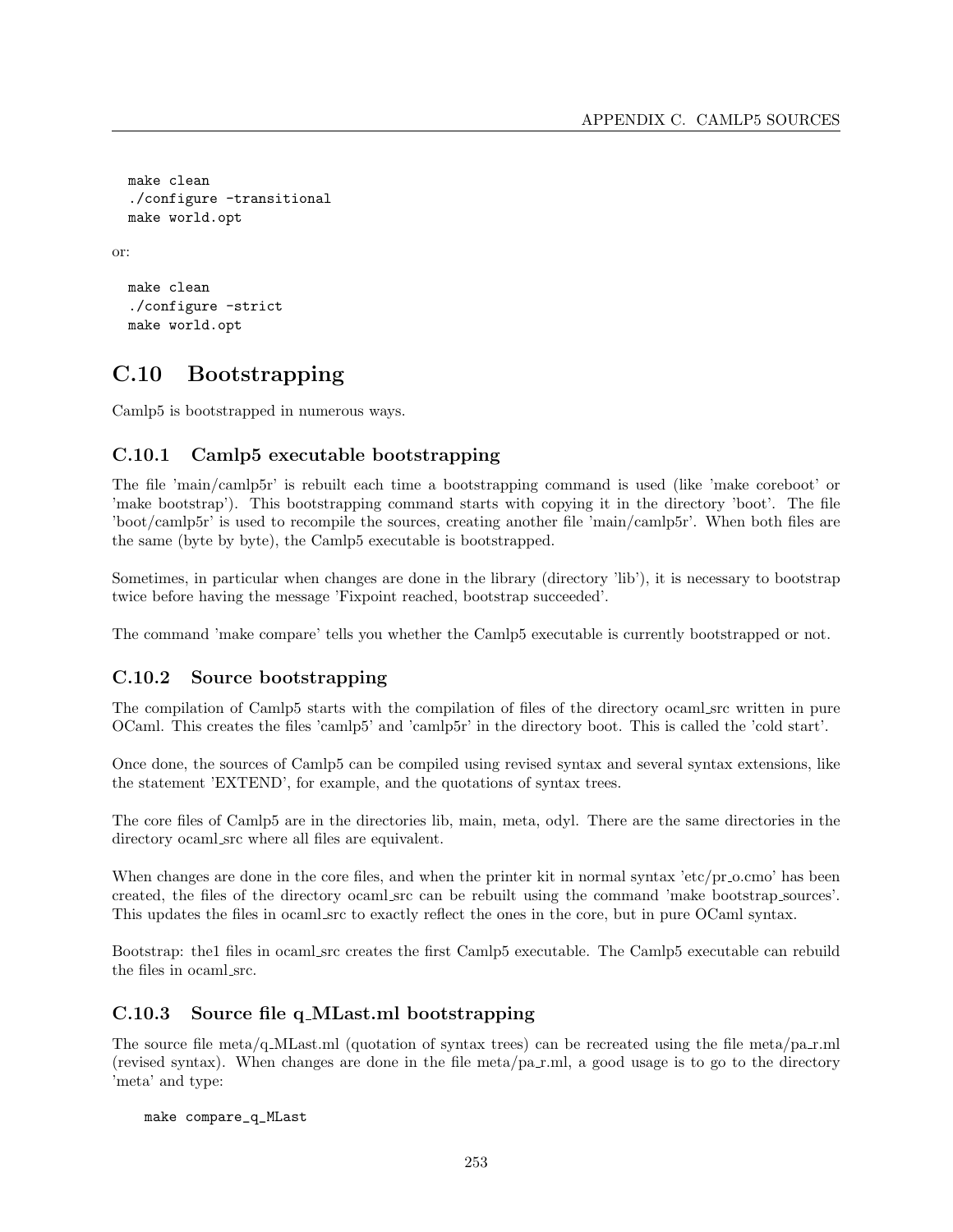```
make clean
./configure -transitional
make world.opt
```

or:

```
make clean
./configure -strict
make world.opt
```

## C.10 Bootstrapping

Camlp5 is bootstrapped in numerous ways.

### C.10.1 Camlp5 executable bootstrapping

The file 'main/camlp5r' is rebuilt each time a bootstrapping command is used (like 'make coreboot' or 'make bootstrap'). This bootstrapping command starts with copying it in the directory 'boot'. The file 'boot/camlp5r' is used to recompile the sources, creating another file 'main/camlp5r'. When both files are the same (byte by byte), the Camlp5 executable is bootstrapped.

Sometimes, in particular when changes are done in the library (directory 'lib'), it is necessary to bootstrap twice before having the message 'Fixpoint reached, bootstrap succeeded'.

The command 'make compare' tells you whether the Camlp5 executable is currently bootstrapped or not.

### C.10.2 Source bootstrapping

The compilation of Camlp5 starts with the compilation of files of the directory ocaml_src written in pure OCaml. This creates the files 'camlp5' and 'camlp5r' in the directory boot. This is called the 'cold start'.

Once done, the sources of Camlp5 can be compiled using revised syntax and several syntax extensions, like the statement 'EXTEND', for example, and the quotations of syntax trees.

The core files of Camlp5 are in the directories lib, main, meta, odyl. There are the same directories in the directory ocaml_src where all files are equivalent.

When changes are done in the core files, and when the printer kit in normal syntax 'etc/pr_o.cmo' has been created, the files of the directory ocaml_src can be rebuilt using the command 'make bootstrap_sources'. This updates the files in ocaml_src to exactly reflect the ones in the core, but in pure OCaml syntax.

Bootstrap: the1 files in ocaml_src creates the first Camlp5 executable. The Camlp5 executable can rebuild the files in ocaml_src.

### C.10.3 Source file q_MLast.ml bootstrapping

The source file meta/q_MLast.ml (quotation of syntax trees) can be recreated using the file meta/pa_r.ml (revised syntax). When changes are done in the file meta/pa_r.ml, a good usage is to go to the directory 'meta' and type:

```
make compare_q_MLast
```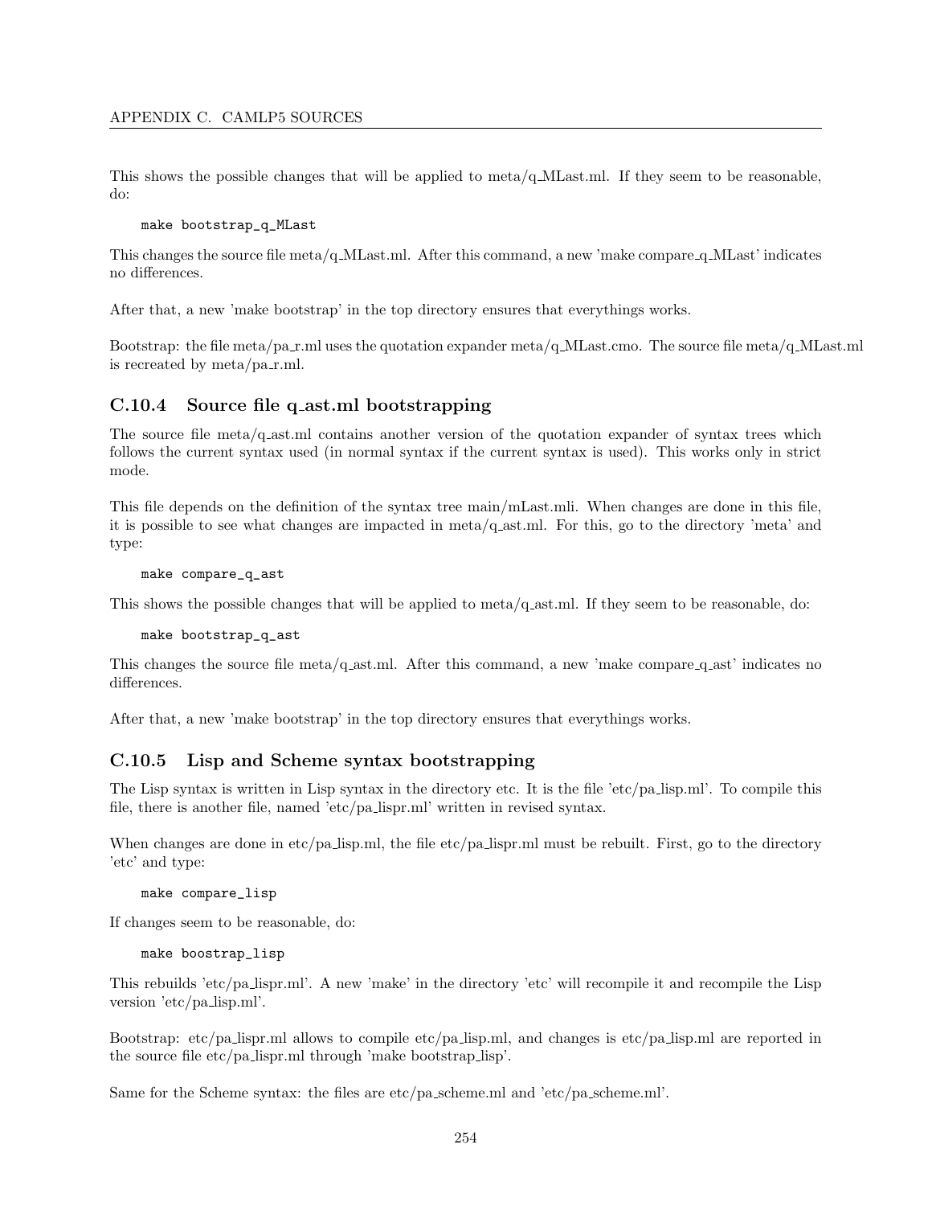This shows the possible changes that will be applied to meta/q_MLast.ml. If they seem to be reasonable, do:

```
make bootstrap_q_MLast
```

This changes the source file meta/q_MLast.ml. After this command, a new 'make compare_q_MLast' indicates no differences.

After that, a new 'make bootstrap' in the top directory ensures that everythings works.

Bootstrap: the file meta/pa_r.ml uses the quotation expander meta/q_MLast.cmo. The source file meta/q_MLast.ml is recreated by meta/pa_r.ml.

### C.10.4 Source file q_ast.ml bootstrapping

The source file meta/q_ast.ml contains another version of the quotation expander of syntax trees which follows the current syntax used (in normal syntax if the current syntax is used). This works only in strict mode.

This file depends on the definition of the syntax tree main/mLast.mli. When changes are done in this file, it is possible to see what changes are impacted in meta/q_ast.ml. For this, go to the directory 'meta' and type:

```
make compare_q_ast
```

This shows the possible changes that will be applied to meta/q_ast.ml. If they seem to be reasonable, do:

```
make bootstrap_q_ast
```

This changes the source file meta/q_ast.ml. After this command, a new 'make compare_q_ast' indicates no differences.

After that, a new 'make bootstrap' in the top directory ensures that everythings works.

### C.10.5 Lisp and Scheme syntax bootstrapping

The Lisp syntax is written in Lisp syntax in the directory etc. It is the file 'etc/pa_lisp.ml'. To compile this file, there is another file, named 'etc/pa_lispr.ml' written in revised syntax.

When changes are done in etc/pa_lisp.ml, the file etc/pa_lispr.ml must be rebuilt. First, go to the directory 'etc' and type:

```
make compare_lisp
```

If changes seem to be reasonable, do:

```
make boostrap_lisp
```

This rebuilds 'etc/pa_lispr.ml'. A new 'make' in the directory 'etc' will recompile it and recompile the Lisp version 'etc/pa_lisp.ml'.

Bootstrap: etc/pa_lispr.ml allows to compile etc/pa_lisp.ml, and changes is etc/pa_lisp.ml are reported in the source file etc/pa_lispr.ml through 'make bootstrap_lisp'.

Same for the Scheme syntax: the files are etc/pa_scheme.ml and 'etc/pa_scheme.ml'.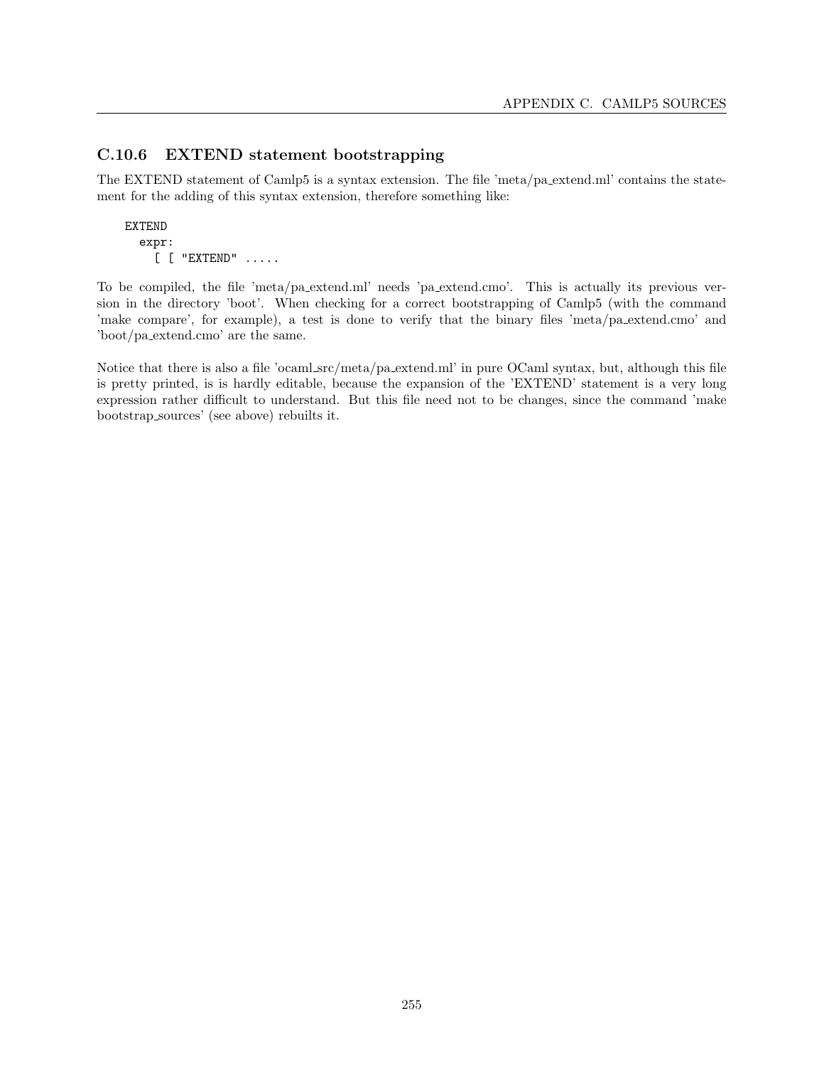### C.10.6 EXTEND statement bootstrapping

The EXTEND statement of Camlp5 is a syntax extension. The file 'meta/pa_extend.ml' contains the statement for the adding of this syntax extension, therefore something like:

```
EXTEND
  expr:
    [ [ "EXTEND" .....
```

To be compiled, the file 'meta/pa_extend.ml' needs 'pa_extend.cmo'. This is actually its previous version in the directory 'boot'. When checking for a correct bootstrapping of Camlp5 (with the command 'make compare', for example), a test is done to verify that the binary files 'meta/pa_extend.cmo' and 'boot/pa_extend.cmo' are the same.

Notice that there is also a file 'ocaml_src/meta/pa_extend.ml' in pure OCaml syntax, but, although this file is pretty printed, is is hardly editable, because the expansion of the 'EXTEND' statement is a very long expression rather difficult to understand. But this file need not to be changes, since the command 'make bootstrap_sources' (see above) rebuilts it.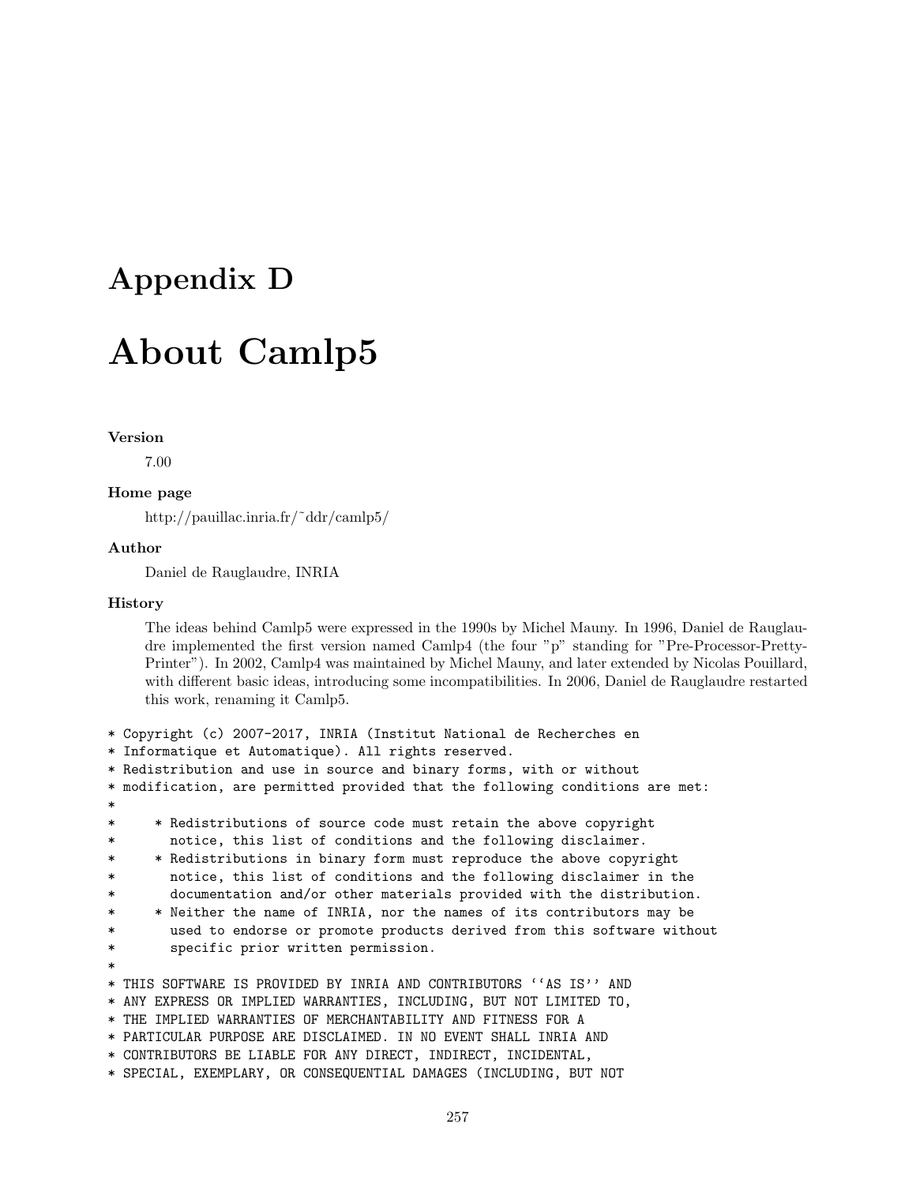# Appendix D

# About Camlp5

**Version**

7.00

**Home page**

http://pauillac.inria.fr/~ddr/camlp5/

**Author**

Daniel de Rauglaudre, INRIA

**History**

The ideas behind Camlp5 were expressed in the 1990s by Michel Mauny. In 1996, Daniel de Rauglaudre implemented the first version named Camlp4 (the four "p" standing for "Pre-Processor-Pretty-Printer"). In 2002, Camlp4 was maintained by Michel Mauny, and later extended by Nicolas Pouillard, with different basic ideas, introducing some incompatibilities. In 2006, Daniel de Rauglaudre restarted this work, renaming it Camlp5.

```
* Copyright (c) 2007-2017, INRIA (Institut National de Recherches en
* Informatique et Automatique). All rights reserved.
* Redistribution and use in source and binary forms, with or without
* modification, are permitted provided that the following conditions are met:
*
*     * Redistributions of source code must retain the above copyright
*       notice, this list of conditions and the following disclaimer.
*     * Redistributions in binary form must reproduce the above copyright
*       notice, this list of conditions and the following disclaimer in the
*       documentation and/or other materials provided with the distribution.
*     * Neither the name of INRIA, nor the names of its contributors may be
*       used to endorse or promote products derived from this software without
*       specific prior written permission.
*
* THIS SOFTWARE IS PROVIDED BY INRIA AND CONTRIBUTORS ``AS IS'' AND
* ANY EXPRESS OR IMPLIED WARRANTIES, INCLUDING, BUT NOT LIMITED TO,
* THE IMPLIED WARRANTIES OF MERCHANTABILITY AND FITNESS FOR A
* PARTICULAR PURPOSE ARE DISCLAIMED. IN NO EVENT SHALL INRIA AND
* CONTRIBUTORS BE LIABLE FOR ANY DIRECT, INDIRECT, INCIDENTAL,
* SPECIAL, EXEMPLARY, OR CONSEQUENTIAL DAMAGES (INCLUDING, BUT NOT
```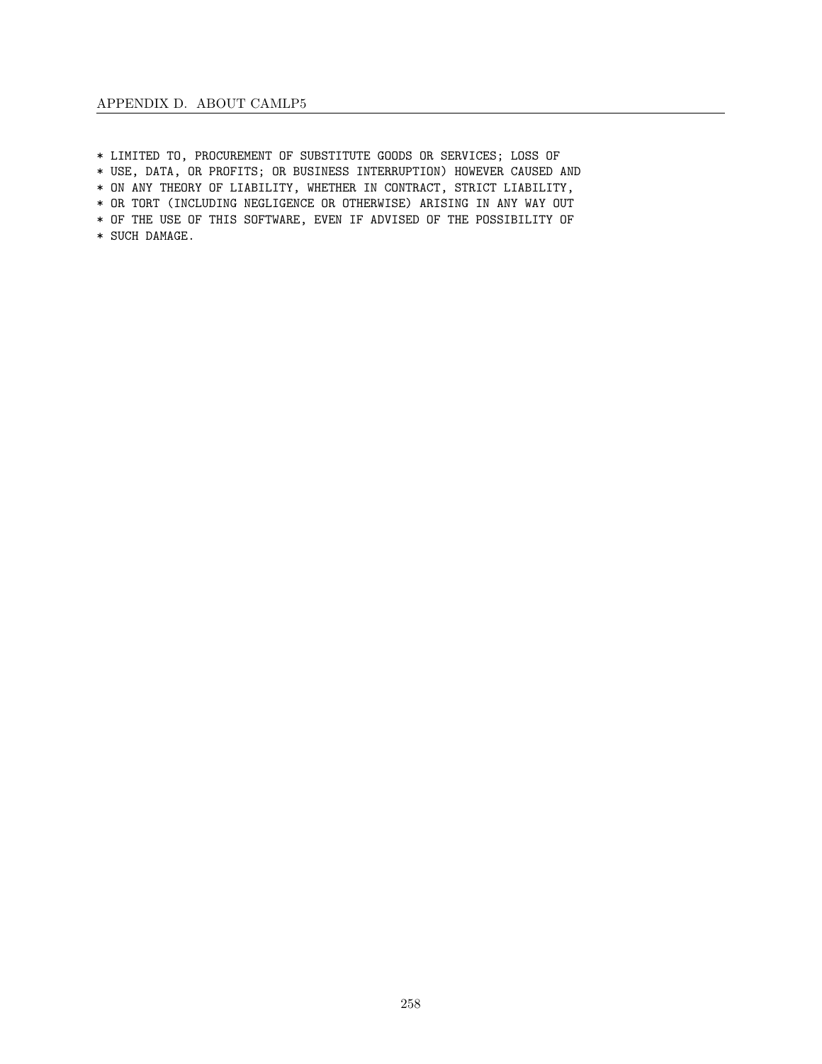```
* LIMITED TO, PROCUREMENT OF SUBSTITUTE GOODS OR SERVICES; LOSS OF
* USE, DATA, OR PROFITS; OR BUSINESS INTERRUPTION) HOWEVER CAUSED AND
* ON ANY THEORY OF LIABILITY, WHETHER IN CONTRACT, STRICT LIABILITY,
* OR TORT (INCLUDING NEGLIGENCE OR OTHERWISE) ARISING IN ANY WAY OUT
* OF THE USE OF THIS SOFTWARE, EVEN IF ADVISED OF THE POSSIBILITY OF
* SUCH DAMAGE.
```